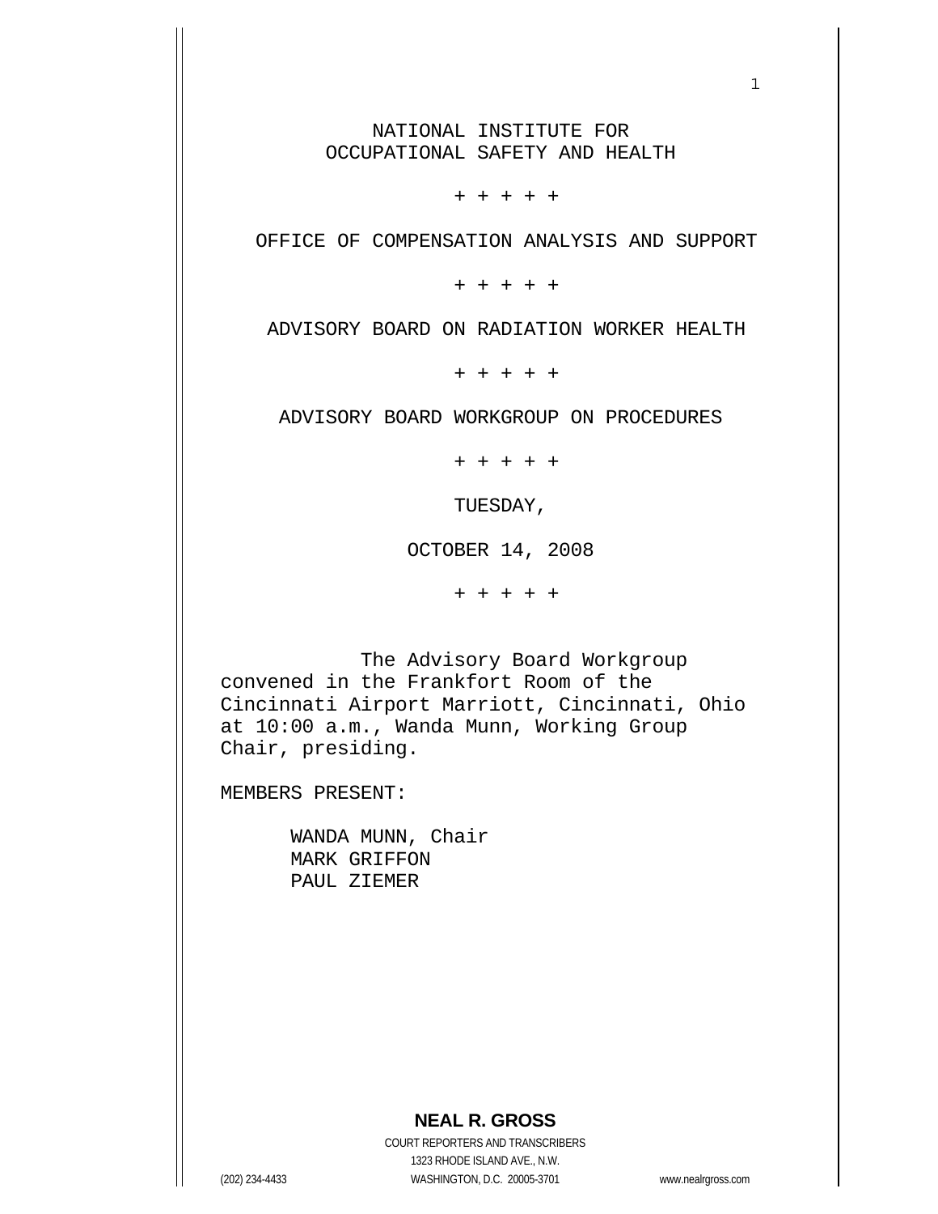NATIONAL INSTITUTE FOR
OCCUPATIONAL SAFETY AND HEALTH

\+ + + + +

OFFICE OF COMPENSATION ANALYSIS AND SUPPORT

\+ + + + +

ADVISORY BOARD ON RADIATION WORKER HEALTH

\+ + + + +

ADVISORY BOARD WORKGROUP ON PROCEDURES

\+ + + + +

TUESDAY,

OCTOBER 14, 2008

\+ + + + +

The Advisory Board Workgroup convened in the Frankfort Room of the Cincinnati Airport Marriott, Cincinnati, Ohio at 10:00 a.m., Wanda Munn, Working Group Chair, presiding.

MEMBERS PRESENT:

WANDA MUNN, Chair
MARK GRIFFON
PAUL ZIEMER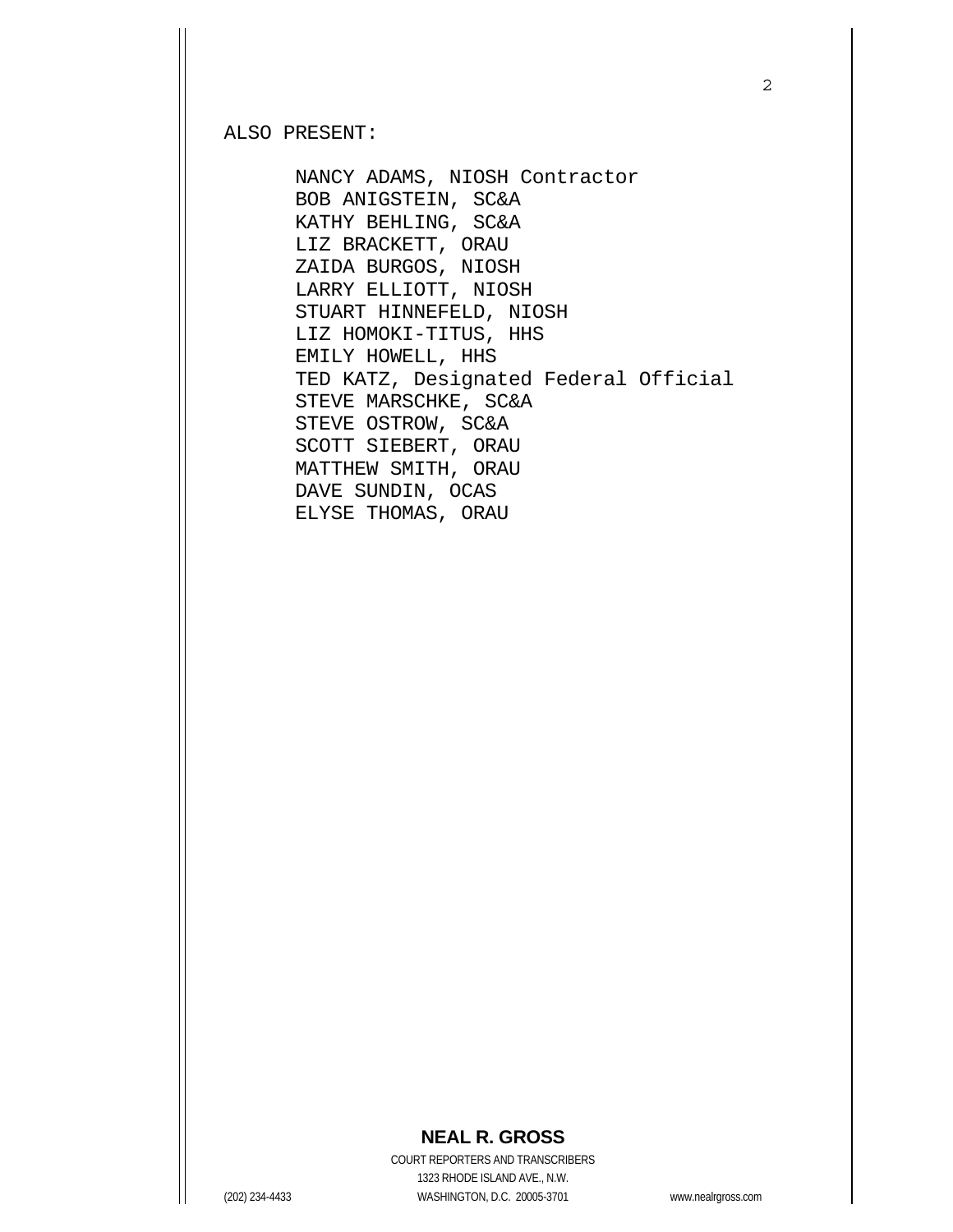ALSO PRESENT:

NANCY ADAMS, NIOSH Contractor
BOB ANIGSTEIN, SC&A
KATHY BEHLING, SC&A
LIZ BRACKETT, ORAU
ZAIDA BURGOS, NIOSH
LARRY ELLIOTT, NIOSH
STUART HINNEFELD, NIOSH
LIZ HOMOKI-TITUS, HHS
EMILY HOWELL, HHS
TED KATZ, Designated Federal Official
STEVE MARSCHKE, SC&A
STEVE OSTROW, SC&A
SCOTT SIEBERT, ORAU
MATTHEW SMITH, ORAU
DAVE SUNDIN, OCAS
ELYSE THOMAS, ORAU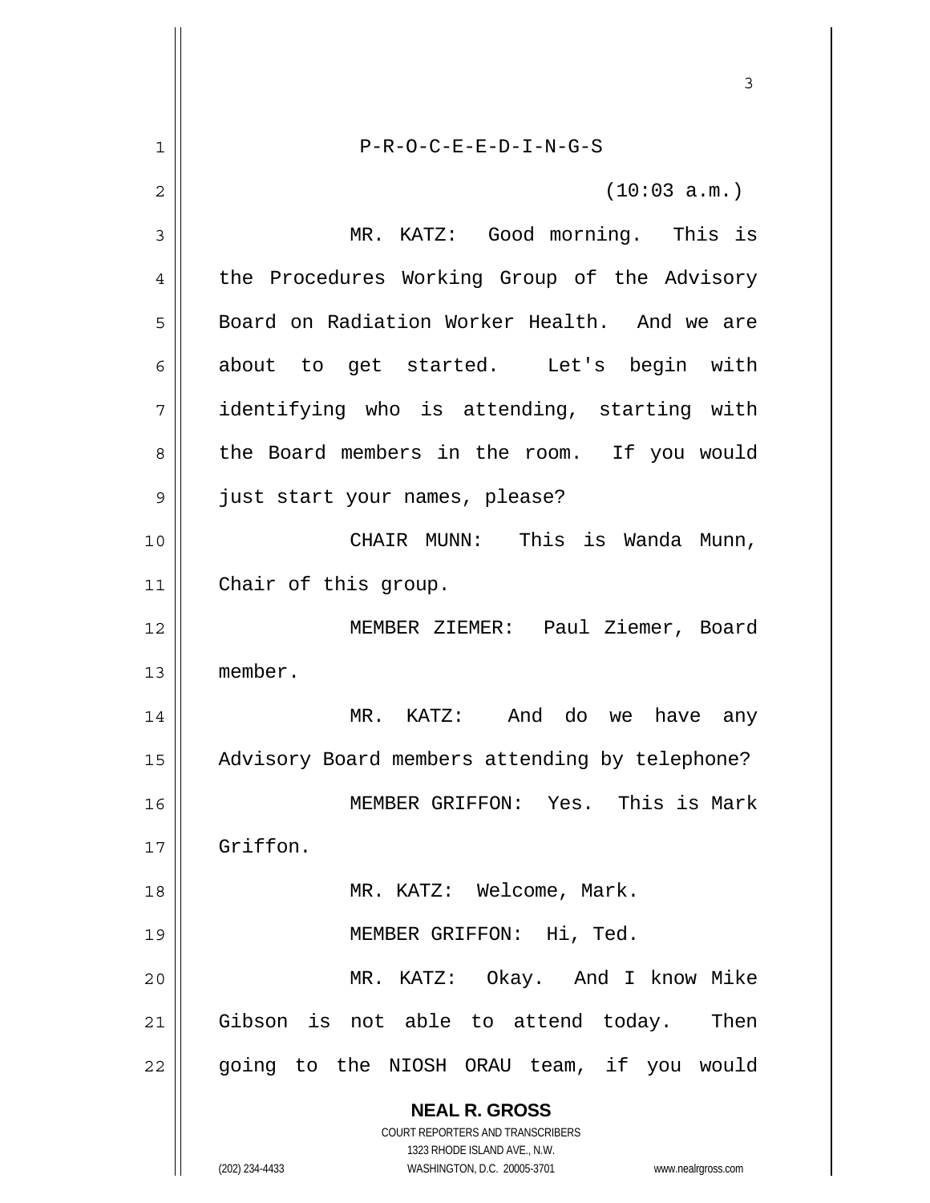P-R-O-C-E-E-D-I-N-G-S

(10:03 a.m.)

MR. KATZ: Good morning. This is the Procedures Working Group of the Advisory Board on Radiation Worker Health. And we are about to get started. Let's begin with identifying who is attending, starting with the Board members in the room. If you would just start your names, please?

CHAIR MUNN: This is Wanda Munn, Chair of this group.

MEMBER ZIEMER: Paul Ziemer, Board member.

MR. KATZ: And do we have any Advisory Board members attending by telephone?

MEMBER GRIFFON: Yes. This is Mark Griffon.

MR. KATZ: Welcome, Mark.

MEMBER GRIFFON: Hi, Ted.

MR. KATZ: Okay. And I know Mike Gibson is not able to attend today. Then going to the NIOSH ORAU team, if you would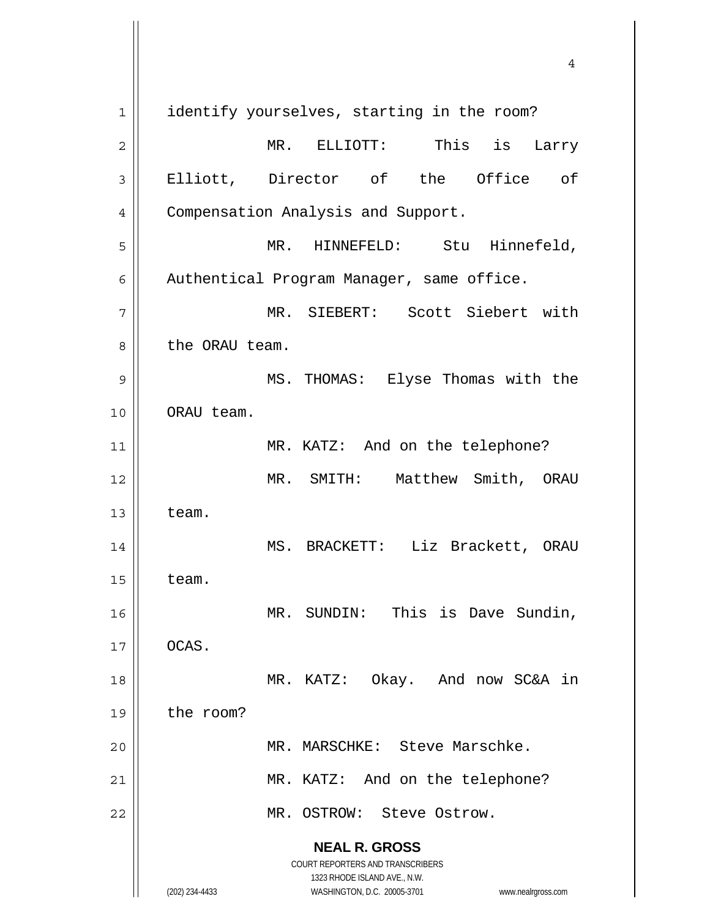identify yourselves, starting in the room?

MR. ELLIOTT: This is Larry Elliott, Director of the Office of Compensation Analysis and Support.

MR. HINNEFELD: Stu Hinnefeld, Authentical Program Manager, same office.

MR. SIEBERT: Scott Siebert with the ORAU team.

MS. THOMAS: Elyse Thomas with the ORAU team.

MR. KATZ: And on the telephone?

MR. SMITH: Matthew Smith, ORAU team.

MS. BRACKETT: Liz Brackett, ORAU team.

MR. SUNDIN: This is Dave Sundin, OCAS.

MR. KATZ: Okay. And now SC&A in the room?

MR. MARSCHKE: Steve Marschke.

MR. KATZ: And on the telephone?

MR. OSTROW: Steve Ostrow.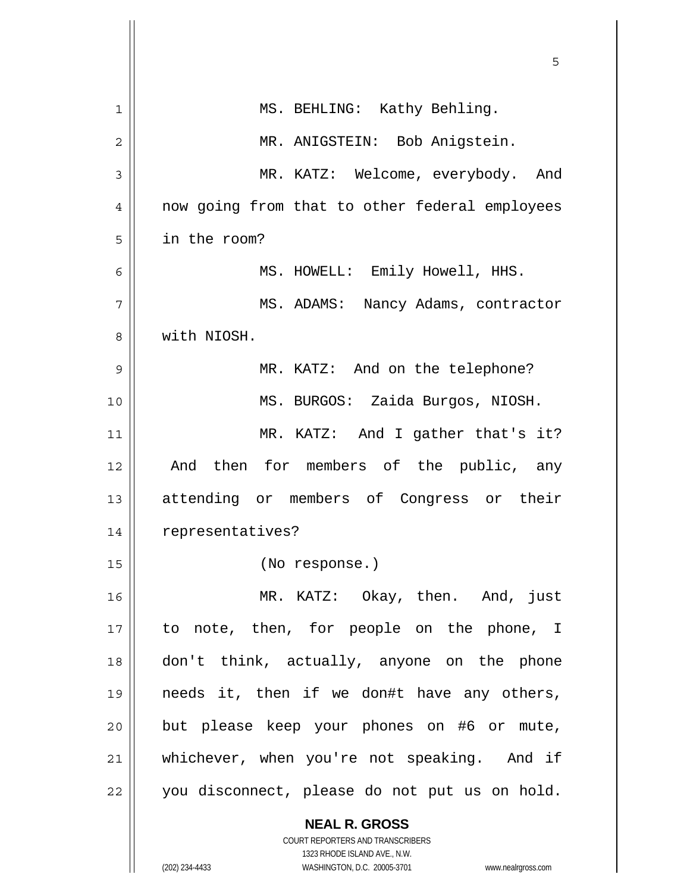MS. BEHLING: Kathy Behling.

MR. ANIGSTEIN: Bob Anigstein.

MR. KATZ: Welcome, everybody. And now going from that to other federal employees in the room?

MS. HOWELL: Emily Howell, HHS.

MS. ADAMS: Nancy Adams, contractor with NIOSH.

MR. KATZ: And on the telephone?

MS. BURGOS: Zaida Burgos, NIOSH.

MR. KATZ: And I gather that's it? And then for members of the public, any attending or members of Congress or their representatives?

(No response.)

MR. KATZ: Okay, then. And, just to note, then, for people on the phone, I don't think, actually, anyone on the phone needs it, then if we don#t have any others, but please keep your phones on #6 or mute, whichever, when you're not speaking. And if you disconnect, please do not put us on hold.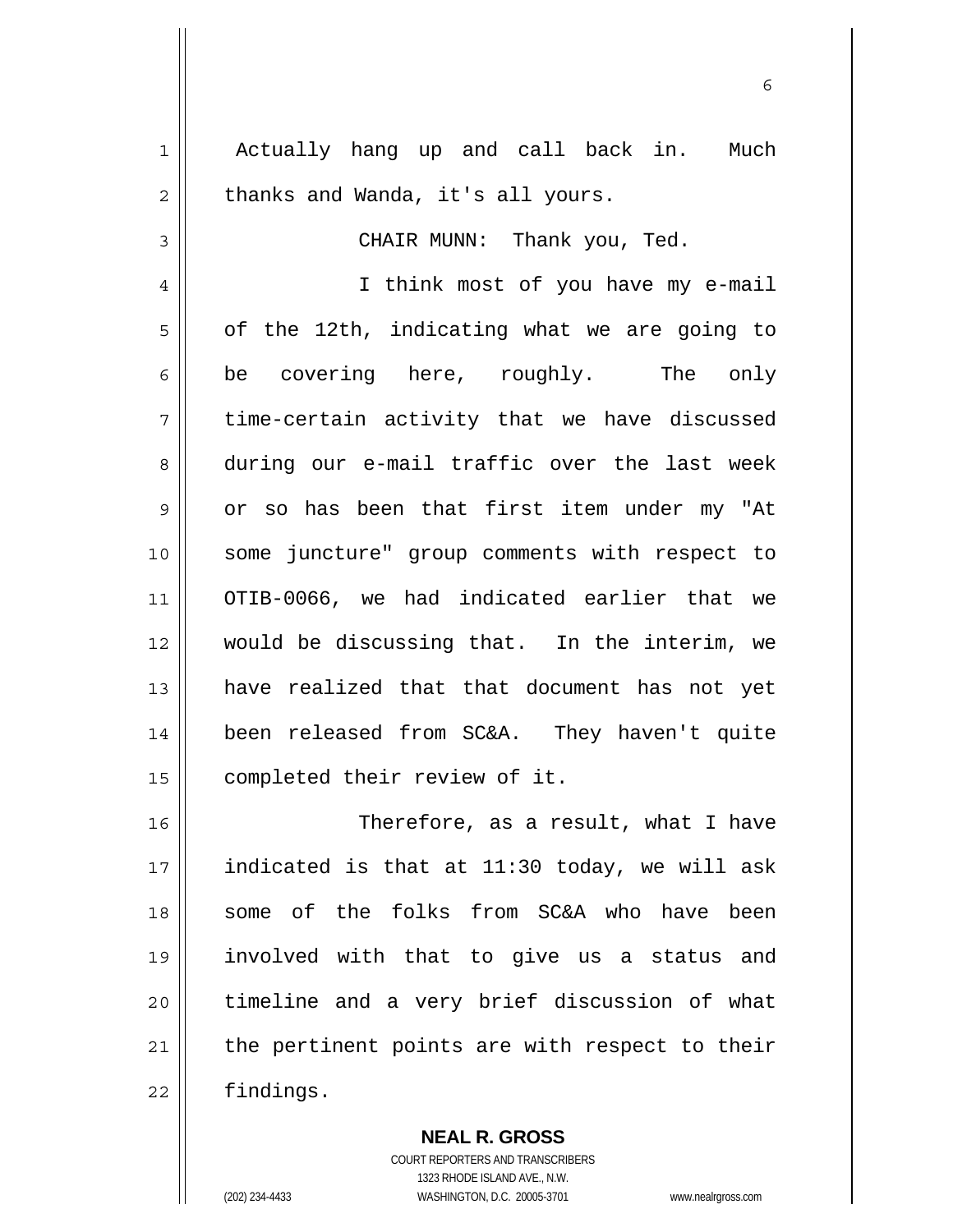Actually hang up and call back in. Much thanks and Wanda, it's all yours.

CHAIR MUNN: Thank you, Ted.

I think most of you have my e-mail of the 12th, indicating what we are going to be covering here, roughly. The only time-certain activity that we have discussed during our e-mail traffic over the last week or so has been that first item under my "At some juncture" group comments with respect to OTIB-0066, we had indicated earlier that we would be discussing that. In the interim, we have realized that that document has not yet been released from SC&A. They haven't quite completed their review of it.

Therefore, as a result, what I have indicated is that at 11:30 today, we will ask some of the folks from SC&A who have been involved with that to give us a status and timeline and a very brief discussion of what the pertinent points are with respect to their findings.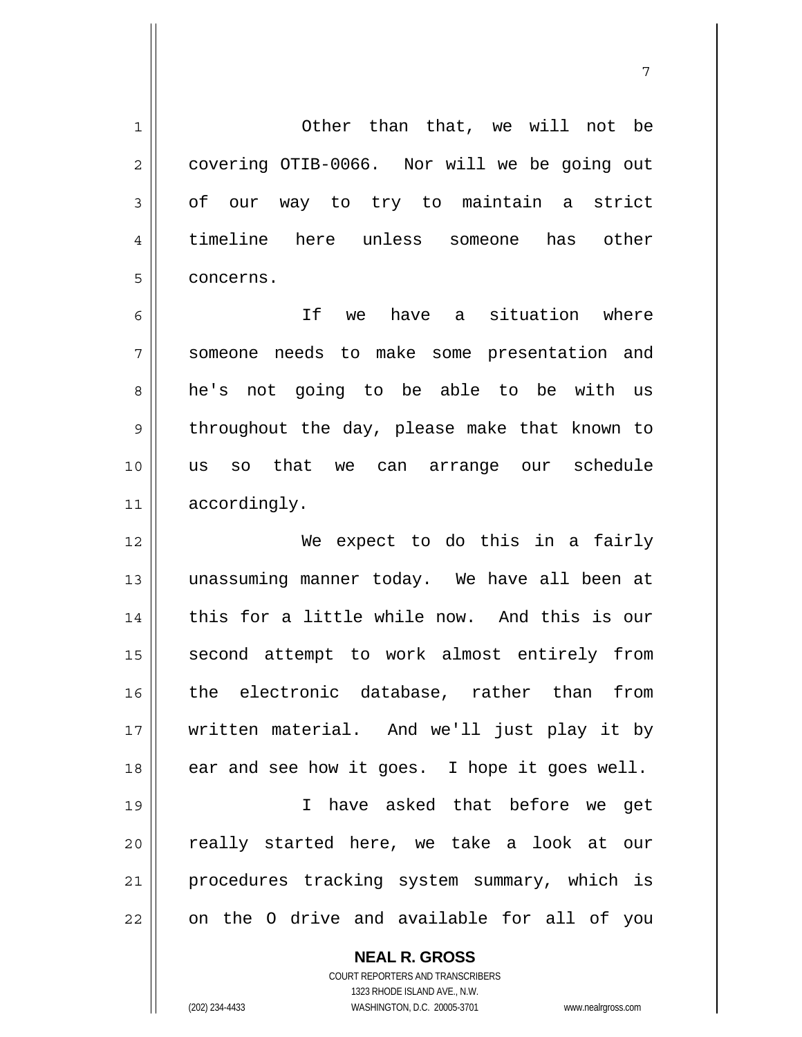Other than that, we will not be covering OTIB-0066. Nor will we be going out of our way to try to maintain a strict timeline here unless someone has other concerns.

If we have a situation where someone needs to make some presentation and he's not going to be able to be with us throughout the day, please make that known to us so that we can arrange our schedule accordingly.

We expect to do this in a fairly unassuming manner today. We have all been at this for a little while now. And this is our second attempt to work almost entirely from the electronic database, rather than from written material. And we'll just play it by ear and see how it goes. I hope it goes well.

I have asked that before we get really started here, we take a look at our procedures tracking system summary, which is on the O drive and available for all of you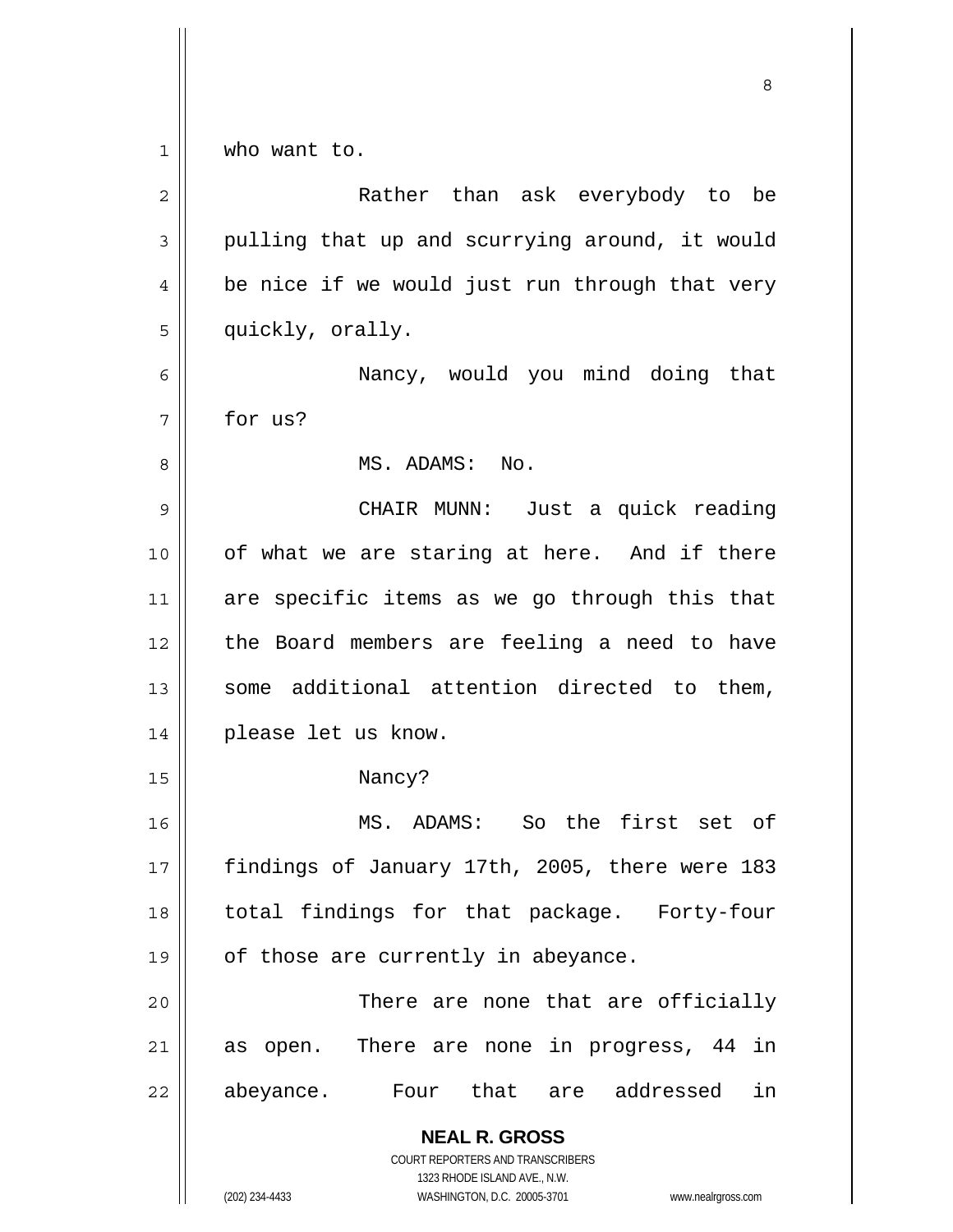who want to.

Rather than ask everybody to be pulling that up and scurrying around, it would be nice if we would just run through that very quickly, orally.

Nancy, would you mind doing that for us?

MS. ADAMS: No.

CHAIR MUNN: Just a quick reading of what we are staring at here. And if there are specific items as we go through this that the Board members are feeling a need to have some additional attention directed to them, please let us know.

Nancy?

MS. ADAMS: So the first set of findings of January 17th, 2005, there were 183 total findings for that package. Forty-four of those are currently in abeyance.

There are none that are officially as open. There are none in progress, 44 in abeyance. Four that are addressed in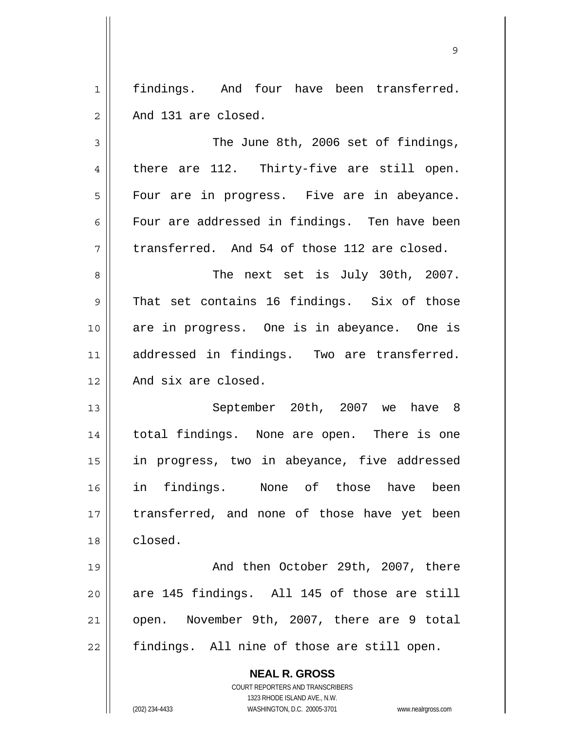findings. And four have been transferred. And 131 are closed.

The June 8th, 2006 set of findings, there are 112. Thirty-five are still open. Four are in progress. Five are in abeyance. Four are addressed in findings. Ten have been transferred. And 54 of those 112 are closed.

The next set is July 30th, 2007. That set contains 16 findings. Six of those are in progress. One is in abeyance. One is addressed in findings. Two are transferred. And six are closed.

September 20th, 2007 we have 8 total findings. None are open. There is one in progress, two in abeyance, five addressed in findings. None of those have been transferred, and none of those have yet been closed.

And then October 29th, 2007, there are 145 findings. All 145 of those are still open. November 9th, 2007, there are 9 total findings. All nine of those are still open.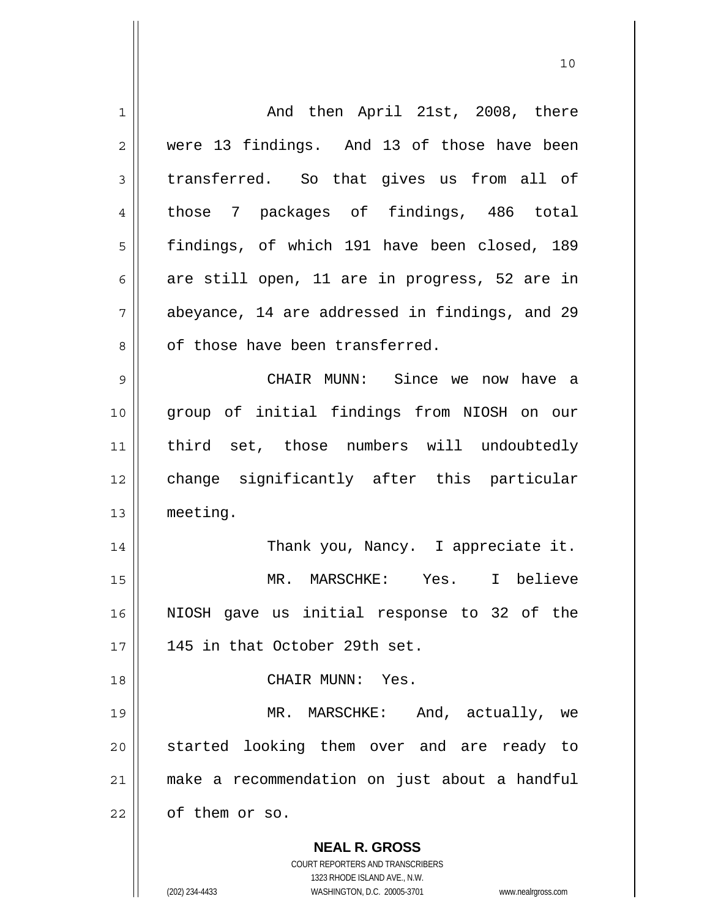And then April 21st, 2008, there were 13 findings. And 13 of those have been transferred. So that gives us from all of those 7 packages of findings, 486 total findings, of which 191 have been closed, 189 are still open, 11 are in progress, 52 are in abeyance, 14 are addressed in findings, and 29 of those have been transferred.

CHAIR MUNN: Since we now have a group of initial findings from NIOSH on our third set, those numbers will undoubtedly change significantly after this particular meeting.

Thank you, Nancy. I appreciate it.

MR. MARSCHKE: Yes. I believe NIOSH gave us initial response to 32 of the 145 in that October 29th set.

CHAIR MUNN: Yes.

MR. MARSCHKE: And, actually, we started looking them over and are ready to make a recommendation on just about a handful of them or so.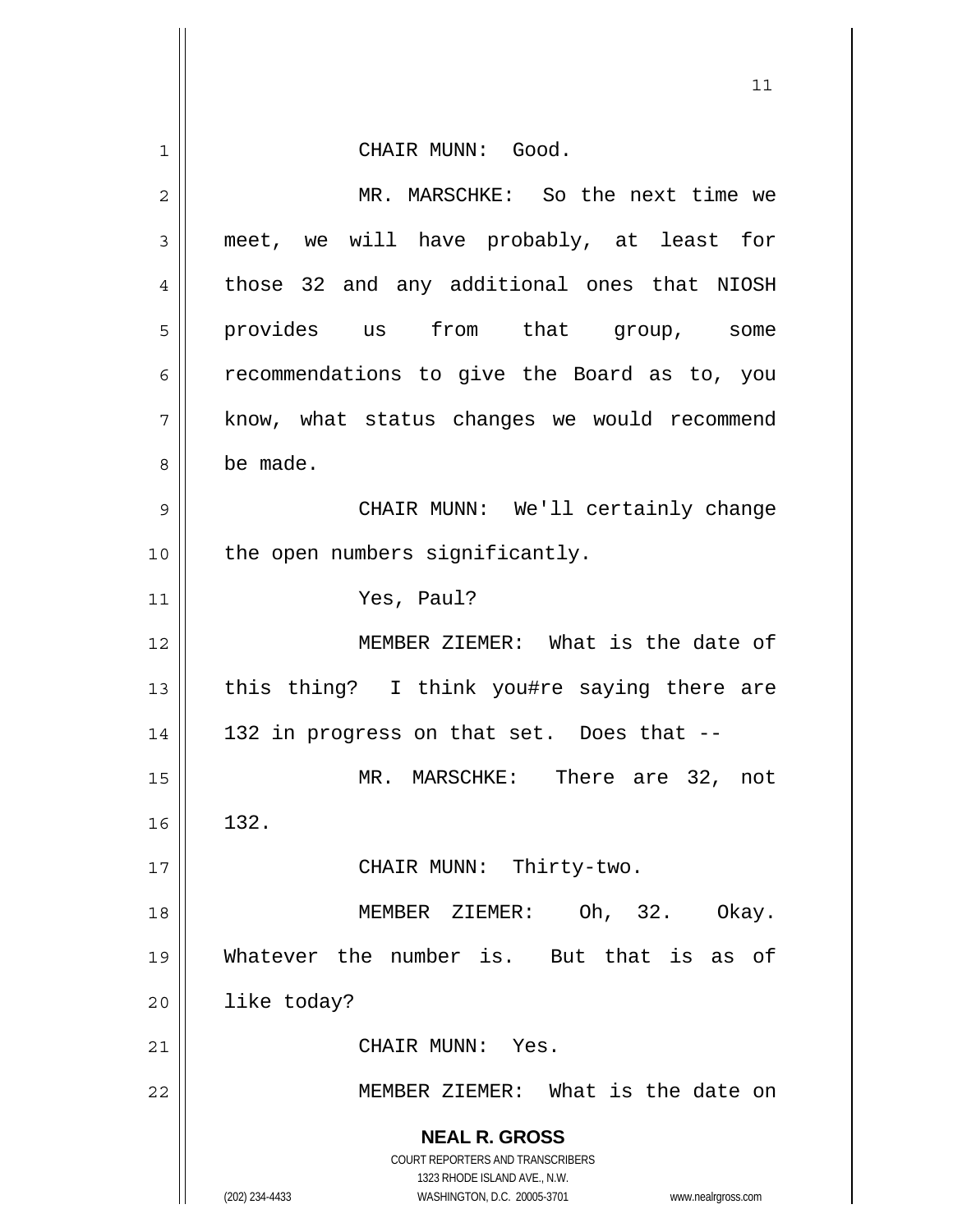CHAIR MUNN: Good.

MR. MARSCHKE: So the next time we meet, we will have probably, at least for those 32 and any additional ones that NIOSH provides us from that group, some recommendations to give the Board as to, you know, what status changes we would recommend be made.

CHAIR MUNN: We'll certainly change the open numbers significantly.

Yes, Paul?

MEMBER ZIEMER: What is the date of this thing? I think you#re saying there are 132 in progress on that set. Does that --

MR. MARSCHKE: There are 32, not 132.

CHAIR MUNN: Thirty-two.

MEMBER ZIEMER: Oh, 32. Okay. Whatever the number is. But that is as of like today?

CHAIR MUNN: Yes.

MEMBER ZIEMER: What is the date on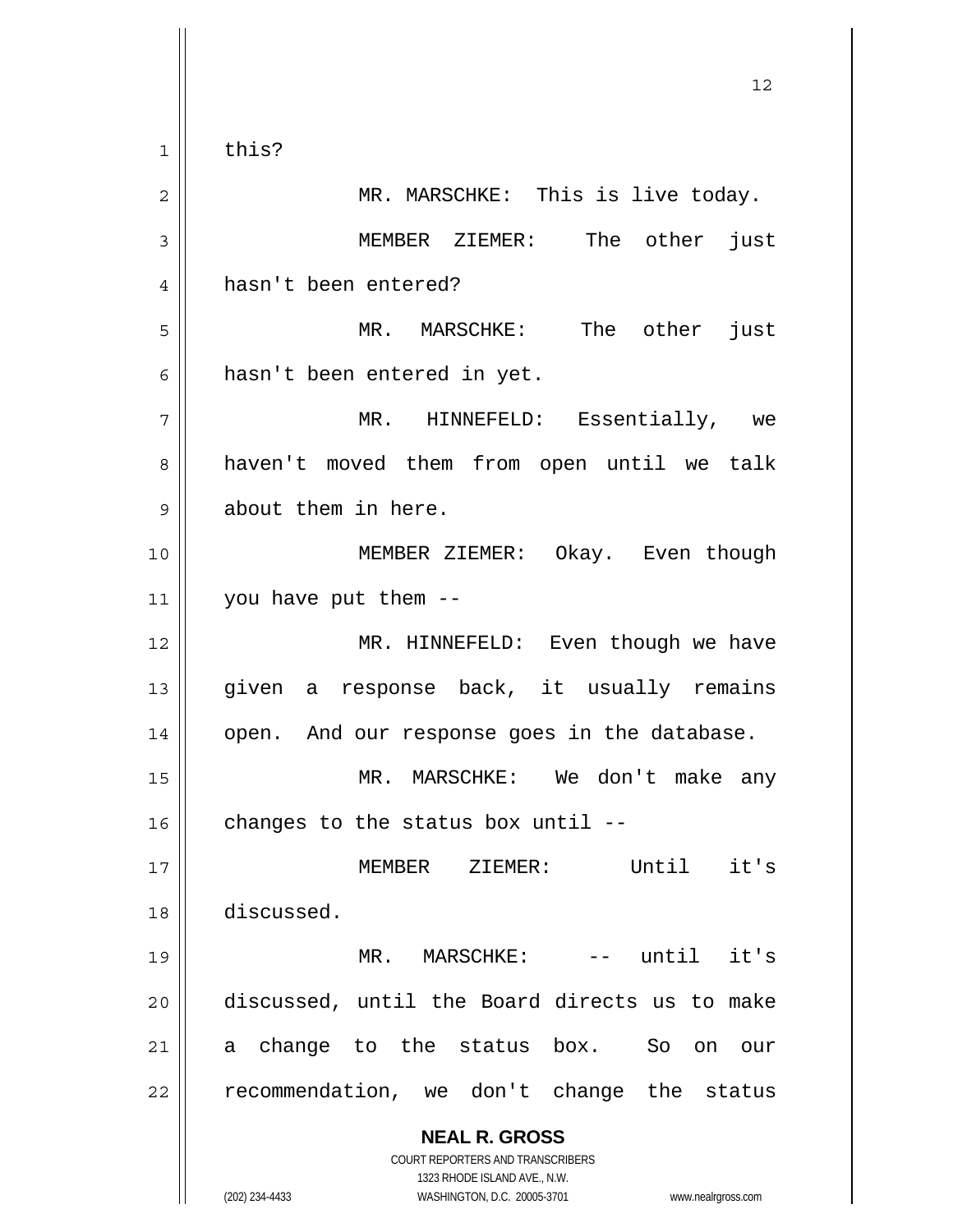this?

MR. MARSCHKE: This is live today.

MEMBER ZIEMER: The other just hasn't been entered?

MR. MARSCHKE: The other just hasn't been entered in yet.

MR. HINNEFELD: Essentially, we haven't moved them from open until we talk about them in here.

MEMBER ZIEMER: Okay. Even though you have put them --

MR. HINNEFELD: Even though we have given a response back, it usually remains open. And our response goes in the database.

MR. MARSCHKE: We don't make any changes to the status box until --

MEMBER ZIEMER: Until it's discussed.

MR. MARSCHKE: -- until it's discussed, until the Board directs us to make a change to the status box. So on our recommendation, we don't change the status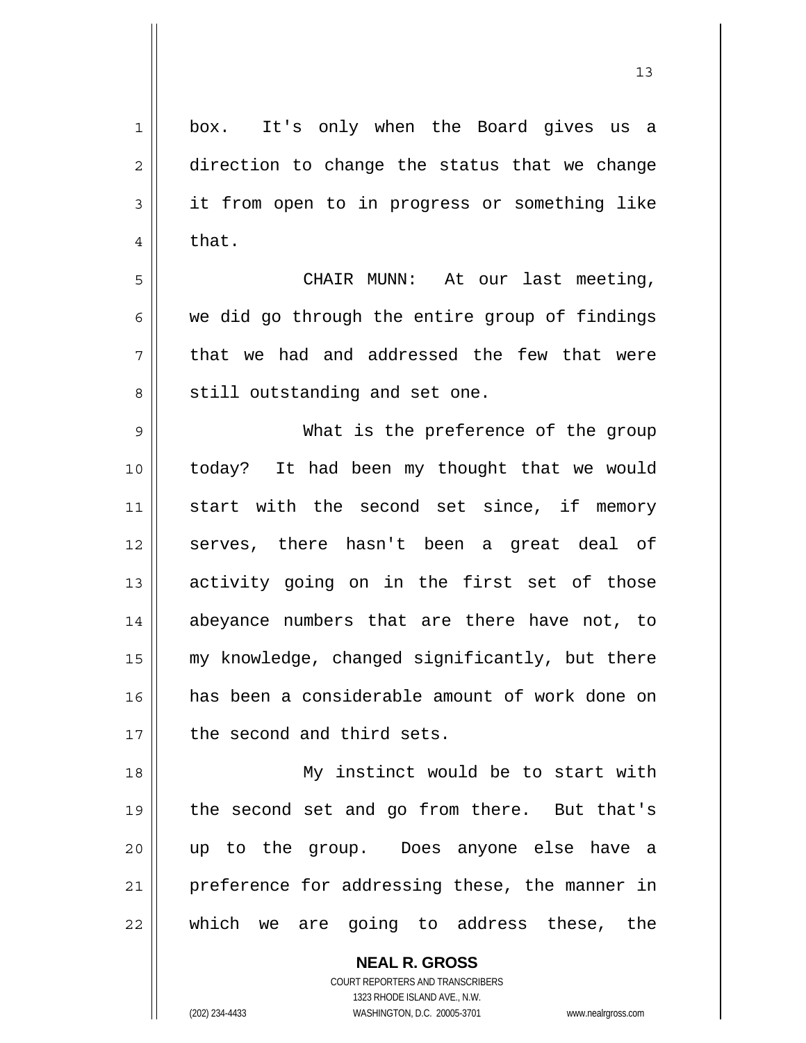box. It's only when the Board gives us a direction to change the status that we change it from open to in progress or something like that.

CHAIR MUNN: At our last meeting, we did go through the entire group of findings that we had and addressed the few that were still outstanding and set one.

What is the preference of the group today? It had been my thought that we would start with the second set since, if memory serves, there hasn't been a great deal of activity going on in the first set of those abeyance numbers that are there have not, to my knowledge, changed significantly, but there has been a considerable amount of work done on the second and third sets.

My instinct would be to start with the second set and go from there. But that's up to the group. Does anyone else have a preference for addressing these, the manner in which we are going to address these, the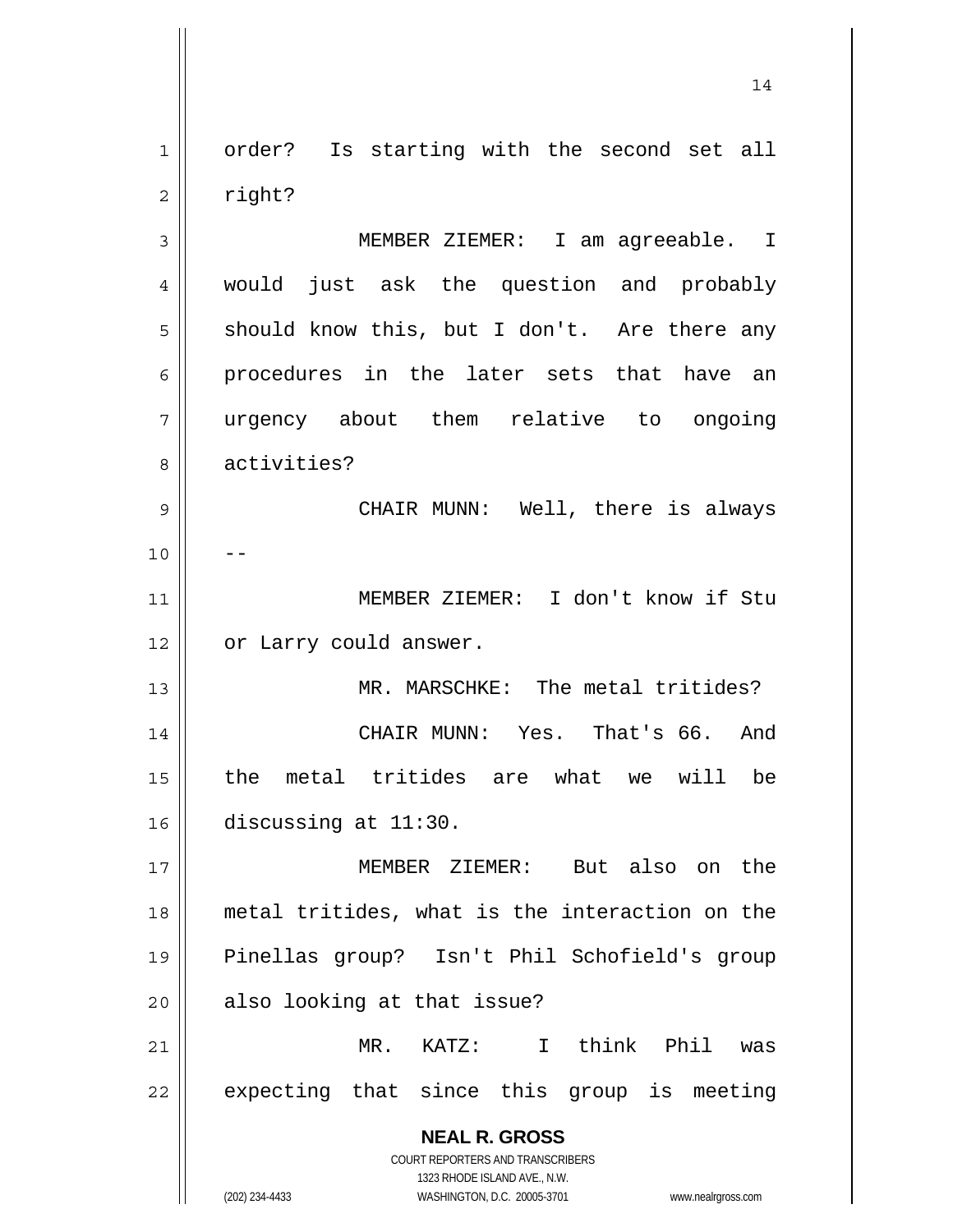order? Is starting with the second set all right?

MEMBER ZIEMER: I am agreeable. I would just ask the question and probably should know this, but I don't. Are there any procedures in the later sets that have an urgency about them relative to ongoing activities?

CHAIR MUNN: Well, there is always --

MEMBER ZIEMER: I don't know if Stu or Larry could answer.

MR. MARSCHKE: The metal tritides?

CHAIR MUNN: Yes. That's 66. And the metal tritides are what we will be discussing at 11:30.

MEMBER ZIEMER: But also on the metal tritides, what is the interaction on the Pinellas group? Isn't Phil Schofield's group also looking at that issue?

MR. KATZ: I think Phil was expecting that since this group is meeting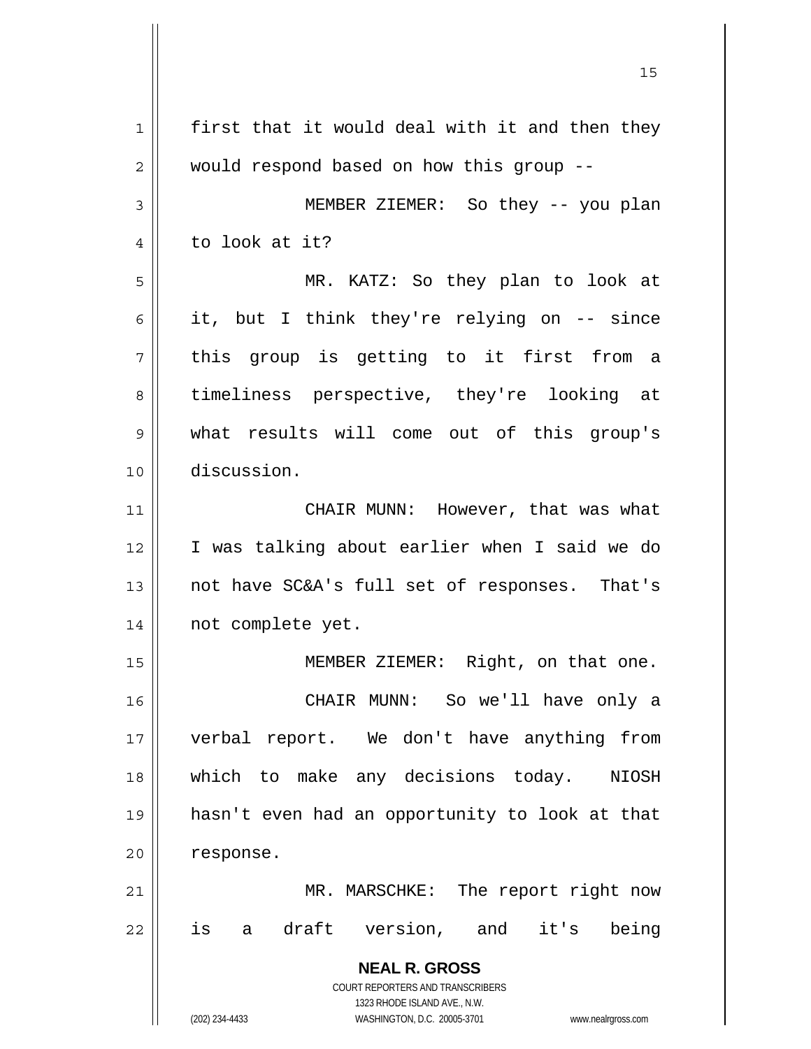first that it would deal with it and then they would respond based on how this group --

MEMBER ZIEMER: So they -- you plan to look at it?

MR. KATZ: So they plan to look at it, but I think they're relying on -- since this group is getting to it first from a timeliness perspective, they're looking at what results will come out of this group's discussion.

CHAIR MUNN: However, that was what I was talking about earlier when I said we do not have SC&A's full set of responses. That's not complete yet.

MEMBER ZIEMER: Right, on that one.

CHAIR MUNN: So we'll have only a verbal report. We don't have anything from which to make any decisions today. NIOSH hasn't even had an opportunity to look at that response.

MR. MARSCHKE: The report right now is a draft version, and it's being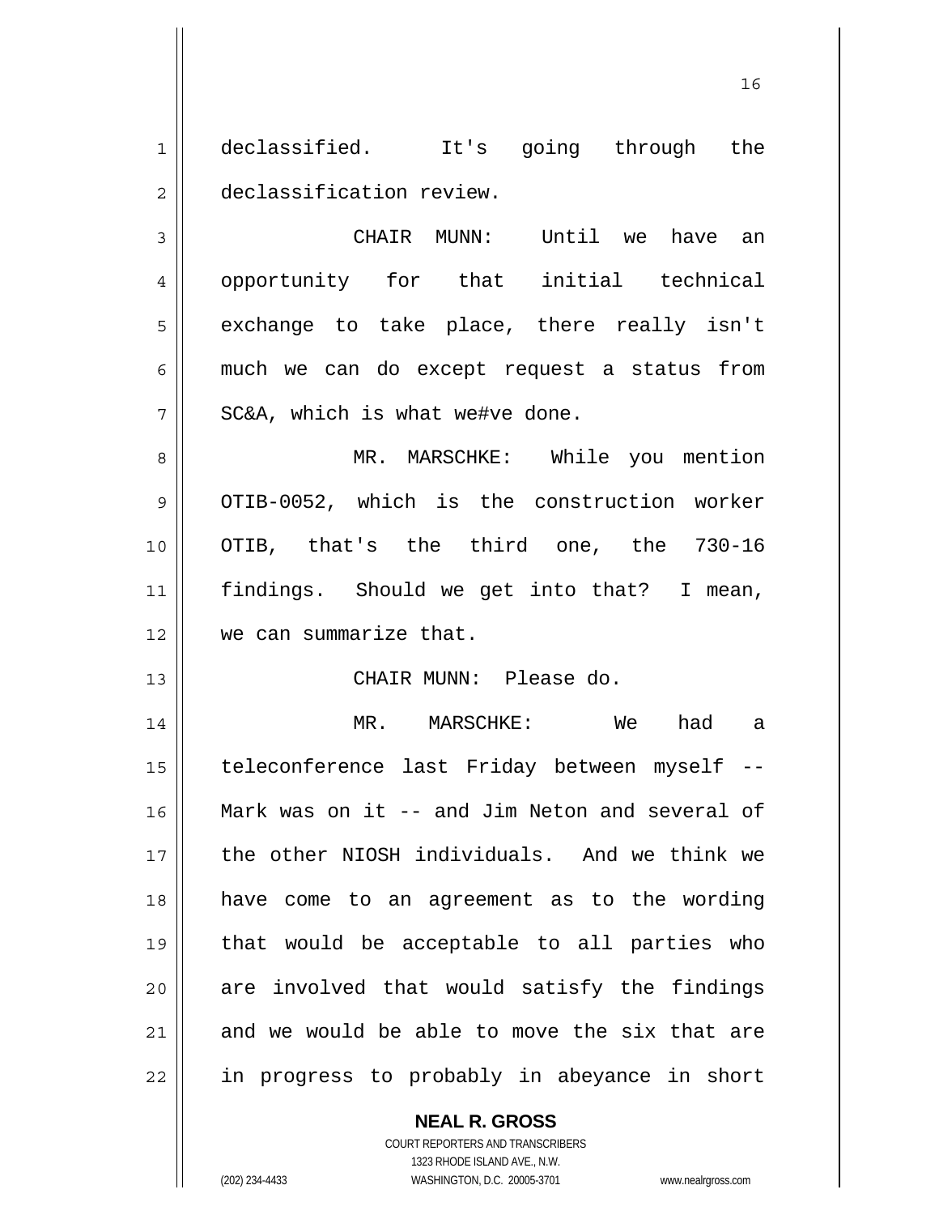declassified. It's going through the declassification review.

CHAIR MUNN: Until we have an opportunity for that initial technical exchange to take place, there really isn't much we can do except request a status from SC&A, which is what we#ve done.

MR. MARSCHKE: While you mention OTIB-0052, which is the construction worker OTIB, that's the third one, the 730-16 findings. Should we get into that? I mean, we can summarize that.

CHAIR MUNN: Please do.

MR. MARSCHKE: We had a teleconference last Friday between myself -- Mark was on it -- and Jim Neton and several of the other NIOSH individuals. And we think we have come to an agreement as to the wording that would be acceptable to all parties who are involved that would satisfy the findings and we would be able to move the six that are in progress to probably in abeyance in short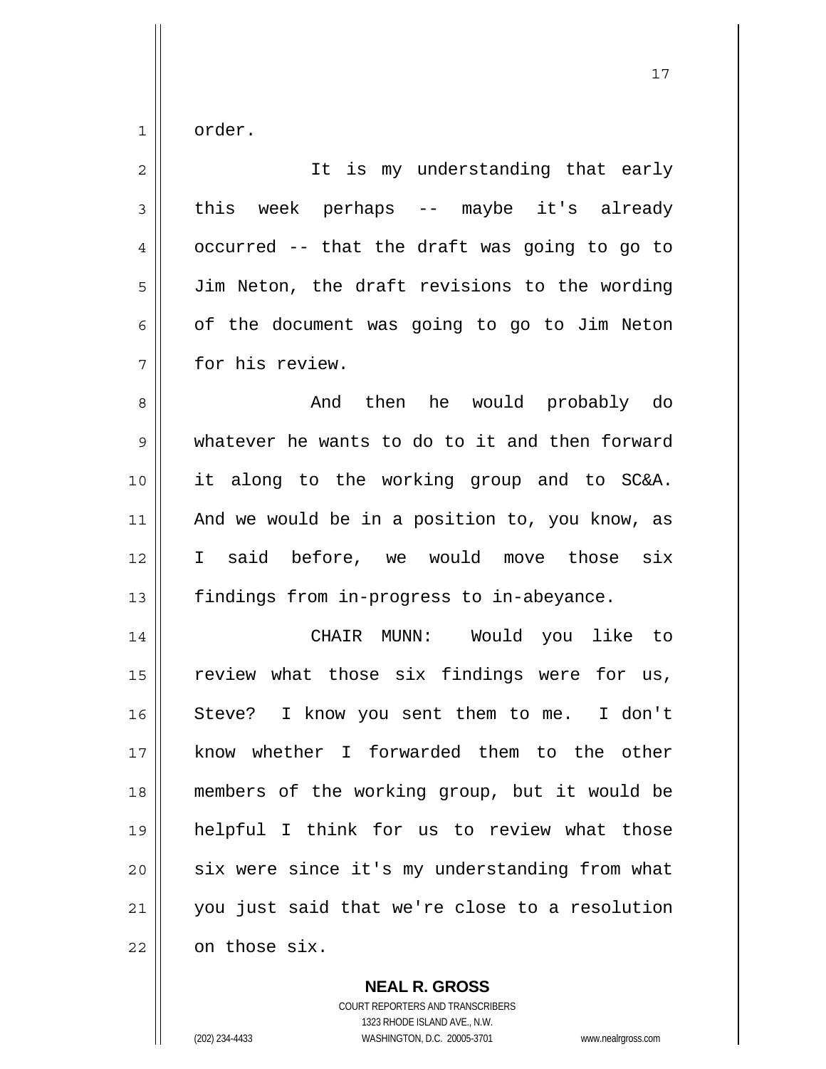order.

It is my understanding that early this week perhaps -- maybe it's already occurred -- that the draft was going to go to Jim Neton, the draft revisions to the wording of the document was going to go to Jim Neton for his review.

And then he would probably do whatever he wants to do to it and then forward it along to the working group and to SC&A. And we would be in a position to, you know, as I said before, we would move those six findings from in-progress to in-abeyance.

CHAIR MUNN: Would you like to review what those six findings were for us, Steve? I know you sent them to me. I don't know whether I forwarded them to the other members of the working group, but it would be helpful I think for us to review what those six were since it's my understanding from what you just said that we're close to a resolution on those six.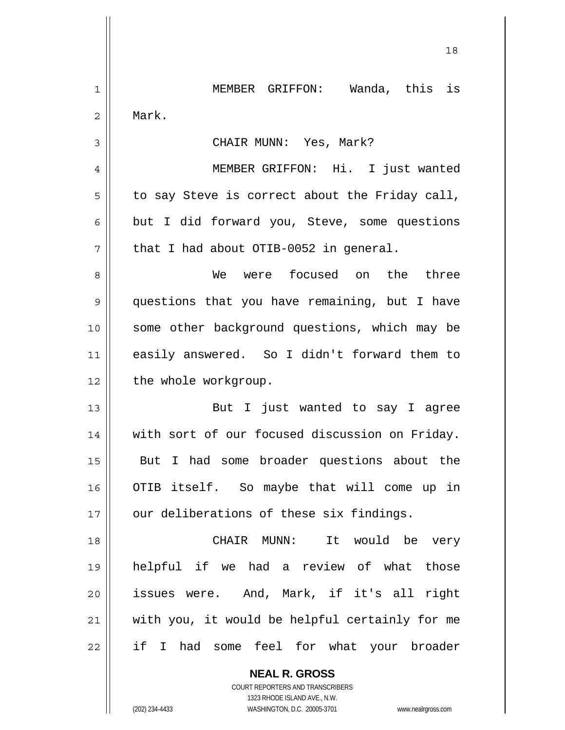MEMBER GRIFFON: Wanda, this is Mark.

CHAIR MUNN: Yes, Mark?

MEMBER GRIFFON: Hi. I just wanted to say Steve is correct about the Friday call, but I did forward you, Steve, some questions that I had about OTIB-0052 in general.

We were focused on the three questions that you have remaining, but I have some other background questions, which may be easily answered. So I didn't forward them to the whole workgroup.

But I just wanted to say I agree with sort of our focused discussion on Friday. But I had some broader questions about the OTIB itself. So maybe that will come up in our deliberations of these six findings.

CHAIR MUNN: It would be very helpful if we had a review of what those issues were. And, Mark, if it's all right with you, it would be helpful certainly for me if I had some feel for what your broader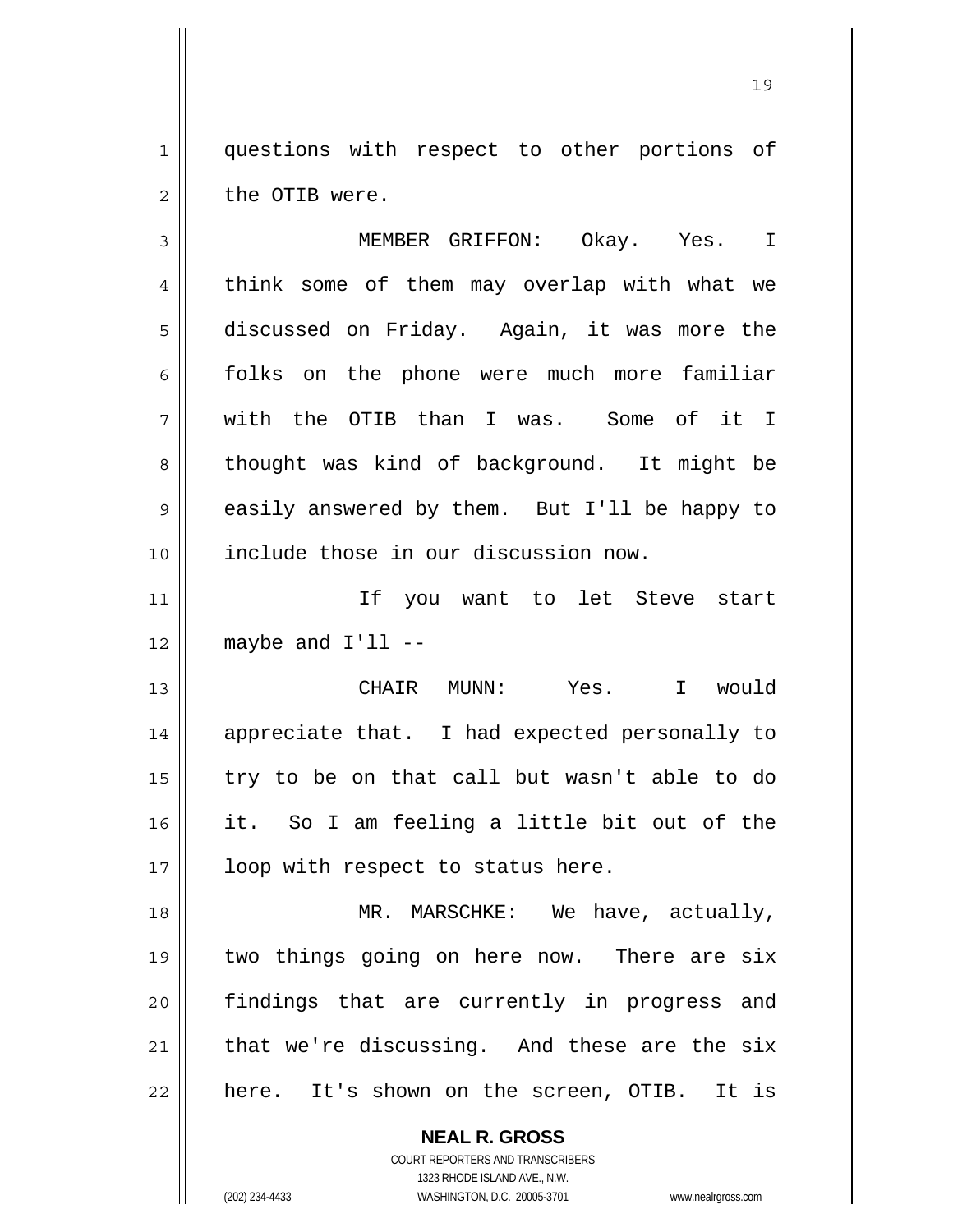questions with respect to other portions of the OTIB were.

MEMBER GRIFFON: Okay. Yes. I think some of them may overlap with what we discussed on Friday. Again, it was more the folks on the phone were much more familiar with the OTIB than I was. Some of it I thought was kind of background. It might be easily answered by them. But I'll be happy to include those in our discussion now.

If you want to let Steve start maybe and I'll --

CHAIR MUNN: Yes. I would appreciate that. I had expected personally to try to be on that call but wasn't able to do it. So I am feeling a little bit out of the loop with respect to status here.

MR. MARSCHKE: We have, actually, two things going on here now. There are six findings that are currently in progress and that we're discussing. And these are the six here. It's shown on the screen, OTIB. It is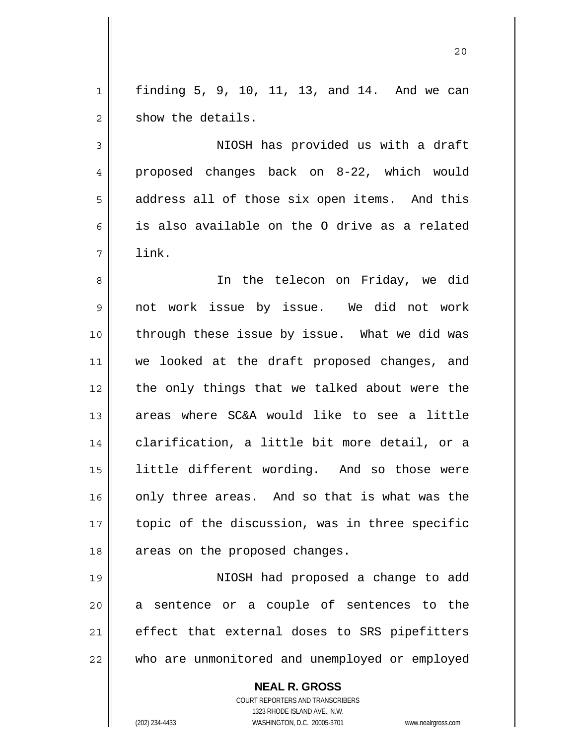finding 5, 9, 10, 11, 13, and 14. And we can show the details.

NIOSH has provided us with a draft proposed changes back on 8-22, which would address all of those six open items. And this is also available on the O drive as a related link.

In the telecon on Friday, we did not work issue by issue. We did not work through these issue by issue. What we did was we looked at the draft proposed changes, and the only things that we talked about were the areas where SC&A would like to see a little clarification, a little bit more detail, or a little different wording. And so those were only three areas. And so that is what was the topic of the discussion, was in three specific areas on the proposed changes.

NIOSH had proposed a change to add a sentence or a couple of sentences to the effect that external doses to SRS pipefitters who are unmonitored and unemployed or employed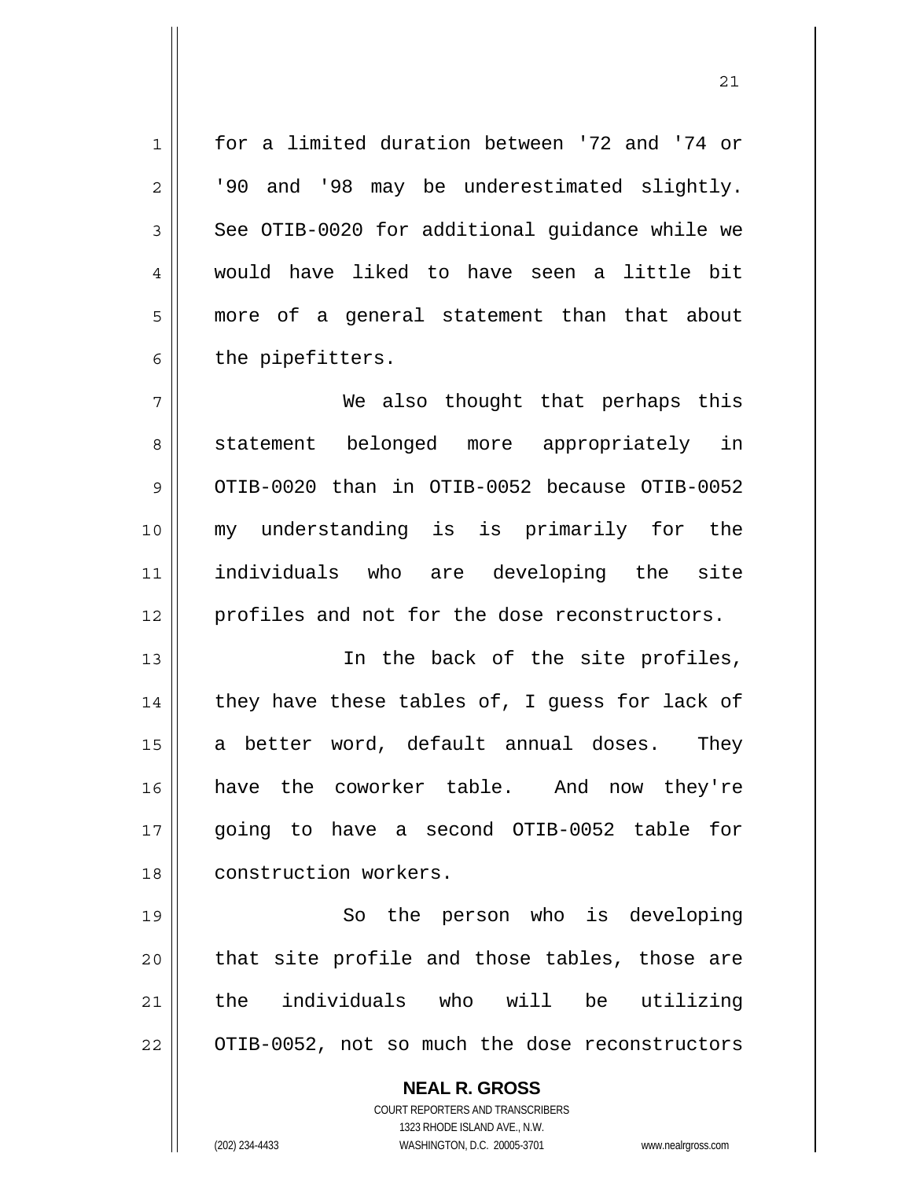for a limited duration between '72 and '74 or '90 and '98 may be underestimated slightly. See OTIB-0020 for additional guidance while we would have liked to have seen a little bit more of a general statement than that about the pipefitters.

We also thought that perhaps this statement belonged more appropriately in OTIB-0020 than in OTIB-0052 because OTIB-0052 my understanding is is primarily for the individuals who are developing the site profiles and not for the dose reconstructors.

In the back of the site profiles, they have these tables of, I guess for lack of a better word, default annual doses. They have the coworker table. And now they're going to have a second OTIB-0052 table for construction workers.

So the person who is developing that site profile and those tables, those are the individuals who will be utilizing OTIB-0052, not so much the dose reconstructors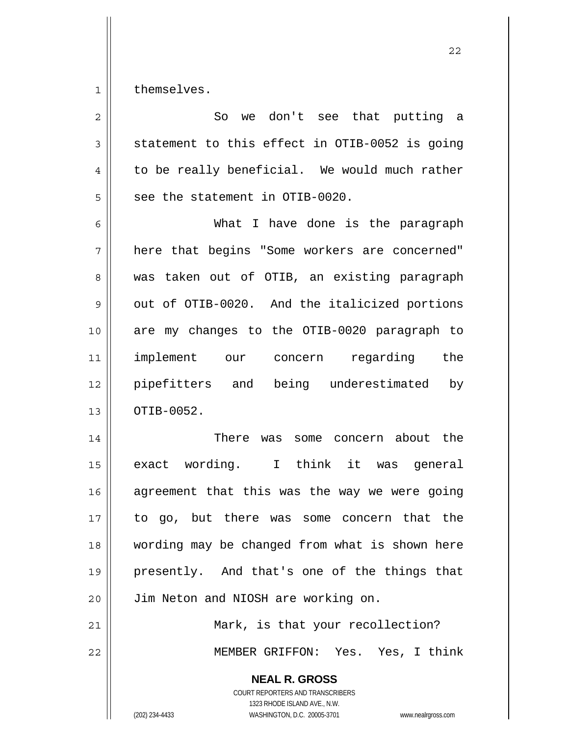themselves.

So we don't see that putting a statement to this effect in OTIB-0052 is going to be really beneficial. We would much rather see the statement in OTIB-0020.

What I have done is the paragraph here that begins "Some workers are concerned" was taken out of OTIB, an existing paragraph out of OTIB-0020. And the italicized portions are my changes to the OTIB-0020 paragraph to implement our concern regarding the pipefitters and being underestimated by OTIB-0052.

There was some concern about the exact wording. I think it was general agreement that this was the way we were going to go, but there was some concern that the wording may be changed from what is shown here presently. And that's one of the things that Jim Neton and NIOSH are working on.

Mark, is that your recollection?

MEMBER GRIFFON: Yes. Yes, I think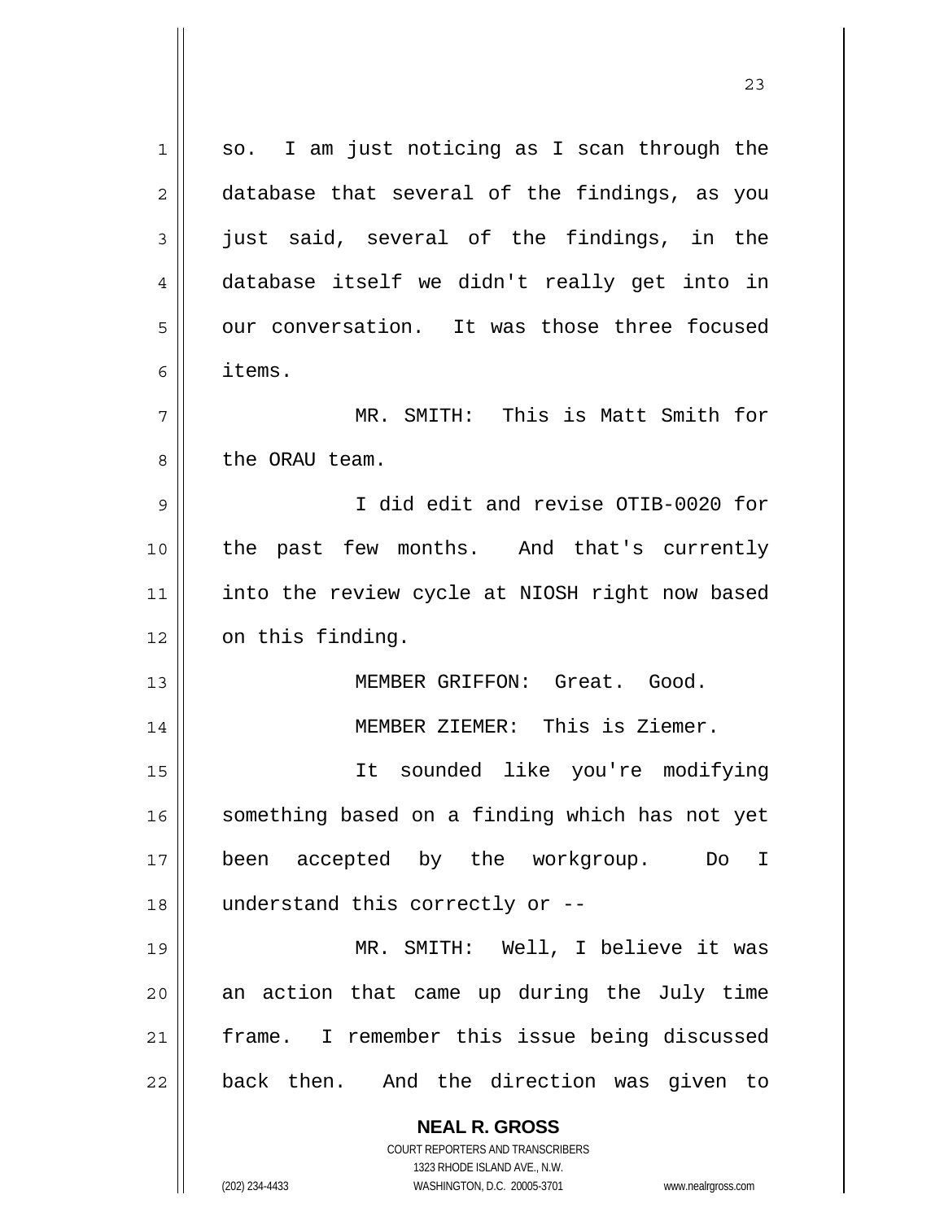so. I am just noticing as I scan through the database that several of the findings, as you just said, several of the findings, in the database itself we didn't really get into in our conversation. It was those three focused items.

MR. SMITH: This is Matt Smith for the ORAU team.

I did edit and revise OTIB-0020 for the past few months. And that's currently into the review cycle at NIOSH right now based on this finding.

MEMBER GRIFFON: Great. Good.

MEMBER ZIEMER: This is Ziemer.

It sounded like you're modifying something based on a finding which has not yet been accepted by the workgroup. Do I understand this correctly or --

MR. SMITH: Well, I believe it was an action that came up during the July time frame. I remember this issue being discussed back then. And the direction was given to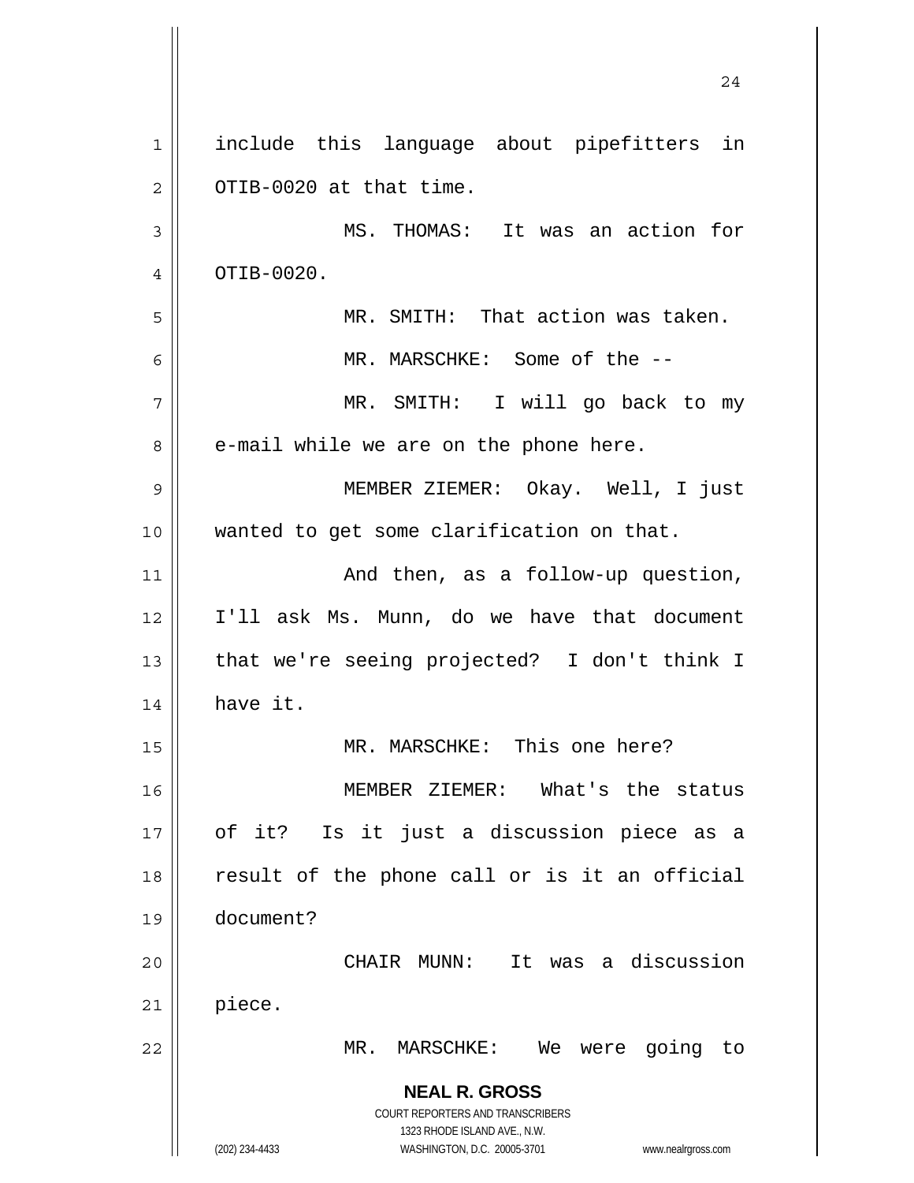include this language about pipefitters in OTIB-0020 at that time.

MS. THOMAS: It was an action for OTIB-0020.

MR. SMITH: That action was taken.

MR. MARSCHKE: Some of the --

MR. SMITH: I will go back to my e-mail while we are on the phone here.

MEMBER ZIEMER: Okay. Well, I just wanted to get some clarification on that.

And then, as a follow-up question, I'll ask Ms. Munn, do we have that document that we're seeing projected? I don't think I have it.

MR. MARSCHKE: This one here?

MEMBER ZIEMER: What's the status of it? Is it just a discussion piece as a result of the phone call or is it an official document?

CHAIR MUNN: It was a discussion piece.

MR. MARSCHKE: We were going to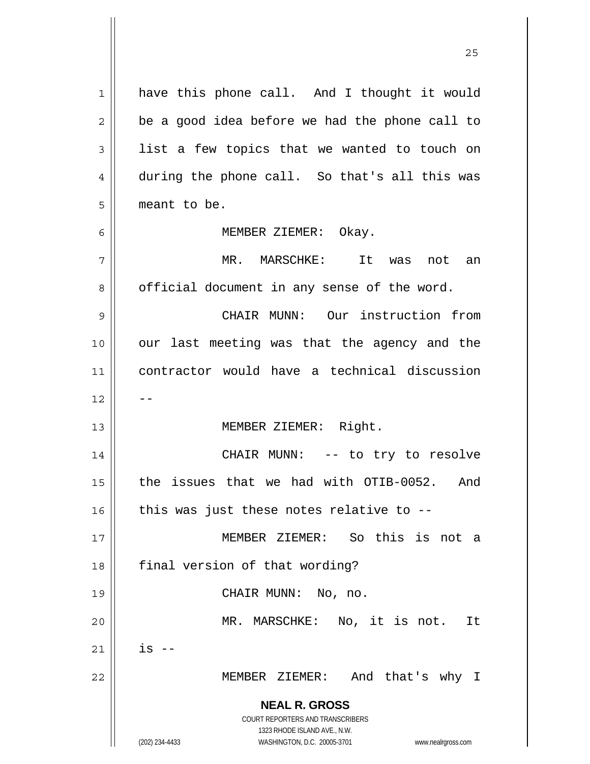have this phone call. And I thought it would be a good idea before we had the phone call to list a few topics that we wanted to touch on during the phone call. So that's all this was meant to be.

MEMBER ZIEMER: Okay.

MR. MARSCHKE: It was not an official document in any sense of the word.

CHAIR MUNN: Our instruction from our last meeting was that the agency and the contractor would have a technical discussion --

MEMBER ZIEMER: Right.

CHAIR MUNN: -- to try to resolve the issues that we had with OTIB-0052. And this was just these notes relative to --

MEMBER ZIEMER: So this is not a final version of that wording?

CHAIR MUNN: No, no.

MR. MARSCHKE: No, it is not. It is --

MEMBER ZIEMER: And that's why I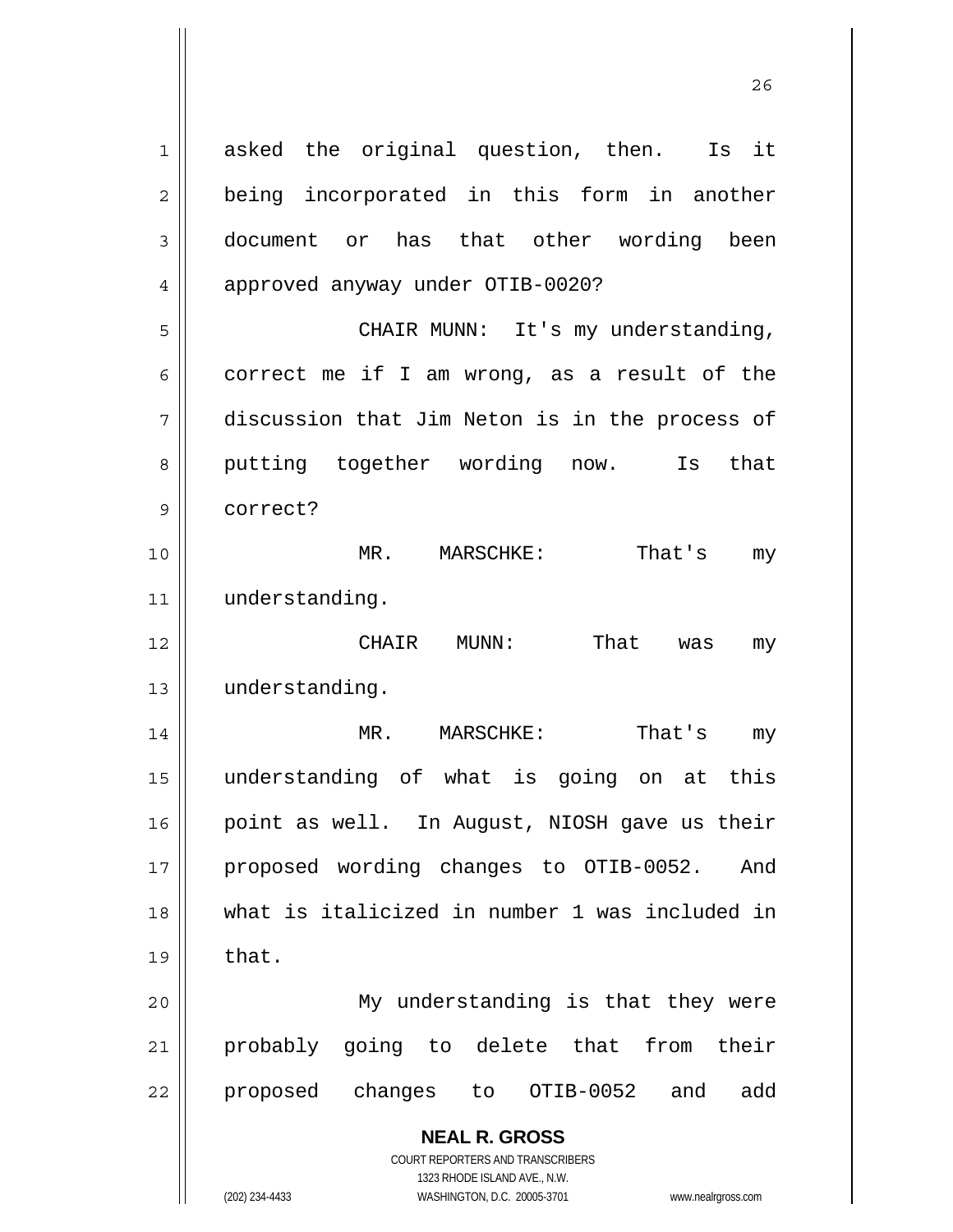asked the original question, then. Is it being incorporated in this form in another document or has that other wording been approved anyway under OTIB-0020?

CHAIR MUNN: It's my understanding, correct me if I am wrong, as a result of the discussion that Jim Neton is in the process of putting together wording now. Is that correct?

MR. MARSCHKE: That's my understanding.

CHAIR MUNN: That was my understanding.

MR. MARSCHKE: That's my understanding of what is going on at this point as well. In August, NIOSH gave us their proposed wording changes to OTIB-0052. And what is italicized in number 1 was included in that.

My understanding is that they were probably going to delete that from their proposed changes to OTIB-0052 and add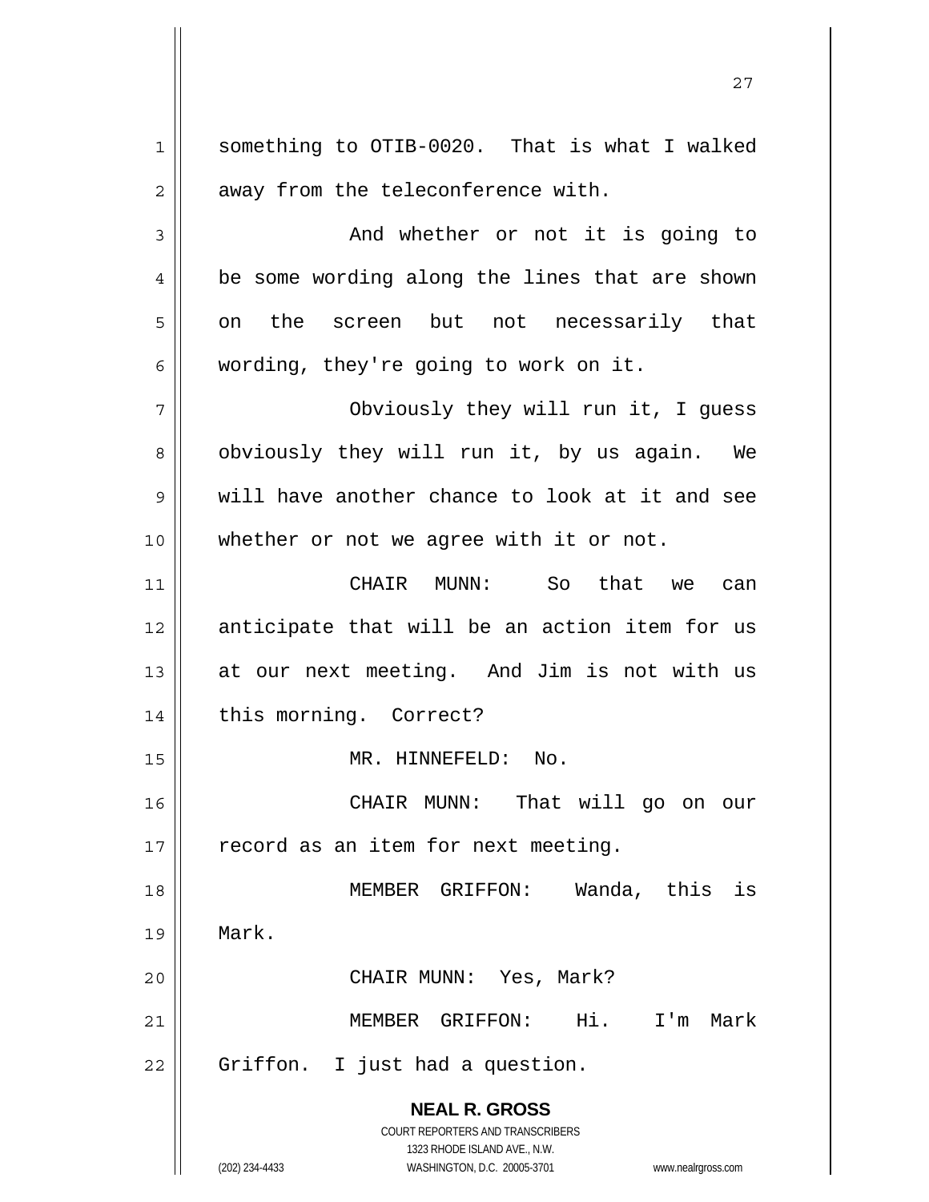something to OTIB-0020. That is what I walked away from the teleconference with.

And whether or not it is going to be some wording along the lines that are shown on the screen but not necessarily that wording, they're going to work on it.

Obviously they will run it, I guess obviously they will run it, by us again. We will have another chance to look at it and see whether or not we agree with it or not.

CHAIR MUNN: So that we can anticipate that will be an action item for us at our next meeting. And Jim is not with us this morning. Correct?

MR. HINNEFELD: No.

CHAIR MUNN: That will go on our record as an item for next meeting.

MEMBER GRIFFON: Wanda, this is Mark.

CHAIR MUNN: Yes, Mark?

MEMBER GRIFFON: Hi. I'm Mark Griffon. I just had a question.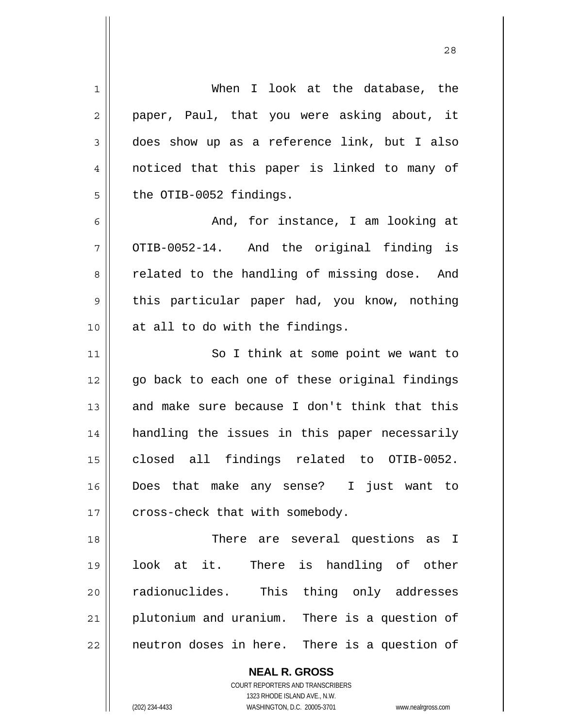When I look at the database, the paper, Paul, that you were asking about, it does show up as a reference link, but I also noticed that this paper is linked to many of the OTIB-0052 findings.

And, for instance, I am looking at OTIB-0052-14. And the original finding is related to the handling of missing dose. And this particular paper had, you know, nothing at all to do with the findings.

So I think at some point we want to go back to each one of these original findings and make sure because I don't think that this handling the issues in this paper necessarily closed all findings related to OTIB-0052. Does that make any sense? I just want to cross-check that with somebody.

There are several questions as I look at it. There is handling of other radionuclides. This thing only addresses plutonium and uranium. There is a question of neutron doses in here. There is a question of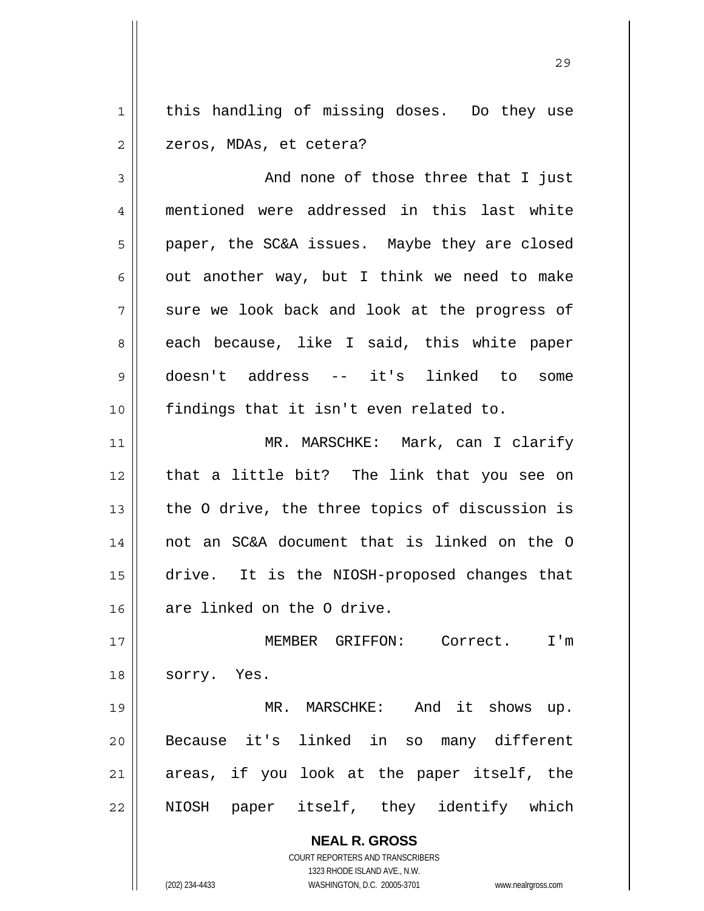this handling of missing doses. Do they use zeros, MDAs, et cetera?

And none of those three that I just mentioned were addressed in this last white paper, the SC&A issues. Maybe they are closed out another way, but I think we need to make sure we look back and look at the progress of each because, like I said, this white paper doesn't address -- it's linked to some findings that it isn't even related to.

MR. MARSCHKE: Mark, can I clarify that a little bit? The link that you see on the O drive, the three topics of discussion is not an SC&A document that is linked on the O drive. It is the NIOSH-proposed changes that are linked on the O drive.

MEMBER GRIFFON: Correct. I'm sorry. Yes.

MR. MARSCHKE: And it shows up. Because it's linked in so many different areas, if you look at the paper itself, the NIOSH paper itself, they identify which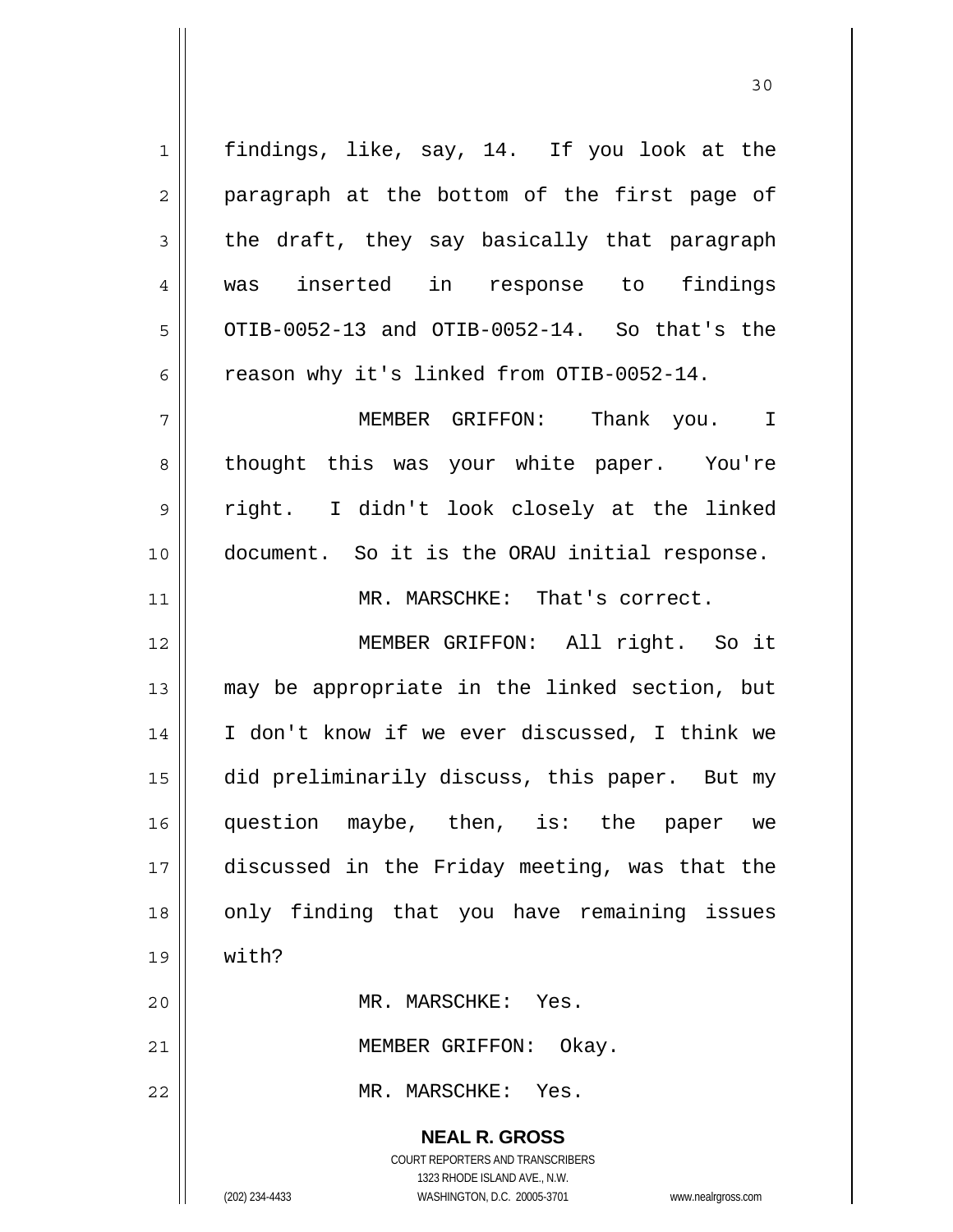findings, like, say, 14. If you look at the paragraph at the bottom of the first page of the draft, they say basically that paragraph was inserted in response to findings OTIB-0052-13 and OTIB-0052-14. So that's the reason why it's linked from OTIB-0052-14.

MEMBER GRIFFON: Thank you. I thought this was your white paper. You're right. I didn't look closely at the linked document. So it is the ORAU initial response.

MR. MARSCHKE: That's correct.

MEMBER GRIFFON: All right. So it may be appropriate in the linked section, but I don't know if we ever discussed, I think we did preliminarily discuss, this paper. But my question maybe, then, is: the paper we discussed in the Friday meeting, was that the only finding that you have remaining issues with?

MR. MARSCHKE: Yes.

MEMBER GRIFFON: Okay.

MR. MARSCHKE: Yes.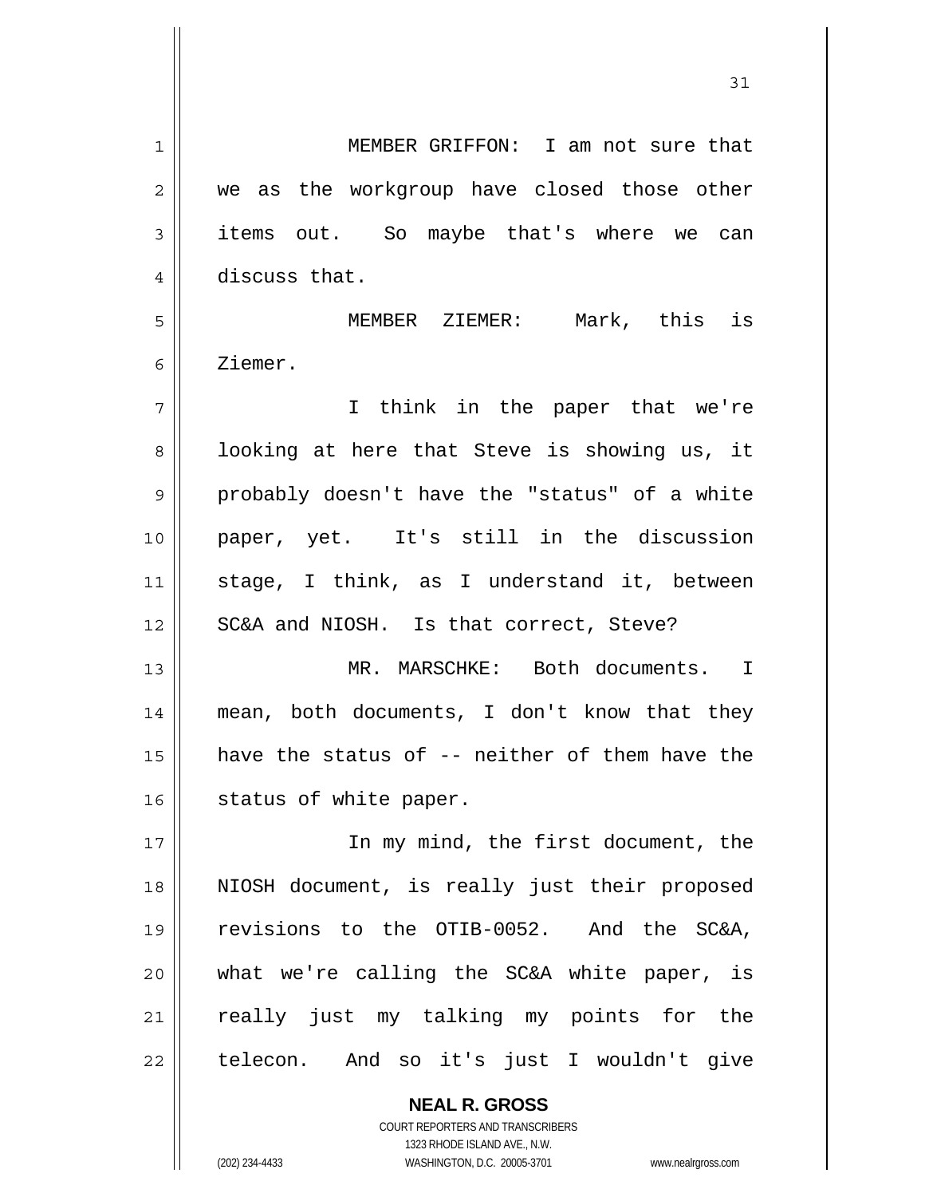MEMBER GRIFFON: I am not sure that we as the workgroup have closed those other items out. So maybe that's where we can discuss that.

MEMBER ZIEMER: Mark, this is Ziemer.

I think in the paper that we're looking at here that Steve is showing us, it probably doesn't have the "status" of a white paper, yet. It's still in the discussion stage, I think, as I understand it, between SC&A and NIOSH. Is that correct, Steve?

MR. MARSCHKE: Both documents. I mean, both documents, I don't know that they have the status of -- neither of them have the status of white paper.

In my mind, the first document, the NIOSH document, is really just their proposed revisions to the OTIB-0052. And the SC&A, what we're calling the SC&A white paper, is really just my talking my points for the telecon. And so it's just I wouldn't give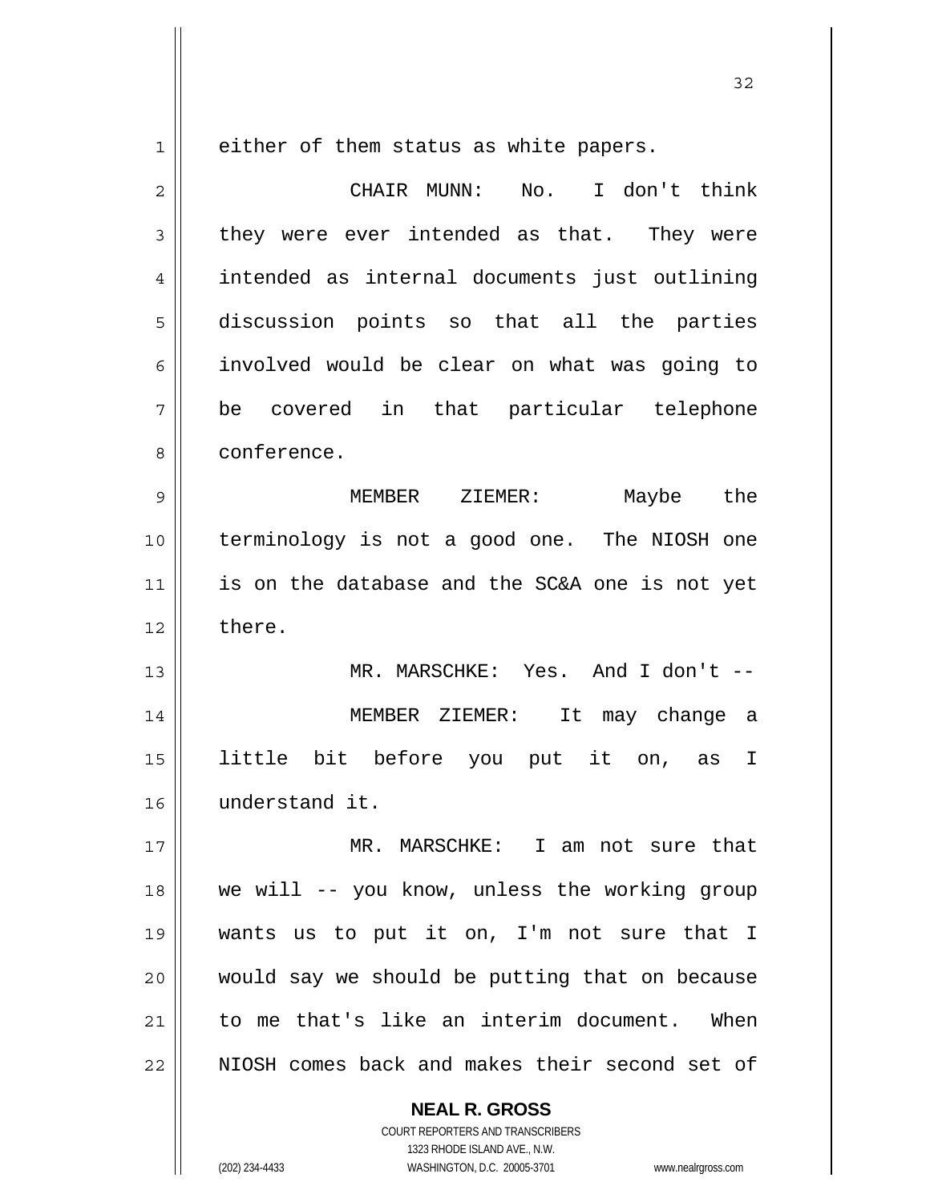either of them status as white papers.

CHAIR MUNN: No. I don't think they were ever intended as that. They were intended as internal documents just outlining discussion points so that all the parties involved would be clear on what was going to be covered in that particular telephone conference.

MEMBER ZIEMER: Maybe the terminology is not a good one. The NIOSH one is on the database and the SC&A one is not yet there.

MR. MARSCHKE: Yes. And I don't --

MEMBER ZIEMER: It may change a little bit before you put it on, as I understand it.

MR. MARSCHKE: I am not sure that we will -- you know, unless the working group wants us to put it on, I'm not sure that I would say we should be putting that on because to me that's like an interim document. When NIOSH comes back and makes their second set of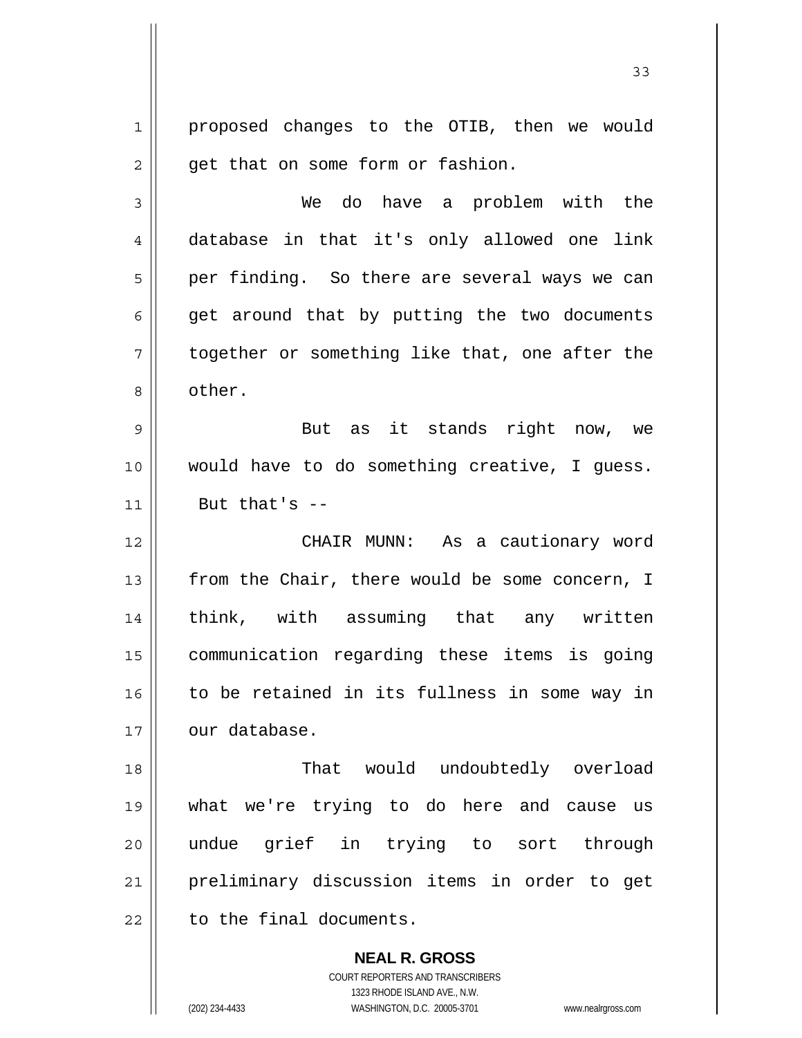proposed changes to the OTIB, then we would get that on some form or fashion.

We do have a problem with the database in that it's only allowed one link per finding. So there are several ways we can get around that by putting the two documents together or something like that, one after the other.

But as it stands right now, we would have to do something creative, I guess. But that's --

CHAIR MUNN: As a cautionary word from the Chair, there would be some concern, I think, with assuming that any written communication regarding these items is going to be retained in its fullness in some way in our database.

That would undoubtedly overload what we're trying to do here and cause us undue grief in trying to sort through preliminary discussion items in order to get to the final documents.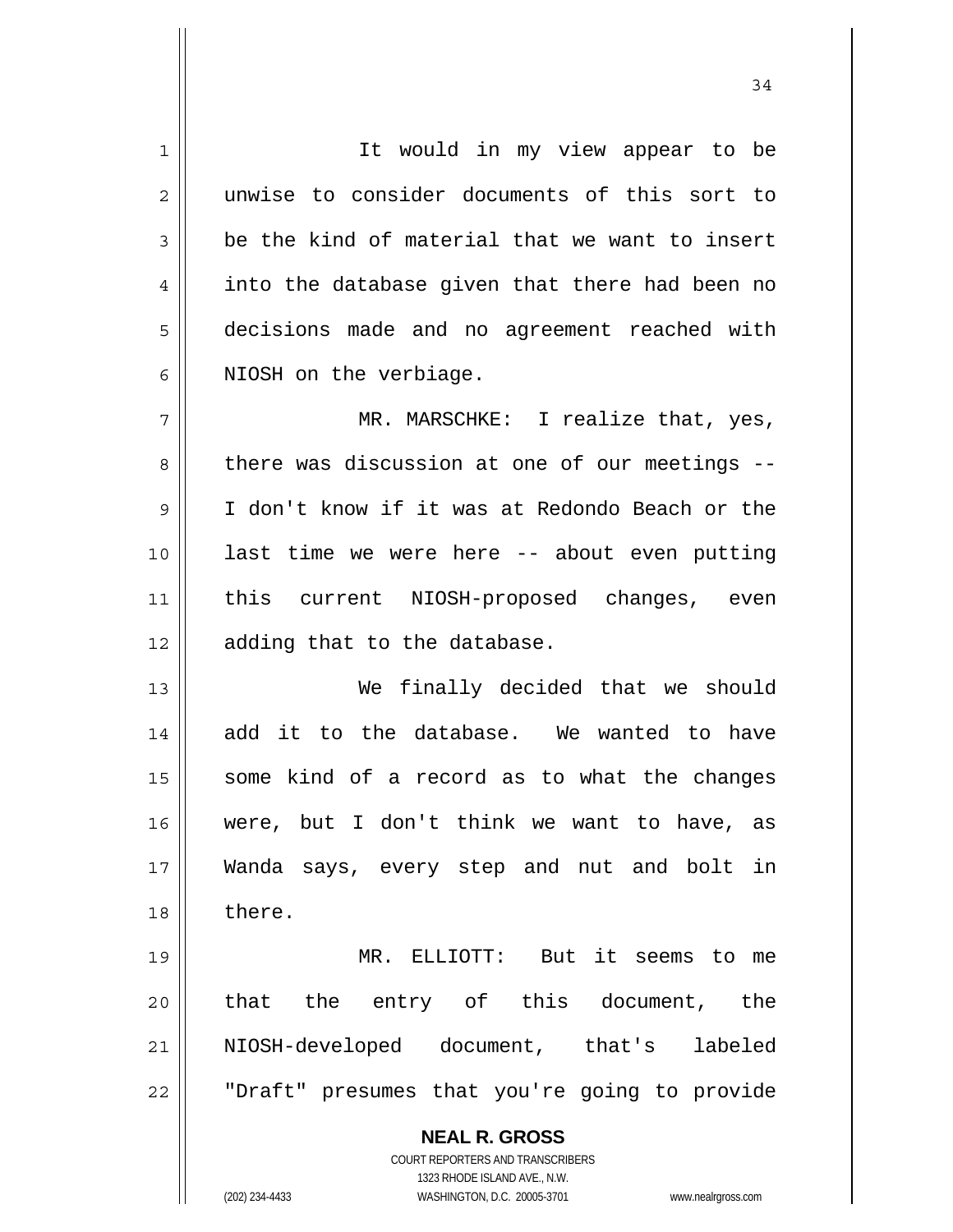It would in my view appear to be unwise to consider documents of this sort to be the kind of material that we want to insert into the database given that there had been no decisions made and no agreement reached with NIOSH on the verbiage.

MR. MARSCHKE: I realize that, yes, there was discussion at one of our meetings -- I don't know if it was at Redondo Beach or the last time we were here -- about even putting this current NIOSH-proposed changes, even adding that to the database.

We finally decided that we should add it to the database. We wanted to have some kind of a record as to what the changes were, but I don't think we want to have, as Wanda says, every step and nut and bolt in there.

MR. ELLIOTT: But it seems to me that the entry of this document, the NIOSH-developed document, that's labeled "Draft" presumes that you're going to provide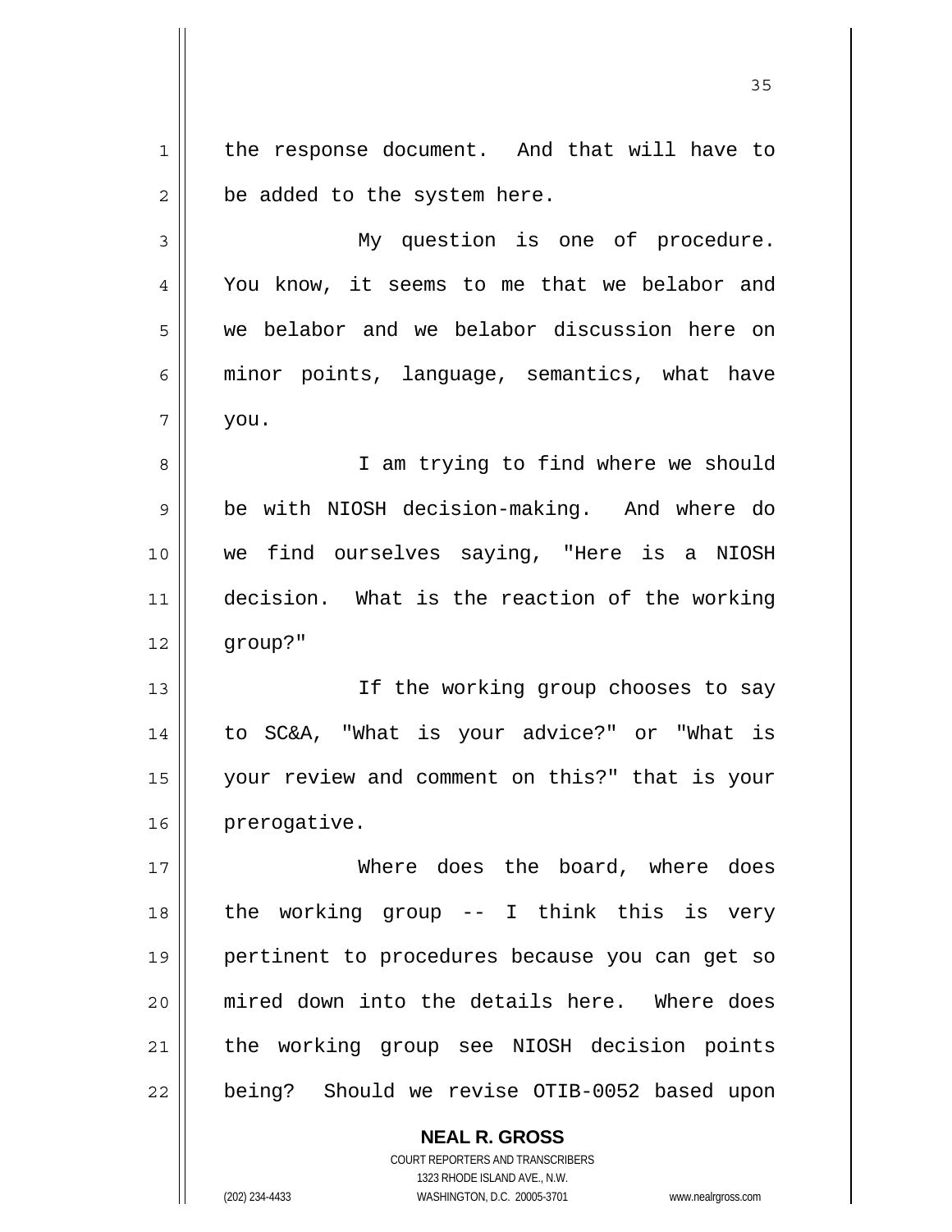the response document. And that will have to be added to the system here.

My question is one of procedure. You know, it seems to me that we belabor and we belabor and we belabor discussion here on minor points, language, semantics, what have you.

I am trying to find where we should be with NIOSH decision-making. And where do we find ourselves saying, "Here is a NIOSH decision. What is the reaction of the working group?"

If the working group chooses to say to SC&A, "What is your advice?" or "What is your review and comment on this?" that is your prerogative.

Where does the board, where does the working group -- I think this is very pertinent to procedures because you can get so mired down into the details here. Where does the working group see NIOSH decision points being? Should we revise OTIB-0052 based upon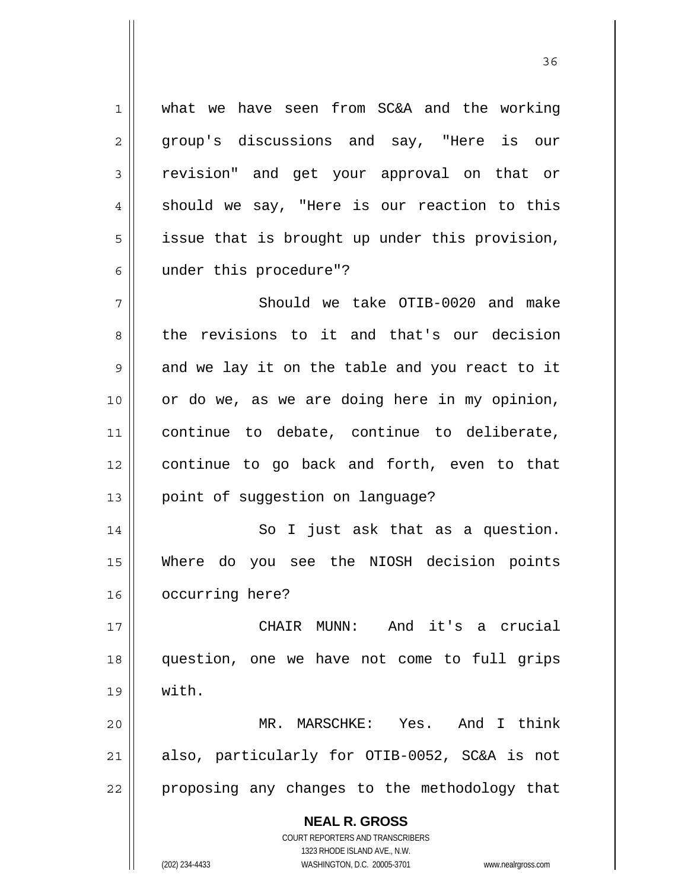what we have seen from SC&A and the working group's discussions and say, "Here is our revision" and get your approval on that or should we say, "Here is our reaction to this issue that is brought up under this provision, under this procedure"?

Should we take OTIB-0020 and make the revisions to it and that's our decision and we lay it on the table and you react to it or do we, as we are doing here in my opinion, continue to debate, continue to deliberate, continue to go back and forth, even to that point of suggestion on language?

So I just ask that as a question. Where do you see the NIOSH decision points occurring here?

CHAIR MUNN: And it's a crucial question, one we have not come to full grips with.

MR. MARSCHKE: Yes. And I think also, particularly for OTIB-0052, SC&A is not proposing any changes to the methodology that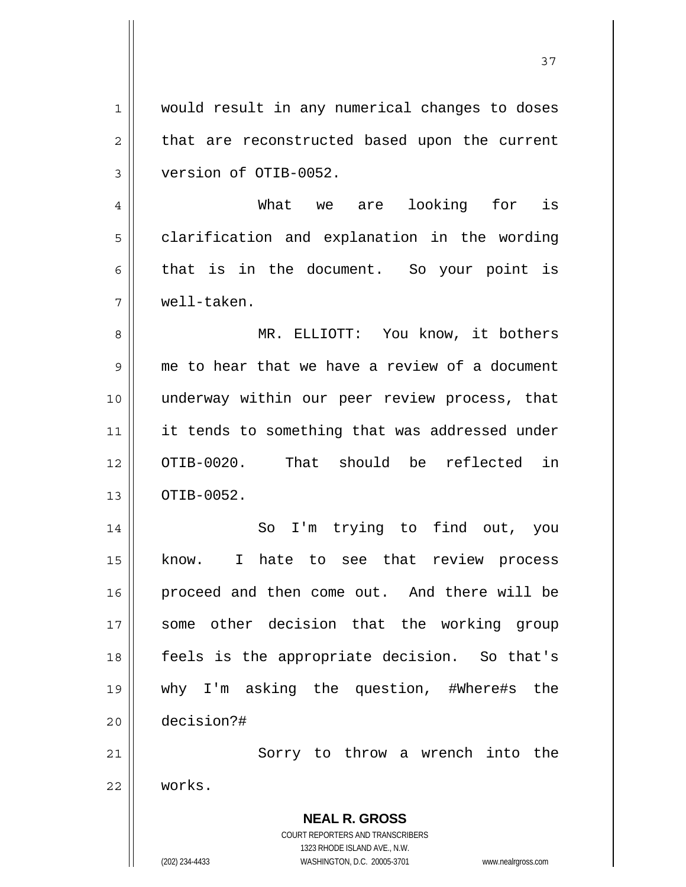would result in any numerical changes to doses that are reconstructed based upon the current version of OTIB-0052.

What we are looking for is clarification and explanation in the wording that is in the document. So your point is well-taken.

MR. ELLIOTT: You know, it bothers me to hear that we have a review of a document underway within our peer review process, that it tends to something that was addressed under OTIB-0020. That should be reflected in OTIB-0052.

So I'm trying to find out, you know. I hate to see that review process proceed and then come out. And there will be some other decision that the working group feels is the appropriate decision. So that's why I'm asking the question, #Where#s the decision?#

Sorry to throw a wrench into the works.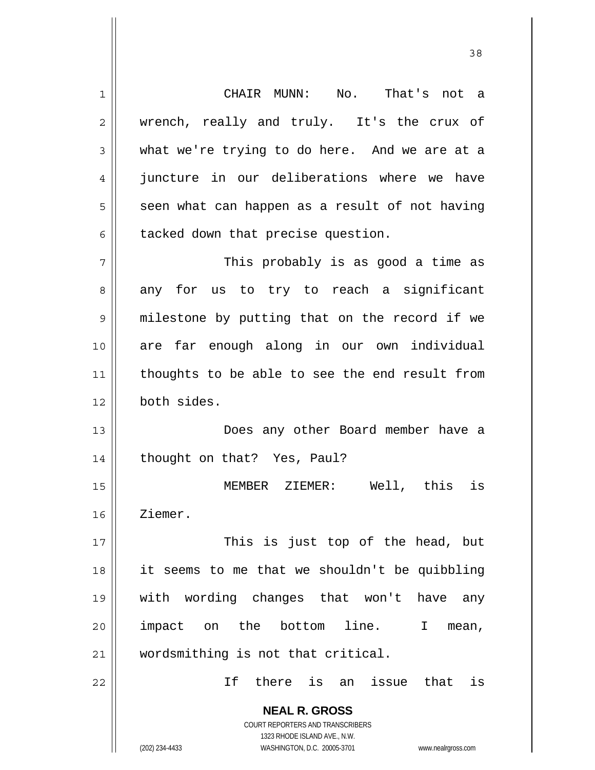CHAIR MUNN: No. That's not a wrench, really and truly. It's the crux of what we're trying to do here. And we are at a juncture in our deliberations where we have seen what can happen as a result of not having tacked down that precise question.

This probably is as good a time as any for us to try to reach a significant milestone by putting that on the record if we are far enough along in our own individual thoughts to be able to see the end result from both sides.

Does any other Board member have a thought on that? Yes, Paul?

MEMBER ZIEMER: Well, this is Ziemer.

This is just top of the head, but it seems to me that we shouldn't be quibbling with wording changes that won't have any impact on the bottom line. I mean, wordsmithing is not that critical.

If there is an issue that is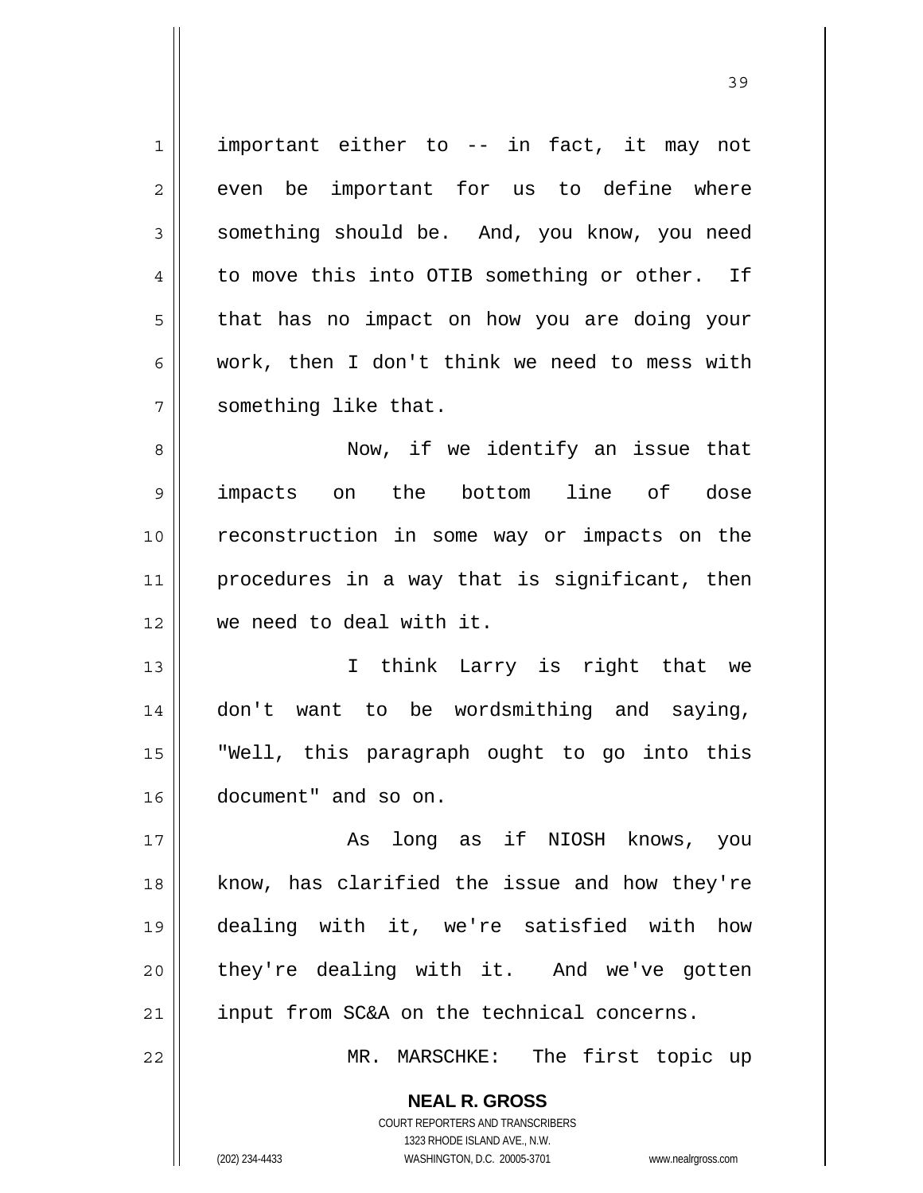important either to -- in fact, it may not even be important for us to define where something should be. And, you know, you need to move this into OTIB something or other. If that has no impact on how you are doing your work, then I don't think we need to mess with something like that.

Now, if we identify an issue that impacts on the bottom line of dose reconstruction in some way or impacts on the procedures in a way that is significant, then we need to deal with it.

I think Larry is right that we don't want to be wordsmithing and saying, "Well, this paragraph ought to go into this document" and so on.

As long as if NIOSH knows, you know, has clarified the issue and how they're dealing with it, we're satisfied with how they're dealing with it. And we've gotten input from SC&A on the technical concerns.

MR. MARSCHKE: The first topic up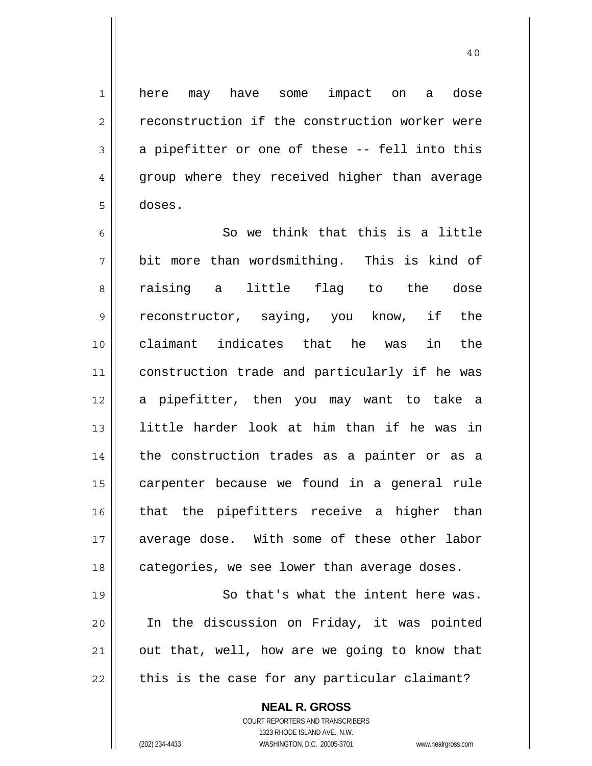here may have some impact on a dose reconstruction if the construction worker were a pipefitter or one of these -- fell into this group where they received higher than average doses.

So we think that this is a little bit more than wordsmithing. This is kind of raising a little flag to the dose reconstructor, saying, you know, if the claimant indicates that he was in the construction trade and particularly if he was a pipefitter, then you may want to take a little harder look at him than if he was in the construction trades as a painter or as a carpenter because we found in a general rule that the pipefitters receive a higher than average dose. With some of these other labor categories, we see lower than average doses.

So that's what the intent here was. In the discussion on Friday, it was pointed out that, well, how are we going to know that this is the case for any particular claimant?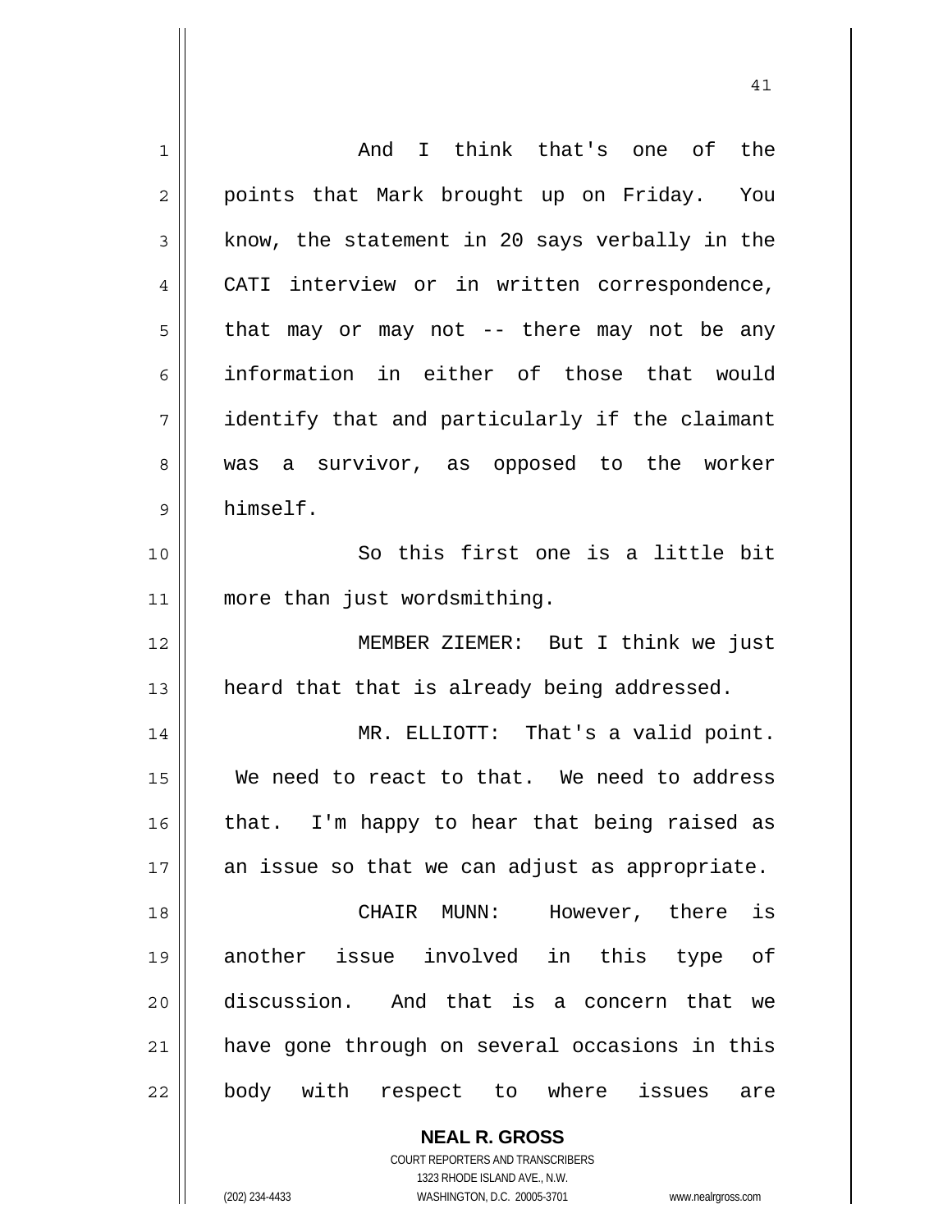And I think that's one of the points that Mark brought up on Friday. You know, the statement in 20 says verbally in the CATI interview or in written correspondence, that may or may not -- there may not be any information in either of those that would identify that and particularly if the claimant was a survivor, as opposed to the worker himself.

So this first one is a little bit more than just wordsmithing.

MEMBER ZIEMER: But I think we just heard that that is already being addressed.

MR. ELLIOTT: That's a valid point. We need to react to that. We need to address that. I'm happy to hear that being raised as an issue so that we can adjust as appropriate.

CHAIR MUNN: However, there is another issue involved in this type of discussion. And that is a concern that we have gone through on several occasions in this body with respect to where issues are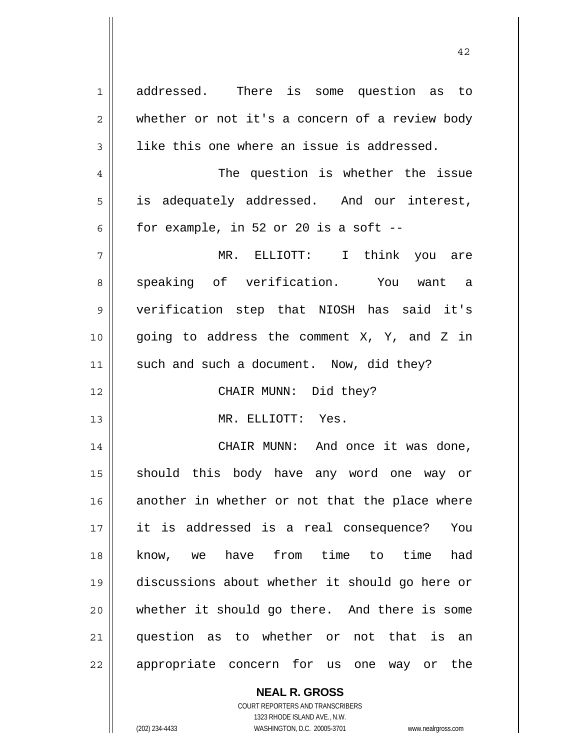addressed. There is some question as to whether or not it's a concern of a review body like this one where an issue is addressed.

The question is whether the issue is adequately addressed. And our interest, for example, in 52 or 20 is a soft --

MR. ELLIOTT: I think you are speaking of verification. You want a verification step that NIOSH has said it's going to address the comment X, Y, and Z in such and such a document. Now, did they?

CHAIR MUNN: Did they?

MR. ELLIOTT: Yes.

CHAIR MUNN: And once it was done, should this body have any word one way or another in whether or not that the place where it is addressed is a real consequence? You know, we have from time to time had discussions about whether it should go here or whether it should go there. And there is some question as to whether or not that is an appropriate concern for us one way or the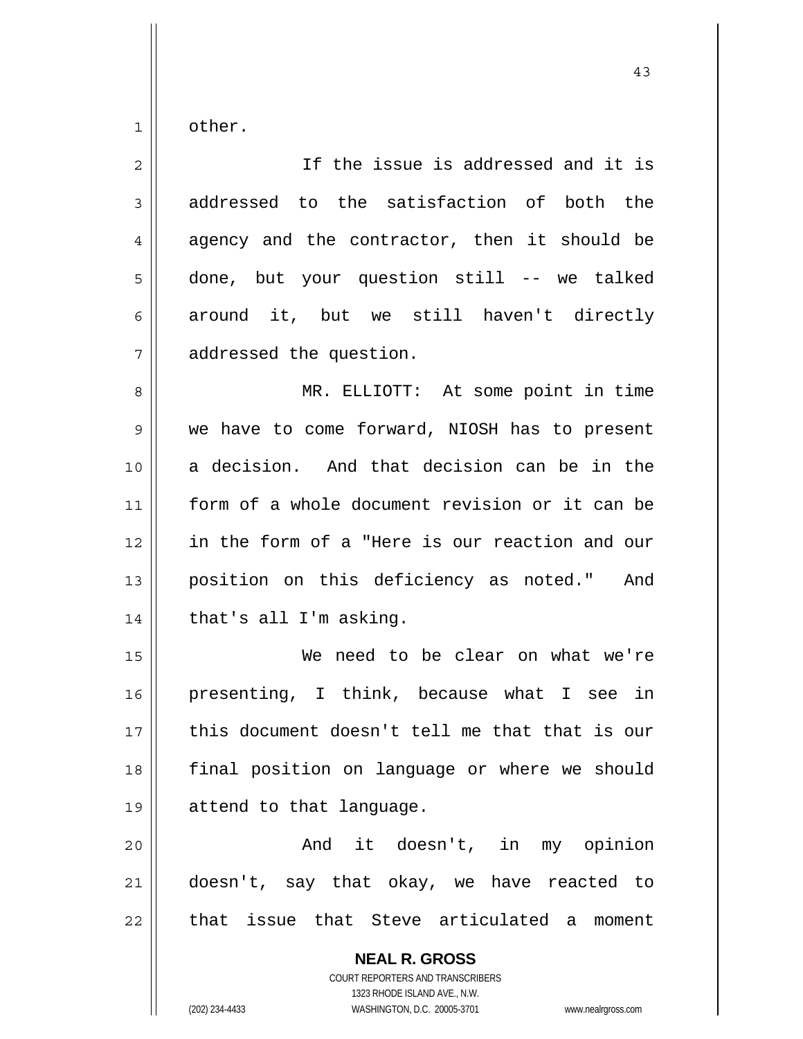other.

If the issue is addressed and it is addressed to the satisfaction of both the agency and the contractor, then it should be done, but your question still -- we talked around it, but we still haven't directly addressed the question.

MR. ELLIOTT: At some point in time we have to come forward, NIOSH has to present a decision. And that decision can be in the form of a whole document revision or it can be in the form of a "Here is our reaction and our position on this deficiency as noted." And that's all I'm asking.

We need to be clear on what we're presenting, I think, because what I see in this document doesn't tell me that that is our final position on language or where we should attend to that language.

And it doesn't, in my opinion doesn't, say that okay, we have reacted to that issue that Steve articulated a moment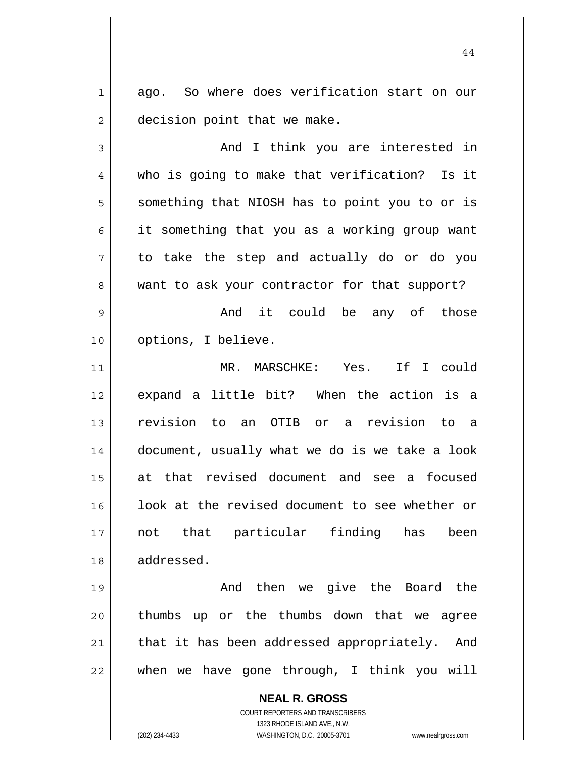ago. So where does verification start on our decision point that we make.

And I think you are interested in who is going to make that verification? Is it something that NIOSH has to point you to or is it something that you as a working group want to take the step and actually do or do you want to ask your contractor for that support?

And it could be any of those options, I believe.

MR. MARSCHKE: Yes. If I could expand a little bit? When the action is a revision to an OTIB or a revision to a document, usually what we do is we take a look at that revised document and see a focused look at the revised document to see whether or not that particular finding has been addressed.

And then we give the Board the thumbs up or the thumbs down that we agree that it has been addressed appropriately. And when we have gone through, I think you will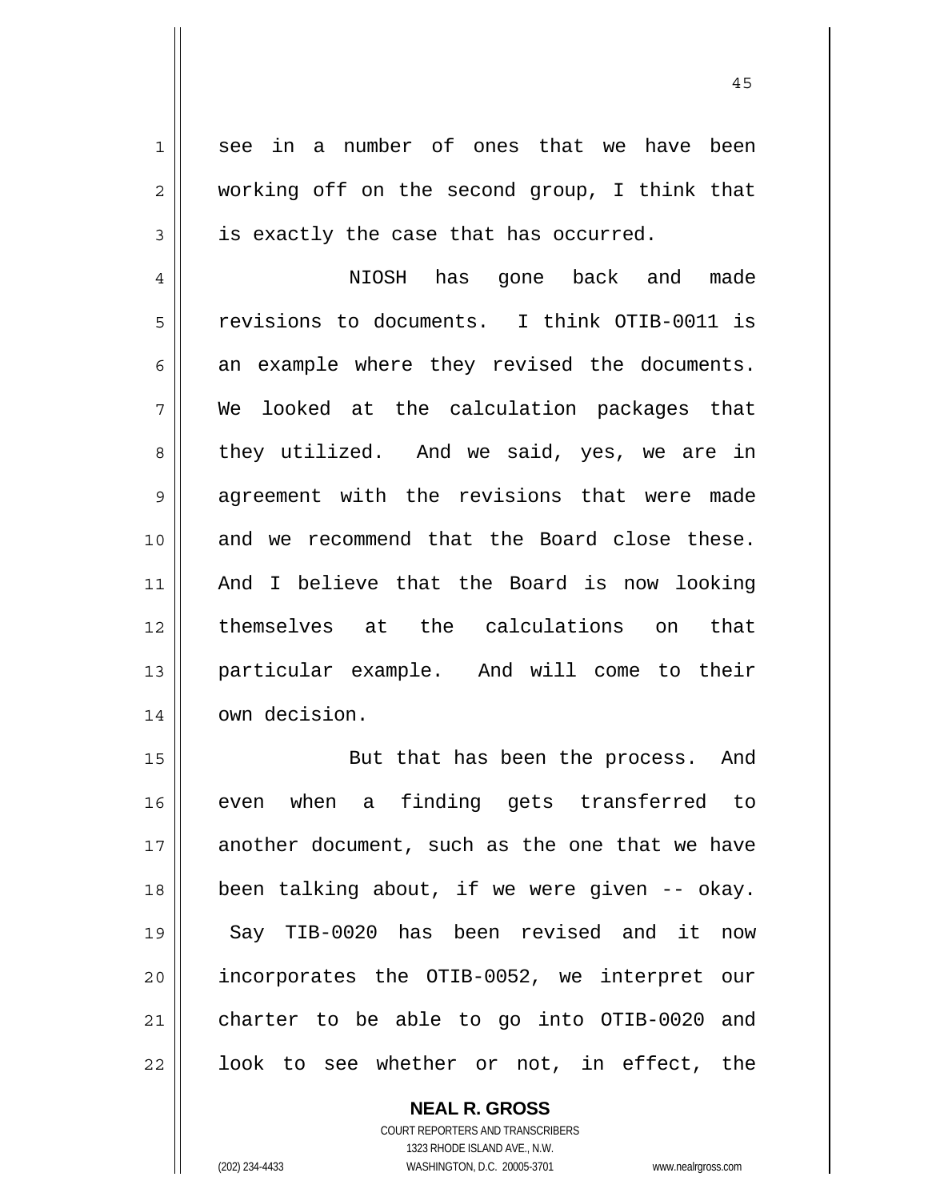see in a number of ones that we have been working off on the second group, I think that is exactly the case that has occurred.

NIOSH has gone back and made revisions to documents. I think OTIB-0011 is an example where they revised the documents. We looked at the calculation packages that they utilized. And we said, yes, we are in agreement with the revisions that were made and we recommend that the Board close these. And I believe that the Board is now looking themselves at the calculations on that particular example. And will come to their own decision.

But that has been the process. And even when a finding gets transferred to another document, such as the one that we have been talking about, if we were given -- okay. Say TIB-0020 has been revised and it now incorporates the OTIB-0052, we interpret our charter to be able to go into OTIB-0020 and look to see whether or not, in effect, the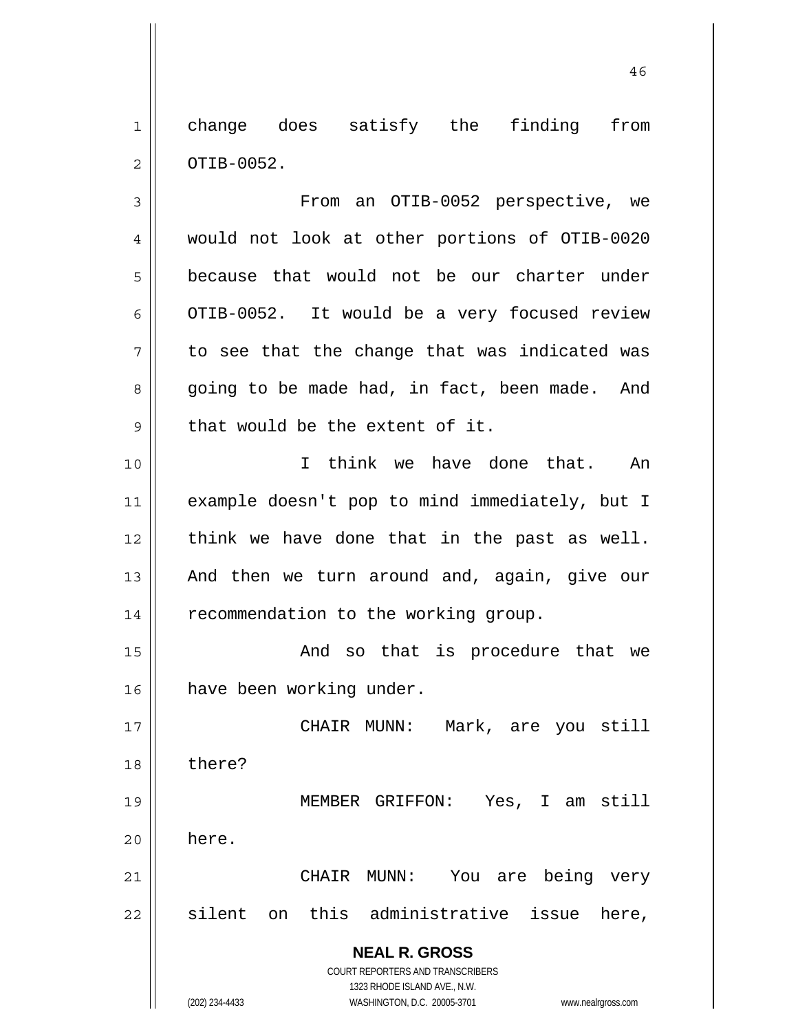change does satisfy the finding from OTIB-0052.

From an OTIB-0052 perspective, we would not look at other portions of OTIB-0020 because that would not be our charter under OTIB-0052. It would be a very focused review to see that the change that was indicated was going to be made had, in fact, been made. And that would be the extent of it.

I think we have done that. An example doesn't pop to mind immediately, but I think we have done that in the past as well. And then we turn around and, again, give our recommendation to the working group.

And so that is procedure that we have been working under.

CHAIR MUNN: Mark, are you still there?

MEMBER GRIFFON: Yes, I am still here.

CHAIR MUNN: You are being very silent on this administrative issue here,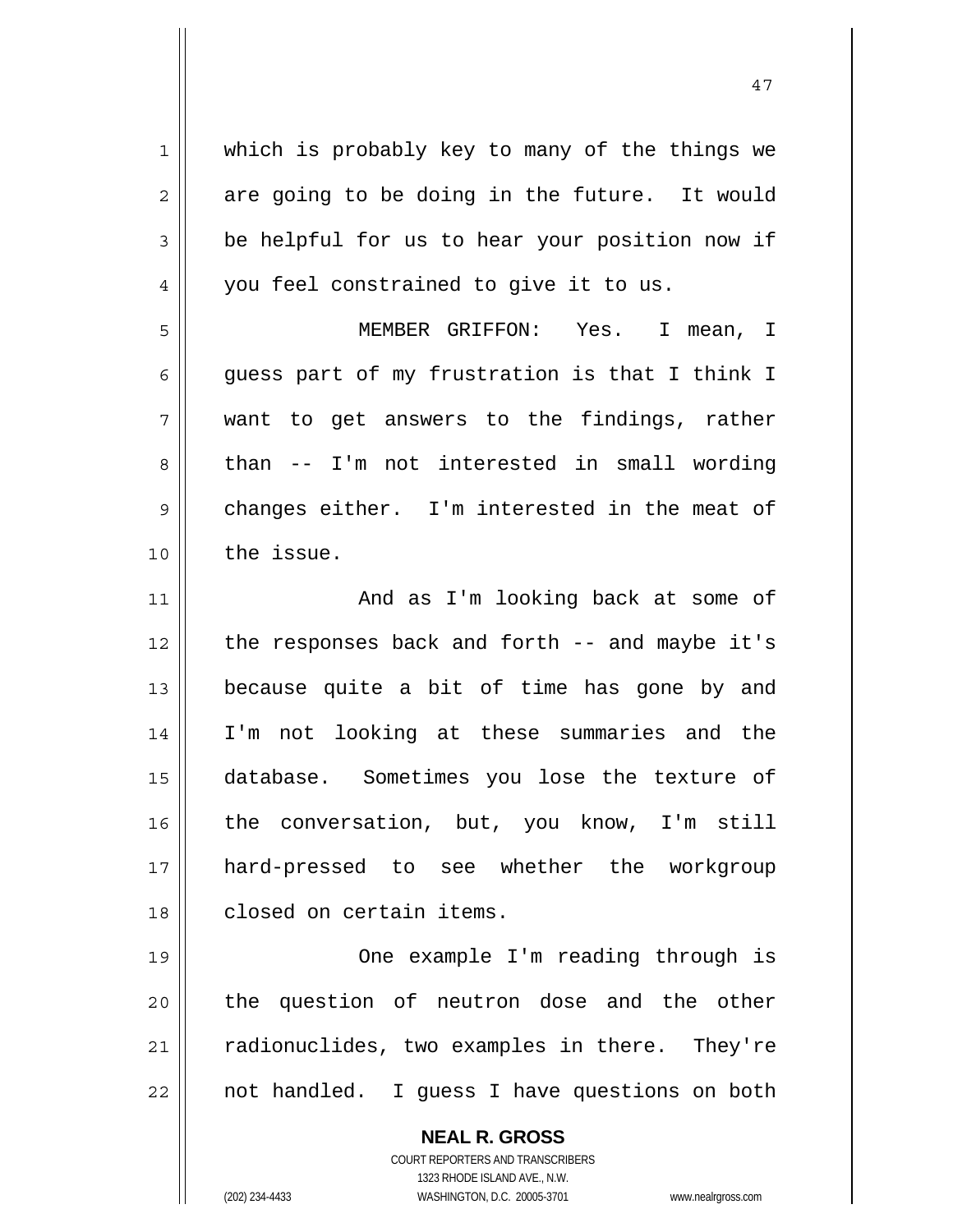which is probably key to many of the things we are going to be doing in the future. It would be helpful for us to hear your position now if you feel constrained to give it to us.

MEMBER GRIFFON: Yes. I mean, I guess part of my frustration is that I think I want to get answers to the findings, rather than -- I'm not interested in small wording changes either. I'm interested in the meat of the issue.

And as I'm looking back at some of the responses back and forth -- and maybe it's because quite a bit of time has gone by and I'm not looking at these summaries and the database. Sometimes you lose the texture of the conversation, but, you know, I'm still hard-pressed to see whether the workgroup closed on certain items.

One example I'm reading through is the question of neutron dose and the other radionuclides, two examples in there. They're not handled. I guess I have questions on both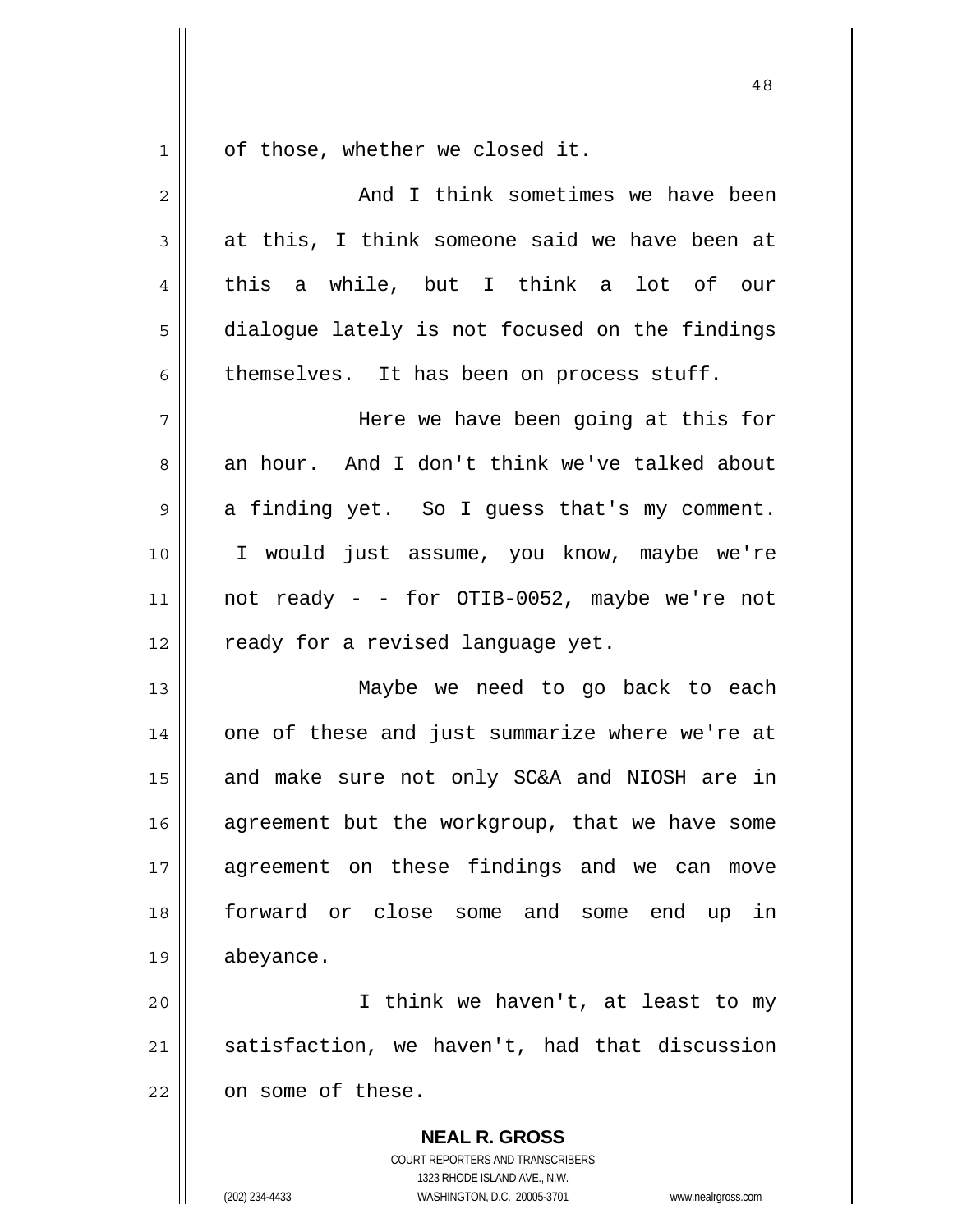of those, whether we closed it.

And I think sometimes we have been at this, I think someone said we have been at this a while, but I think a lot of our dialogue lately is not focused on the findings themselves. It has been on process stuff.

Here we have been going at this for an hour. And I don't think we've talked about a finding yet. So I guess that's my comment. I would just assume, you know, maybe we're not ready - - for OTIB-0052, maybe we're not ready for a revised language yet.

Maybe we need to go back to each one of these and just summarize where we're at and make sure not only SC&A and NIOSH are in agreement but the workgroup, that we have some agreement on these findings and we can move forward or close some and some end up in abeyance.

I think we haven't, at least to my satisfaction, we haven't, had that discussion on some of these.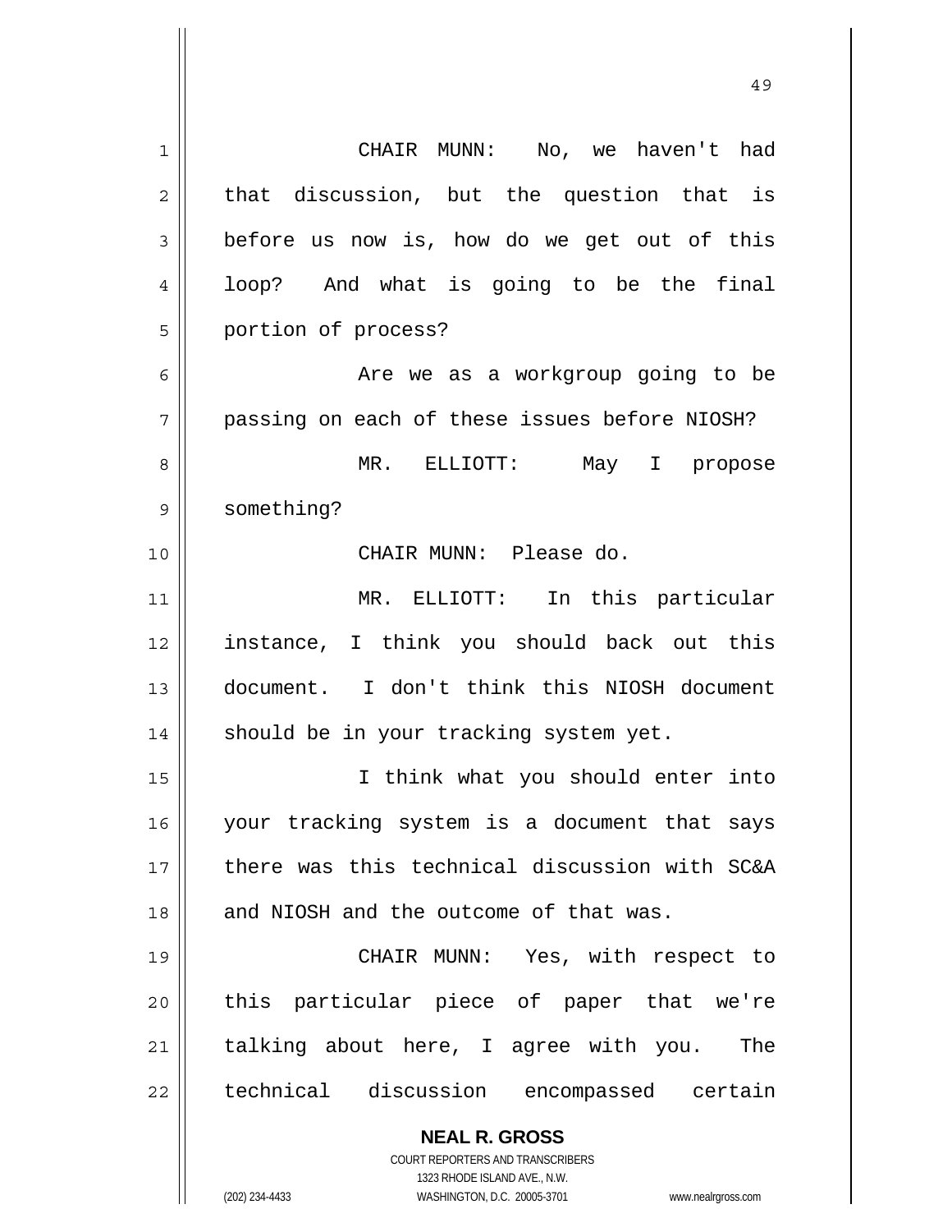CHAIR MUNN: No, we haven't had that discussion, but the question that is before us now is, how do we get out of this loop? And what is going to be the final portion of process?

Are we as a workgroup going to be passing on each of these issues before NIOSH?

MR. ELLIOTT: May I propose something?

CHAIR MUNN: Please do.

MR. ELLIOTT: In this particular instance, I think you should back out this document. I don't think this NIOSH document should be in your tracking system yet.

I think what you should enter into your tracking system is a document that says there was this technical discussion with SC&A and NIOSH and the outcome of that was.

CHAIR MUNN: Yes, with respect to this particular piece of paper that we're talking about here, I agree with you. The technical discussion encompassed certain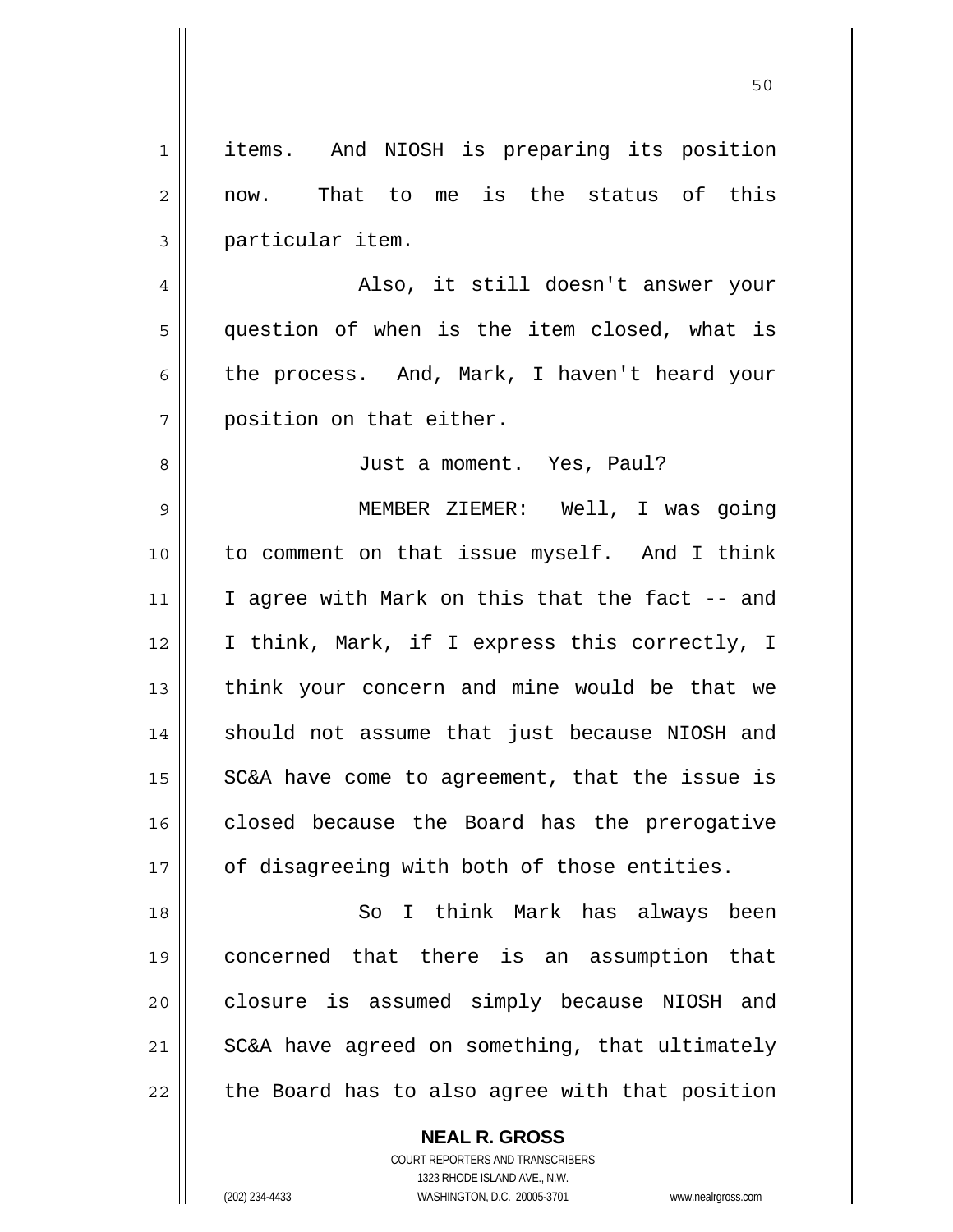items. And NIOSH is preparing its position now. That to me is the status of this particular item.

Also, it still doesn't answer your question of when is the item closed, what is the process. And, Mark, I haven't heard your position on that either.

Just a moment. Yes, Paul?

MEMBER ZIEMER: Well, I was going to comment on that issue myself. And I think I agree with Mark on this that the fact -- and I think, Mark, if I express this correctly, I think your concern and mine would be that we should not assume that just because NIOSH and SC&A have come to agreement, that the issue is closed because the Board has the prerogative of disagreeing with both of those entities.

So I think Mark has always been concerned that there is an assumption that closure is assumed simply because NIOSH and SC&A have agreed on something, that ultimately the Board has to also agree with that position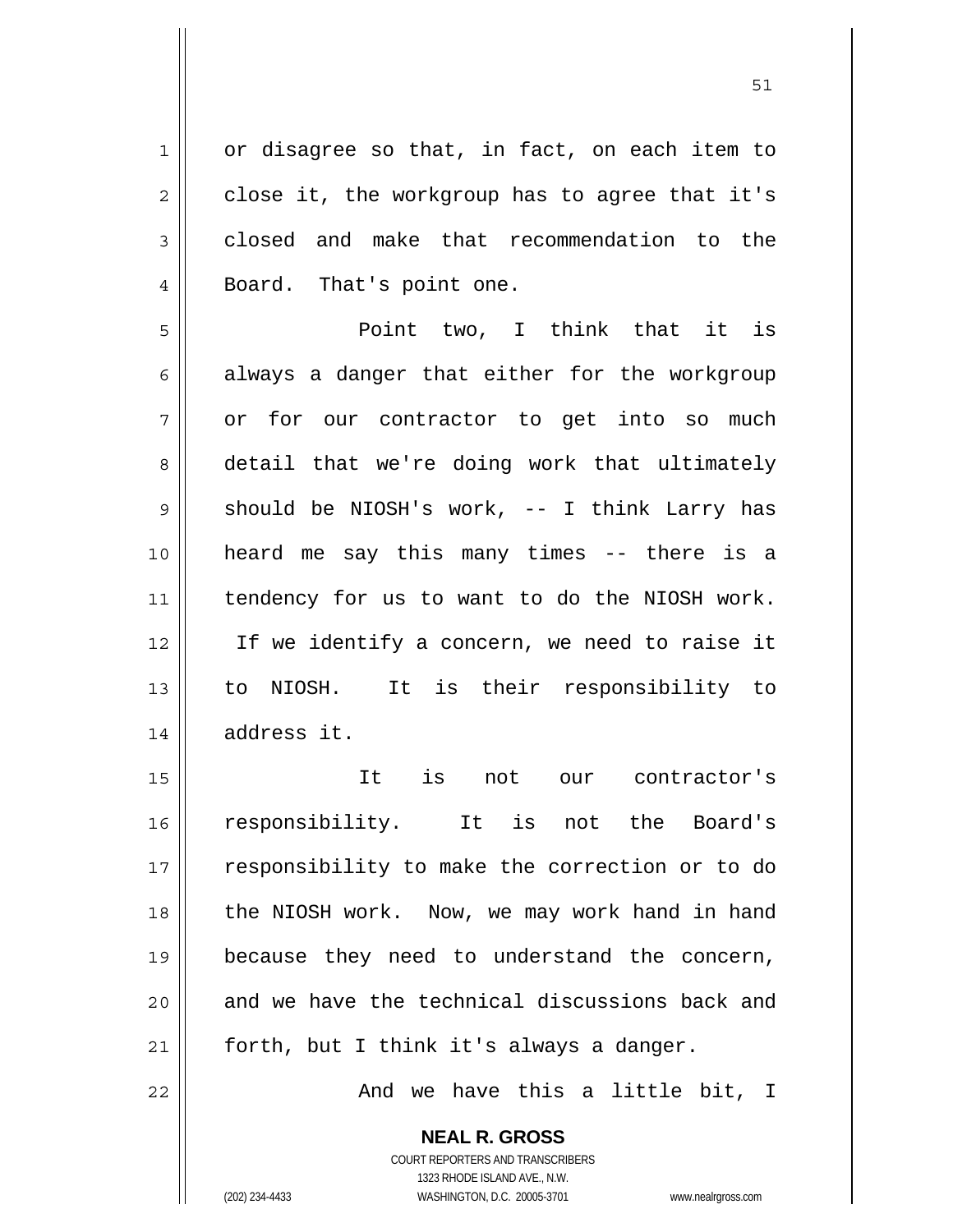or disagree so that, in fact, on each item to close it, the workgroup has to agree that it's closed and make that recommendation to the Board. That's point one.

Point two, I think that it is always a danger that either for the workgroup or for our contractor to get into so much detail that we're doing work that ultimately should be NIOSH's work, -- I think Larry has heard me say this many times -- there is a tendency for us to want to do the NIOSH work. If we identify a concern, we need to raise it to NIOSH. It is their responsibility to address it.

It is not our contractor's responsibility. It is not the Board's responsibility to make the correction or to do the NIOSH work. Now, we may work hand in hand because they need to understand the concern, and we have the technical discussions back and forth, but I think it's always a danger.

And we have this a little bit, I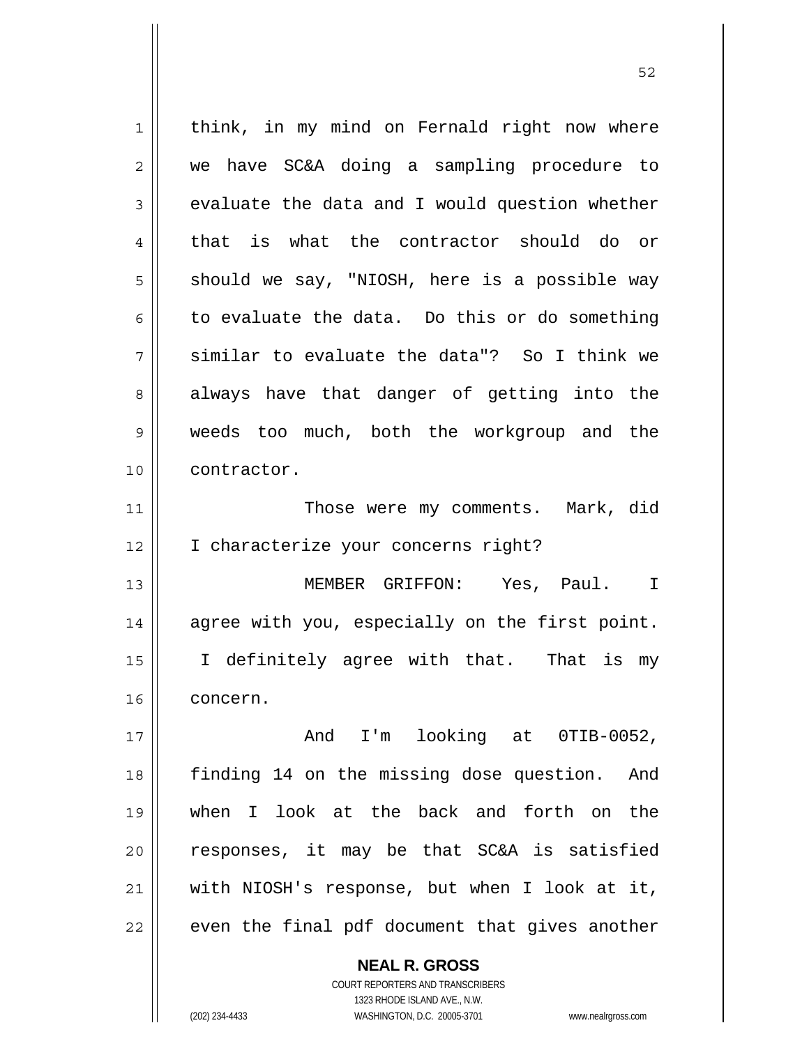think, in my mind on Fernald right now where we have SC&A doing a sampling procedure to evaluate the data and I would question whether that is what the contractor should do or should we say, "NIOSH, here is a possible way to evaluate the data. Do this or do something similar to evaluate the data"? So I think we always have that danger of getting into the weeds too much, both the workgroup and the contractor.

Those were my comments. Mark, did I characterize your concerns right?

MEMBER GRIFFON: Yes, Paul. I agree with you, especially on the first point. I definitely agree with that. That is my concern.

And I'm looking at 0TIB-0052, finding 14 on the missing dose question. And when I look at the back and forth on the responses, it may be that SC&A is satisfied with NIOSH's response, but when I look at it, even the final pdf document that gives another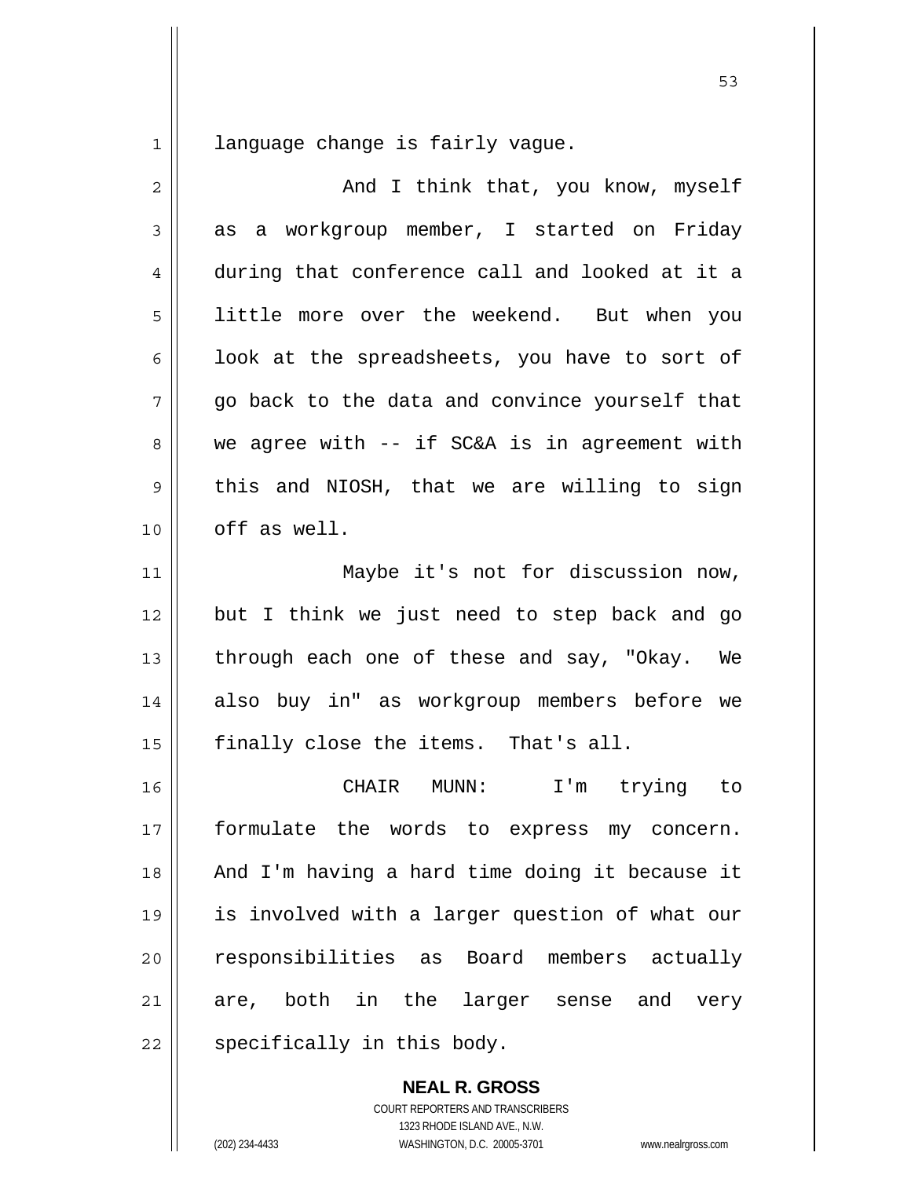language change is fairly vague.

And I think that, you know, myself as a workgroup member, I started on Friday during that conference call and looked at it a little more over the weekend. But when you look at the spreadsheets, you have to sort of go back to the data and convince yourself that we agree with -- if SC&A is in agreement with this and NIOSH, that we are willing to sign off as well.

Maybe it's not for discussion now, but I think we just need to step back and go through each one of these and say, "Okay. We also buy in" as workgroup members before we finally close the items. That's all.

CHAIR MUNN: I'm trying to formulate the words to express my concern. And I'm having a hard time doing it because it is involved with a larger question of what our responsibilities as Board members actually are, both in the larger sense and very specifically in this body.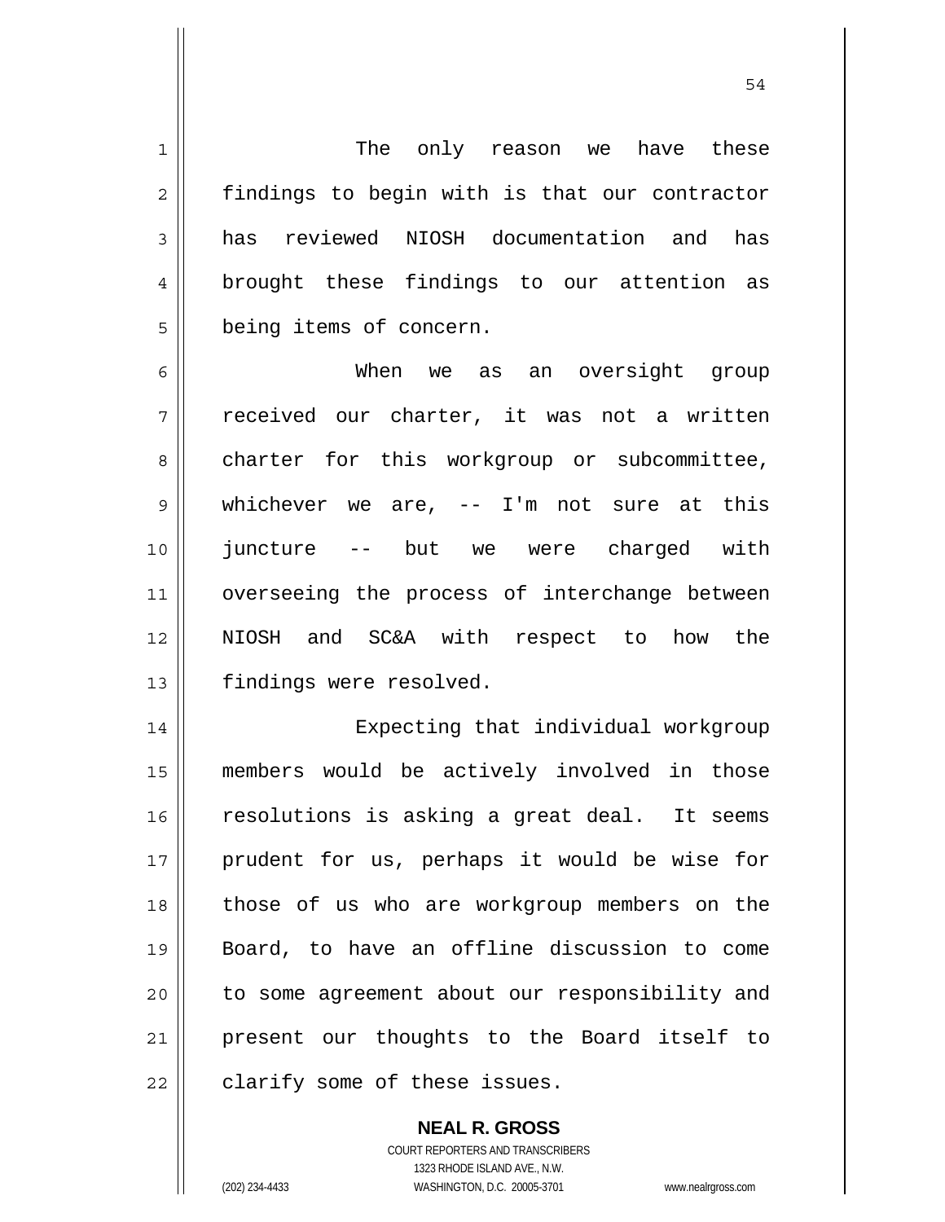The only reason we have these findings to begin with is that our contractor has reviewed NIOSH documentation and has brought these findings to our attention as being items of concern.

When we as an oversight group received our charter, it was not a written charter for this workgroup or subcommittee, whichever we are, -- I'm not sure at this juncture -- but we were charged with overseeing the process of interchange between NIOSH and SC&A with respect to how the findings were resolved.

Expecting that individual workgroup members would be actively involved in those resolutions is asking a great deal. It seems prudent for us, perhaps it would be wise for those of us who are workgroup members on the Board, to have an offline discussion to come to some agreement about our responsibility and present our thoughts to the Board itself to clarify some of these issues.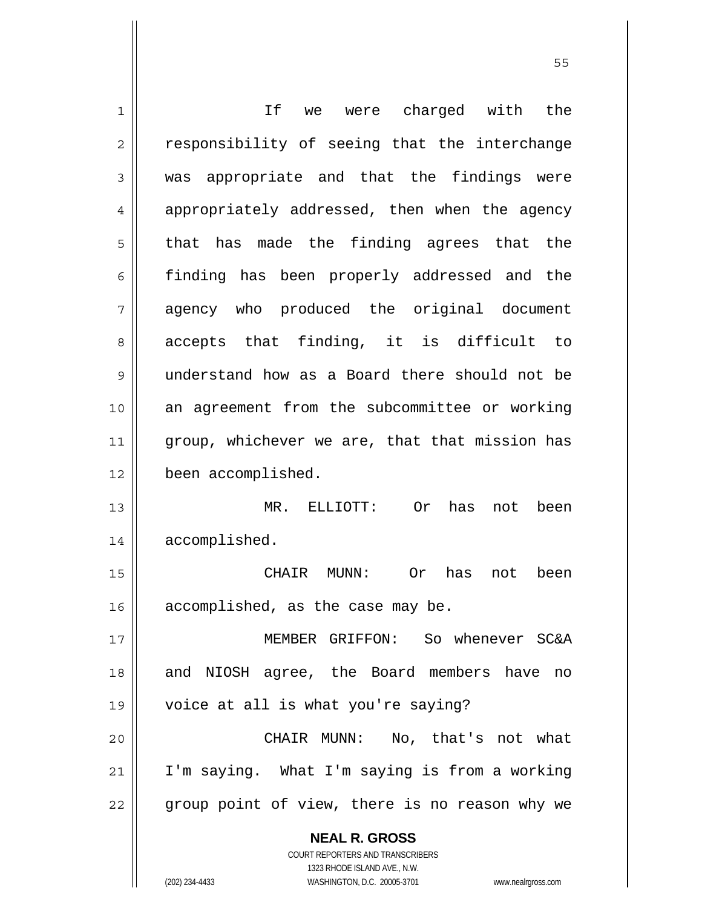If we were charged with the responsibility of seeing that the interchange was appropriate and that the findings were appropriately addressed, then when the agency that has made the finding agrees that the finding has been properly addressed and the agency who produced the original document accepts that finding, it is difficult to understand how as a Board there should not be an agreement from the subcommittee or working group, whichever we are, that that mission has been accomplished.

MR. ELLIOTT: Or has not been accomplished.

CHAIR MUNN: Or has not been accomplished, as the case may be.

MEMBER GRIFFON: So whenever SC&A and NIOSH agree, the Board members have no voice at all is what you're saying?

CHAIR MUNN: No, that's not what I'm saying. What I'm saying is from a working group point of view, there is no reason why we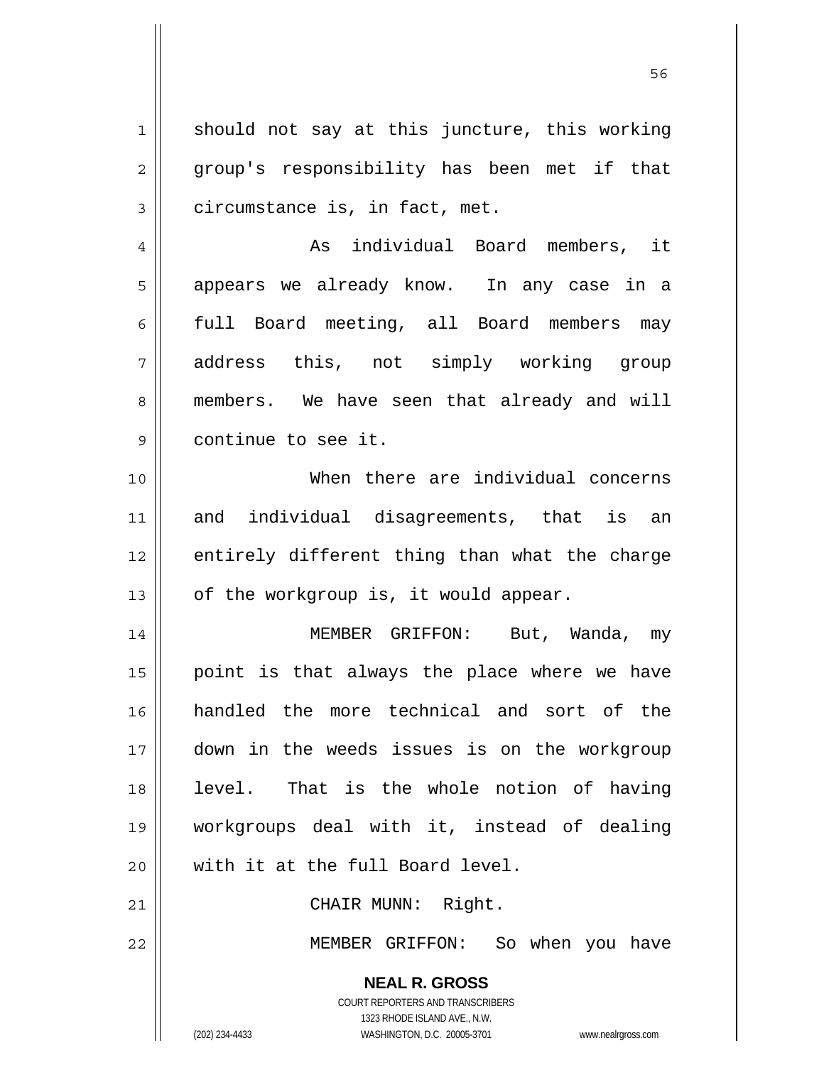should not say at this juncture, this working group's responsibility has been met if that circumstance is, in fact, met.

As individual Board members, it appears we already know. In any case in a full Board meeting, all Board members may address this, not simply working group members. We have seen that already and will continue to see it.

When there are individual concerns and individual disagreements, that is an entirely different thing than what the charge of the workgroup is, it would appear.

MEMBER GRIFFON: But, Wanda, my point is that always the place where we have handled the more technical and sort of the down in the weeds issues is on the workgroup level. That is the whole notion of having workgroups deal with it, instead of dealing with it at the full Board level.

CHAIR MUNN: Right.

MEMBER GRIFFON: So when you have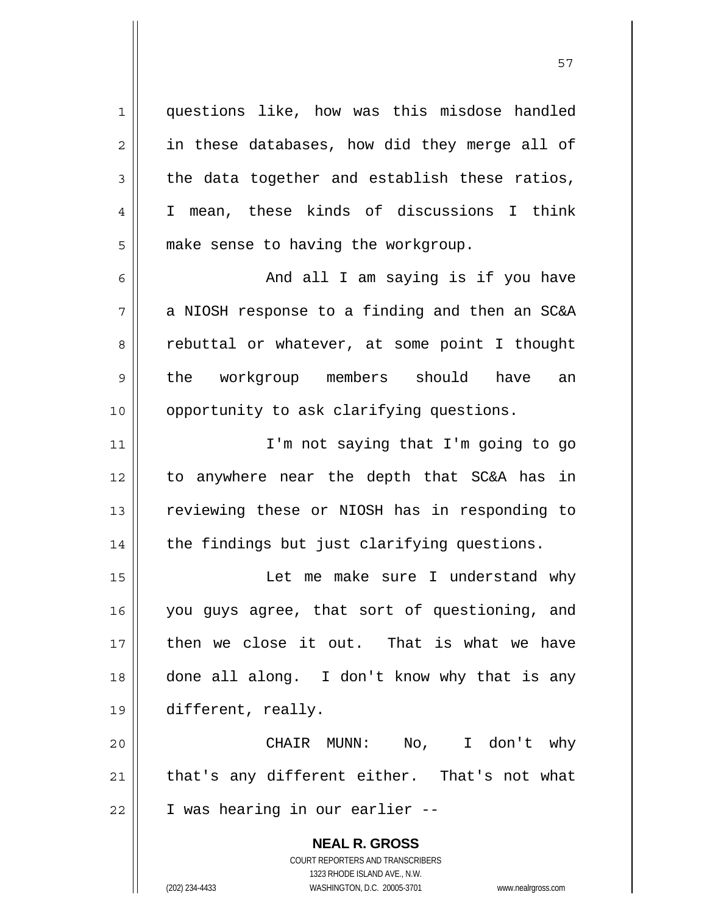questions like, how was this misdose handled in these databases, how did they merge all of the data together and establish these ratios, I mean, these kinds of discussions I think make sense to having the workgroup.

And all I am saying is if you have a NIOSH response to a finding and then an SC&A rebuttal or whatever, at some point I thought the workgroup members should have an opportunity to ask clarifying questions.

I'm not saying that I'm going to go to anywhere near the depth that SC&A has in reviewing these or NIOSH has in responding to the findings but just clarifying questions.

Let me make sure I understand why you guys agree, that sort of questioning, and then we close it out. That is what we have done all along. I don't know why that is any different, really.

CHAIR MUNN: No, I don't why that's any different either. That's not what I was hearing in our earlier --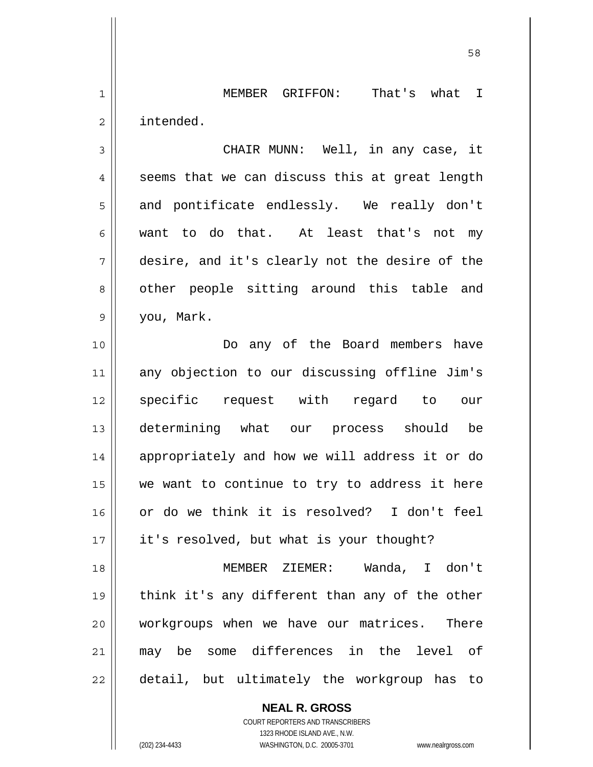MEMBER GRIFFON: That's what I intended.

CHAIR MUNN: Well, in any case, it seems that we can discuss this at great length and pontificate endlessly. We really don't want to do that. At least that's not my desire, and it's clearly not the desire of the other people sitting around this table and you, Mark.

Do any of the Board members have any objection to our discussing offline Jim's specific request with regard to our determining what our process should be appropriately and how we will address it or do we want to continue to try to address it here or do we think it is resolved? I don't feel it's resolved, but what is your thought?

MEMBER ZIEMER: Wanda, I don't think it's any different than any of the other workgroups when we have our matrices. There may be some differences in the level of detail, but ultimately the workgroup has to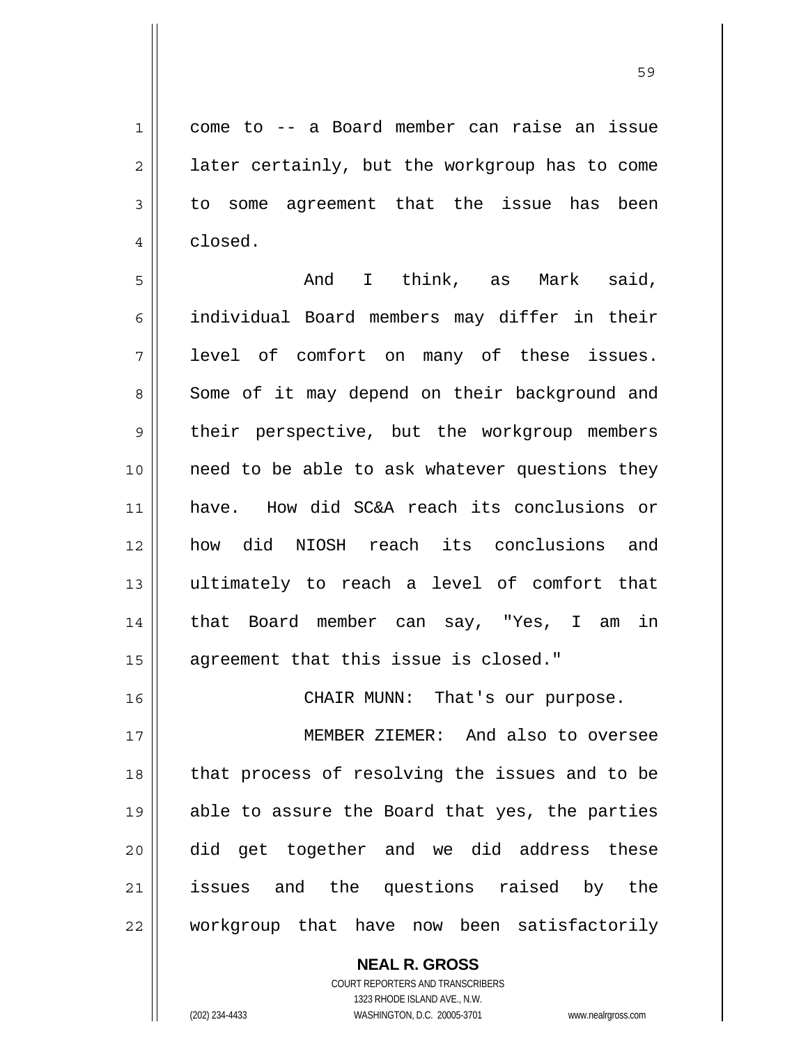come to -- a Board member can raise an issue later certainly, but the workgroup has to come to some agreement that the issue has been closed.

And I think, as Mark said, individual Board members may differ in their level of comfort on many of these issues. Some of it may depend on their background and their perspective, but the workgroup members need to be able to ask whatever questions they have. How did SC&A reach its conclusions or how did NIOSH reach its conclusions and ultimately to reach a level of comfort that that Board member can say, "Yes, I am in agreement that this issue is closed."

CHAIR MUNN: That's our purpose.

MEMBER ZIEMER: And also to oversee that process of resolving the issues and to be able to assure the Board that yes, the parties did get together and we did address these issues and the questions raised by the workgroup that have now been satisfactorily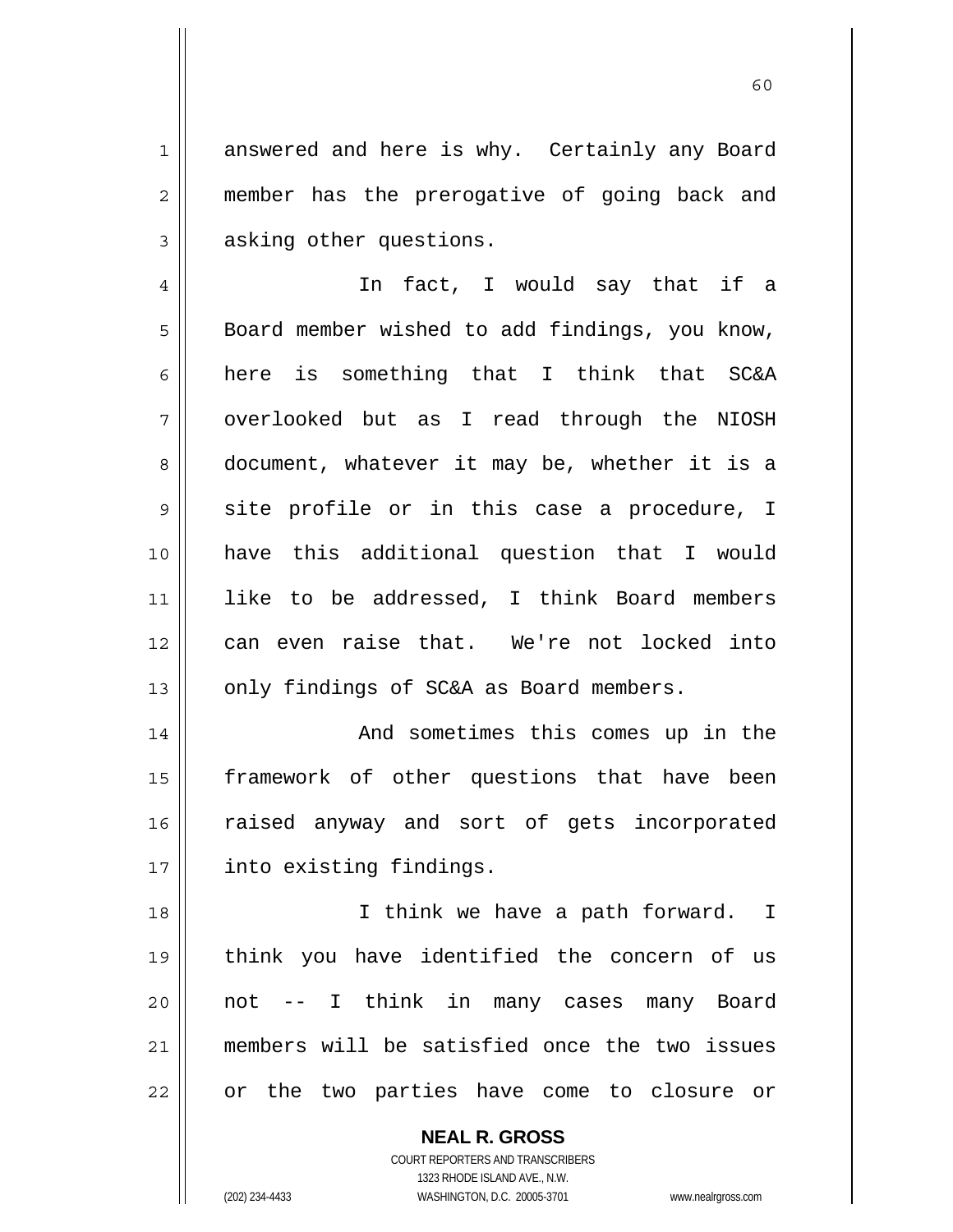answered and here is why. Certainly any Board member has the prerogative of going back and asking other questions.

In fact, I would say that if a Board member wished to add findings, you know, here is something that I think that SC&A overlooked but as I read through the NIOSH document, whatever it may be, whether it is a site profile or in this case a procedure, I have this additional question that I would like to be addressed, I think Board members can even raise that. We're not locked into only findings of SC&A as Board members.

And sometimes this comes up in the framework of other questions that have been raised anyway and sort of gets incorporated into existing findings.

I think we have a path forward. I think you have identified the concern of us not -- I think in many cases many Board members will be satisfied once the two issues or the two parties have come to closure or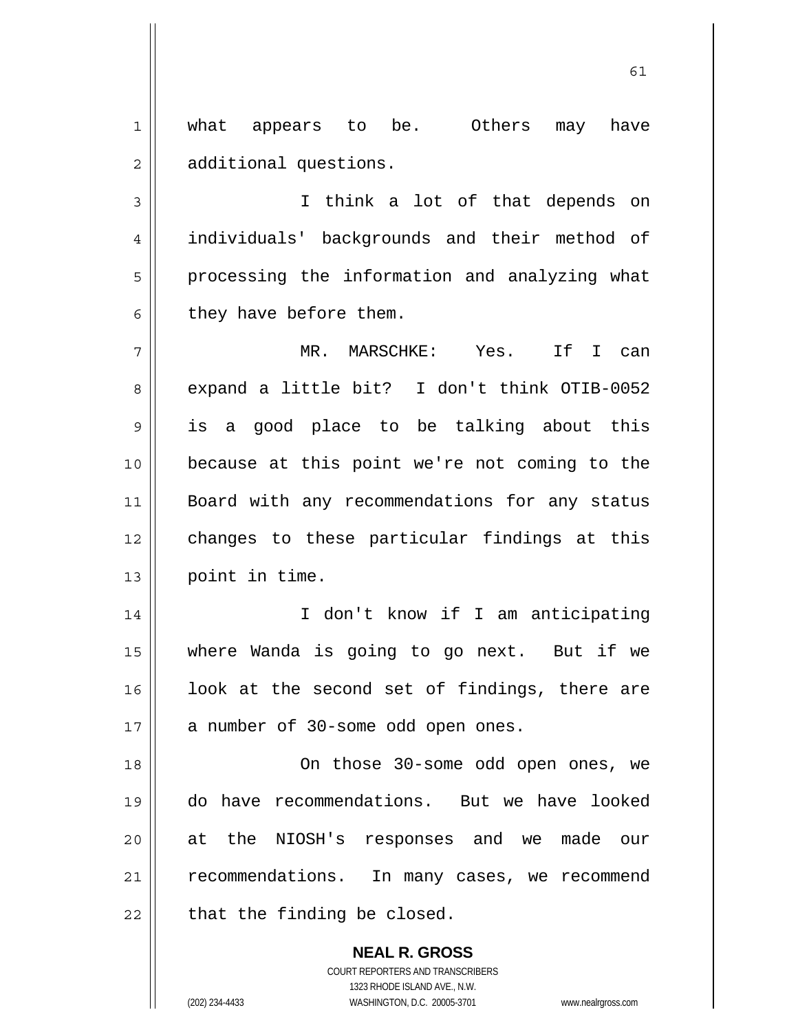what appears to be. Others may have additional questions.

I think a lot of that depends on individuals' backgrounds and their method of processing the information and analyzing what they have before them.

MR. MARSCHKE: Yes. If I can expand a little bit? I don't think OTIB-0052 is a good place to be talking about this because at this point we're not coming to the Board with any recommendations for any status changes to these particular findings at this point in time.

I don't know if I am anticipating where Wanda is going to go next. But if we look at the second set of findings, there are a number of 30-some odd open ones.

On those 30-some odd open ones, we do have recommendations. But we have looked at the NIOSH's responses and we made our recommendations. In many cases, we recommend that the finding be closed.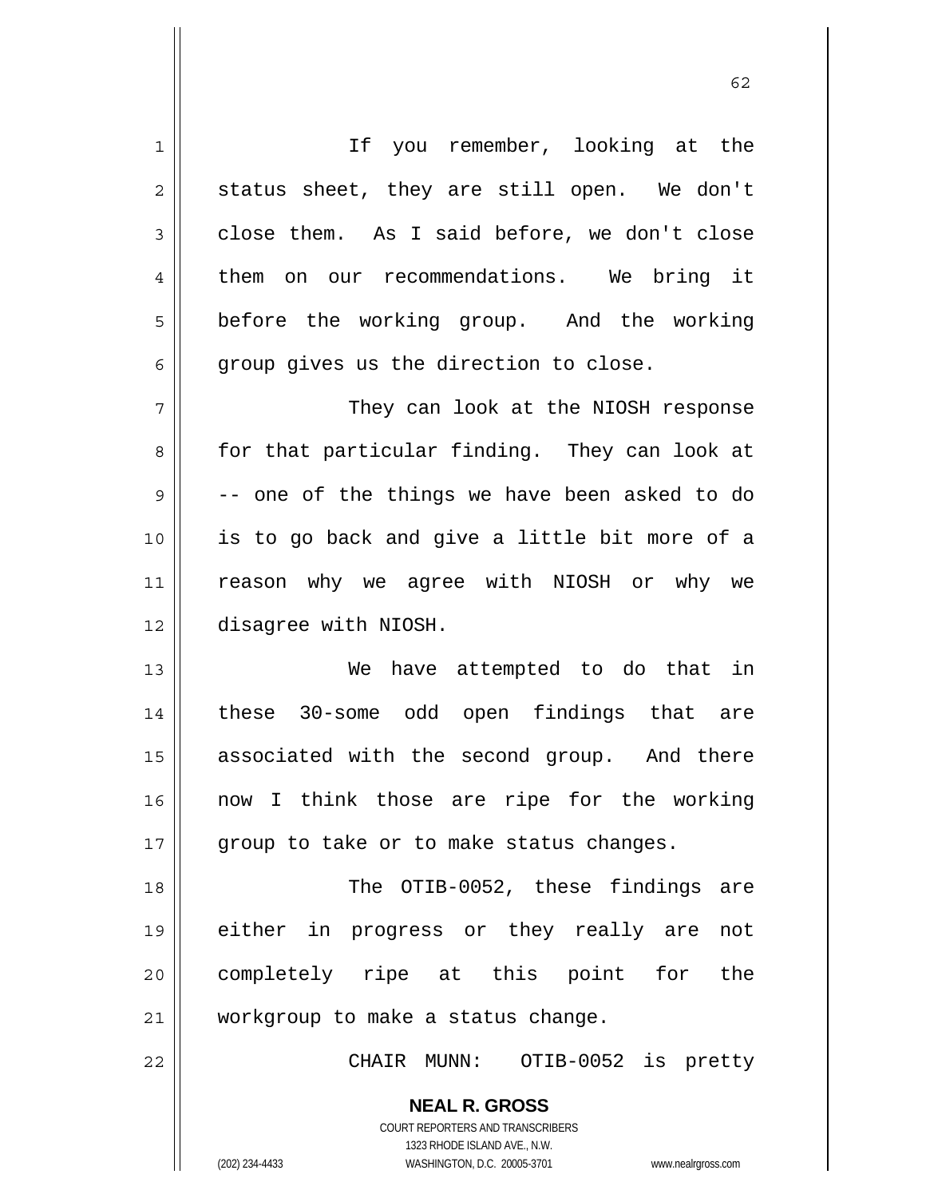If you remember, looking at the status sheet, they are still open. We don't close them. As I said before, we don't close them on our recommendations. We bring it before the working group. And the working group gives us the direction to close.

They can look at the NIOSH response for that particular finding. They can look at -- one of the things we have been asked to do is to go back and give a little bit more of a reason why we agree with NIOSH or why we disagree with NIOSH.

We have attempted to do that in these 30-some odd open findings that are associated with the second group. And there now I think those are ripe for the working group to take or to make status changes.

The OTIB-0052, these findings are either in progress or they really are not completely ripe at this point for the workgroup to make a status change.

CHAIR MUNN: OTIB-0052 is pretty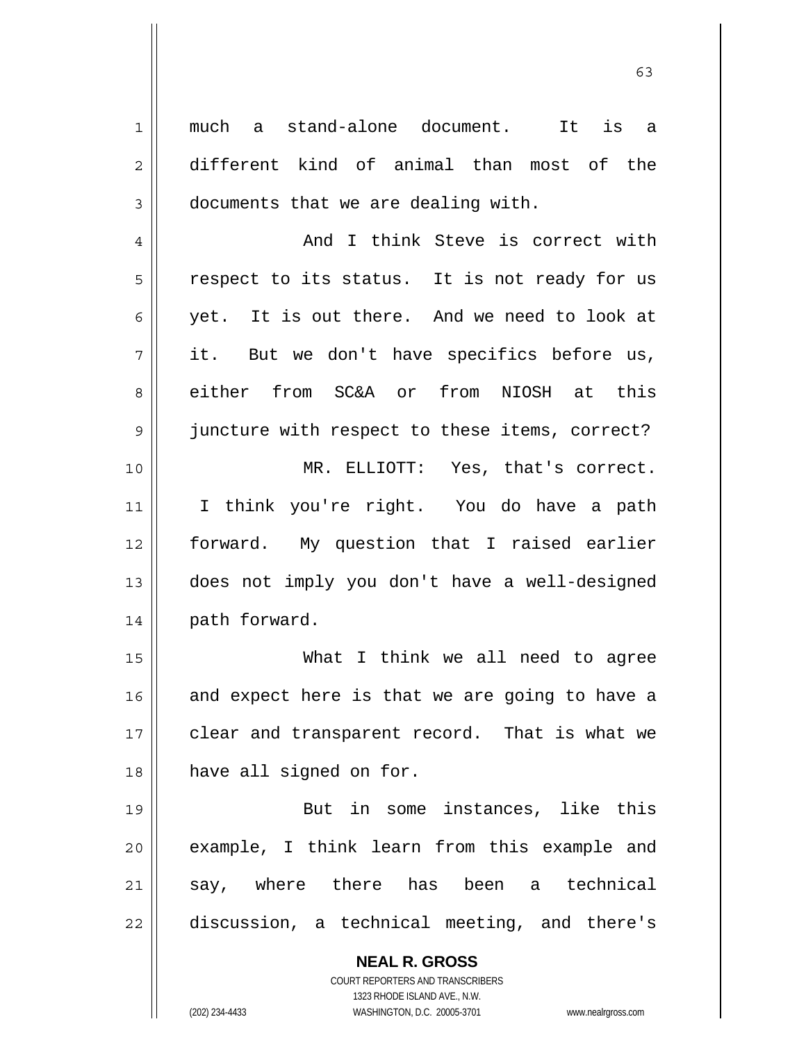much a stand-alone document. It is a different kind of animal than most of the documents that we are dealing with.

And I think Steve is correct with respect to its status. It is not ready for us yet. It is out there. And we need to look at it. But we don't have specifics before us, either from SC&A or from NIOSH at this juncture with respect to these items, correct?

MR. ELLIOTT: Yes, that's correct. I think you're right. You do have a path forward. My question that I raised earlier does not imply you don't have a well-designed path forward.

What I think we all need to agree and expect here is that we are going to have a clear and transparent record. That is what we have all signed on for.

But in some instances, like this example, I think learn from this example and say, where there has been a technical discussion, a technical meeting, and there's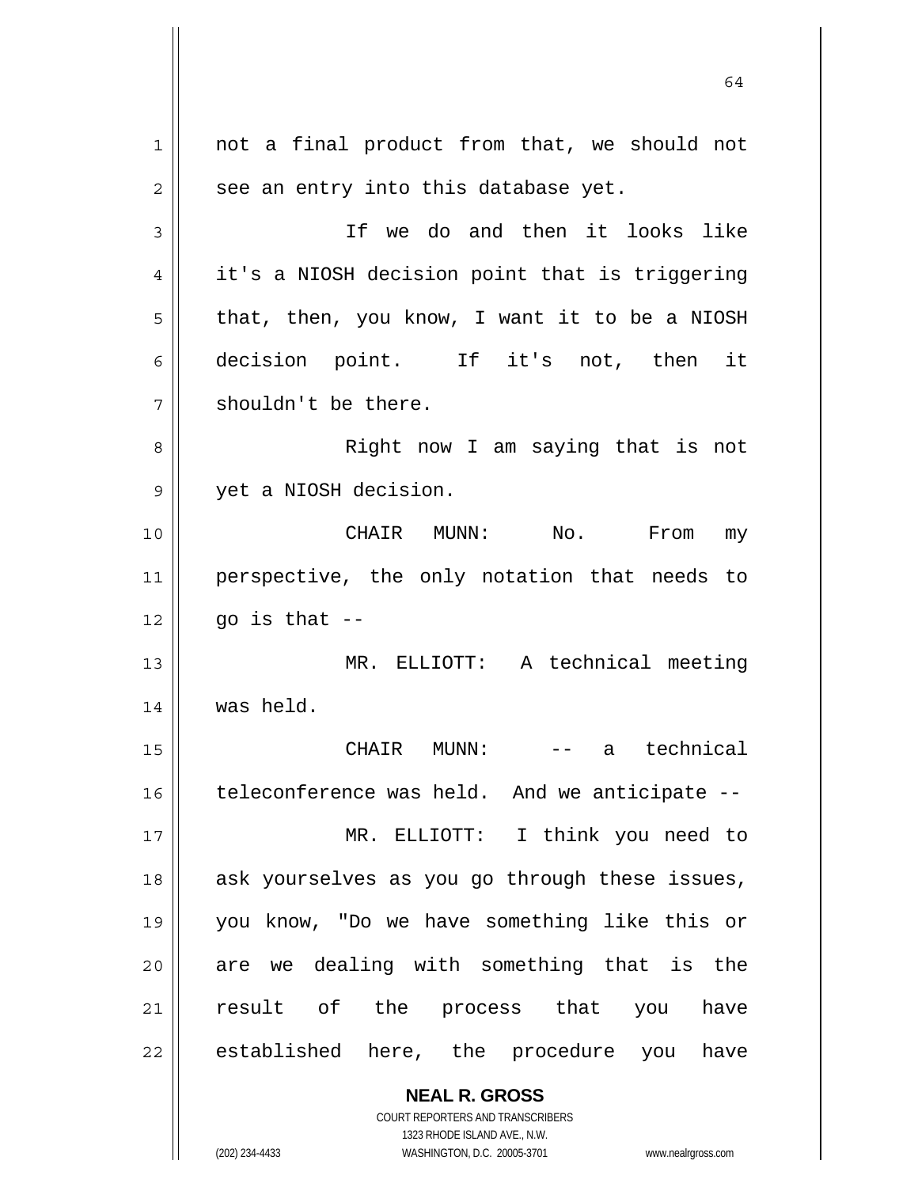not a final product from that, we should not see an entry into this database yet.

If we do and then it looks like it's a NIOSH decision point that is triggering that, then, you know, I want it to be a NIOSH decision point. If it's not, then it shouldn't be there.

Right now I am saying that is not yet a NIOSH decision.

CHAIR MUNN: No. From my perspective, the only notation that needs to go is that --

MR. ELLIOTT: A technical meeting was held.

CHAIR MUNN: -- a technical teleconference was held. And we anticipate --

MR. ELLIOTT: I think you need to ask yourselves as you go through these issues, you know, "Do we have something like this or are we dealing with something that is the result of the process that you have established here, the procedure you have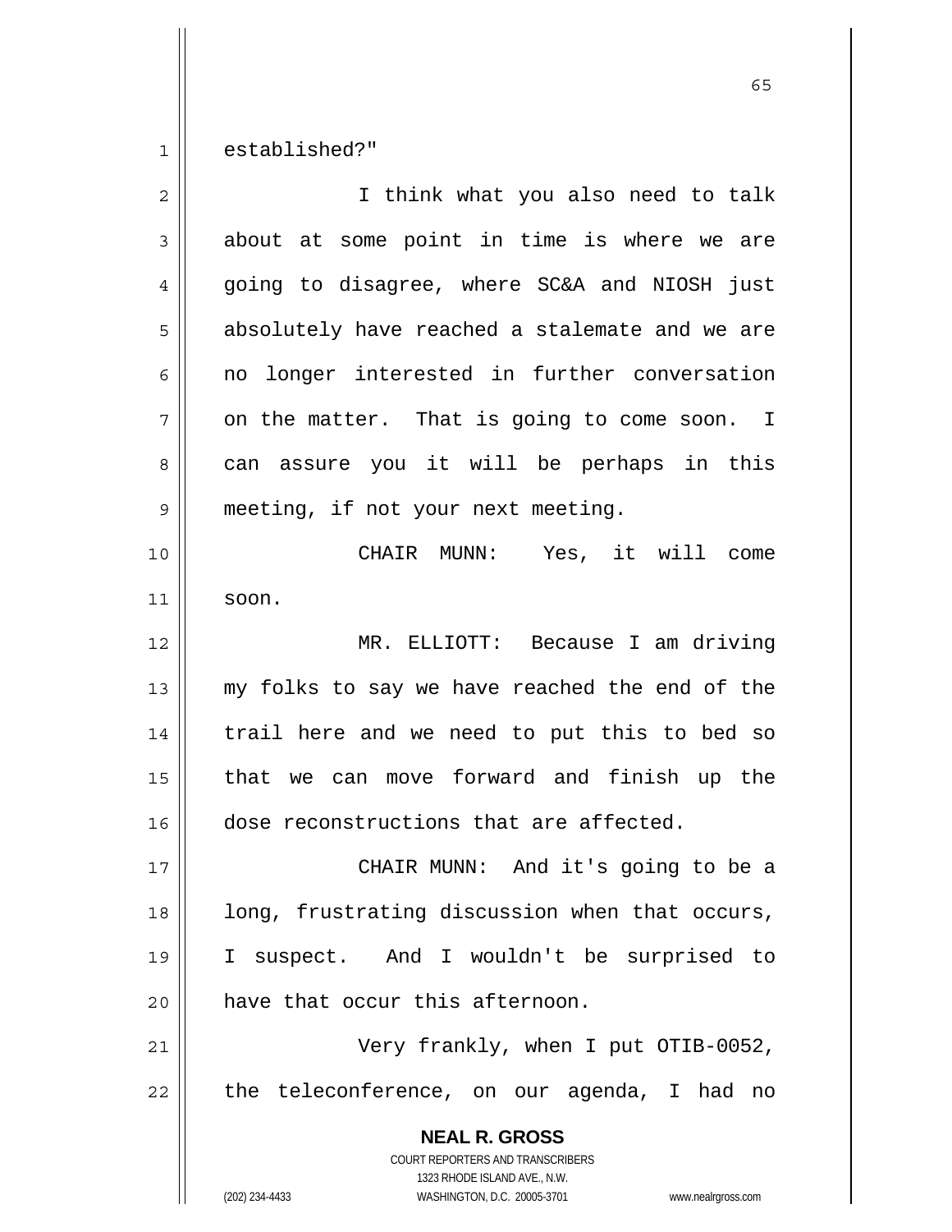established?"

I think what you also need to talk about at some point in time is where we are going to disagree, where SC&A and NIOSH just absolutely have reached a stalemate and we are no longer interested in further conversation on the matter. That is going to come soon. I can assure you it will be perhaps in this meeting, if not your next meeting.

CHAIR MUNN: Yes, it will come soon.

MR. ELLIOTT: Because I am driving my folks to say we have reached the end of the trail here and we need to put this to bed so that we can move forward and finish up the dose reconstructions that are affected.

CHAIR MUNN: And it's going to be a long, frustrating discussion when that occurs, I suspect. And I wouldn't be surprised to have that occur this afternoon.

Very frankly, when I put OTIB-0052, the teleconference, on our agenda, I had no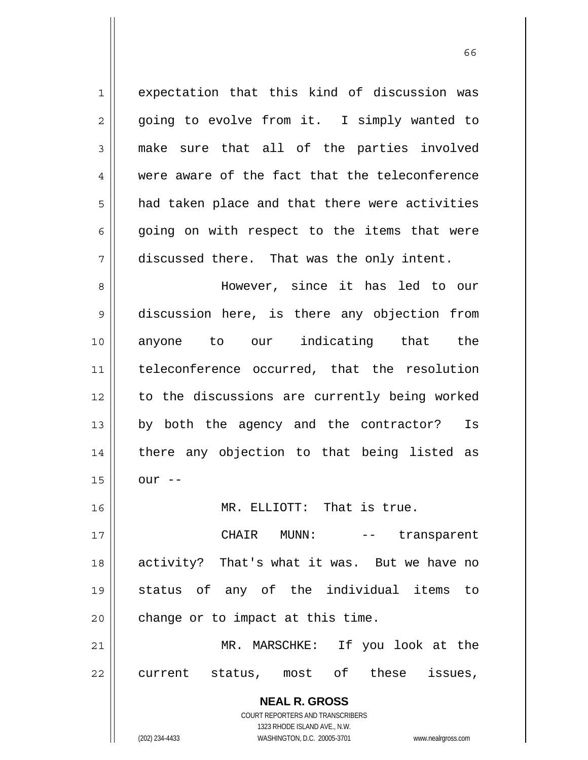expectation that this kind of discussion was going to evolve from it. I simply wanted to make sure that all of the parties involved were aware of the fact that the teleconference had taken place and that there were activities going on with respect to the items that were discussed there. That was the only intent.

However, since it has led to our discussion here, is there any objection from anyone to our indicating that the teleconference occurred, that the resolution to the discussions are currently being worked by both the agency and the contractor? Is there any objection to that being listed as our --

MR. ELLIOTT: That is true.

CHAIR MUNN: -- transparent activity? That's what it was. But we have no status of any of the individual items to change or to impact at this time.

MR. MARSCHKE: If you look at the current status, most of these issues,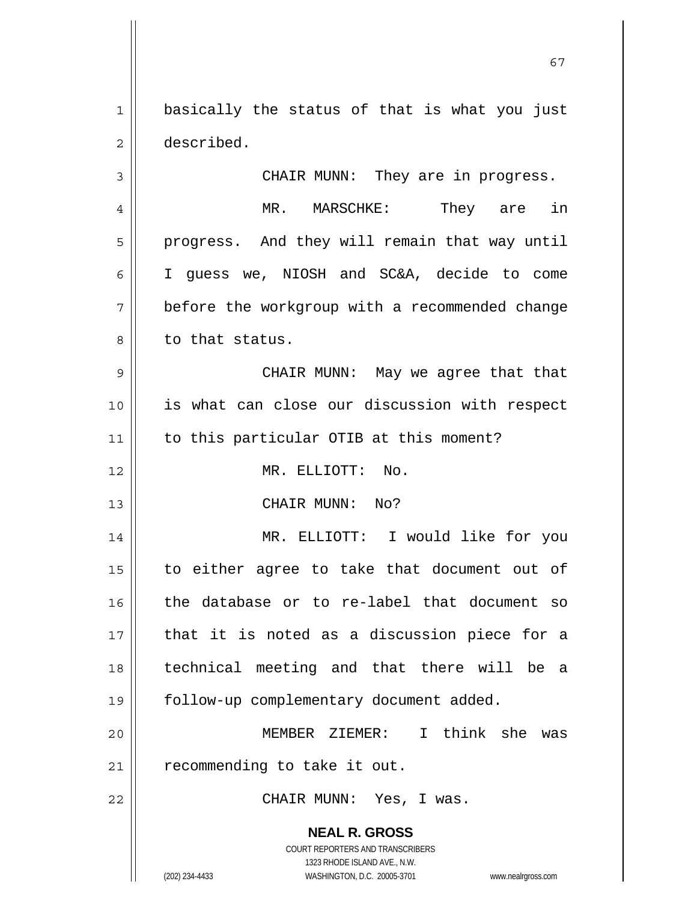basically the status of that is what you just described.

CHAIR MUNN: They are in progress.

MR. MARSCHKE: They are in progress. And they will remain that way until I guess we, NIOSH and SC&A, decide to come before the workgroup with a recommended change to that status.

CHAIR MUNN: May we agree that that is what can close our discussion with respect to this particular OTIB at this moment?

MR. ELLIOTT: No.

CHAIR MUNN: No?

MR. ELLIOTT: I would like for you to either agree to take that document out of the database or to re-label that document so that it is noted as a discussion piece for a technical meeting and that there will be a follow-up complementary document added.

MEMBER ZIEMER: I think she was recommending to take it out.

CHAIR MUNN: Yes, I was.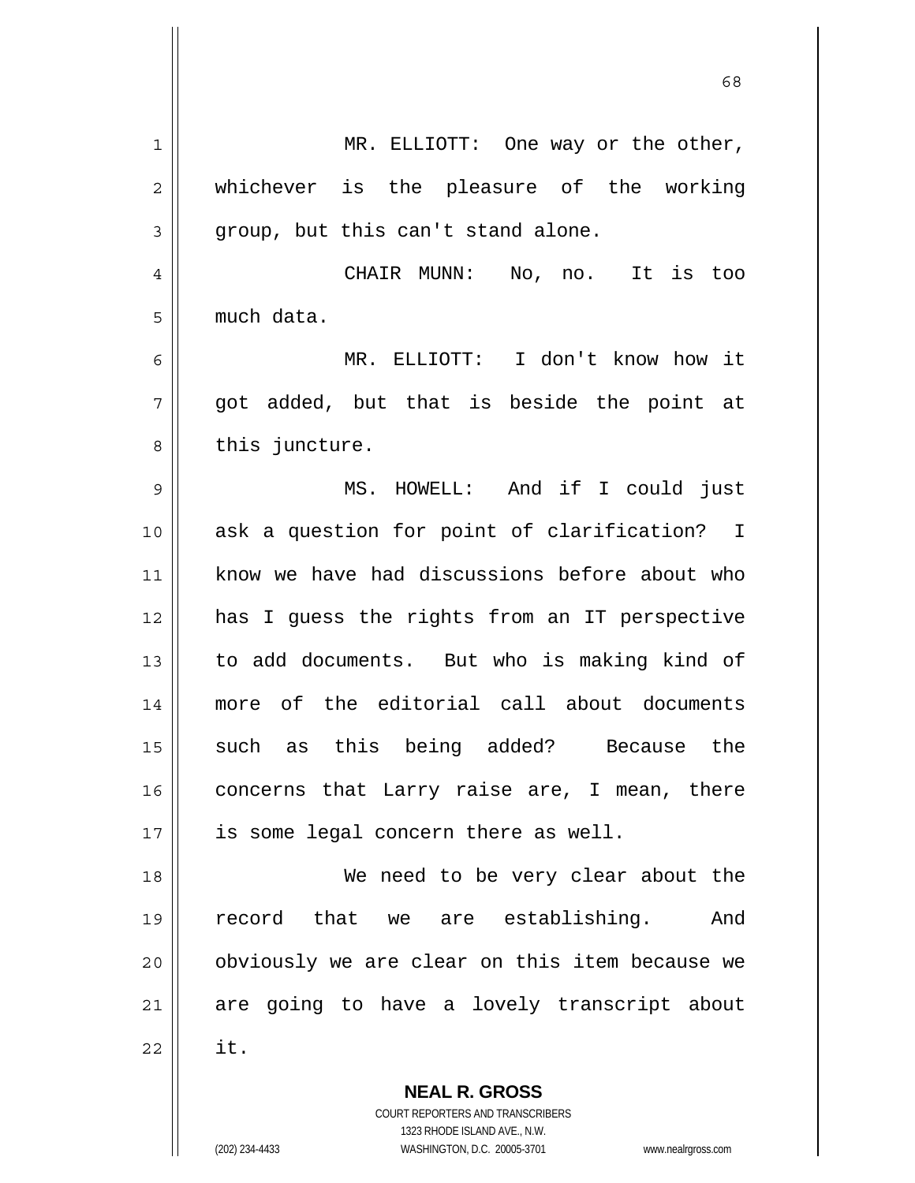MR. ELLIOTT: One way or the other, whichever is the pleasure of the working group, but this can't stand alone.

CHAIR MUNN: No, no. It is too much data.

MR. ELLIOTT: I don't know how it got added, but that is beside the point at this juncture.

MS. HOWELL: And if I could just ask a question for point of clarification? I know we have had discussions before about who has I guess the rights from an IT perspective to add documents. But who is making kind of more of the editorial call about documents such as this being added? Because the concerns that Larry raise are, I mean, there is some legal concern there as well.

We need to be very clear about the record that we are establishing. And obviously we are clear on this item because we are going to have a lovely transcript about it.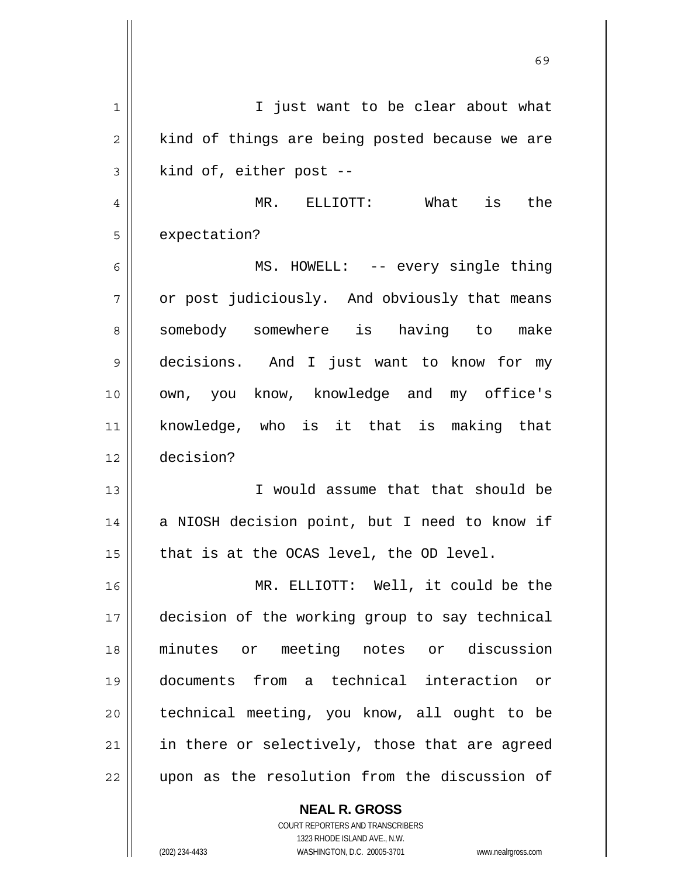I just want to be clear about what kind of things are being posted because we are kind of, either post --

MR. ELLIOTT: What is the expectation?

MS. HOWELL: -- every single thing or post judiciously. And obviously that means somebody somewhere is having to make decisions. And I just want to know for my own, you know, knowledge and my office's knowledge, who is it that is making that decision?

I would assume that that should be a NIOSH decision point, but I need to know if that is at the OCAS level, the OD level.

MR. ELLIOTT: Well, it could be the decision of the working group to say technical minutes or meeting notes or discussion documents from a technical interaction or technical meeting, you know, all ought to be in there or selectively, those that are agreed upon as the resolution from the discussion of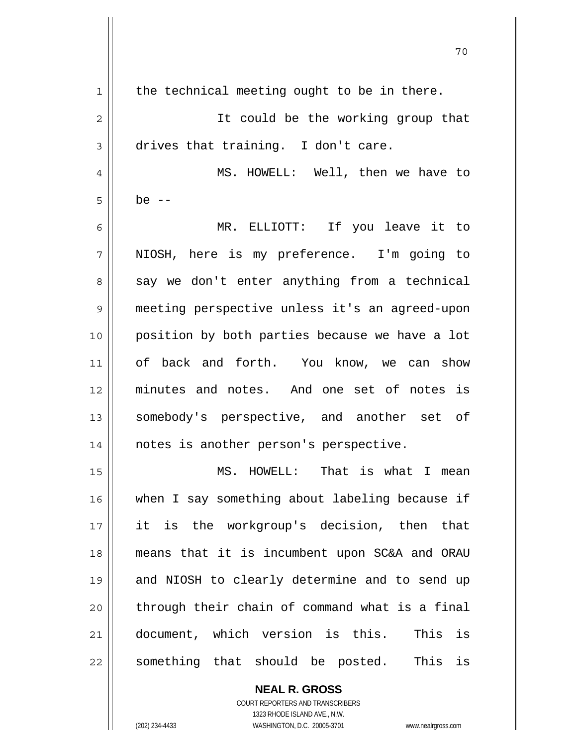the technical meeting ought to be in there.

It could be the working group that drives that training. I don't care.

MS. HOWELL: Well, then we have to be --

MR. ELLIOTT: If you leave it to NIOSH, here is my preference. I'm going to say we don't enter anything from a technical meeting perspective unless it's an agreed-upon position by both parties because we have a lot of back and forth. You know, we can show minutes and notes. And one set of notes is somebody's perspective, and another set of notes is another person's perspective.

MS. HOWELL: That is what I mean when I say something about labeling because if it is the workgroup's decision, then that means that it is incumbent upon SC&A and ORAU and NIOSH to clearly determine and to send up through their chain of command what is a final document, which version is this. This is something that should be posted. This is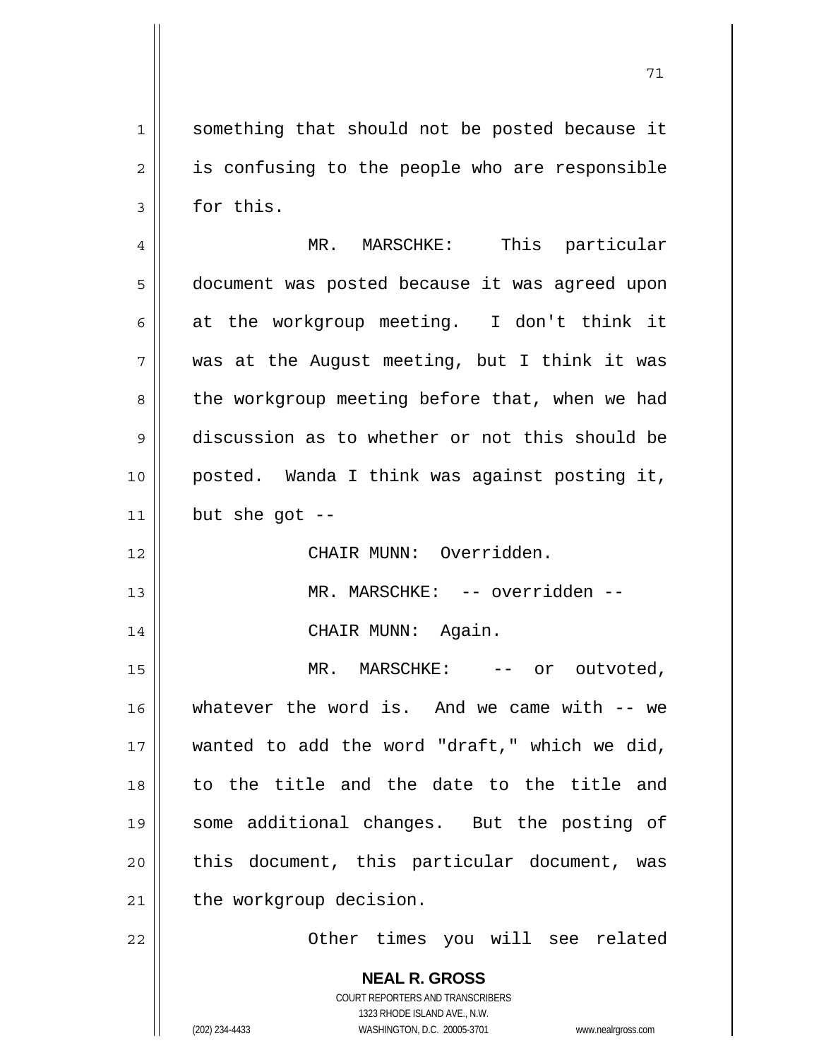something that should not be posted because it is confusing to the people who are responsible for this.

MR. MARSCHKE: This particular document was posted because it was agreed upon at the workgroup meeting. I don't think it was at the August meeting, but I think it was the workgroup meeting before that, when we had discussion as to whether or not this should be posted. Wanda I think was against posting it, but she got --

CHAIR MUNN: Overridden.

MR. MARSCHKE: -- overridden --

CHAIR MUNN: Again.

MR. MARSCHKE: -- or outvoted, whatever the word is. And we came with -- we wanted to add the word "draft," which we did, to the title and the date to the title and some additional changes. But the posting of this document, this particular document, was the workgroup decision.

Other times you will see related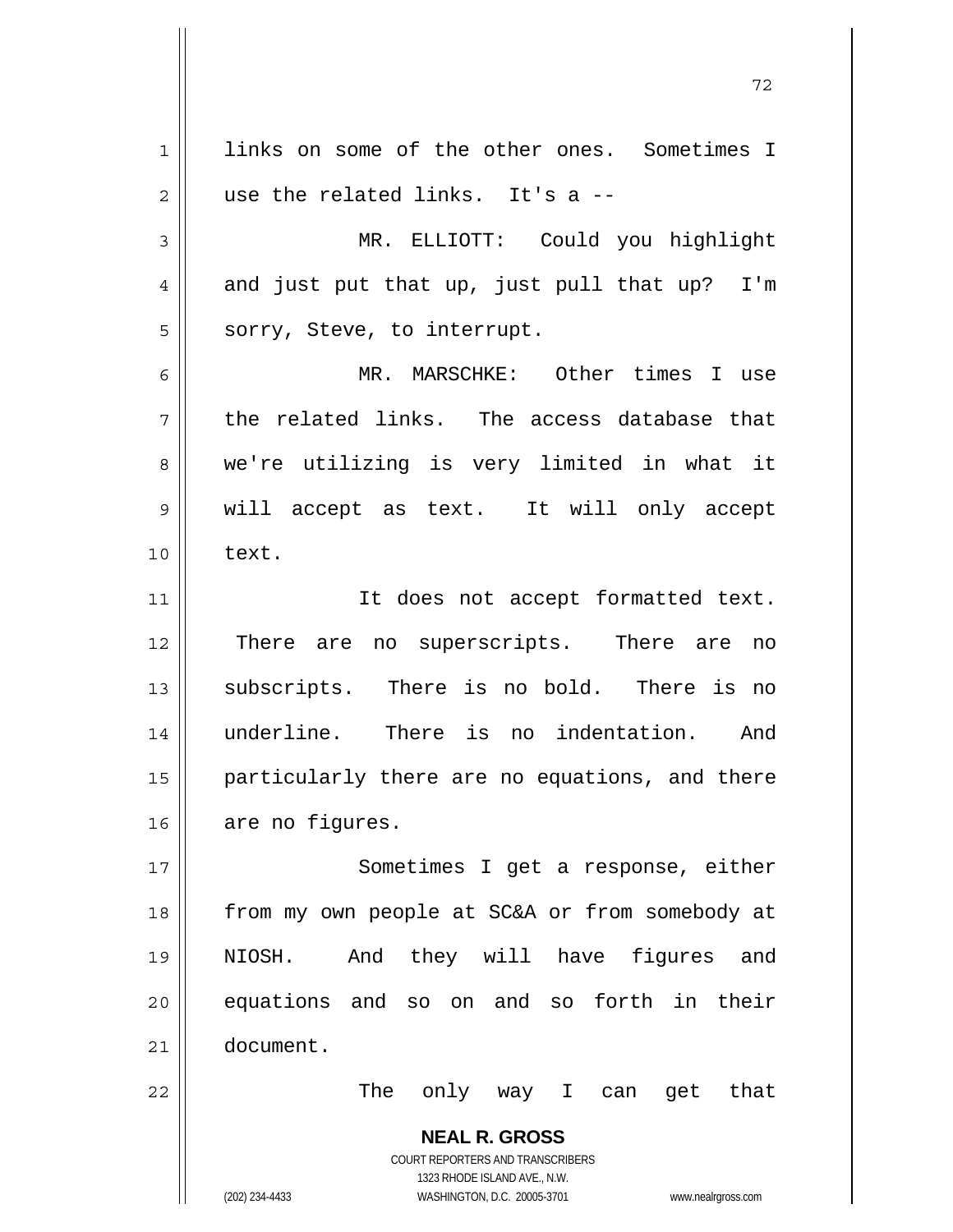links on some of the other ones. Sometimes I use the related links. It's a --

MR. ELLIOTT: Could you highlight and just put that up, just pull that up? I'm sorry, Steve, to interrupt.

MR. MARSCHKE: Other times I use the related links. The access database that we're utilizing is very limited in what it will accept as text. It will only accept text.

It does not accept formatted text. There are no superscripts. There are no subscripts. There is no bold. There is no underline. There is no indentation. And particularly there are no equations, and there are no figures.

Sometimes I get a response, either from my own people at SC&A or from somebody at NIOSH. And they will have figures and equations and so on and so forth in their document.

The only way I can get that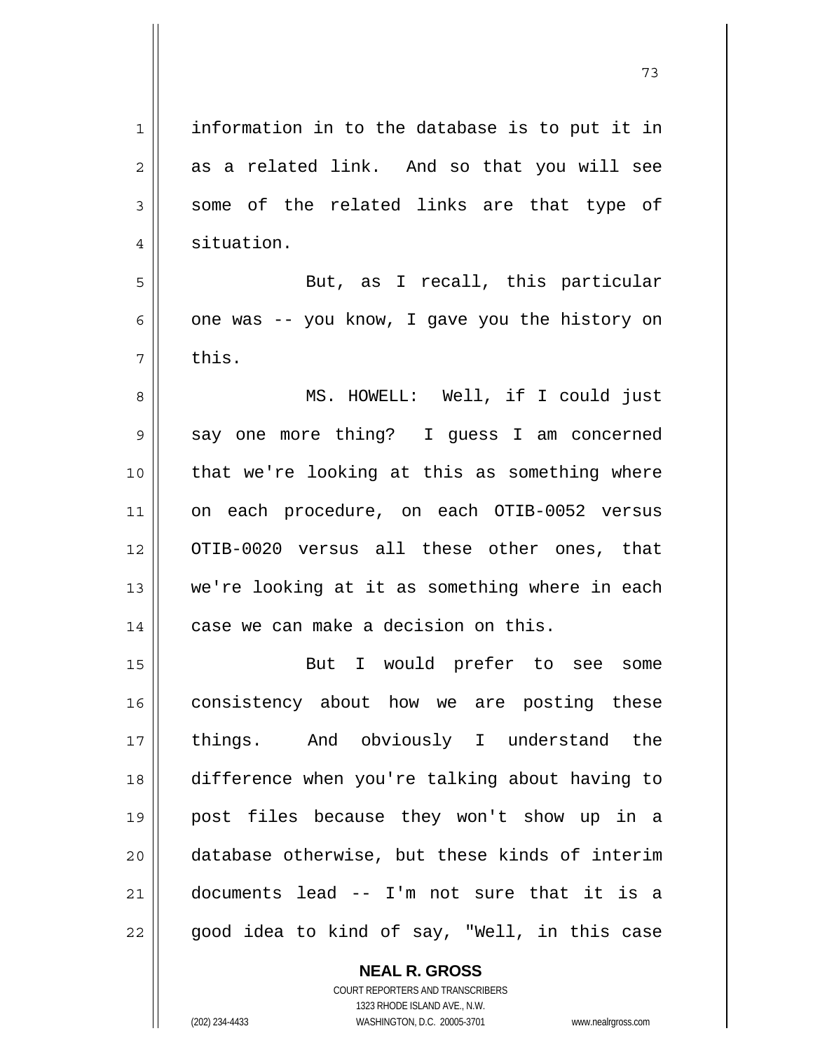information in to the database is to put it in as a related link. And so that you will see some of the related links are that type of situation.

But, as I recall, this particular one was -- you know, I gave you the history on this.

MS. HOWELL: Well, if I could just say one more thing? I guess I am concerned that we're looking at this as something where on each procedure, on each OTIB-0052 versus OTIB-0020 versus all these other ones, that we're looking at it as something where in each case we can make a decision on this.

But I would prefer to see some consistency about how we are posting these things. And obviously I understand the difference when you're talking about having to post files because they won't show up in a database otherwise, but these kinds of interim documents lead -- I'm not sure that it is a good idea to kind of say, "Well, in this case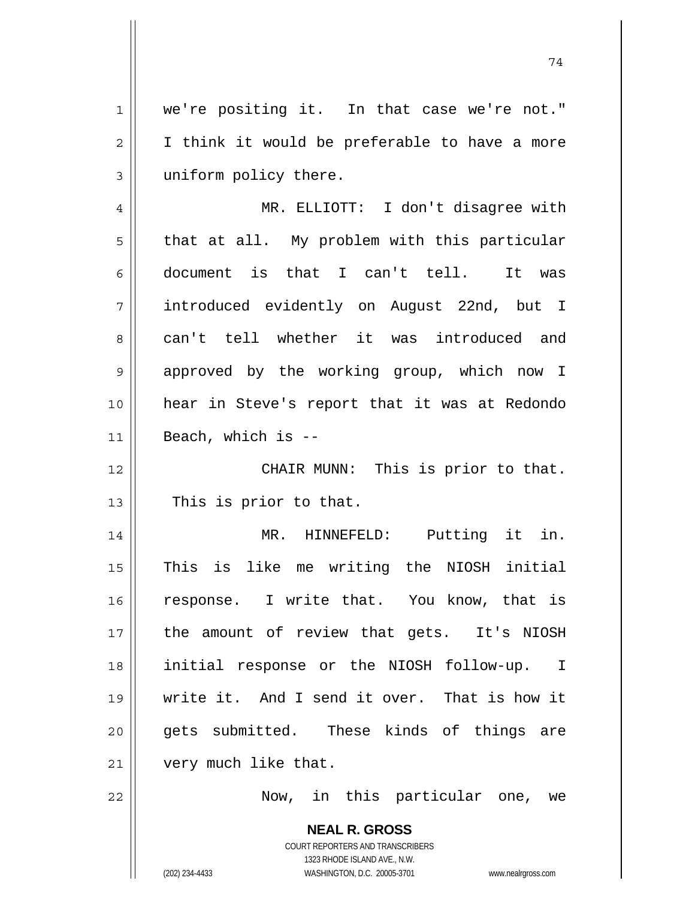we're positing it. In that case we're not." I think it would be preferable to have a more uniform policy there.

MR. ELLIOTT: I don't disagree with that at all. My problem with this particular document is that I can't tell. It was introduced evidently on August 22nd, but I can't tell whether it was introduced and approved by the working group, which now I hear in Steve's report that it was at Redondo Beach, which is --

CHAIR MUNN: This is prior to that. This is prior to that.

MR. HINNEFELD: Putting it in. This is like me writing the NIOSH initial response. I write that. You know, that is the amount of review that gets. It's NIOSH initial response or the NIOSH follow-up. I write it. And I send it over. That is how it gets submitted. These kinds of things are very much like that.

Now, in this particular one, we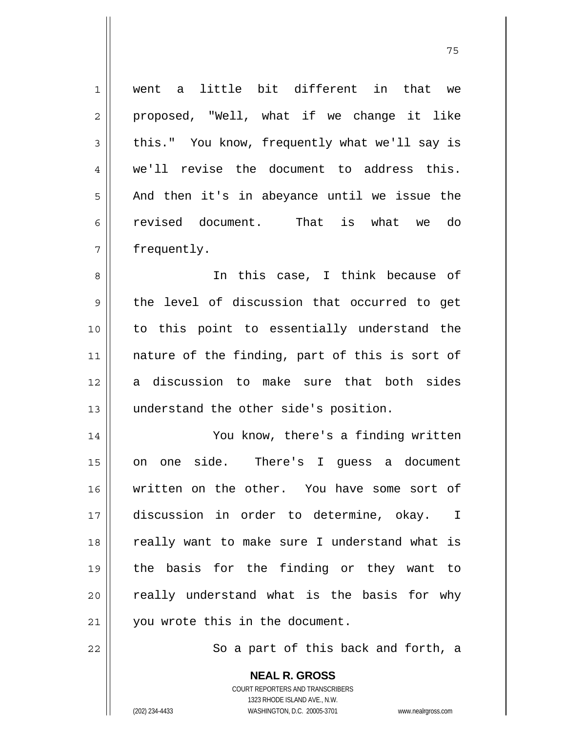went a little bit different in that we proposed, "Well, what if we change it like this." You know, frequently what we'll say is we'll revise the document to address this. And then it's in abeyance until we issue the revised document. That is what we do frequently.

In this case, I think because of the level of discussion that occurred to get to this point to essentially understand the nature of the finding, part of this is sort of a discussion to make sure that both sides understand the other side's position.

You know, there's a finding written on one side. There's I guess a document written on the other. You have some sort of discussion in order to determine, okay. I really want to make sure I understand what is the basis for the finding or they want to really understand what is the basis for why you wrote this in the document.

So a part of this back and forth, a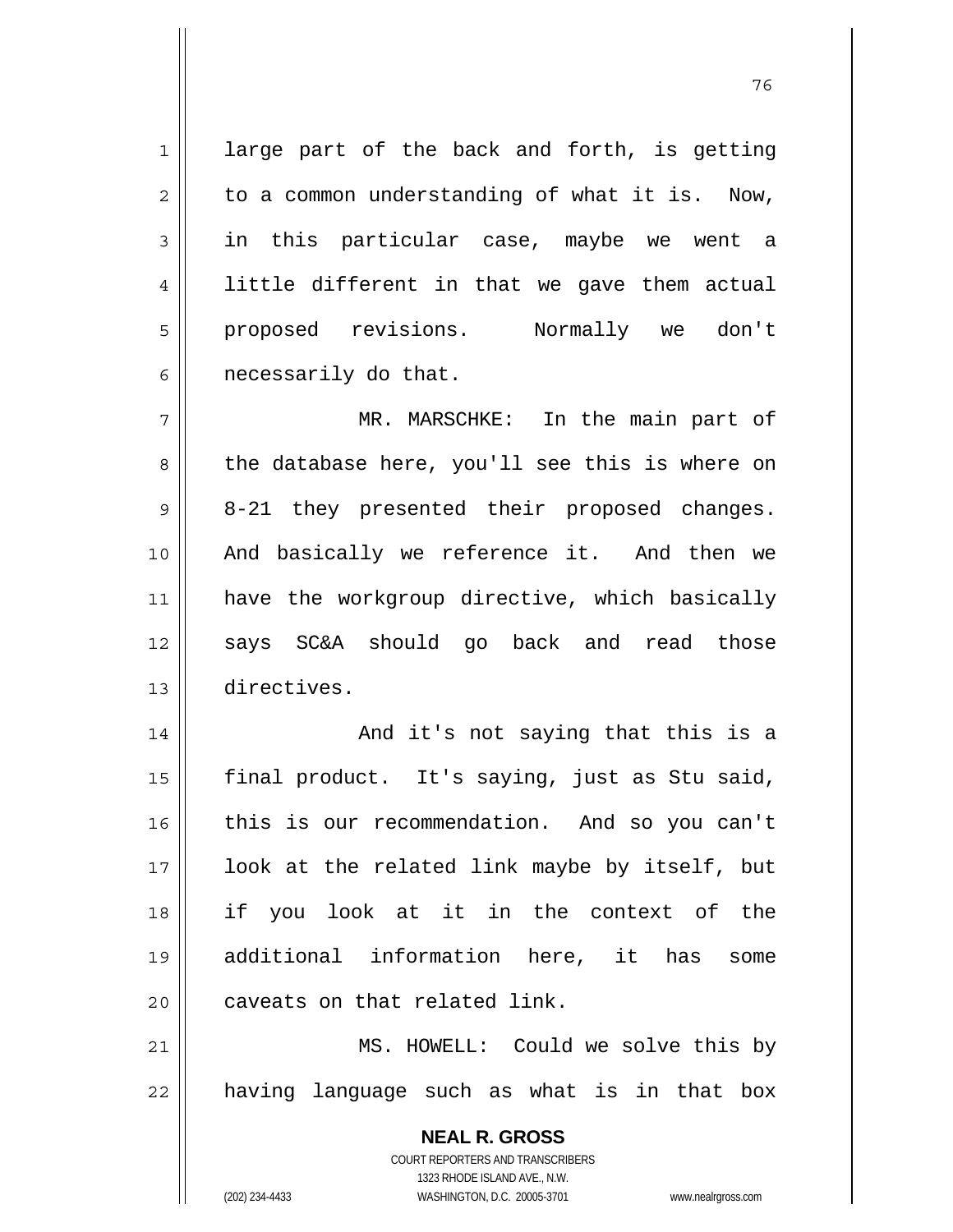large part of the back and forth, is getting to a common understanding of what it is. Now, in this particular case, maybe we went a little different in that we gave them actual proposed revisions. Normally we don't necessarily do that.

MR. MARSCHKE: In the main part of the database here, you'll see this is where on 8-21 they presented their proposed changes. And basically we reference it. And then we have the workgroup directive, which basically says SC&A should go back and read those directives.

And it's not saying that this is a final product. It's saying, just as Stu said, this is our recommendation. And so you can't look at the related link maybe by itself, but if you look at it in the context of the additional information here, it has some caveats on that related link.

MS. HOWELL: Could we solve this by having language such as what is in that box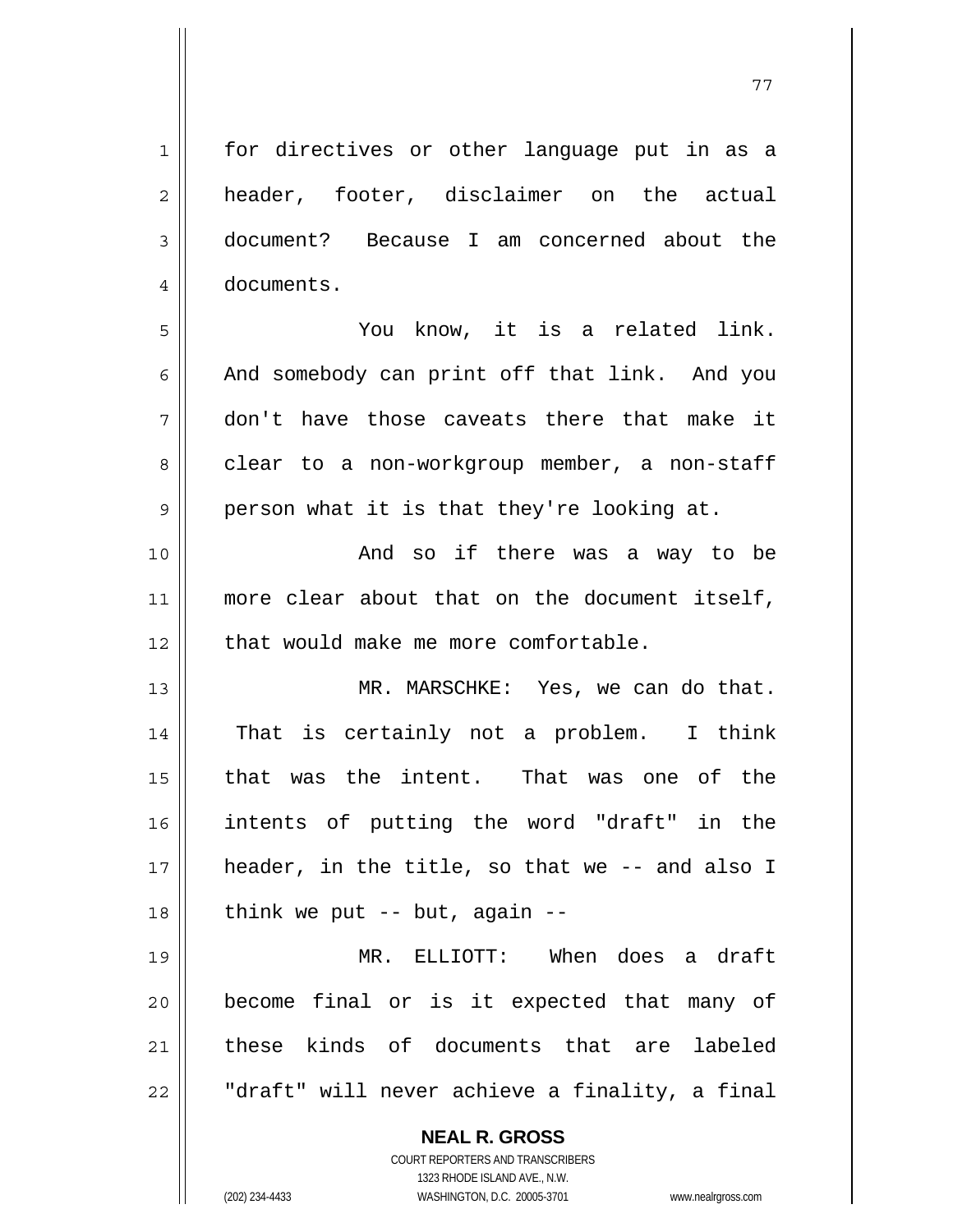for directives or other language put in as a header, footer, disclaimer on the actual document? Because I am concerned about the documents.

You know, it is a related link. And somebody can print off that link. And you don't have those caveats there that make it clear to a non-workgroup member, a non-staff person what it is that they're looking at.

And so if there was a way to be more clear about that on the document itself, that would make me more comfortable.

MR. MARSCHKE: Yes, we can do that. That is certainly not a problem. I think that was the intent. That was one of the intents of putting the word "draft" in the header, in the title, so that we -- and also I think we put -- but, again --

MR. ELLIOTT: When does a draft become final or is it expected that many of these kinds of documents that are labeled "draft" will never achieve a finality, a final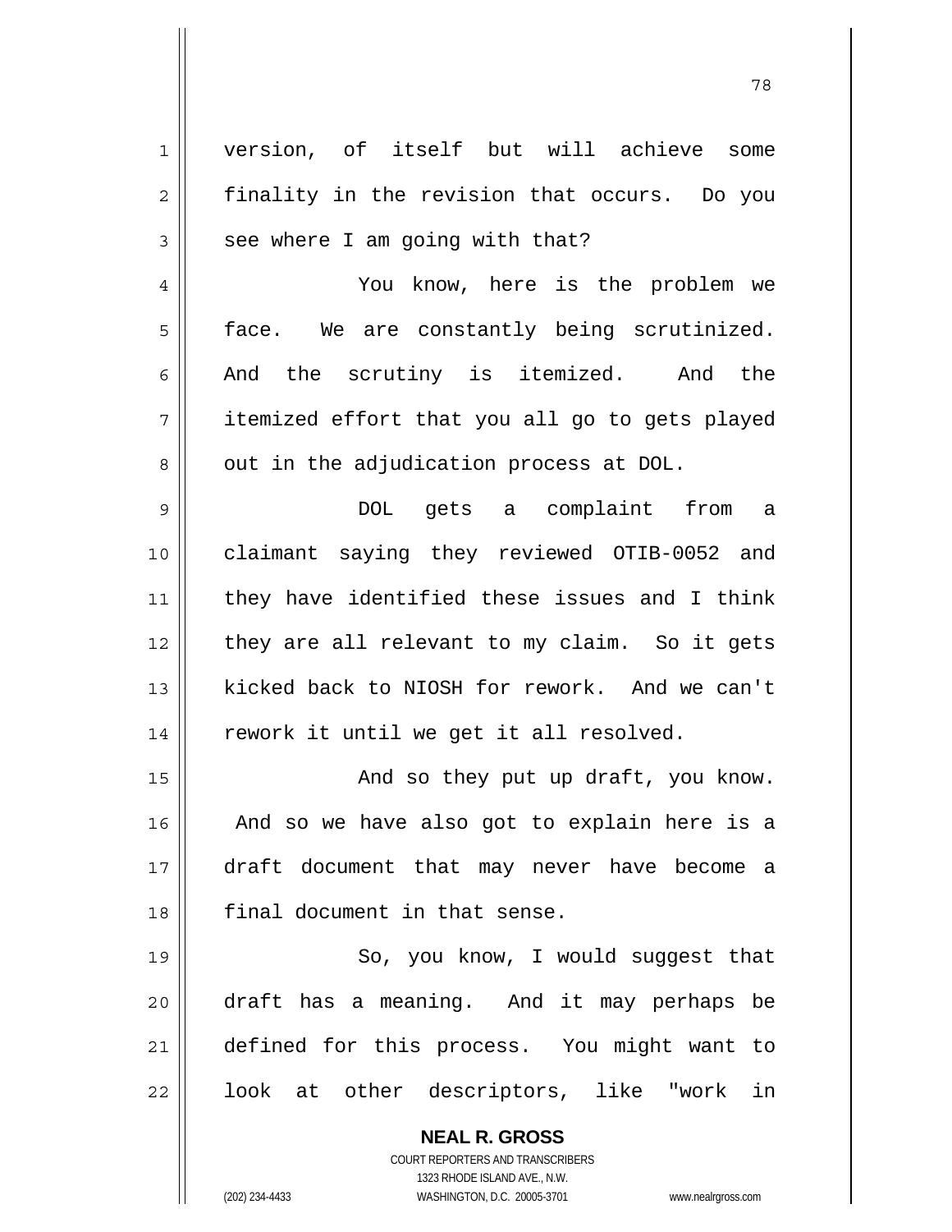version, of itself but will achieve some finality in the revision that occurs. Do you see where I am going with that?

You know, here is the problem we face. We are constantly being scrutinized. And the scrutiny is itemized. And the itemized effort that you all go to gets played out in the adjudication process at DOL.

DOL gets a complaint from a claimant saying they reviewed OTIB-0052 and they have identified these issues and I think they are all relevant to my claim. So it gets kicked back to NIOSH for rework. And we can't rework it until we get it all resolved.

And so they put up draft, you know. And so we have also got to explain here is a draft document that may never have become a final document in that sense.

So, you know, I would suggest that draft has a meaning. And it may perhaps be defined for this process. You might want to look at other descriptors, like "work in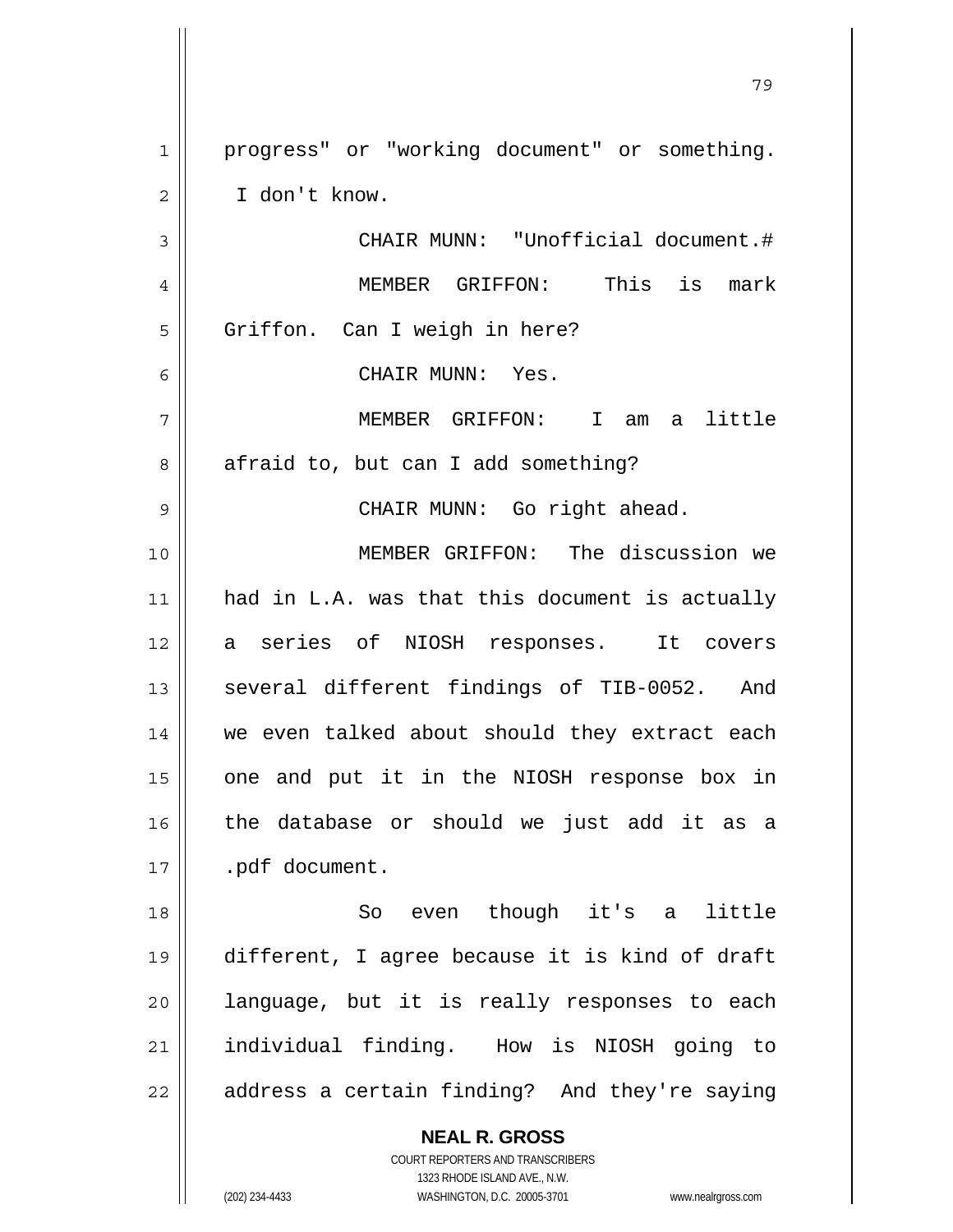progress" or "working document" or something. I don't know.

CHAIR MUNN: "Unofficial document.#

MEMBER GRIFFON: This is mark Griffon. Can I weigh in here?

CHAIR MUNN: Yes.

MEMBER GRIFFON: I am a little afraid to, but can I add something?

CHAIR MUNN: Go right ahead.

MEMBER GRIFFON: The discussion we had in L.A. was that this document is actually a series of NIOSH responses. It covers several different findings of TIB-0052. And we even talked about should they extract each one and put it in the NIOSH response box in the database or should we just add it as a .pdf document.

So even though it's a little different, I agree because it is kind of draft language, but it is really responses to each individual finding. How is NIOSH going to address a certain finding? And they're saying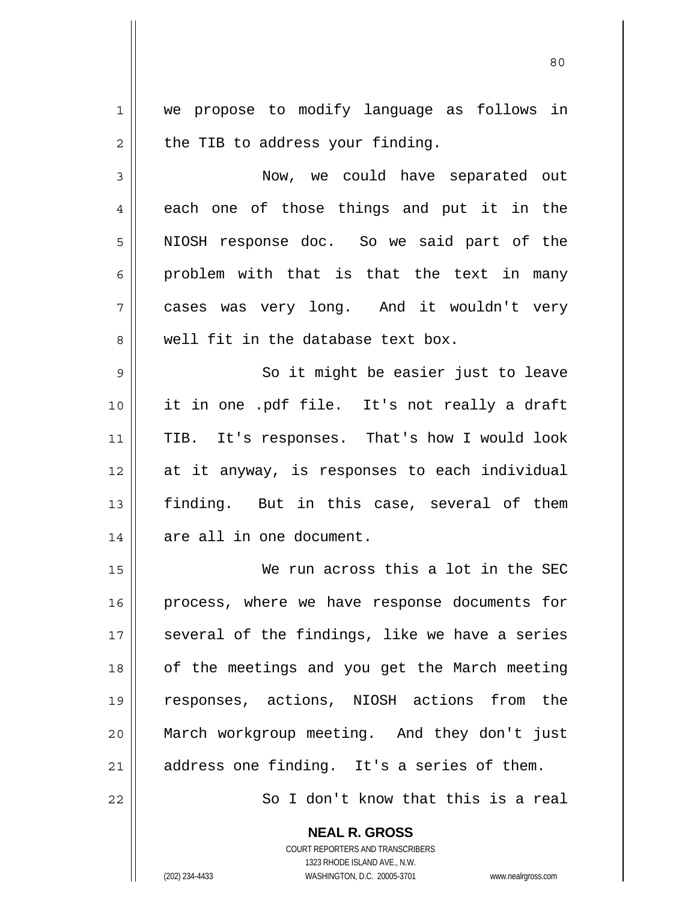we propose to modify language as follows in the TIB to address your finding.

Now, we could have separated out each one of those things and put it in the NIOSH response doc. So we said part of the problem with that is that the text in many cases was very long. And it wouldn't very well fit in the database text box.

So it might be easier just to leave it in one .pdf file. It's not really a draft TIB. It's responses. That's how I would look at it anyway, is responses to each individual finding. But in this case, several of them are all in one document.

We run across this a lot in the SEC process, where we have response documents for several of the findings, like we have a series of the meetings and you get the March meeting responses, actions, NIOSH actions from the March workgroup meeting. And they don't just address one finding. It's a series of them.

So I don't know that this is a real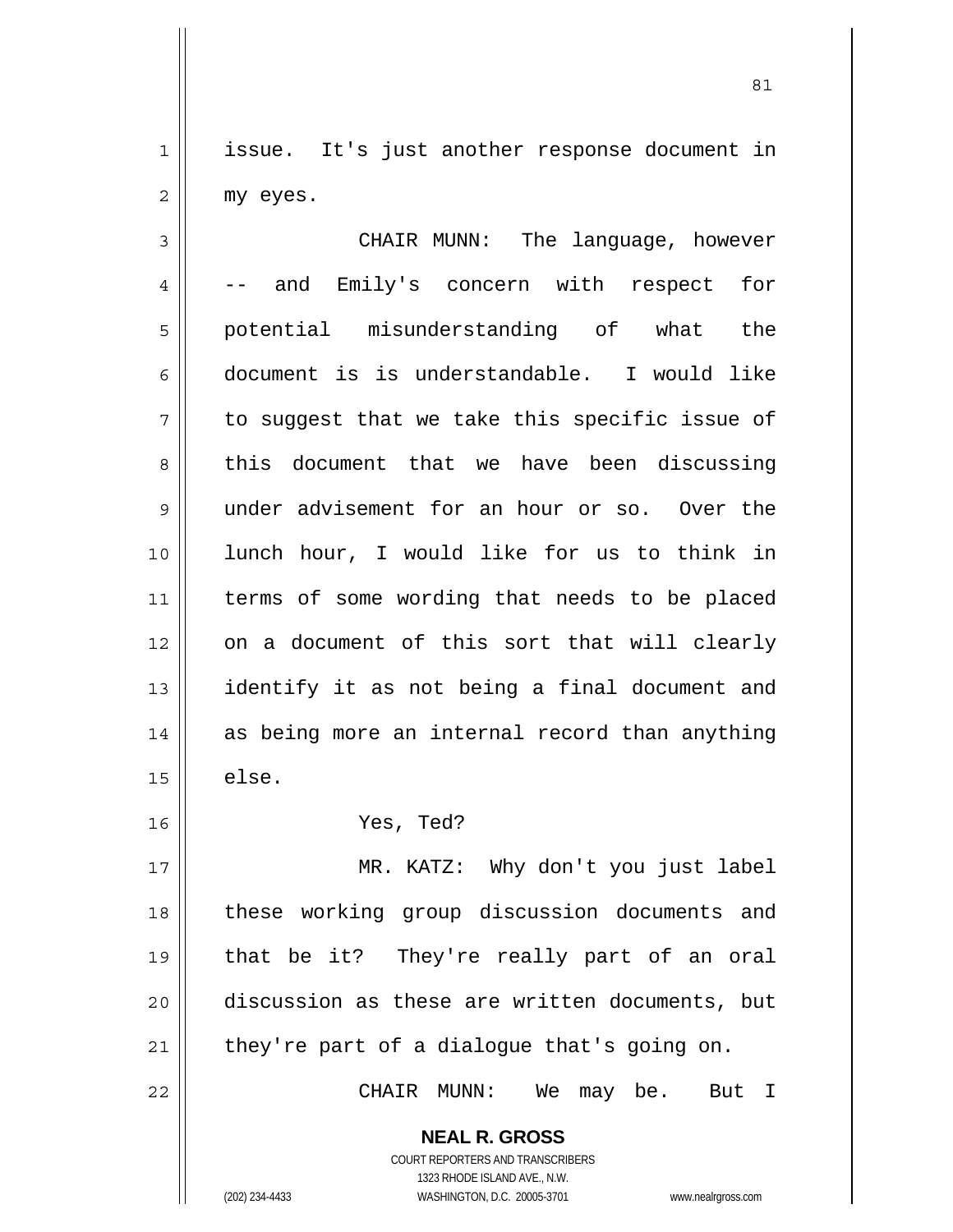issue. It's just another response document in my eyes.

CHAIR MUNN: The language, however -- and Emily's concern with respect for potential misunderstanding of what the document is is understandable. I would like to suggest that we take this specific issue of this document that we have been discussing under advisement for an hour or so. Over the lunch hour, I would like for us to think in terms of some wording that needs to be placed on a document of this sort that will clearly identify it as not being a final document and as being more an internal record than anything else.

Yes, Ted?

MR. KATZ: Why don't you just label these working group discussion documents and that be it? They're really part of an oral discussion as these are written documents, but they're part of a dialogue that's going on.

CHAIR MUNN: We may be. But I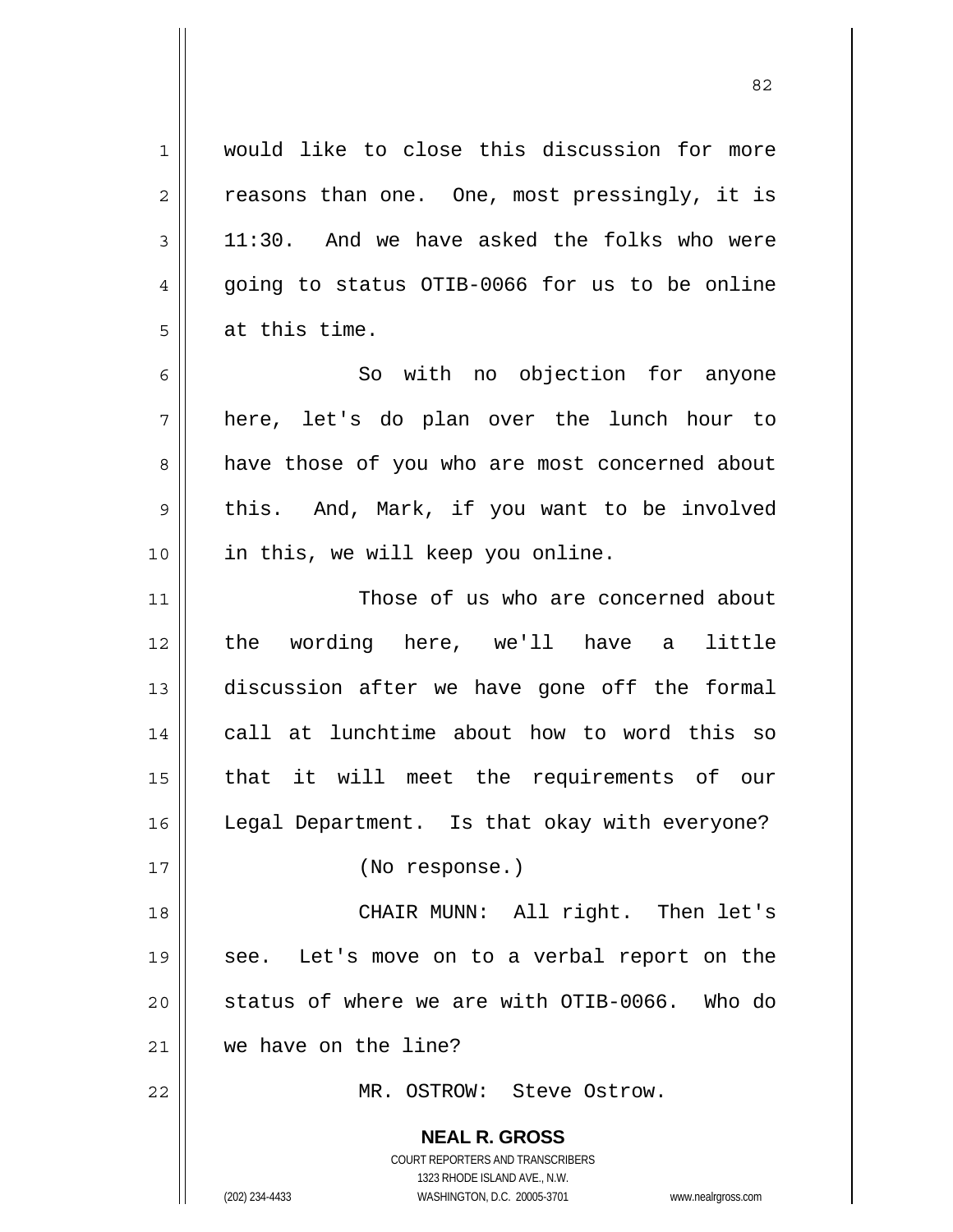would like to close this discussion for more reasons than one. One, most pressingly, it is 11:30. And we have asked the folks who were going to status OTIB-0066 for us to be online at this time.

So with no objection for anyone here, let's do plan over the lunch hour to have those of you who are most concerned about this. And, Mark, if you want to be involved in this, we will keep you online.

Those of us who are concerned about the wording here, we'll have a little discussion after we have gone off the formal call at lunchtime about how to word this so that it will meet the requirements of our Legal Department. Is that okay with everyone?

(No response.)

CHAIR MUNN: All right. Then let's see. Let's move on to a verbal report on the status of where we are with OTIB-0066. Who do we have on the line?

MR. OSTROW: Steve Ostrow.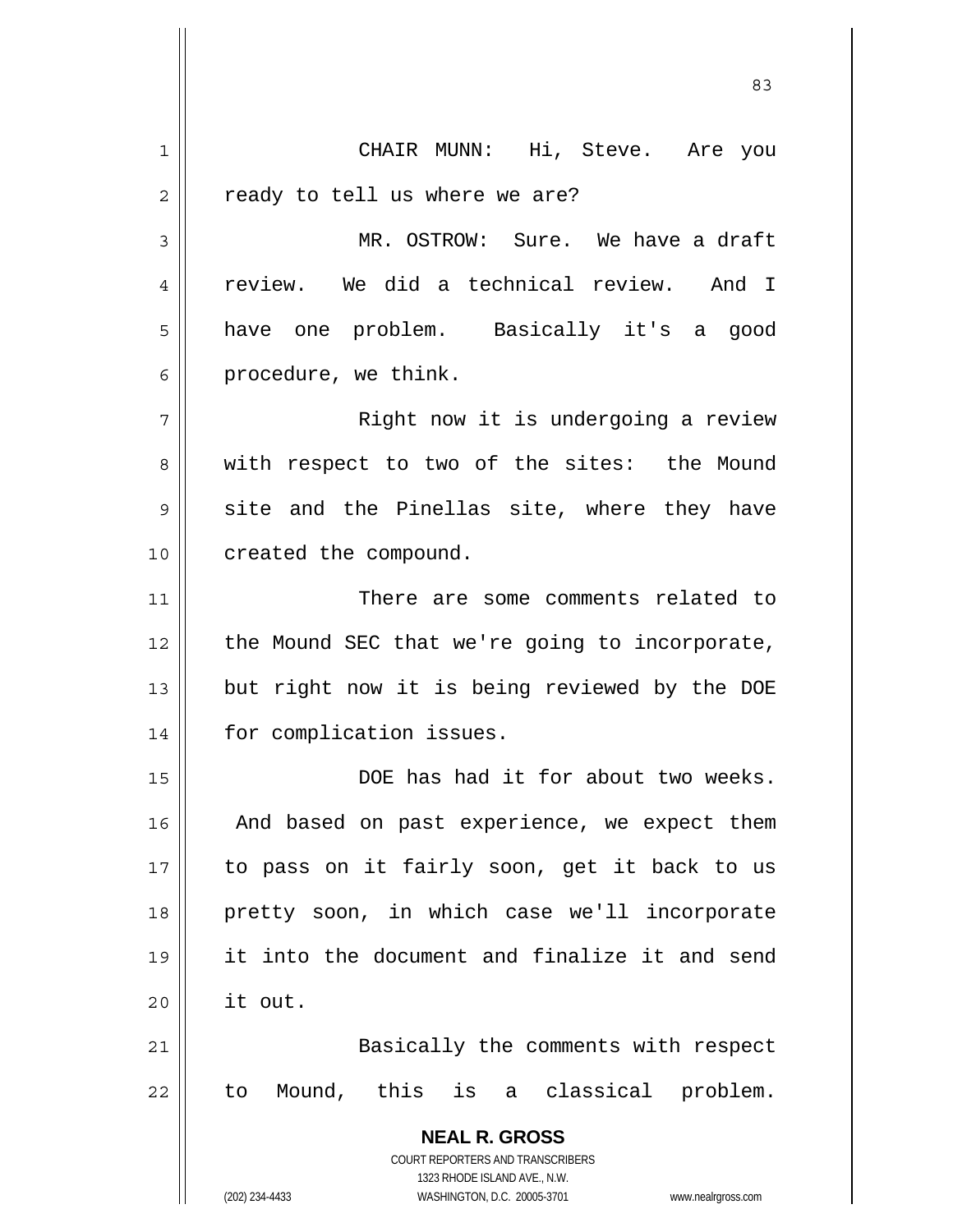CHAIR MUNN: Hi, Steve. Are you ready to tell us where we are?

MR. OSTROW: Sure. We have a draft review. We did a technical review. And I have one problem. Basically it's a good procedure, we think.

Right now it is undergoing a review with respect to two of the sites: the Mound site and the Pinellas site, where they have created the compound.

There are some comments related to the Mound SEC that we're going to incorporate, but right now it is being reviewed by the DOE for complication issues.

DOE has had it for about two weeks. And based on past experience, we expect them to pass on it fairly soon, get it back to us pretty soon, in which case we'll incorporate it into the document and finalize it and send it out.

Basically the comments with respect to Mound, this is a classical problem.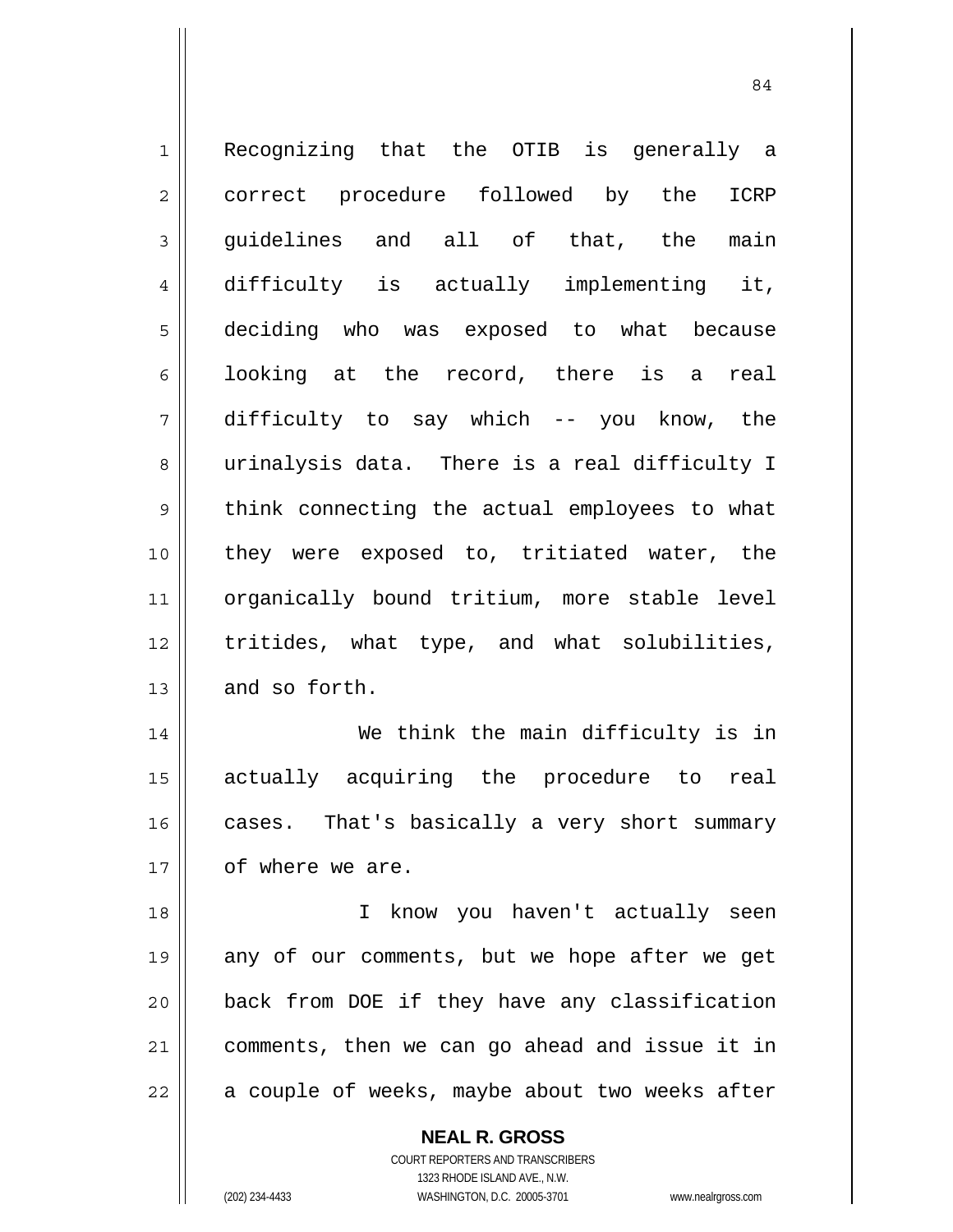Recognizing that the OTIB is generally a correct procedure followed by the ICRP guidelines and all of that, the main difficulty is actually implementing it, deciding who was exposed to what because looking at the record, there is a real difficulty to say which -- you know, the urinalysis data. There is a real difficulty I think connecting the actual employees to what they were exposed to, tritiated water, the organically bound tritium, more stable level tritides, what type, and what solubilities, and so forth.

We think the main difficulty is in actually acquiring the procedure to real cases. That's basically a very short summary of where we are.

I know you haven't actually seen any of our comments, but we hope after we get back from DOE if they have any classification comments, then we can go ahead and issue it in a couple of weeks, maybe about two weeks after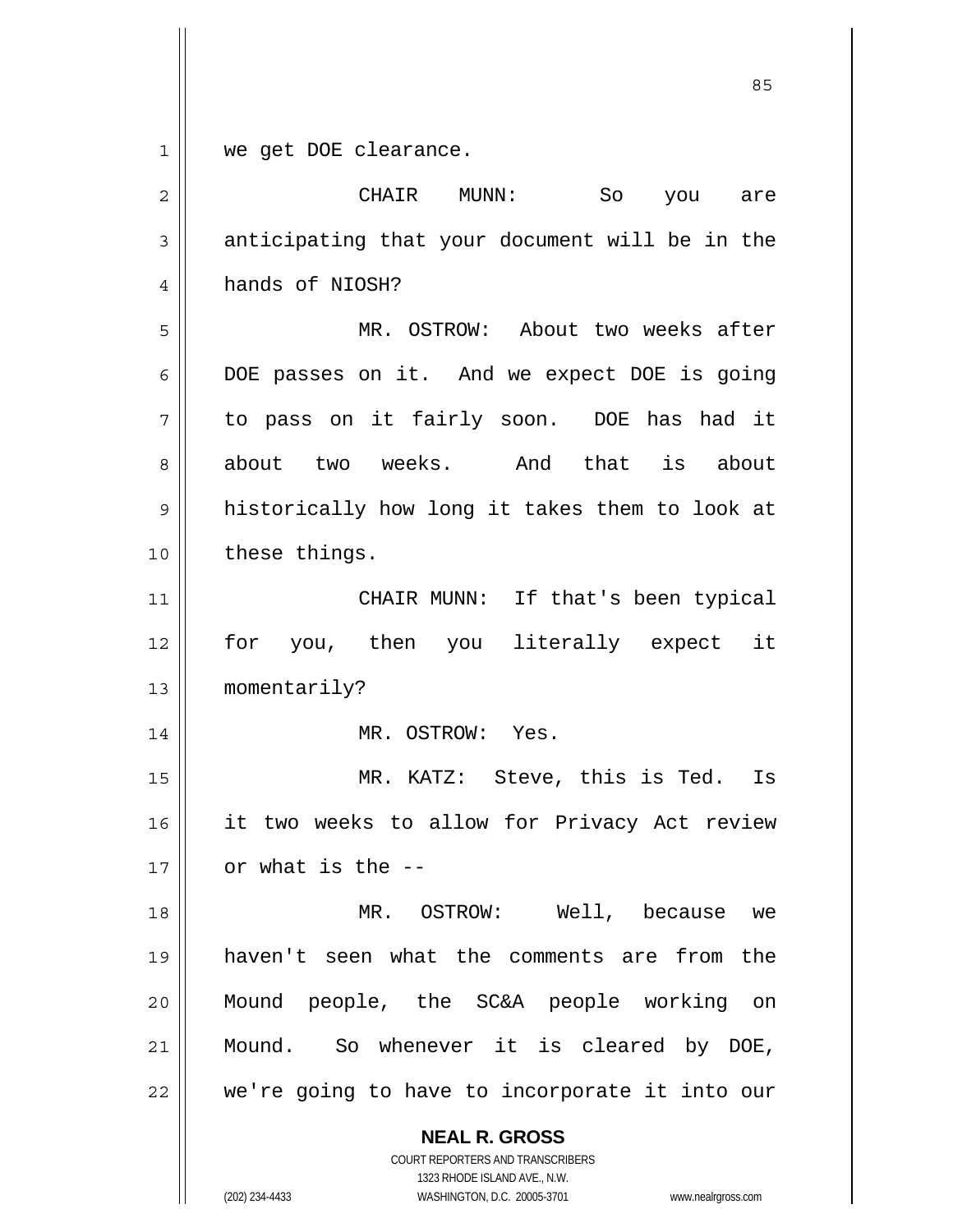we get DOE clearance.

CHAIR MUNN: So you are anticipating that your document will be in the hands of NIOSH?

MR. OSTROW: About two weeks after DOE passes on it. And we expect DOE is going to pass on it fairly soon. DOE has had it about two weeks. And that is about historically how long it takes them to look at these things.

CHAIR MUNN: If that's been typical for you, then you literally expect it momentarily?

MR. OSTROW: Yes.

MR. KATZ: Steve, this is Ted. Is it two weeks to allow for Privacy Act review or what is the --

MR. OSTROW: Well, because we haven't seen what the comments are from the Mound people, the SC&A people working on Mound. So whenever it is cleared by DOE, we're going to have to incorporate it into our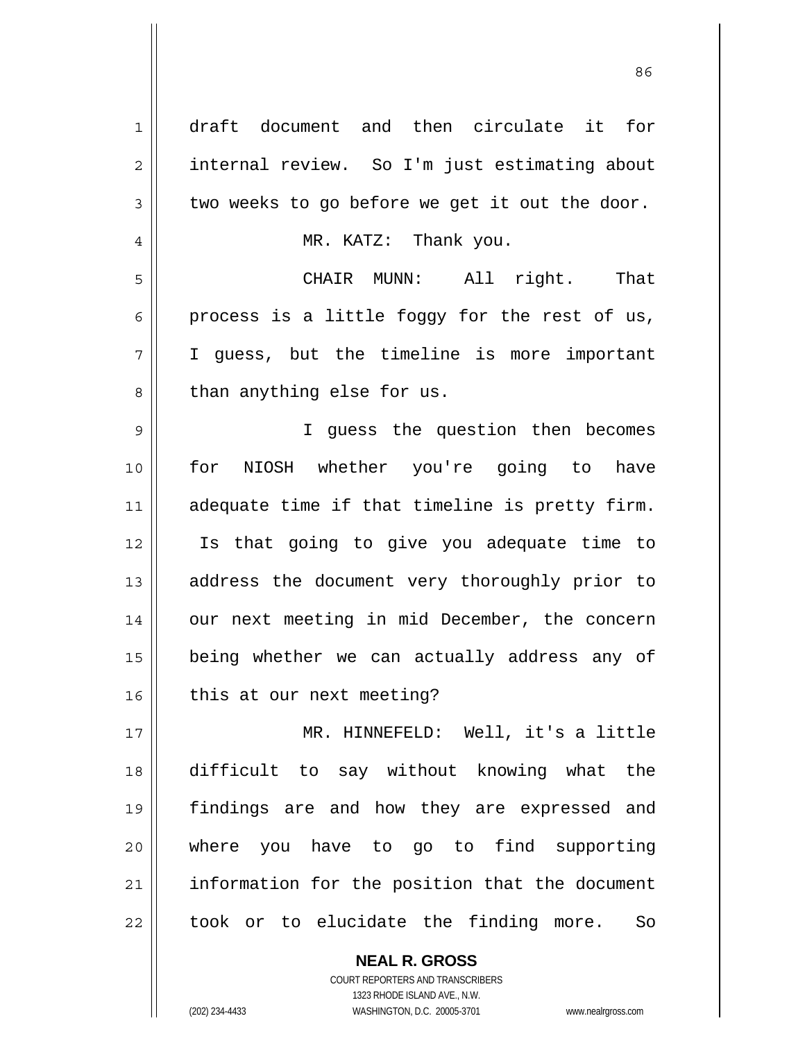draft document and then circulate it for internal review. So I'm just estimating about two weeks to go before we get it out the door.

MR. KATZ: Thank you.

CHAIR MUNN: All right. That process is a little foggy for the rest of us, I guess, but the timeline is more important than anything else for us.

I guess the question then becomes for NIOSH whether you're going to have adequate time if that timeline is pretty firm. Is that going to give you adequate time to address the document very thoroughly prior to our next meeting in mid December, the concern being whether we can actually address any of this at our next meeting?

MR. HINNEFELD: Well, it's a little difficult to say without knowing what the findings are and how they are expressed and where you have to go to find supporting information for the position that the document took or to elucidate the finding more. So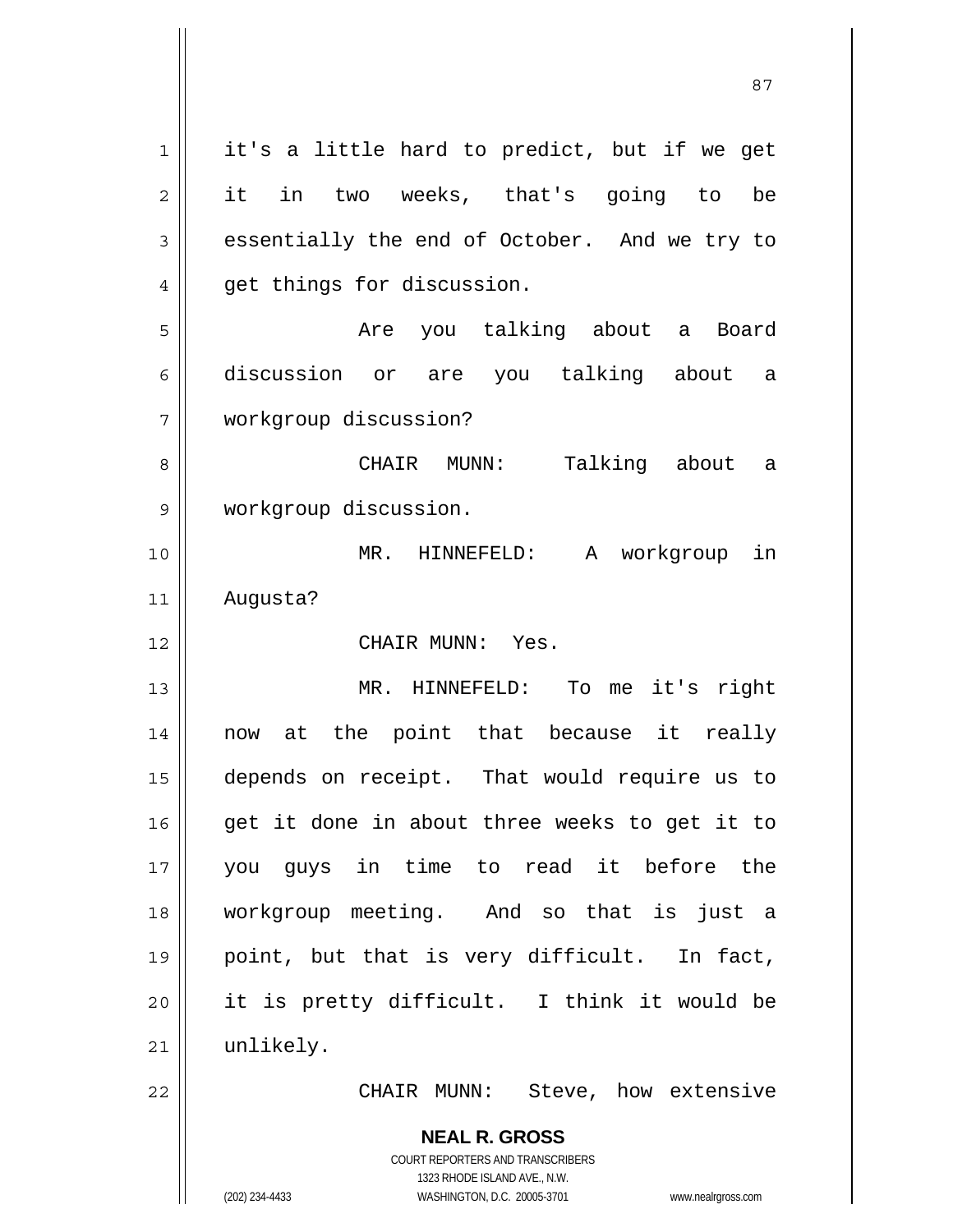it's a little hard to predict, but if we get it in two weeks, that's going to be essentially the end of October. And we try to get things for discussion.

Are you talking about a Board discussion or are you talking about a workgroup discussion?

CHAIR MUNN: Talking about a workgroup discussion.

MR. HINNEFELD: A workgroup in Augusta?

CHAIR MUNN: Yes.

MR. HINNEFELD: To me it's right now at the point that because it really depends on receipt. That would require us to get it done in about three weeks to get it to you guys in time to read it before the workgroup meeting. And so that is just a point, but that is very difficult. In fact, it is pretty difficult. I think it would be unlikely.

CHAIR MUNN: Steve, how extensive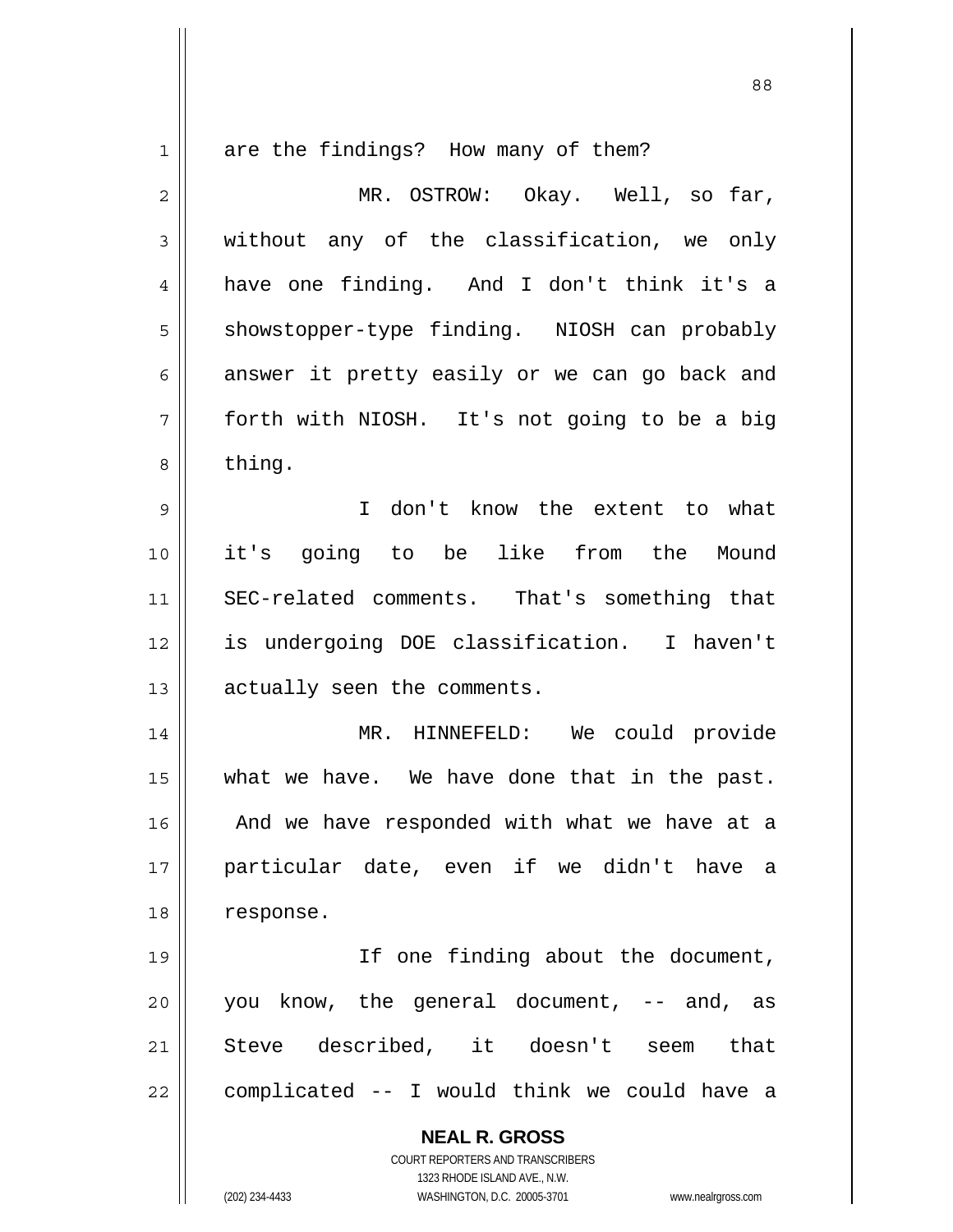are the findings? How many of them?

MR. OSTROW: Okay. Well, so far, without any of the classification, we only have one finding. And I don't think it's a showstopper-type finding. NIOSH can probably answer it pretty easily or we can go back and forth with NIOSH. It's not going to be a big thing.

I don't know the extent to what it's going to be like from the Mound SEC-related comments. That's something that is undergoing DOE classification. I haven't actually seen the comments.

MR. HINNEFELD: We could provide what we have. We have done that in the past. And we have responded with what we have at a particular date, even if we didn't have a response.

If one finding about the document, you know, the general document, -- and, as Steve described, it doesn't seem that complicated -- I would think we could have a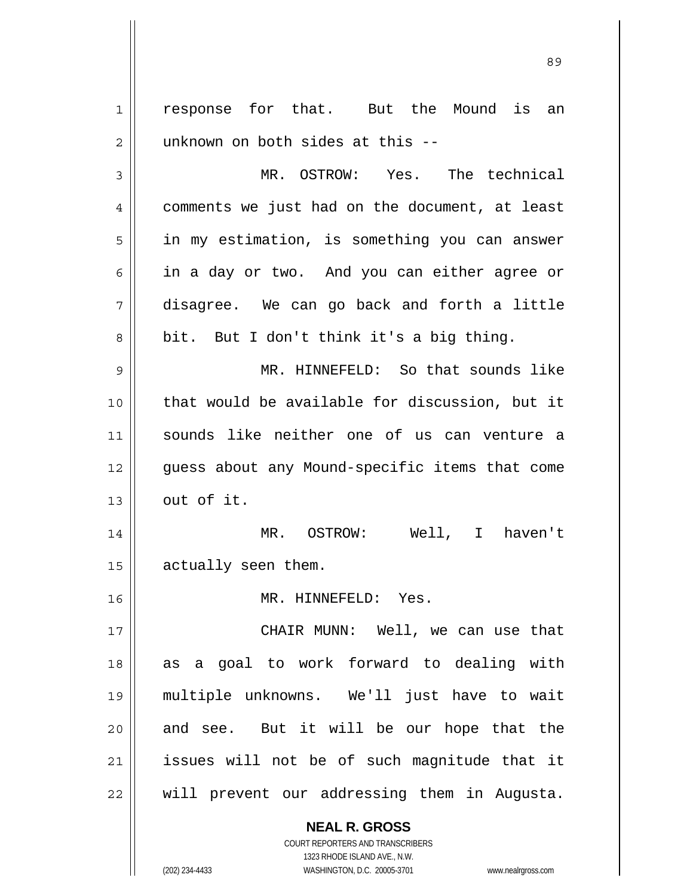response for that. But the Mound is an unknown on both sides at this --

MR. OSTROW: Yes. The technical comments we just had on the document, at least in my estimation, is something you can answer in a day or two. And you can either agree or disagree. We can go back and forth a little bit. But I don't think it's a big thing.

MR. HINNEFELD: So that sounds like that would be available for discussion, but it sounds like neither one of us can venture a guess about any Mound-specific items that come out of it.

MR. OSTROW: Well, I haven't actually seen them.

MR. HINNEFELD: Yes.

CHAIR MUNN: Well, we can use that as a goal to work forward to dealing with multiple unknowns. We'll just have to wait and see. But it will be our hope that the issues will not be of such magnitude that it will prevent our addressing them in Augusta.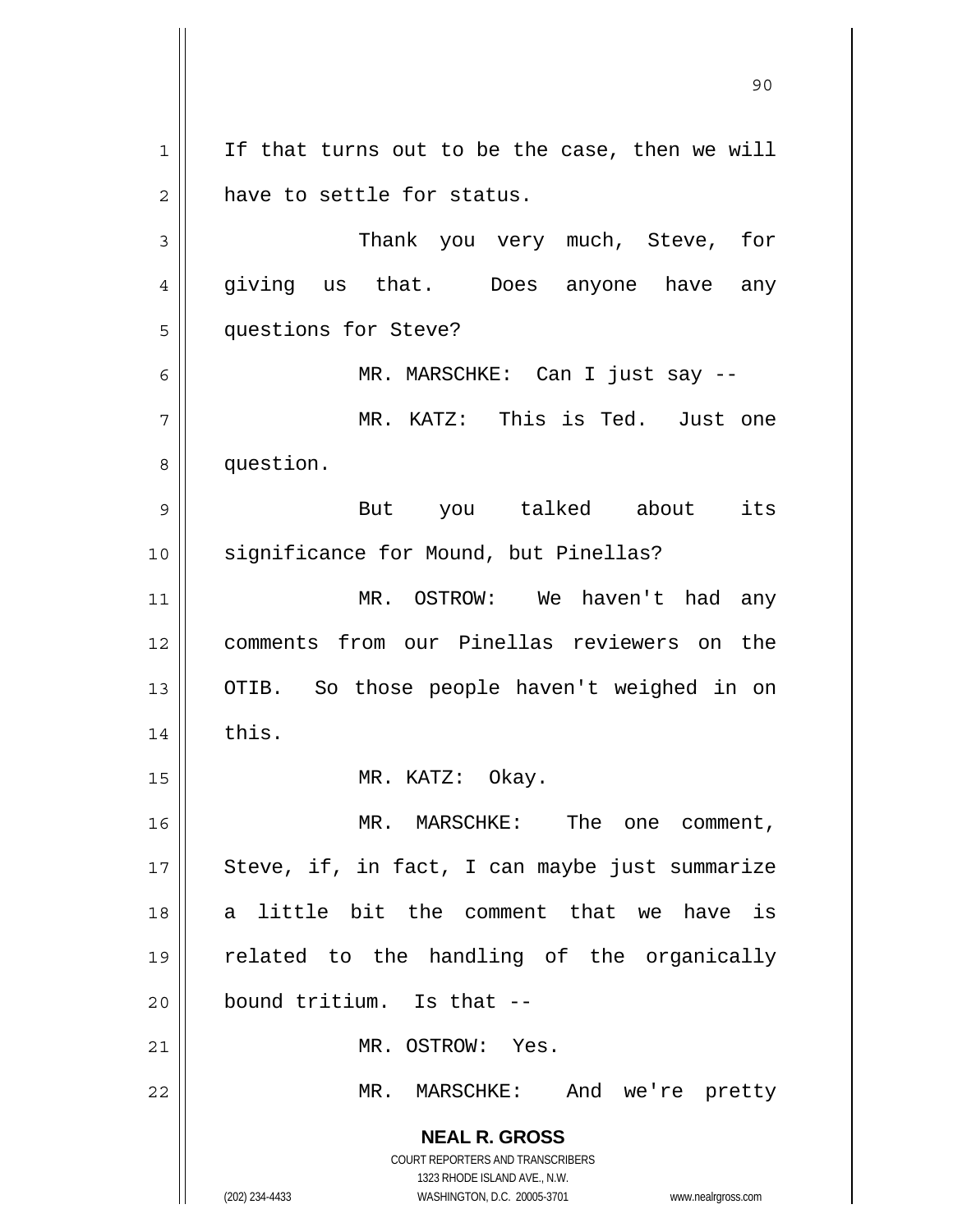If that turns out to be the case, then we will have to settle for status.

Thank you very much, Steve, for giving us that. Does anyone have any questions for Steve?

MR. MARSCHKE: Can I just say --

MR. KATZ: This is Ted. Just one question.

But you talked about its significance for Mound, but Pinellas?

MR. OSTROW: We haven't had any comments from our Pinellas reviewers on the OTIB. So those people haven't weighed in on this.

MR. KATZ: Okay.

MR. MARSCHKE: The one comment, Steve, if, in fact, I can maybe just summarize a little bit the comment that we have is related to the handling of the organically bound tritium. Is that --

MR. OSTROW: Yes.

MR. MARSCHKE: And we're pretty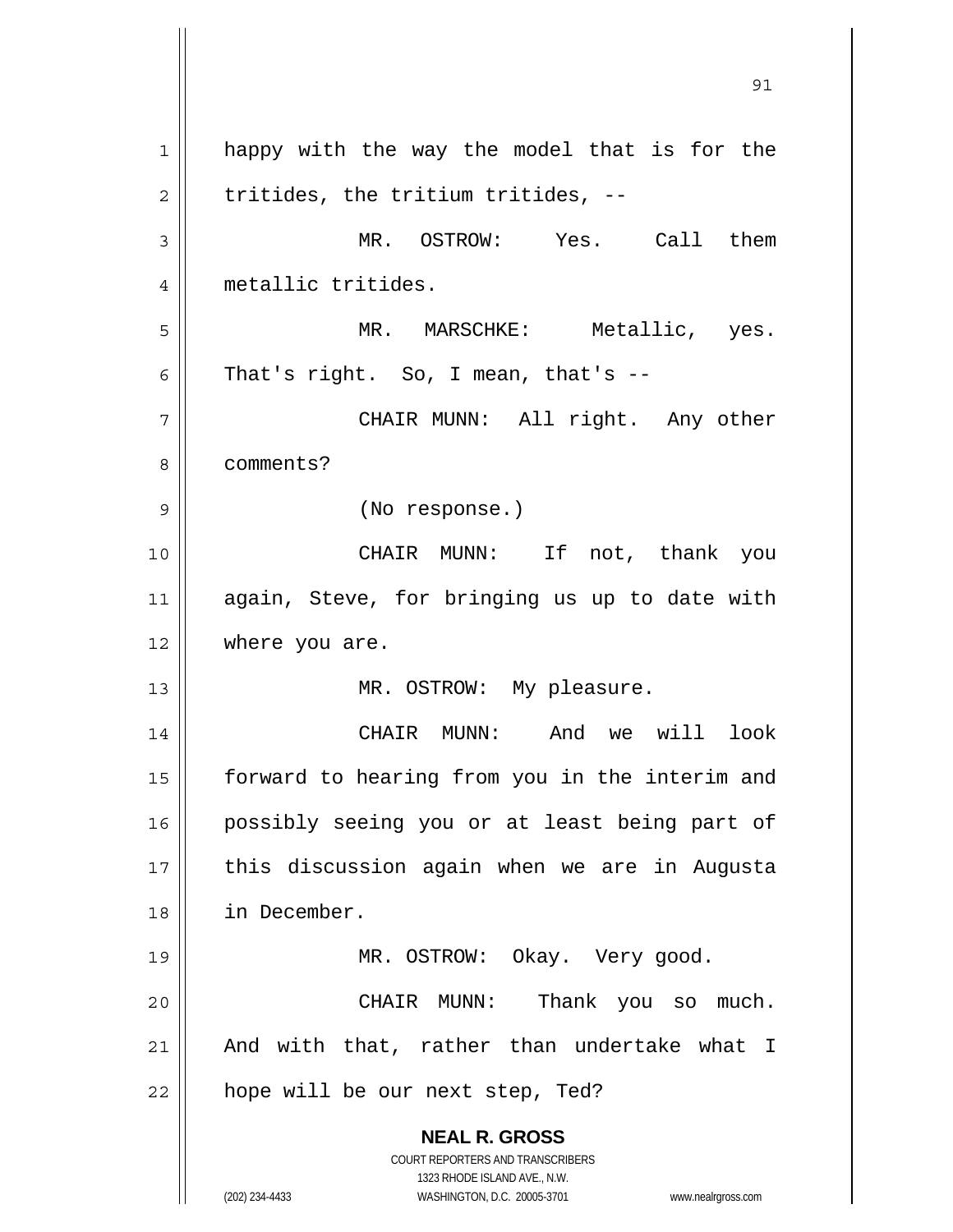happy with the way the model that is for the tritides, the tritium tritides, --

MR. OSTROW: Yes. Call them metallic tritides.

MR. MARSCHKE: Metallic, yes. That's right. So, I mean, that's --

CHAIR MUNN: All right. Any other comments?

(No response.)

CHAIR MUNN: If not, thank you again, Steve, for bringing us up to date with where you are.

MR. OSTROW: My pleasure.

CHAIR MUNN: And we will look forward to hearing from you in the interim and possibly seeing you or at least being part of this discussion again when we are in Augusta in December.

MR. OSTROW: Okay. Very good.

CHAIR MUNN: Thank you so much. And with that, rather than undertake what I hope will be our next step, Ted?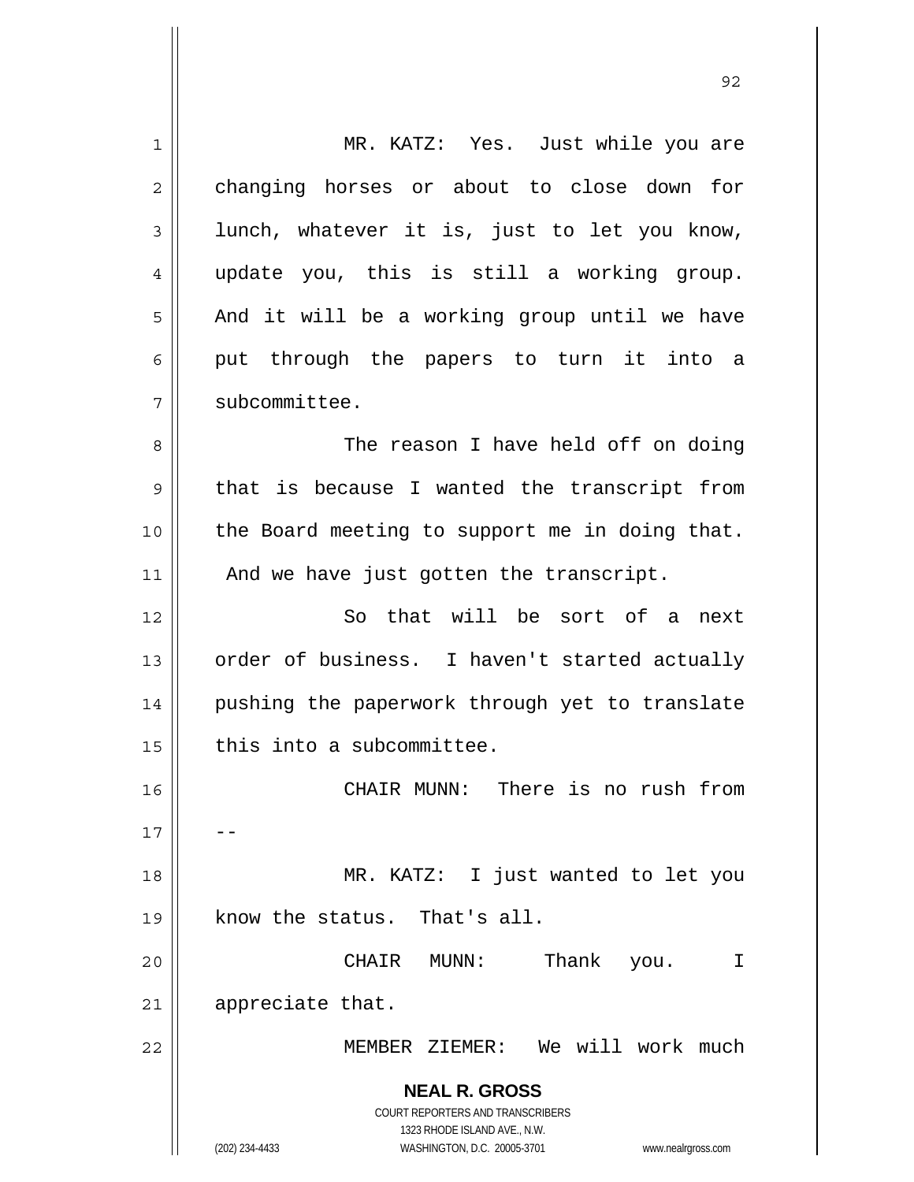MR. KATZ: Yes. Just while you are changing horses or about to close down for lunch, whatever it is, just to let you know, update you, this is still a working group. And it will be a working group until we have put through the papers to turn it into a subcommittee.

The reason I have held off on doing that is because I wanted the transcript from the Board meeting to support me in doing that. And we have just gotten the transcript.

So that will be sort of a next order of business. I haven't started actually pushing the paperwork through yet to translate this into a subcommittee.

CHAIR MUNN: There is no rush from --

MR. KATZ: I just wanted to let you know the status. That's all.

CHAIR MUNN: Thank you. I appreciate that.

MEMBER ZIEMER: We will work much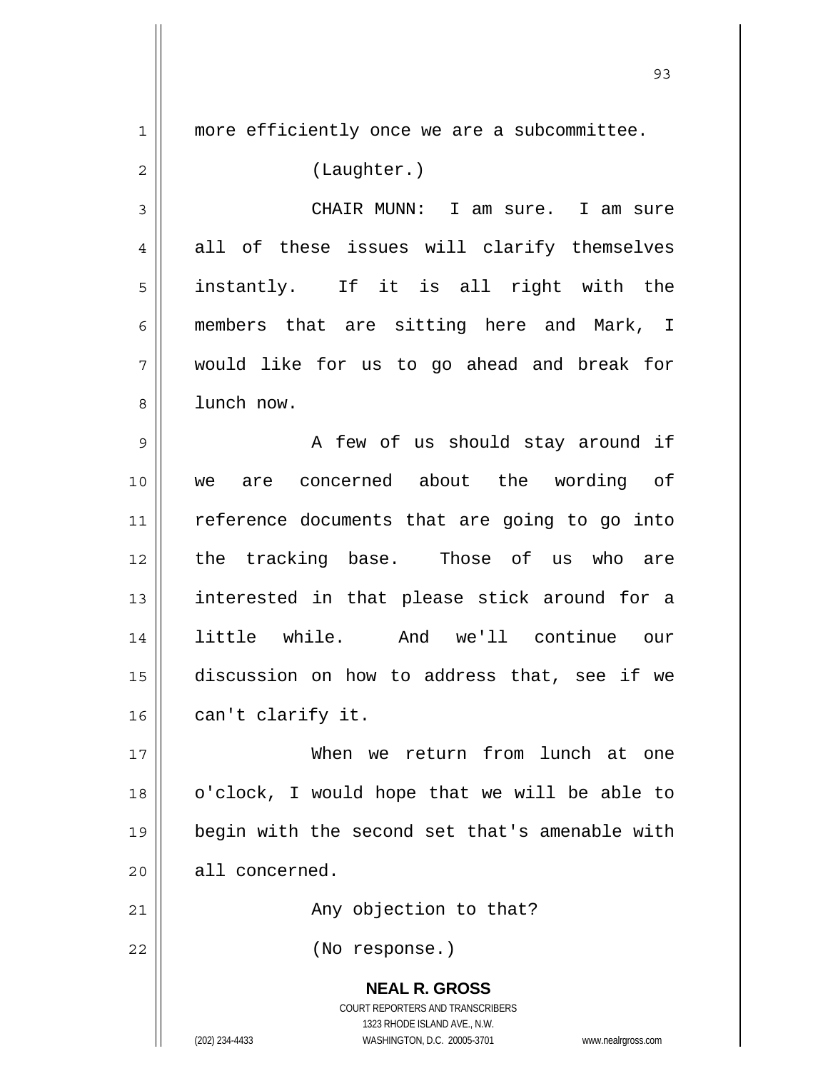more efficiently once we are a subcommittee.

(Laughter.)

CHAIR MUNN: I am sure. I am sure all of these issues will clarify themselves instantly. If it is all right with the members that are sitting here and Mark, I would like for us to go ahead and break for lunch now.

A few of us should stay around if we are concerned about the wording of reference documents that are going to go into the tracking base. Those of us who are interested in that please stick around for a little while. And we'll continue our discussion on how to address that, see if we can't clarify it.

When we return from lunch at one o'clock, I would hope that we will be able to begin with the second set that's amenable with all concerned.

Any objection to that?

(No response.)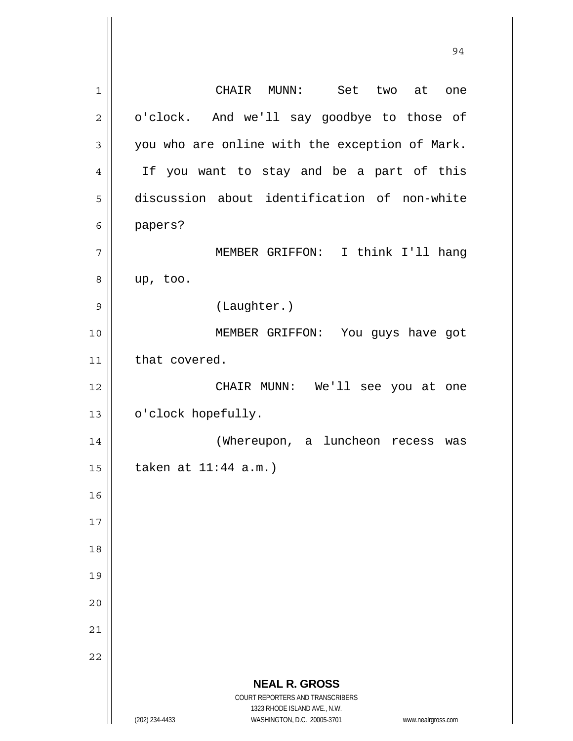CHAIR MUNN: Set two at one o'clock. And we'll say goodbye to those of you who are online with the exception of Mark. If you want to stay and be a part of this discussion about identification of non-white papers?

MEMBER GRIFFON: I think I'll hang up, too.

(Laughter.)

MEMBER GRIFFON: You guys have got that covered.

CHAIR MUNN: We'll see you at one o'clock hopefully.

(Whereupon, a luncheon recess was taken at 11:44 a.m.)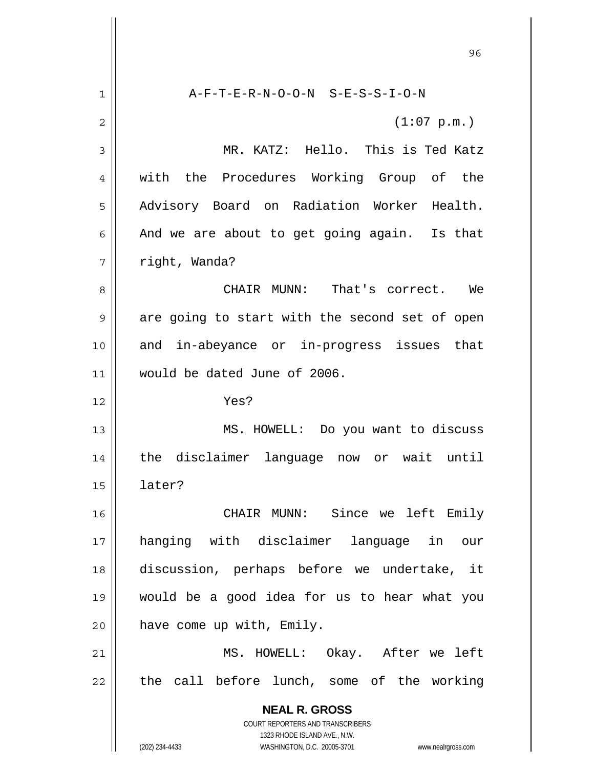A-F-T-E-R-N-O-O-N S-E-S-S-I-O-N

(1:07 p.m.)

MR. KATZ: Hello. This is Ted Katz with the Procedures Working Group of the Advisory Board on Radiation Worker Health. And we are about to get going again. Is that right, Wanda?

CHAIR MUNN: That's correct. We are going to start with the second set of open and in-abeyance or in-progress issues that would be dated June of 2006.

Yes?

MS. HOWELL: Do you want to discuss the disclaimer language now or wait until later?

CHAIR MUNN: Since we left Emily hanging with disclaimer language in our discussion, perhaps before we undertake, it would be a good idea for us to hear what you have come up with, Emily.

MS. HOWELL: Okay. After we left the call before lunch, some of the working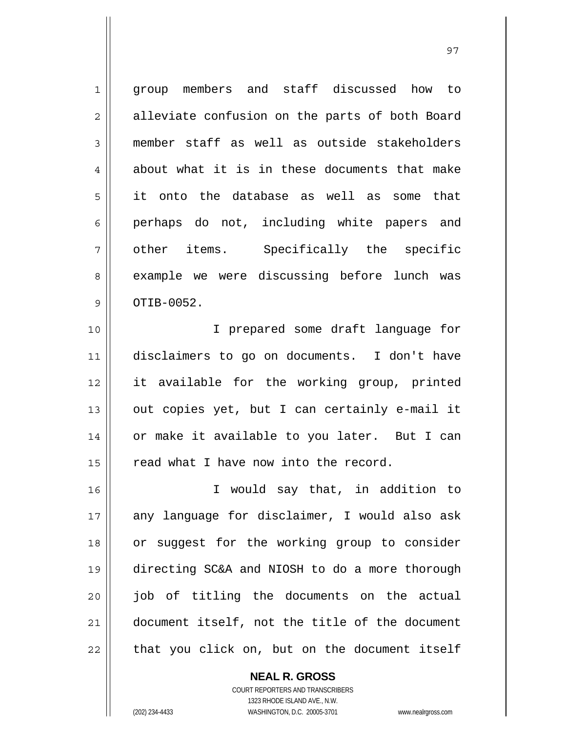group members and staff discussed how to alleviate confusion on the parts of both Board member staff as well as outside stakeholders about what it is in these documents that make it onto the database as well as some that perhaps do not, including white papers and other items. Specifically the specific example we were discussing before lunch was OTIB-0052.

I prepared some draft language for disclaimers to go on documents. I don't have it available for the working group, printed out copies yet, but I can certainly e-mail it or make it available to you later. But I can read what I have now into the record.

I would say that, in addition to any language for disclaimer, I would also ask or suggest for the working group to consider directing SC&A and NIOSH to do a more thorough job of titling the documents on the actual document itself, not the title of the document that you click on, but on the document itself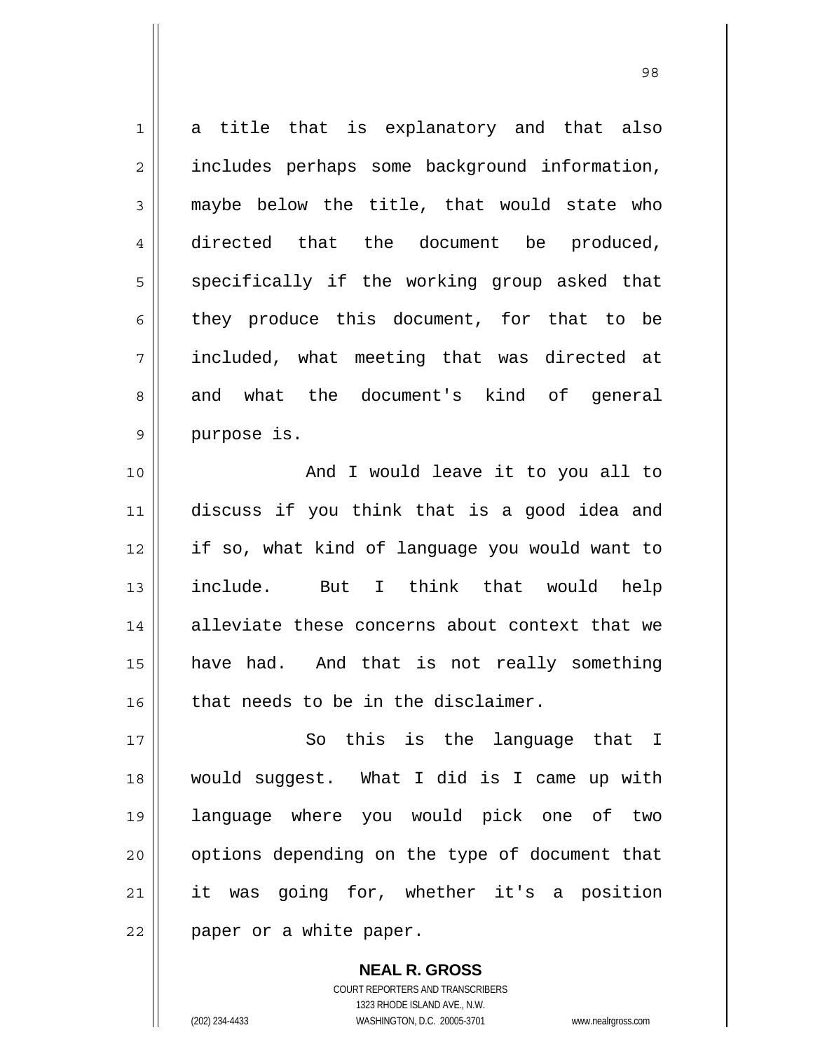a title that is explanatory and that also includes perhaps some background information, maybe below the title, that would state who directed that the document be produced, specifically if the working group asked that they produce this document, for that to be included, what meeting that was directed at and what the document's kind of general purpose is.

And I would leave it to you all to discuss if you think that is a good idea and if so, what kind of language you would want to include. But I think that would help alleviate these concerns about context that we have had. And that is not really something that needs to be in the disclaimer.

So this is the language that I would suggest. What I did is I came up with language where you would pick one of two options depending on the type of document that it was going for, whether it's a position paper or a white paper.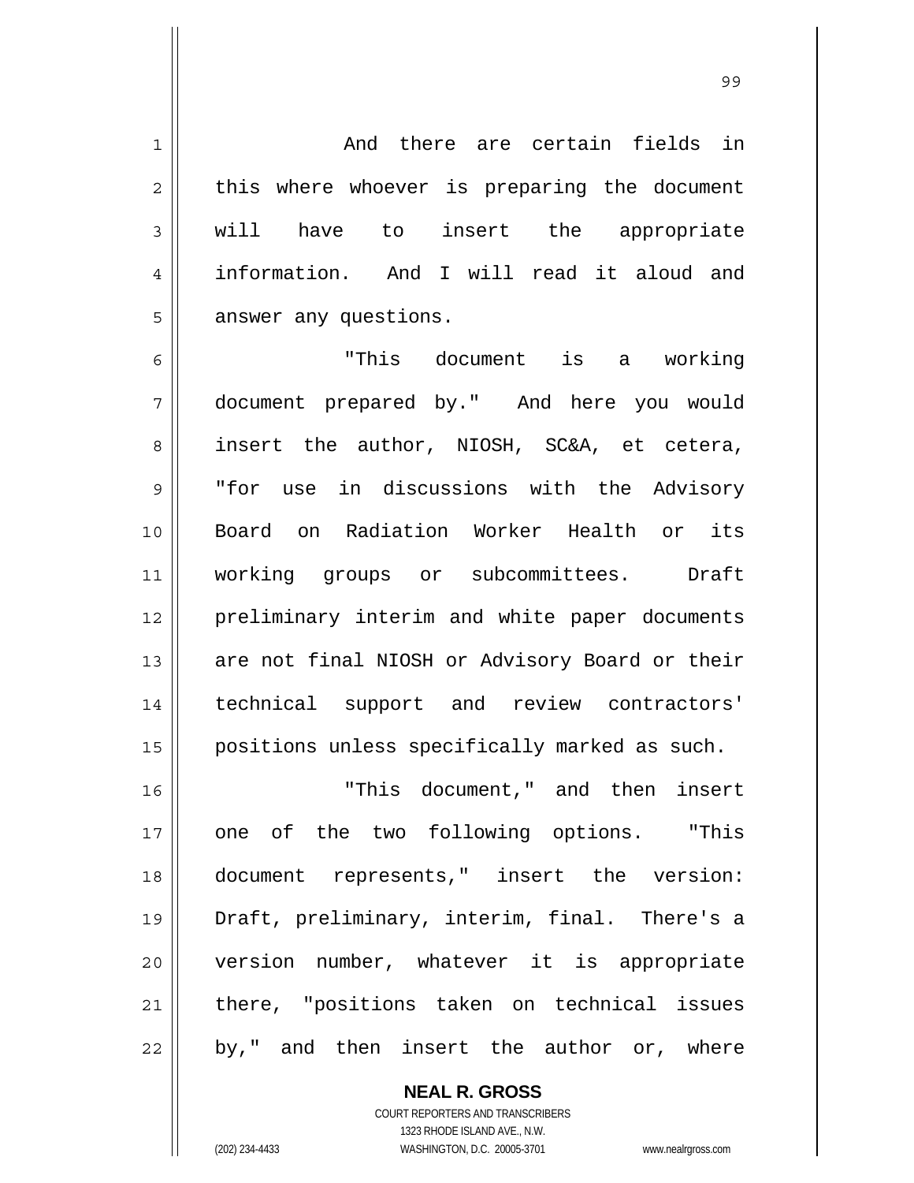And there are certain fields in this where whoever is preparing the document will have to insert the appropriate information. And I will read it aloud and answer any questions.

"This document is a working document prepared by." And here you would insert the author, NIOSH, SC&A, et cetera, "for use in discussions with the Advisory Board on Radiation Worker Health or its working groups or subcommittees. Draft preliminary interim and white paper documents are not final NIOSH or Advisory Board or their technical support and review contractors' positions unless specifically marked as such.

"This document," and then insert one of the two following options. "This document represents," insert the version: Draft, preliminary, interim, final. There's a version number, whatever it is appropriate there, "positions taken on technical issues by," and then insert the author or, where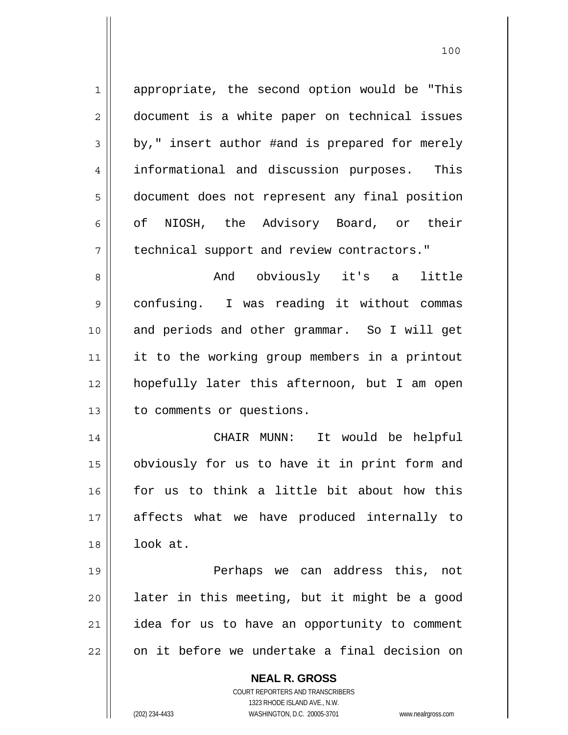appropriate, the second option would be "This document is a white paper on technical issues by," insert author #and is prepared for merely informational and discussion purposes. This document does not represent any final position of NIOSH, the Advisory Board, or their technical support and review contractors."

And obviously it's a little confusing. I was reading it without commas and periods and other grammar. So I will get it to the working group members in a printout hopefully later this afternoon, but I am open to comments or questions.

CHAIR MUNN: It would be helpful obviously for us to have it in print form and for us to think a little bit about how this affects what we have produced internally to look at.

Perhaps we can address this, not later in this meeting, but it might be a good idea for us to have an opportunity to comment on it before we undertake a final decision on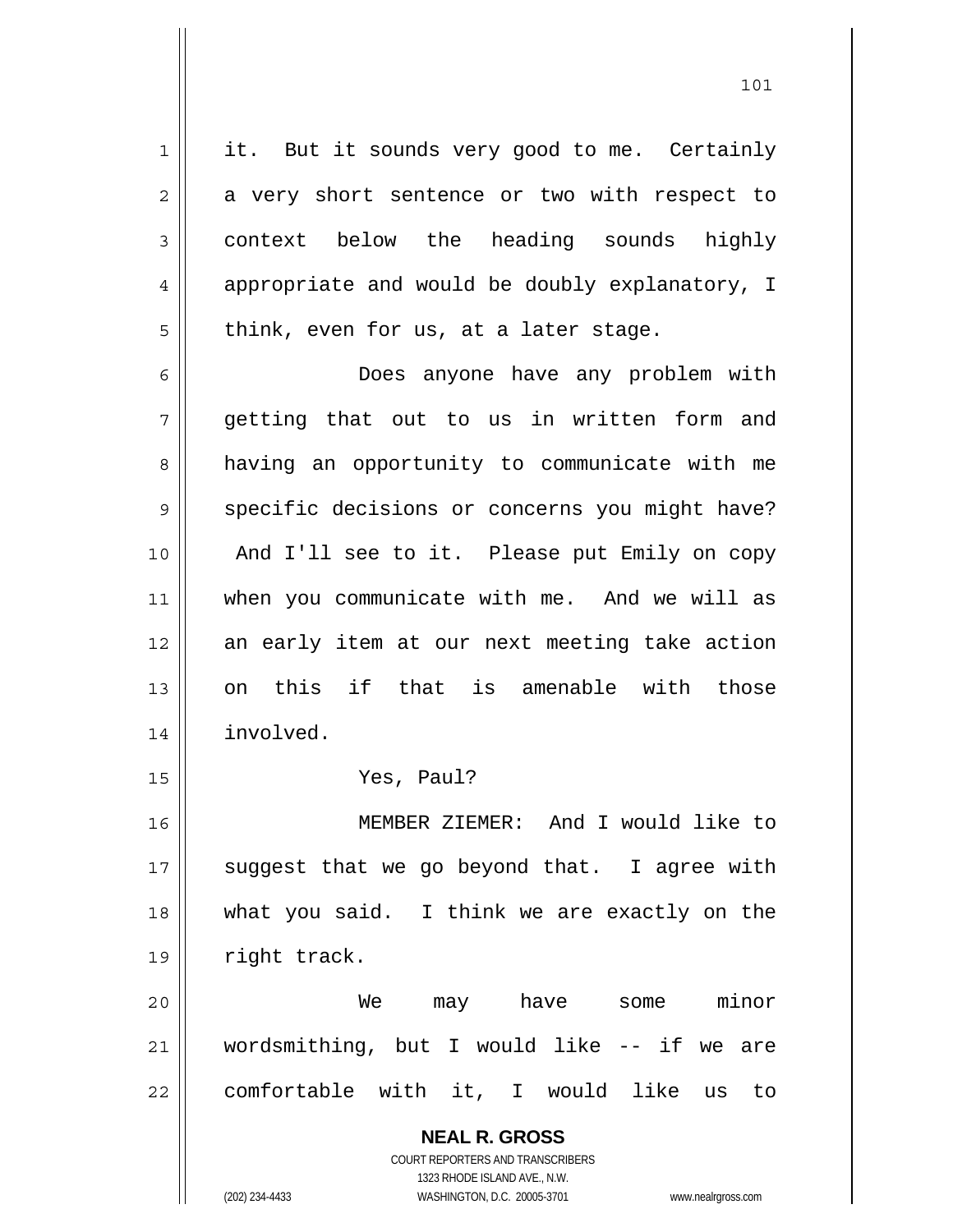it. But it sounds very good to me. Certainly a very short sentence or two with respect to context below the heading sounds highly appropriate and would be doubly explanatory, I think, even for us, at a later stage.

Does anyone have any problem with getting that out to us in written form and having an opportunity to communicate with me specific decisions or concerns you might have? And I'll see to it. Please put Emily on copy when you communicate with me. And we will as an early item at our next meeting take action on this if that is amenable with those involved.

Yes, Paul?

MEMBER ZIEMER: And I would like to suggest that we go beyond that. I agree with what you said. I think we are exactly on the right track.

We may have some minor wordsmithing, but I would like -- if we are comfortable with it, I would like us to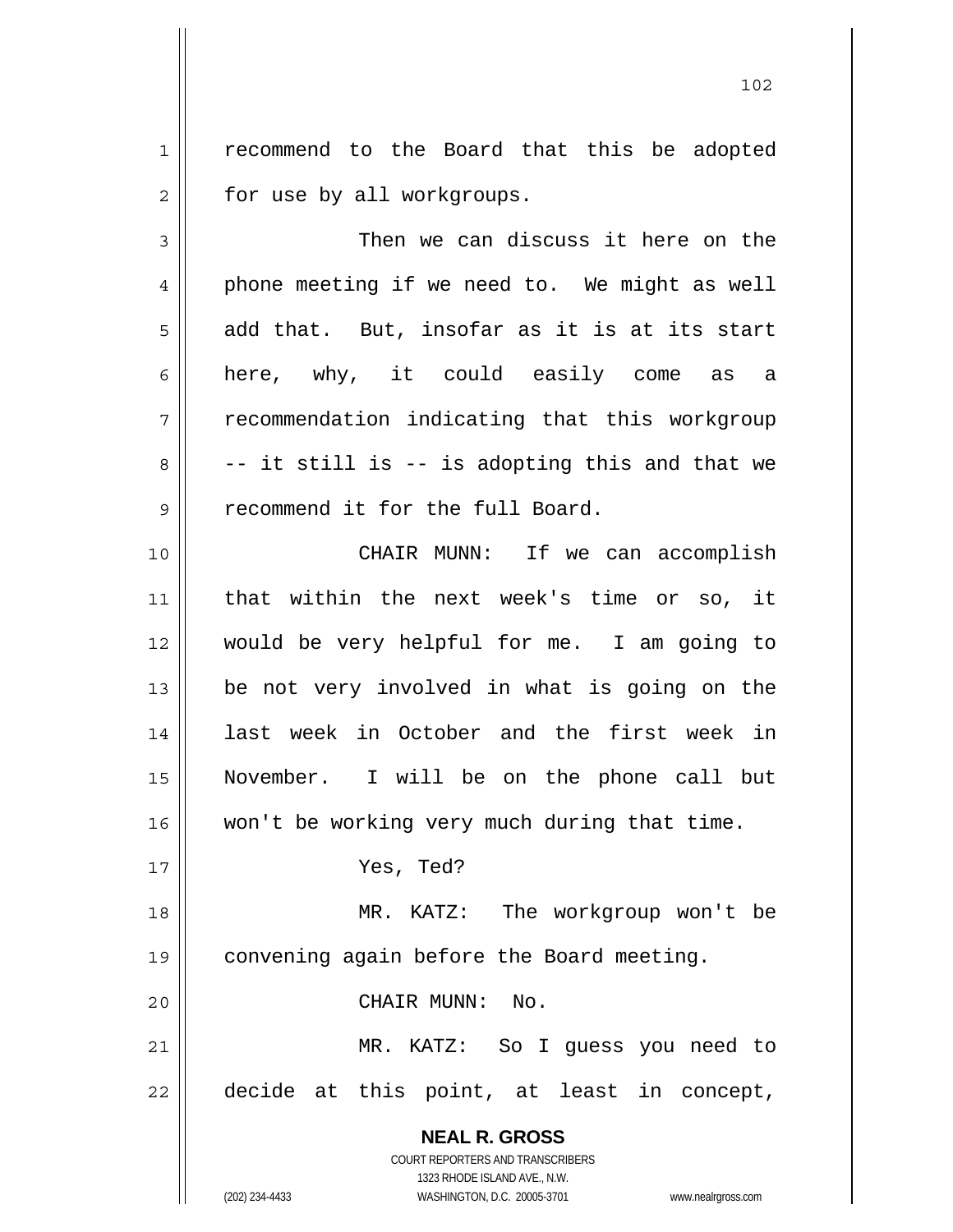recommend to the Board that this be adopted for use by all workgroups.

Then we can discuss it here on the phone meeting if we need to. We might as well add that. But, insofar as it is at its start here, why, it could easily come as a recommendation indicating that this workgroup -- it still is -- is adopting this and that we recommend it for the full Board.

CHAIR MUNN: If we can accomplish that within the next week's time or so, it would be very helpful for me. I am going to be not very involved in what is going on the last week in October and the first week in November. I will be on the phone call but won't be working very much during that time.

Yes, Ted?

MR. KATZ: The workgroup won't be convening again before the Board meeting.

CHAIR MUNN: No.

MR. KATZ: So I guess you need to decide at this point, at least in concept,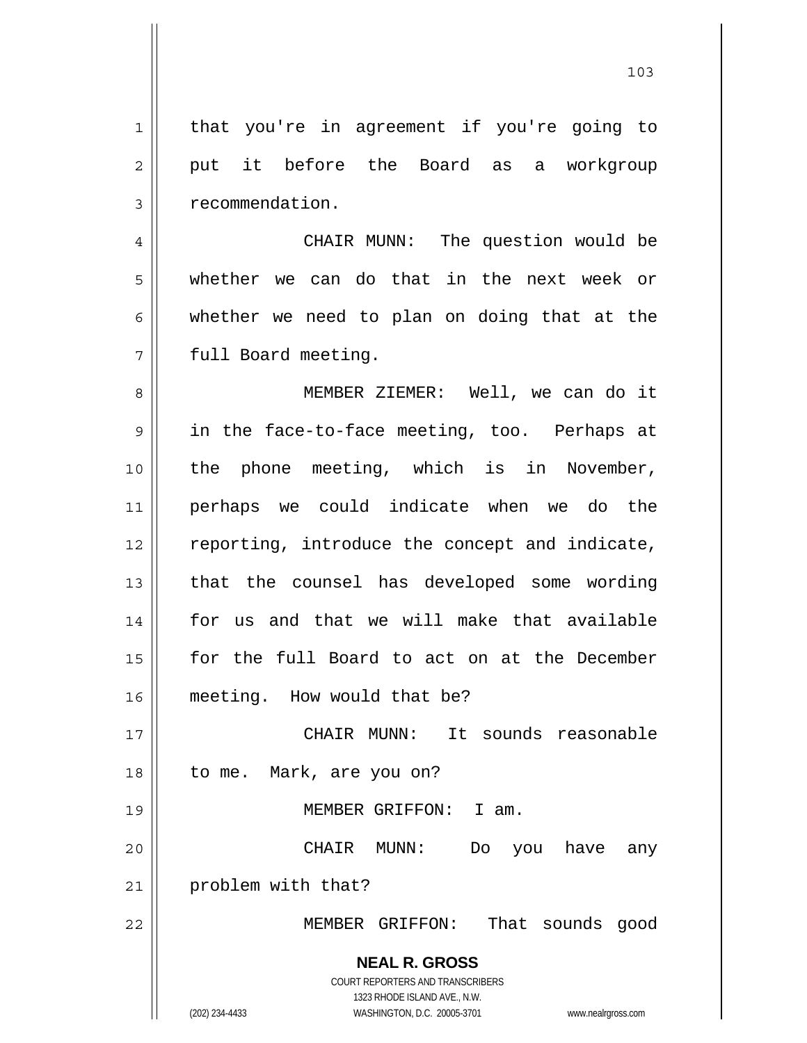that you're in agreement if you're going to put it before the Board as a workgroup recommendation.

CHAIR MUNN: The question would be whether we can do that in the next week or whether we need to plan on doing that at the full Board meeting.

MEMBER ZIEMER: Well, we can do it in the face-to-face meeting, too. Perhaps at the phone meeting, which is in November, perhaps we could indicate when we do the reporting, introduce the concept and indicate, that the counsel has developed some wording for us and that we will make that available for the full Board to act on at the December meeting. How would that be?

CHAIR MUNN: It sounds reasonable to me. Mark, are you on?

MEMBER GRIFFON: I am.

CHAIR MUNN: Do you have any problem with that?

MEMBER GRIFFON: That sounds good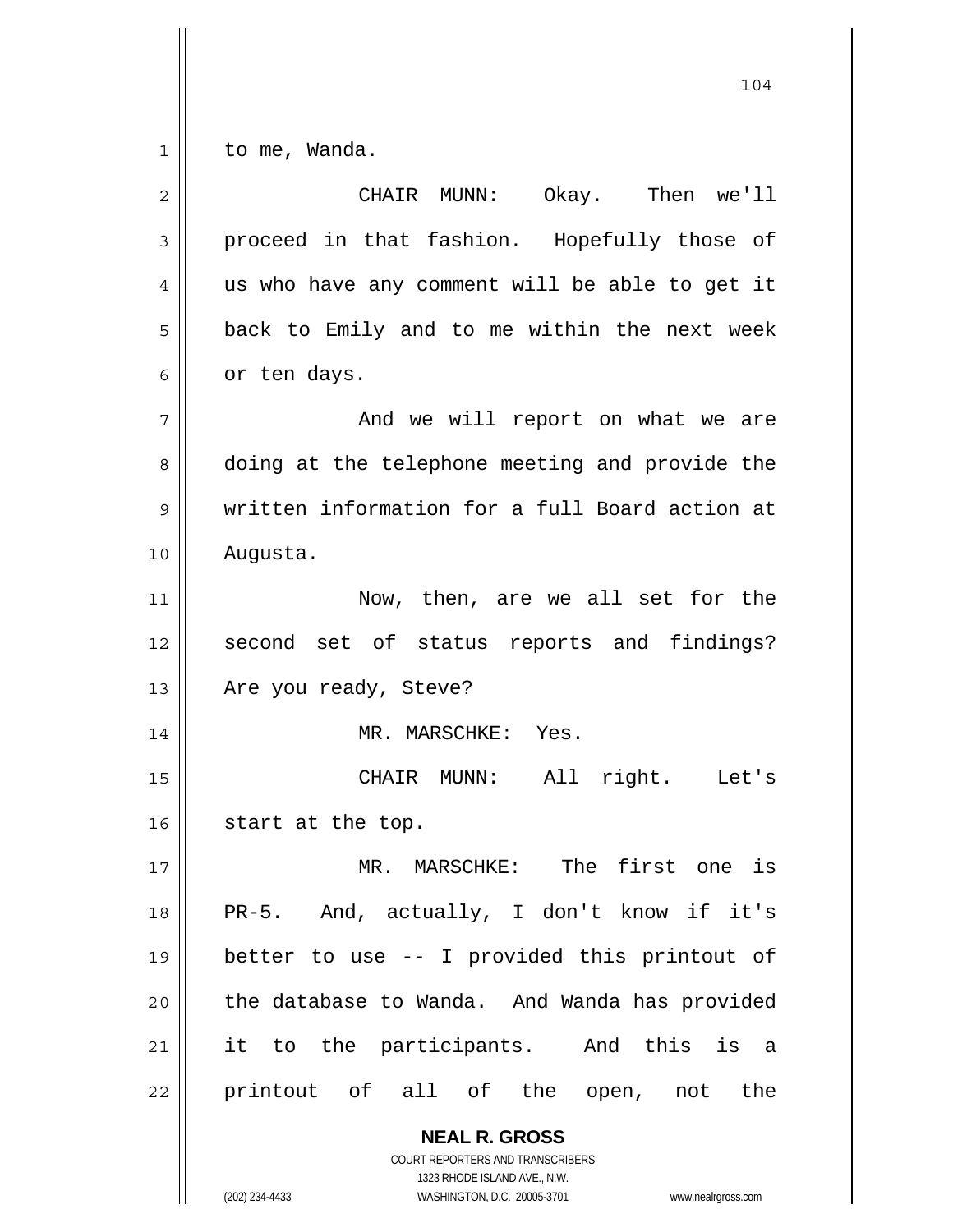to me, Wanda.

CHAIR MUNN: Okay. Then we'll proceed in that fashion. Hopefully those of us who have any comment will be able to get it back to Emily and to me within the next week or ten days.

And we will report on what we are doing at the telephone meeting and provide the written information for a full Board action at Augusta.

Now, then, are we all set for the second set of status reports and findings? Are you ready, Steve?

MR. MARSCHKE: Yes.

CHAIR MUNN: All right. Let's start at the top.

MR. MARSCHKE: The first one is PR-5. And, actually, I don't know if it's better to use -- I provided this printout of the database to Wanda. And Wanda has provided it to the participants. And this is a printout of all of the open, not the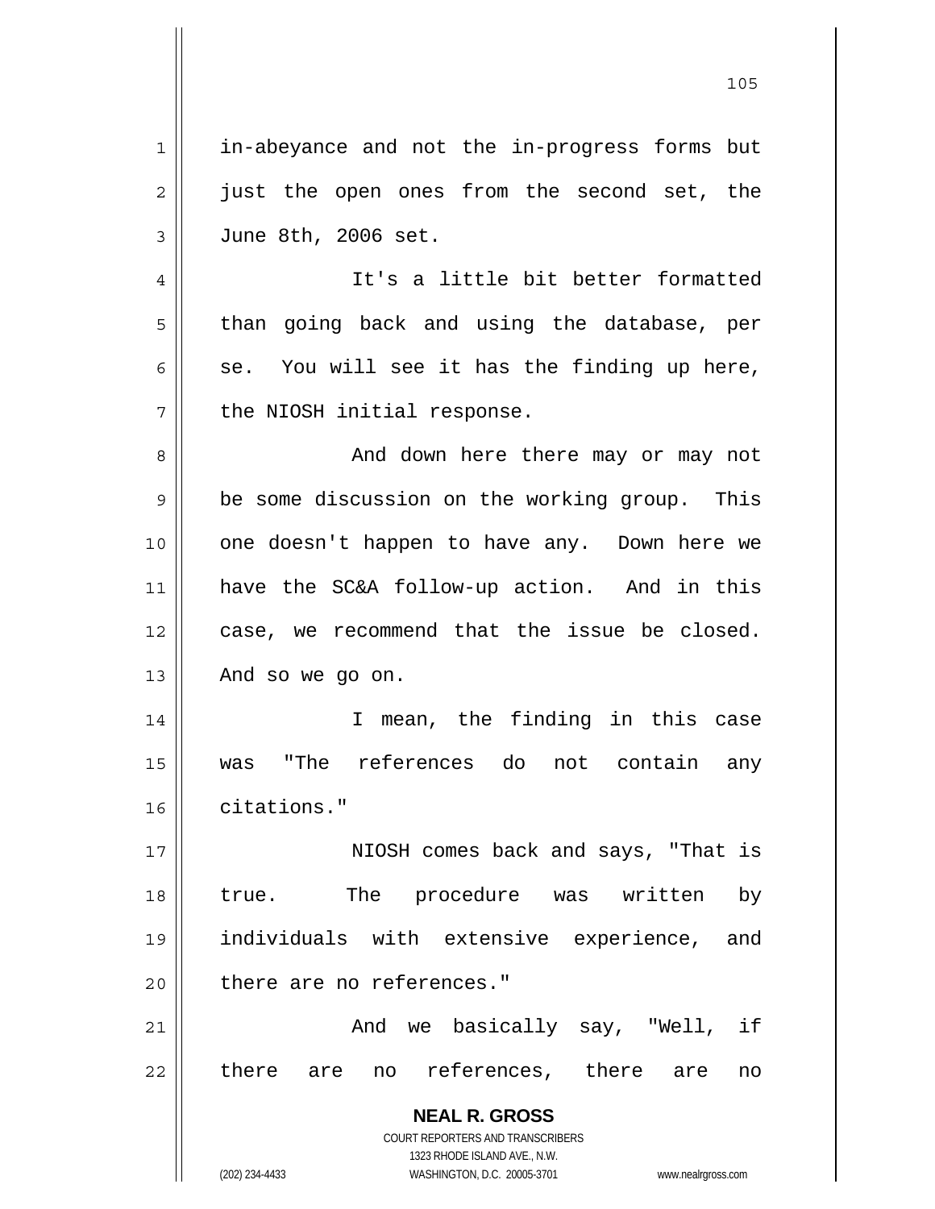in-abeyance and not the in-progress forms but just the open ones from the second set, the June 8th, 2006 set.

It's a little bit better formatted than going back and using the database, per se. You will see it has the finding up here, the NIOSH initial response.

And down here there may or may not be some discussion on the working group. This one doesn't happen to have any. Down here we have the SC&A follow-up action. And in this case, we recommend that the issue be closed. And so we go on.

I mean, the finding in this case was "The references do not contain any citations."

NIOSH comes back and says, "That is true. The procedure was written by individuals with extensive experience, and there are no references."

And we basically say, "Well, if there are no references, there are no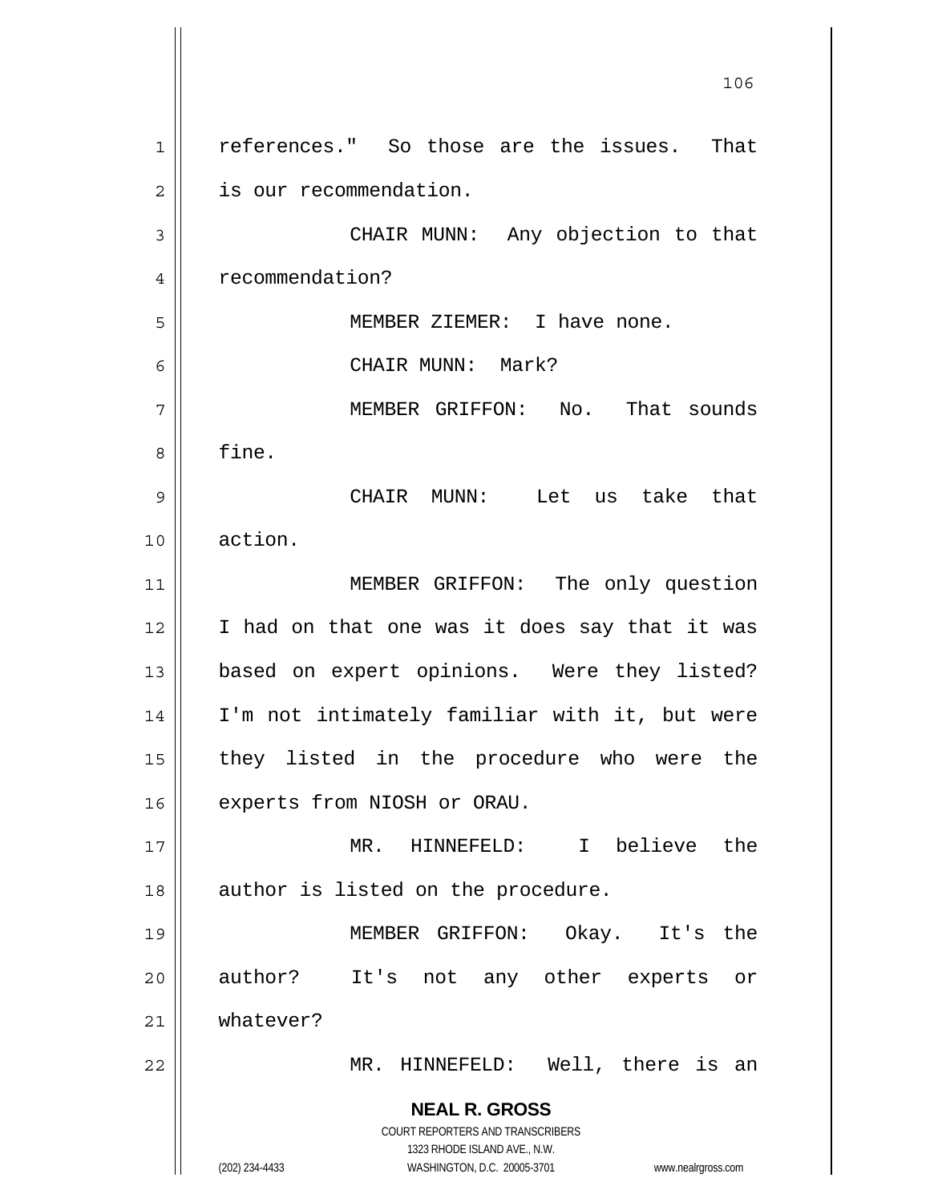references." So those are the issues. That is our recommendation.

CHAIR MUNN: Any objection to that recommendation?

MEMBER ZIEMER: I have none.

CHAIR MUNN: Mark?

MEMBER GRIFFON: No. That sounds fine.

CHAIR MUNN: Let us take that action.

MEMBER GRIFFON: The only question I had on that one was it does say that it was based on expert opinions. Were they listed? I'm not intimately familiar with it, but were they listed in the procedure who were the experts from NIOSH or ORAU.

MR. HINNEFELD: I believe the author is listed on the procedure.

MEMBER GRIFFON: Okay. It's the author? It's not any other experts or whatever?

MR. HINNEFELD: Well, there is an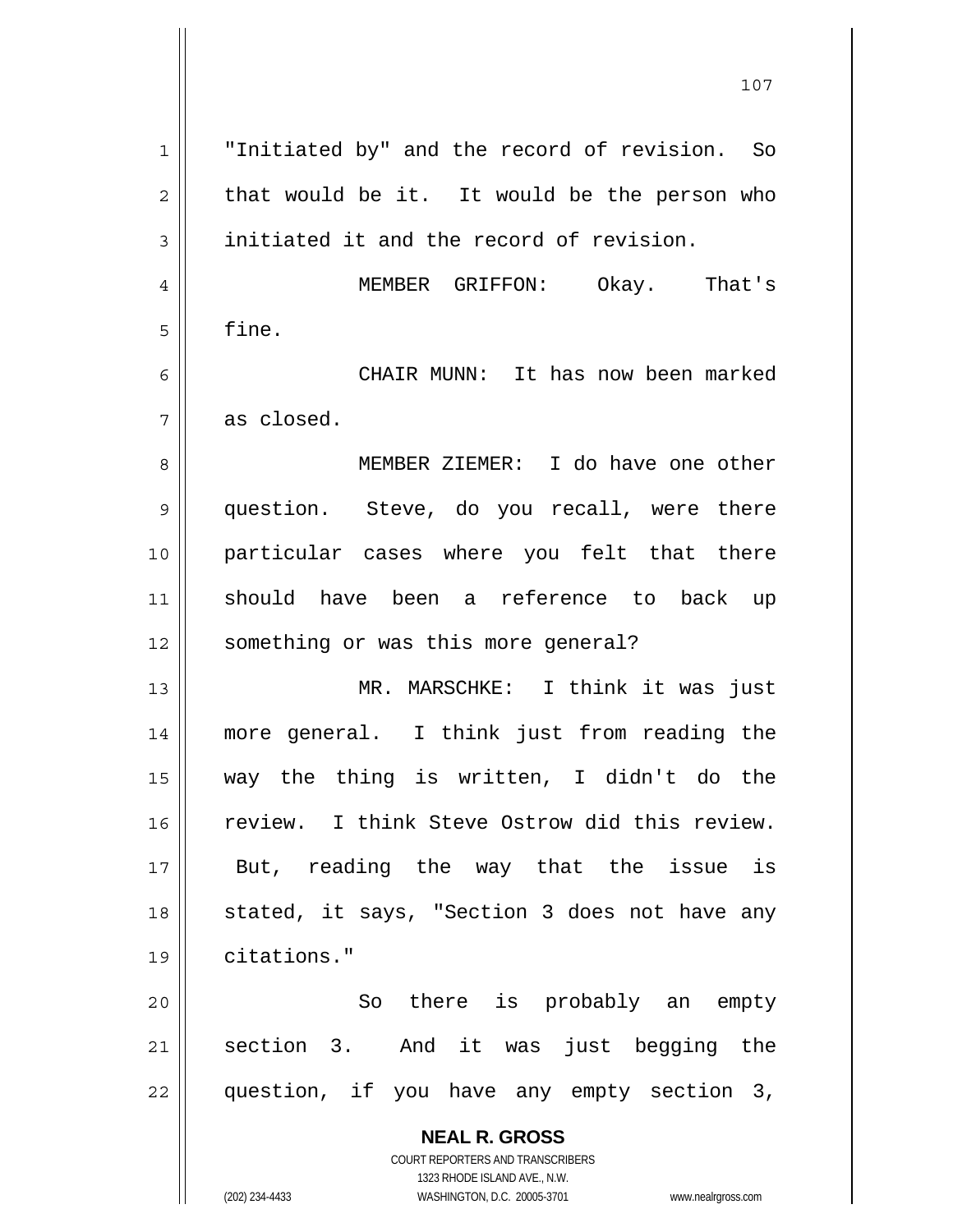"Initiated by" and the record of revision. So that would be it. It would be the person who initiated it and the record of revision.

MEMBER GRIFFON: Okay. That's fine.

CHAIR MUNN: It has now been marked as closed.

MEMBER ZIEMER: I do have one other question. Steve, do you recall, were there particular cases where you felt that there should have been a reference to back up something or was this more general?

MR. MARSCHKE: I think it was just more general. I think just from reading the way the thing is written, I didn't do the review. I think Steve Ostrow did this review. But, reading the way that the issue is stated, it says, "Section 3 does not have any citations."

So there is probably an empty section 3. And it was just begging the question, if you have any empty section 3,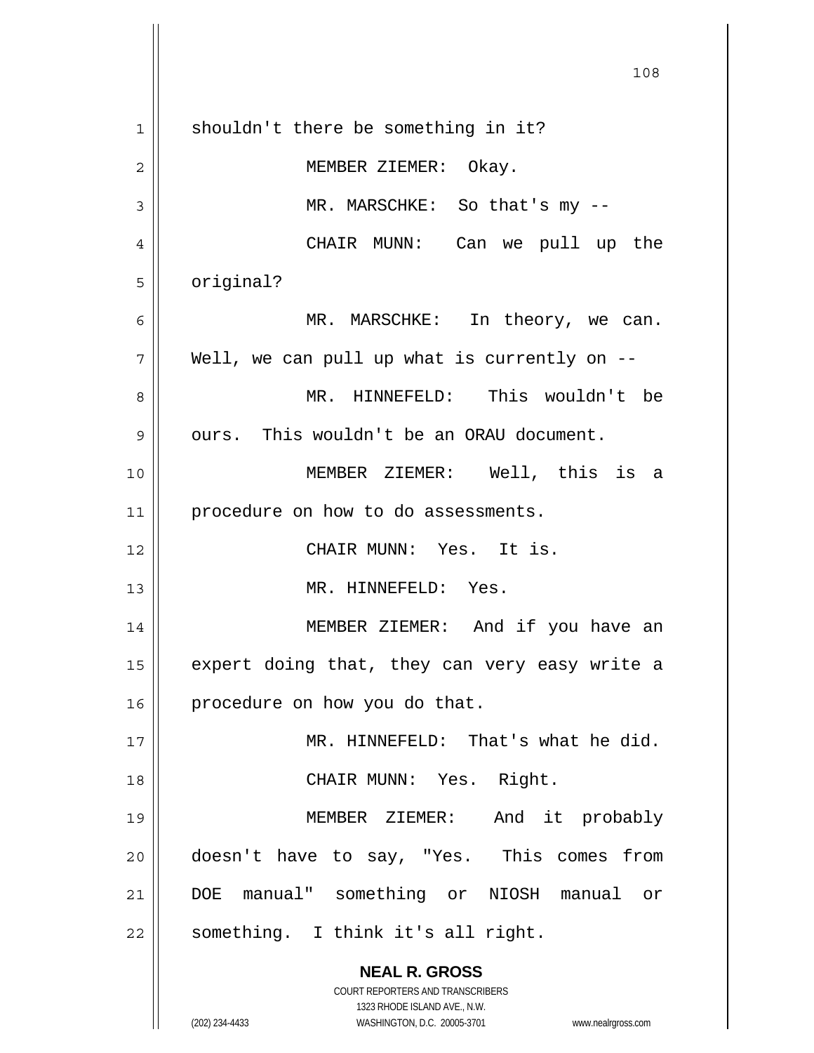shouldn't there be something in it?

MEMBER ZIEMER: Okay.

MR. MARSCHKE: So that's my --

CHAIR MUNN: Can we pull up the original?

MR. MARSCHKE: In theory, we can. Well, we can pull up what is currently on --

MR. HINNEFELD: This wouldn't be ours. This wouldn't be an ORAU document.

MEMBER ZIEMER: Well, this is a procedure on how to do assessments.

CHAIR MUNN: Yes. It is.

MR. HINNEFELD: Yes.

MEMBER ZIEMER: And if you have an expert doing that, they can very easy write a procedure on how you do that.

MR. HINNEFELD: That's what he did.

CHAIR MUNN: Yes. Right.

MEMBER ZIEMER: And it probably doesn't have to say, "Yes. This comes from DOE manual" something or NIOSH manual or something. I think it's all right.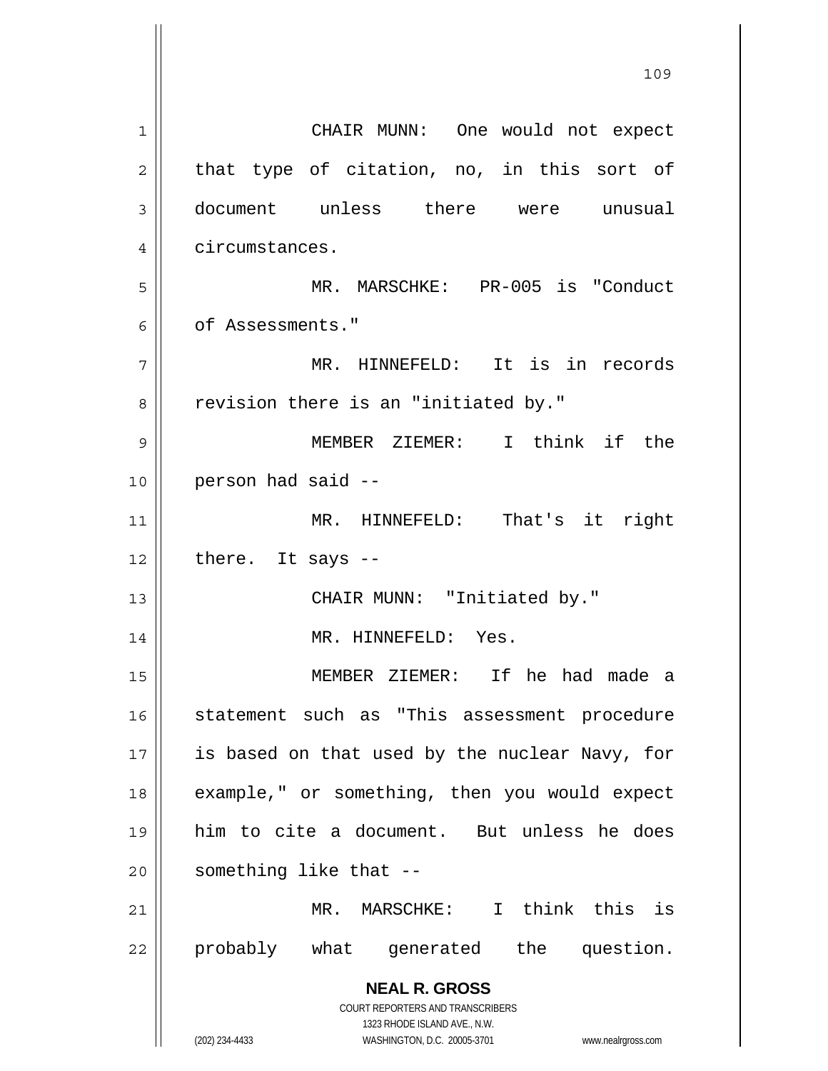CHAIR MUNN: One would not expect that type of citation, no, in this sort of document unless there were unusual circumstances.

MR. MARSCHKE: PR-005 is "Conduct of Assessments."

MR. HINNEFELD: It is in records revision there is an "initiated by."

MEMBER ZIEMER: I think if the person had said --

MR. HINNEFELD: That's it right there. It says --

CHAIR MUNN: "Initiated by."

MR. HINNEFELD: Yes.

MEMBER ZIEMER: If he had made a statement such as "This assessment procedure is based on that used by the nuclear Navy, for example," or something, then you would expect him to cite a document. But unless he does something like that --

MR. MARSCHKE: I think this is probably what generated the question.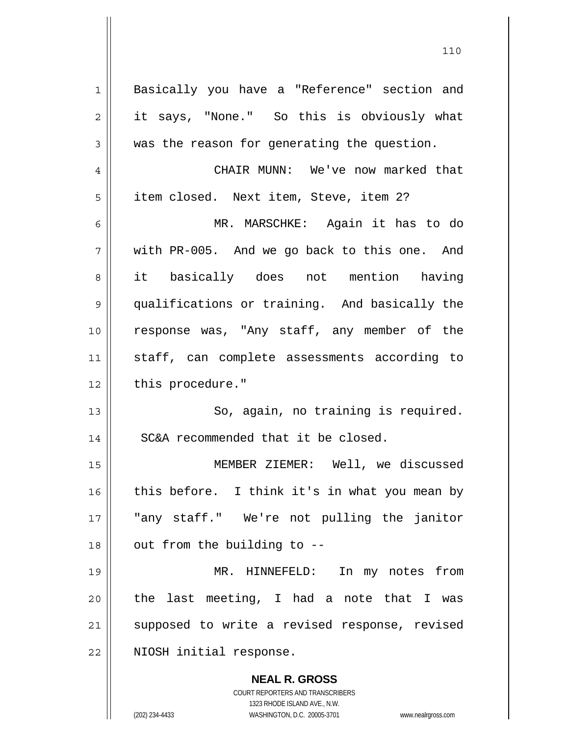Basically you have a "Reference" section and it says, "None." So this is obviously what was the reason for generating the question.

CHAIR MUNN: We've now marked that item closed. Next item, Steve, item 2?

MR. MARSCHKE: Again it has to do with PR-005. And we go back to this one. And it basically does not mention having qualifications or training. And basically the response was, "Any staff, any member of the staff, can complete assessments according to this procedure."

So, again, no training is required. SC&A recommended that it be closed.

MEMBER ZIEMER: Well, we discussed this before. I think it's in what you mean by "any staff." We're not pulling the janitor out from the building to --

MR. HINNEFELD: In my notes from the last meeting, I had a note that I was supposed to write a revised response, revised NIOSH initial response.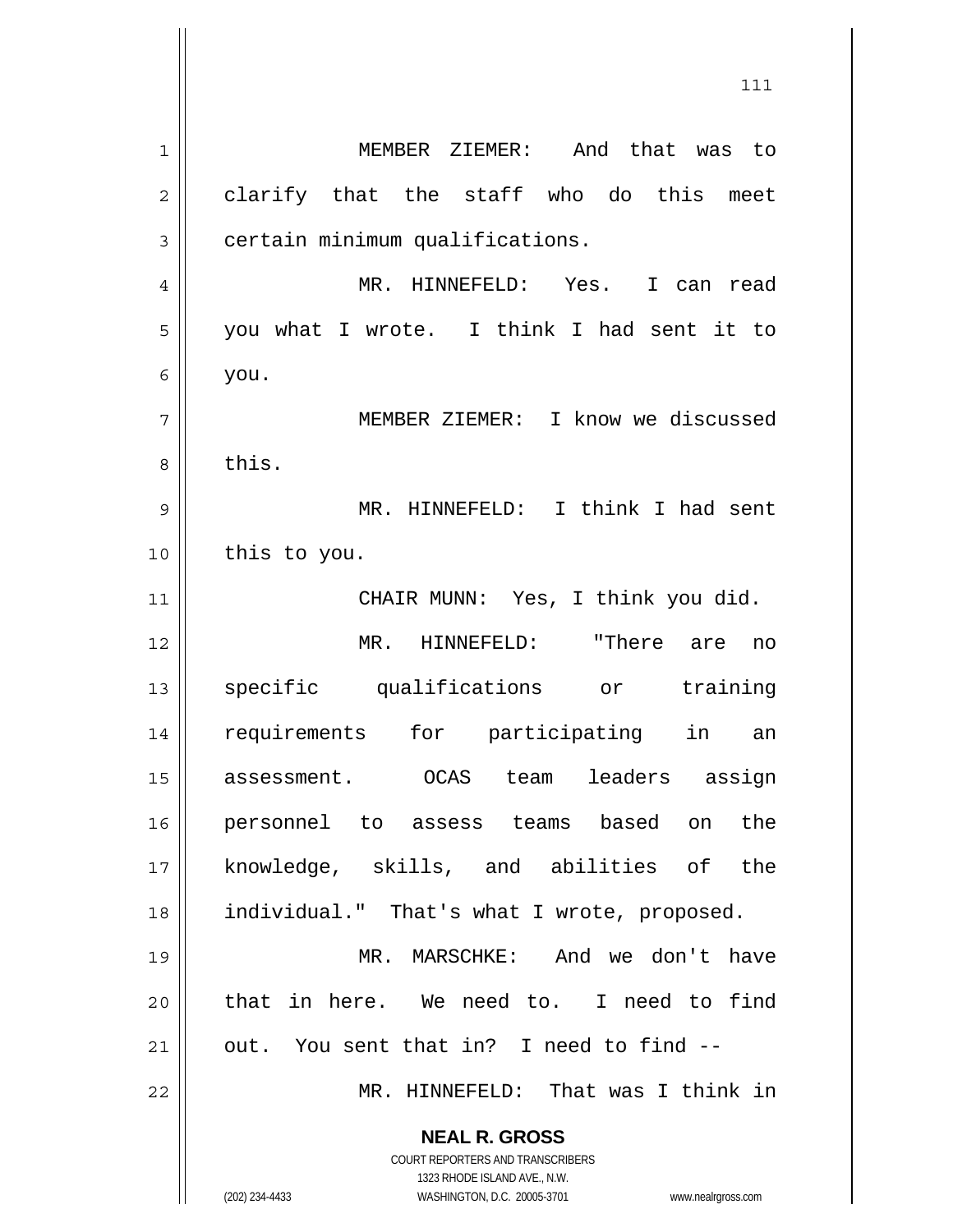MEMBER ZIEMER: And that was to clarify that the staff who do this meet certain minimum qualifications.

MR. HINNEFELD: Yes. I can read you what I wrote. I think I had sent it to you.

MEMBER ZIEMER: I know we discussed this.

MR. HINNEFELD: I think I had sent this to you.

CHAIR MUNN: Yes, I think you did.

MR. HINNEFELD: "There are no specific qualifications or training requirements for participating in an assessment. OCAS team leaders assign personnel to assess teams based on the knowledge, skills, and abilities of the individual." That's what I wrote, proposed.

MR. MARSCHKE: And we don't have that in here. We need to. I need to find out. You sent that in? I need to find --

MR. HINNEFELD: That was I think in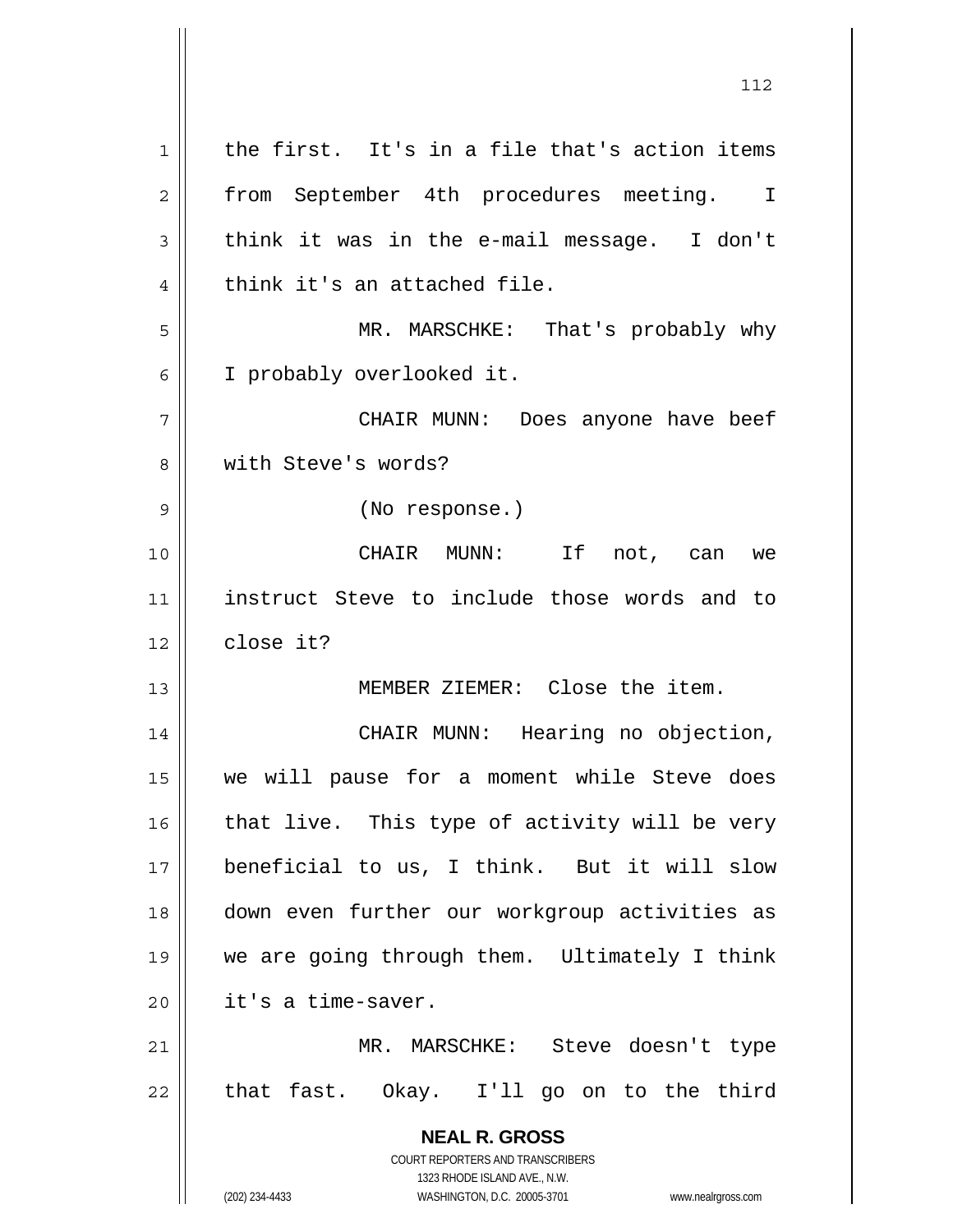the first. It's in a file that's action items from September 4th procedures meeting. I think it was in the e-mail message. I don't think it's an attached file.

MR. MARSCHKE: That's probably why I probably overlooked it.

CHAIR MUNN: Does anyone have beef with Steve's words?

(No response.)

CHAIR MUNN: If not, can we instruct Steve to include those words and to close it?

MEMBER ZIEMER: Close the item.

CHAIR MUNN: Hearing no objection, we will pause for a moment while Steve does that live. This type of activity will be very beneficial to us, I think. But it will slow down even further our workgroup activities as we are going through them. Ultimately I think it's a time-saver.

MR. MARSCHKE: Steve doesn't type that fast. Okay. I'll go on to the third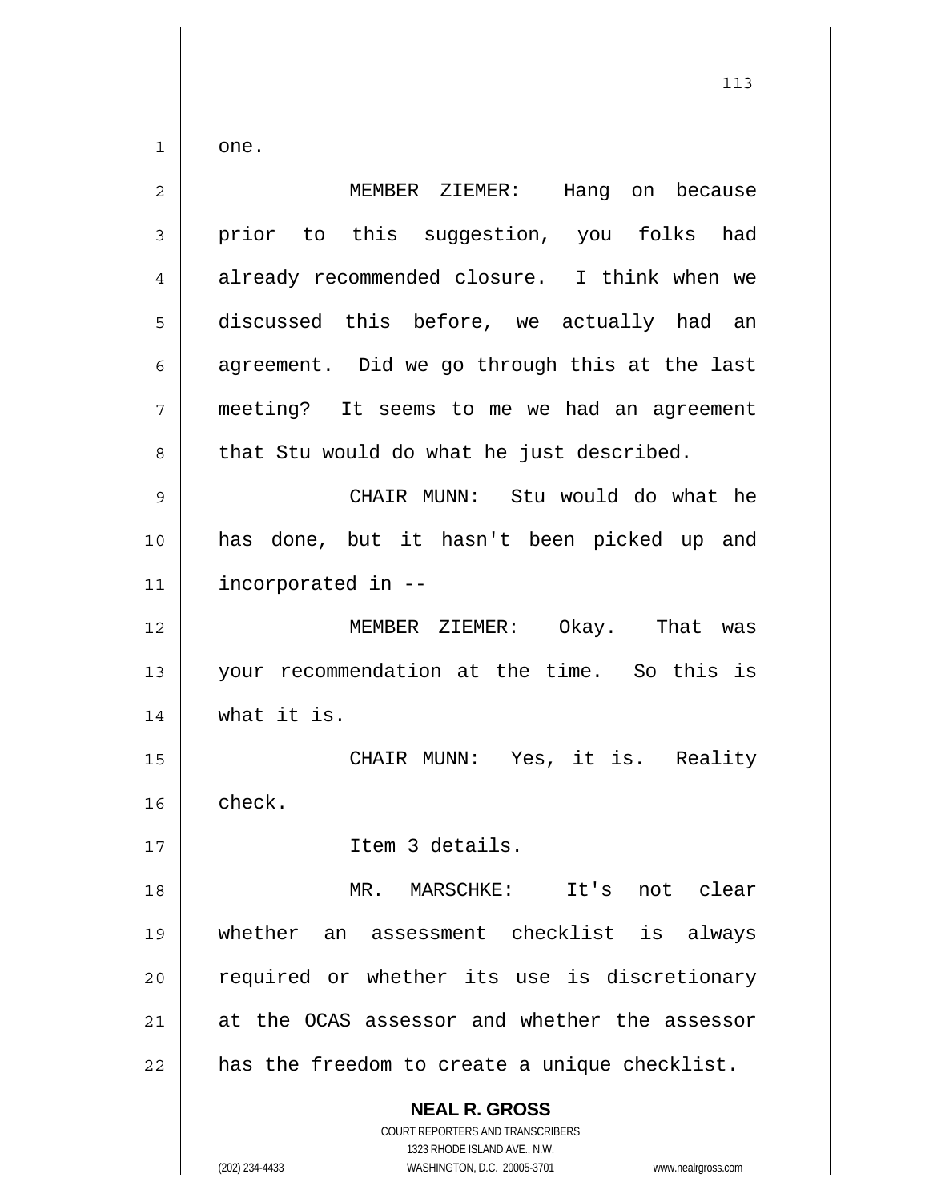one.

MEMBER ZIEMER: Hang on because prior to this suggestion, you folks had already recommended closure. I think when we discussed this before, we actually had an agreement. Did we go through this at the last meeting? It seems to me we had an agreement that Stu would do what he just described.

CHAIR MUNN: Stu would do what he has done, but it hasn't been picked up and incorporated in --

MEMBER ZIEMER: Okay. That was your recommendation at the time. So this is what it is.

CHAIR MUNN: Yes, it is. Reality check.

Item 3 details.

MR. MARSCHKE: It's not clear whether an assessment checklist is always required or whether its use is discretionary at the OCAS assessor and whether the assessor has the freedom to create a unique checklist.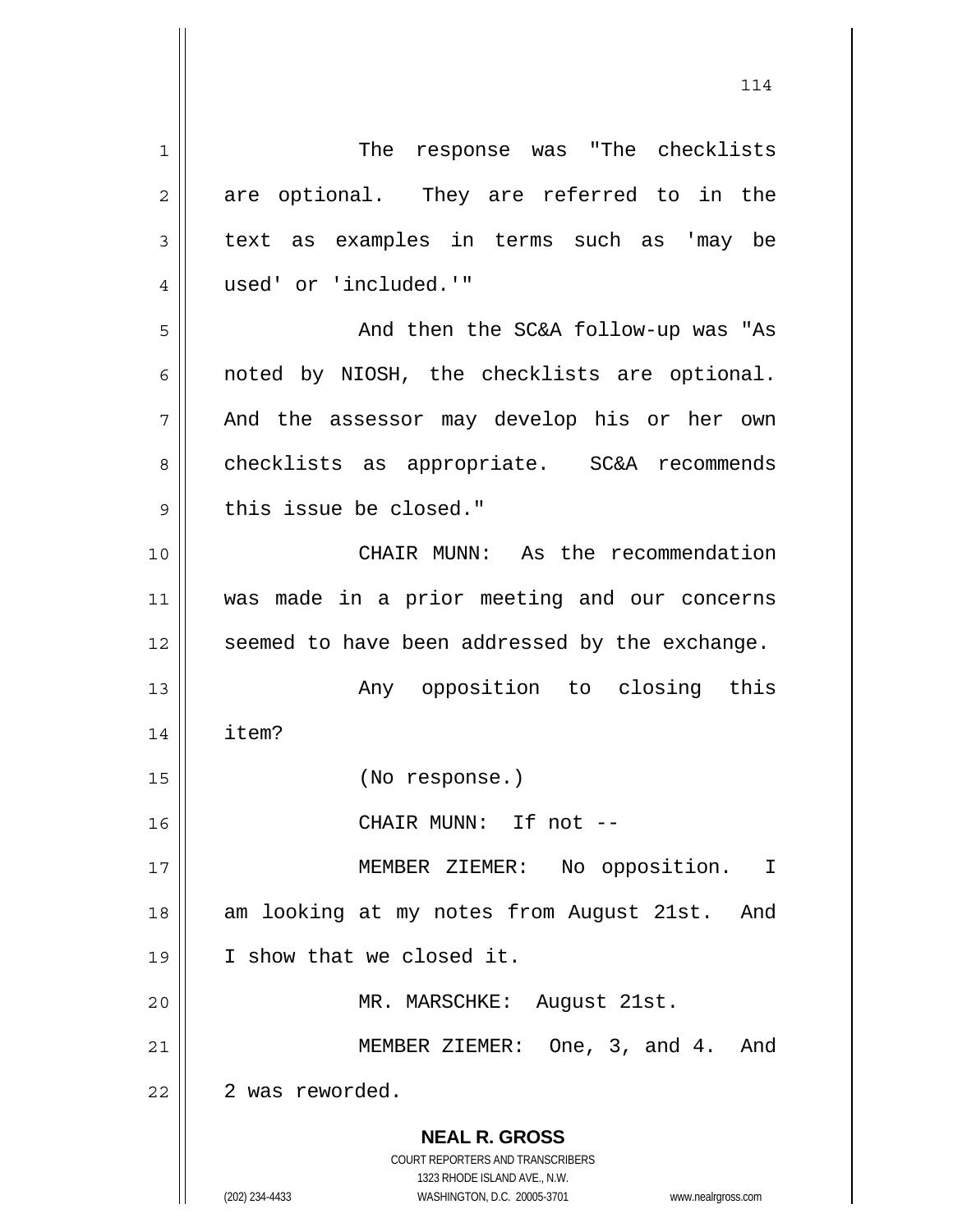The response was "The checklists are optional. They are referred to in the text as examples in terms such as 'may be used' or 'included.'"

And then the SC&A follow-up was "As noted by NIOSH, the checklists are optional. And the assessor may develop his or her own checklists as appropriate. SC&A recommends this issue be closed."

CHAIR MUNN: As the recommendation was made in a prior meeting and our concerns seemed to have been addressed by the exchange.

Any opposition to closing this item?

(No response.)

CHAIR MUNN: If not --

MEMBER ZIEMER: No opposition. I am looking at my notes from August 21st. And I show that we closed it.

MR. MARSCHKE: August 21st.

MEMBER ZIEMER: One, 3, and 4. And 2 was reworded.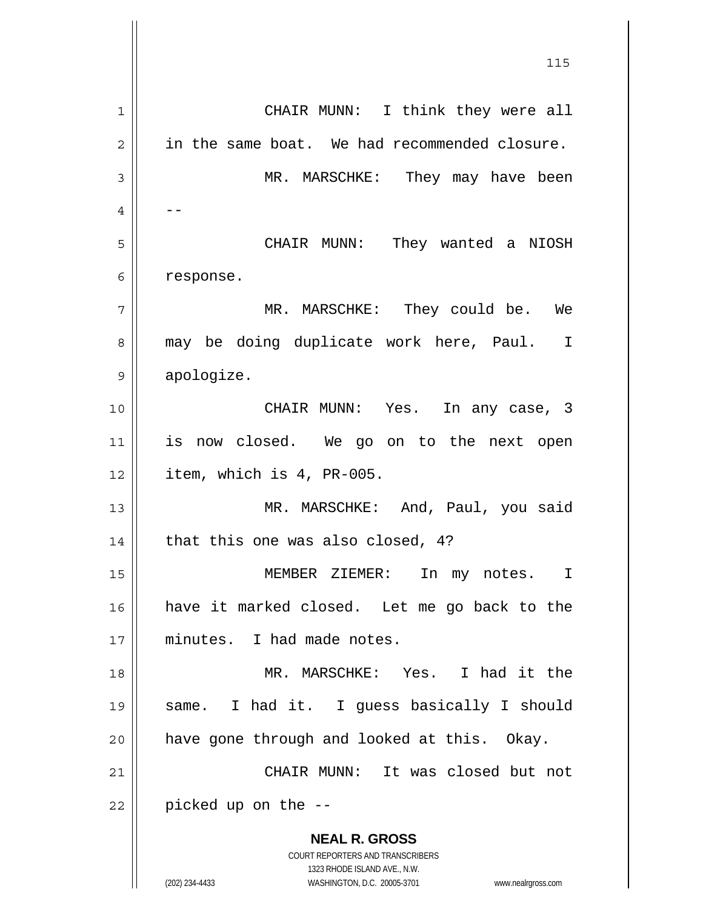CHAIR MUNN: I think they were all in the same boat. We had recommended closure.

MR. MARSCHKE: They may have been --

CHAIR MUNN: They wanted a NIOSH response.

MR. MARSCHKE: They could be. We may be doing duplicate work here, Paul. I apologize.

CHAIR MUNN: Yes. In any case, 3 is now closed. We go on to the next open item, which is 4, PR-005.

MR. MARSCHKE: And, Paul, you said that this one was also closed, 4?

MEMBER ZIEMER: In my notes. I have it marked closed. Let me go back to the minutes. I had made notes.

MR. MARSCHKE: Yes. I had it the same. I had it. I guess basically I should have gone through and looked at this. Okay.

CHAIR MUNN: It was closed but not picked up on the --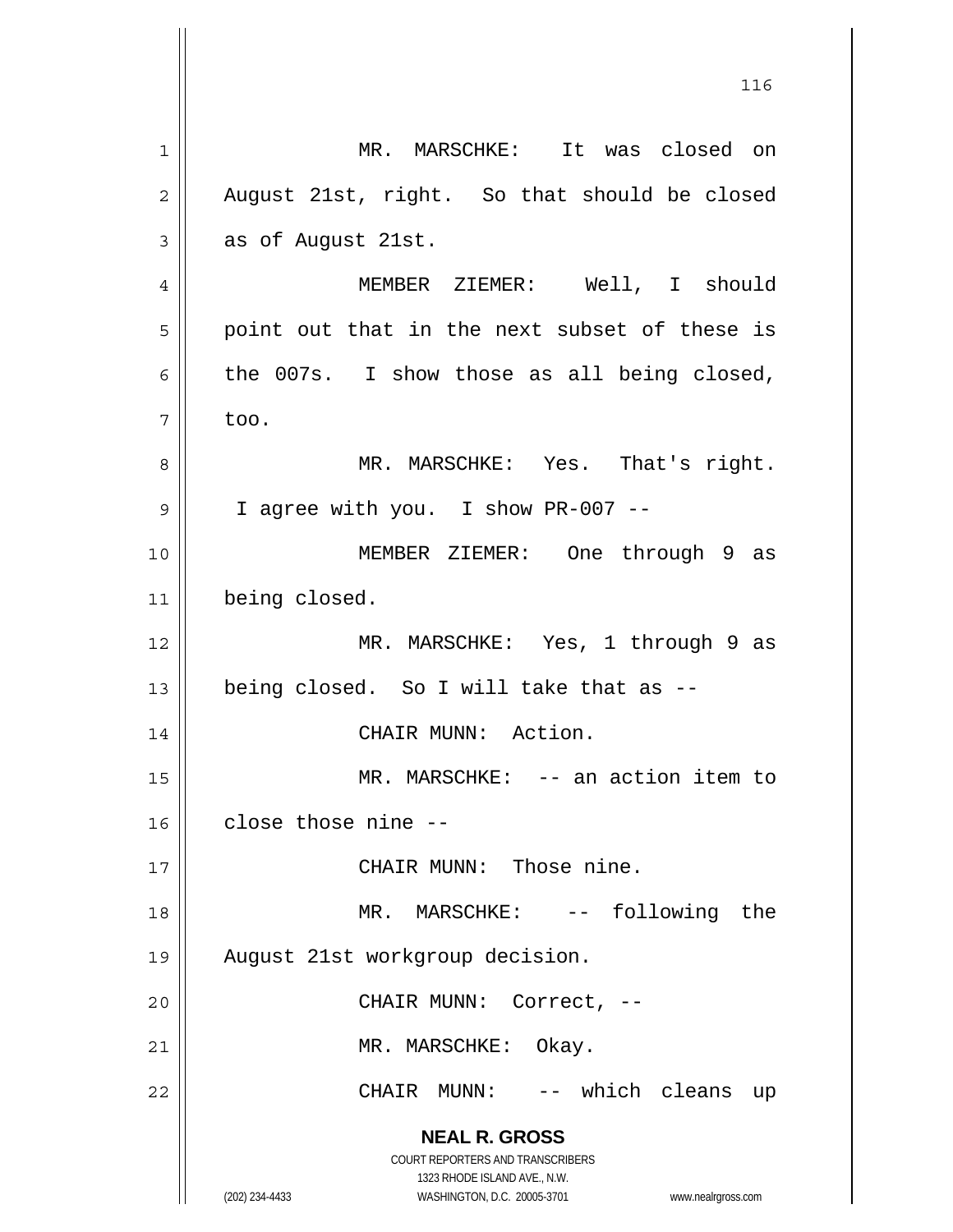MR. MARSCHKE: It was closed on August 21st, right. So that should be closed as of August 21st.

MEMBER ZIEMER: Well, I should point out that in the next subset of these is the 007s. I show those as all being closed, too.

MR. MARSCHKE: Yes. That's right. I agree with you. I show PR-007 --

MEMBER ZIEMER: One through 9 as being closed.

MR. MARSCHKE: Yes, 1 through 9 as being closed. So I will take that as --

CHAIR MUNN: Action.

MR. MARSCHKE: -- an action item to close those nine --

CHAIR MUNN: Those nine.

MR. MARSCHKE: -- following the August 21st workgroup decision.

CHAIR MUNN: Correct, --

MR. MARSCHKE: Okay.

CHAIR MUNN: -- which cleans up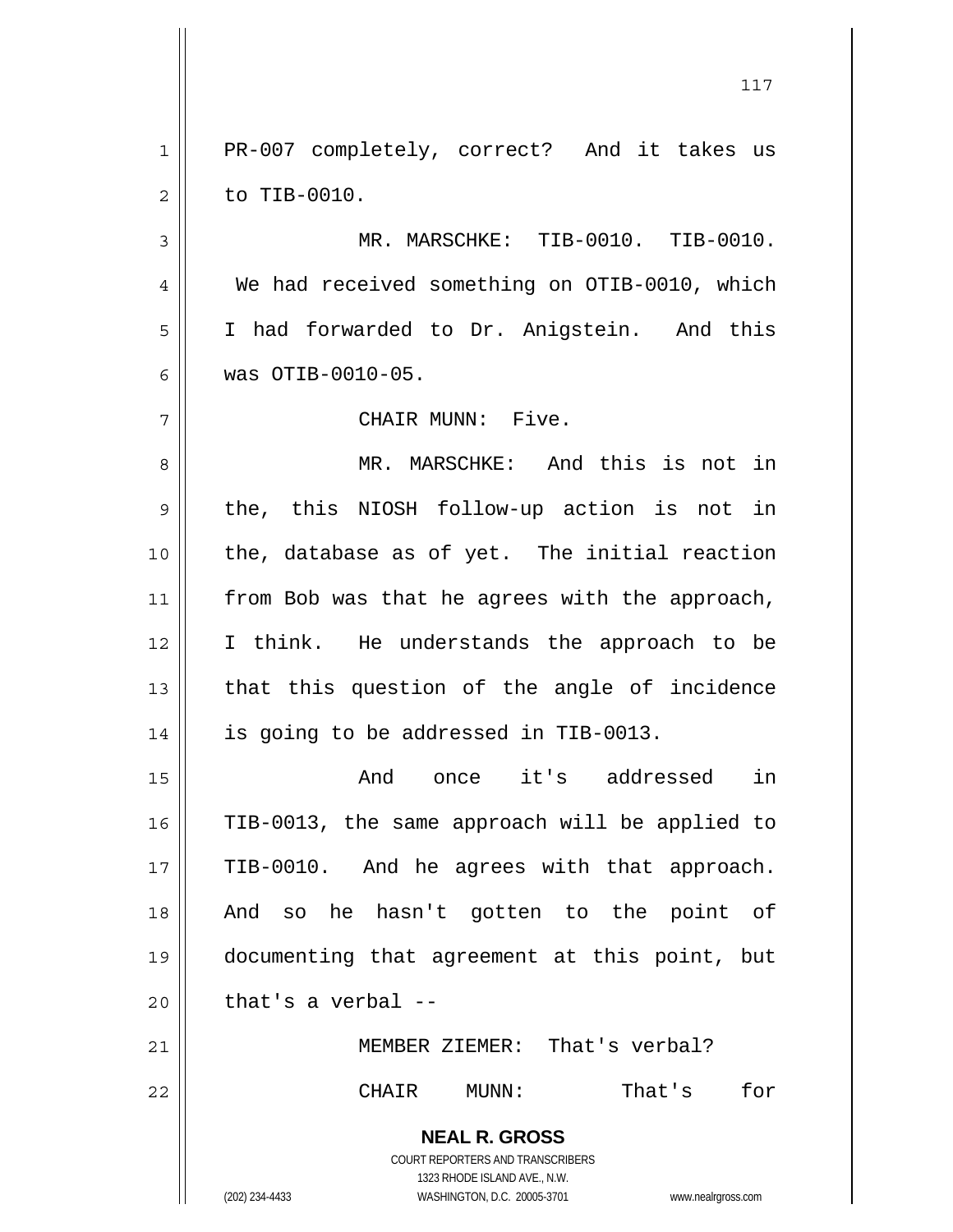PR-007 completely, correct? And it takes us to TIB-0010.

MR. MARSCHKE: TIB-0010. TIB-0010. We had received something on OTIB-0010, which I had forwarded to Dr. Anigstein. And this was OTIB-0010-05.

CHAIR MUNN: Five.

MR. MARSCHKE: And this is not in the, this NIOSH follow-up action is not in the, database as of yet. The initial reaction from Bob was that he agrees with the approach, I think. He understands the approach to be that this question of the angle of incidence is going to be addressed in TIB-0013.

And once it's addressed in TIB-0013, the same approach will be applied to TIB-0010. And he agrees with that approach. And so he hasn't gotten to the point of documenting that agreement at this point, but that's a verbal --

MEMBER ZIEMER: That's verbal?

CHAIR MUNN: That's for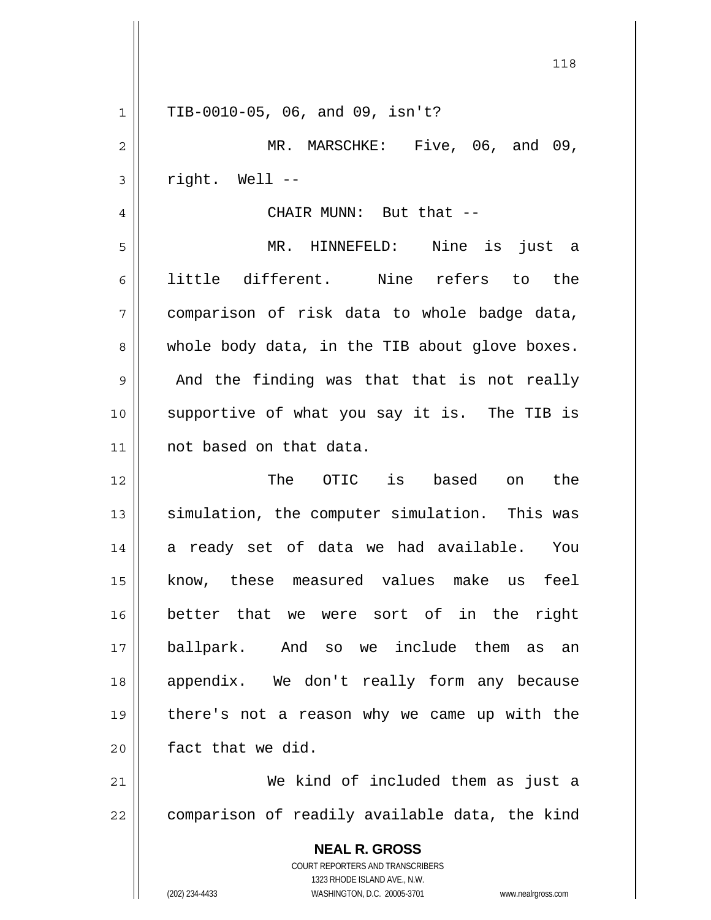TIB-0010-05, 06, and 09, isn't?

MR. MARSCHKE: Five, 06, and 09, right. Well --

CHAIR MUNN: But that --

MR. HINNEFELD: Nine is just a little different. Nine refers to the comparison of risk data to whole badge data, whole body data, in the TIB about glove boxes. And the finding was that that is not really supportive of what you say it is. The TIB is not based on that data.

The OTIC is based on the simulation, the computer simulation. This was a ready set of data we had available. You know, these measured values make us feel better that we were sort of in the right ballpark. And so we include them as an appendix. We don't really form any because there's not a reason why we came up with the fact that we did.

We kind of included them as just a comparison of readily available data, the kind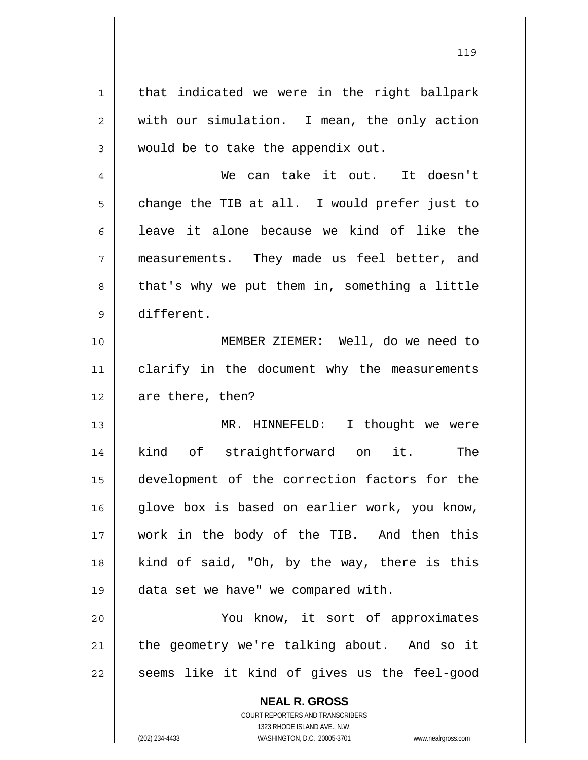that indicated we were in the right ballpark with our simulation. I mean, the only action would be to take the appendix out.

We can take it out. It doesn't change the TIB at all. I would prefer just to leave it alone because we kind of like the measurements. They made us feel better, and that's why we put them in, something a little different.

MEMBER ZIEMER: Well, do we need to clarify in the document why the measurements are there, then?

MR. HINNEFELD: I thought we were kind of straightforward on it. The development of the correction factors for the glove box is based on earlier work, you know, work in the body of the TIB. And then this kind of said, "Oh, by the way, there is this data set we have" we compared with.

You know, it sort of approximates the geometry we're talking about. And so it seems like it kind of gives us the feel-good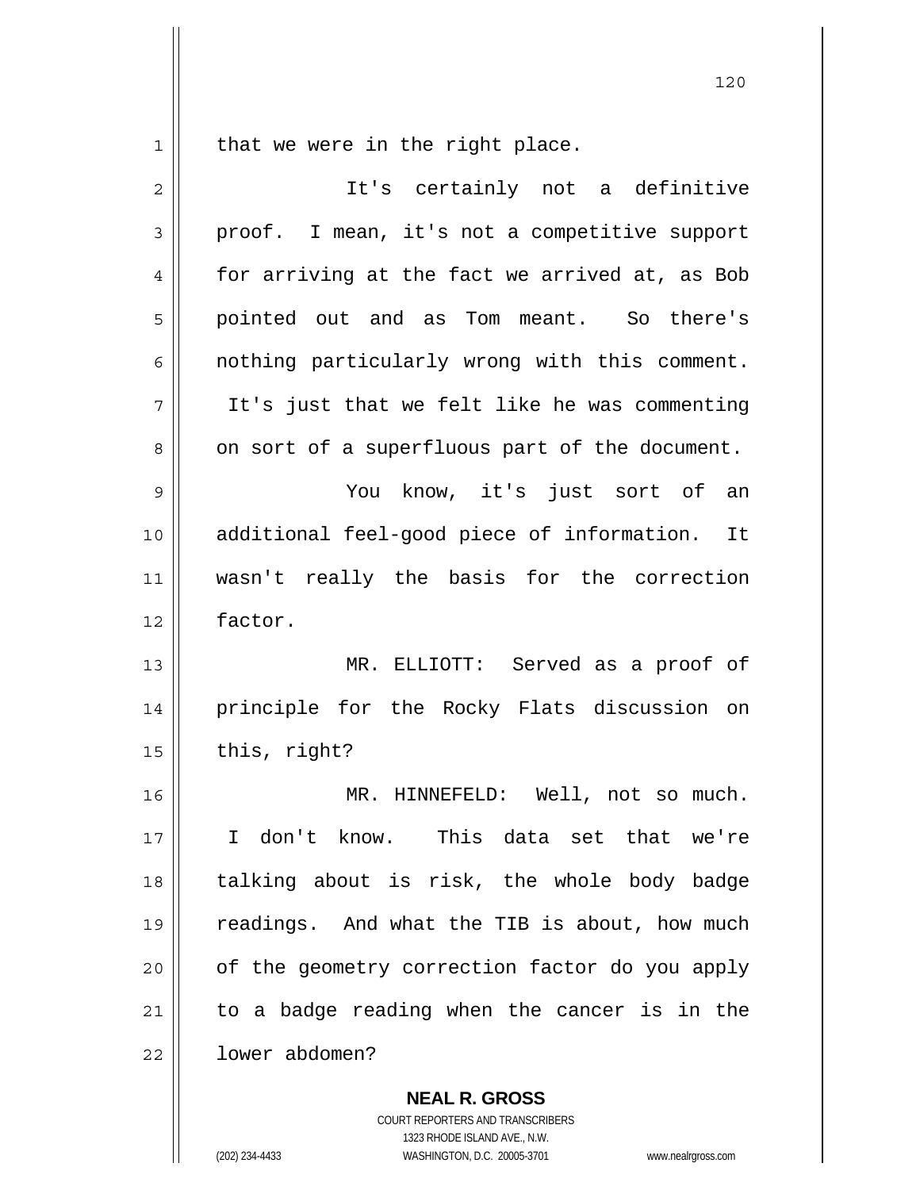that we were in the right place.

It's certainly not a definitive proof. I mean, it's not a competitive support for arriving at the fact we arrived at, as Bob pointed out and as Tom meant. So there's nothing particularly wrong with this comment. It's just that we felt like he was commenting on sort of a superfluous part of the document.

You know, it's just sort of an additional feel-good piece of information. It wasn't really the basis for the correction factor.

MR. ELLIOTT: Served as a proof of principle for the Rocky Flats discussion on this, right?

MR. HINNEFELD: Well, not so much. I don't know. This data set that we're talking about is risk, the whole body badge readings. And what the TIB is about, how much of the geometry correction factor do you apply to a badge reading when the cancer is in the lower abdomen?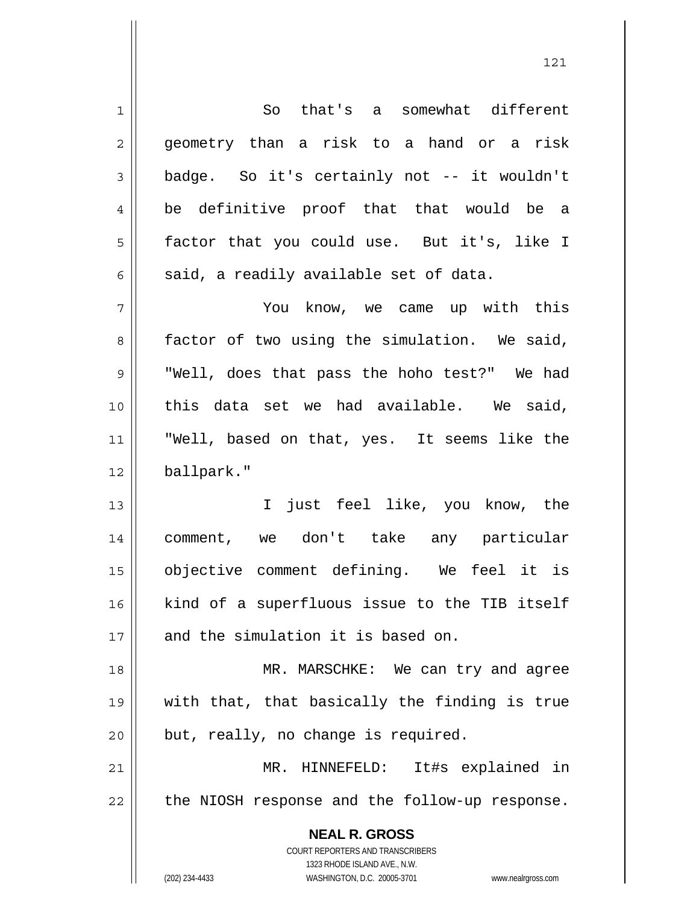So that's a somewhat different geometry than a risk to a hand or a risk badge. So it's certainly not -- it wouldn't be definitive proof that that would be a factor that you could use. But it's, like I said, a readily available set of data.

You know, we came up with this factor of two using the simulation. We said, "Well, does that pass the hoho test?" We had this data set we had available. We said, "Well, based on that, yes. It seems like the ballpark."

I just feel like, you know, the comment, we don't take any particular objective comment defining. We feel it is kind of a superfluous issue to the TIB itself and the simulation it is based on.

MR. MARSCHKE: We can try and agree with that, that basically the finding is true but, really, no change is required.

MR. HINNEFELD: It#s explained in the NIOSH response and the follow-up response.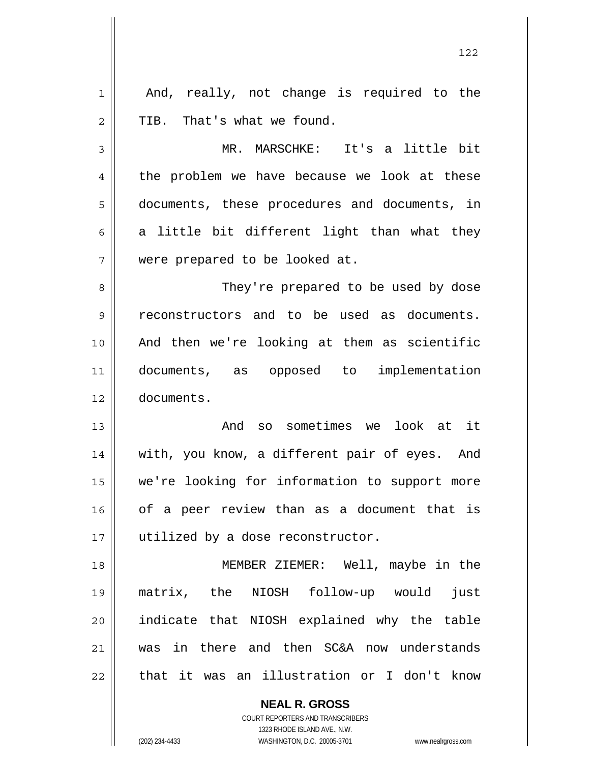And, really, not change is required to the TIB. That's what we found.

MR. MARSCHKE: It's a little bit the problem we have because we look at these documents, these procedures and documents, in a little bit different light than what they were prepared to be looked at.

They're prepared to be used by dose reconstructors and to be used as documents. And then we're looking at them as scientific documents, as opposed to implementation documents.

And so sometimes we look at it with, you know, a different pair of eyes. And we're looking for information to support more of a peer review than as a document that is utilized by a dose reconstructor.

MEMBER ZIEMER: Well, maybe in the matrix, the NIOSH follow-up would just indicate that NIOSH explained why the table was in there and then SC&A now understands that it was an illustration or I don't know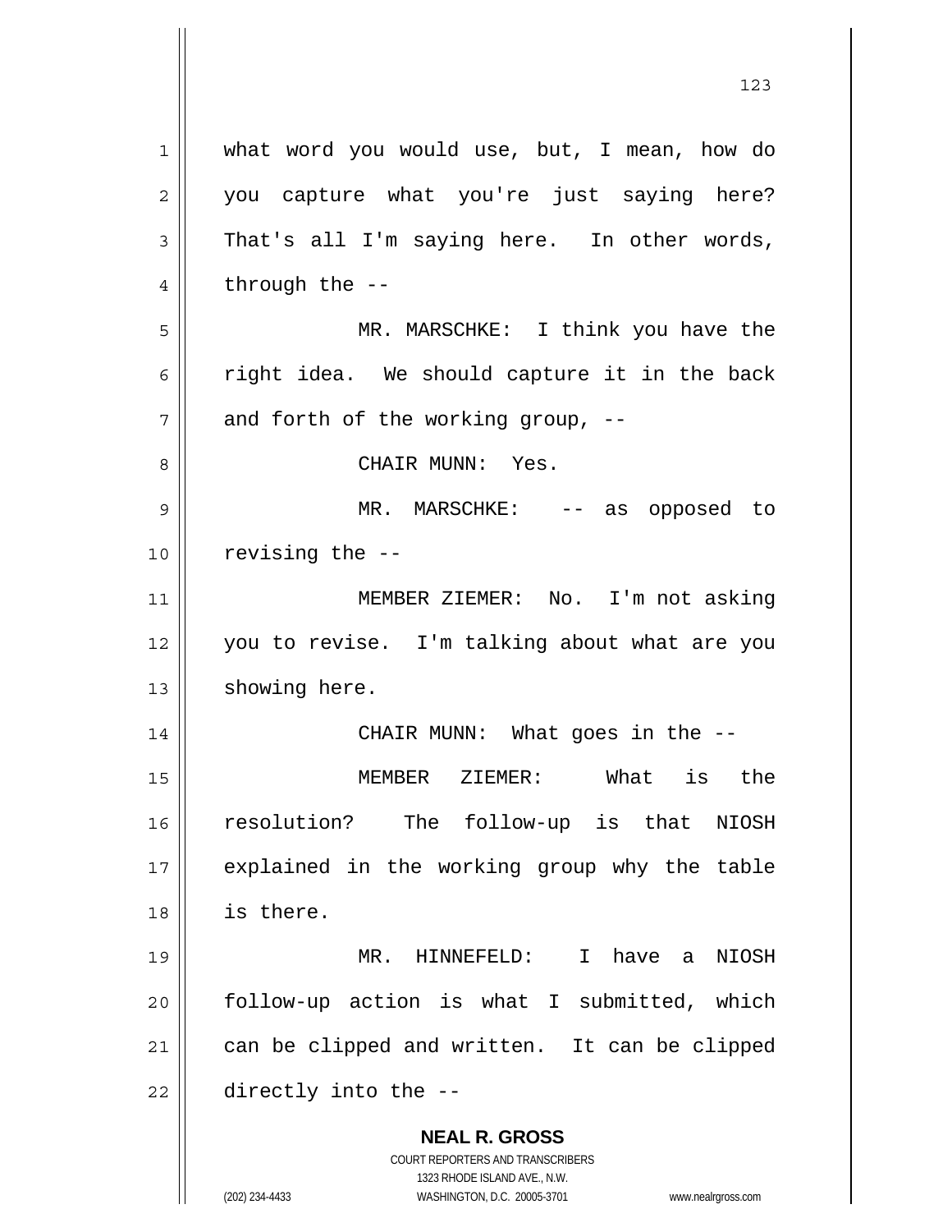what word you would use, but, I mean, how do you capture what you're just saying here? That's all I'm saying here. In other words, through the --

MR. MARSCHKE: I think you have the right idea. We should capture it in the back and forth of the working group, --

CHAIR MUNN: Yes.

MR. MARSCHKE: -- as opposed to revising the --

MEMBER ZIEMER: No. I'm not asking you to revise. I'm talking about what are you showing here.

CHAIR MUNN: What goes in the --

MEMBER ZIEMER: What is the resolution? The follow-up is that NIOSH explained in the working group why the table is there.

MR. HINNEFELD: I have a NIOSH follow-up action is what I submitted, which can be clipped and written. It can be clipped directly into the --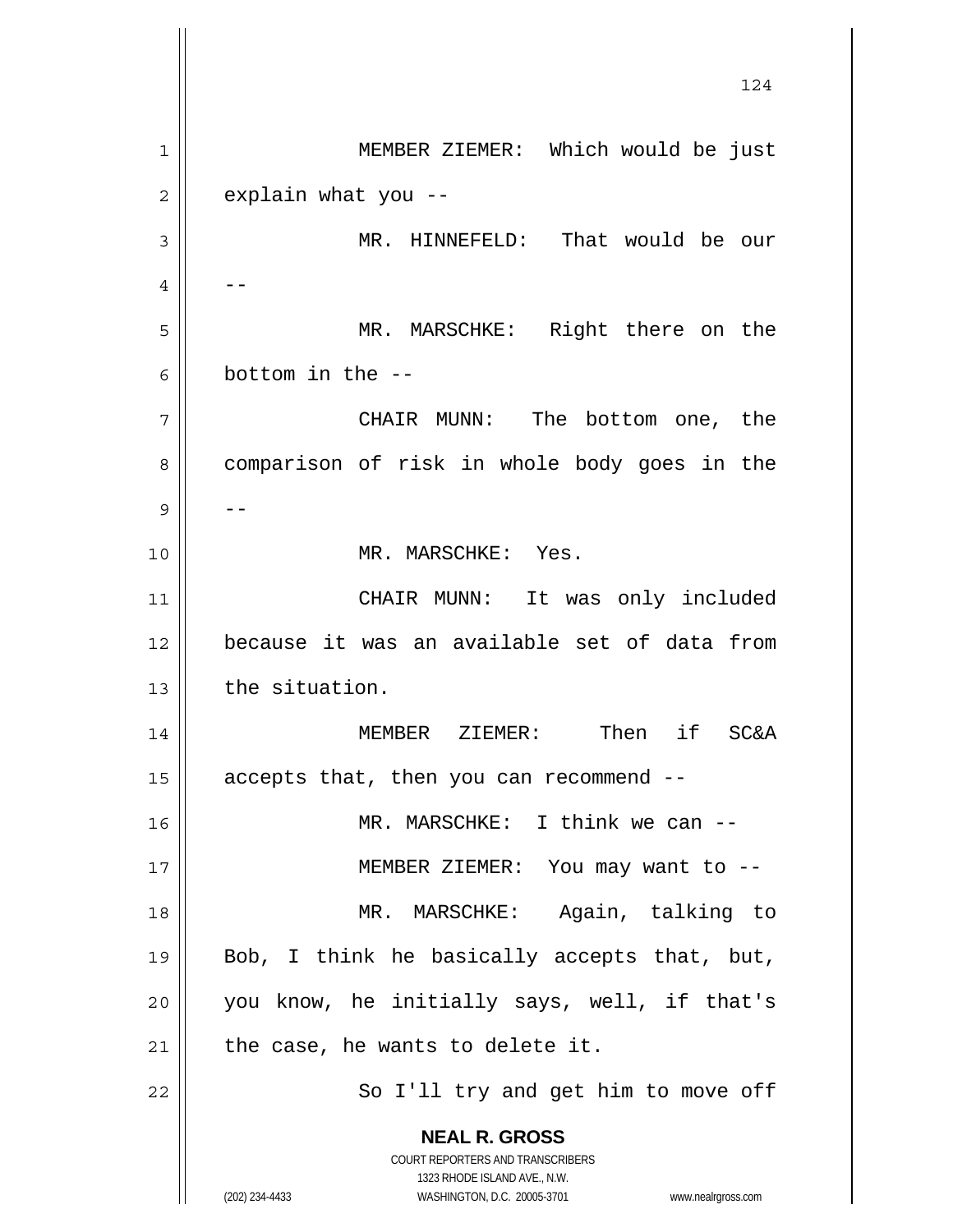MEMBER ZIEMER: Which would be just explain what you --

MR. HINNEFELD: That would be our --

MR. MARSCHKE: Right there on the bottom in the --

CHAIR MUNN: The bottom one, the comparison of risk in whole body goes in the --

MR. MARSCHKE: Yes.

CHAIR MUNN: It was only included because it was an available set of data from the situation.

MEMBER ZIEMER: Then if SC&A accepts that, then you can recommend --

MR. MARSCHKE: I think we can --

MEMBER ZIEMER: You may want to --

MR. MARSCHKE: Again, talking to Bob, I think he basically accepts that, but, you know, he initially says, well, if that's the case, he wants to delete it.

So I'll try and get him to move off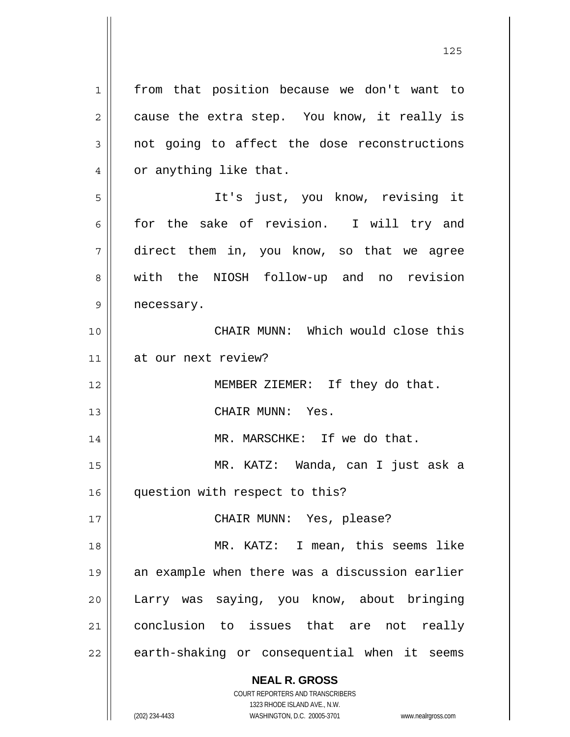from that position because we don't want to cause the extra step. You know, it really is not going to affect the dose reconstructions or anything like that.

It's just, you know, revising it for the sake of revision. I will try and direct them in, you know, so that we agree with the NIOSH follow-up and no revision necessary.

CHAIR MUNN: Which would close this at our next review?

MEMBER ZIEMER: If they do that.

CHAIR MUNN: Yes.

MR. MARSCHKE: If we do that.

MR. KATZ: Wanda, can I just ask a question with respect to this?

CHAIR MUNN: Yes, please?

MR. KATZ: I mean, this seems like an example when there was a discussion earlier Larry was saying, you know, about bringing conclusion to issues that are not really earth-shaking or consequential when it seems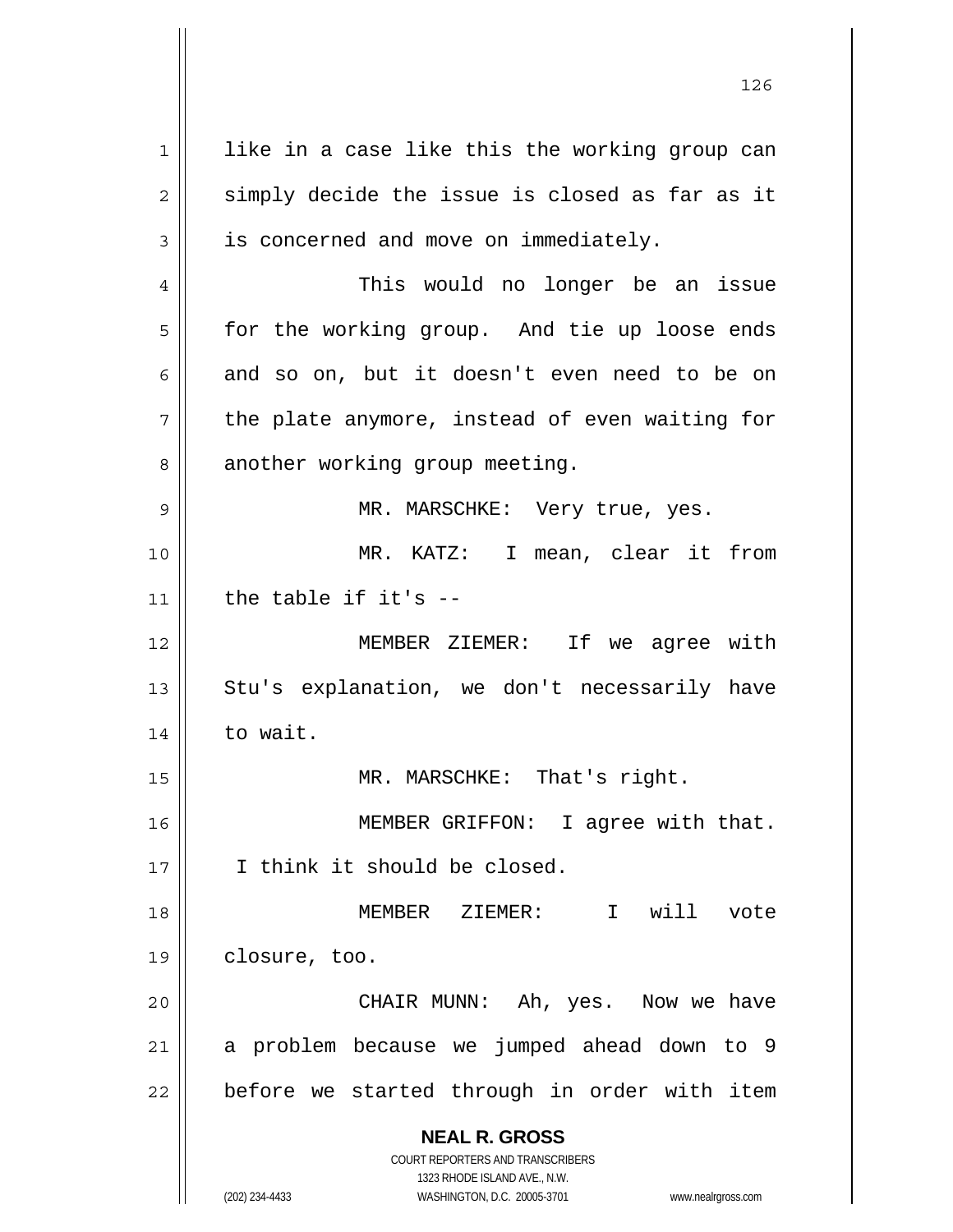like in a case like this the working group can simply decide the issue is closed as far as it is concerned and move on immediately.

This would no longer be an issue for the working group. And tie up loose ends and so on, but it doesn't even need to be on the plate anymore, instead of even waiting for another working group meeting.

MR. MARSCHKE: Very true, yes.

MR. KATZ: I mean, clear it from the table if it's --

MEMBER ZIEMER: If we agree with Stu's explanation, we don't necessarily have to wait.

MR. MARSCHKE: That's right.

MEMBER GRIFFON: I agree with that. I think it should be closed.

MEMBER ZIEMER: I will vote closure, too.

CHAIR MUNN: Ah, yes. Now we have a problem because we jumped ahead down to 9 before we started through in order with item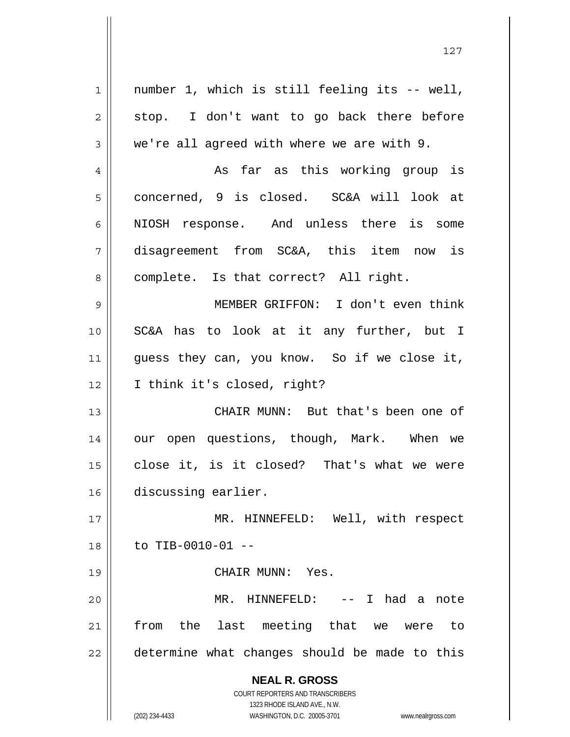number 1, which is still feeling its -- well, stop. I don't want to go back there before we're all agreed with where we are with 9.

As far as this working group is concerned, 9 is closed. SC&A will look at NIOSH response. And unless there is some disagreement from SC&A, this item now is complete. Is that correct? All right.

MEMBER GRIFFON: I don't even think SC&A has to look at it any further, but I guess they can, you know. So if we close it, I think it's closed, right?

CHAIR MUNN: But that's been one of our open questions, though, Mark. When we close it, is it closed? That's what we were discussing earlier.

MR. HINNEFELD: Well, with respect to TIB-0010-01 --

CHAIR MUNN: Yes.

MR. HINNEFELD: -- I had a note from the last meeting that we were to determine what changes should be made to this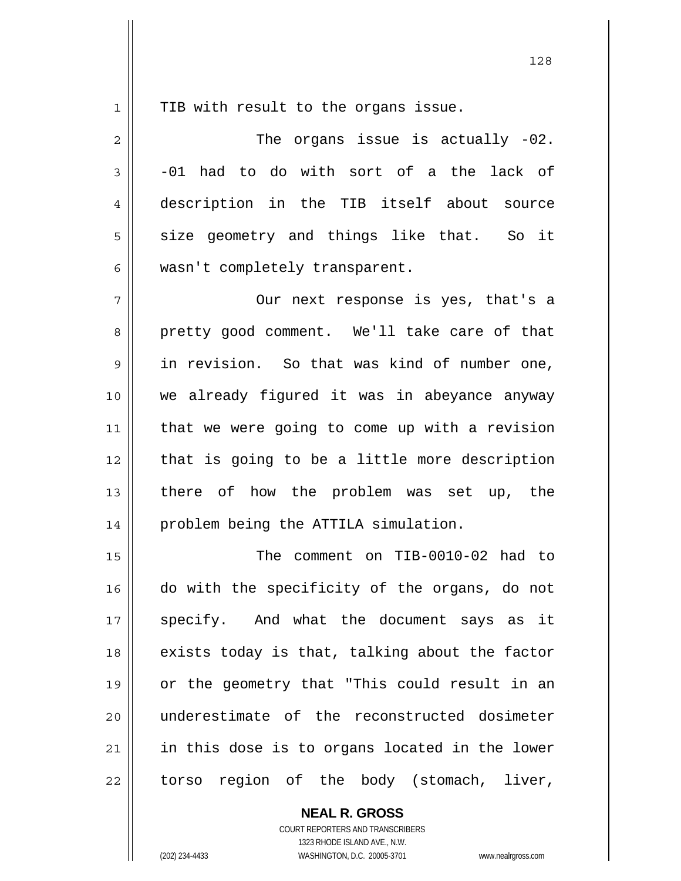TIB with result to the organs issue.

The organs issue is actually -02. -01 had to do with sort of a the lack of description in the TIB itself about source size geometry and things like that. So it wasn't completely transparent.

Our next response is yes, that's a pretty good comment. We'll take care of that in revision. So that was kind of number one, we already figured it was in abeyance anyway that we were going to come up with a revision that is going to be a little more description there of how the problem was set up, the problem being the ATTILA simulation.

The comment on TIB-0010-02 had to do with the specificity of the organs, do not specify. And what the document says as it exists today is that, talking about the factor or the geometry that "This could result in an underestimate of the reconstructed dosimeter in this dose is to organs located in the lower torso region of the body (stomach, liver,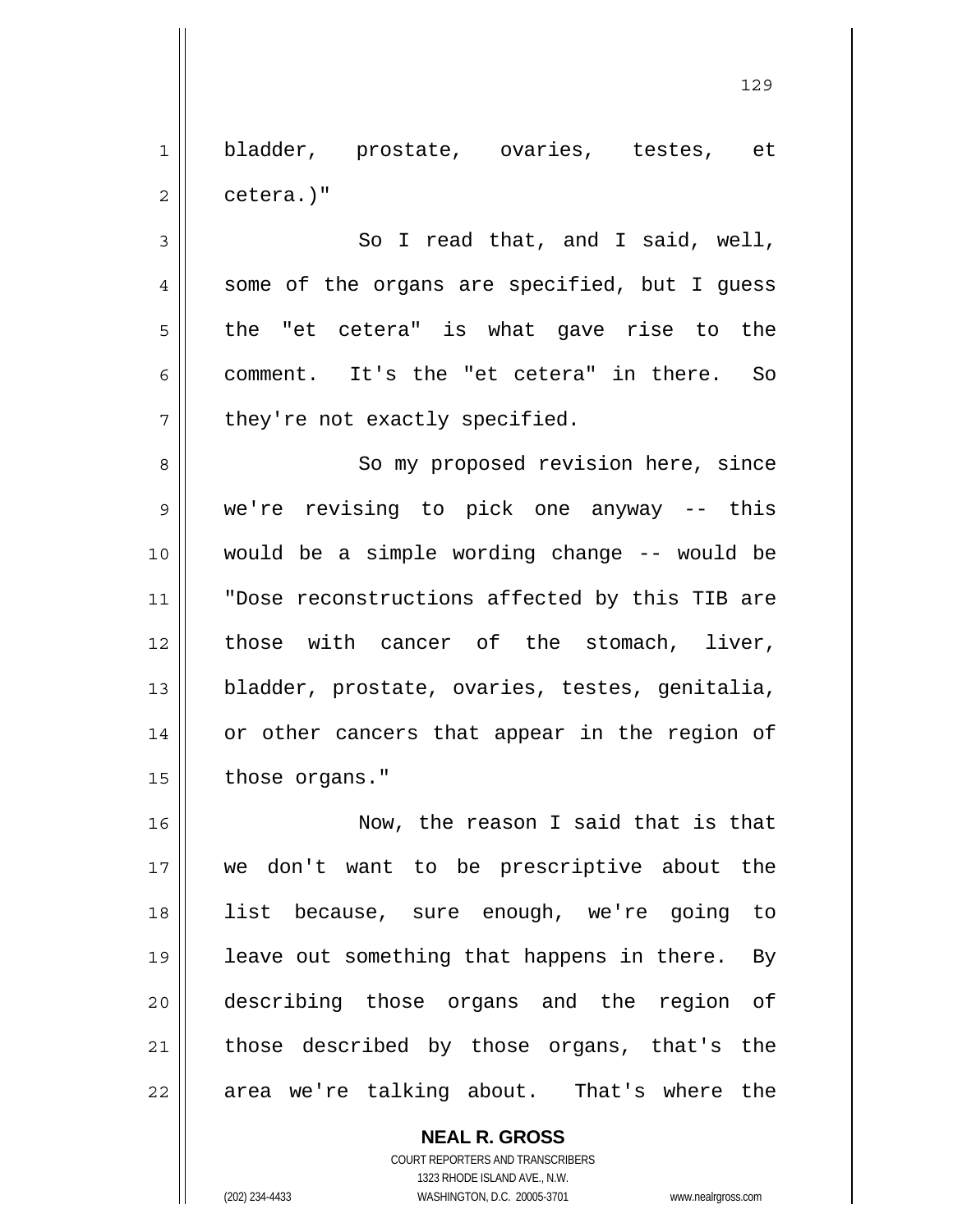bladder, prostate, ovaries, testes, et cetera.)"

So I read that, and I said, well, some of the organs are specified, but I guess the "et cetera" is what gave rise to the comment. It's the "et cetera" in there. So they're not exactly specified.

So my proposed revision here, since we're revising to pick one anyway -- this would be a simple wording change -- would be "Dose reconstructions affected by this TIB are those with cancer of the stomach, liver, bladder, prostate, ovaries, testes, genitalia, or other cancers that appear in the region of those organs."

Now, the reason I said that is that we don't want to be prescriptive about the list because, sure enough, we're going to leave out something that happens in there. By describing those organs and the region of those described by those organs, that's the area we're talking about. That's where the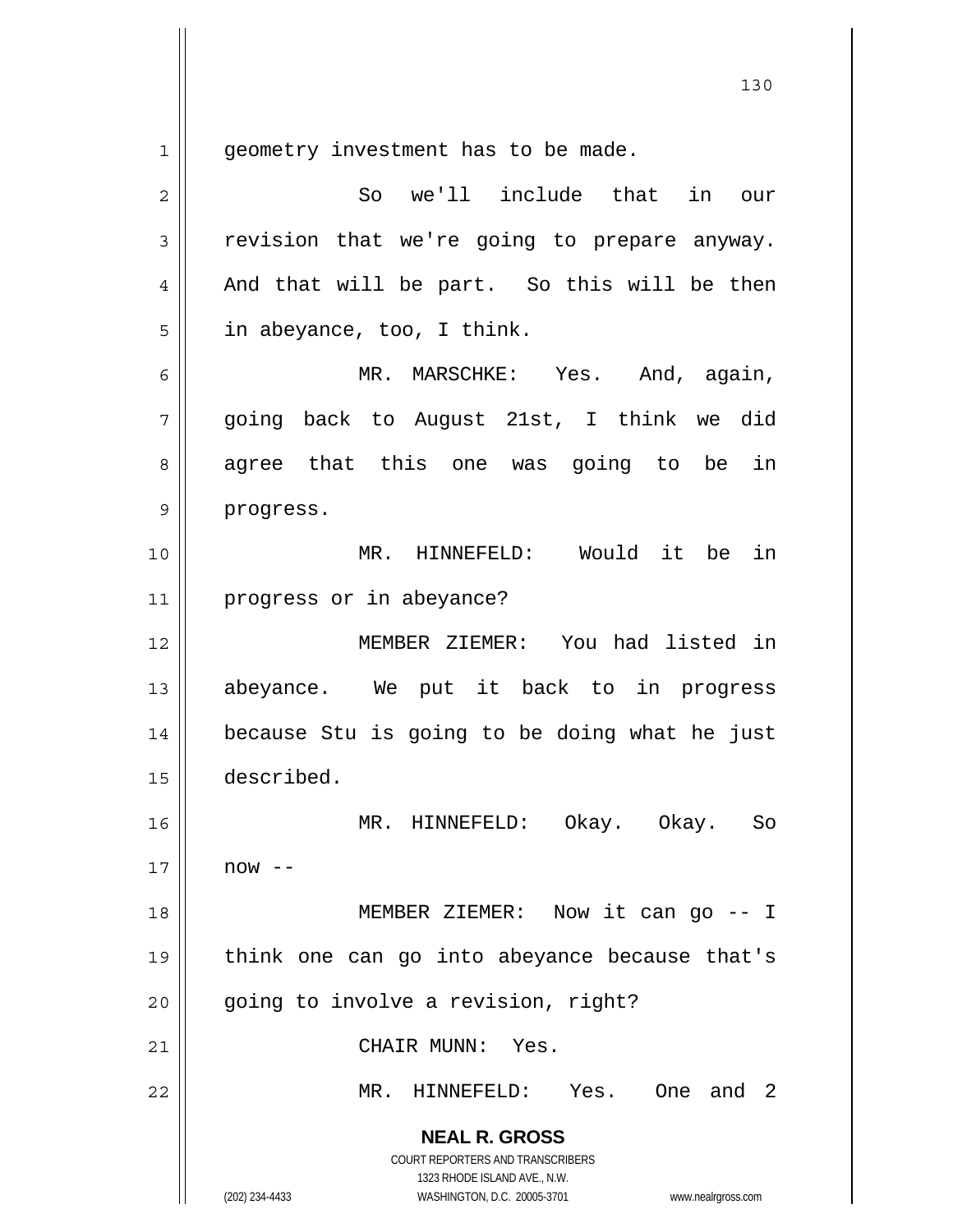geometry investment has to be made.

So we'll include that in our revision that we're going to prepare anyway. And that will be part. So this will be then in abeyance, too, I think.

MR. MARSCHKE: Yes. And, again, going back to August 21st, I think we did agree that this one was going to be in progress.

MR. HINNEFELD: Would it be in progress or in abeyance?

MEMBER ZIEMER: You had listed in abeyance. We put it back to in progress because Stu is going to be doing what he just described.

MR. HINNEFELD: Okay. Okay. So now --

MEMBER ZIEMER: Now it can go -- I think one can go into abeyance because that's going to involve a revision, right?

CHAIR MUNN: Yes.

MR. HINNEFELD: Yes. One and 2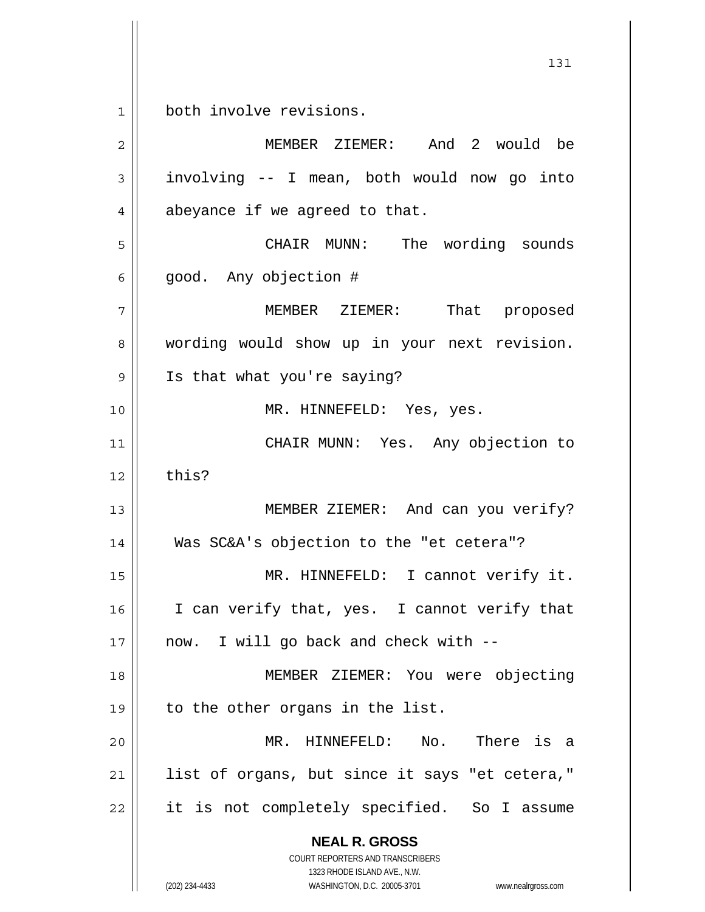both involve revisions.

MEMBER ZIEMER: And 2 would be involving -- I mean, both would now go into abeyance if we agreed to that.

CHAIR MUNN: The wording sounds good. Any objection #

MEMBER ZIEMER: That proposed wording would show up in your next revision. Is that what you're saying?

MR. HINNEFELD: Yes, yes.

CHAIR MUNN: Yes. Any objection to this?

MEMBER ZIEMER: And can you verify? Was SC&A's objection to the "et cetera"?

MR. HINNEFELD: I cannot verify it. I can verify that, yes. I cannot verify that now. I will go back and check with --

MEMBER ZIEMER: You were objecting to the other organs in the list.

MR. HINNEFELD: No. There is a list of organs, but since it says "et cetera," it is not completely specified. So I assume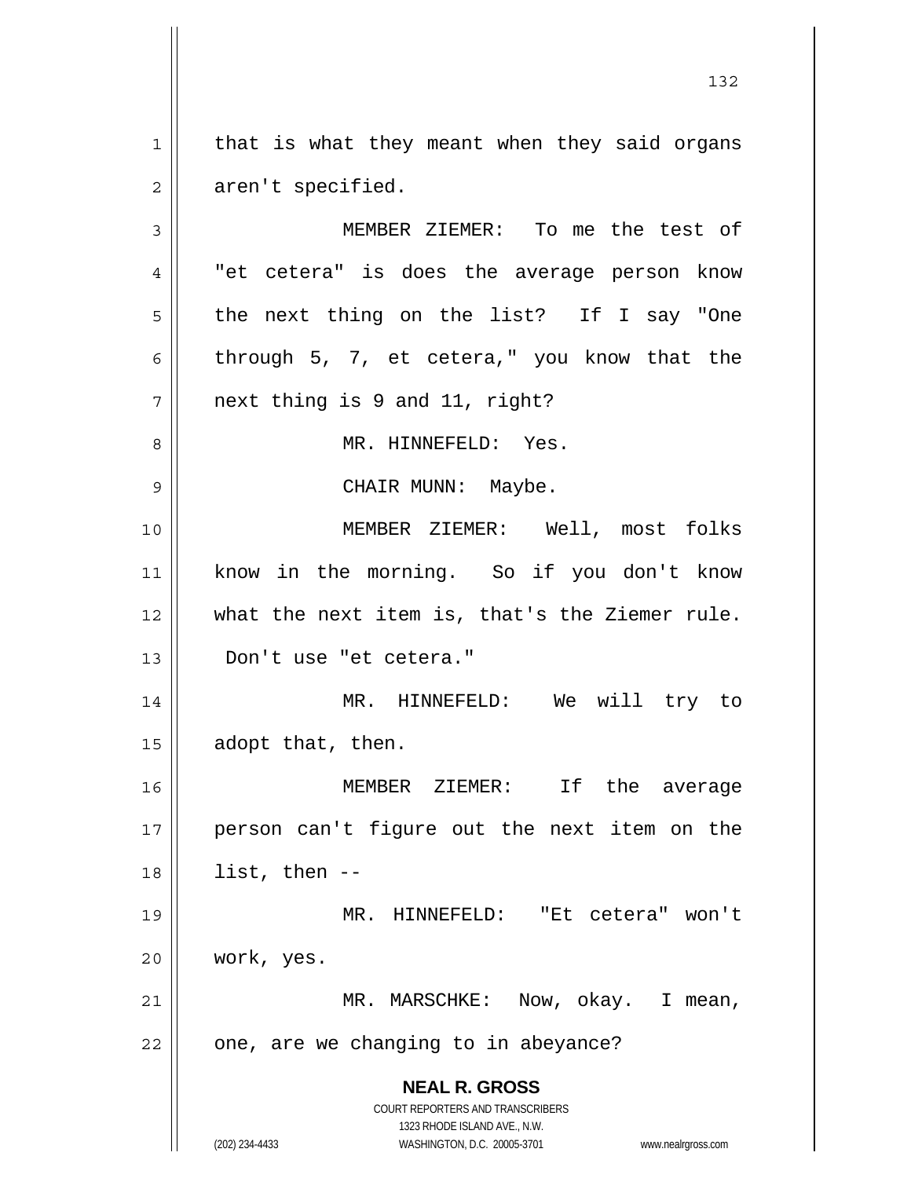that is what they meant when they said organs aren't specified.

MEMBER ZIEMER: To me the test of "et cetera" is does the average person know the next thing on the list? If I say "One through 5, 7, et cetera," you know that the next thing is 9 and 11, right?

MR. HINNEFELD: Yes.

CHAIR MUNN: Maybe.

MEMBER ZIEMER: Well, most folks know in the morning. So if you don't know what the next item is, that's the Ziemer rule. Don't use "et cetera."

MR. HINNEFELD: We will try to adopt that, then.

MEMBER ZIEMER: If the average person can't figure out the next item on the list, then --

MR. HINNEFELD: "Et cetera" won't work, yes.

MR. MARSCHKE: Now, okay. I mean, one, are we changing to in abeyance?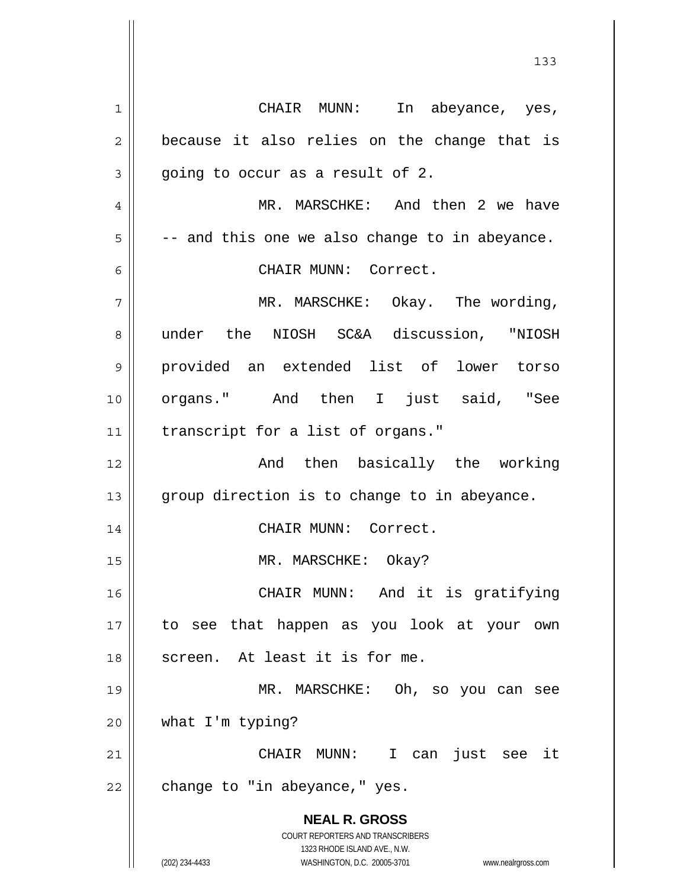CHAIR MUNN: In abeyance, yes, because it also relies on the change that is going to occur as a result of 2.

MR. MARSCHKE: And then 2 we have -- and this one we also change to in abeyance.

CHAIR MUNN: Correct.

MR. MARSCHKE: Okay. The wording, under the NIOSH SC&A discussion, "NIOSH provided an extended list of lower torso organs." And then I just said, "See transcript for a list of organs."

And then basically the working group direction is to change to in abeyance.

CHAIR MUNN: Correct.

MR. MARSCHKE: Okay?

CHAIR MUNN: And it is gratifying to see that happen as you look at your own screen. At least it is for me.

MR. MARSCHKE: Oh, so you can see what I'm typing?

CHAIR MUNN: I can just see it change to "in abeyance," yes.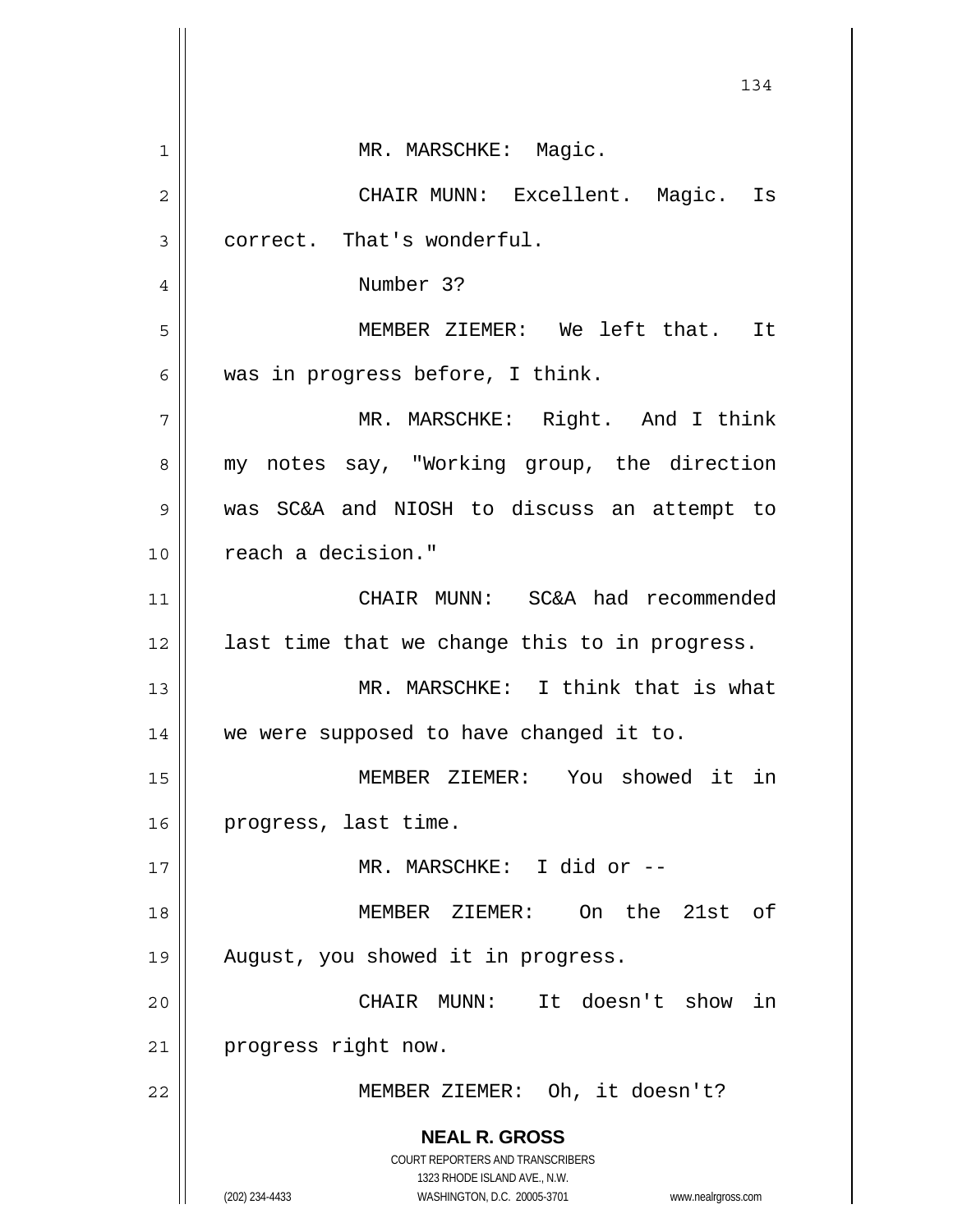MR. MARSCHKE: Magic.

CHAIR MUNN: Excellent. Magic. Is correct. That's wonderful.

Number 3?

MEMBER ZIEMER: We left that. It was in progress before, I think.

MR. MARSCHKE: Right. And I think my notes say, "Working group, the direction was SC&A and NIOSH to discuss an attempt to reach a decision."

CHAIR MUNN: SC&A had recommended last time that we change this to in progress.

MR. MARSCHKE: I think that is what we were supposed to have changed it to.

MEMBER ZIEMER: You showed it in progress, last time.

MR. MARSCHKE: I did or --

MEMBER ZIEMER: On the 21st of August, you showed it in progress.

CHAIR MUNN: It doesn't show in progress right now.

MEMBER ZIEMER: Oh, it doesn't?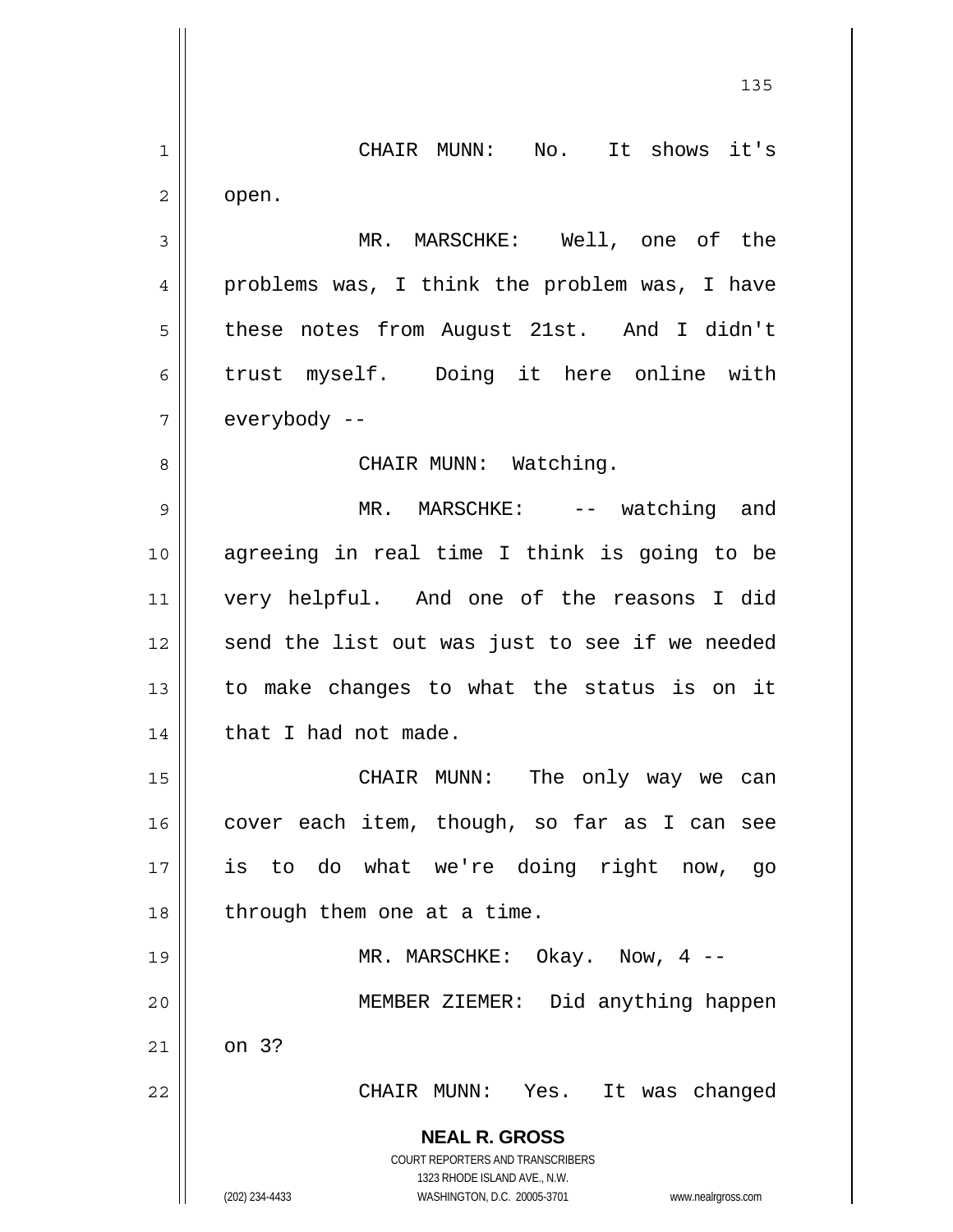CHAIR MUNN: No. It shows it's open.

MR. MARSCHKE: Well, one of the problems was, I think the problem was, I have these notes from August 21st. And I didn't trust myself. Doing it here online with everybody --

CHAIR MUNN: Watching.

MR. MARSCHKE: -- watching and agreeing in real time I think is going to be very helpful. And one of the reasons I did send the list out was just to see if we needed to make changes to what the status is on it that I had not made.

CHAIR MUNN: The only way we can cover each item, though, so far as I can see is to do what we're doing right now, go through them one at a time.

MR. MARSCHKE: Okay. Now, 4 --

MEMBER ZIEMER: Did anything happen on 3?

CHAIR MUNN: Yes. It was changed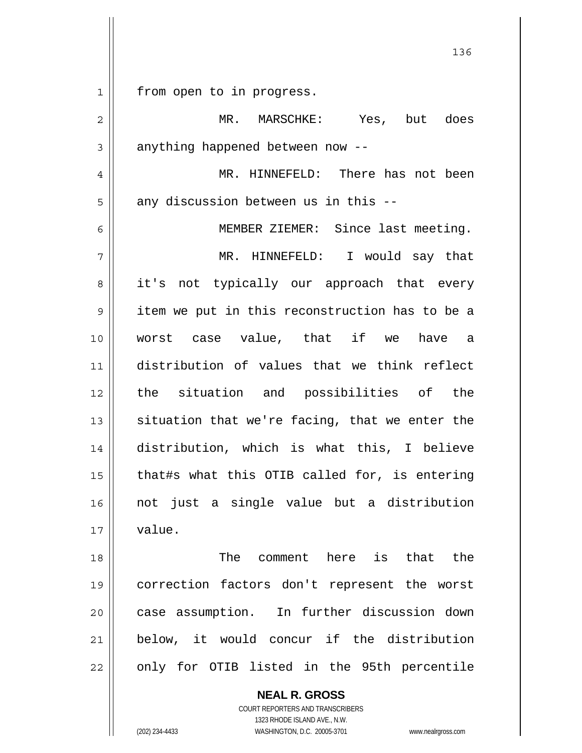from open to in progress.

MR. MARSCHKE: Yes, but does anything happened between now --

MR. HINNEFELD: There has not been any discussion between us in this --

MEMBER ZIEMER: Since last meeting.

MR. HINNEFELD: I would say that it's not typically our approach that every item we put in this reconstruction has to be a worst case value, that if we have a distribution of values that we think reflect the situation and possibilities of the situation that we're facing, that we enter the distribution, which is what this, I believe that#s what this OTIB called for, is entering not just a single value but a distribution value.

The comment here is that the correction factors don't represent the worst case assumption. In further discussion down below, it would concur if the distribution only for OTIB listed in the 95th percentile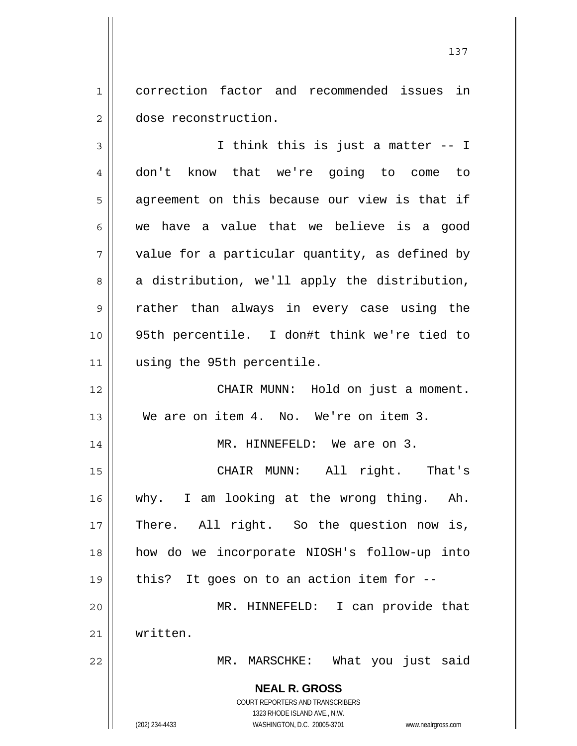correction factor and recommended issues in dose reconstruction.

I think this is just a matter -- I don't know that we're going to come to agreement on this because our view is that if we have a value that we believe is a good value for a particular quantity, as defined by a distribution, we'll apply the distribution, rather than always in every case using the 95th percentile. I don#t think we're tied to using the 95th percentile.

CHAIR MUNN: Hold on just a moment. We are on item 4. No. We're on item 3.

MR. HINNEFELD: We are on 3.

CHAIR MUNN: All right. That's why. I am looking at the wrong thing. Ah. There. All right. So the question now is, how do we incorporate NIOSH's follow-up into this? It goes on to an action item for --

MR. HINNEFELD: I can provide that written.

MR. MARSCHKE: What you just said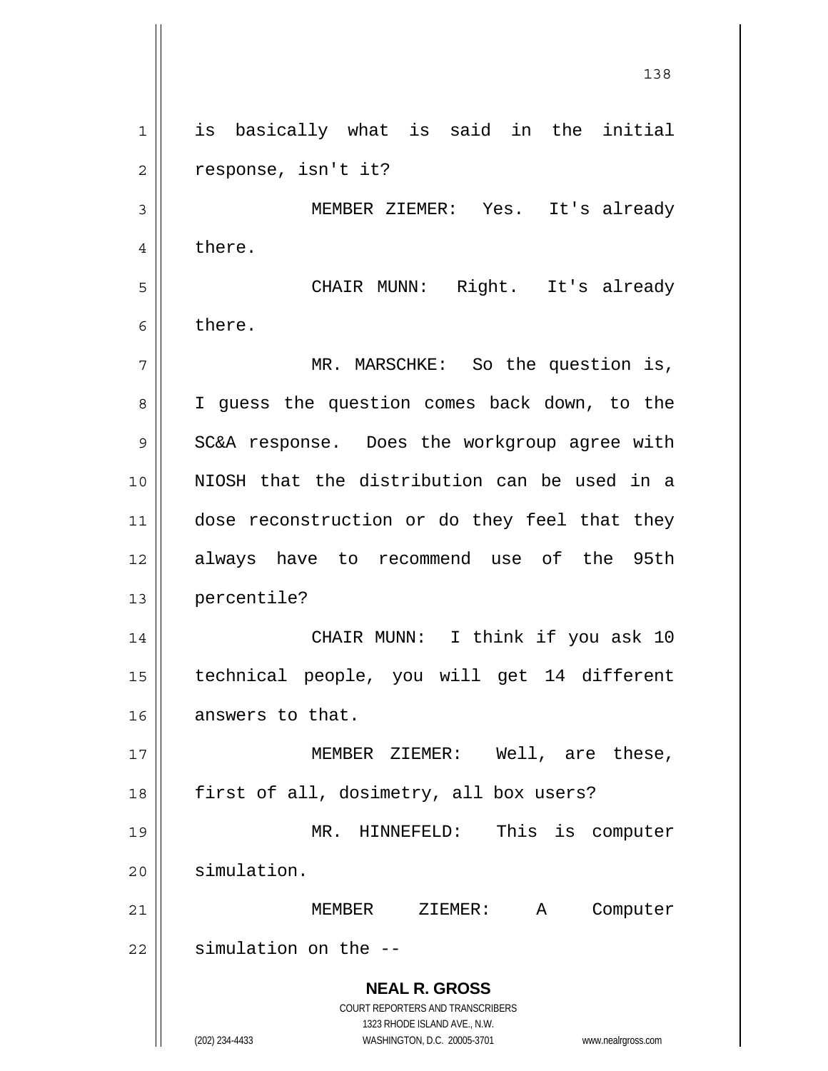is basically what is said in the initial response, isn't it?

MEMBER ZIEMER: Yes. It's already there.

CHAIR MUNN: Right. It's already there.

MR. MARSCHKE: So the question is, I guess the question comes back down, to the SC&A response. Does the workgroup agree with NIOSH that the distribution can be used in a dose reconstruction or do they feel that they always have to recommend use of the 95th percentile?

CHAIR MUNN: I think if you ask 10 technical people, you will get 14 different answers to that.

MEMBER ZIEMER: Well, are these, first of all, dosimetry, all box users?

MR. HINNEFELD: This is computer simulation.

MEMBER ZIEMER: A Computer simulation on the --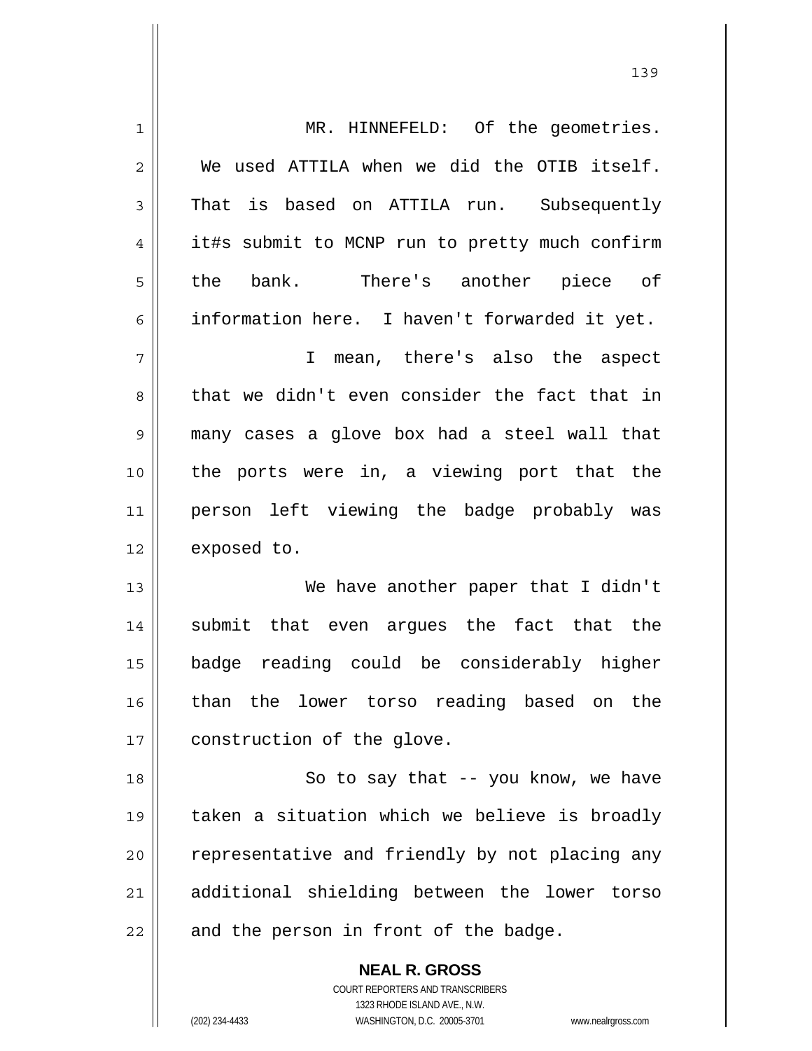MR. HINNEFELD: Of the geometries. We used ATTILA when we did the OTIB itself. That is based on ATTILA run. Subsequently it#s submit to MCNP run to pretty much confirm the bank. There's another piece of information here. I haven't forwarded it yet.

I mean, there's also the aspect that we didn't even consider the fact that in many cases a glove box had a steel wall that the ports were in, a viewing port that the person left viewing the badge probably was exposed to.

We have another paper that I didn't submit that even argues the fact that the badge reading could be considerably higher than the lower torso reading based on the construction of the glove.

So to say that -- you know, we have taken a situation which we believe is broadly representative and friendly by not placing any additional shielding between the lower torso and the person in front of the badge.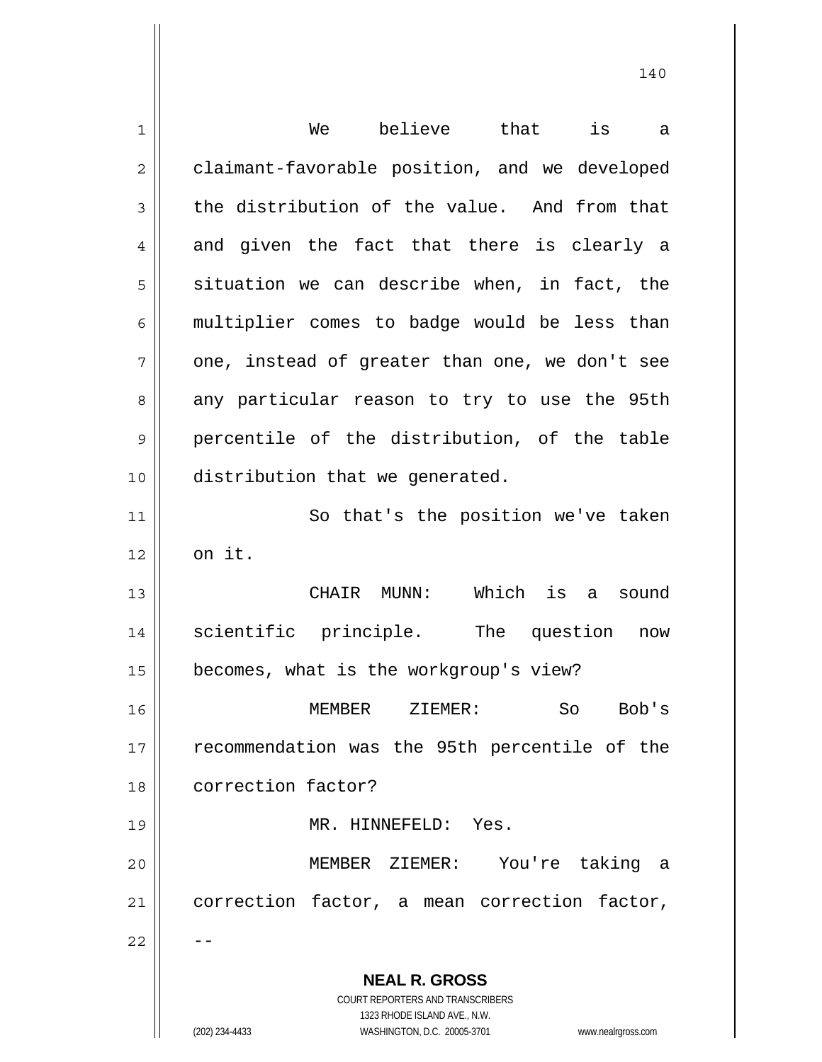We believe that is a claimant-favorable position, and we developed the distribution of the value. And from that and given the fact that there is clearly a situation we can describe when, in fact, the multiplier comes to badge would be less than one, instead of greater than one, we don't see any particular reason to try to use the 95th percentile of the distribution, of the table distribution that we generated.

So that's the position we've taken on it.

CHAIR MUNN: Which is a sound scientific principle. The question now becomes, what is the workgroup's view?

MEMBER ZIEMER: So Bob's recommendation was the 95th percentile of the correction factor?

MR. HINNEFELD: Yes.

MEMBER ZIEMER: You're taking a correction factor, a mean correction factor, --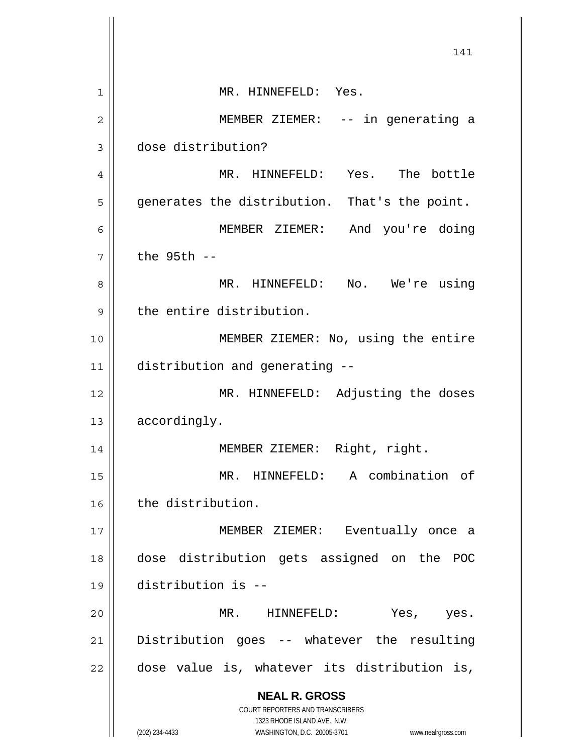MR. HINNEFELD: Yes.

MEMBER ZIEMER: -- in generating a dose distribution?

MR. HINNEFELD: Yes. The bottle generates the distribution. That's the point.

MEMBER ZIEMER: And you're doing the 95th --

MR. HINNEFELD: No. We're using the entire distribution.

MEMBER ZIEMER: No, using the entire distribution and generating --

MR. HINNEFELD: Adjusting the doses accordingly.

MEMBER ZIEMER: Right, right.

MR. HINNEFELD: A combination of the distribution.

MEMBER ZIEMER: Eventually once a dose distribution gets assigned on the POC distribution is --

MR. HINNEFELD: Yes, yes. Distribution goes -- whatever the resulting dose value is, whatever its distribution is,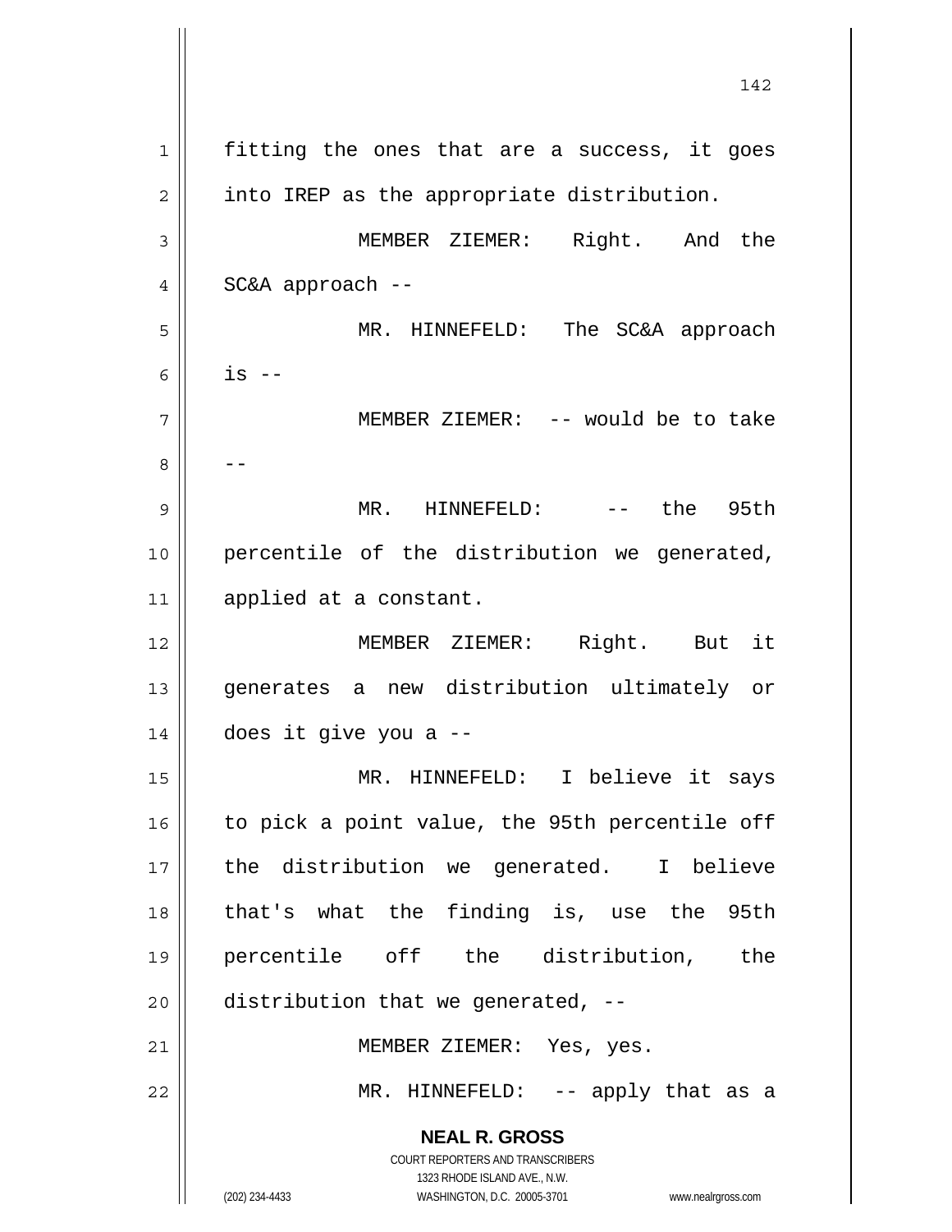fitting the ones that are a success, it goes into IREP as the appropriate distribution.

MEMBER ZIEMER: Right. And the SC&A approach --

MR. HINNEFELD: The SC&A approach is --

MEMBER ZIEMER: -- would be to take --

MR. HINNEFELD: -- the 95th percentile of the distribution we generated, applied at a constant.

MEMBER ZIEMER: Right. But it generates a new distribution ultimately or does it give you a --

MR. HINNEFELD: I believe it says to pick a point value, the 95th percentile off the distribution we generated. I believe that's what the finding is, use the 95th percentile off the distribution, the distribution that we generated, --

MEMBER ZIEMER: Yes, yes.

MR. HINNEFELD: -- apply that as a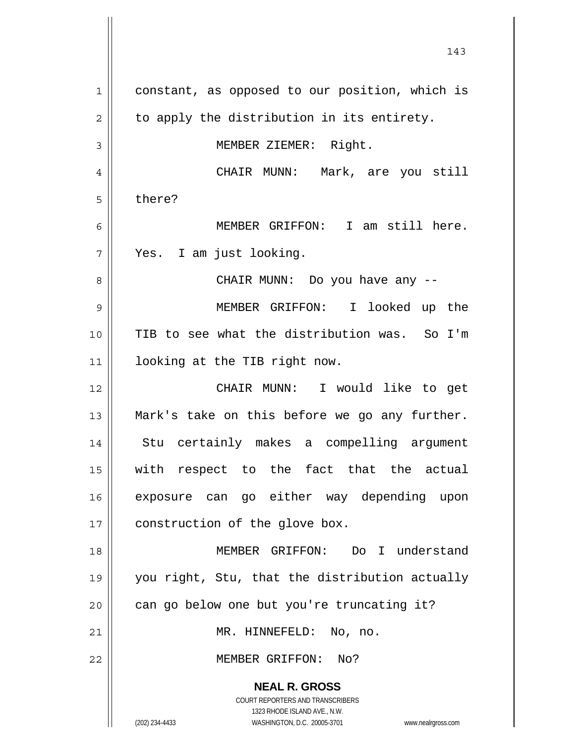constant, as opposed to our position, which is to apply the distribution in its entirety.

MEMBER ZIEMER: Right.

CHAIR MUNN: Mark, are you still there?

MEMBER GRIFFON: I am still here. Yes. I am just looking.

CHAIR MUNN: Do you have any --

MEMBER GRIFFON: I looked up the TIB to see what the distribution was. So I'm looking at the TIB right now.

CHAIR MUNN: I would like to get Mark's take on this before we go any further. Stu certainly makes a compelling argument with respect to the fact that the actual exposure can go either way depending upon construction of the glove box.

MEMBER GRIFFON: Do I understand you right, Stu, that the distribution actually can go below one but you're truncating it?

MR. HINNEFELD: No, no.

MEMBER GRIFFON: No?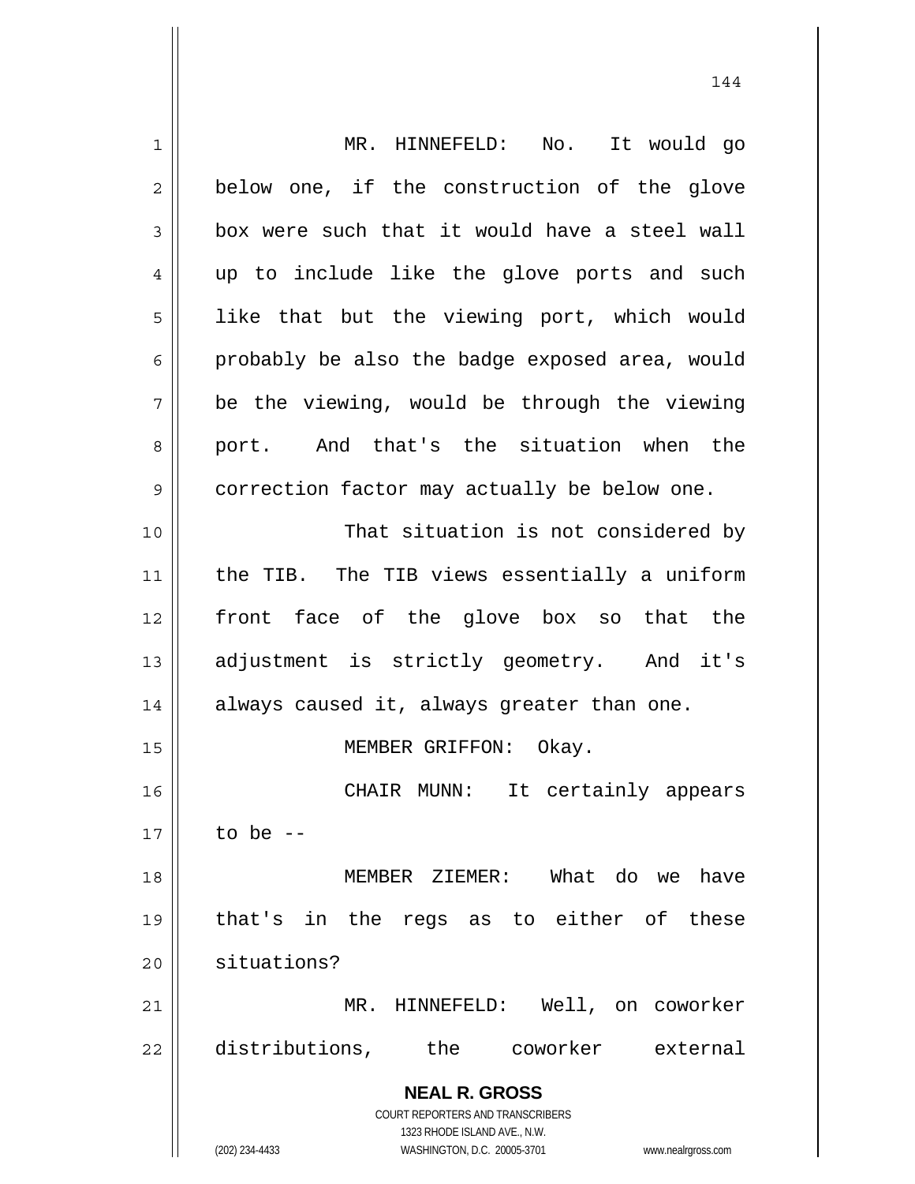MR. HINNEFELD: No. It would go below one, if the construction of the glove box were such that it would have a steel wall up to include like the glove ports and such like that but the viewing port, which would probably be also the badge exposed area, would be the viewing, would be through the viewing port. And that's the situation when the correction factor may actually be below one.

That situation is not considered by the TIB. The TIB views essentially a uniform front face of the glove box so that the adjustment is strictly geometry. And it's always caused it, always greater than one.

MEMBER GRIFFON: Okay.

CHAIR MUNN: It certainly appears to be --

MEMBER ZIEMER: What do we have that's in the regs as to either of these situations?

MR. HINNEFELD: Well, on coworker distributions, the coworker external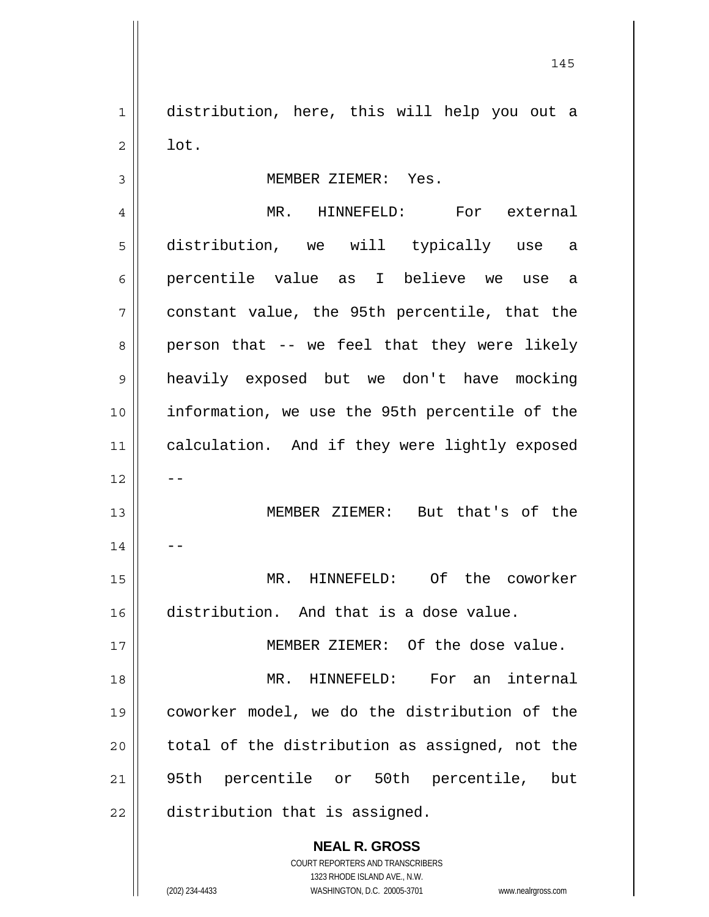distribution, here, this will help you out a lot.

MEMBER ZIEMER: Yes.

MR. HINNEFELD: For external distribution, we will typically use a percentile value as I believe we use a constant value, the 95th percentile, that the person that -- we feel that they were likely heavily exposed but we don't have mocking information, we use the 95th percentile of the calculation. And if they were lightly exposed --

MEMBER ZIEMER: But that's of the --

MR. HINNEFELD: Of the coworker distribution. And that is a dose value.

MEMBER ZIEMER: Of the dose value.

MR. HINNEFELD: For an internal coworker model, we do the distribution of the total of the distribution as assigned, not the 95th percentile or 50th percentile, but distribution that is assigned.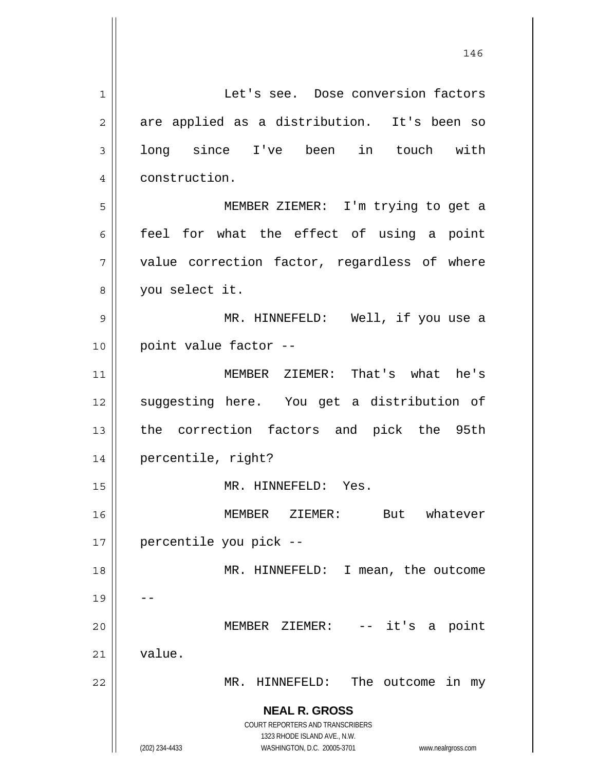Let's see. Dose conversion factors are applied as a distribution. It's been so long since I've been in touch with construction.

MEMBER ZIEMER: I'm trying to get a feel for what the effect of using a point value correction factor, regardless of where you select it.

MR. HINNEFELD: Well, if you use a point value factor --

MEMBER ZIEMER: That's what he's suggesting here. You get a distribution of the correction factors and pick the 95th percentile, right?

MR. HINNEFELD: Yes.

MEMBER ZIEMER: But whatever percentile you pick --

MR. HINNEFELD: I mean, the outcome --

MEMBER ZIEMER: -- it's a point value.

MR. HINNEFELD: The outcome in my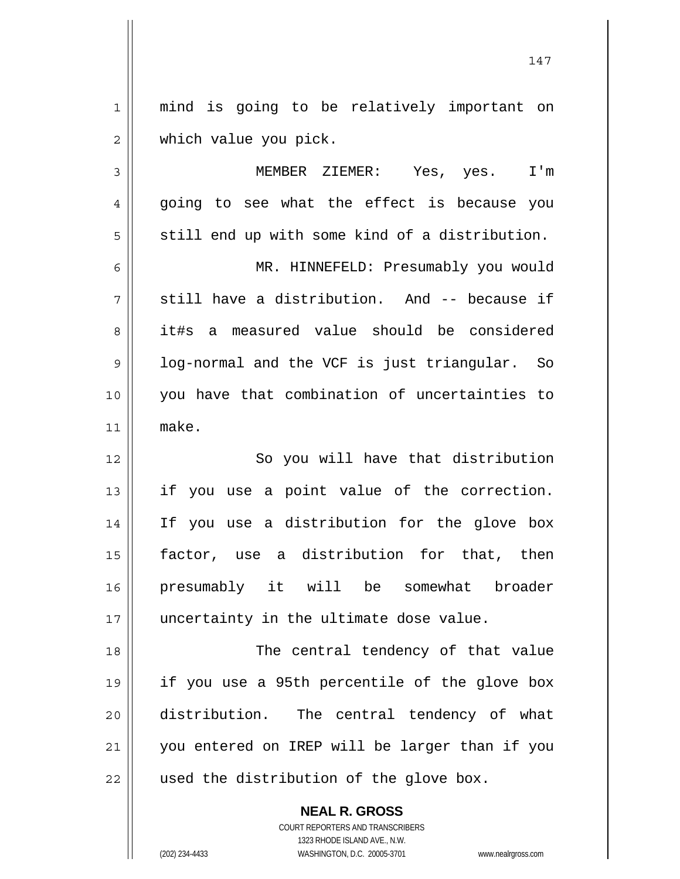mind is going to be relatively important on which value you pick.

MEMBER ZIEMER: Yes, yes. I'm going to see what the effect is because you still end up with some kind of a distribution.

MR. HINNEFELD: Presumably you would still have a distribution. And -- because if it#s a measured value should be considered log-normal and the VCF is just triangular. So you have that combination of uncertainties to make.

So you will have that distribution if you use a point value of the correction. If you use a distribution for the glove box factor, use a distribution for that, then presumably it will be somewhat broader uncertainty in the ultimate dose value.

The central tendency of that value if you use a 95th percentile of the glove box distribution. The central tendency of what you entered on IREP will be larger than if you used the distribution of the glove box.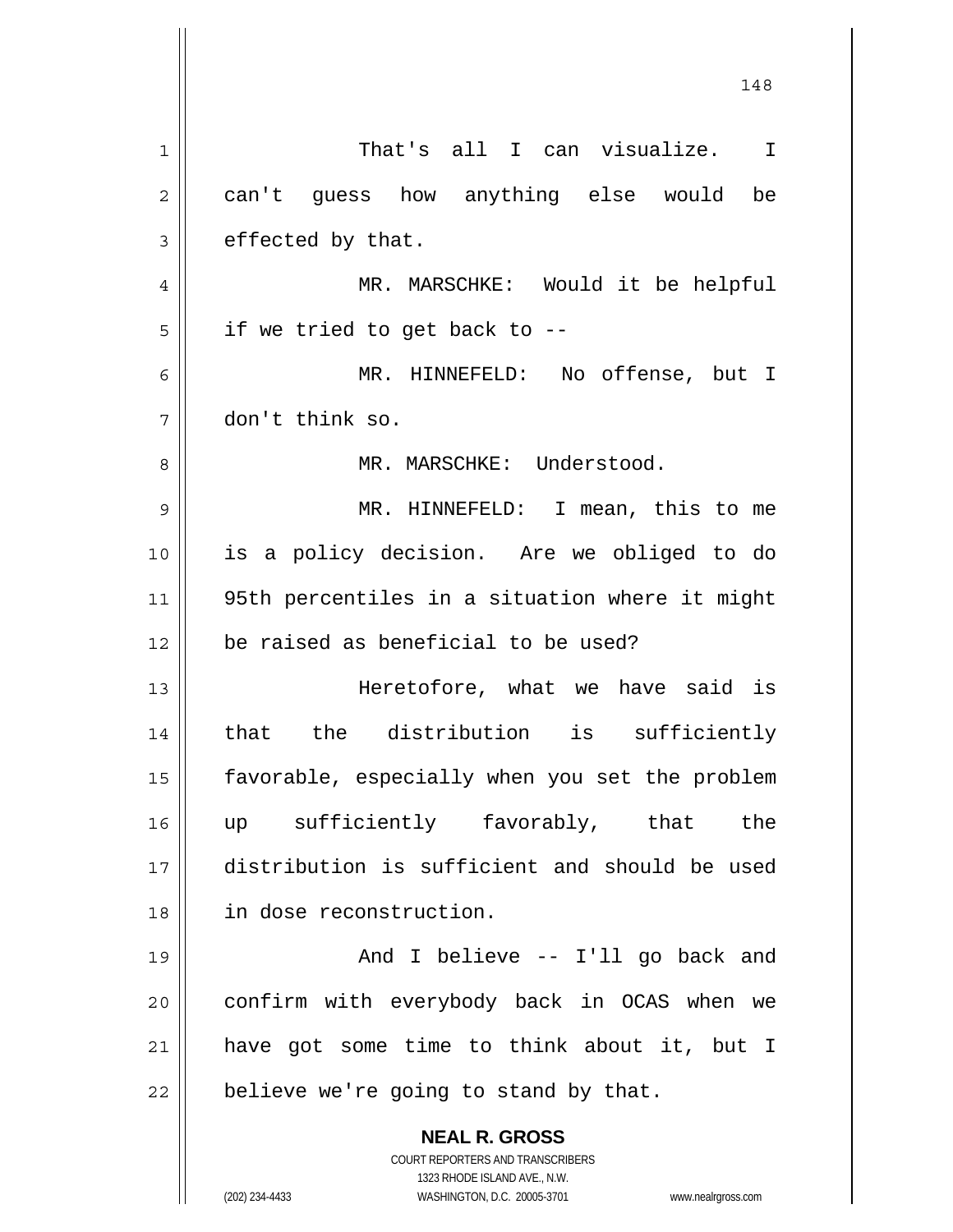That's all I can visualize. I can't guess how anything else would be effected by that.

MR. MARSCHKE: Would it be helpful if we tried to get back to --

MR. HINNEFELD: No offense, but I don't think so.

MR. MARSCHKE: Understood.

MR. HINNEFELD: I mean, this to me is a policy decision. Are we obliged to do 95th percentiles in a situation where it might be raised as beneficial to be used?

Heretofore, what we have said is that the distribution is sufficiently favorable, especially when you set the problem up sufficiently favorably, that the distribution is sufficient and should be used in dose reconstruction.

And I believe -- I'll go back and confirm with everybody back in OCAS when we have got some time to think about it, but I believe we're going to stand by that.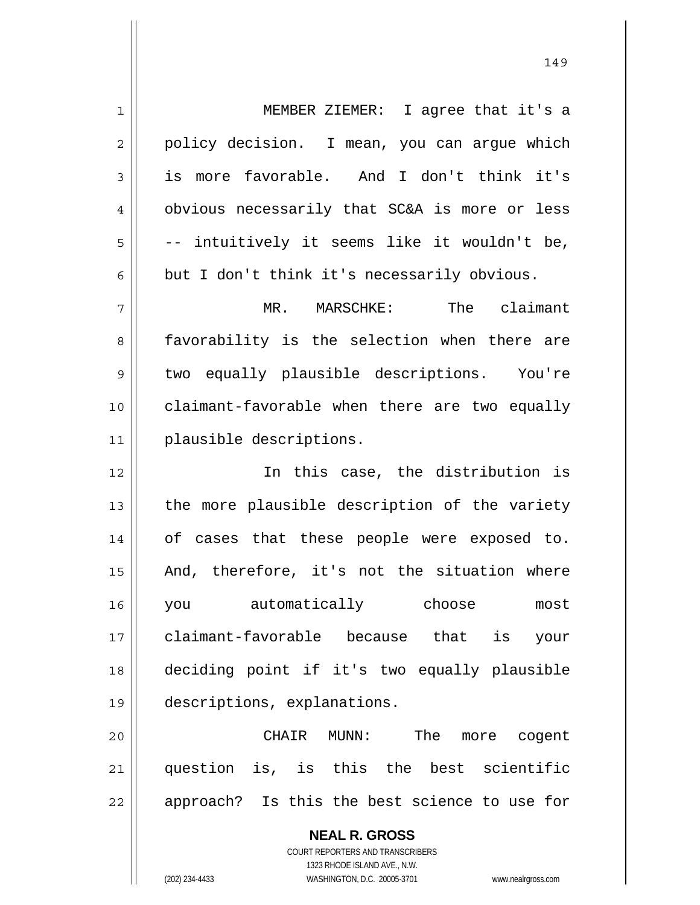MEMBER ZIEMER: I agree that it's a policy decision. I mean, you can argue which is more favorable. And I don't think it's obvious necessarily that SC&A is more or less -- intuitively it seems like it wouldn't be, but I don't think it's necessarily obvious.

MR. MARSCHKE: The claimant favorability is the selection when there are two equally plausible descriptions. You're claimant-favorable when there are two equally plausible descriptions.

In this case, the distribution is the more plausible description of the variety of cases that these people were exposed to. And, therefore, it's not the situation where you automatically choose most claimant-favorable because that is your deciding point if it's two equally plausible descriptions, explanations.

CHAIR MUNN: The more cogent question is, is this the best scientific approach? Is this the best science to use for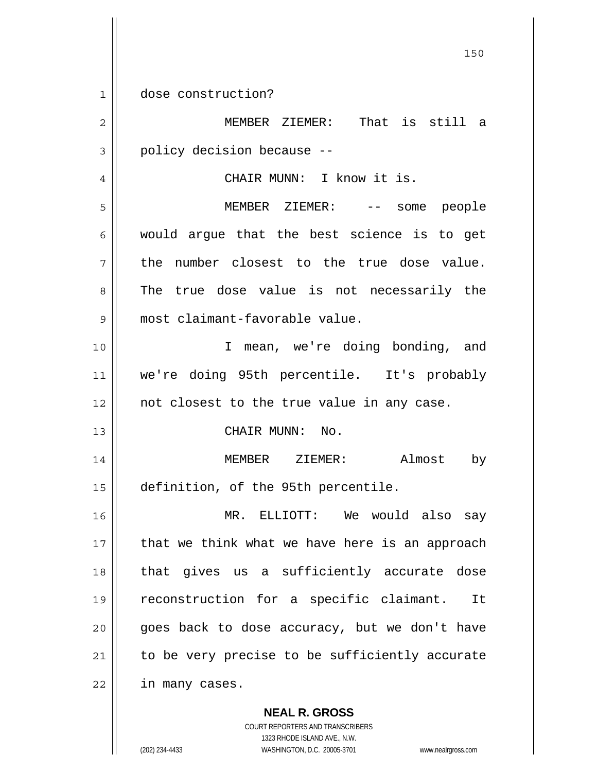dose construction?

MEMBER ZIEMER: That is still a policy decision because --

CHAIR MUNN: I know it is.

MEMBER ZIEMER: -- some people would argue that the best science is to get the number closest to the true dose value. The true dose value is not necessarily the most claimant-favorable value.

I mean, we're doing bonding, and we're doing 95th percentile. It's probably not closest to the true value in any case.

CHAIR MUNN: No.

MEMBER ZIEMER: Almost by definition, of the 95th percentile.

MR. ELLIOTT: We would also say that we think what we have here is an approach that gives us a sufficiently accurate dose reconstruction for a specific claimant. It goes back to dose accuracy, but we don't have to be very precise to be sufficiently accurate in many cases.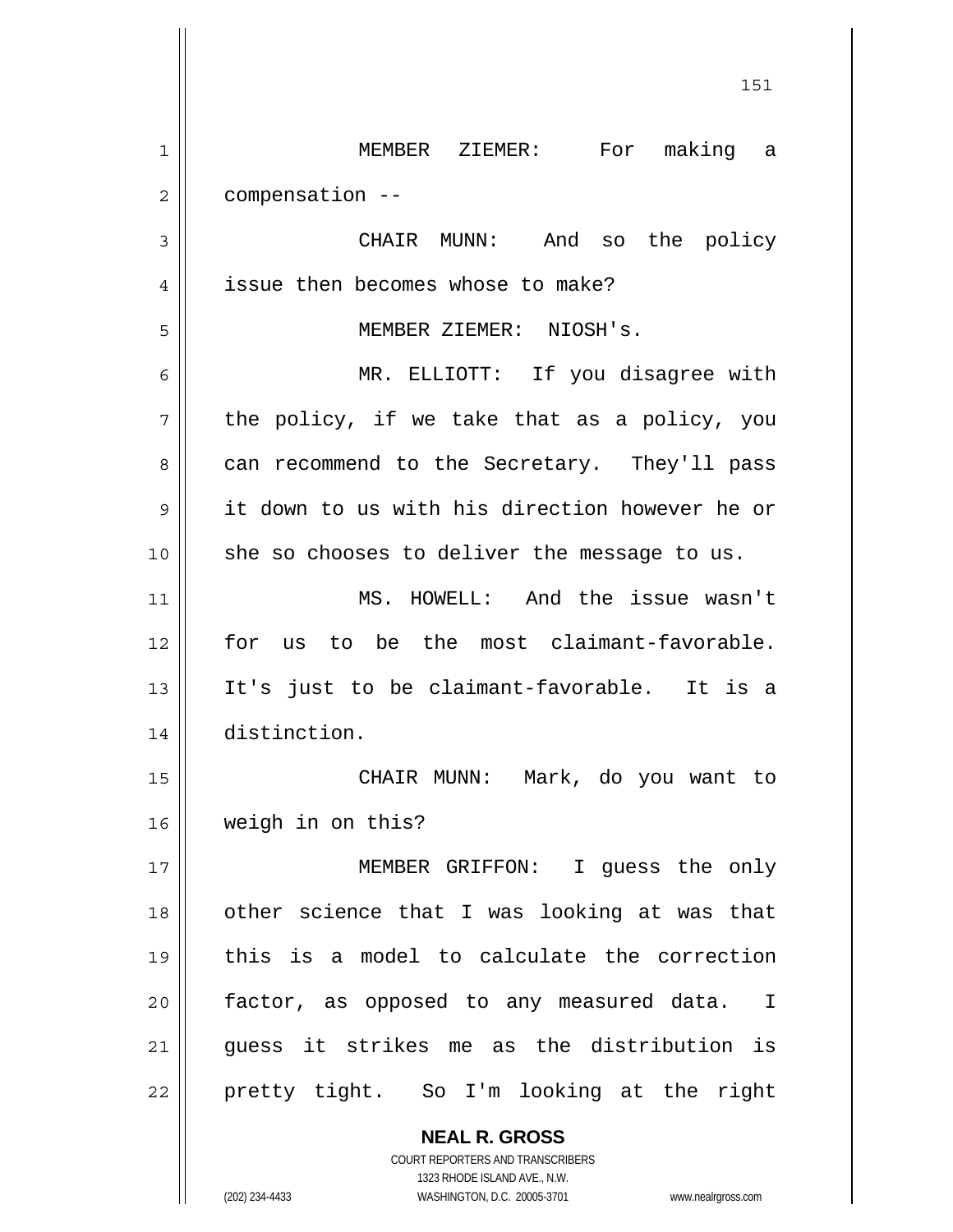MEMBER ZIEMER: For making a compensation --

CHAIR MUNN: And so the policy issue then becomes whose to make?

MEMBER ZIEMER: NIOSH's.

MR. ELLIOTT: If you disagree with the policy, if we take that as a policy, you can recommend to the Secretary. They'll pass it down to us with his direction however he or she so chooses to deliver the message to us.

MS. HOWELL: And the issue wasn't for us to be the most claimant-favorable. It's just to be claimant-favorable. It is a distinction.

CHAIR MUNN: Mark, do you want to weigh in on this?

MEMBER GRIFFON: I guess the only other science that I was looking at was that this is a model to calculate the correction factor, as opposed to any measured data. I guess it strikes me as the distribution is pretty tight. So I'm looking at the right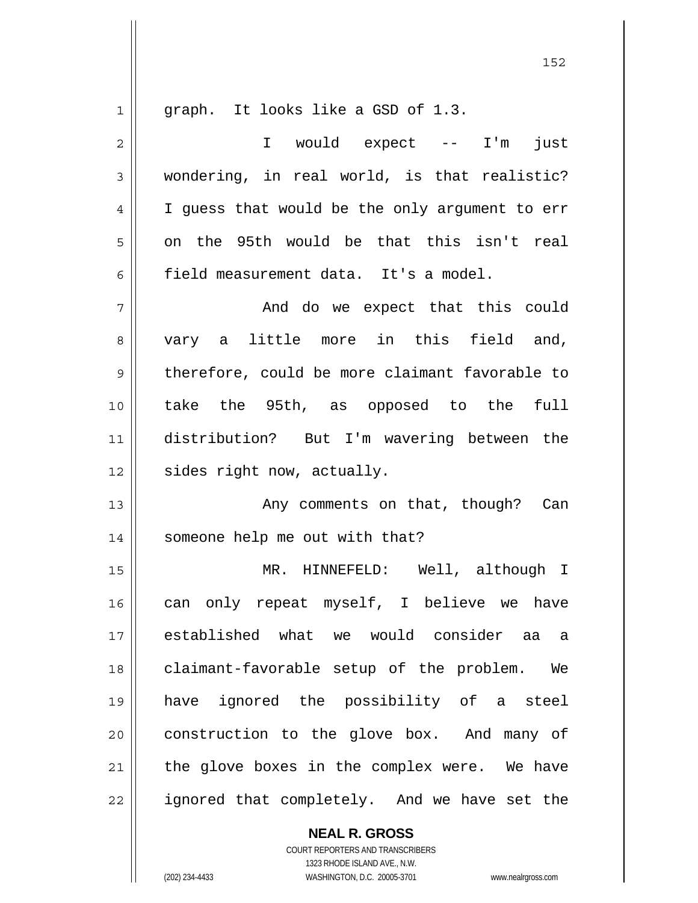graph. It looks like a GSD of 1.3.

I would expect -- I'm just wondering, in real world, is that realistic? I guess that would be the only argument to err on the 95th would be that this isn't real field measurement data. It's a model.

And do we expect that this could vary a little more in this field and, therefore, could be more claimant favorable to take the 95th, as opposed to the full distribution? But I'm wavering between the sides right now, actually.

Any comments on that, though? Can someone help me out with that?

MR. HINNEFELD: Well, although I can only repeat myself, I believe we have established what we would consider aa a claimant-favorable setup of the problem. We have ignored the possibility of a steel construction to the glove box. And many of the glove boxes in the complex were. We have ignored that completely. And we have set the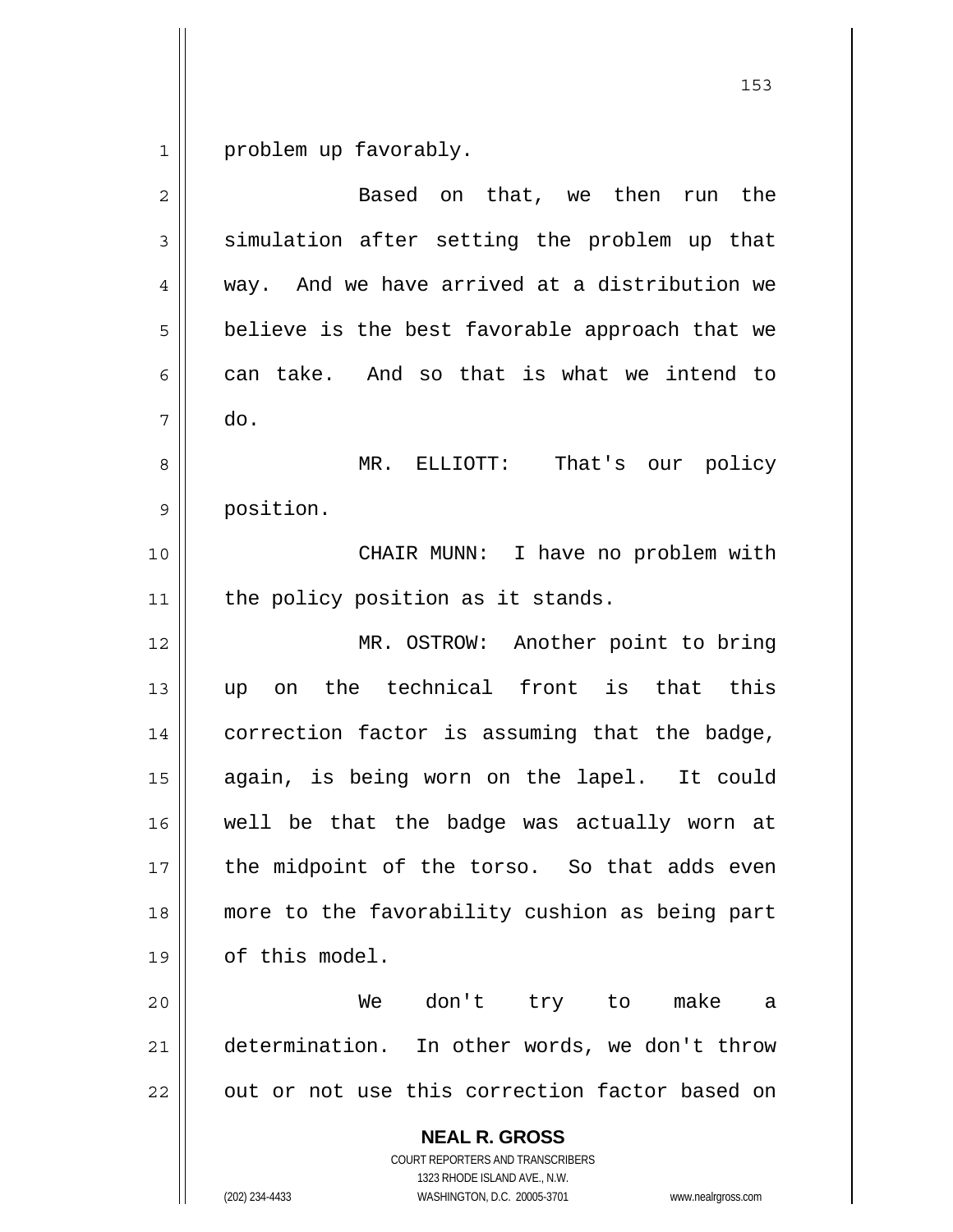problem up favorably.

Based on that, we then run the simulation after setting the problem up that way. And we have arrived at a distribution we believe is the best favorable approach that we can take. And so that is what we intend to do.

MR. ELLIOTT: That's our policy position.

CHAIR MUNN: I have no problem with the policy position as it stands.

MR. OSTROW: Another point to bring up on the technical front is that this correction factor is assuming that the badge, again, is being worn on the lapel. It could well be that the badge was actually worn at the midpoint of the torso. So that adds even more to the favorability cushion as being part of this model.

We don't try to make a determination. In other words, we don't throw out or not use this correction factor based on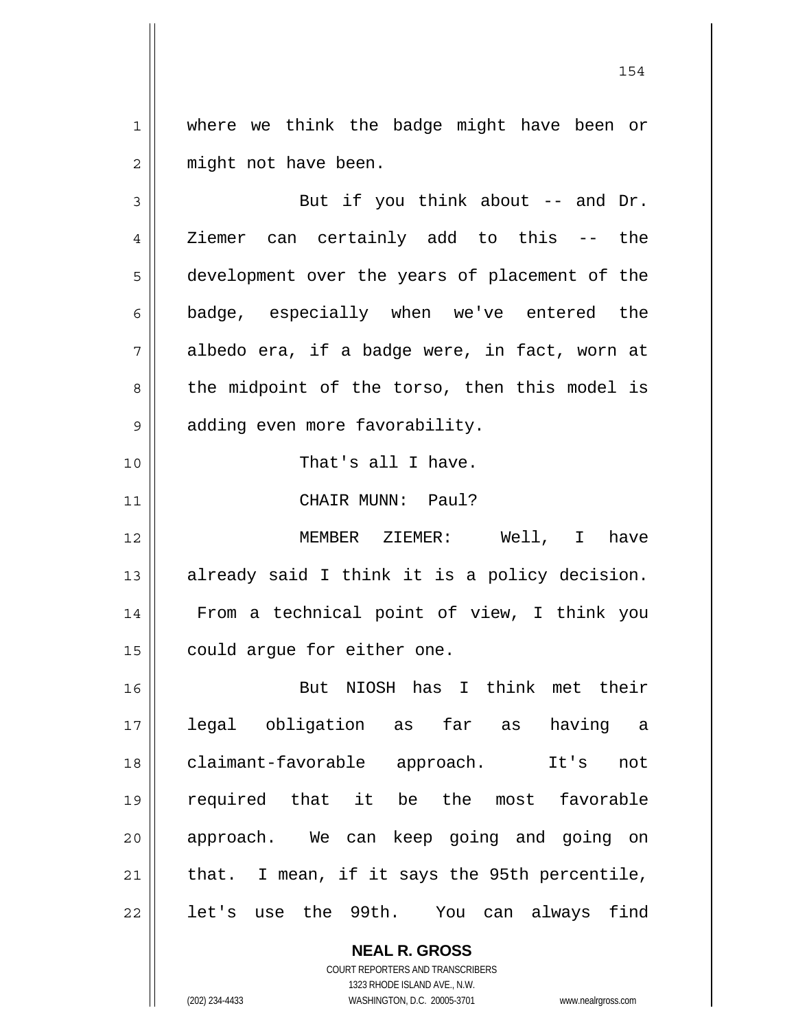where we think the badge might have been or might not have been.

But if you think about -- and Dr. Ziemer can certainly add to this -- the development over the years of placement of the badge, especially when we've entered the albedo era, if a badge were, in fact, worn at the midpoint of the torso, then this model is adding even more favorability.

That's all I have.

CHAIR MUNN: Paul?

MEMBER ZIEMER: Well, I have already said I think it is a policy decision. From a technical point of view, I think you could argue for either one.

But NIOSH has I think met their legal obligation as far as having a claimant-favorable approach. It's not required that it be the most favorable approach. We can keep going and going on that. I mean, if it says the 95th percentile, let's use the 99th. You can always find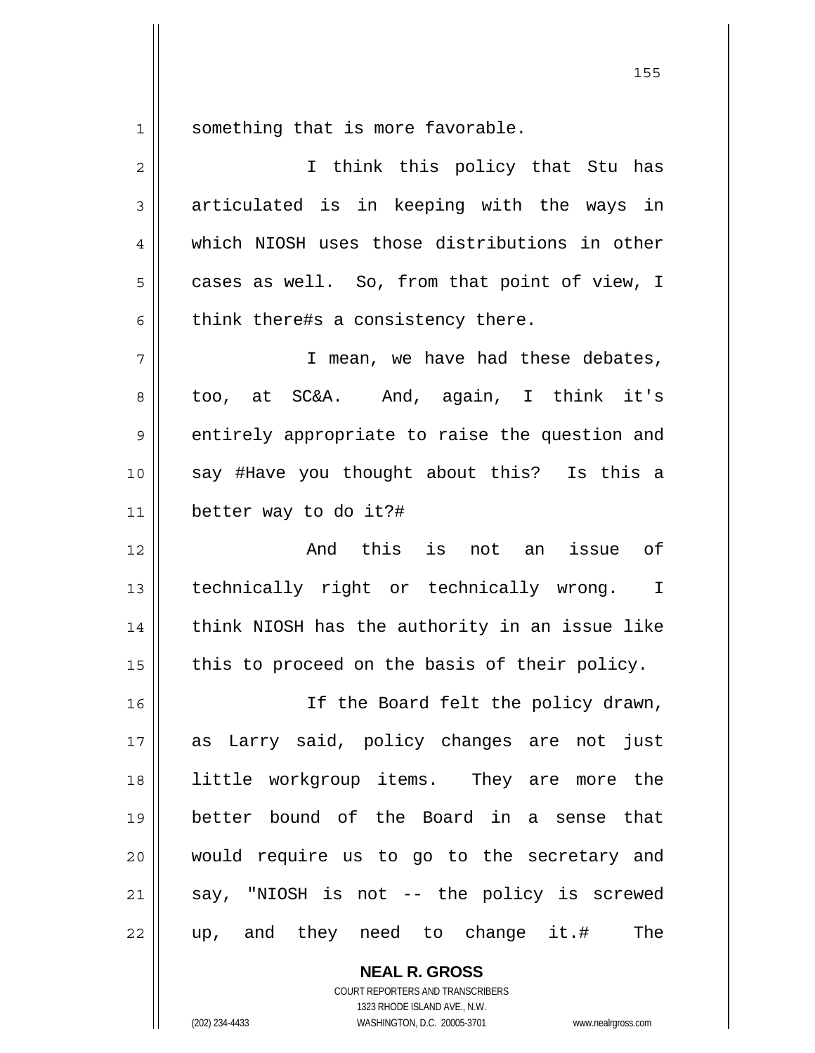something that is more favorable.

I think this policy that Stu has articulated is in keeping with the ways in which NIOSH uses those distributions in other cases as well. So, from that point of view, I think there#s a consistency there.

I mean, we have had these debates, too, at SC&A. And, again, I think it's entirely appropriate to raise the question and say #Have you thought about this? Is this a better way to do it?#

And this is not an issue of technically right or technically wrong. I think NIOSH has the authority in an issue like this to proceed on the basis of their policy.

If the Board felt the policy drawn, as Larry said, policy changes are not just little workgroup items. They are more the better bound of the Board in a sense that would require us to go to the secretary and say, "NIOSH is not -- the policy is screwed up, and they need to change it.# The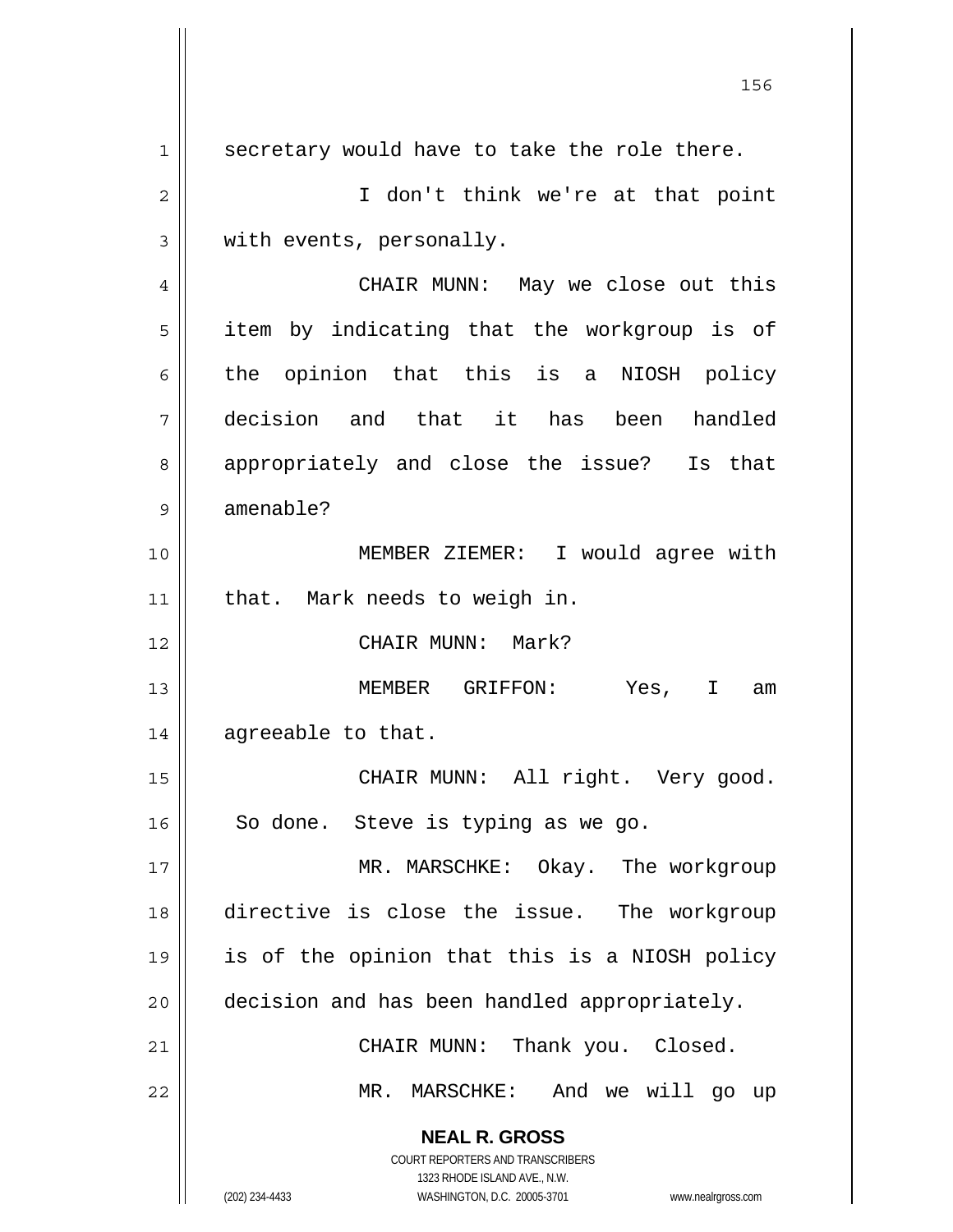secretary would have to take the role there.

I don't think we're at that point with events, personally.

CHAIR MUNN: May we close out this item by indicating that the workgroup is of the opinion that this is a NIOSH policy decision and that it has been handled appropriately and close the issue? Is that amenable?

MEMBER ZIEMER: I would agree with that. Mark needs to weigh in.

CHAIR MUNN: Mark?

MEMBER GRIFFON: Yes, I am agreeable to that.

CHAIR MUNN: All right. Very good. So done. Steve is typing as we go.

MR. MARSCHKE: Okay. The workgroup directive is close the issue. The workgroup is of the opinion that this is a NIOSH policy decision and has been handled appropriately.

CHAIR MUNN: Thank you. Closed.

MR. MARSCHKE: And we will go up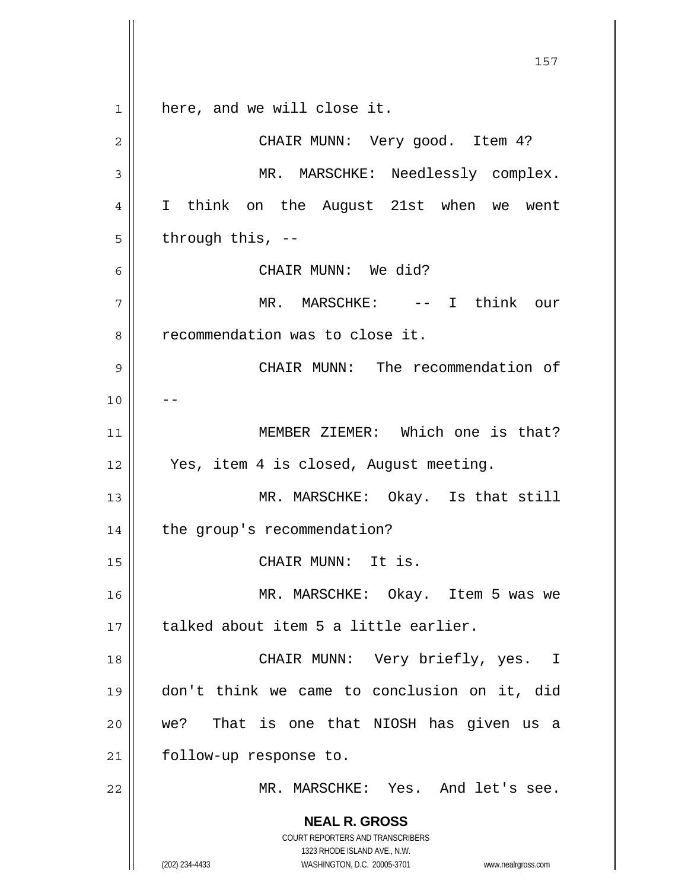here, and we will close it.

CHAIR MUNN: Very good. Item 4?

MR. MARSCHKE: Needlessly complex. I think on the August 21st when we went through this, --

CHAIR MUNN: We did?

MR. MARSCHKE: -- I think our recommendation was to close it.

CHAIR MUNN: The recommendation of --

MEMBER ZIEMER: Which one is that? Yes, item 4 is closed, August meeting.

MR. MARSCHKE: Okay. Is that still the group's recommendation?

CHAIR MUNN: It is.

MR. MARSCHKE: Okay. Item 5 was we talked about item 5 a little earlier.

CHAIR MUNN: Very briefly, yes. I don't think we came to conclusion on it, did we? That is one that NIOSH has given us a follow-up response to.

MR. MARSCHKE: Yes. And let's see.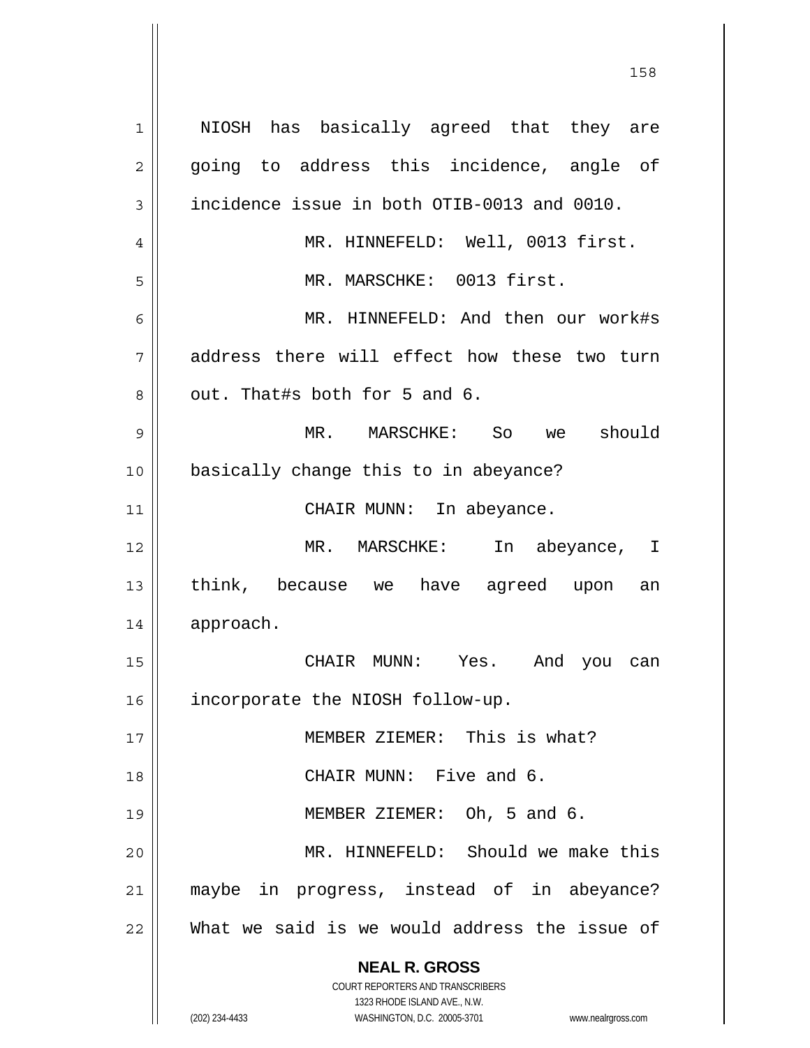NIOSH has basically agreed that they are going to address this incidence, angle of incidence issue in both OTIB-0013 and 0010.

MR. HINNEFELD: Well, 0013 first.

MR. MARSCHKE: 0013 first.

MR. HINNEFELD: And then our work#s address there will effect how these two turn out. That#s both for 5 and 6.

MR. MARSCHKE: So we should basically change this to in abeyance?

CHAIR MUNN: In abeyance.

MR. MARSCHKE: In abeyance, I think, because we have agreed upon an approach.

CHAIR MUNN: Yes. And you can incorporate the NIOSH follow-up.

MEMBER ZIEMER: This is what?

CHAIR MUNN: Five and 6.

MEMBER ZIEMER: Oh, 5 and 6.

MR. HINNEFELD: Should we make this maybe in progress, instead of in abeyance? What we said is we would address the issue of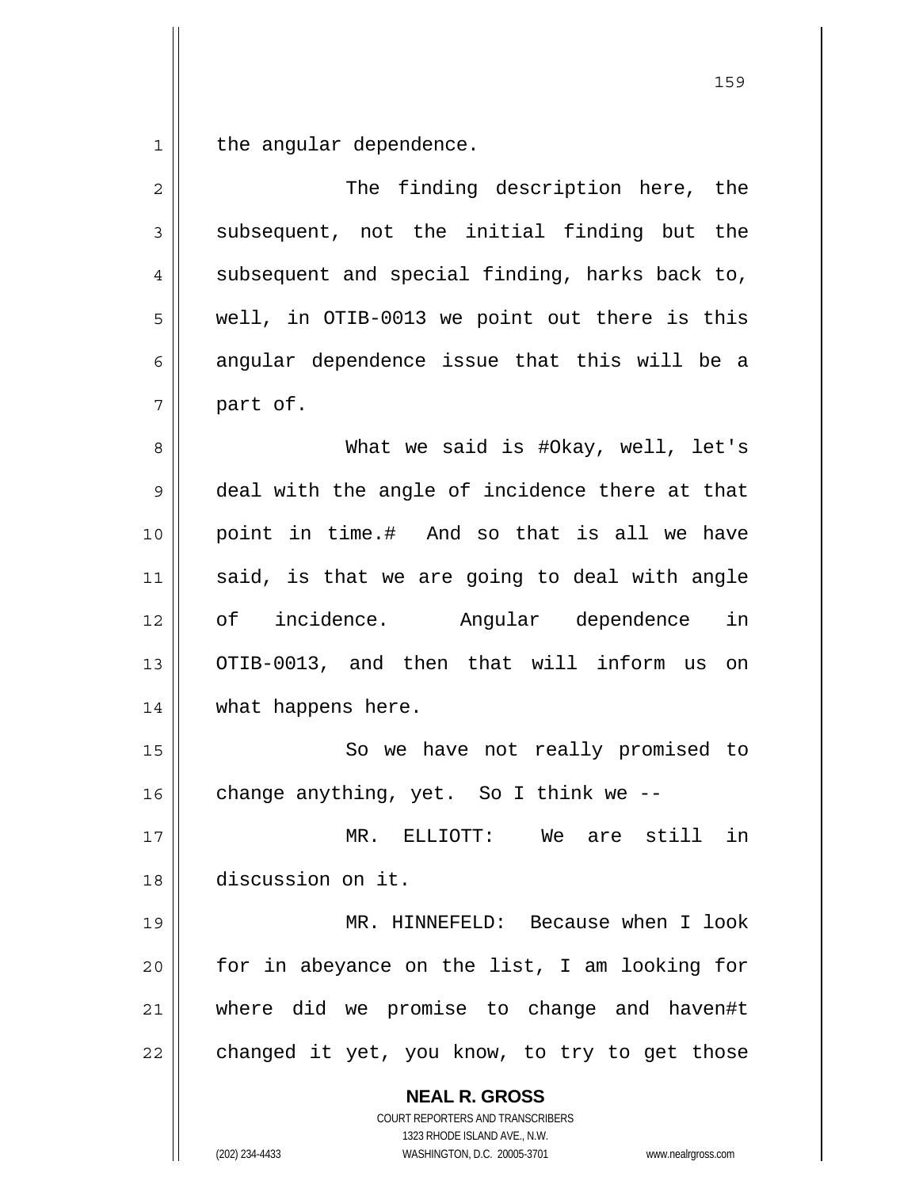the angular dependence.

The finding description here, the subsequent, not the initial finding but the subsequent and special finding, harks back to, well, in OTIB-0013 we point out there is this angular dependence issue that this will be a part of.

What we said is #Okay, well, let's deal with the angle of incidence there at that point in time.# And so that is all we have said, is that we are going to deal with angle of incidence. Angular dependence in OTIB-0013, and then that will inform us on what happens here.

So we have not really promised to change anything, yet. So I think we --

MR. ELLIOTT: We are still in discussion on it.

MR. HINNEFELD: Because when I look for in abeyance on the list, I am looking for where did we promise to change and haven#t changed it yet, you know, to try to get those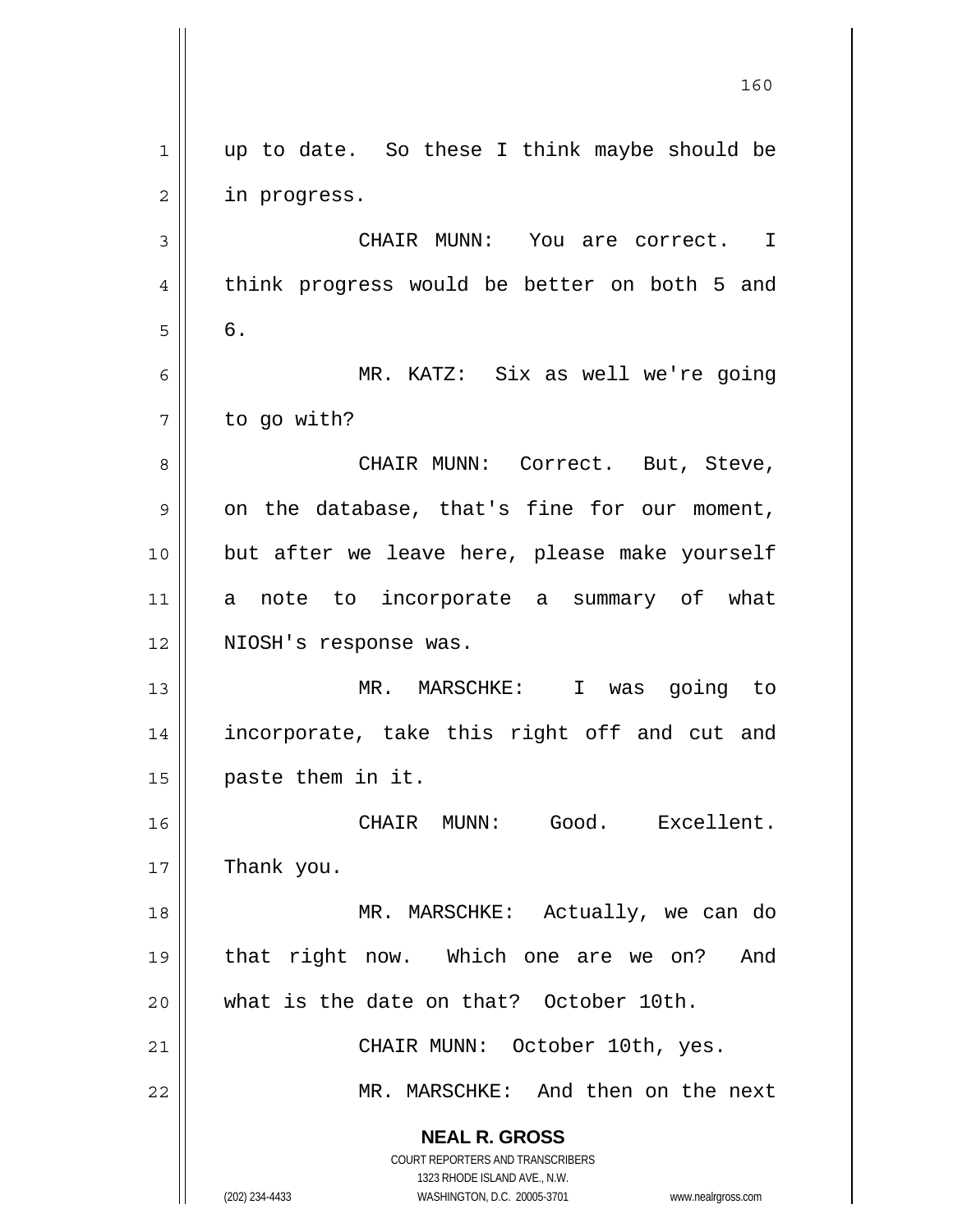up to date. So these I think maybe should be in progress.

CHAIR MUNN: You are correct. I think progress would be better on both 5 and 6.

MR. KATZ: Six as well we're going to go with?

CHAIR MUNN: Correct. But, Steve, on the database, that's fine for our moment, but after we leave here, please make yourself a note to incorporate a summary of what NIOSH's response was.

MR. MARSCHKE: I was going to incorporate, take this right off and cut and paste them in it.

CHAIR MUNN: Good. Excellent. Thank you.

MR. MARSCHKE: Actually, we can do that right now. Which one are we on? And what is the date on that? October 10th.

CHAIR MUNN: October 10th, yes.

MR. MARSCHKE: And then on the next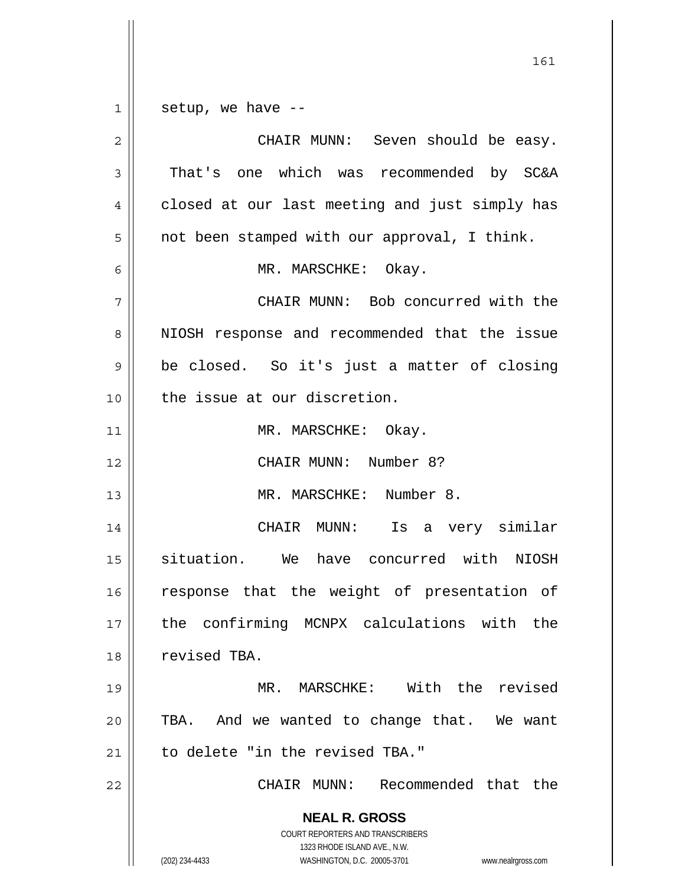setup, we have --

CHAIR MUNN: Seven should be easy. That's one which was recommended by SC&A closed at our last meeting and just simply has not been stamped with our approval, I think.

MR. MARSCHKE: Okay.

CHAIR MUNN: Bob concurred with the NIOSH response and recommended that the issue be closed. So it's just a matter of closing the issue at our discretion.

MR. MARSCHKE: Okay.

CHAIR MUNN: Number 8?

MR. MARSCHKE: Number 8.

CHAIR MUNN: Is a very similar situation. We have concurred with NIOSH response that the weight of presentation of the confirming MCNPX calculations with the revised TBA.

MR. MARSCHKE: With the revised TBA. And we wanted to change that. We want to delete "in the revised TBA."

CHAIR MUNN: Recommended that the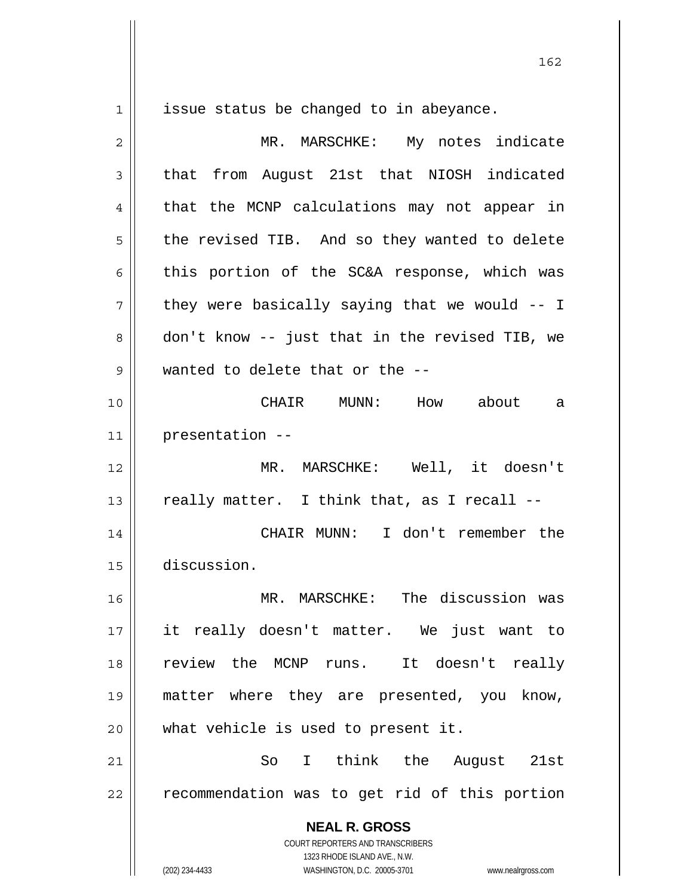issue status be changed to in abeyance.

MR. MARSCHKE: My notes indicate that from August 21st that NIOSH indicated that the MCNP calculations may not appear in the revised TIB. And so they wanted to delete this portion of the SC&A response, which was they were basically saying that we would -- I don't know -- just that in the revised TIB, we wanted to delete that or the --

CHAIR MUNN: How about a presentation --

MR. MARSCHKE: Well, it doesn't really matter. I think that, as I recall --

CHAIR MUNN: I don't remember the discussion.

MR. MARSCHKE: The discussion was it really doesn't matter. We just want to review the MCNP runs. It doesn't really matter where they are presented, you know, what vehicle is used to present it.

So I think the August 21st recommendation was to get rid of this portion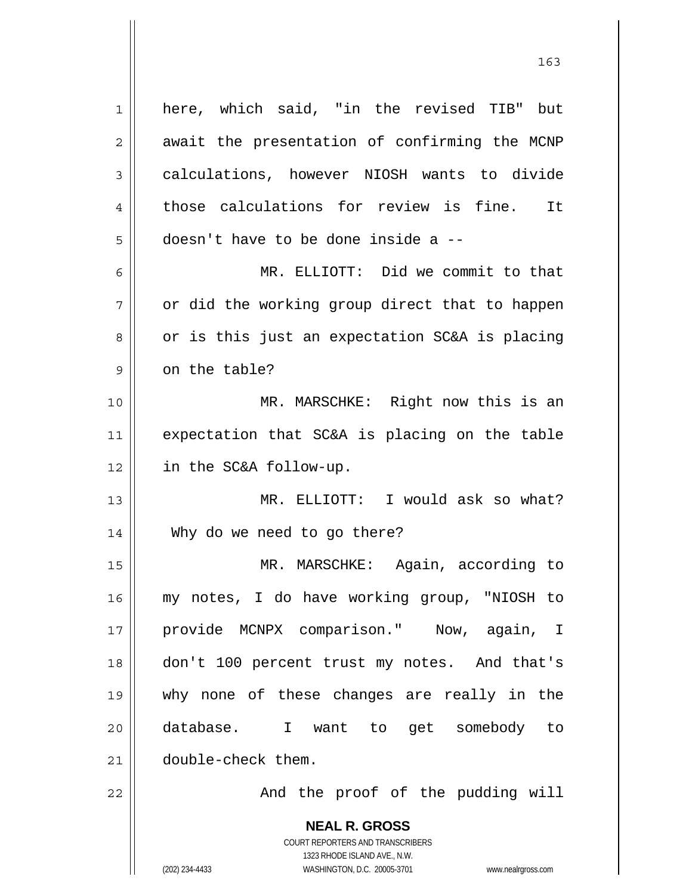here, which said, "in the revised TIB" but await the presentation of confirming the MCNP calculations, however NIOSH wants to divide those calculations for review is fine. It doesn't have to be done inside a --

MR. ELLIOTT: Did we commit to that or did the working group direct that to happen or is this just an expectation SC&A is placing on the table?

MR. MARSCHKE: Right now this is an expectation that SC&A is placing on the table in the SC&A follow-up.

MR. ELLIOTT: I would ask so what? Why do we need to go there?

MR. MARSCHKE: Again, according to my notes, I do have working group, "NIOSH to provide MCNPX comparison." Now, again, I don't 100 percent trust my notes. And that's why none of these changes are really in the database. I want to get somebody to double-check them.

And the proof of the pudding will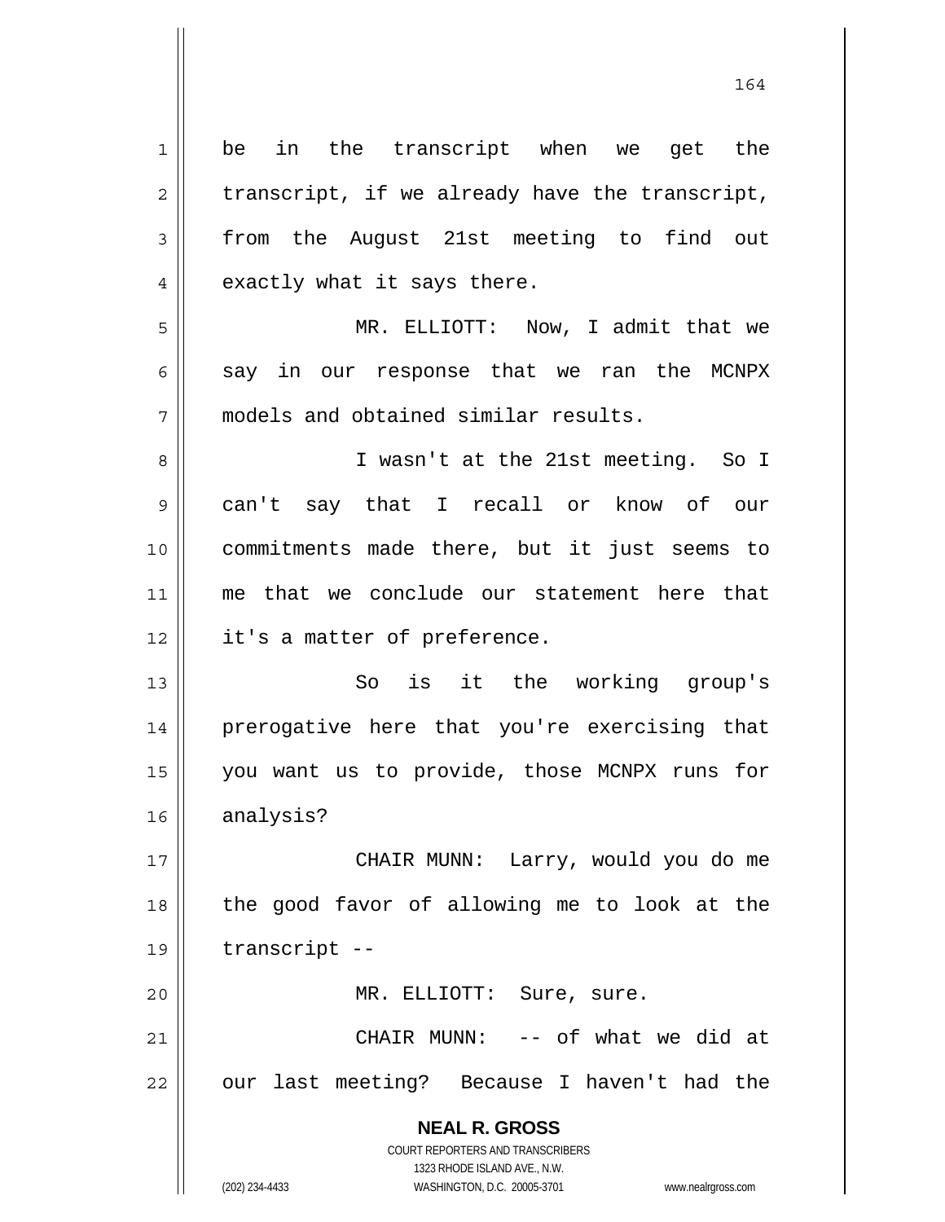be in the transcript when we get the transcript, if we already have the transcript, from the August 21st meeting to find out exactly what it says there.

MR. ELLIOTT: Now, I admit that we say in our response that we ran the MCNPX models and obtained similar results.

I wasn't at the 21st meeting. So I can't say that I recall or know of our commitments made there, but it just seems to me that we conclude our statement here that it's a matter of preference.

So is it the working group's prerogative here that you're exercising that you want us to provide, those MCNPX runs for analysis?

CHAIR MUNN: Larry, would you do me the good favor of allowing me to look at the transcript --

MR. ELLIOTT: Sure, sure.

CHAIR MUNN: -- of what we did at our last meeting? Because I haven't had the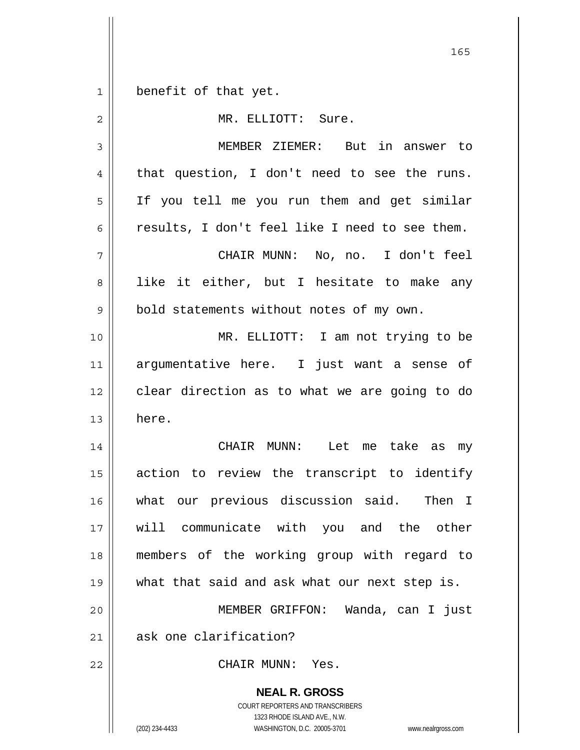benefit of that yet.

MR. ELLIOTT: Sure.

MEMBER ZIEMER: But in answer to that question, I don't need to see the runs. If you tell me you run them and get similar results, I don't feel like I need to see them.

CHAIR MUNN: No, no. I don't feel like it either, but I hesitate to make any bold statements without notes of my own.

MR. ELLIOTT: I am not trying to be argumentative here. I just want a sense of clear direction as to what we are going to do here.

CHAIR MUNN: Let me take as my action to review the transcript to identify what our previous discussion said. Then I will communicate with you and the other members of the working group with regard to what that said and ask what our next step is.

MEMBER GRIFFON: Wanda, can I just ask one clarification?

CHAIR MUNN: Yes.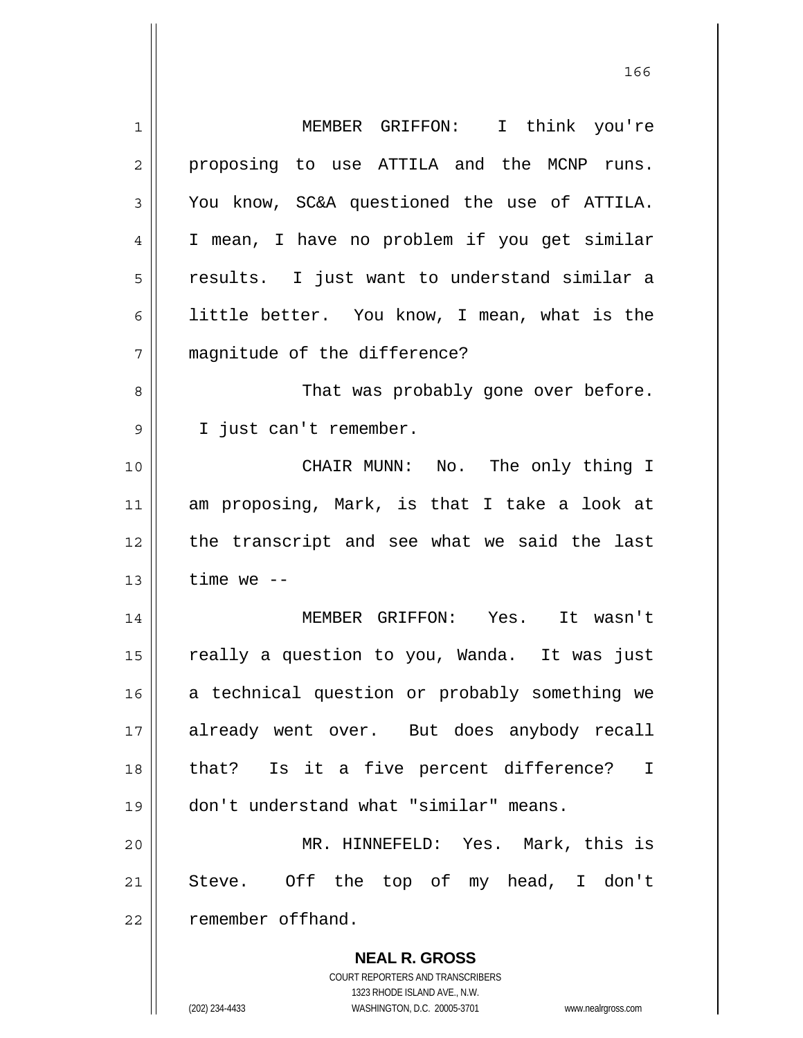MEMBER GRIFFON: I think you're proposing to use ATTILA and the MCNP runs. You know, SC&A questioned the use of ATTILA. I mean, I have no problem if you get similar results. I just want to understand similar a little better. You know, I mean, what is the magnitude of the difference?

That was probably gone over before. I just can't remember.

CHAIR MUNN: No. The only thing I am proposing, Mark, is that I take a look at the transcript and see what we said the last time we --

MEMBER GRIFFON: Yes. It wasn't really a question to you, Wanda. It was just a technical question or probably something we already went over. But does anybody recall that? Is it a five percent difference? I don't understand what "similar" means.

MR. HINNEFELD: Yes. Mark, this is Steve. Off the top of my head, I don't remember offhand.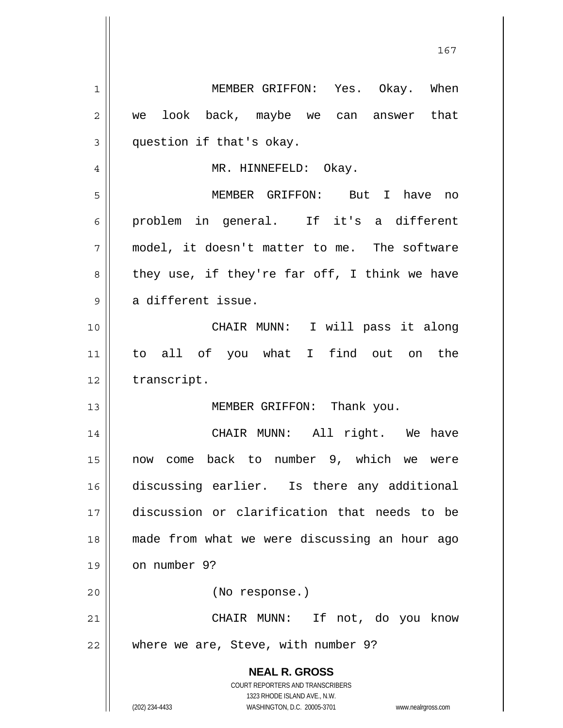MEMBER GRIFFON: Yes. Okay. When we look back, maybe we can answer that question if that's okay.

MR. HINNEFELD: Okay.

MEMBER GRIFFON: But I have no problem in general. If it's a different model, it doesn't matter to me. The software they use, if they're far off, I think we have a different issue.

CHAIR MUNN: I will pass it along to all of you what I find out on the transcript.

MEMBER GRIFFON: Thank you.

CHAIR MUNN: All right. We have now come back to number 9, which we were discussing earlier. Is there any additional discussion or clarification that needs to be made from what we were discussing an hour ago on number 9?

(No response.)

CHAIR MUNN: If not, do you know where we are, Steve, with number 9?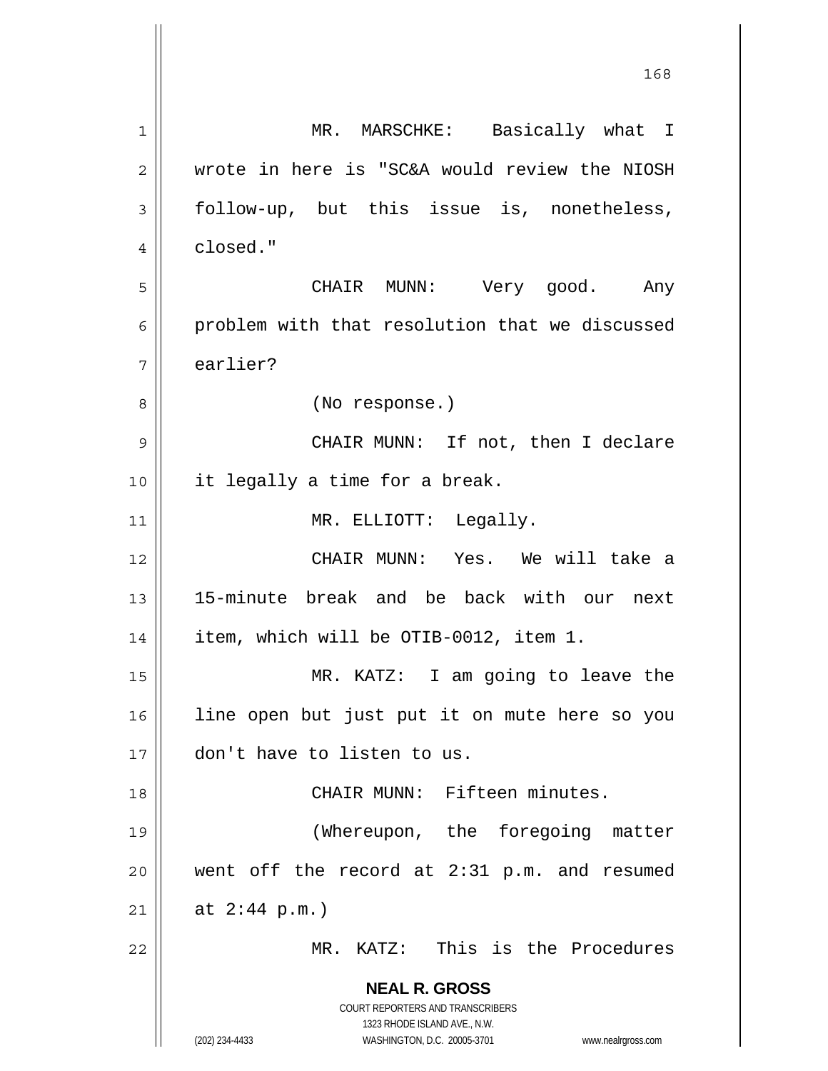MR. MARSCHKE: Basically what I wrote in here is "SC&A would review the NIOSH follow-up, but this issue is, nonetheless, closed."

CHAIR MUNN: Very good. Any problem with that resolution that we discussed earlier?

(No response.)

CHAIR MUNN: If not, then I declare it legally a time for a break.

MR. ELLIOTT: Legally.

CHAIR MUNN: Yes. We will take a 15-minute break and be back with our next item, which will be OTIB-0012, item 1.

MR. KATZ: I am going to leave the line open but just put it on mute here so you don't have to listen to us.

CHAIR MUNN: Fifteen minutes.

(Whereupon, the foregoing matter went off the record at 2:31 p.m. and resumed at 2:44 p.m.)

MR. KATZ: This is the Procedures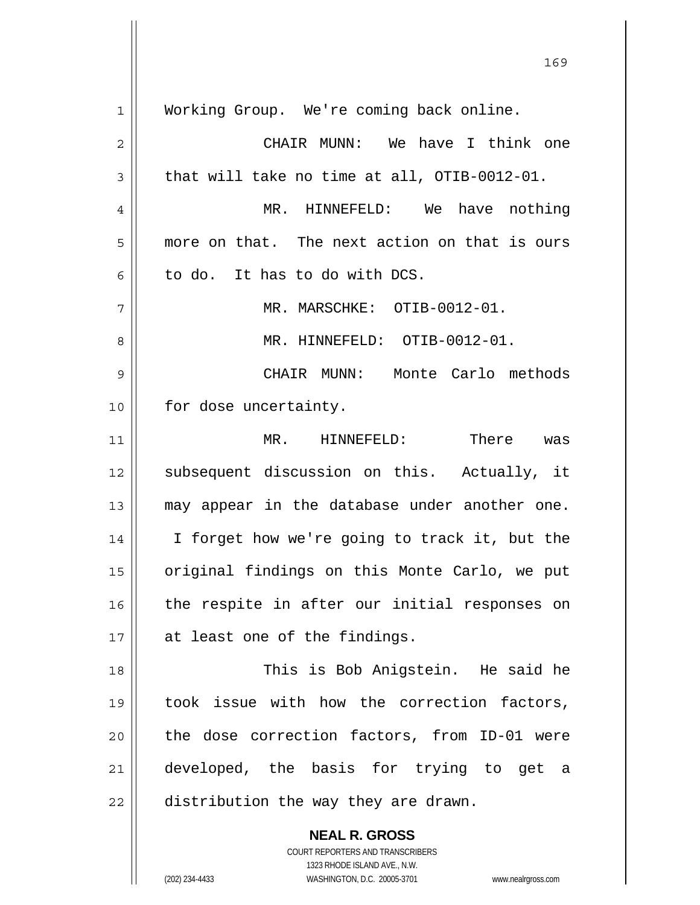Working Group. We're coming back online.

CHAIR MUNN: We have I think one that will take no time at all, OTIB-0012-01.

MR. HINNEFELD: We have nothing more on that. The next action on that is ours to do. It has to do with DCS.

MR. MARSCHKE: OTIB-0012-01.

MR. HINNEFELD: OTIB-0012-01.

CHAIR MUNN: Monte Carlo methods for dose uncertainty.

MR. HINNEFELD: There was subsequent discussion on this. Actually, it may appear in the database under another one. I forget how we're going to track it, but the original findings on this Monte Carlo, we put the respite in after our initial responses on at least one of the findings.

This is Bob Anigstein. He said he took issue with how the correction factors, the dose correction factors, from ID-01 were developed, the basis for trying to get a distribution the way they are drawn.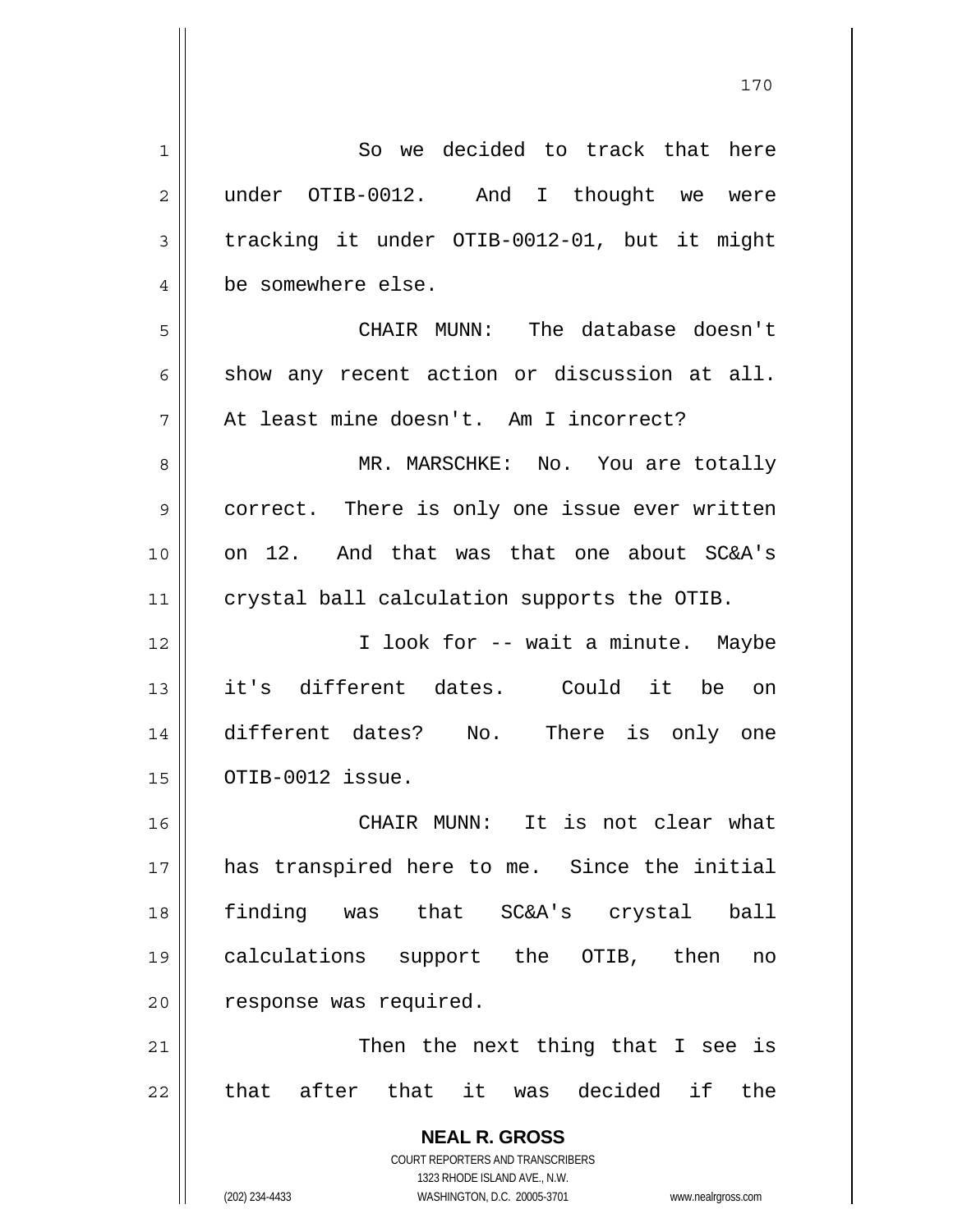So we decided to track that here under OTIB-0012. And I thought we were tracking it under OTIB-0012-01, but it might be somewhere else.

CHAIR MUNN: The database doesn't show any recent action or discussion at all. At least mine doesn't. Am I incorrect?

MR. MARSCHKE: No. You are totally correct. There is only one issue ever written on 12. And that was that one about SC&A's crystal ball calculation supports the OTIB.

I look for -- wait a minute. Maybe it's different dates. Could it be on different dates? No. There is only one OTIB-0012 issue.

CHAIR MUNN: It is not clear what has transpired here to me. Since the initial finding was that SC&A's crystal ball calculations support the OTIB, then no response was required.

Then the next thing that I see is that after that it was decided if the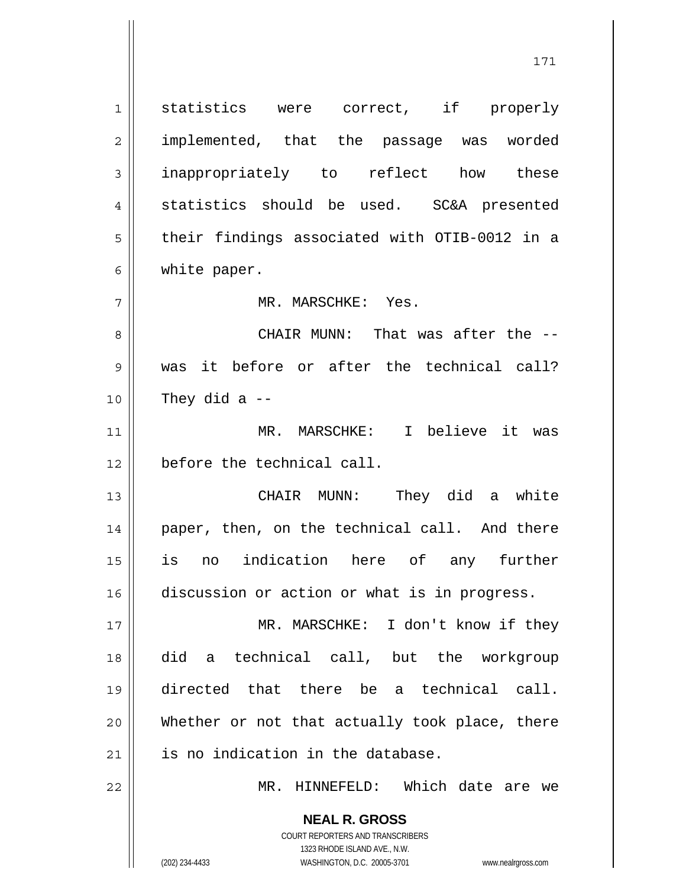statistics were correct, if properly implemented, that the passage was worded inappropriately to reflect how these statistics should be used. SC&A presented their findings associated with OTIB-0012 in a white paper.

MR. MARSCHKE: Yes.

CHAIR MUNN: That was after the -- was it before or after the technical call? They did a --

MR. MARSCHKE: I believe it was before the technical call.

CHAIR MUNN: They did a white paper, then, on the technical call. And there is no indication here of any further discussion or action or what is in progress.

MR. MARSCHKE: I don't know if they did a technical call, but the workgroup directed that there be a technical call. Whether or not that actually took place, there is no indication in the database.

MR. HINNEFELD: Which date are we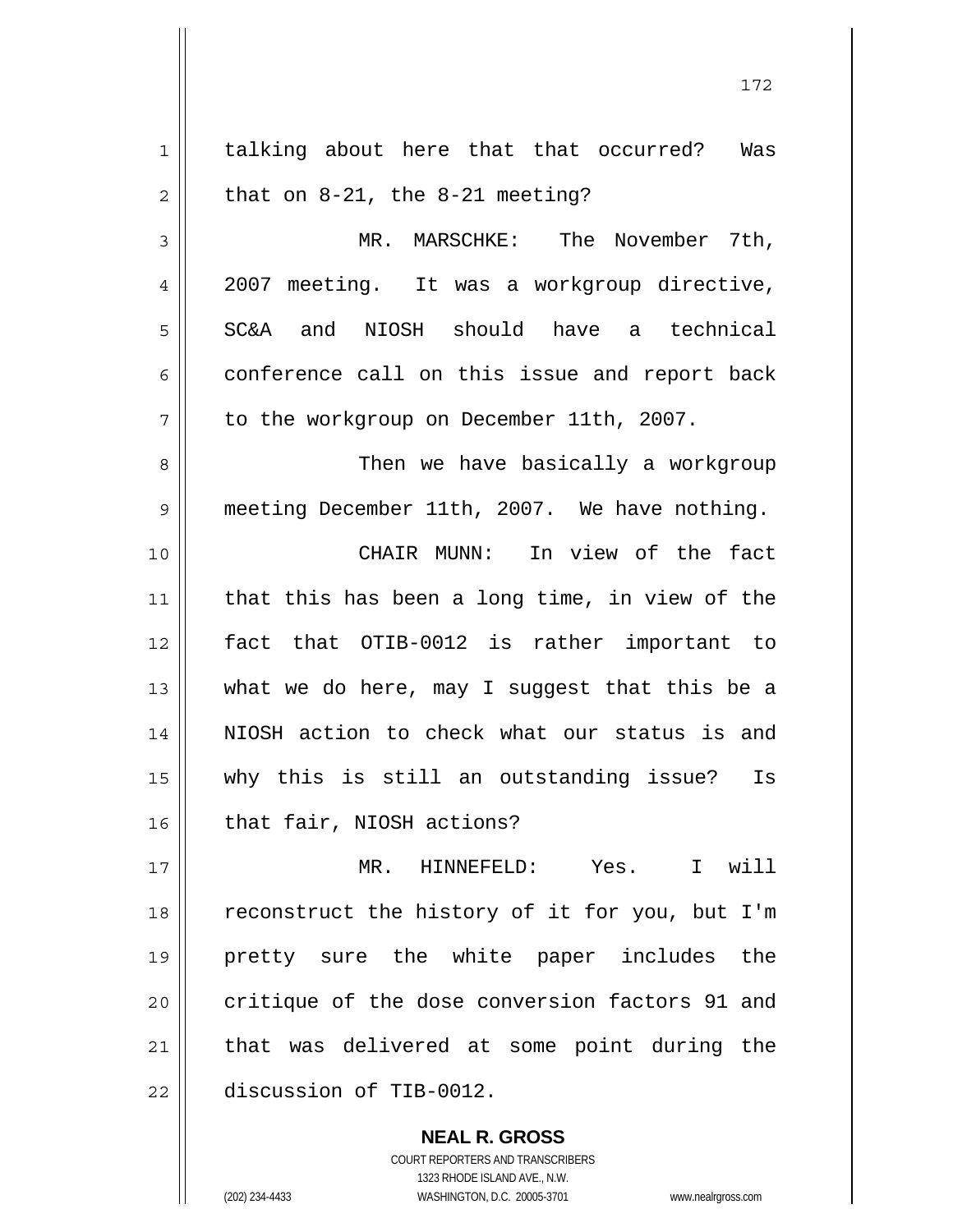talking about here that that occurred? Was that on 8-21, the 8-21 meeting?

MR. MARSCHKE: The November 7th, 2007 meeting. It was a workgroup directive, SC&A and NIOSH should have a technical conference call on this issue and report back to the workgroup on December 11th, 2007.

Then we have basically a workgroup meeting December 11th, 2007. We have nothing.

CHAIR MUNN: In view of the fact that this has been a long time, in view of the fact that OTIB-0012 is rather important to what we do here, may I suggest that this be a NIOSH action to check what our status is and why this is still an outstanding issue? Is that fair, NIOSH actions?

MR. HINNEFELD: Yes. I will reconstruct the history of it for you, but I'm pretty sure the white paper includes the critique of the dose conversion factors 91 and that was delivered at some point during the discussion of TIB-0012.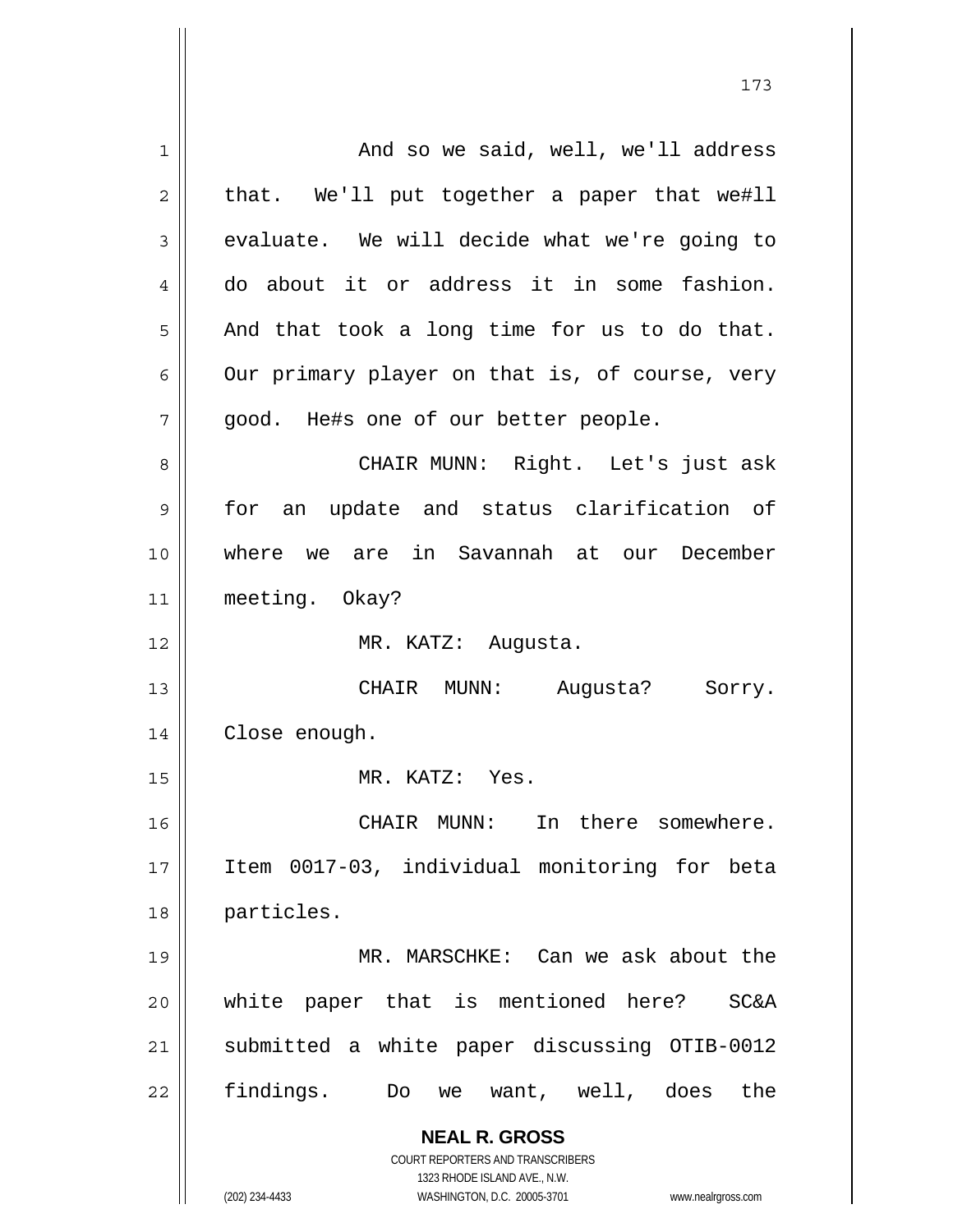And so we said, well, we'll address that. We'll put together a paper that we#ll evaluate. We will decide what we're going to do about it or address it in some fashion. And that took a long time for us to do that. Our primary player on that is, of course, very good. He#s one of our better people.

CHAIR MUNN: Right. Let's just ask for an update and status clarification of where we are in Savannah at our December meeting. Okay?

MR. KATZ: Augusta.

CHAIR MUNN: Augusta? Sorry. Close enough.

MR. KATZ: Yes.

CHAIR MUNN: In there somewhere. Item 0017-03, individual monitoring for beta particles.

MR. MARSCHKE: Can we ask about the white paper that is mentioned here? SC&A submitted a white paper discussing OTIB-0012 findings. Do we want, well, does the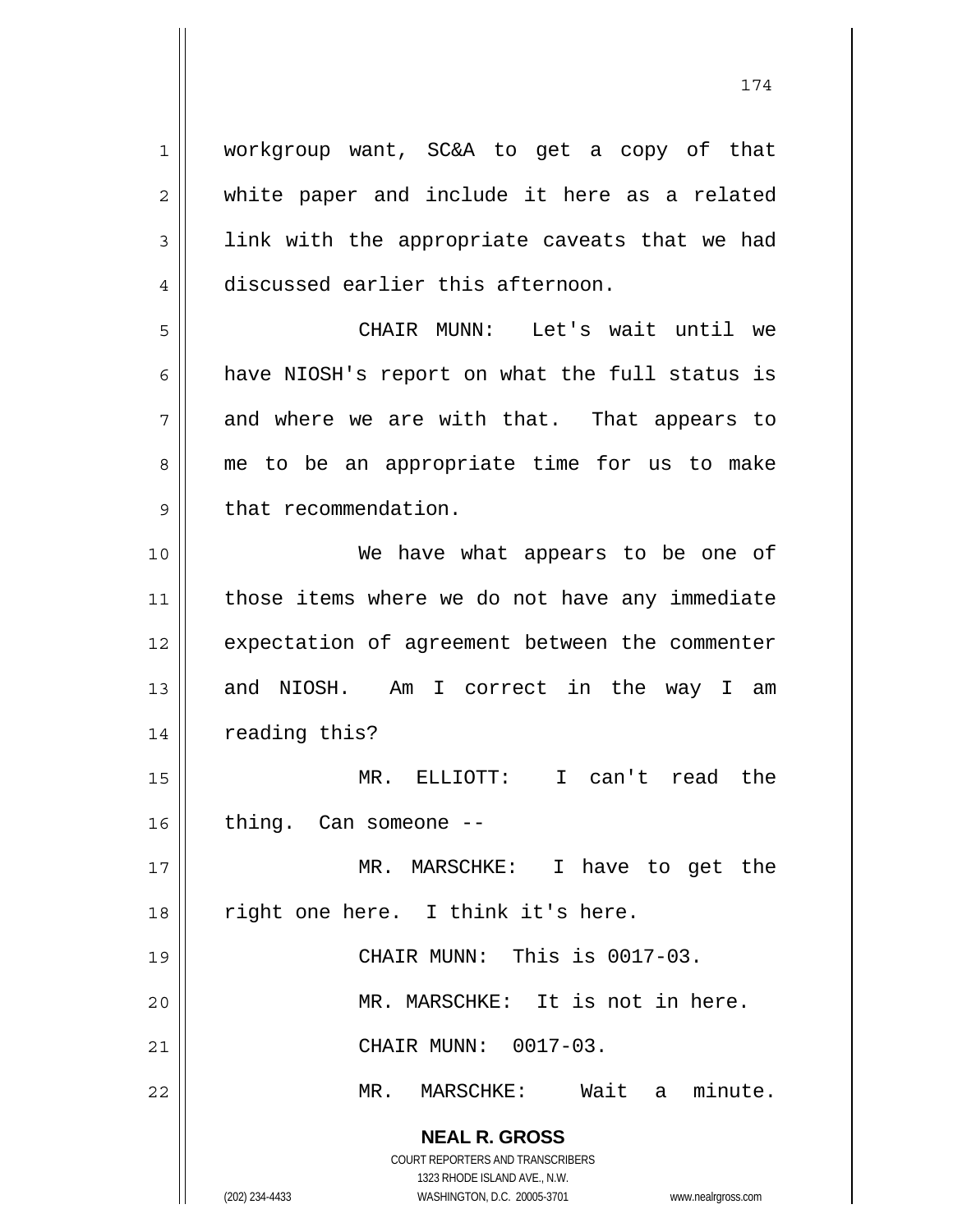workgroup want, SC&A to get a copy of that white paper and include it here as a related link with the appropriate caveats that we had discussed earlier this afternoon.

CHAIR MUNN: Let's wait until we have NIOSH's report on what the full status is and where we are with that. That appears to me to be an appropriate time for us to make that recommendation.

We have what appears to be one of those items where we do not have any immediate expectation of agreement between the commenter and NIOSH. Am I correct in the way I am reading this?

MR. ELLIOTT: I can't read the thing. Can someone --

MR. MARSCHKE: I have to get the right one here. I think it's here.

CHAIR MUNN: This is 0017-03.

MR. MARSCHKE: It is not in here.

CHAIR MUNN: 0017-03.

MR. MARSCHKE: Wait a minute.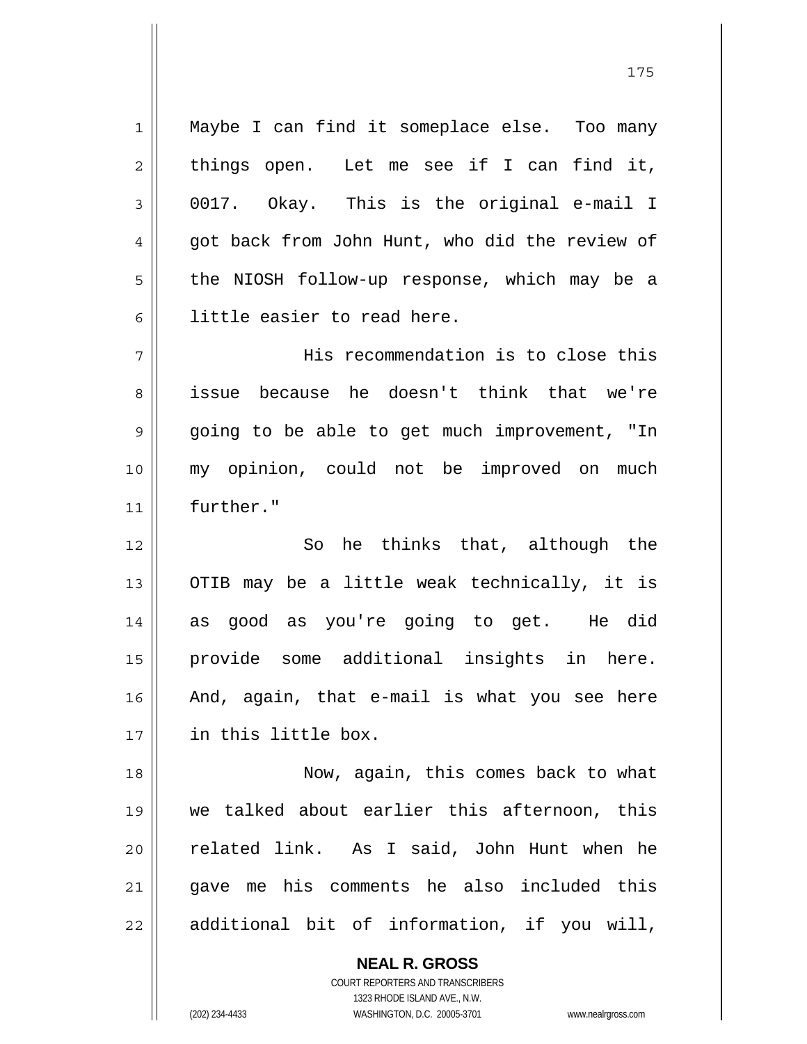Maybe I can find it someplace else. Too many things open. Let me see if I can find it, 0017. Okay. This is the original e-mail I got back from John Hunt, who did the review of the NIOSH follow-up response, which may be a little easier to read here.

His recommendation is to close this issue because he doesn't think that we're going to be able to get much improvement, "In my opinion, could not be improved on much further."

So he thinks that, although the OTIB may be a little weak technically, it is as good as you're going to get. He did provide some additional insights in here. And, again, that e-mail is what you see here in this little box.

Now, again, this comes back to what we talked about earlier this afternoon, this related link. As I said, John Hunt when he gave me his comments he also included this additional bit of information, if you will,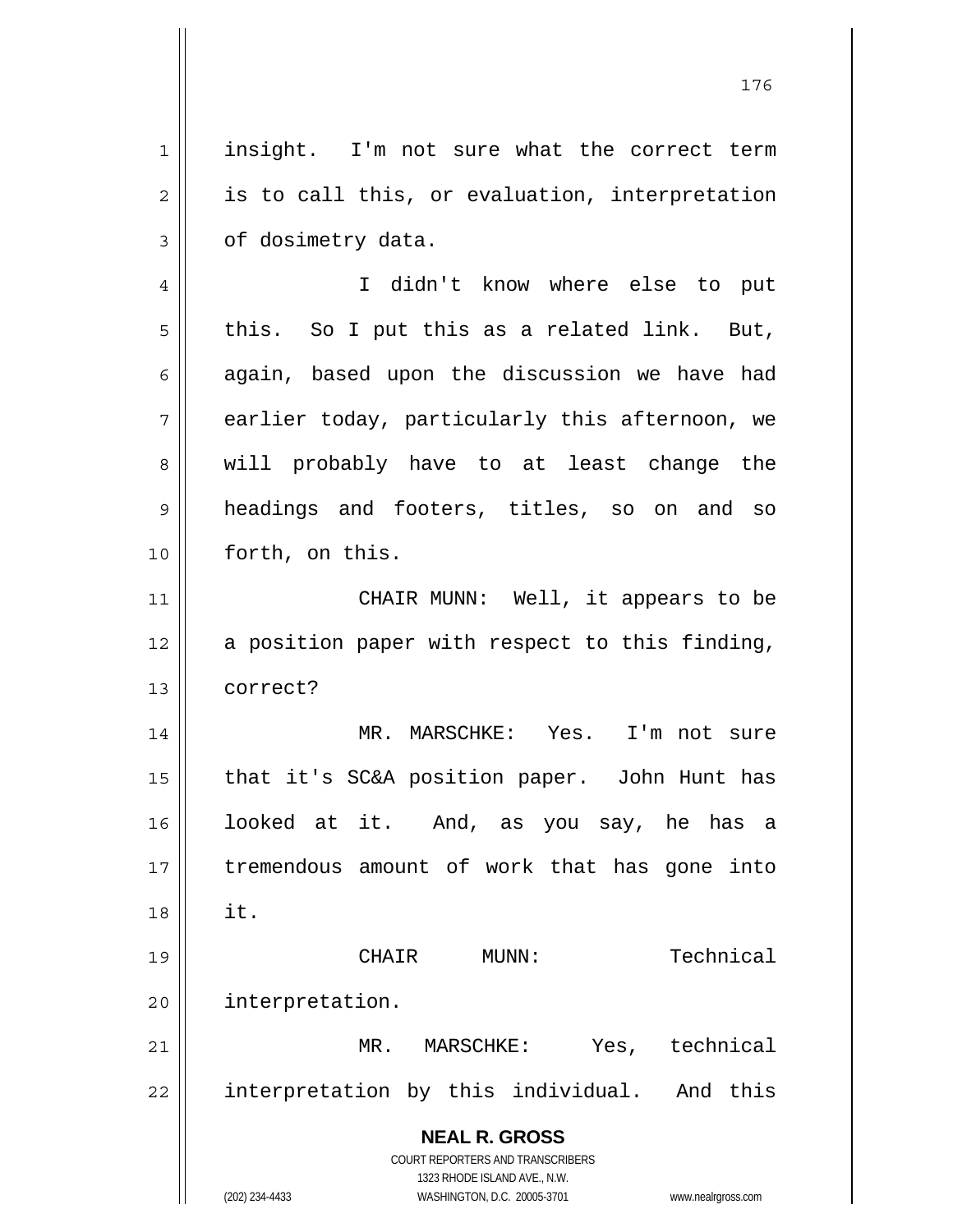insight. I'm not sure what the correct term is to call this, or evaluation, interpretation of dosimetry data.

I didn't know where else to put this. So I put this as a related link. But, again, based upon the discussion we have had earlier today, particularly this afternoon, we will probably have to at least change the headings and footers, titles, so on and so forth, on this.

CHAIR MUNN: Well, it appears to be a position paper with respect to this finding, correct?

MR. MARSCHKE: Yes. I'm not sure that it's SC&A position paper. John Hunt has looked at it. And, as you say, he has a tremendous amount of work that has gone into it.

CHAIR MUNN: Technical interpretation.

MR. MARSCHKE: Yes, technical interpretation by this individual. And this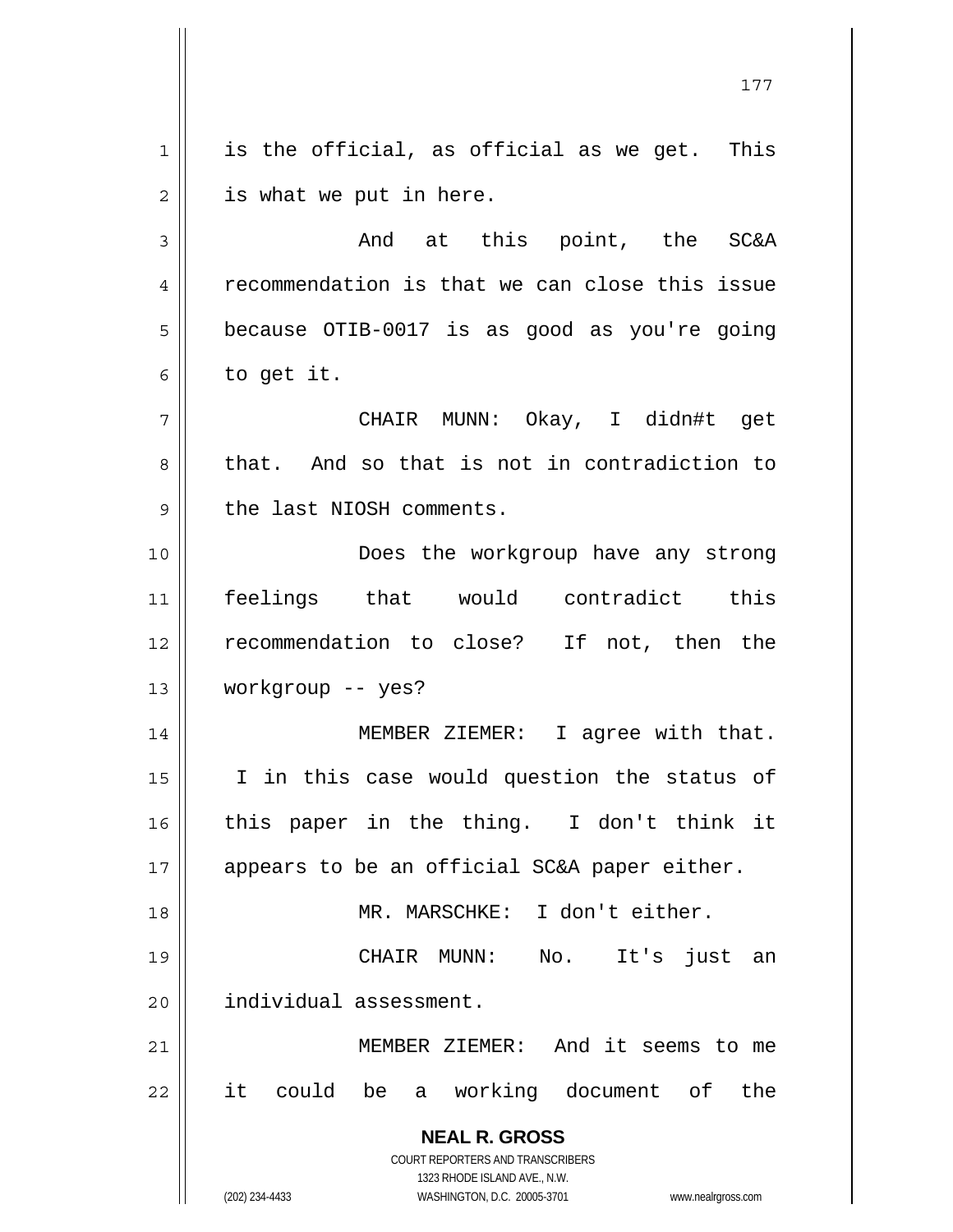is the official, as official as we get. This is what we put in here.

And at this point, the SC&A recommendation is that we can close this issue because OTIB-0017 is as good as you're going to get it.

CHAIR MUNN: Okay, I didn#t get that. And so that is not in contradiction to the last NIOSH comments.

Does the workgroup have any strong feelings that would contradict this recommendation to close? If not, then the workgroup -- yes?

MEMBER ZIEMER: I agree with that. I in this case would question the status of this paper in the thing. I don't think it appears to be an official SC&A paper either.

MR. MARSCHKE: I don't either.

CHAIR MUNN: No. It's just an individual assessment.

MEMBER ZIEMER: And it seems to me it could be a working document of the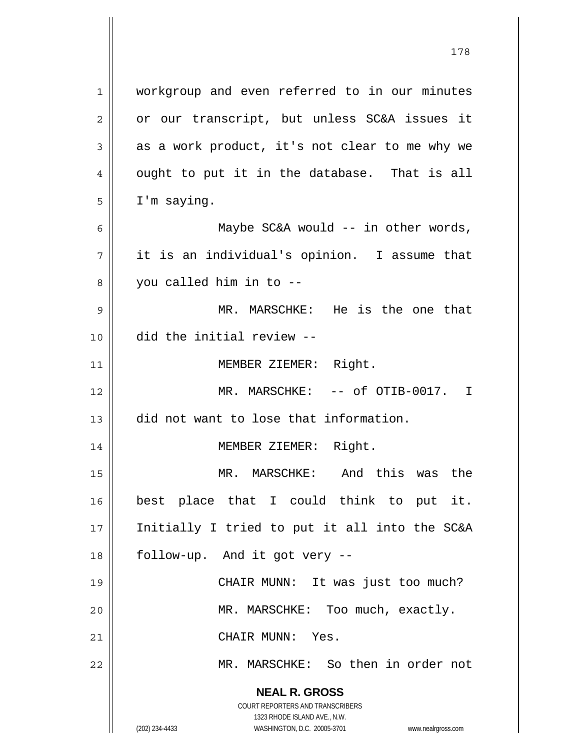workgroup and even referred to in our minutes or our transcript, but unless SC&A issues it as a work product, it's not clear to me why we ought to put it in the database. That is all I'm saying.

Maybe SC&A would -- in other words, it is an individual's opinion. I assume that you called him in to --

MR. MARSCHKE: He is the one that did the initial review --

MEMBER ZIEMER: Right.

MR. MARSCHKE: -- of OTIB-0017. I did not want to lose that information.

MEMBER ZIEMER: Right.

MR. MARSCHKE: And this was the best place that I could think to put it. Initially I tried to put it all into the SC&A follow-up. And it got very --

CHAIR MUNN: It was just too much?

MR. MARSCHKE: Too much, exactly.

CHAIR MUNN: Yes.

MR. MARSCHKE: So then in order not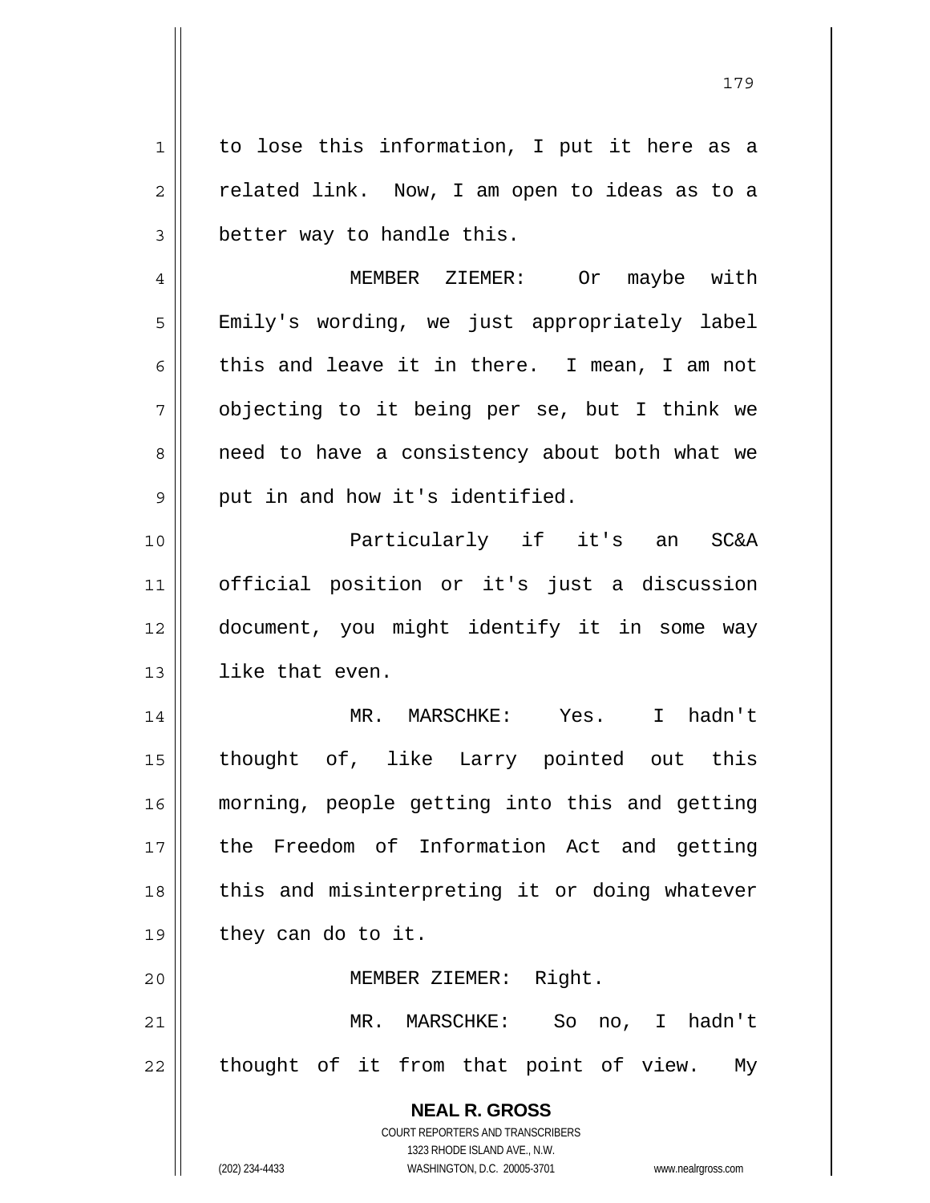to lose this information, I put it here as a related link. Now, I am open to ideas as to a better way to handle this.

MEMBER ZIEMER: Or maybe with Emily's wording, we just appropriately label this and leave it in there. I mean, I am not objecting to it being per se, but I think we need to have a consistency about both what we put in and how it's identified.

Particularly if it's an SC&A official position or it's just a discussion document, you might identify it in some way like that even.

MR. MARSCHKE: Yes. I hadn't thought of, like Larry pointed out this morning, people getting into this and getting the Freedom of Information Act and getting this and misinterpreting it or doing whatever they can do to it.

MEMBER ZIEMER: Right.

MR. MARSCHKE: So no, I hadn't thought of it from that point of view. My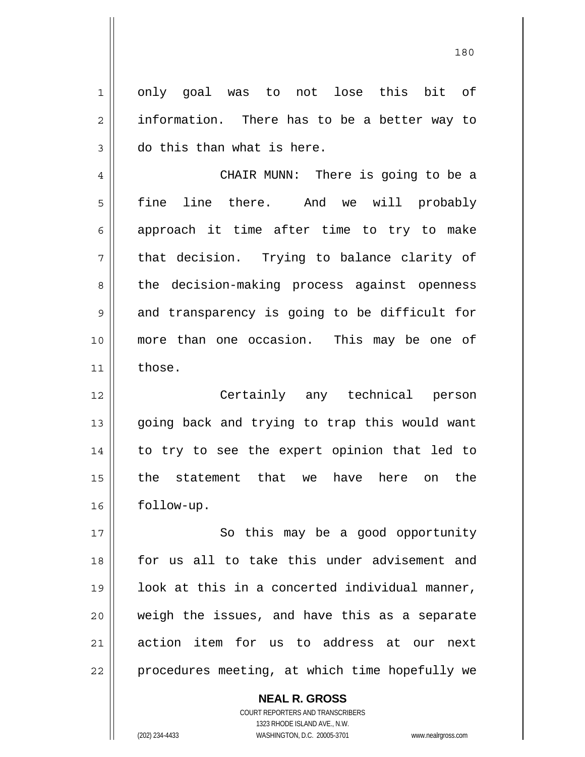only goal was to not lose this bit of information. There has to be a better way to do this than what is here.

CHAIR MUNN: There is going to be a fine line there. And we will probably approach it time after time to try to make that decision. Trying to balance clarity of the decision-making process against openness and transparency is going to be difficult for more than one occasion. This may be one of those.

Certainly any technical person going back and trying to trap this would want to try to see the expert opinion that led to the statement that we have here on the follow-up.

So this may be a good opportunity for us all to take this under advisement and look at this in a concerted individual manner, weigh the issues, and have this as a separate action item for us to address at our next procedures meeting, at which time hopefully we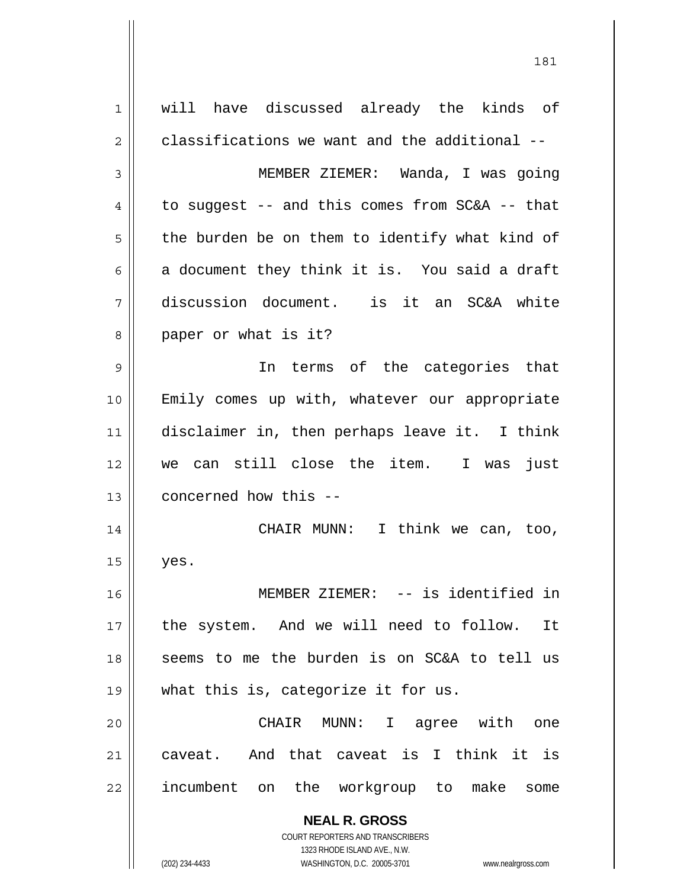will have discussed already the kinds of classifications we want and the additional --

MEMBER ZIEMER: Wanda, I was going to suggest -- and this comes from SC&A -- that the burden be on them to identify what kind of a document they think it is. You said a draft discussion document. is it an SC&A white paper or what is it?

In terms of the categories that Emily comes up with, whatever our appropriate disclaimer in, then perhaps leave it. I think we can still close the item. I was just concerned how this --

CHAIR MUNN: I think we can, too, yes.

MEMBER ZIEMER: -- is identified in the system. And we will need to follow. It seems to me the burden is on SC&A to tell us what this is, categorize it for us.

CHAIR MUNN: I agree with one caveat. And that caveat is I think it is incumbent on the workgroup to make some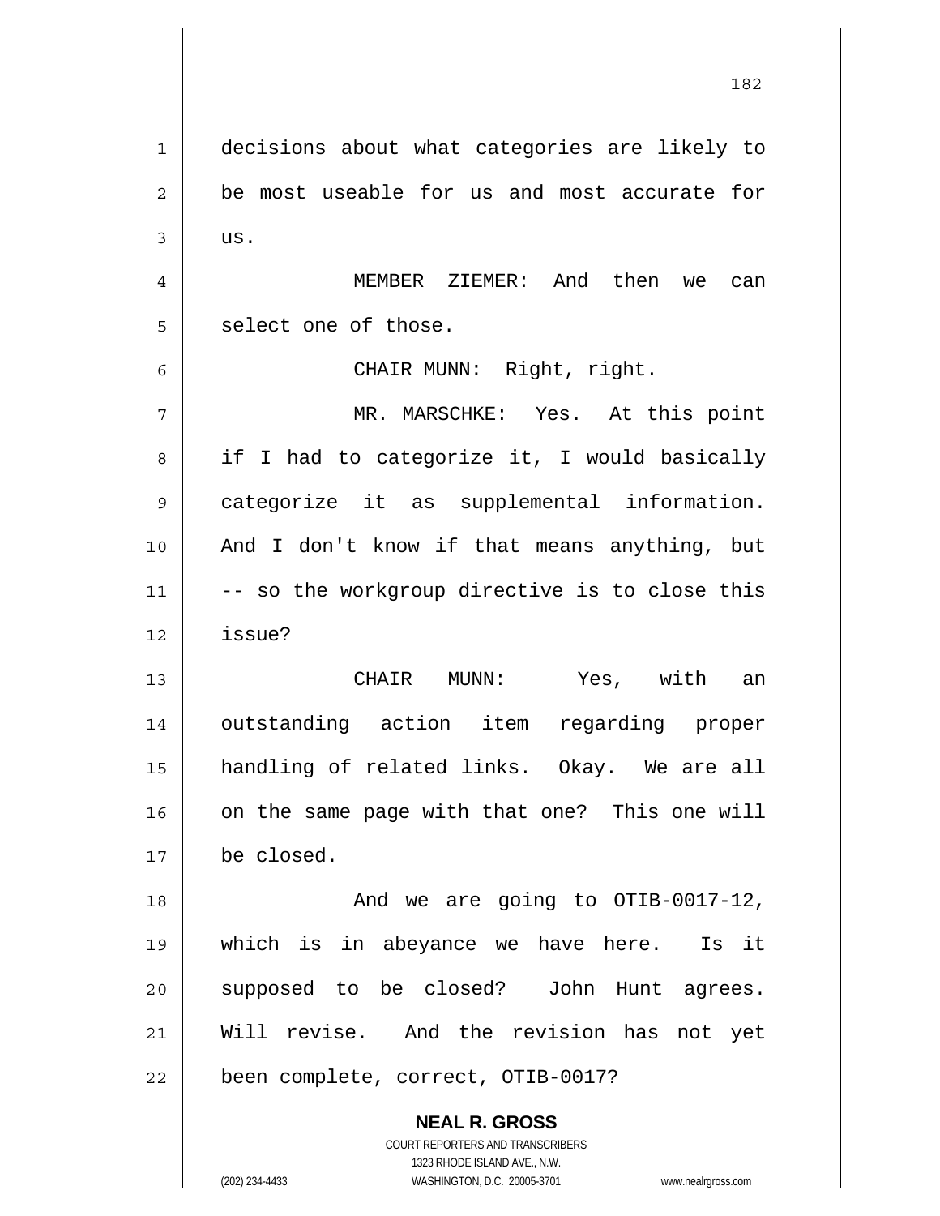decisions about what categories are likely to be most useable for us and most accurate for us.

MEMBER ZIEMER: And then we can select one of those.

CHAIR MUNN: Right, right.

MR. MARSCHKE: Yes. At this point if I had to categorize it, I would basically categorize it as supplemental information. And I don't know if that means anything, but -- so the workgroup directive is to close this issue?

CHAIR MUNN: Yes, with an outstanding action item regarding proper handling of related links. Okay. We are all on the same page with that one? This one will be closed.

And we are going to OTIB-0017-12, which is in abeyance we have here. Is it supposed to be closed? John Hunt agrees. Will revise. And the revision has not yet been complete, correct, OTIB-0017?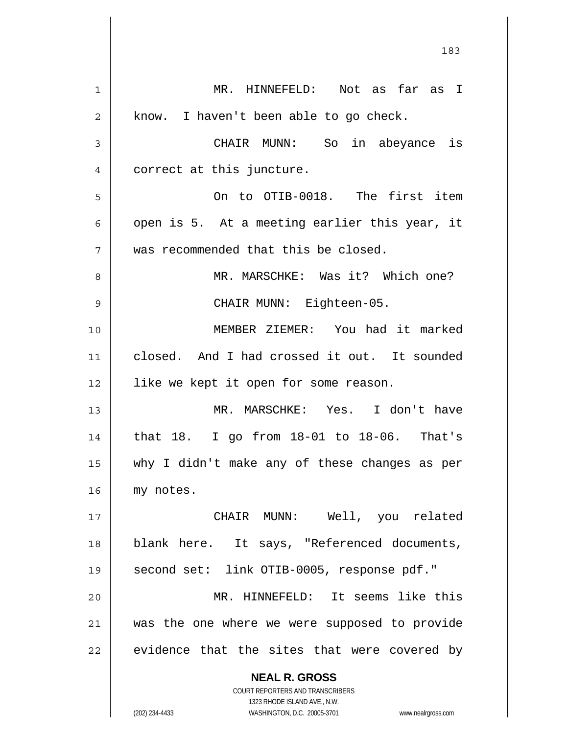MR. HINNEFELD: Not as far as I know. I haven't been able to go check.

CHAIR MUNN: So in abeyance is correct at this juncture.

On to OTIB-0018. The first item open is 5. At a meeting earlier this year, it was recommended that this be closed.

MR. MARSCHKE: Was it? Which one?

CHAIR MUNN: Eighteen-05.

MEMBER ZIEMER: You had it marked closed. And I had crossed it out. It sounded like we kept it open for some reason.

MR. MARSCHKE: Yes. I don't have that 18. I go from 18-01 to 18-06. That's why I didn't make any of these changes as per my notes.

CHAIR MUNN: Well, you related blank here. It says, "Referenced documents, second set: link OTIB-0005, response pdf."

MR. HINNEFELD: It seems like this was the one where we were supposed to provide evidence that the sites that were covered by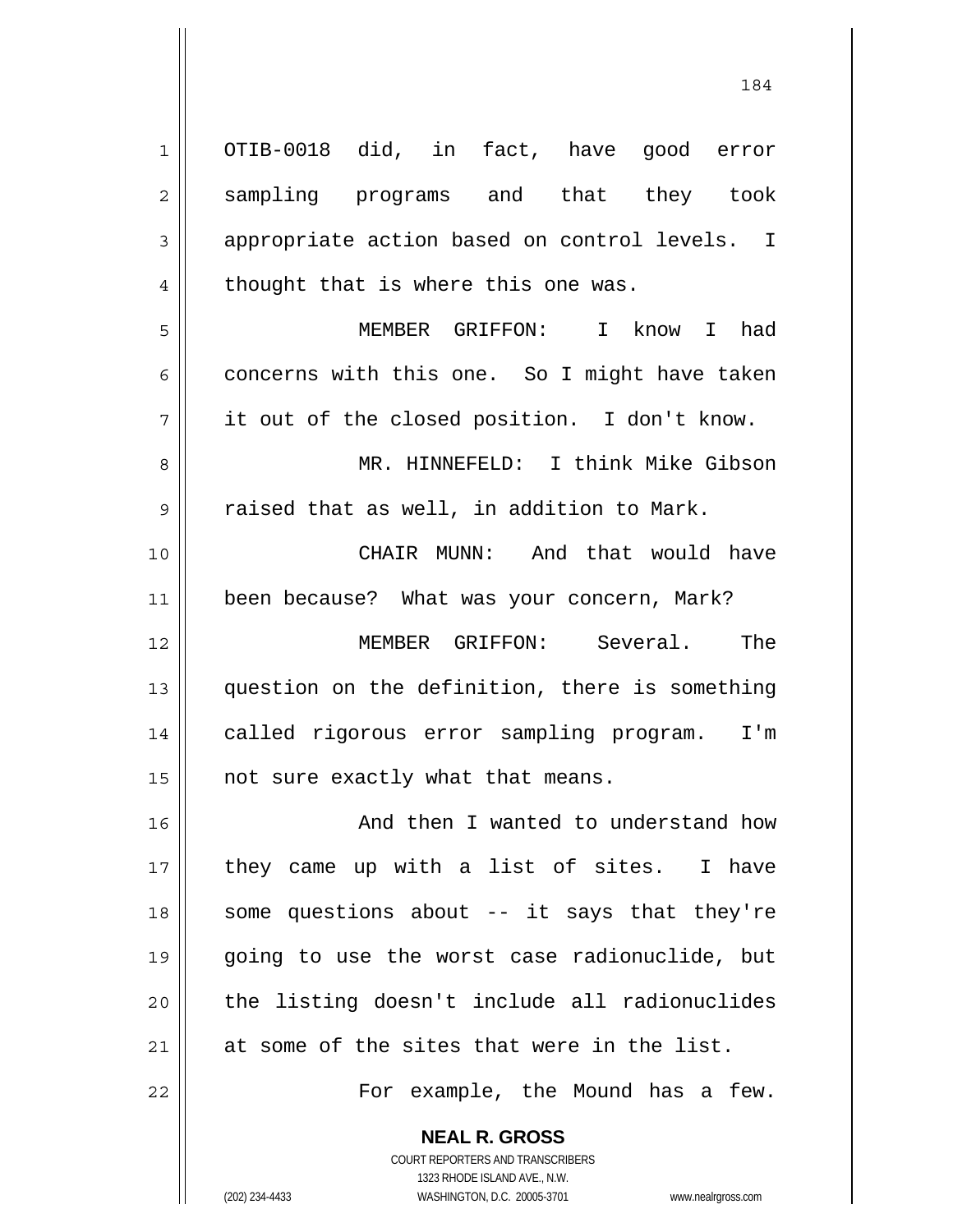OTIB-0018 did, in fact, have good error sampling programs and that they took appropriate action based on control levels. I thought that is where this one was.

MEMBER GRIFFON: I know I had concerns with this one. So I might have taken it out of the closed position. I don't know.

MR. HINNEFELD: I think Mike Gibson raised that as well, in addition to Mark.

CHAIR MUNN: And that would have been because? What was your concern, Mark?

MEMBER GRIFFON: Several. The question on the definition, there is something called rigorous error sampling program. I'm not sure exactly what that means.

And then I wanted to understand how they came up with a list of sites. I have some questions about -- it says that they're going to use the worst case radionuclide, but the listing doesn't include all radionuclides at some of the sites that were in the list.

For example, the Mound has a few.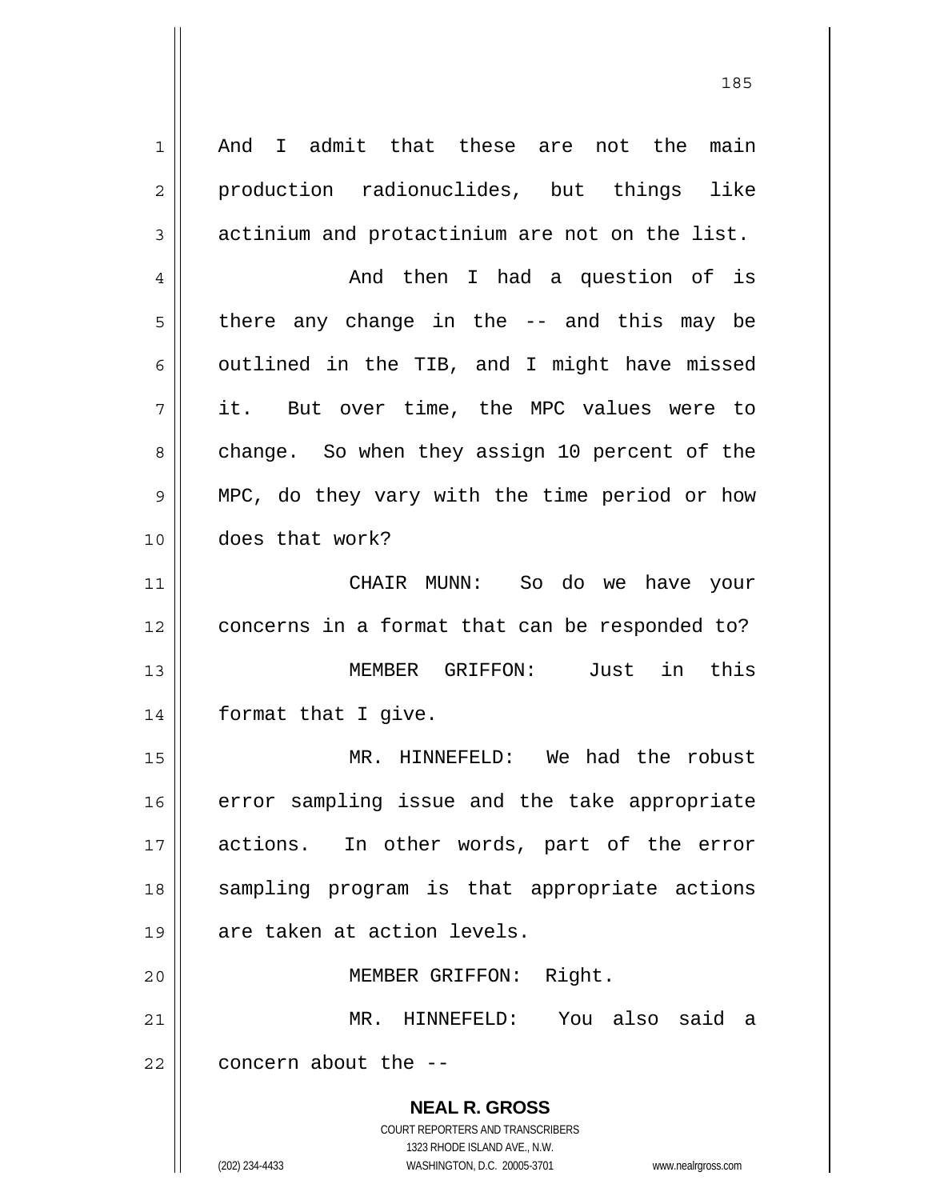And I admit that these are not the main production radionuclides, but things like actinium and protactinium are not on the list.

And then I had a question of is there any change in the -- and this may be outlined in the TIB, and I might have missed it. But over time, the MPC values were to change. So when they assign 10 percent of the MPC, do they vary with the time period or how does that work?

CHAIR MUNN: So do we have your concerns in a format that can be responded to?

MEMBER GRIFFON: Just in this format that I give.

MR. HINNEFELD: We had the robust error sampling issue and the take appropriate actions. In other words, part of the error sampling program is that appropriate actions are taken at action levels.

MEMBER GRIFFON: Right.

MR. HINNEFELD: You also said a concern about the --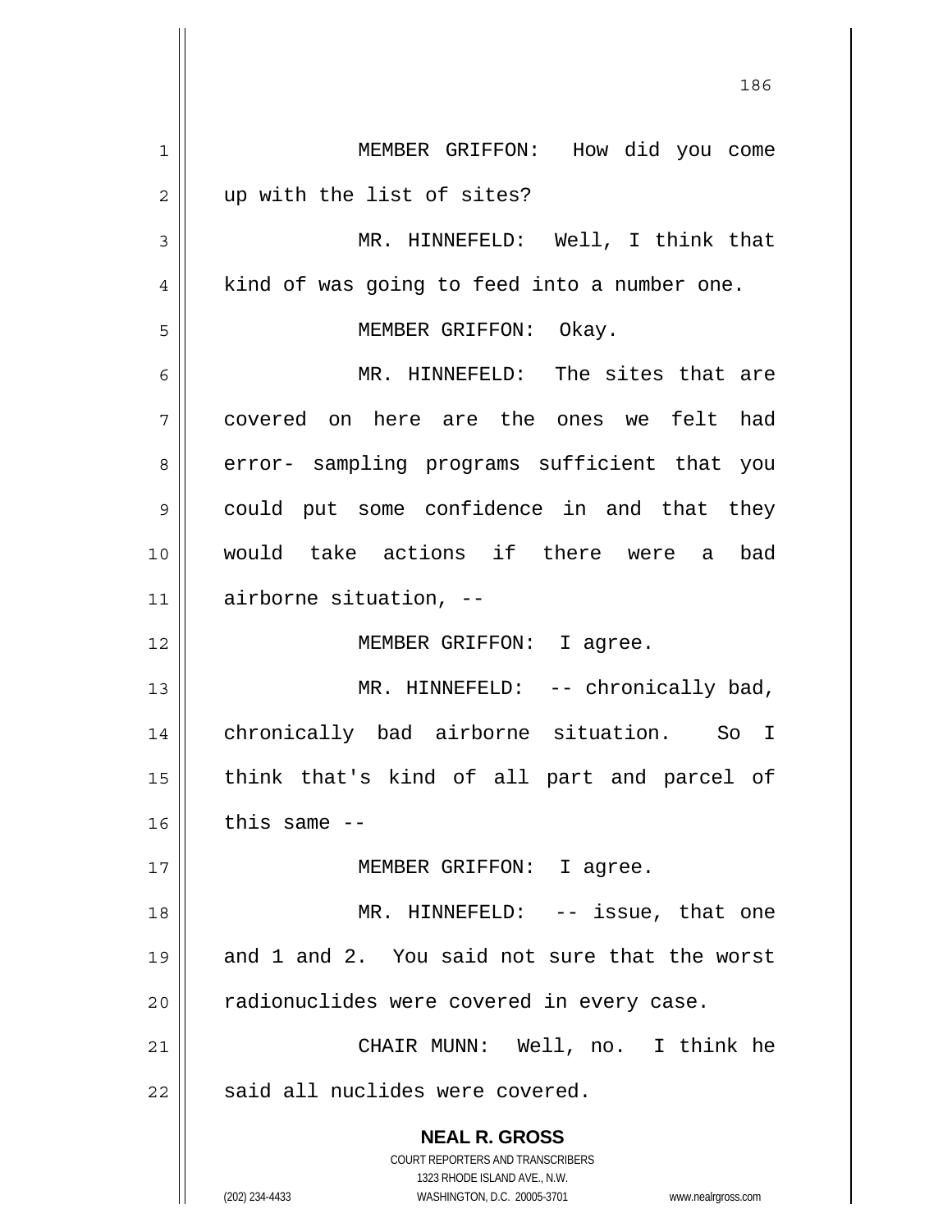MEMBER GRIFFON: How did you come up with the list of sites?

MR. HINNEFELD: Well, I think that kind of was going to feed into a number one.

MEMBER GRIFFON: Okay.

MR. HINNEFELD: The sites that are covered on here are the ones we felt had error- sampling programs sufficient that you could put some confidence in and that they would take actions if there were a bad airborne situation, --

MEMBER GRIFFON: I agree.

MR. HINNEFELD: -- chronically bad, chronically bad airborne situation. So I think that's kind of all part and parcel of this same --

MEMBER GRIFFON: I agree.

MR. HINNEFELD: -- issue, that one and 1 and 2. You said not sure that the worst radionuclides were covered in every case.

CHAIR MUNN: Well, no. I think he said all nuclides were covered.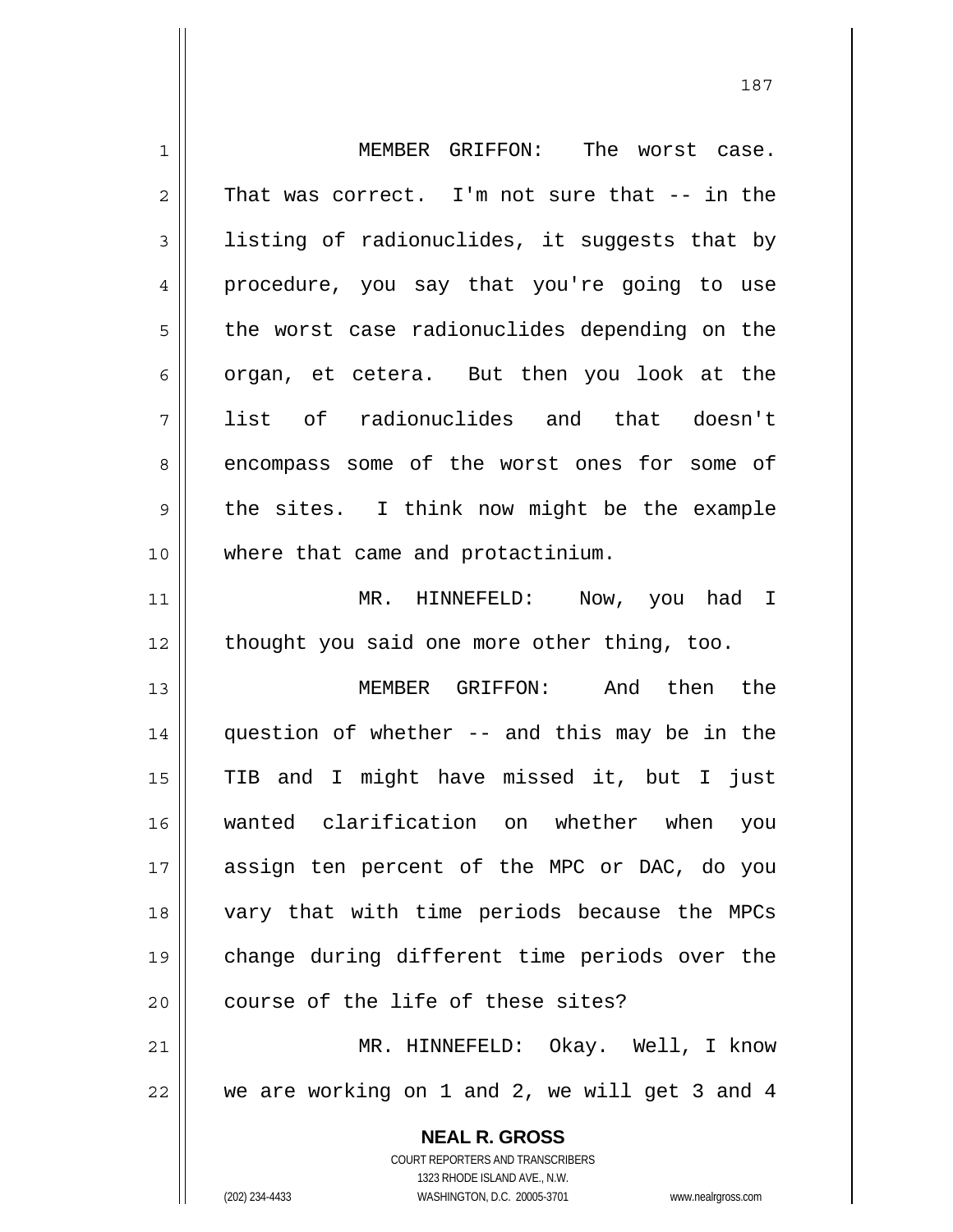MEMBER GRIFFON: The worst case. That was correct. I'm not sure that -- in the listing of radionuclides, it suggests that by procedure, you say that you're going to use the worst case radionuclides depending on the organ, et cetera. But then you look at the list of radionuclides and that doesn't encompass some of the worst ones for some of the sites. I think now might be the example where that came and protactinium.

MR. HINNEFELD: Now, you had I thought you said one more other thing, too.

MEMBER GRIFFON: And then the question of whether -- and this may be in the TIB and I might have missed it, but I just wanted clarification on whether when you assign ten percent of the MPC or DAC, do you vary that with time periods because the MPCs change during different time periods over the course of the life of these sites?

MR. HINNEFELD: Okay. Well, I know we are working on 1 and 2, we will get 3 and 4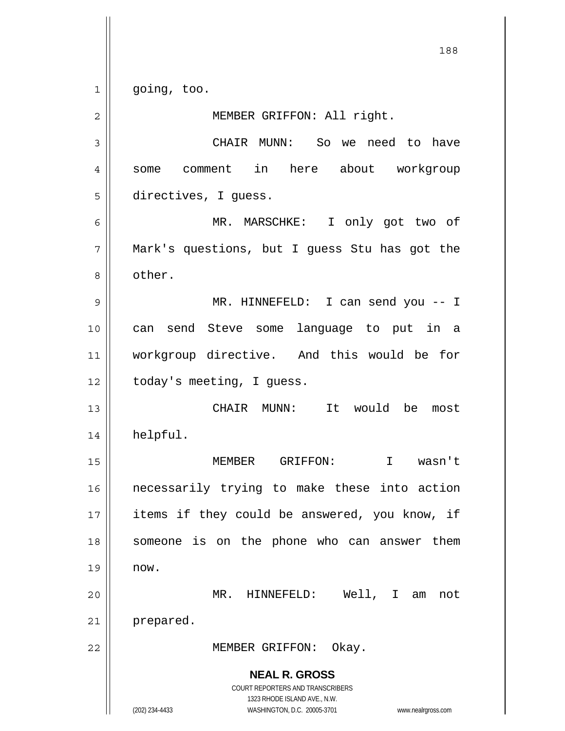going, too.

MEMBER GRIFFON: All right.

CHAIR MUNN: So we need to have some comment in here about workgroup directives, I guess.

MR. MARSCHKE: I only got two of Mark's questions, but I guess Stu has got the other.

MR. HINNEFELD: I can send you -- I can send Steve some language to put in a workgroup directive. And this would be for today's meeting, I guess.

CHAIR MUNN: It would be most helpful.

MEMBER GRIFFON: I wasn't necessarily trying to make these into action items if they could be answered, you know, if someone is on the phone who can answer them now.

MR. HINNEFELD: Well, I am not prepared.

MEMBER GRIFFON: Okay.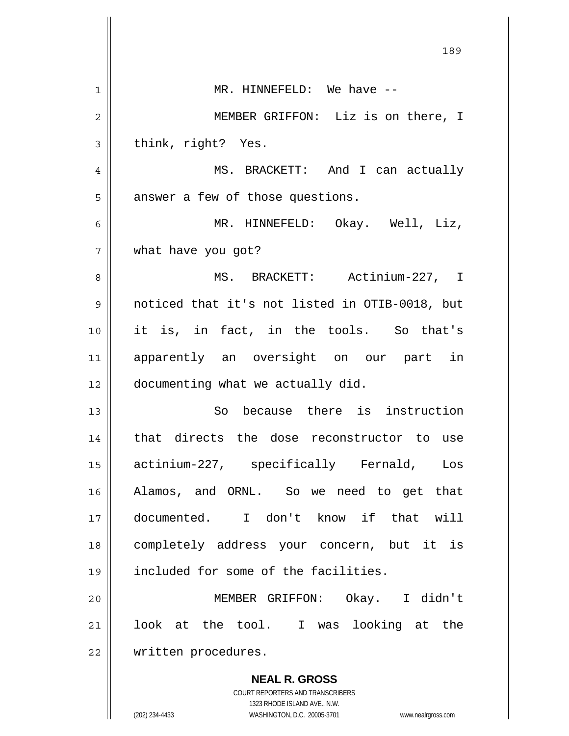MR. HINNEFELD: We have --

MEMBER GRIFFON: Liz is on there, I think, right? Yes.

MS. BRACKETT: And I can actually answer a few of those questions.

MR. HINNEFELD: Okay. Well, Liz, what have you got?

MS. BRACKETT: Actinium-227, I noticed that it's not listed in OTIB-0018, but it is, in fact, in the tools. So that's apparently an oversight on our part in documenting what we actually did.

So because there is instruction that directs the dose reconstructor to use actinium-227, specifically Fernald, Los Alamos, and ORNL. So we need to get that documented. I don't know if that will completely address your concern, but it is included for some of the facilities.

MEMBER GRIFFON: Okay. I didn't look at the tool. I was looking at the written procedures.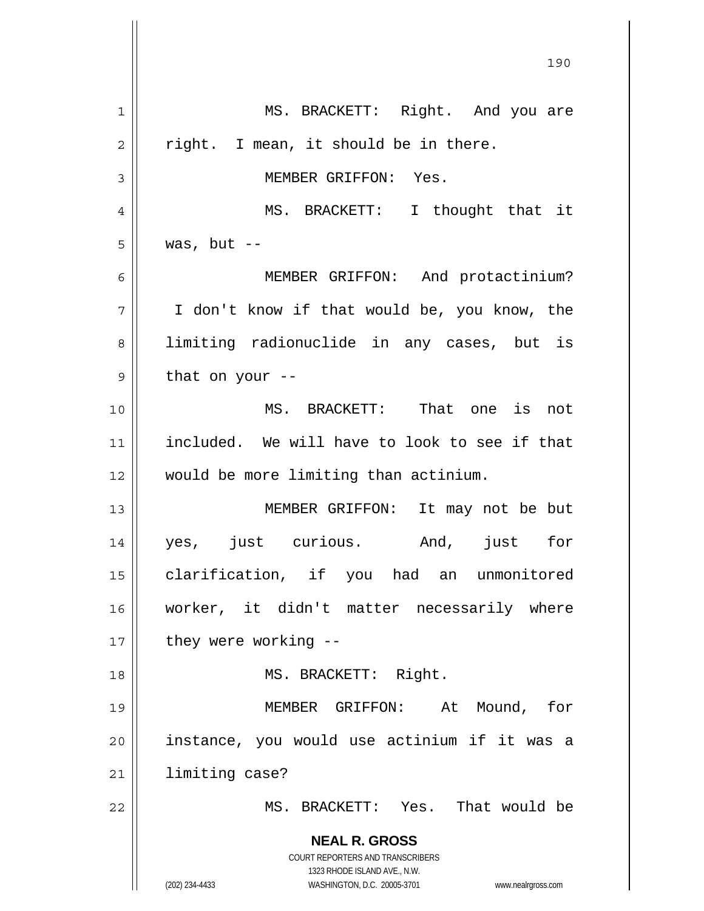MS. BRACKETT: Right. And you are right. I mean, it should be in there.

MEMBER GRIFFON: Yes.

MS. BRACKETT: I thought that it was, but --

MEMBER GRIFFON: And protactinium? I don't know if that would be, you know, the limiting radionuclide in any cases, but is that on your --

MS. BRACKETT: That one is not included. We will have to look to see if that would be more limiting than actinium.

MEMBER GRIFFON: It may not be but yes, just curious. And, just for clarification, if you had an unmonitored worker, it didn't matter necessarily where they were working --

MS. BRACKETT: Right.

MEMBER GRIFFON: At Mound, for instance, you would use actinium if it was a limiting case?

MS. BRACKETT: Yes. That would be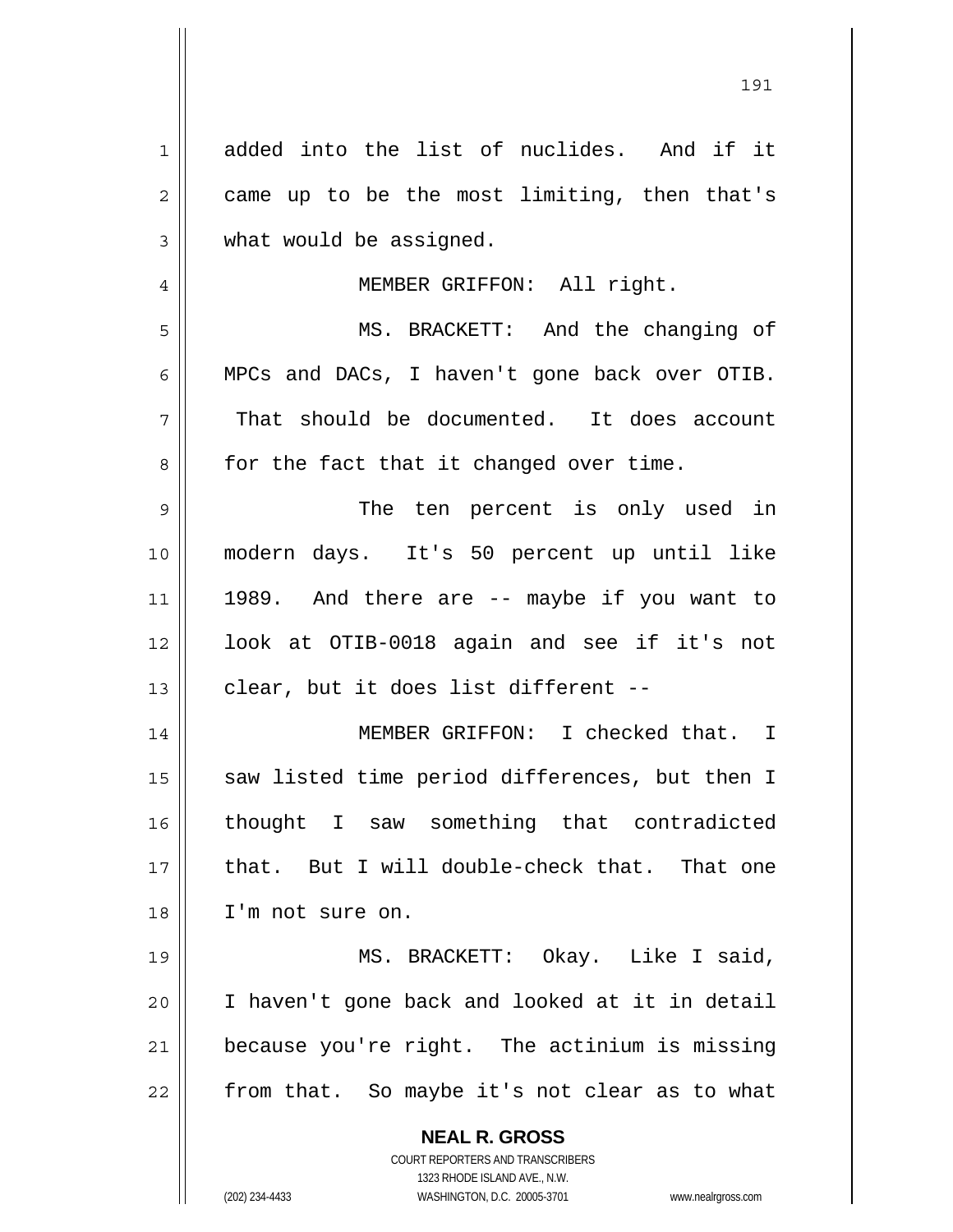added into the list of nuclides. And if it came up to be the most limiting, then that's what would be assigned.

MEMBER GRIFFON: All right.

MS. BRACKETT: And the changing of MPCs and DACs, I haven't gone back over OTIB. That should be documented. It does account for the fact that it changed over time.

The ten percent is only used in modern days. It's 50 percent up until like 1989. And there are -- maybe if you want to look at OTIB-0018 again and see if it's not clear, but it does list different --

MEMBER GRIFFON: I checked that. I saw listed time period differences, but then I thought I saw something that contradicted that. But I will double-check that. That one I'm not sure on.

MS. BRACKETT: Okay. Like I said, I haven't gone back and looked at it in detail because you're right. The actinium is missing from that. So maybe it's not clear as to what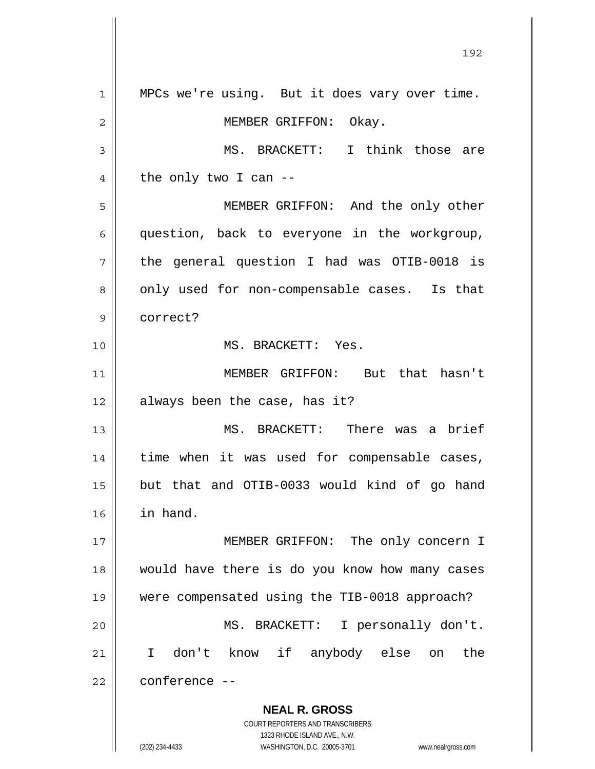MPCs we're using. But it does vary over time.

MEMBER GRIFFON: Okay.

MS. BRACKETT: I think those are the only two I can --

MEMBER GRIFFON: And the only other question, back to everyone in the workgroup, the general question I had was OTIB-0018 is only used for non-compensable cases. Is that correct?

MS. BRACKETT: Yes.

MEMBER GRIFFON: But that hasn't always been the case, has it?

MS. BRACKETT: There was a brief time when it was used for compensable cases, but that and OTIB-0033 would kind of go hand in hand.

MEMBER GRIFFON: The only concern I would have there is do you know how many cases were compensated using the TIB-0018 approach?

MS. BRACKETT: I personally don't. I don't know if anybody else on the conference --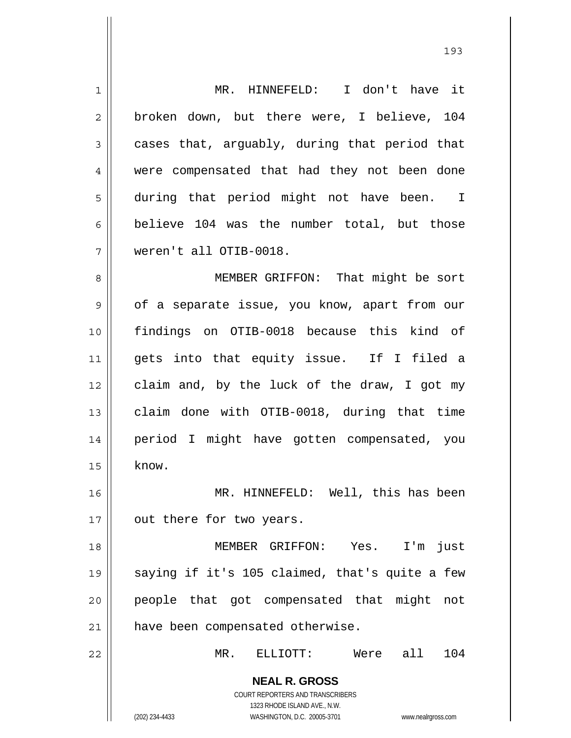MR. HINNEFELD: I don't have it broken down, but there were, I believe, 104 cases that, arguably, during that period that were compensated that had they not been done during that period might not have been. I believe 104 was the number total, but those weren't all OTIB-0018.

MEMBER GRIFFON: That might be sort of a separate issue, you know, apart from our findings on OTIB-0018 because this kind of gets into that equity issue. If I filed a claim and, by the luck of the draw, I got my claim done with OTIB-0018, during that time period I might have gotten compensated, you know.

MR. HINNEFELD: Well, this has been out there for two years.

MEMBER GRIFFON: Yes. I'm just saying if it's 105 claimed, that's quite a few people that got compensated that might not have been compensated otherwise.

MR. ELLIOTT: Were all 104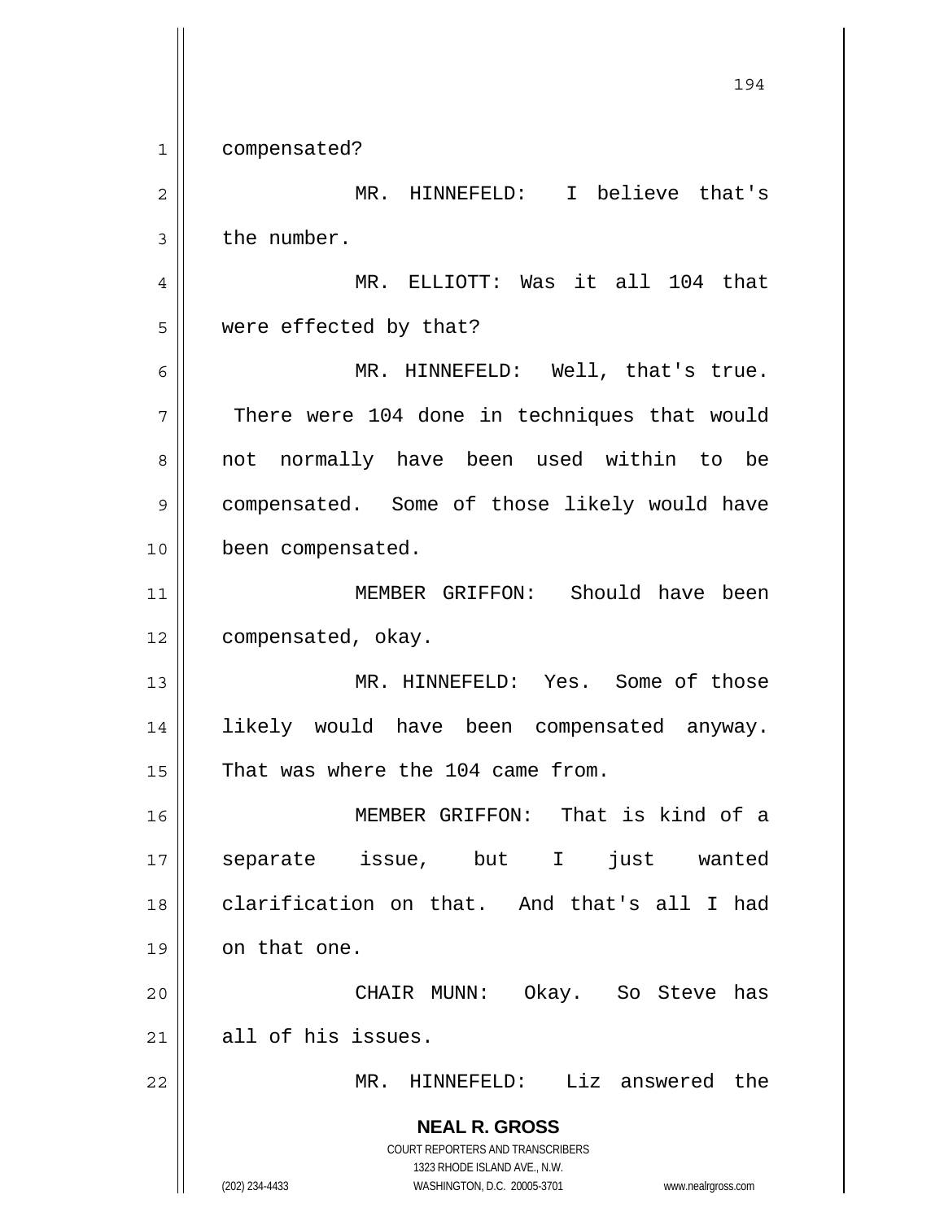compensated?

MR. HINNEFELD: I believe that's the number.

MR. ELLIOTT: Was it all 104 that were effected by that?

MR. HINNEFELD: Well, that's true. There were 104 done in techniques that would not normally have been used within to be compensated. Some of those likely would have been compensated.

MEMBER GRIFFON: Should have been compensated, okay.

MR. HINNEFELD: Yes. Some of those likely would have been compensated anyway. That was where the 104 came from.

MEMBER GRIFFON: That is kind of a separate issue, but I just wanted clarification on that. And that's all I had on that one.

CHAIR MUNN: Okay. So Steve has all of his issues.

MR. HINNEFELD: Liz answered the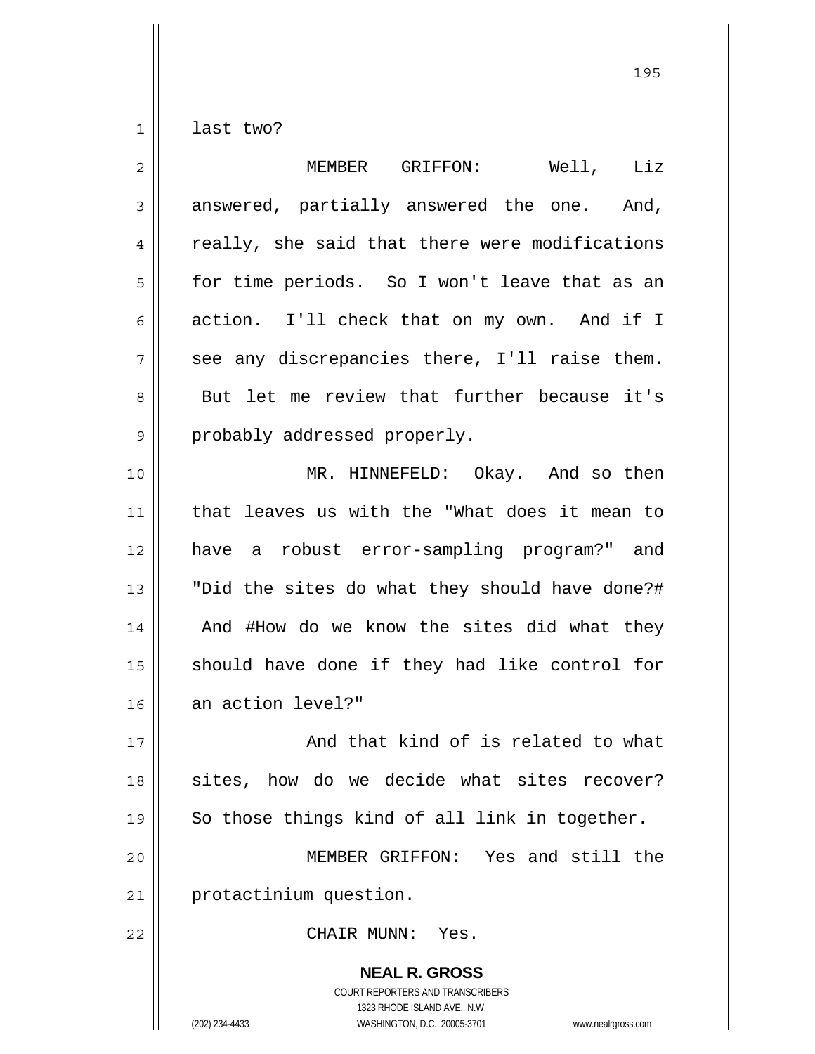last two?

MEMBER GRIFFON: Well, Liz answered, partially answered the one. And, really, she said that there were modifications for time periods. So I won't leave that as an action. I'll check that on my own. And if I see any discrepancies there, I'll raise them. But let me review that further because it's probably addressed properly.

MR. HINNEFELD: Okay. And so then that leaves us with the "What does it mean to have a robust error-sampling program?" and "Did the sites do what they should have done?# And #How do we know the sites did what they should have done if they had like control for an action level?"

And that kind of is related to what sites, how do we decide what sites recover? So those things kind of all link in together.

MEMBER GRIFFON: Yes and still the protactinium question.

CHAIR MUNN: Yes.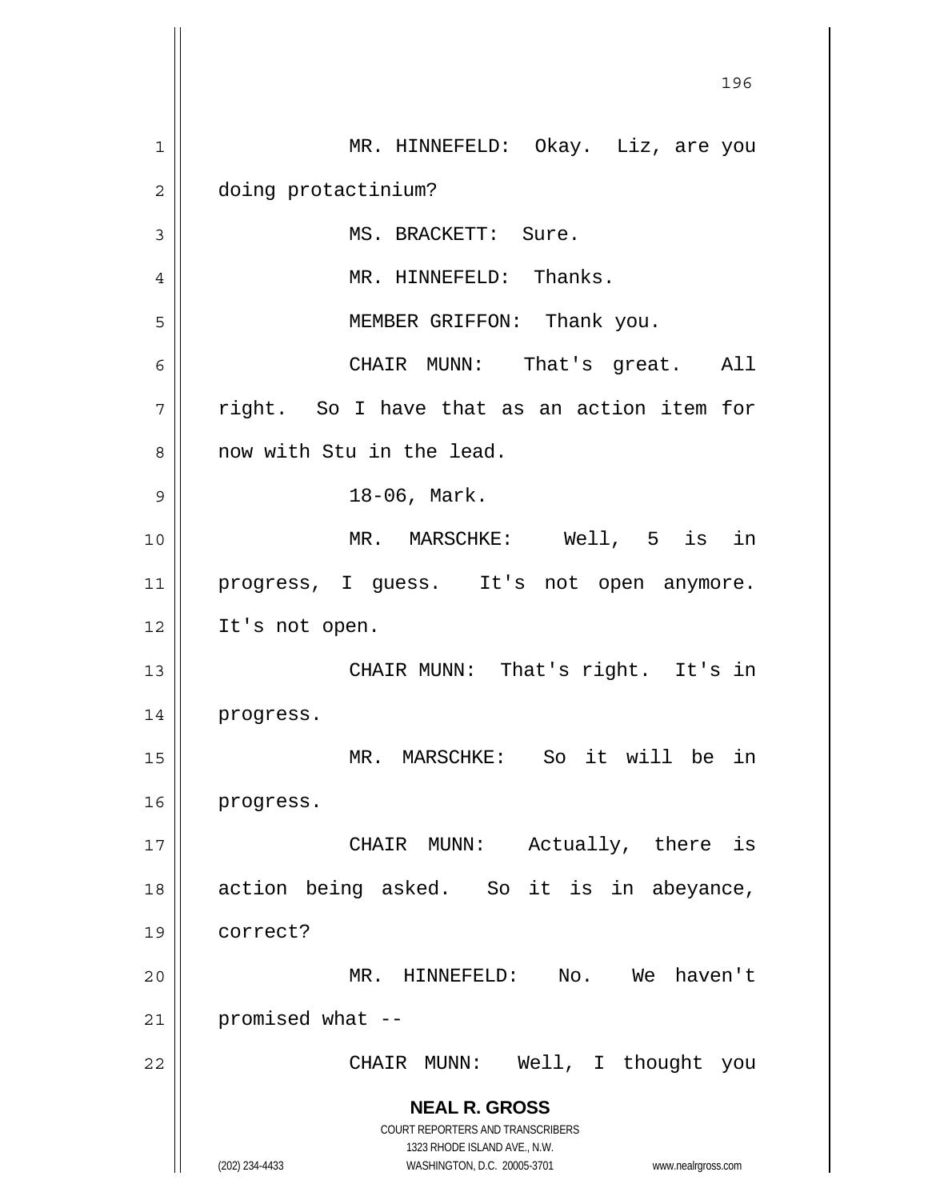MR. HINNEFELD: Okay. Liz, are you doing protactinium?

MS. BRACKETT: Sure.

MR. HINNEFELD: Thanks.

MEMBER GRIFFON: Thank you.

CHAIR MUNN: That's great. All right. So I have that as an action item for now with Stu in the lead.

18-06, Mark.

MR. MARSCHKE: Well, 5 is in progress, I guess. It's not open anymore. It's not open.

CHAIR MUNN: That's right. It's in progress.

MR. MARSCHKE: So it will be in progress.

CHAIR MUNN: Actually, there is action being asked. So it is in abeyance, correct?

MR. HINNEFELD: No. We haven't promised what --

CHAIR MUNN: Well, I thought you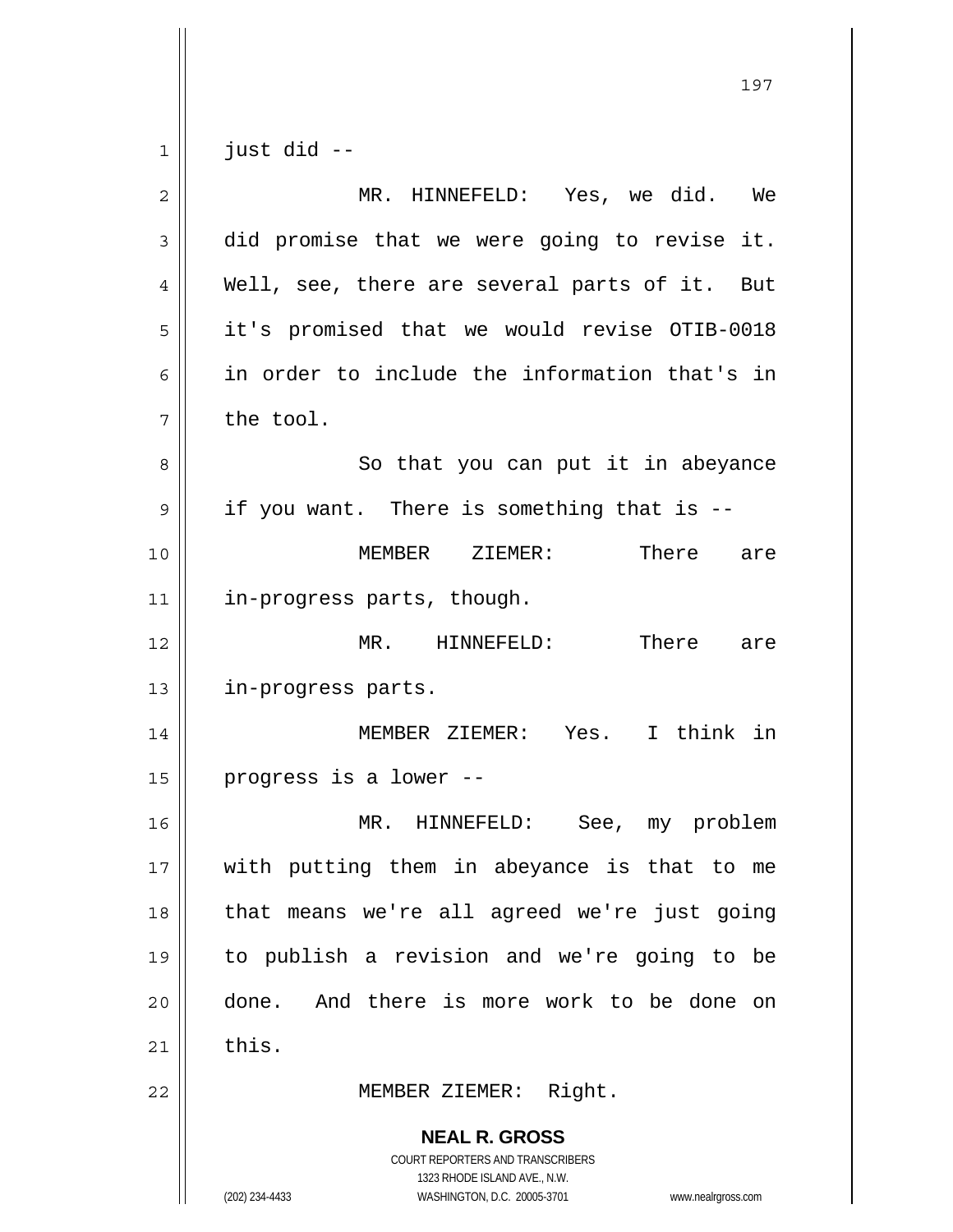just did --

MR. HINNEFELD: Yes, we did. We did promise that we were going to revise it. Well, see, there are several parts of it. But it's promised that we would revise OTIB-0018 in order to include the information that's in the tool.

So that you can put it in abeyance if you want. There is something that is --

MEMBER ZIEMER: There are in-progress parts, though.

MR. HINNEFELD: There are in-progress parts.

MEMBER ZIEMER: Yes. I think in progress is a lower --

MR. HINNEFELD: See, my problem with putting them in abeyance is that to me that means we're all agreed we're just going to publish a revision and we're going to be done. And there is more work to be done on this.

MEMBER ZIEMER: Right.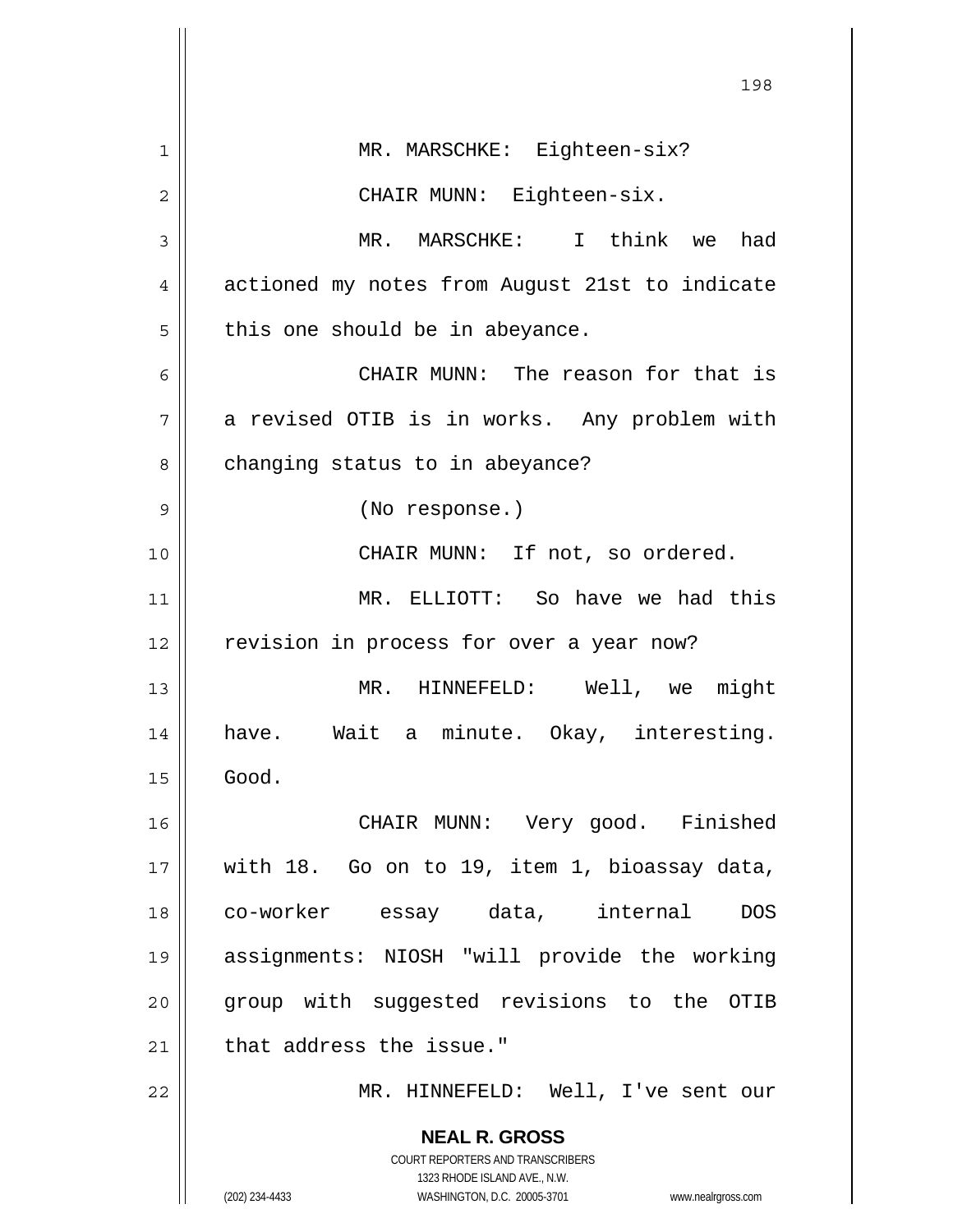MR. MARSCHKE: Eighteen-six?

CHAIR MUNN: Eighteen-six.

MR. MARSCHKE: I think we had actioned my notes from August 21st to indicate this one should be in abeyance.

CHAIR MUNN: The reason for that is a revised OTIB is in works. Any problem with changing status to in abeyance?

(No response.)

CHAIR MUNN: If not, so ordered.

MR. ELLIOTT: So have we had this revision in process for over a year now?

MR. HINNEFELD: Well, we might have. Wait a minute. Okay, interesting. Good.

CHAIR MUNN: Very good. Finished with 18. Go on to 19, item 1, bioassay data, co-worker essay data, internal DOS assignments: NIOSH "will provide the working group with suggested revisions to the OTIB that address the issue."

MR. HINNEFELD: Well, I've sent our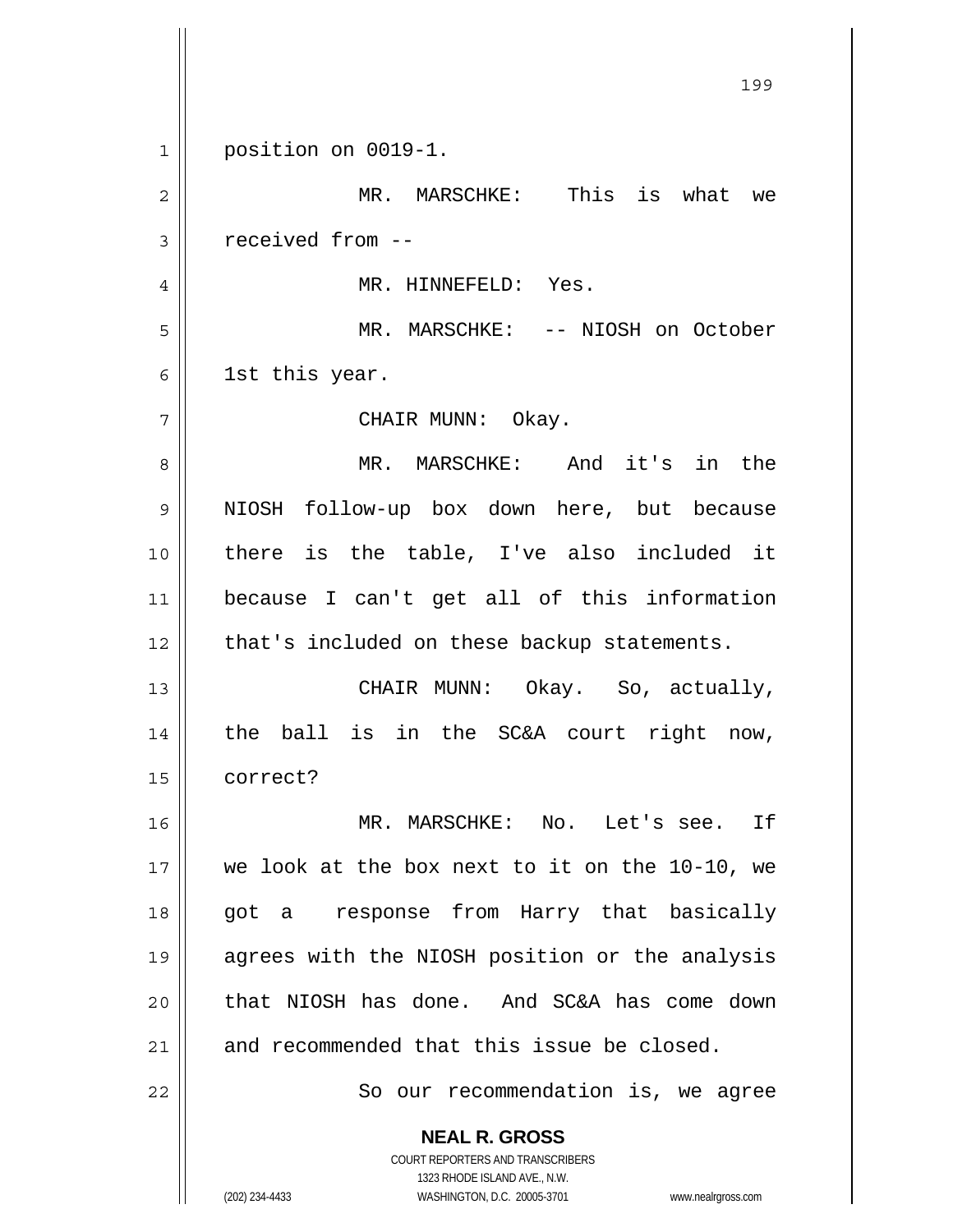position on 0019-1.

MR. MARSCHKE: This is what we received from --

MR. HINNEFELD: Yes.

MR. MARSCHKE: -- NIOSH on October 1st this year.

CHAIR MUNN: Okay.

MR. MARSCHKE: And it's in the NIOSH follow-up box down here, but because there is the table, I've also included it because I can't get all of this information that's included on these backup statements.

CHAIR MUNN: Okay. So, actually, the ball is in the SC&A court right now, correct?

MR. MARSCHKE: No. Let's see. If we look at the box next to it on the 10-10, we got a response from Harry that basically agrees with the NIOSH position or the analysis that NIOSH has done. And SC&A has come down and recommended that this issue be closed.

So our recommendation is, we agree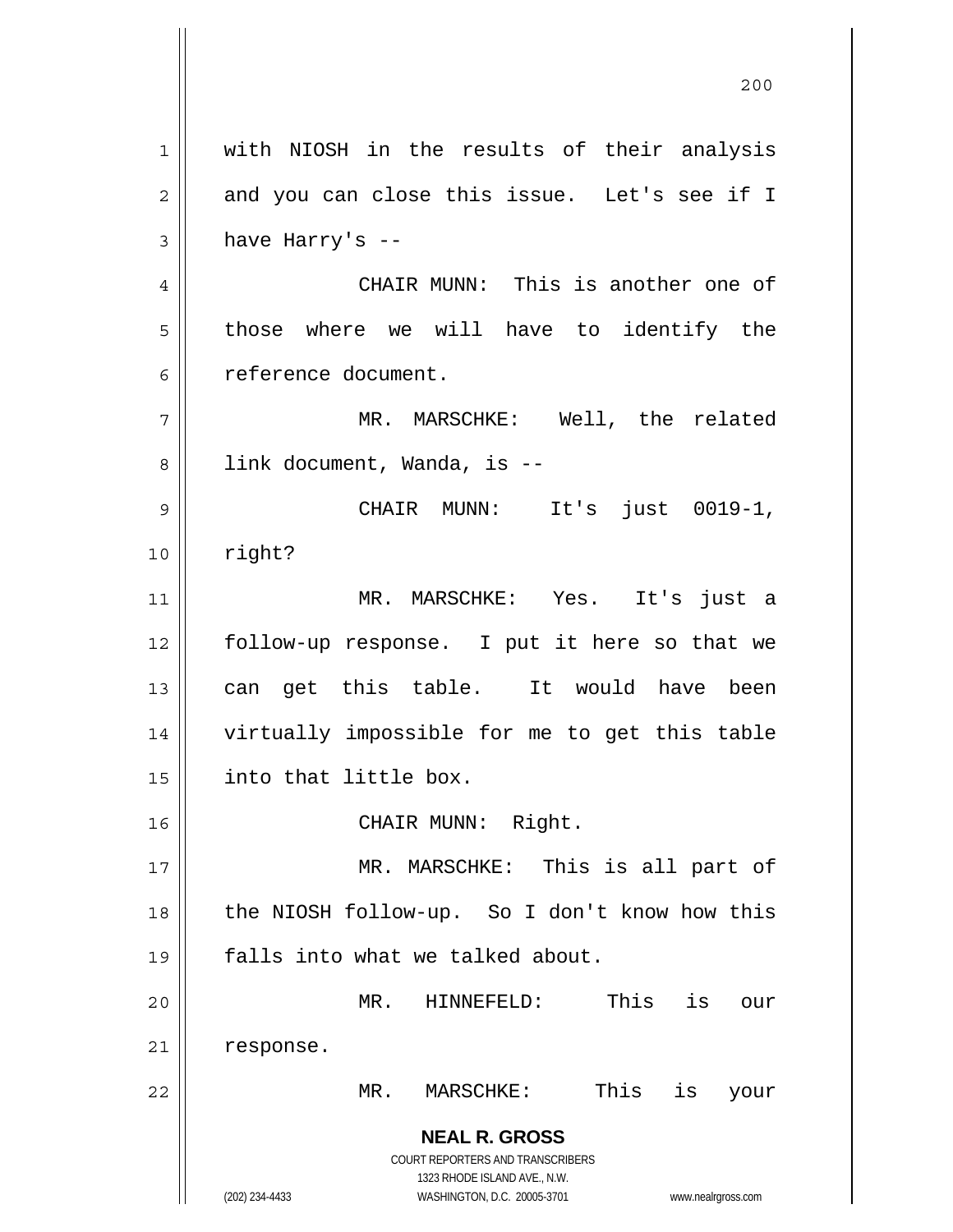with NIOSH in the results of their analysis and you can close this issue. Let's see if I have Harry's --

CHAIR MUNN: This is another one of those where we will have to identify the reference document.

MR. MARSCHKE: Well, the related link document, Wanda, is --

CHAIR MUNN: It's just 0019-1, right?

MR. MARSCHKE: Yes. It's just a follow-up response. I put it here so that we can get this table. It would have been virtually impossible for me to get this table into that little box.

CHAIR MUNN: Right.

MR. MARSCHKE: This is all part of the NIOSH follow-up. So I don't know how this falls into what we talked about.

MR. HINNEFELD: This is our response.

MR. MARSCHKE: This is your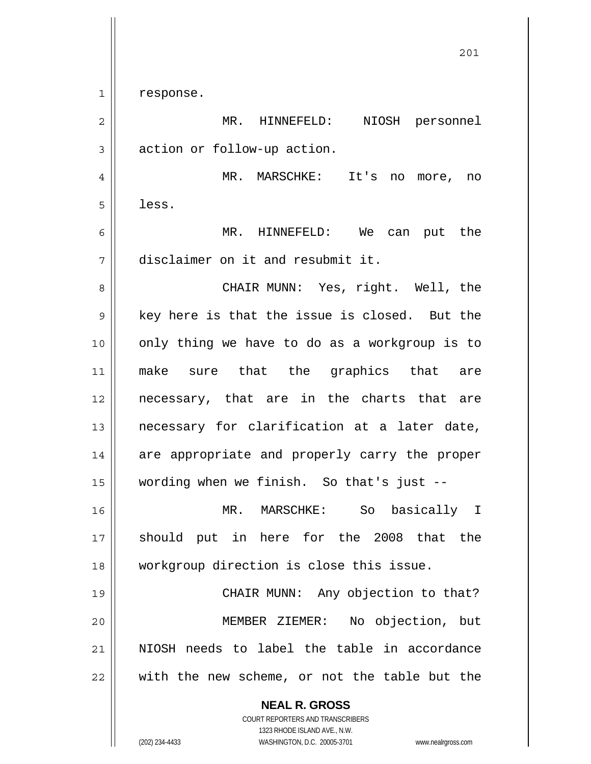response.

MR. HINNEFELD: NIOSH personnel action or follow-up action.

MR. MARSCHKE: It's no more, no less.

MR. HINNEFELD: We can put the disclaimer on it and resubmit it.

CHAIR MUNN: Yes, right. Well, the key here is that the issue is closed. But the only thing we have to do as a workgroup is to make sure that the graphics that are necessary, that are in the charts that are necessary for clarification at a later date, are appropriate and properly carry the proper wording when we finish. So that's just --

MR. MARSCHKE: So basically I should put in here for the 2008 that the workgroup direction is close this issue.

CHAIR MUNN: Any objection to that?

MEMBER ZIEMER: No objection, but NIOSH needs to label the table in accordance with the new scheme, or not the table but the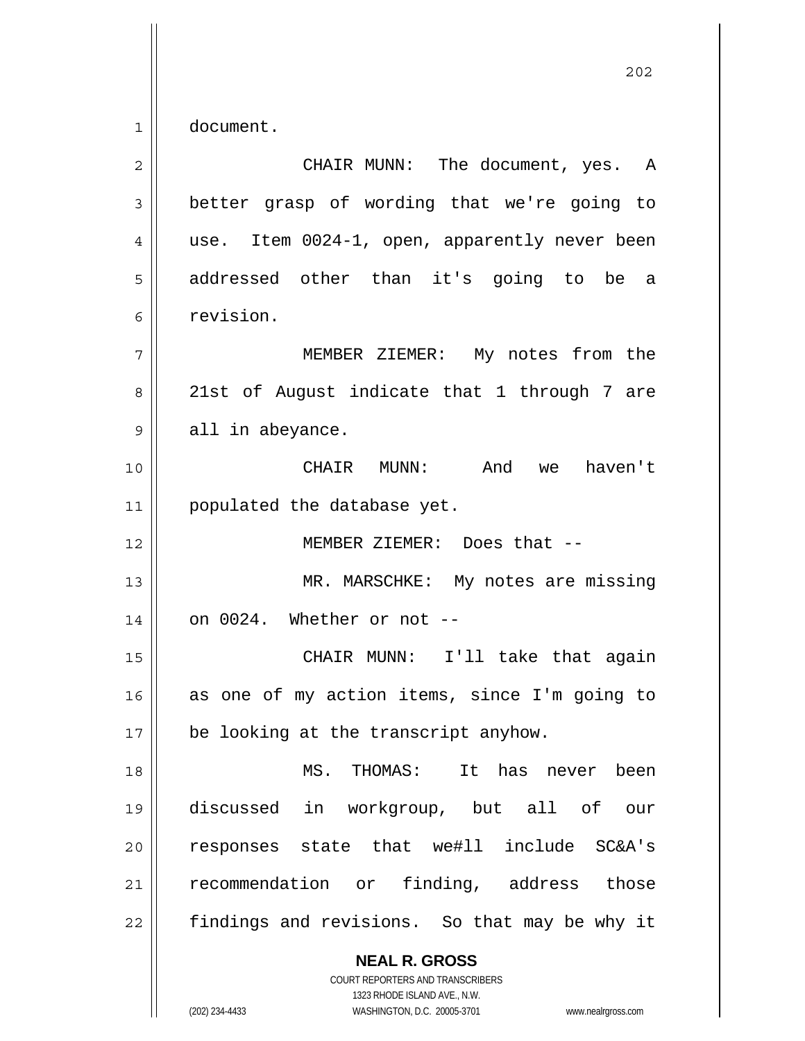document.

CHAIR MUNN: The document, yes. A better grasp of wording that we're going to use. Item 0024-1, open, apparently never been addressed other than it's going to be a revision.

MEMBER ZIEMER: My notes from the 21st of August indicate that 1 through 7 are all in abeyance.

CHAIR MUNN: And we haven't populated the database yet.

MEMBER ZIEMER: Does that --

MR. MARSCHKE: My notes are missing on 0024. Whether or not --

CHAIR MUNN: I'll take that again as one of my action items, since I'm going to be looking at the transcript anyhow.

MS. THOMAS: It has never been discussed in workgroup, but all of our responses state that we#ll include SC&A's recommendation or finding, address those findings and revisions. So that may be why it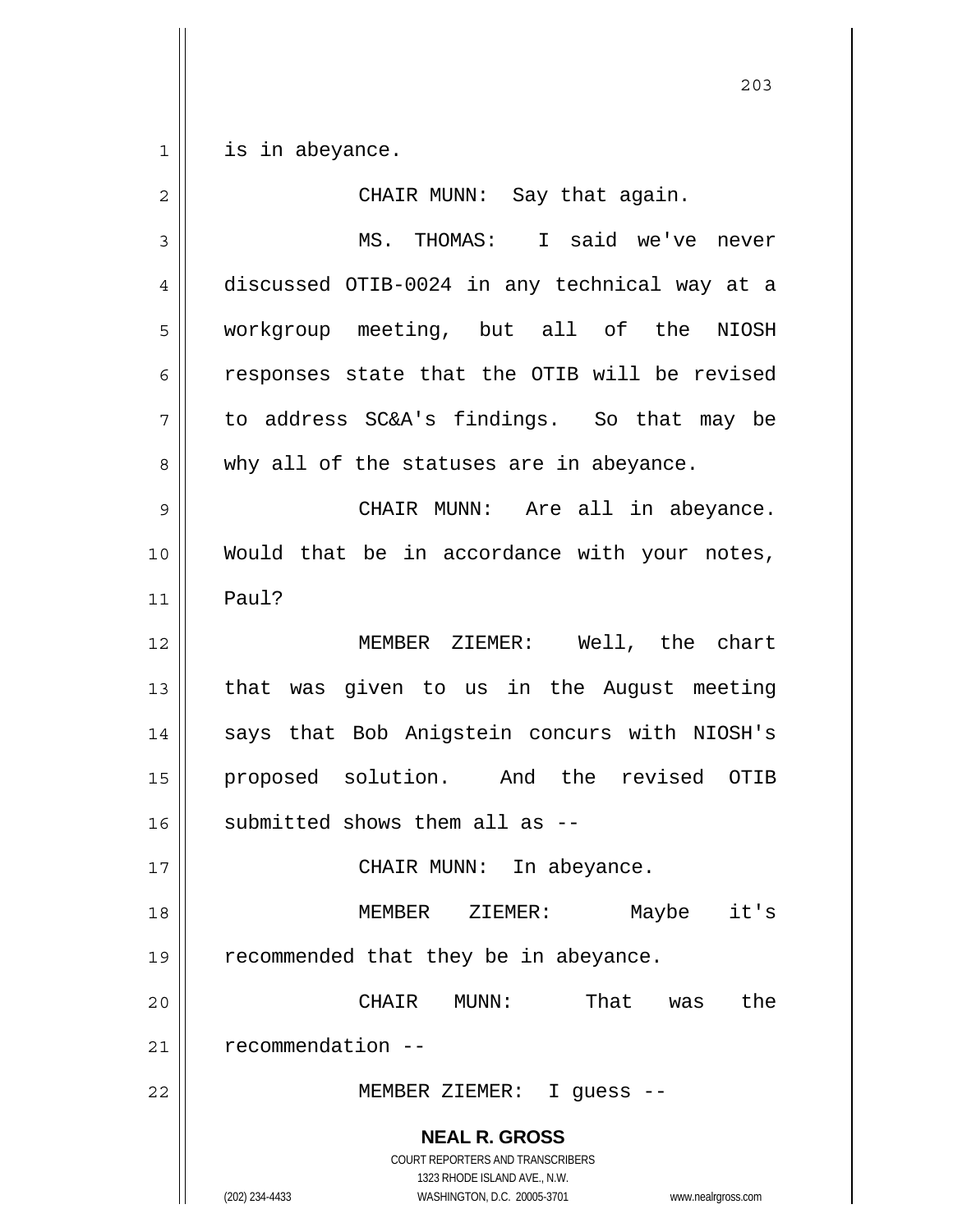is in abeyance.

CHAIR MUNN: Say that again.

MS. THOMAS: I said we've never discussed OTIB-0024 in any technical way at a workgroup meeting, but all of the NIOSH responses state that the OTIB will be revised to address SC&A's findings. So that may be why all of the statuses are in abeyance.

CHAIR MUNN: Are all in abeyance. Would that be in accordance with your notes, Paul?

MEMBER ZIEMER: Well, the chart that was given to us in the August meeting says that Bob Anigstein concurs with NIOSH's proposed solution. And the revised OTIB submitted shows them all as --

CHAIR MUNN: In abeyance.

MEMBER ZIEMER: Maybe it's recommended that they be in abeyance.

CHAIR MUNN: That was the recommendation --

MEMBER ZIEMER: I guess --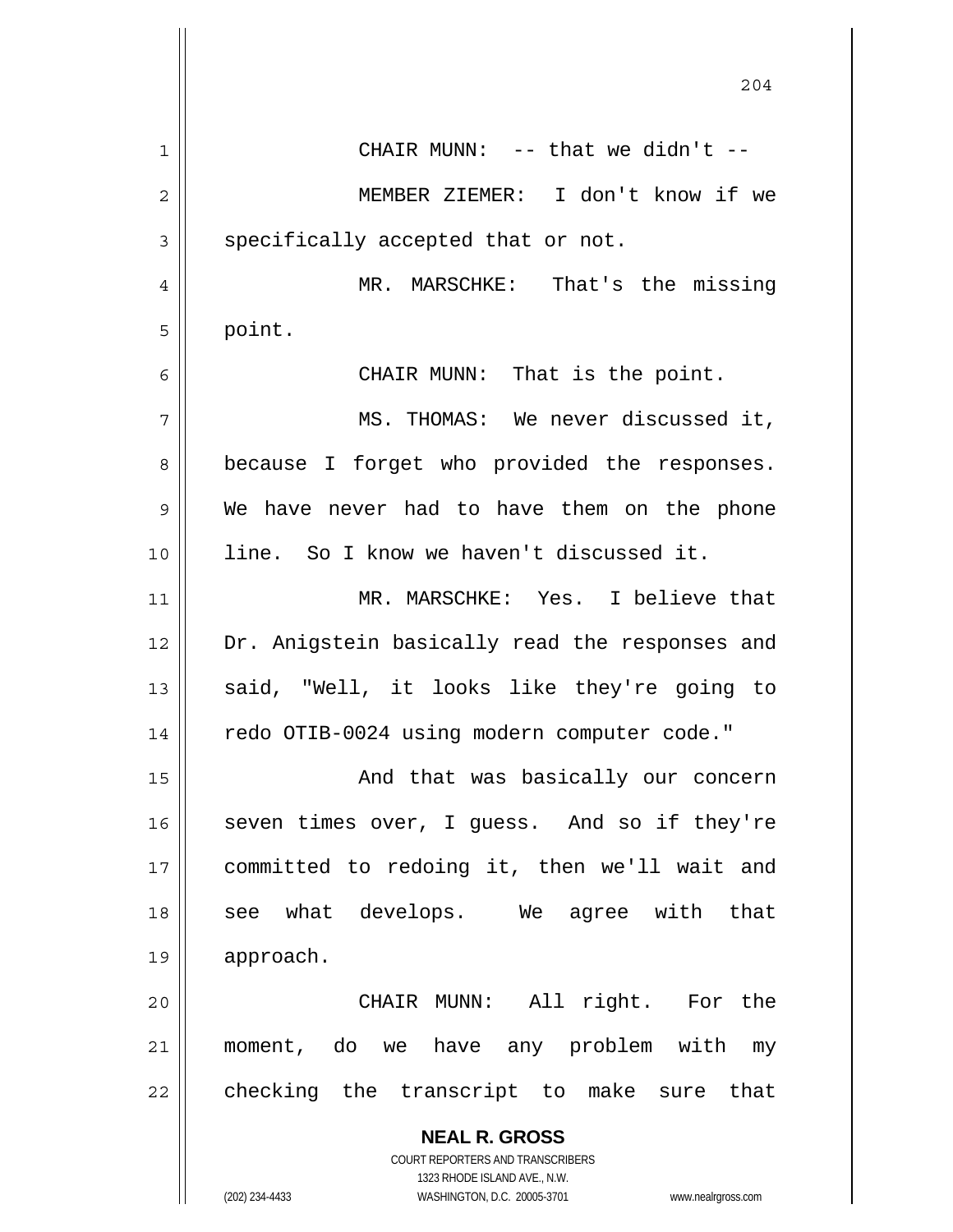CHAIR MUNN: -- that we didn't --

MEMBER ZIEMER: I don't know if we specifically accepted that or not.

MR. MARSCHKE: That's the missing point.

CHAIR MUNN: That is the point.

MS. THOMAS: We never discussed it, because I forget who provided the responses. We have never had to have them on the phone line. So I know we haven't discussed it.

MR. MARSCHKE: Yes. I believe that Dr. Anigstein basically read the responses and said, "Well, it looks like they're going to redo OTIB-0024 using modern computer code."

And that was basically our concern seven times over, I guess. And so if they're committed to redoing it, then we'll wait and see what develops. We agree with that approach.

CHAIR MUNN: All right. For the moment, do we have any problem with my checking the transcript to make sure that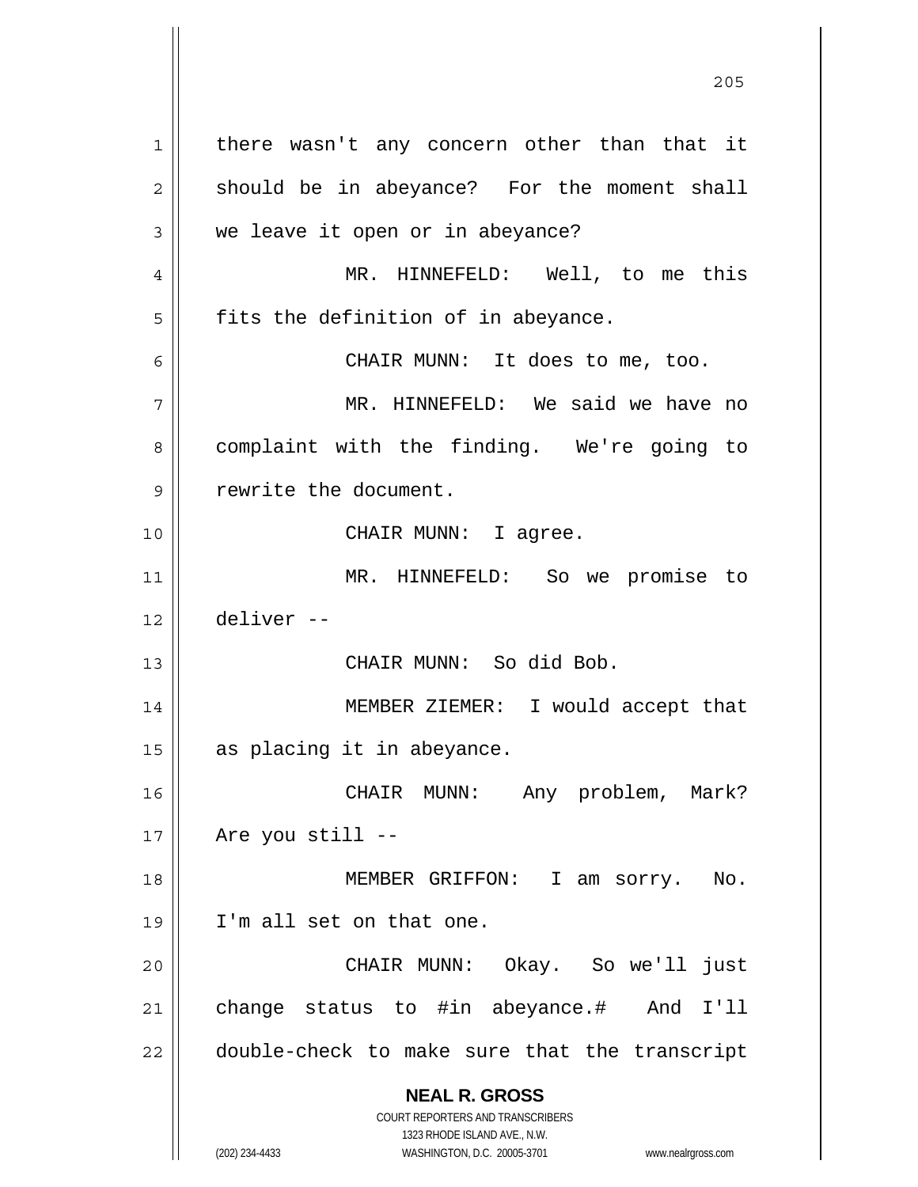there wasn't any concern other than that it should be in abeyance? For the moment shall we leave it open or in abeyance?

MR. HINNEFELD: Well, to me this fits the definition of in abeyance.

CHAIR MUNN: It does to me, too.

MR. HINNEFELD: We said we have no complaint with the finding. We're going to rewrite the document.

CHAIR MUNN: I agree.

MR. HINNEFELD: So we promise to deliver --

CHAIR MUNN: So did Bob.

MEMBER ZIEMER: I would accept that as placing it in abeyance.

CHAIR MUNN: Any problem, Mark? Are you still --

MEMBER GRIFFON: I am sorry. No. I'm all set on that one.

CHAIR MUNN: Okay. So we'll just change status to #in abeyance.# And I'll double-check to make sure that the transcript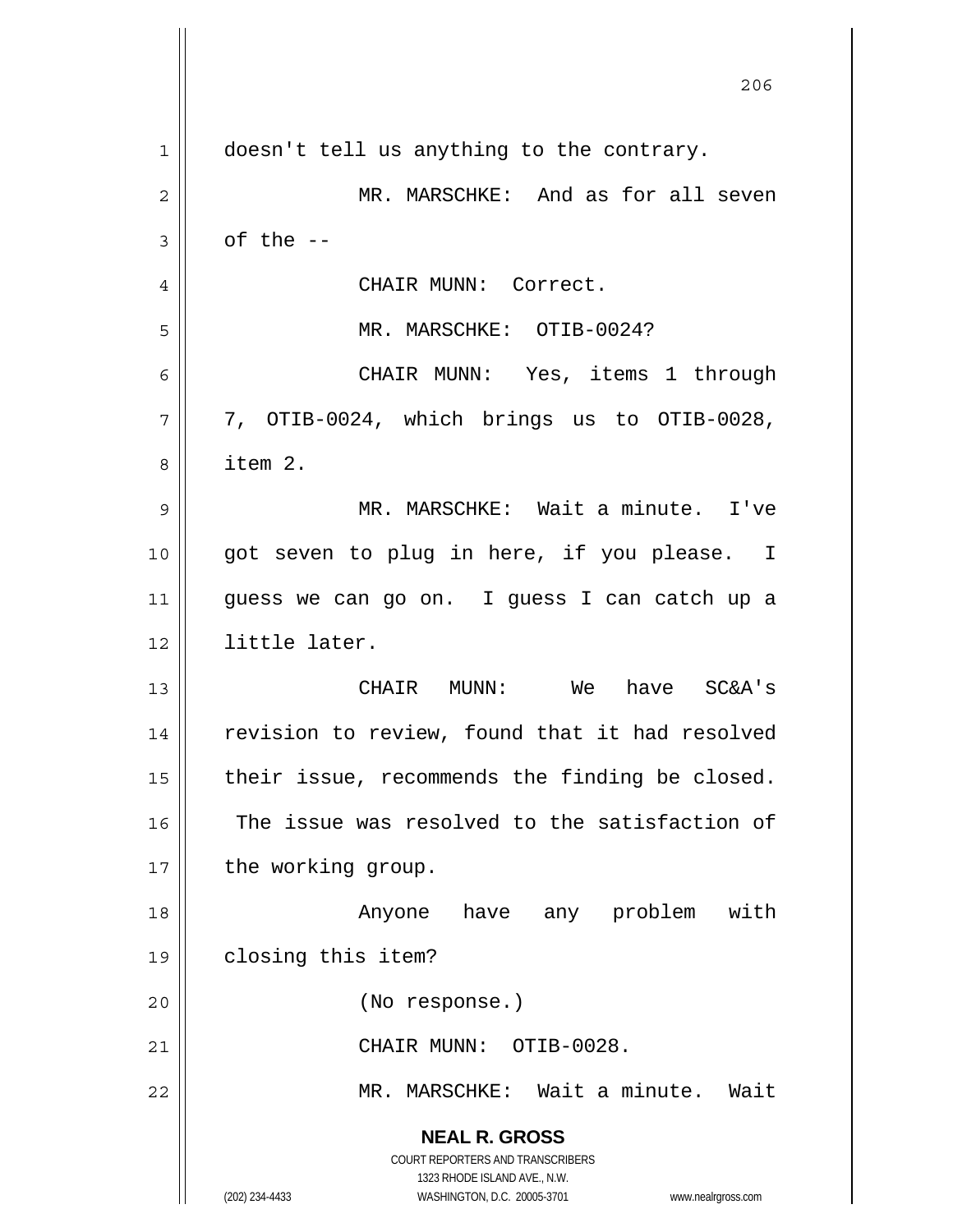doesn't tell us anything to the contrary.

MR. MARSCHKE: And as for all seven of the --

CHAIR MUNN: Correct.

MR. MARSCHKE: OTIB-0024?

CHAIR MUNN: Yes, items 1 through 7, OTIB-0024, which brings us to OTIB-0028, item 2.

MR. MARSCHKE: Wait a minute. I've got seven to plug in here, if you please. I guess we can go on. I guess I can catch up a little later.

CHAIR MUNN: We have SC&A's revision to review, found that it had resolved their issue, recommends the finding be closed. The issue was resolved to the satisfaction of the working group.

Anyone have any problem with closing this item?

(No response.)

CHAIR MUNN: OTIB-0028.

MR. MARSCHKE: Wait a minute. Wait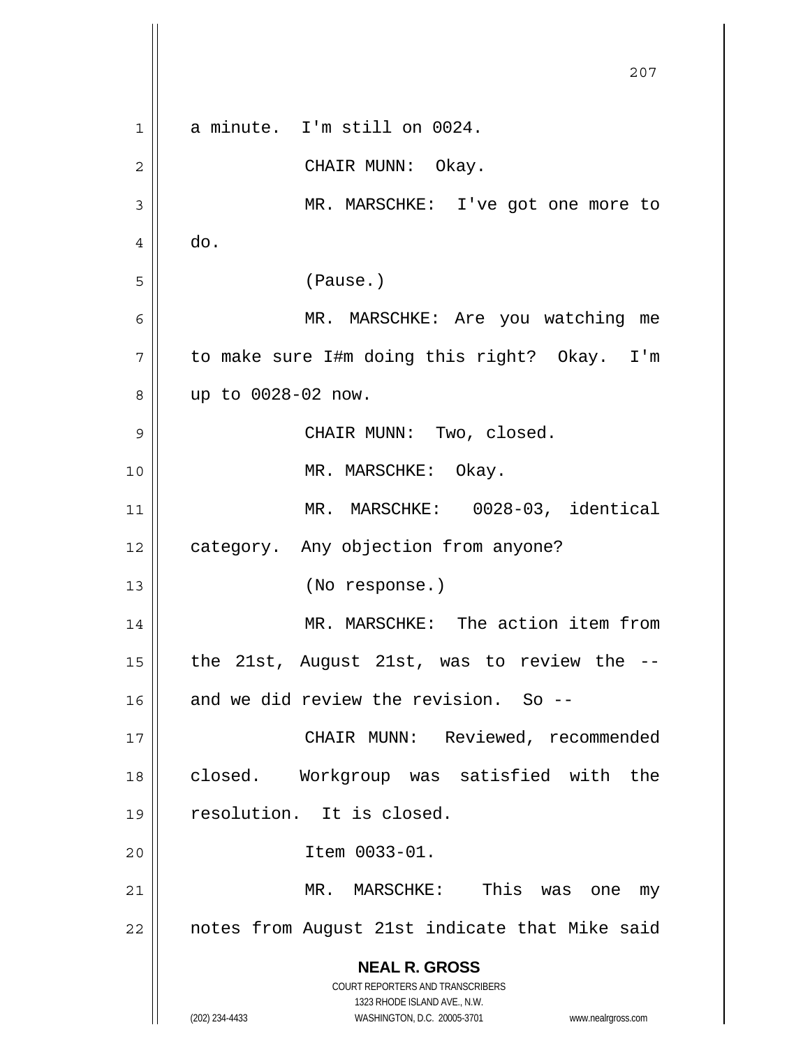a minute. I'm still on 0024.

CHAIR MUNN: Okay.

MR. MARSCHKE: I've got one more to do.

(Pause.)

MR. MARSCHKE: Are you watching me to make sure I#m doing this right? Okay. I'm up to 0028-02 now.

CHAIR MUNN: Two, closed.

MR. MARSCHKE: Okay.

MR. MARSCHKE: 0028-03, identical category. Any objection from anyone?

(No response.)

MR. MARSCHKE: The action item from the 21st, August 21st, was to review the -- and we did review the revision. So --

CHAIR MUNN: Reviewed, recommended closed. Workgroup was satisfied with the resolution. It is closed.

Item 0033-01.

MR. MARSCHKE: This was one my notes from August 21st indicate that Mike said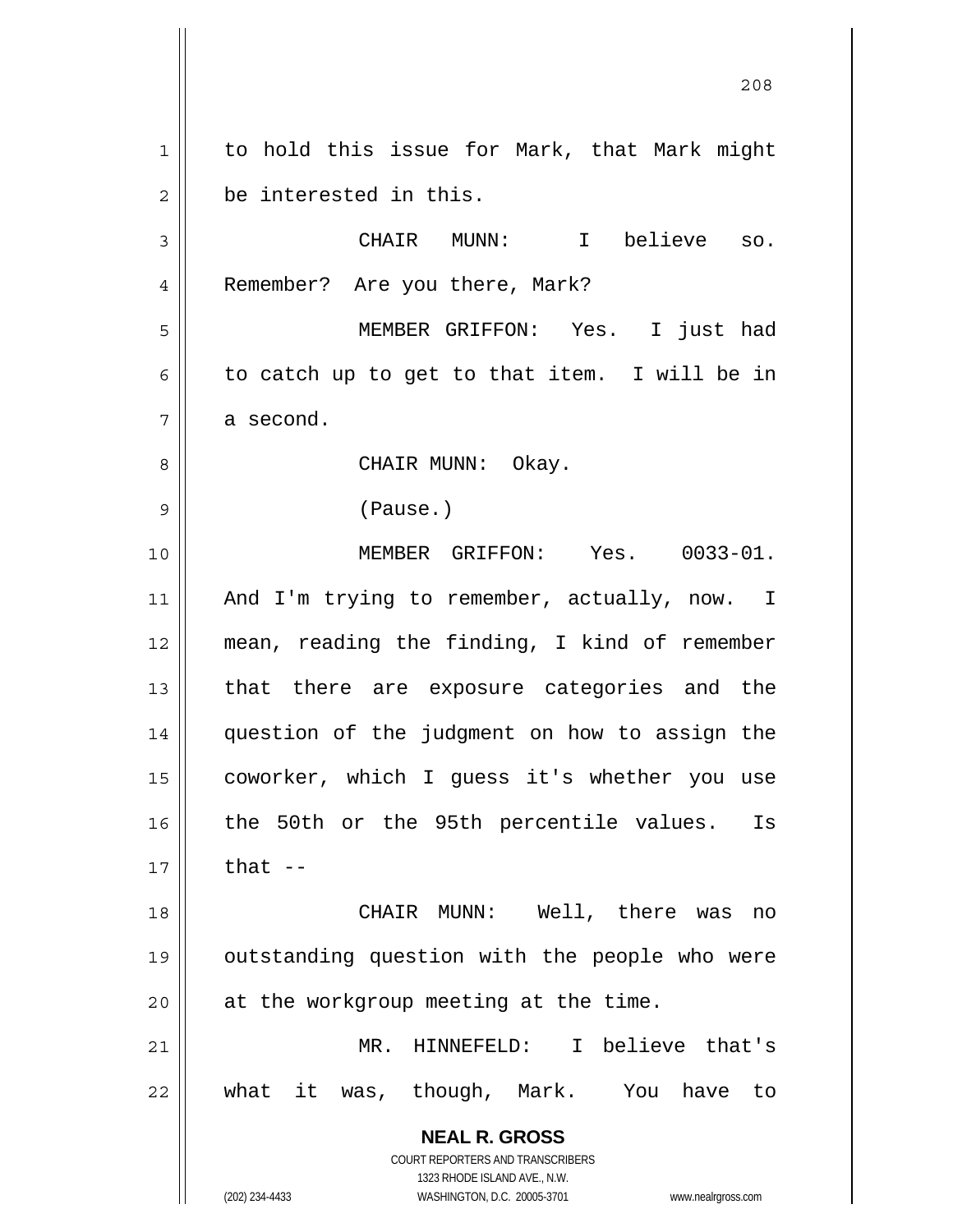to hold this issue for Mark, that Mark might be interested in this.

CHAIR MUNN: I believe so. Remember? Are you there, Mark?

MEMBER GRIFFON: Yes. I just had to catch up to get to that item. I will be in a second.

CHAIR MUNN: Okay.

(Pause.)

MEMBER GRIFFON: Yes. 0033-01. And I'm trying to remember, actually, now. I mean, reading the finding, I kind of remember that there are exposure categories and the question of the judgment on how to assign the coworker, which I guess it's whether you use the 50th or the 95th percentile values. Is that --

CHAIR MUNN: Well, there was no outstanding question with the people who were at the workgroup meeting at the time.

MR. HINNEFELD: I believe that's what it was, though, Mark. You have to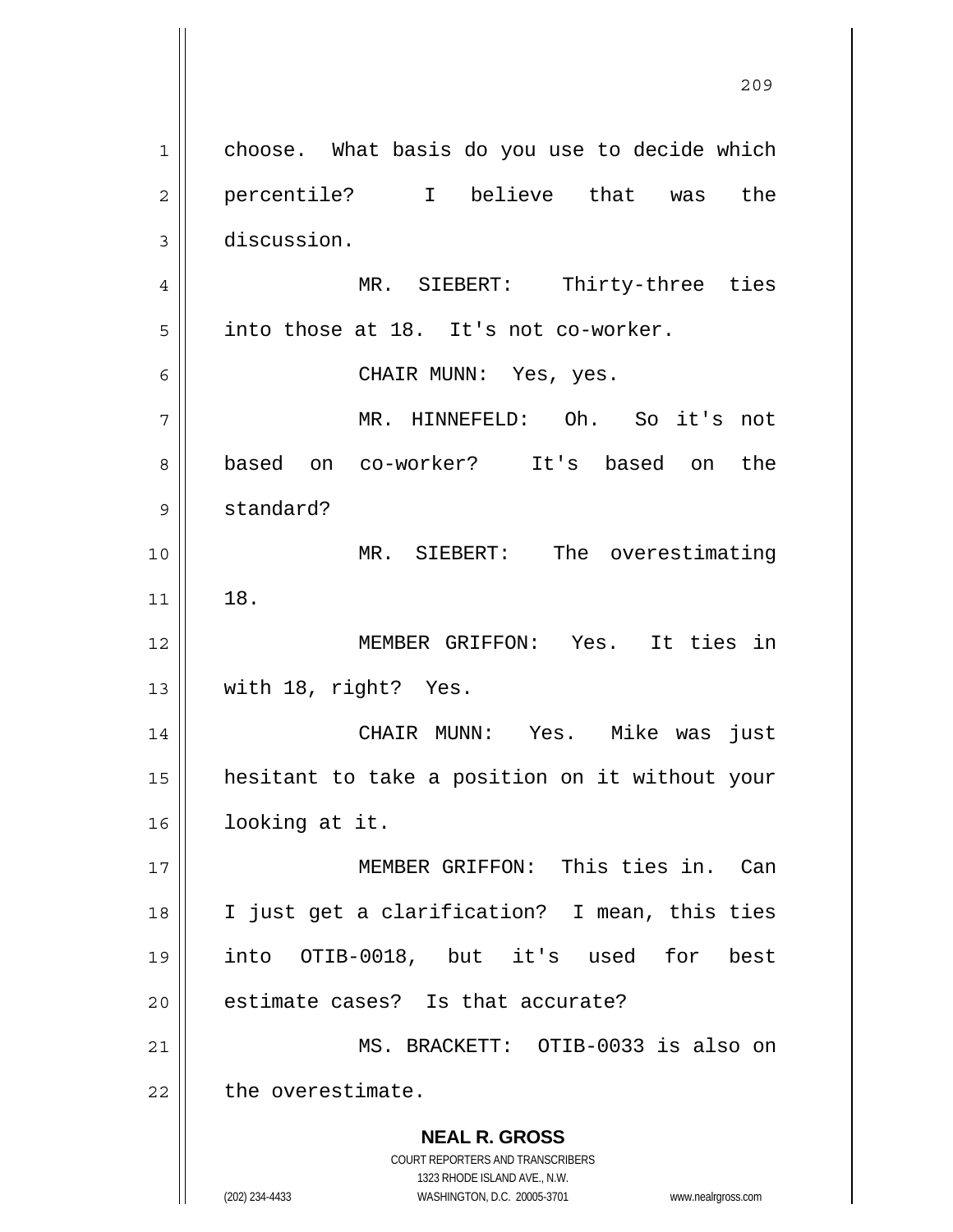choose. What basis do you use to decide which percentile? I believe that was the discussion.

MR. SIEBERT: Thirty-three ties into those at 18. It's not co-worker.

CHAIR MUNN: Yes, yes.

MR. HINNEFELD: Oh. So it's not based on co-worker? It's based on the standard?

MR. SIEBERT: The overestimating 18.

MEMBER GRIFFON: Yes. It ties in with 18, right? Yes.

CHAIR MUNN: Yes. Mike was just hesitant to take a position on it without your looking at it.

MEMBER GRIFFON: This ties in. Can I just get a clarification? I mean, this ties into OTIB-0018, but it's used for best estimate cases? Is that accurate?

MS. BRACKETT: OTIB-0033 is also on the overestimate.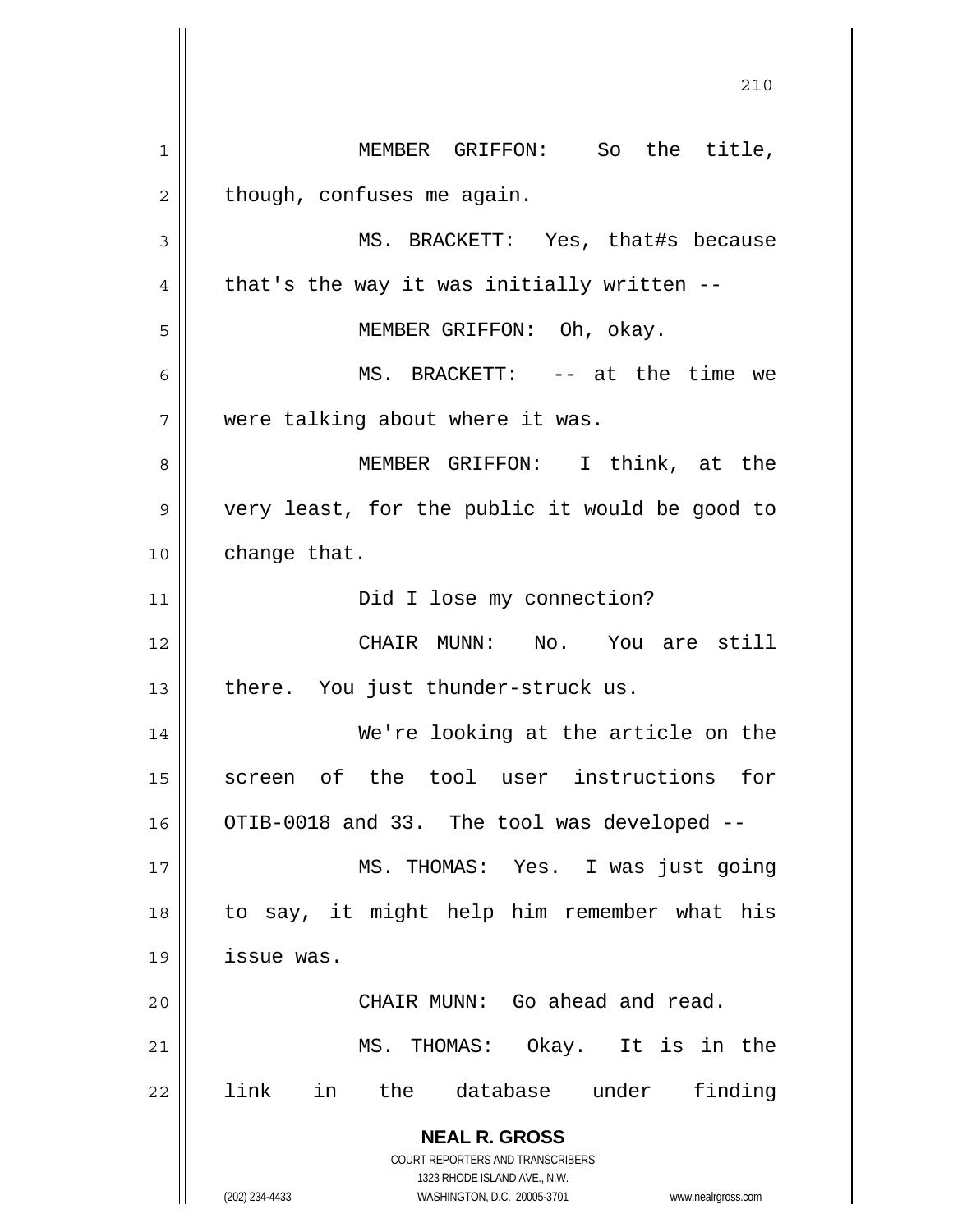MEMBER GRIFFON: So the title, though, confuses me again.

MS. BRACKETT: Yes, that#s because that's the way it was initially written --

MEMBER GRIFFON: Oh, okay.

MS. BRACKETT: -- at the time we were talking about where it was.

MEMBER GRIFFON: I think, at the very least, for the public it would be good to change that.

Did I lose my connection?

CHAIR MUNN: No. You are still there. You just thunder-struck us.

We're looking at the article on the screen of the tool user instructions for OTIB-0018 and 33. The tool was developed --

MS. THOMAS: Yes. I was just going to say, it might help him remember what his issue was.

CHAIR MUNN: Go ahead and read.

MS. THOMAS: Okay. It is in the link in the database under finding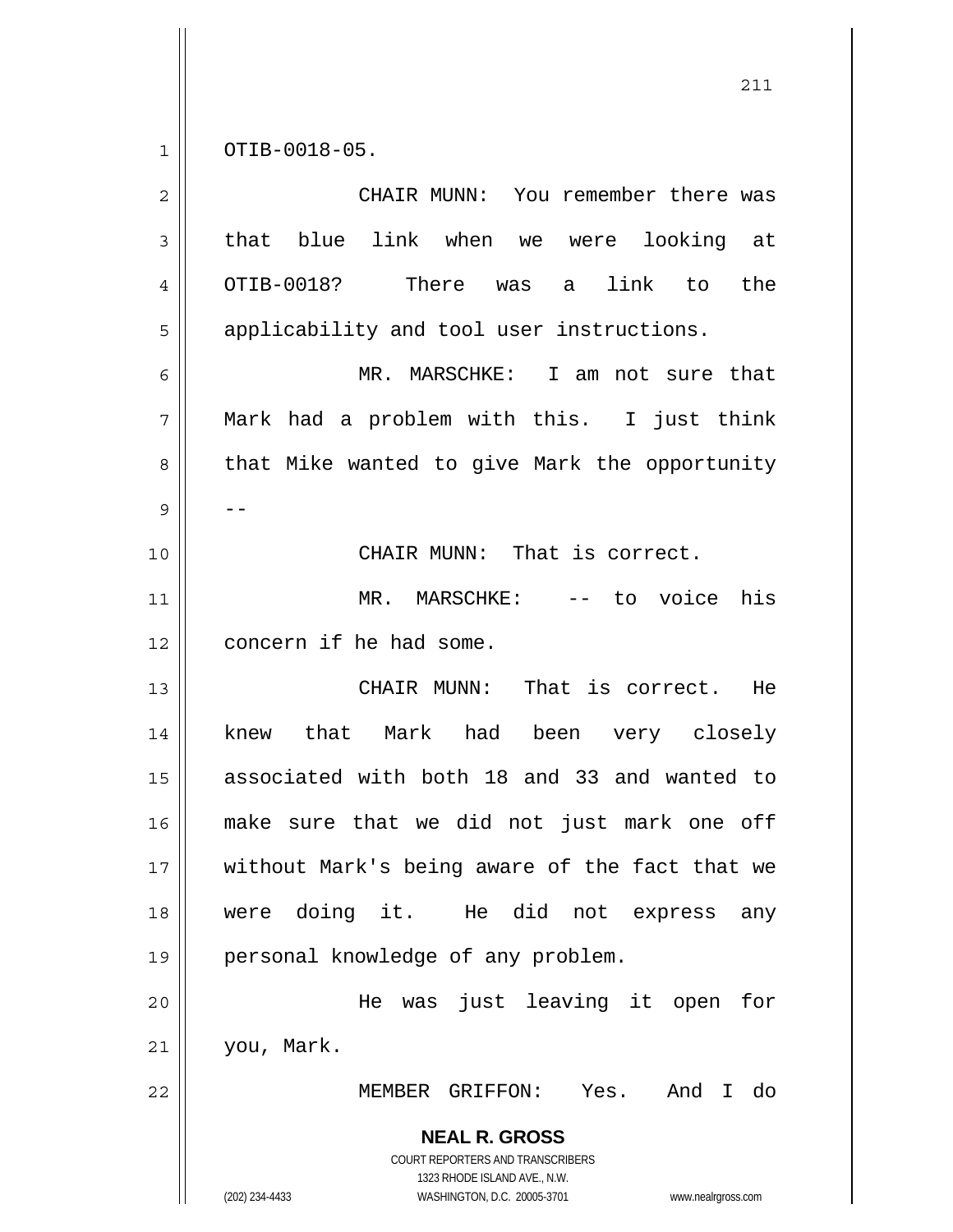OTIB-0018-05.

CHAIR MUNN: You remember there was that blue link when we were looking at OTIB-0018? There was a link to the applicability and tool user instructions.

MR. MARSCHKE: I am not sure that Mark had a problem with this. I just think that Mike wanted to give Mark the opportunity --

CHAIR MUNN: That is correct.

MR. MARSCHKE: -- to voice his concern if he had some.

CHAIR MUNN: That is correct. He knew that Mark had been very closely associated with both 18 and 33 and wanted to make sure that we did not just mark one off without Mark's being aware of the fact that we were doing it. He did not express any personal knowledge of any problem.

He was just leaving it open for you, Mark.

MEMBER GRIFFON: Yes. And I do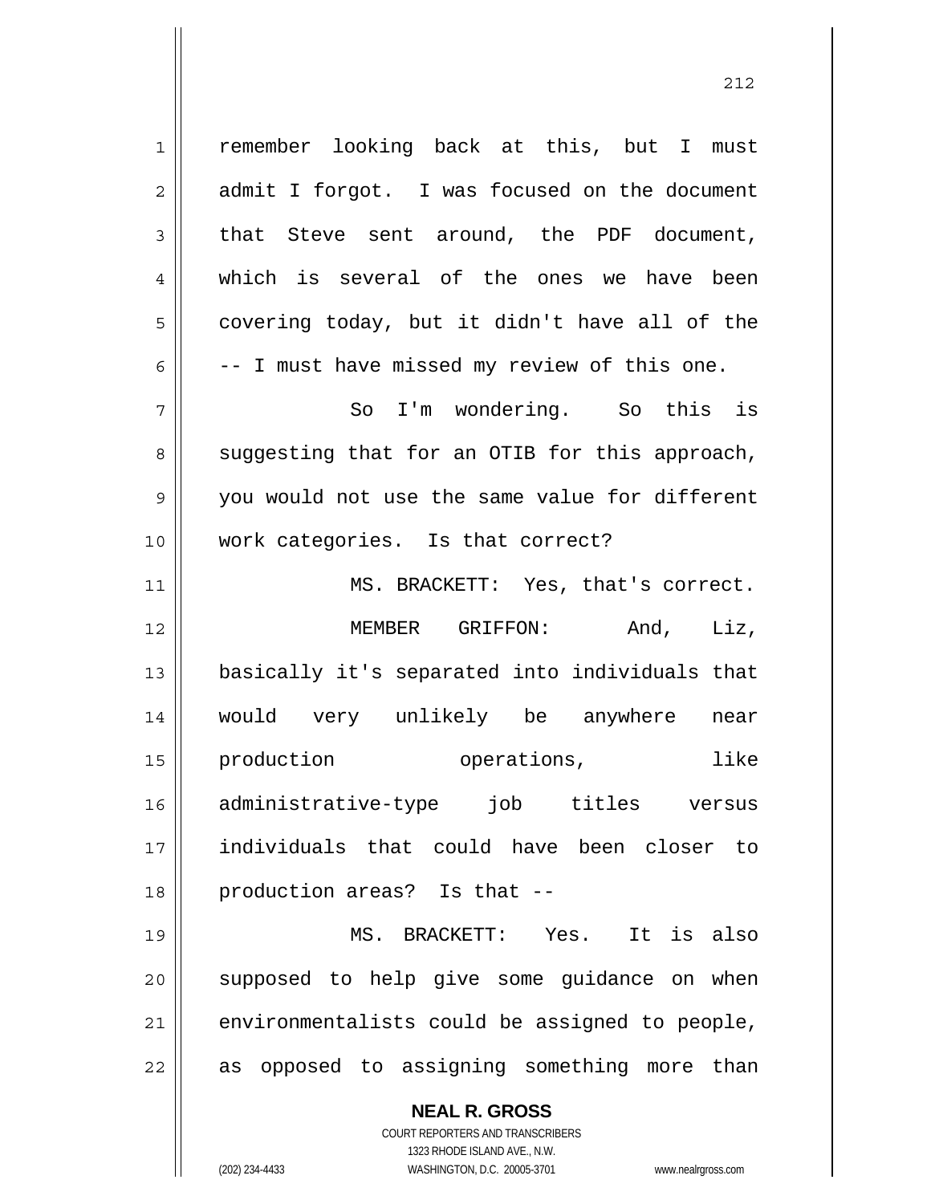remember looking back at this, but I must admit I forgot. I was focused on the document that Steve sent around, the PDF document, which is several of the ones we have been covering today, but it didn't have all of the -- I must have missed my review of this one.

So I'm wondering. So this is suggesting that for an OTIB for this approach, you would not use the same value for different work categories. Is that correct?

MS. BRACKETT: Yes, that's correct.

MEMBER GRIFFON: And, Liz, basically it's separated into individuals that would very unlikely be anywhere near production operations, like administrative-type job titles versus individuals that could have been closer to production areas? Is that --

MS. BRACKETT: Yes. It is also supposed to help give some guidance on when environmentalists could be assigned to people, as opposed to assigning something more than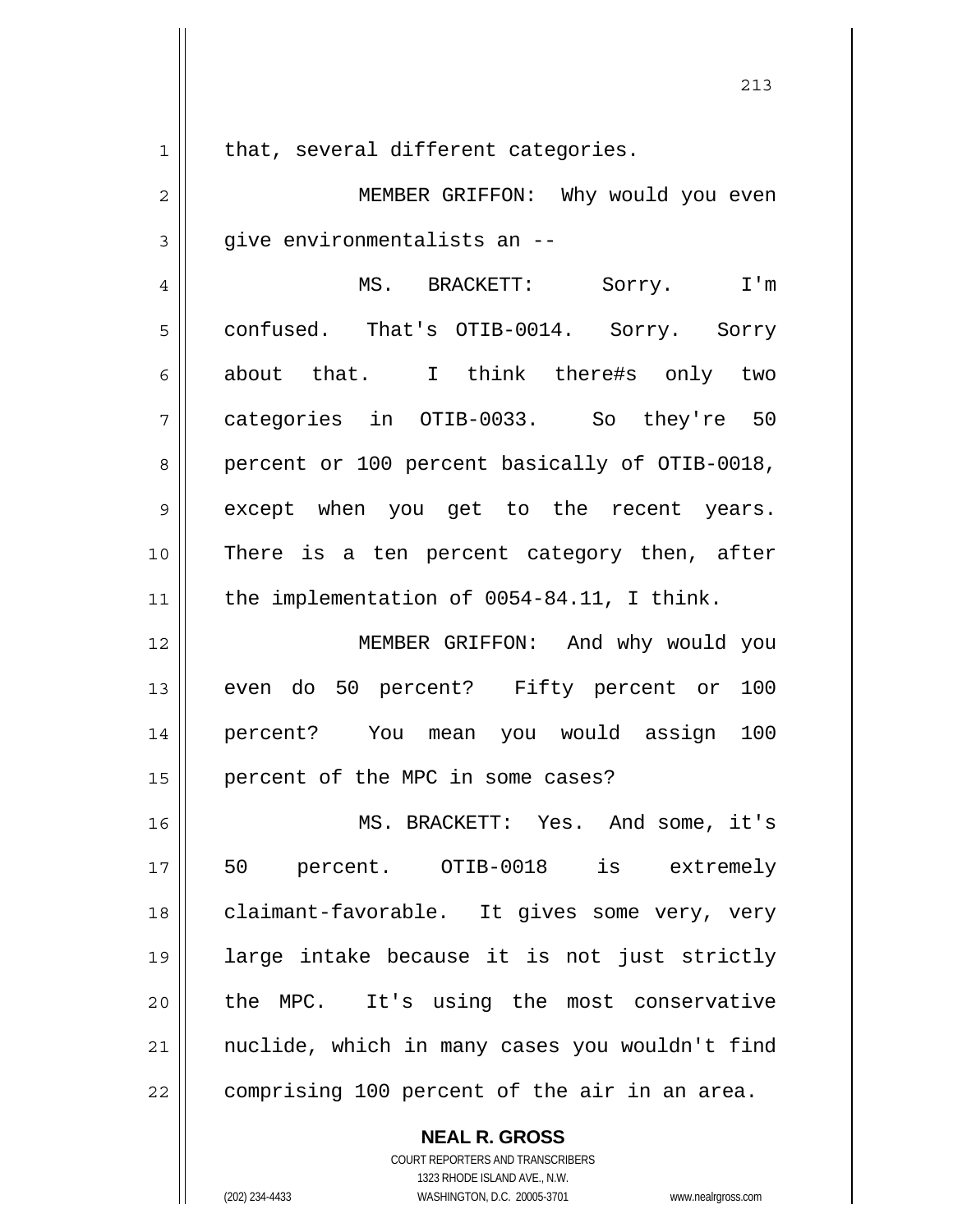that, several different categories.

MEMBER GRIFFON: Why would you even give environmentalists an --

MS. BRACKETT: Sorry. I'm confused. That's OTIB-0014. Sorry. Sorry about that. I think there#s only two categories in OTIB-0033. So they're 50 percent or 100 percent basically of OTIB-0018, except when you get to the recent years. There is a ten percent category then, after the implementation of 0054-84.11, I think.

MEMBER GRIFFON: And why would you even do 50 percent? Fifty percent or 100 percent? You mean you would assign 100 percent of the MPC in some cases?

MS. BRACKETT: Yes. And some, it's 50 percent. OTIB-0018 is extremely claimant-favorable. It gives some very, very large intake because it is not just strictly the MPC. It's using the most conservative nuclide, which in many cases you wouldn't find comprising 100 percent of the air in an area.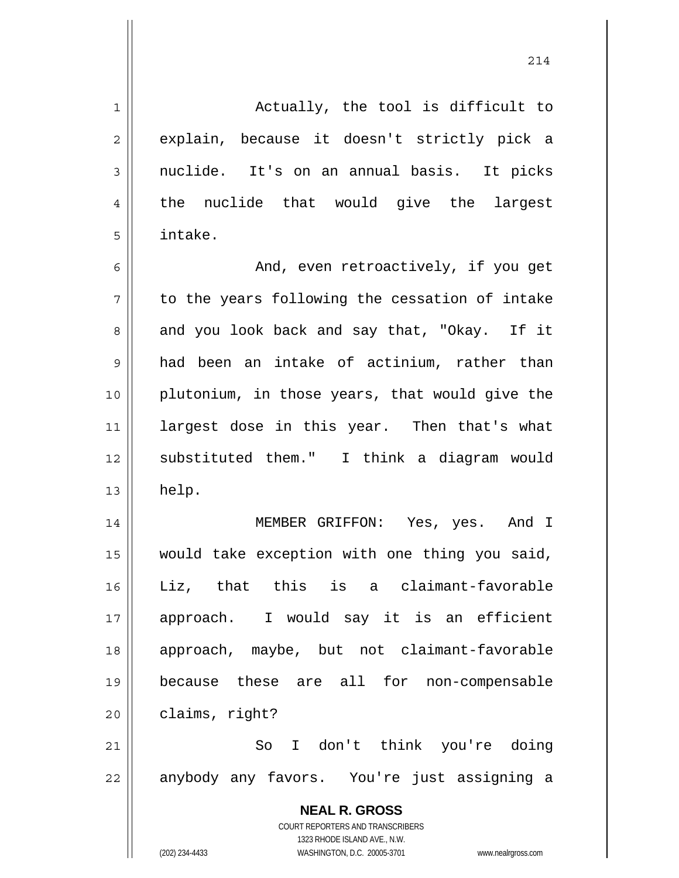Actually, the tool is difficult to explain, because it doesn't strictly pick a nuclide. It's on an annual basis. It picks the nuclide that would give the largest intake.

And, even retroactively, if you get to the years following the cessation of intake and you look back and say that, "Okay. If it had been an intake of actinium, rather than plutonium, in those years, that would give the largest dose in this year. Then that's what substituted them." I think a diagram would help.

MEMBER GRIFFON: Yes, yes. And I would take exception with one thing you said, Liz, that this is a claimant-favorable approach. I would say it is an efficient approach, maybe, but not claimant-favorable because these are all for non-compensable claims, right?

So I don't think you're doing anybody any favors. You're just assigning a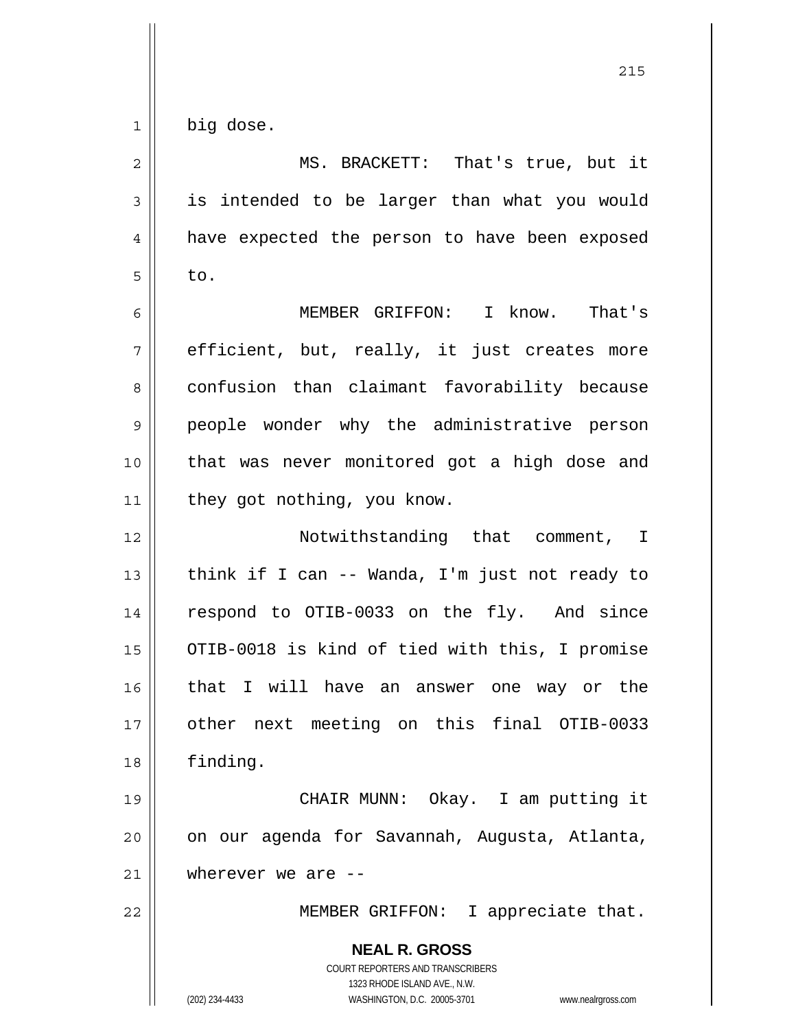big dose.

MS. BRACKETT: That's true, but it is intended to be larger than what you would have expected the person to have been exposed to.

MEMBER GRIFFON: I know. That's efficient, but, really, it just creates more confusion than claimant favorability because people wonder why the administrative person that was never monitored got a high dose and they got nothing, you know.

Notwithstanding that comment, I think if I can -- Wanda, I'm just not ready to respond to OTIB-0033 on the fly. And since OTIB-0018 is kind of tied with this, I promise that I will have an answer one way or the other next meeting on this final OTIB-0033 finding.

CHAIR MUNN: Okay. I am putting it on our agenda for Savannah, Augusta, Atlanta, wherever we are --

MEMBER GRIFFON: I appreciate that.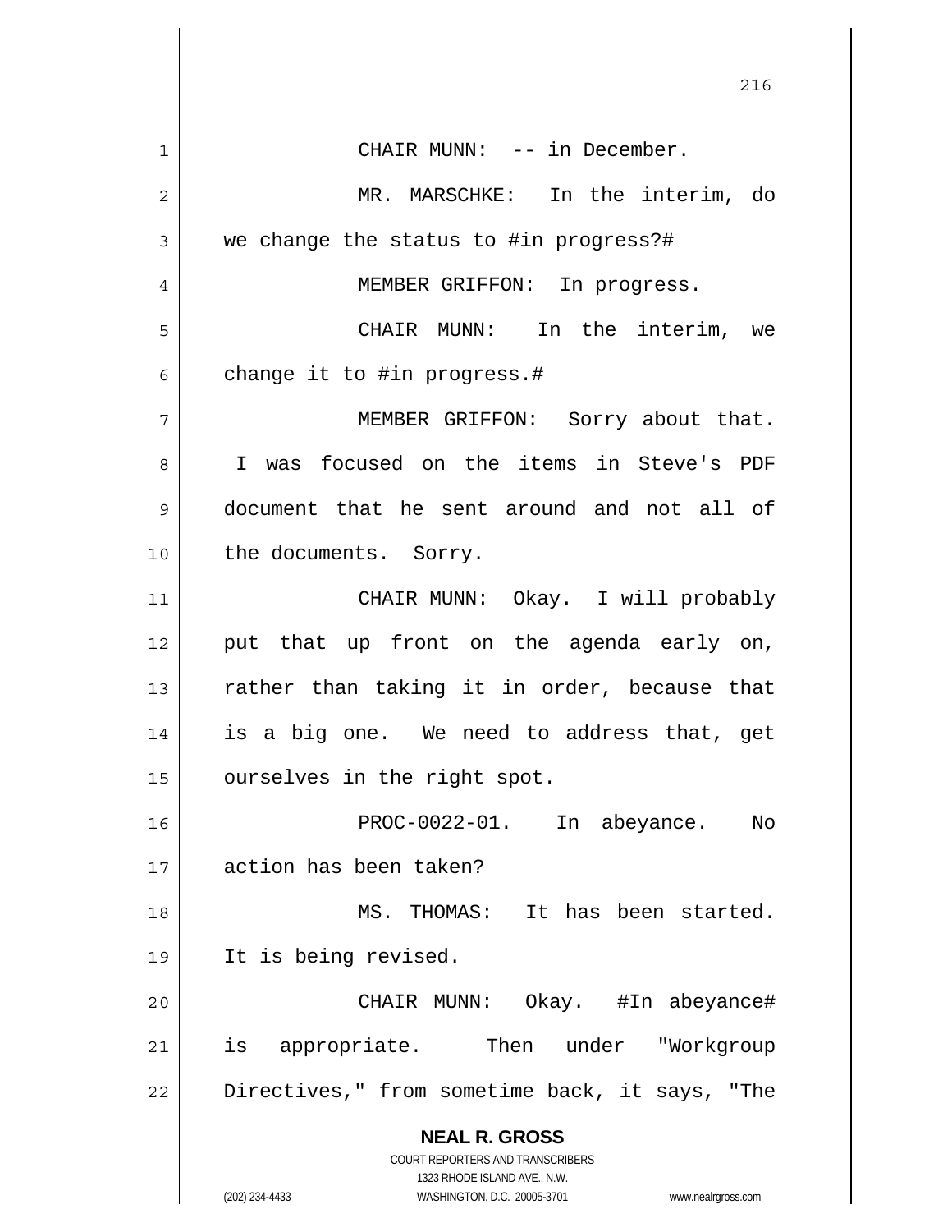CHAIR MUNN: -- in December.

MR. MARSCHKE: In the interim, do we change the status to #in progress?#

MEMBER GRIFFON: In progress.

CHAIR MUNN: In the interim, we change it to #in progress.#

MEMBER GRIFFON: Sorry about that. I was focused on the items in Steve's PDF document that he sent around and not all of the documents. Sorry.

CHAIR MUNN: Okay. I will probably put that up front on the agenda early on, rather than taking it in order, because that is a big one. We need to address that, get ourselves in the right spot.

PROC-0022-01. In abeyance. No action has been taken?

MS. THOMAS: It has been started. It is being revised.

CHAIR MUNN: Okay. #In abeyance# is appropriate. Then under "Workgroup Directives," from sometime back, it says, "The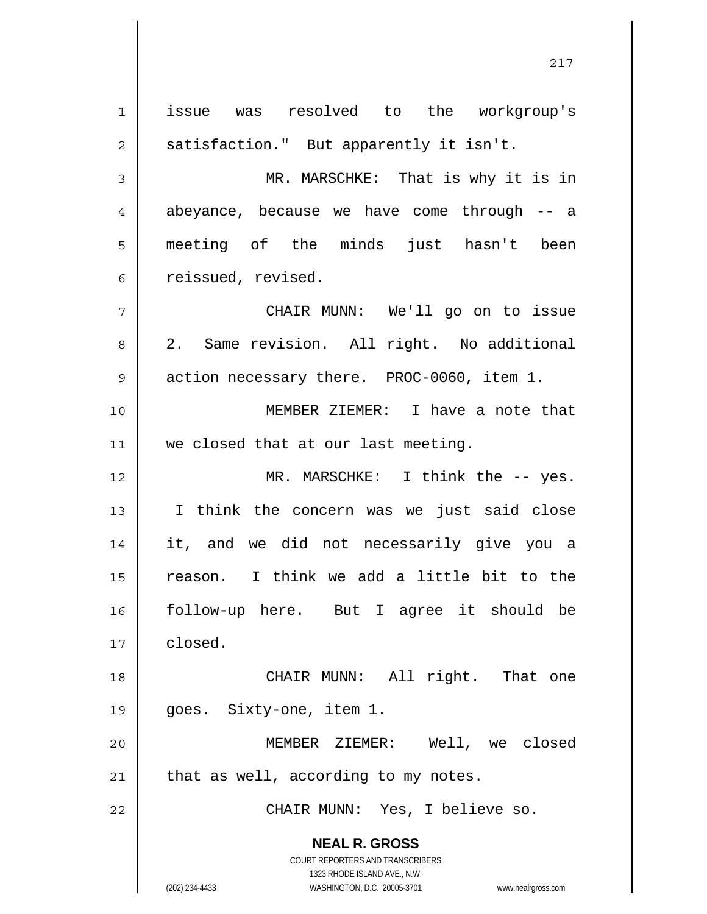issue was resolved to the workgroup's satisfaction." But apparently it isn't.

MR. MARSCHKE: That is why it is in abeyance, because we have come through -- a meeting of the minds just hasn't been reissued, revised.

CHAIR MUNN: We'll go on to issue 2. Same revision. All right. No additional action necessary there. PROC-0060, item 1.

MEMBER ZIEMER: I have a note that we closed that at our last meeting.

MR. MARSCHKE: I think the -- yes. I think the concern was we just said close it, and we did not necessarily give you a reason. I think we add a little bit to the follow-up here. But I agree it should be closed.

CHAIR MUNN: All right. That one goes. Sixty-one, item 1.

MEMBER ZIEMER: Well, we closed that as well, according to my notes.

CHAIR MUNN: Yes, I believe so.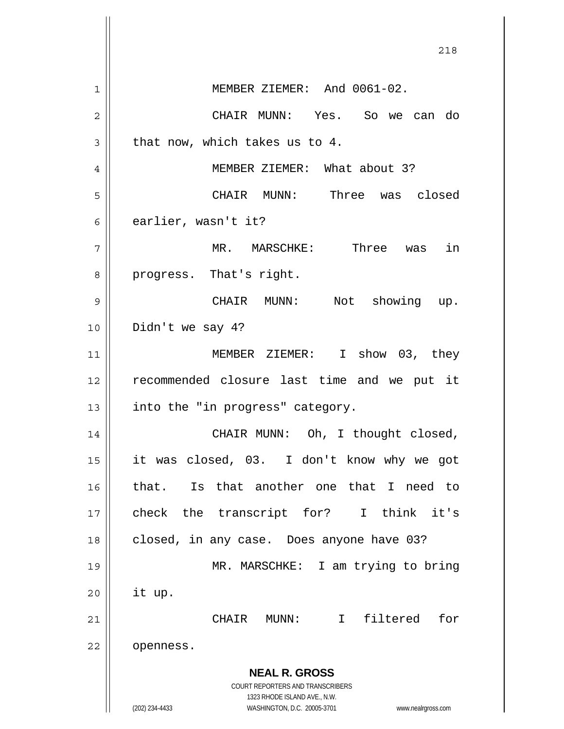MEMBER ZIEMER: And 0061-02.

CHAIR MUNN: Yes. So we can do that now, which takes us to 4.

MEMBER ZIEMER: What about 3?

CHAIR MUNN: Three was closed earlier, wasn't it?

MR. MARSCHKE: Three was in progress. That's right.

CHAIR MUNN: Not showing up. Didn't we say 4?

MEMBER ZIEMER: I show 03, they recommended closure last time and we put it into the "in progress" category.

CHAIR MUNN: Oh, I thought closed, it was closed, 03. I don't know why we got that. Is that another one that I need to check the transcript for? I think it's closed, in any case. Does anyone have 03?

MR. MARSCHKE: I am trying to bring it up.

CHAIR MUNN: I filtered for openness.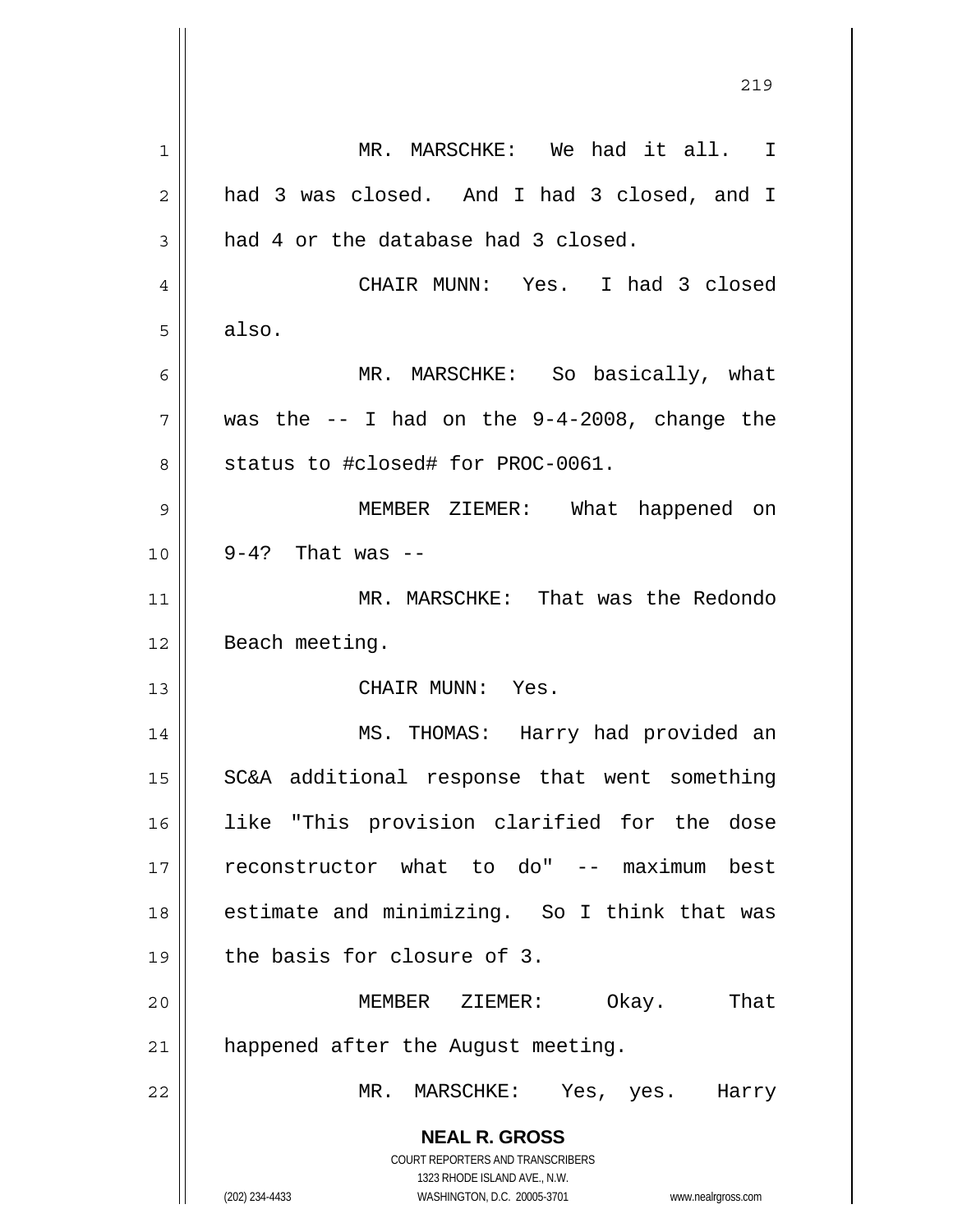MR. MARSCHKE: We had it all. I had 3 was closed. And I had 3 closed, and I had 4 or the database had 3 closed.

CHAIR MUNN: Yes. I had 3 closed also.

MR. MARSCHKE: So basically, what was the -- I had on the 9-4-2008, change the status to #closed# for PROC-0061.

MEMBER ZIEMER: What happened on 9-4? That was --

MR. MARSCHKE: That was the Redondo Beach meeting.

CHAIR MUNN: Yes.

MS. THOMAS: Harry had provided an SC&A additional response that went something like "This provision clarified for the dose reconstructor what to do" -- maximum best estimate and minimizing. So I think that was the basis for closure of 3.

MEMBER ZIEMER: Okay. That happened after the August meeting.

MR. MARSCHKE: Yes, yes. Harry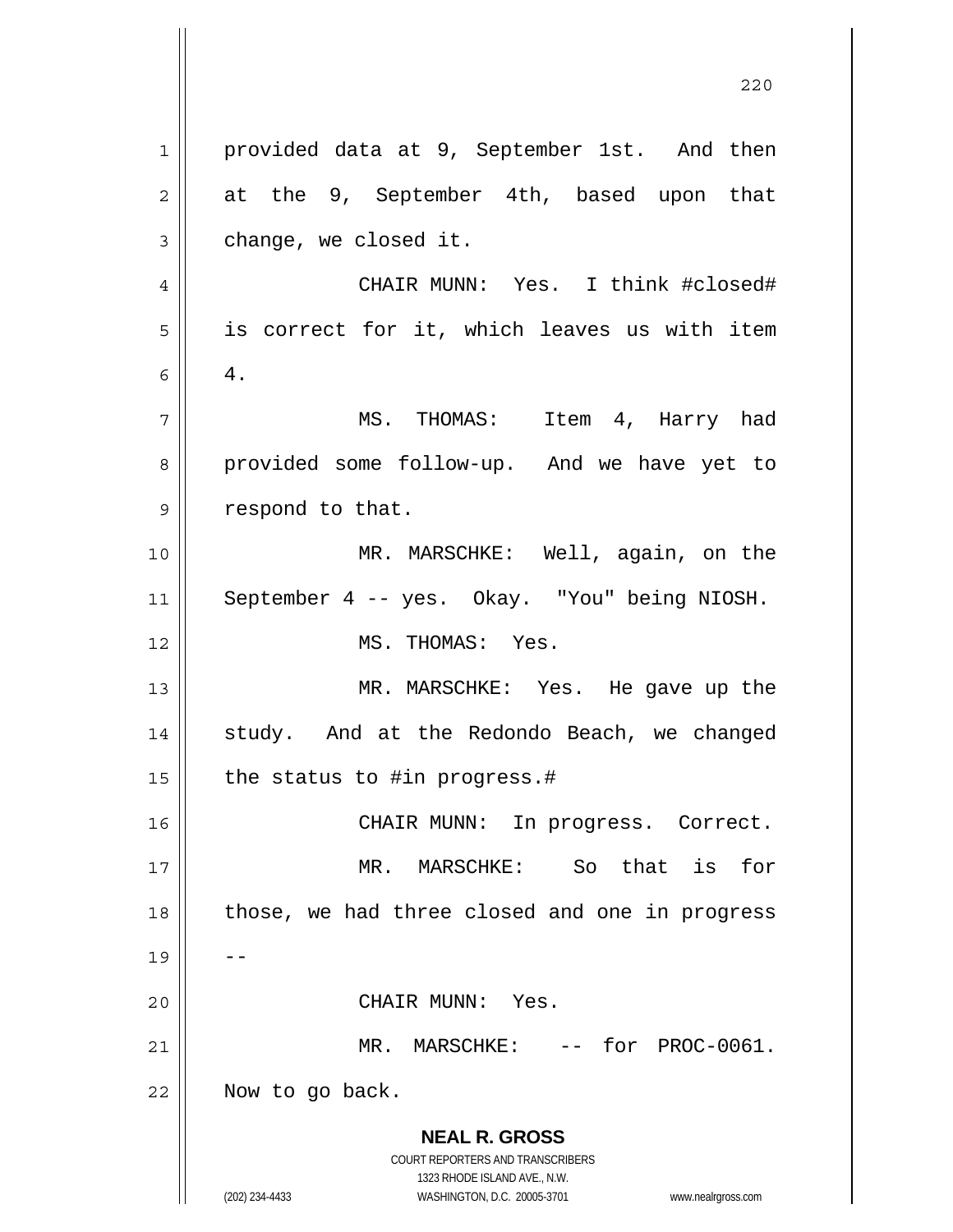provided data at 9, September 1st. And then at the 9, September 4th, based upon that change, we closed it.

CHAIR MUNN: Yes. I think #closed# is correct for it, which leaves us with item 4.

MS. THOMAS: Item 4, Harry had provided some follow-up. And we have yet to respond to that.

MR. MARSCHKE: Well, again, on the September 4 -- yes. Okay. "You" being NIOSH.

MS. THOMAS: Yes.

MR. MARSCHKE: Yes. He gave up the study. And at the Redondo Beach, we changed the status to #in progress.#

CHAIR MUNN: In progress. Correct.

MR. MARSCHKE: So that is for those, we had three closed and one in progress --

CHAIR MUNN: Yes.

MR. MARSCHKE: -- for PROC-0061. Now to go back.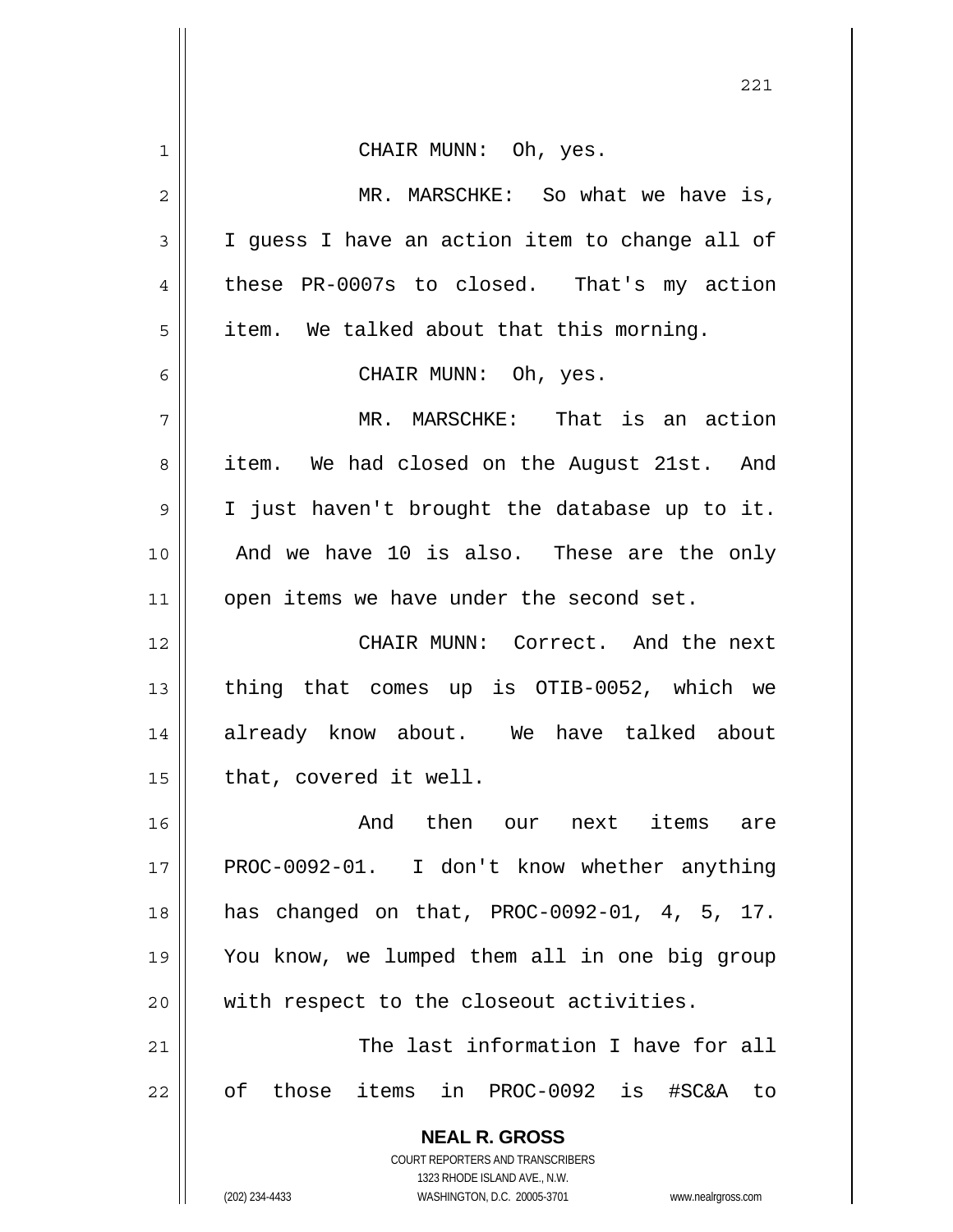CHAIR MUNN: Oh, yes.

MR. MARSCHKE: So what we have is, I guess I have an action item to change all of these PR-0007s to closed. That's my action item. We talked about that this morning.

CHAIR MUNN: Oh, yes.

MR. MARSCHKE: That is an action item. We had closed on the August 21st. And I just haven't brought the database up to it. And we have 10 is also. These are the only open items we have under the second set.

CHAIR MUNN: Correct. And the next thing that comes up is OTIB-0052, which we already know about. We have talked about that, covered it well.

And then our next items are PROC-0092-01. I don't know whether anything has changed on that, PROC-0092-01, 4, 5, 17. You know, we lumped them all in one big group with respect to the closeout activities.

The last information I have for all of those items in PROC-0092 is #SC&A to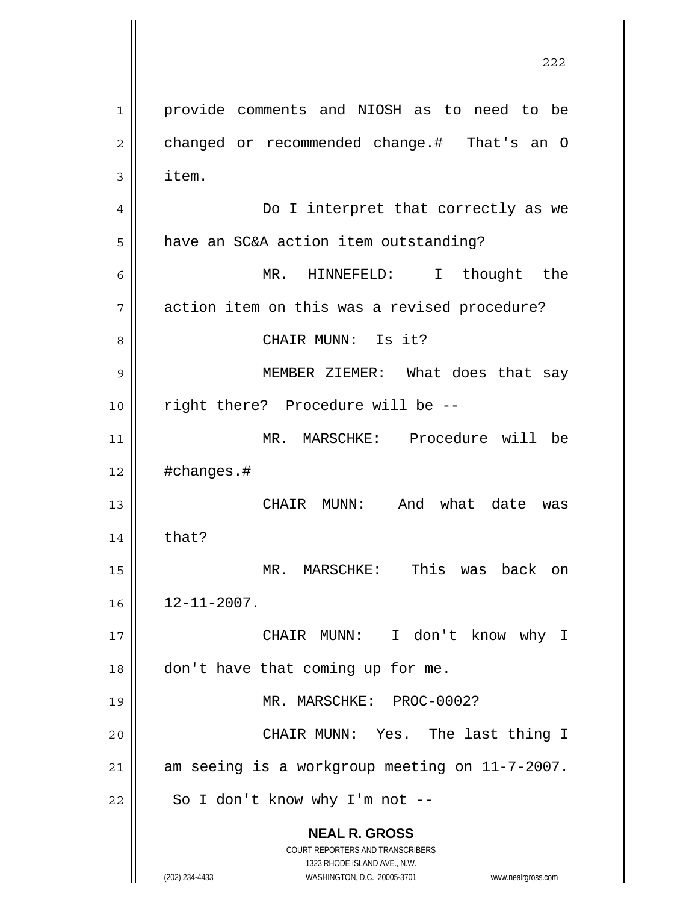provide comments and NIOSH as to need to be changed or recommended change.# That's an O item.

Do I interpret that correctly as we have an SC&A action item outstanding?

MR. HINNEFELD: I thought the action item on this was a revised procedure?

CHAIR MUNN: Is it?

MEMBER ZIEMER: What does that say right there? Procedure will be --

MR. MARSCHKE: Procedure will be #changes.#

CHAIR MUNN: And what date was that?

MR. MARSCHKE: This was back on 12-11-2007.

CHAIR MUNN: I don't know why I don't have that coming up for me.

MR. MARSCHKE: PROC-0002?

CHAIR MUNN: Yes. The last thing I am seeing is a workgroup meeting on 11-7-2007. So I don't know why I'm not --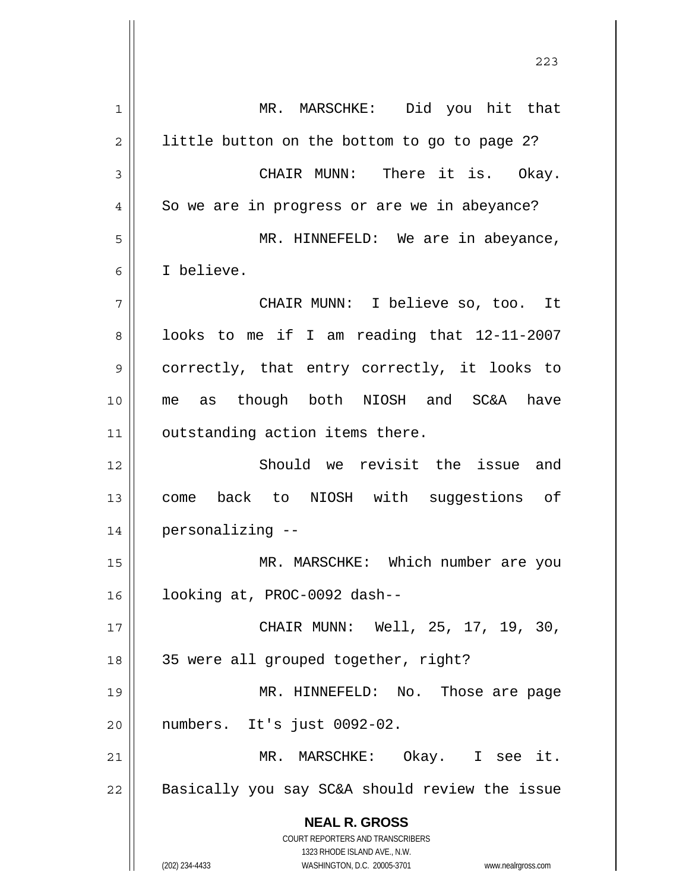MR. MARSCHKE: Did you hit that little button on the bottom to go to page 2?

CHAIR MUNN: There it is. Okay. So we are in progress or are we in abeyance?

MR. HINNEFELD: We are in abeyance, I believe.

CHAIR MUNN: I believe so, too. It looks to me if I am reading that 12-11-2007 correctly, that entry correctly, it looks to me as though both NIOSH and SC&A have outstanding action items there.

Should we revisit the issue and come back to NIOSH with suggestions of personalizing --

MR. MARSCHKE: Which number are you looking at, PROC-0092 dash--

CHAIR MUNN: Well, 25, 17, 19, 30, 35 were all grouped together, right?

MR. HINNEFELD: No. Those are page numbers. It's just 0092-02.

MR. MARSCHKE: Okay. I see it. Basically you say SC&A should review the issue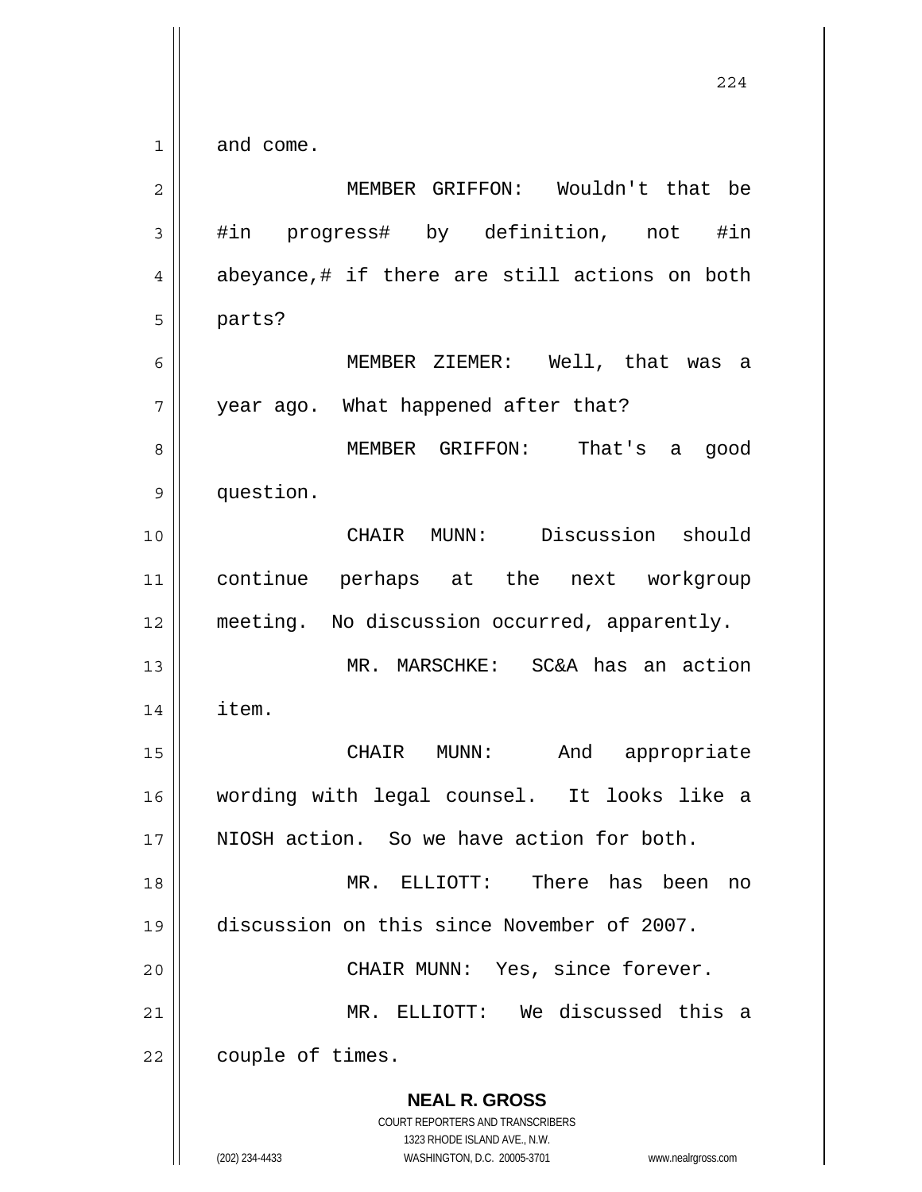and come.

MEMBER GRIFFON: Wouldn't that be #in progress# by definition, not #in abeyance,# if there are still actions on both parts?

MEMBER ZIEMER: Well, that was a year ago. What happened after that?

MEMBER GRIFFON: That's a good question.

CHAIR MUNN: Discussion should continue perhaps at the next workgroup meeting. No discussion occurred, apparently.

MR. MARSCHKE: SC&A has an action item.

CHAIR MUNN: And appropriate wording with legal counsel. It looks like a NIOSH action. So we have action for both.

MR. ELLIOTT: There has been no discussion on this since November of 2007.

CHAIR MUNN: Yes, since forever.

MR. ELLIOTT: We discussed this a couple of times.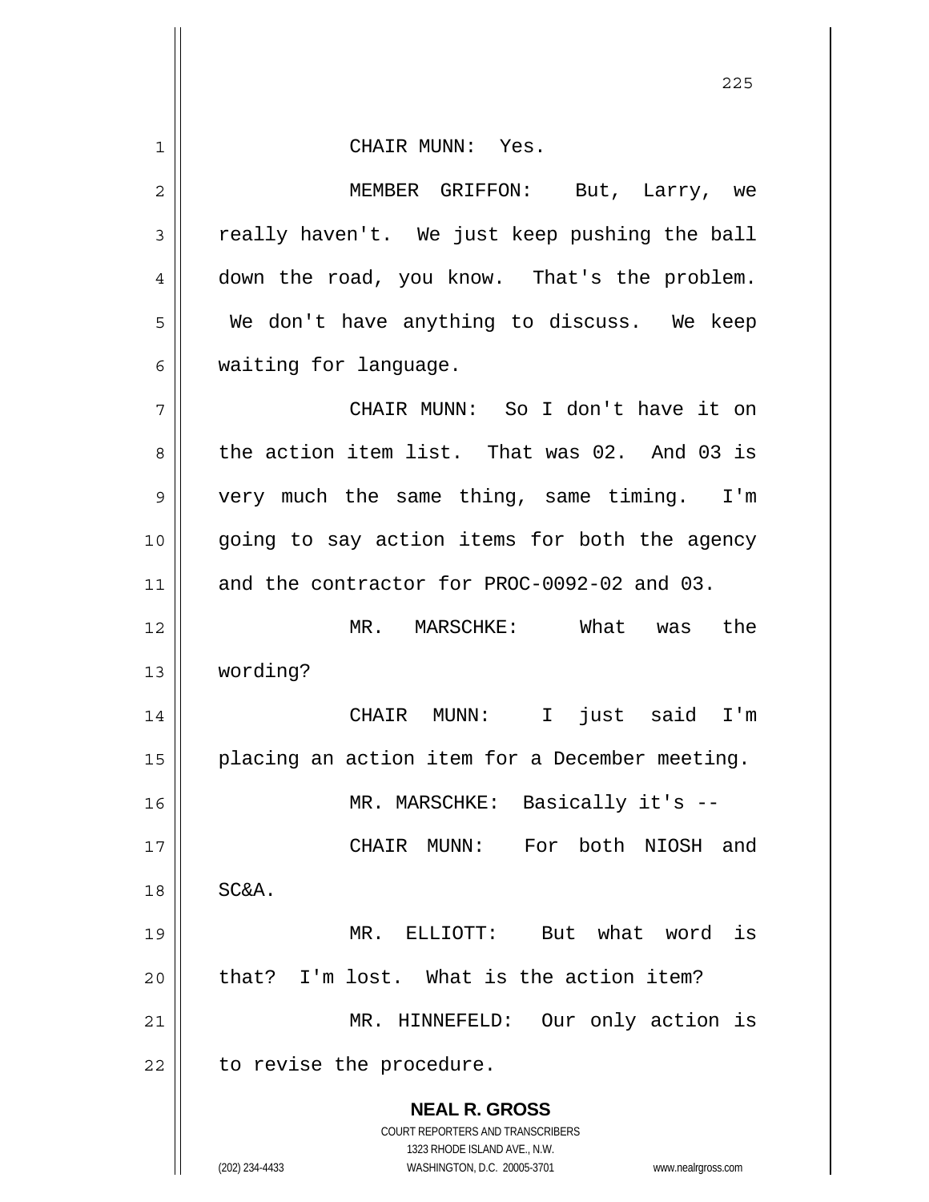CHAIR MUNN: Yes.

MEMBER GRIFFON: But, Larry, we really haven't. We just keep pushing the ball down the road, you know. That's the problem. We don't have anything to discuss. We keep waiting for language.

CHAIR MUNN: So I don't have it on the action item list. That was 02. And 03 is very much the same thing, same timing. I'm going to say action items for both the agency and the contractor for PROC-0092-02 and 03.

MR. MARSCHKE: What was the wording?

CHAIR MUNN: I just said I'm placing an action item for a December meeting.

MR. MARSCHKE: Basically it's --

CHAIR MUNN: For both NIOSH and SC&A.

MR. ELLIOTT: But what word is that? I'm lost. What is the action item?

MR. HINNEFELD: Our only action is to revise the procedure.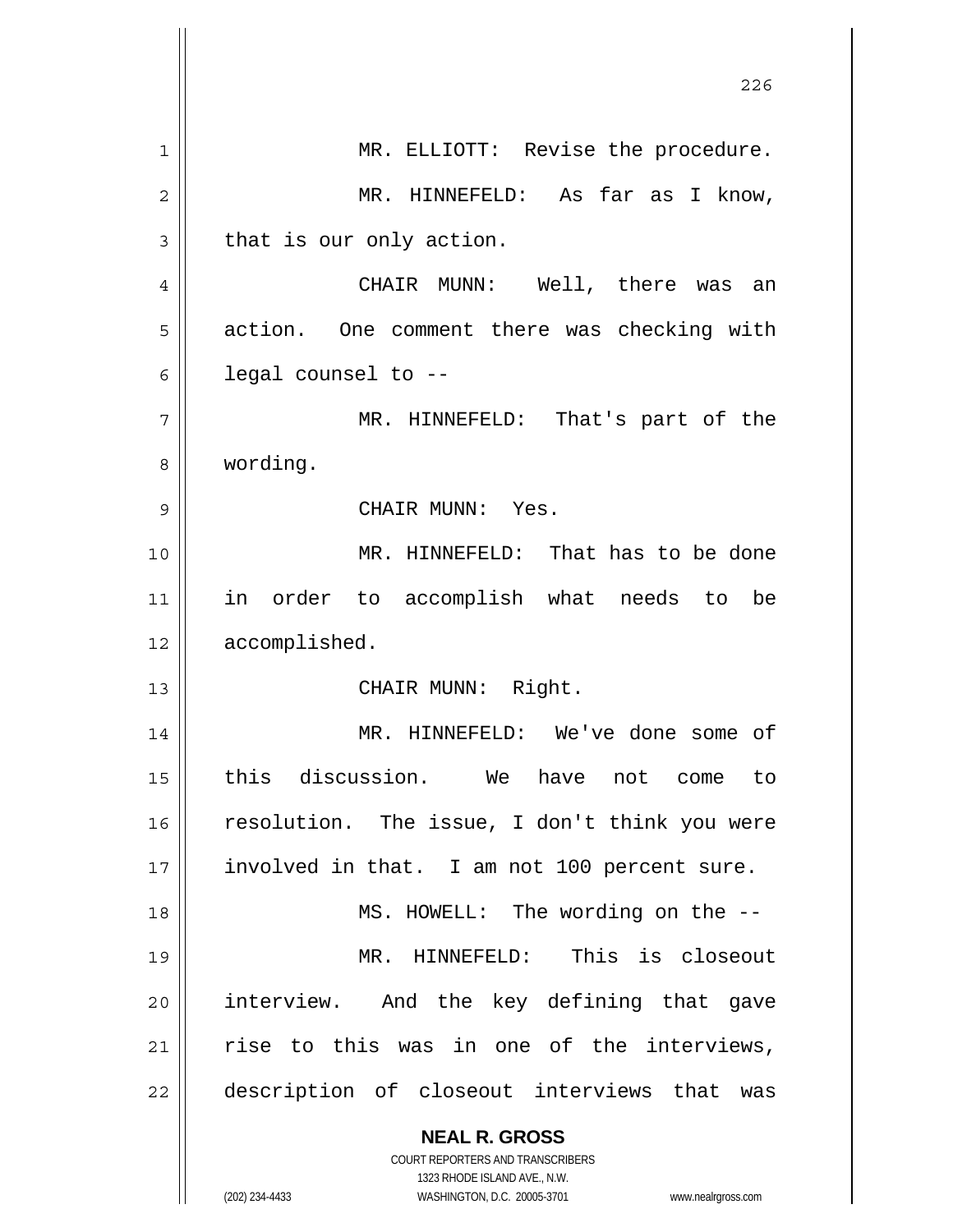MR. ELLIOTT: Revise the procedure.

MR. HINNEFELD: As far as I know, that is our only action.

CHAIR MUNN: Well, there was an action. One comment there was checking with legal counsel to --

MR. HINNEFELD: That's part of the wording.

CHAIR MUNN: Yes.

MR. HINNEFELD: That has to be done in order to accomplish what needs to be accomplished.

CHAIR MUNN: Right.

MR. HINNEFELD: We've done some of this discussion. We have not come to resolution. The issue, I don't think you were involved in that. I am not 100 percent sure.

MS. HOWELL: The wording on the --

MR. HINNEFELD: This is closeout interview. And the key defining that gave rise to this was in one of the interviews, description of closeout interviews that was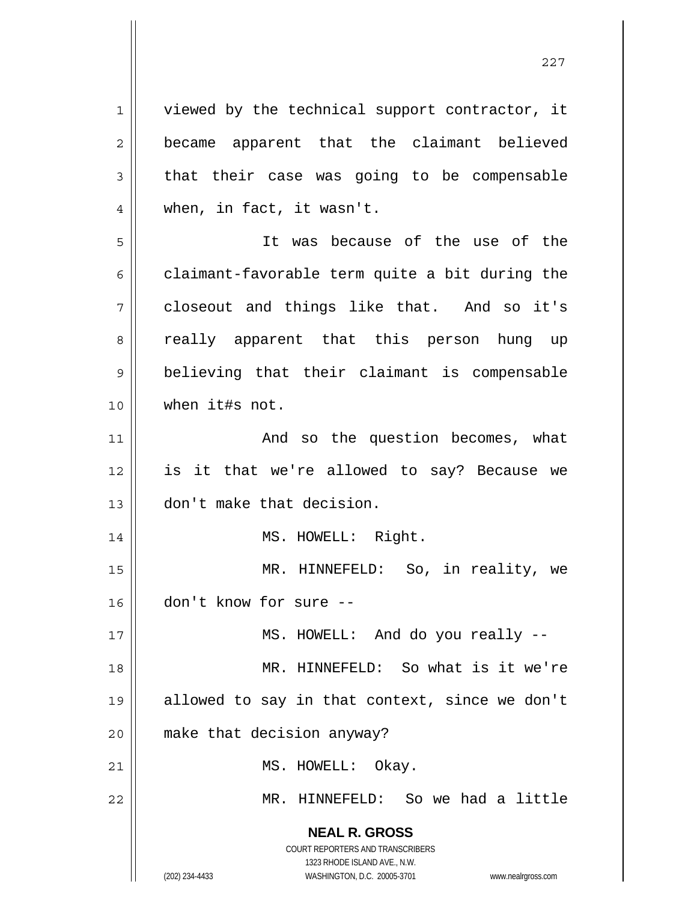viewed by the technical support contractor, it became apparent that the claimant believed that their case was going to be compensable when, in fact, it wasn't.

It was because of the use of the claimant-favorable term quite a bit during the closeout and things like that. And so it's really apparent that this person hung up believing that their claimant is compensable when it#s not.

And so the question becomes, what is it that we're allowed to say? Because we don't make that decision.

MS. HOWELL: Right.

MR. HINNEFELD: So, in reality, we don't know for sure --

MS. HOWELL: And do you really --

MR. HINNEFELD: So what is it we're allowed to say in that context, since we don't make that decision anyway?

MS. HOWELL: Okay.

MR. HINNEFELD: So we had a little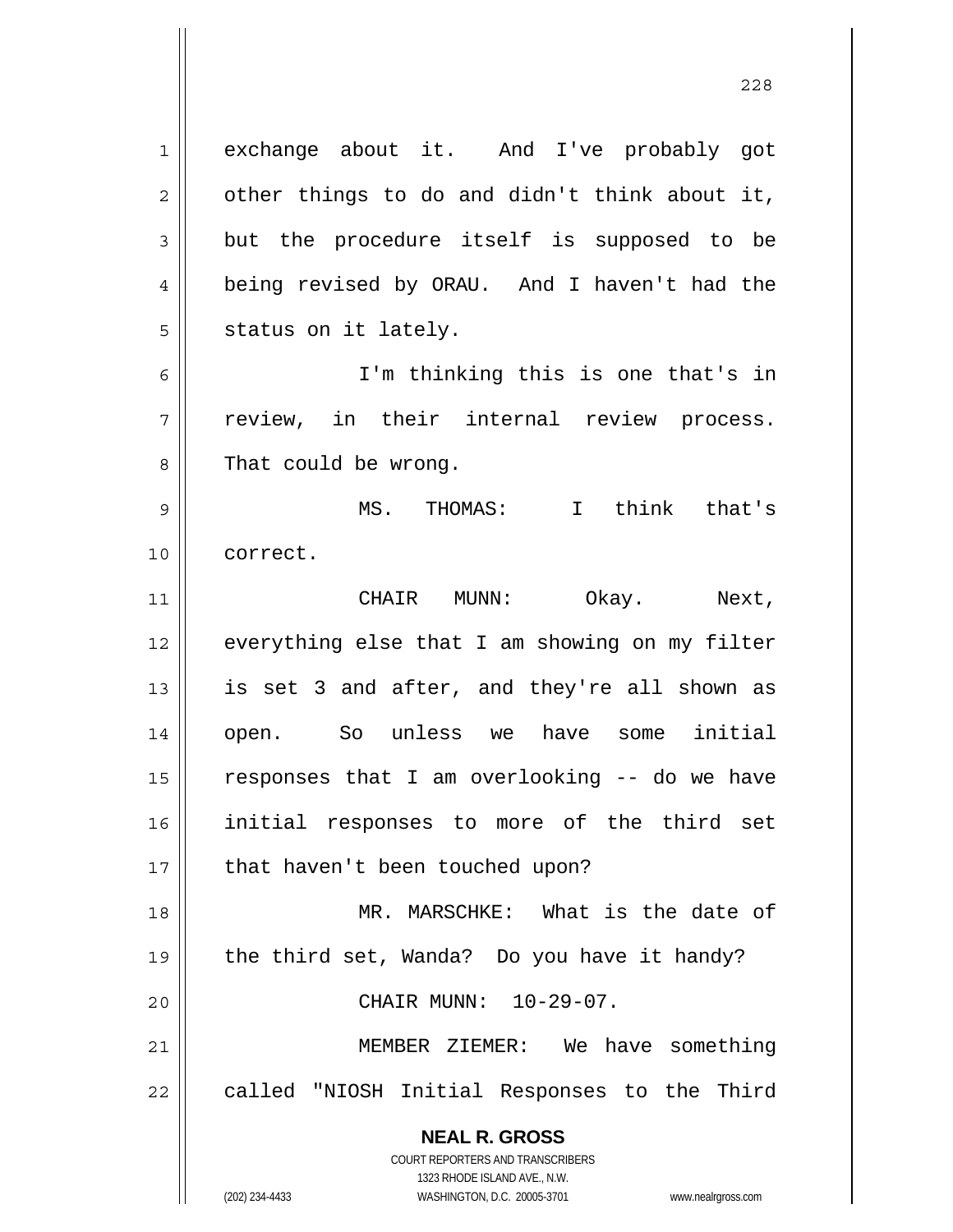exchange about it. And I've probably got other things to do and didn't think about it, but the procedure itself is supposed to be being revised by ORAU. And I haven't had the status on it lately.

I'm thinking this is one that's in review, in their internal review process. That could be wrong.

MS. THOMAS: I think that's correct.

CHAIR MUNN: Okay. Next, everything else that I am showing on my filter is set 3 and after, and they're all shown as open. So unless we have some initial responses that I am overlooking -- do we have initial responses to more of the third set that haven't been touched upon?

MR. MARSCHKE: What is the date of the third set, Wanda? Do you have it handy?

CHAIR MUNN: 10-29-07.

MEMBER ZIEMER: We have something called "NIOSH Initial Responses to the Third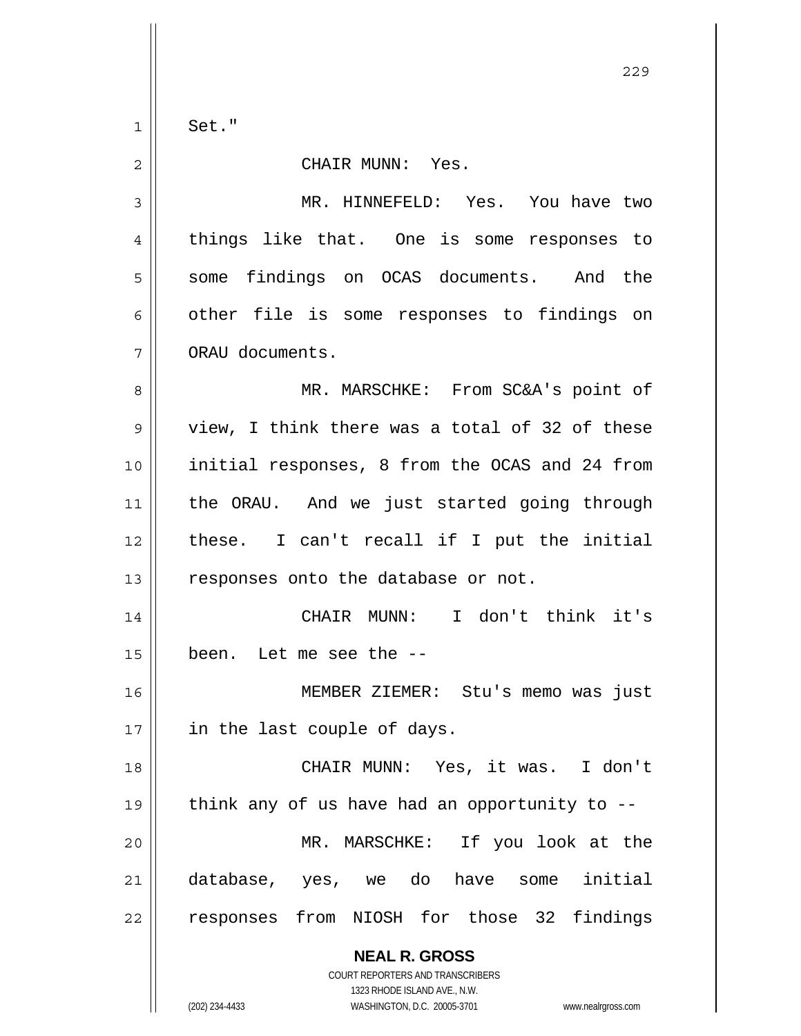Set."

CHAIR MUNN: Yes.

MR. HINNEFELD: Yes. You have two things like that. One is some responses to some findings on OCAS documents. And the other file is some responses to findings on ORAU documents.

MR. MARSCHKE: From SC&A's point of view, I think there was a total of 32 of these initial responses, 8 from the OCAS and 24 from the ORAU. And we just started going through these. I can't recall if I put the initial responses onto the database or not.

CHAIR MUNN: I don't think it's been. Let me see the --

MEMBER ZIEMER: Stu's memo was just in the last couple of days.

CHAIR MUNN: Yes, it was. I don't think any of us have had an opportunity to --

MR. MARSCHKE: If you look at the database, yes, we do have some initial responses from NIOSH for those 32 findings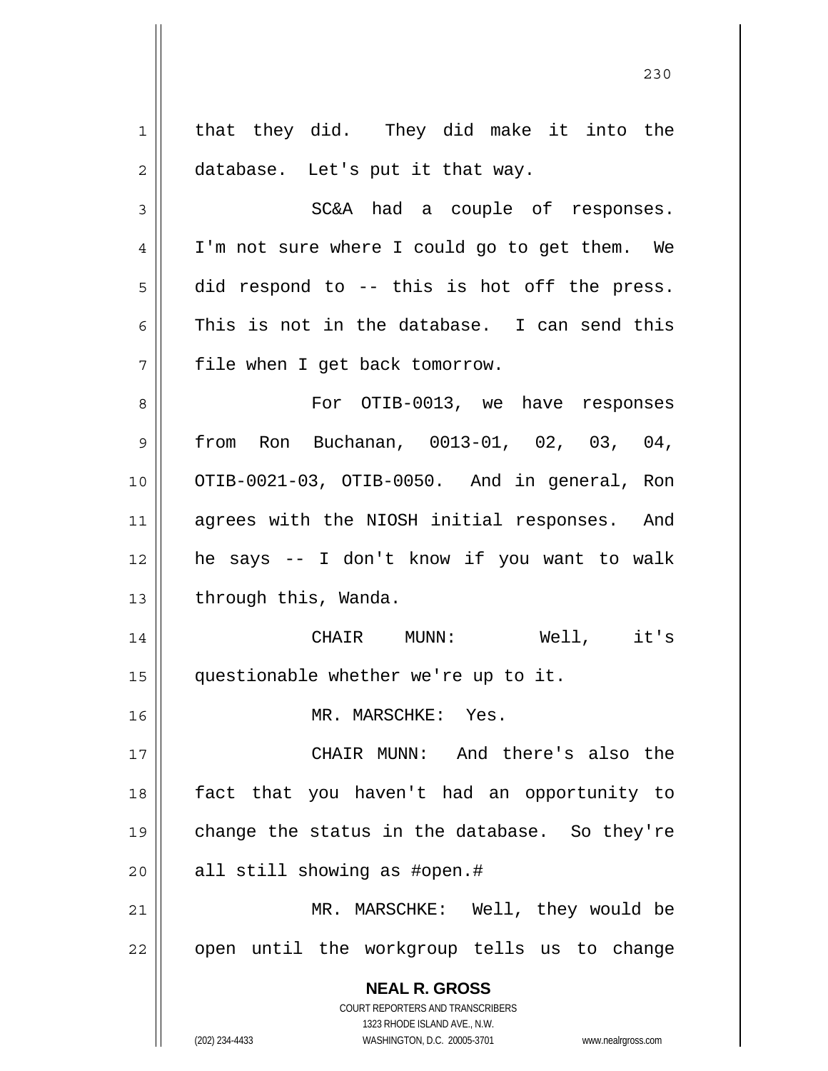that they did. They did make it into the database. Let's put it that way.

SC&A had a couple of responses. I'm not sure where I could go to get them. We did respond to -- this is hot off the press. This is not in the database. I can send this file when I get back tomorrow.

For OTIB-0013, we have responses from Ron Buchanan, 0013-01, 02, 03, 04, OTIB-0021-03, OTIB-0050. And in general, Ron agrees with the NIOSH initial responses. And he says -- I don't know if you want to walk through this, Wanda.

CHAIR MUNN: Well, it's questionable whether we're up to it.

MR. MARSCHKE: Yes.

CHAIR MUNN: And there's also the fact that you haven't had an opportunity to change the status in the database. So they're all still showing as #open.#

MR. MARSCHKE: Well, they would be open until the workgroup tells us to change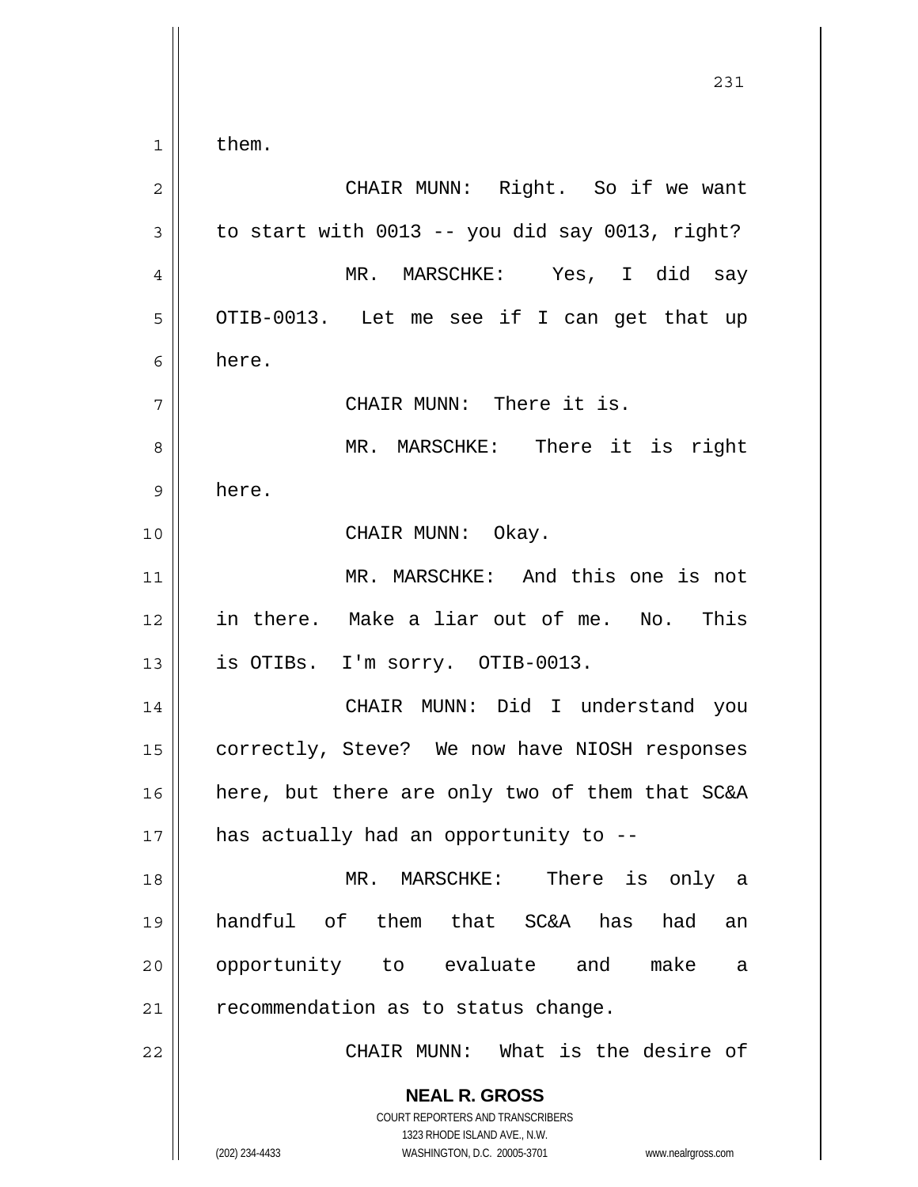them.

CHAIR MUNN: Right. So if we want to start with 0013 -- you did say 0013, right?

MR. MARSCHKE: Yes, I did say OTIB-0013. Let me see if I can get that up here.

CHAIR MUNN: There it is.

MR. MARSCHKE: There it is right here.

CHAIR MUNN: Okay.

MR. MARSCHKE: And this one is not in there. Make a liar out of me. No. This is OTIBs. I'm sorry. OTIB-0013.

CHAIR MUNN: Did I understand you correctly, Steve? We now have NIOSH responses here, but there are only two of them that SC&A has actually had an opportunity to --

MR. MARSCHKE: There is only a handful of them that SC&A has had an opportunity to evaluate and make a recommendation as to status change.

CHAIR MUNN: What is the desire of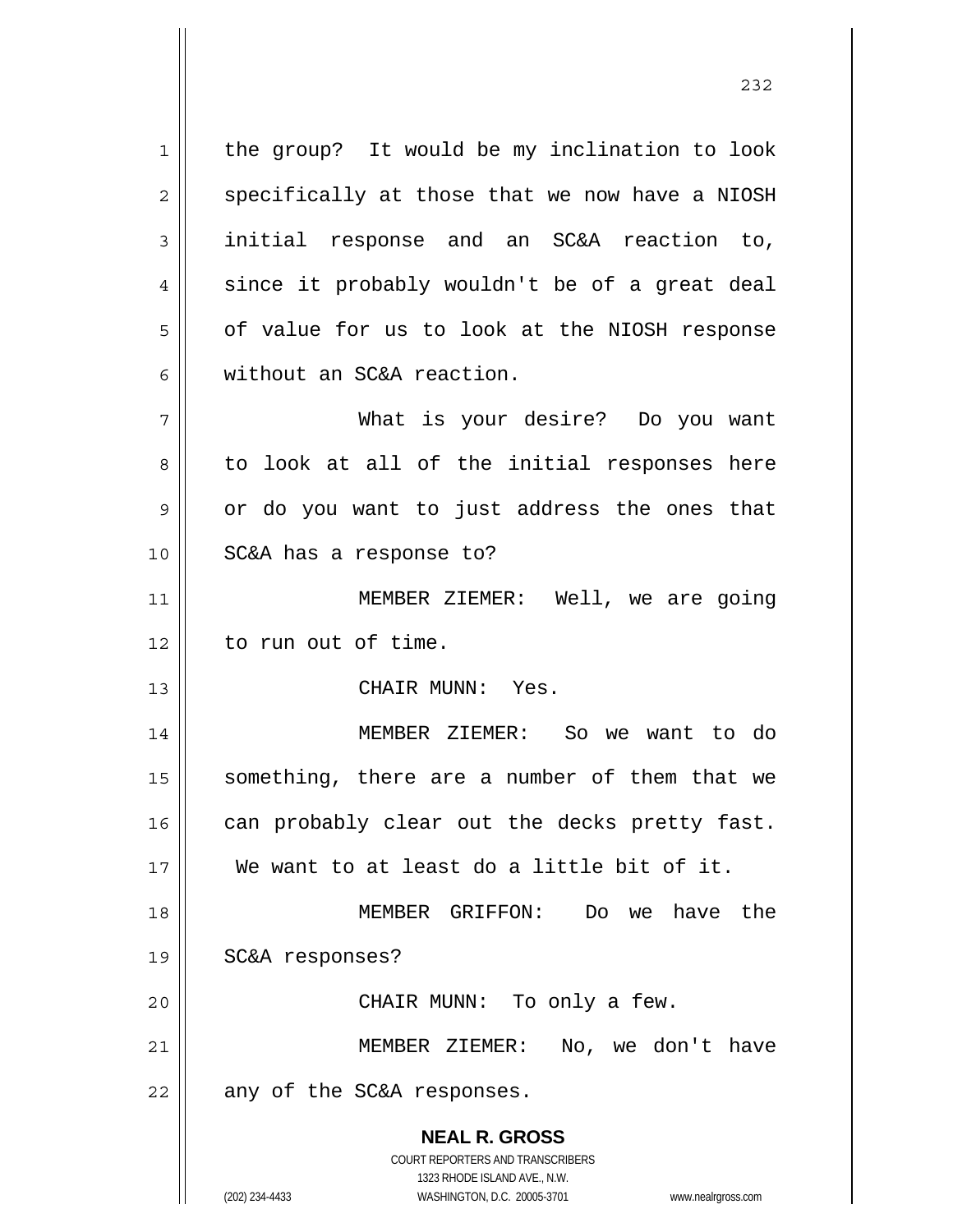the group? It would be my inclination to look specifically at those that we now have a NIOSH initial response and an SC&A reaction to, since it probably wouldn't be of a great deal of value for us to look at the NIOSH response without an SC&A reaction.

What is your desire? Do you want to look at all of the initial responses here or do you want to just address the ones that SC&A has a response to?

MEMBER ZIEMER: Well, we are going to run out of time.

CHAIR MUNN: Yes.

MEMBER ZIEMER: So we want to do something, there are a number of them that we can probably clear out the decks pretty fast. We want to at least do a little bit of it.

MEMBER GRIFFON: Do we have the SC&A responses?

CHAIR MUNN: To only a few.

MEMBER ZIEMER: No, we don't have any of the SC&A responses.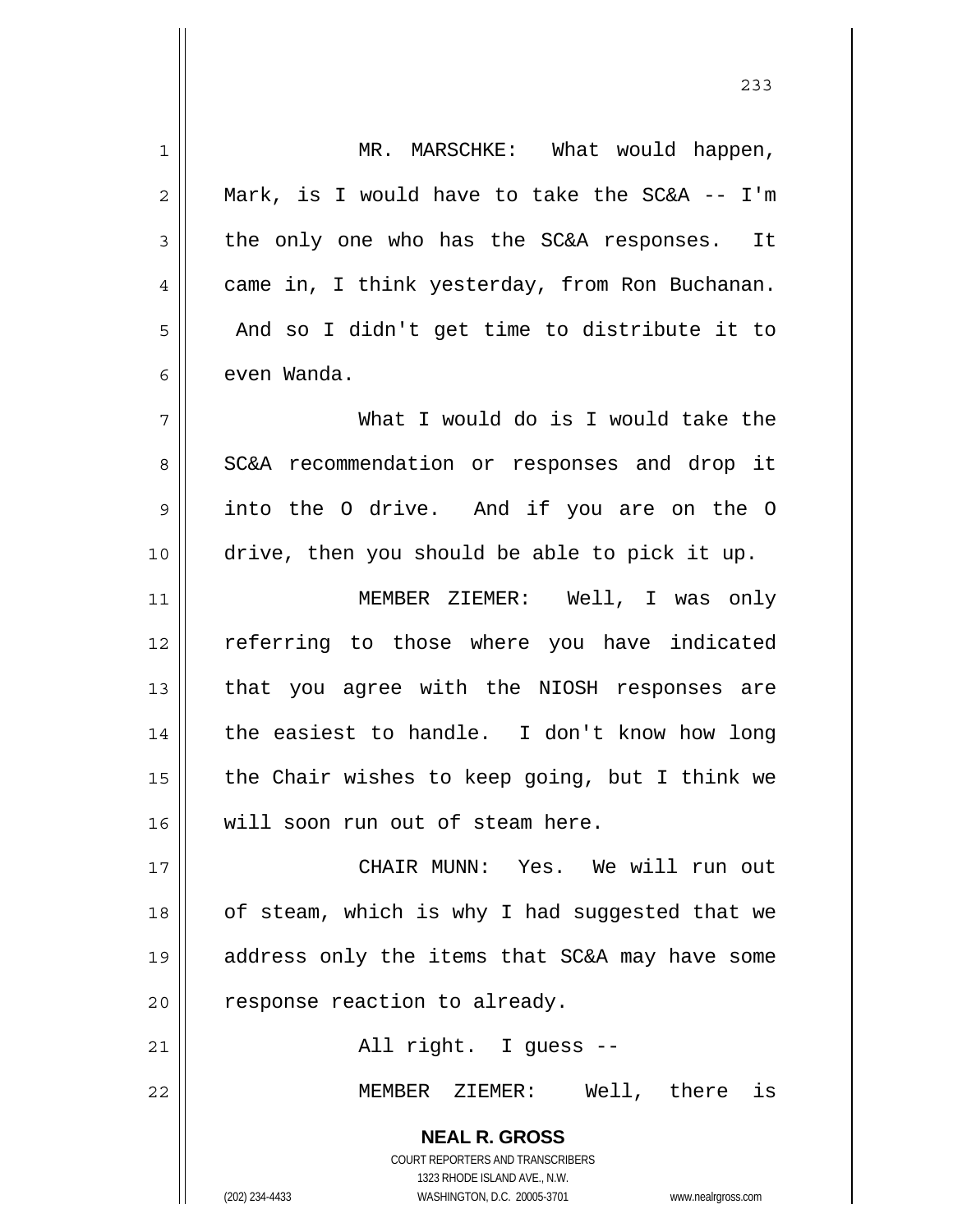MR. MARSCHKE: What would happen, Mark, is I would have to take the SC&A -- I'm the only one who has the SC&A responses. It came in, I think yesterday, from Ron Buchanan. And so I didn't get time to distribute it to even Wanda.

What I would do is I would take the SC&A recommendation or responses and drop it into the O drive. And if you are on the O drive, then you should be able to pick it up.

MEMBER ZIEMER: Well, I was only referring to those where you have indicated that you agree with the NIOSH responses are the easiest to handle. I don't know how long the Chair wishes to keep going, but I think we will soon run out of steam here.

CHAIR MUNN: Yes. We will run out of steam, which is why I had suggested that we address only the items that SC&A may have some response reaction to already.

All right. I guess --

MEMBER ZIEMER: Well, there is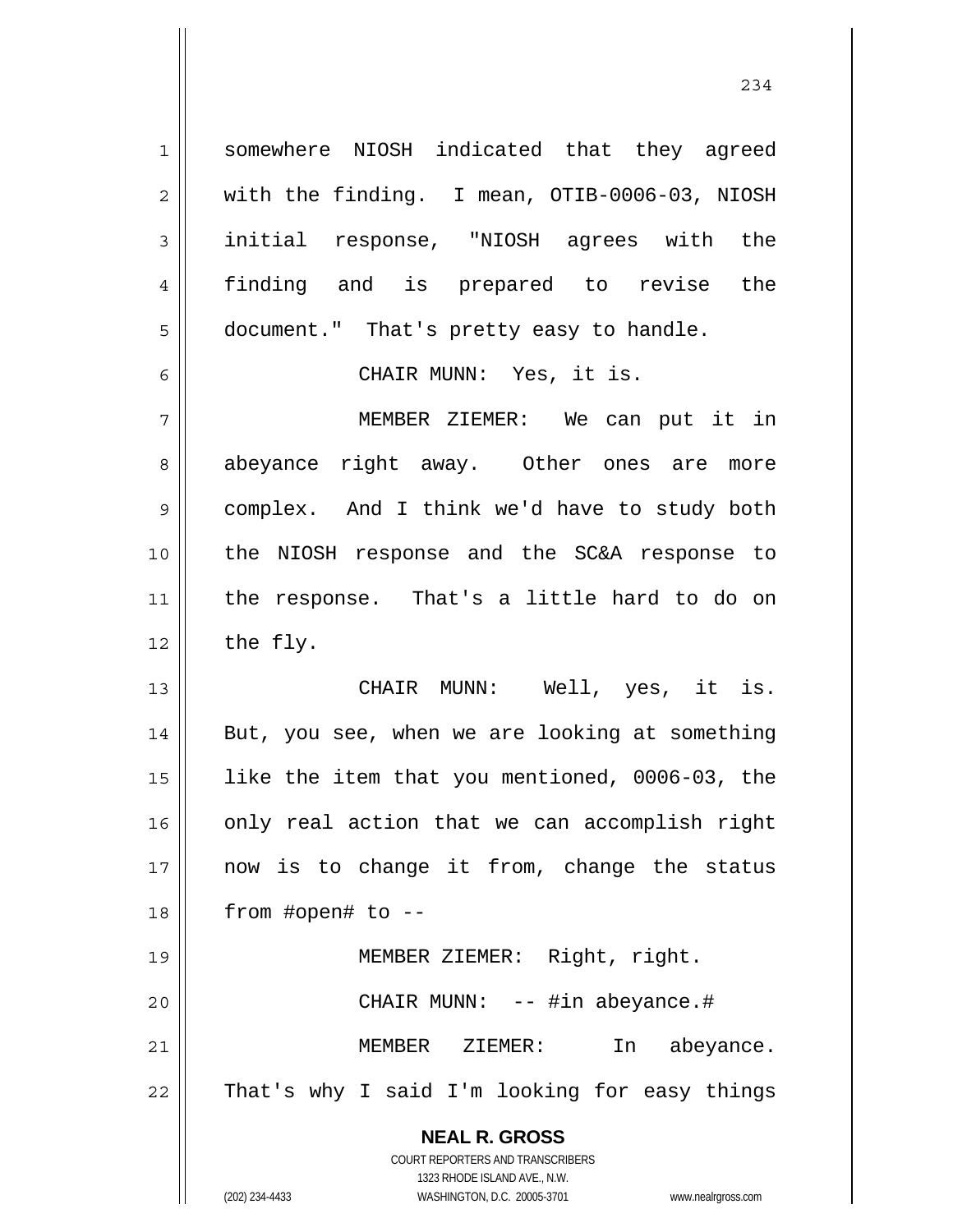somewhere NIOSH indicated that they agreed with the finding. I mean, OTIB-0006-03, NIOSH initial response, "NIOSH agrees with the finding and is prepared to revise the document." That's pretty easy to handle.

CHAIR MUNN: Yes, it is.

MEMBER ZIEMER: We can put it in abeyance right away. Other ones are more complex. And I think we'd have to study both the NIOSH response and the SC&A response to the response. That's a little hard to do on the fly.

CHAIR MUNN: Well, yes, it is. But, you see, when we are looking at something like the item that you mentioned, 0006-03, the only real action that we can accomplish right now is to change it from, change the status from #open# to --

MEMBER ZIEMER: Right, right.

CHAIR MUNN: -- #in abeyance.#

MEMBER ZIEMER: In abeyance. That's why I said I'm looking for easy things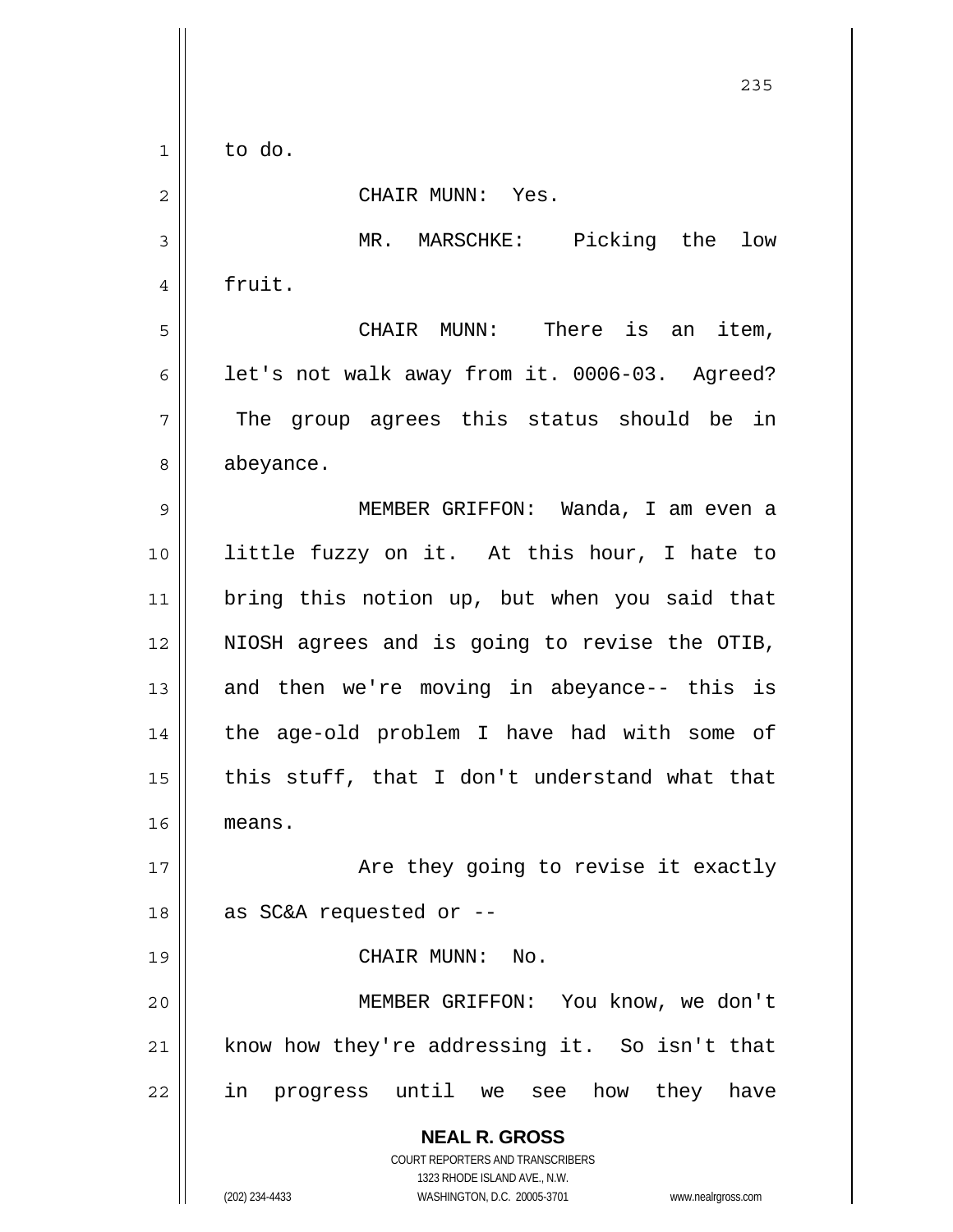to do.

CHAIR MUNN: Yes.

MR. MARSCHKE: Picking the low fruit.

CHAIR MUNN: There is an item, let's not walk away from it. 0006-03. Agreed? The group agrees this status should be in abeyance.

MEMBER GRIFFON: Wanda, I am even a little fuzzy on it. At this hour, I hate to bring this notion up, but when you said that NIOSH agrees and is going to revise the OTIB, and then we're moving in abeyance-- this is the age-old problem I have had with some of this stuff, that I don't understand what that means.

Are they going to revise it exactly as SC&A requested or --

CHAIR MUNN: No.

MEMBER GRIFFON: You know, we don't know how they're addressing it. So isn't that in progress until we see how they have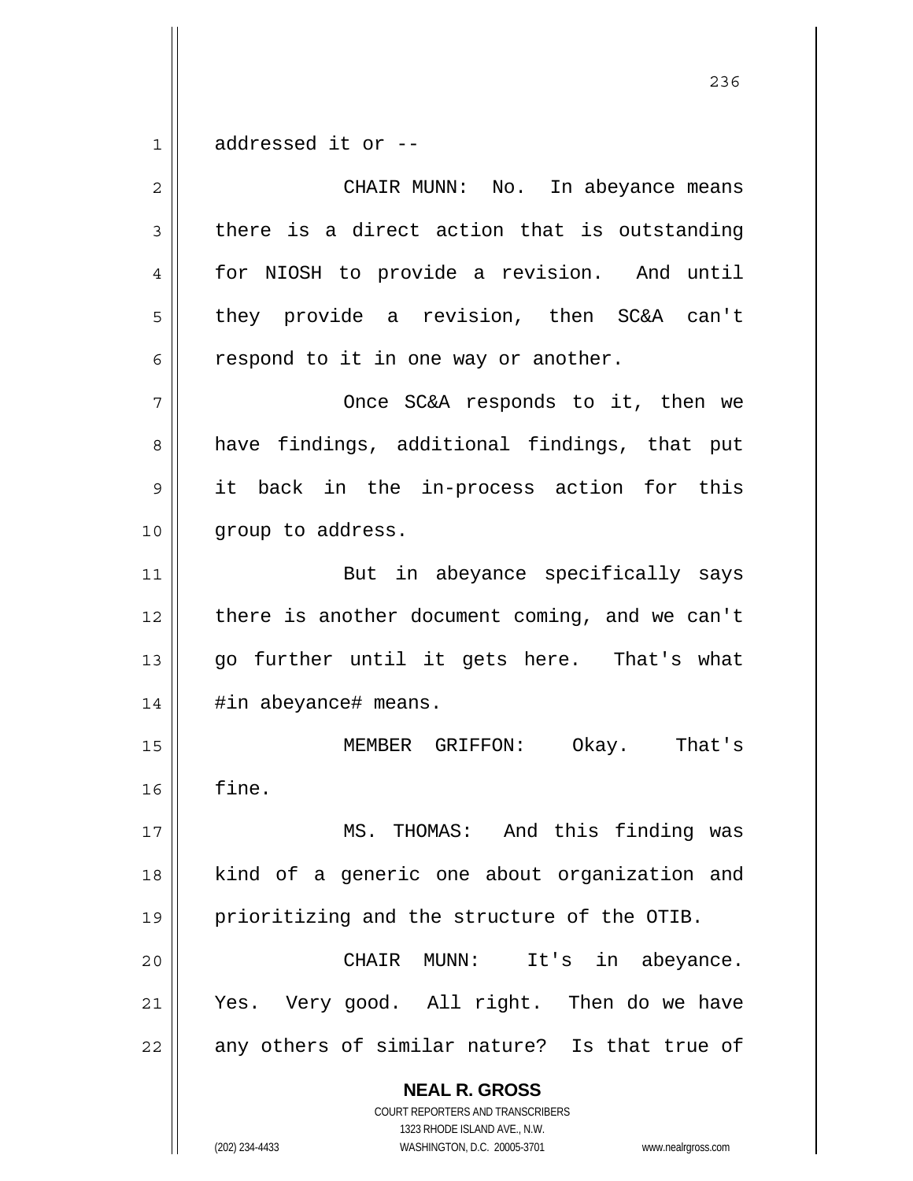addressed it or --

CHAIR MUNN: No. In abeyance means there is a direct action that is outstanding for NIOSH to provide a revision. And until they provide a revision, then SC&A can't respond to it in one way or another.

Once SC&A responds to it, then we have findings, additional findings, that put it back in the in-process action for this group to address.

But in abeyance specifically says there is another document coming, and we can't go further until it gets here. That's what #in abeyance# means.

MEMBER GRIFFON: Okay. That's fine.

MS. THOMAS: And this finding was kind of a generic one about organization and prioritizing and the structure of the OTIB.

CHAIR MUNN: It's in abeyance. Yes. Very good. All right. Then do we have any others of similar nature? Is that true of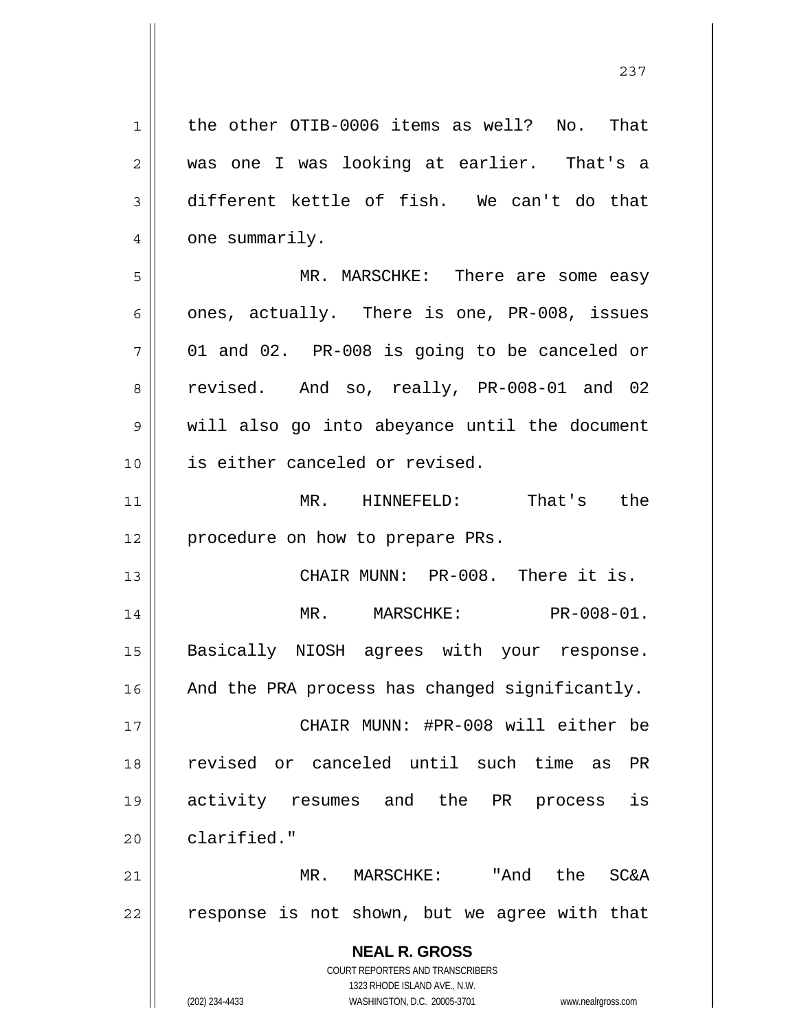the other OTIB-0006 items as well? No. That was one I was looking at earlier. That's a different kettle of fish. We can't do that one summarily.

MR. MARSCHKE: There are some easy ones, actually. There is one, PR-008, issues 01 and 02. PR-008 is going to be canceled or revised. And so, really, PR-008-01 and 02 will also go into abeyance until the document is either canceled or revised.

MR. HINNEFELD: That's the procedure on how to prepare PRs.

CHAIR MUNN: PR-008. There it is.

MR. MARSCHKE: PR-008-01. Basically NIOSH agrees with your response. And the PRA process has changed significantly.

CHAIR MUNN: #PR-008 will either be revised or canceled until such time as PR activity resumes and the PR process is clarified."

MR. MARSCHKE: "And the SC&A response is not shown, but we agree with that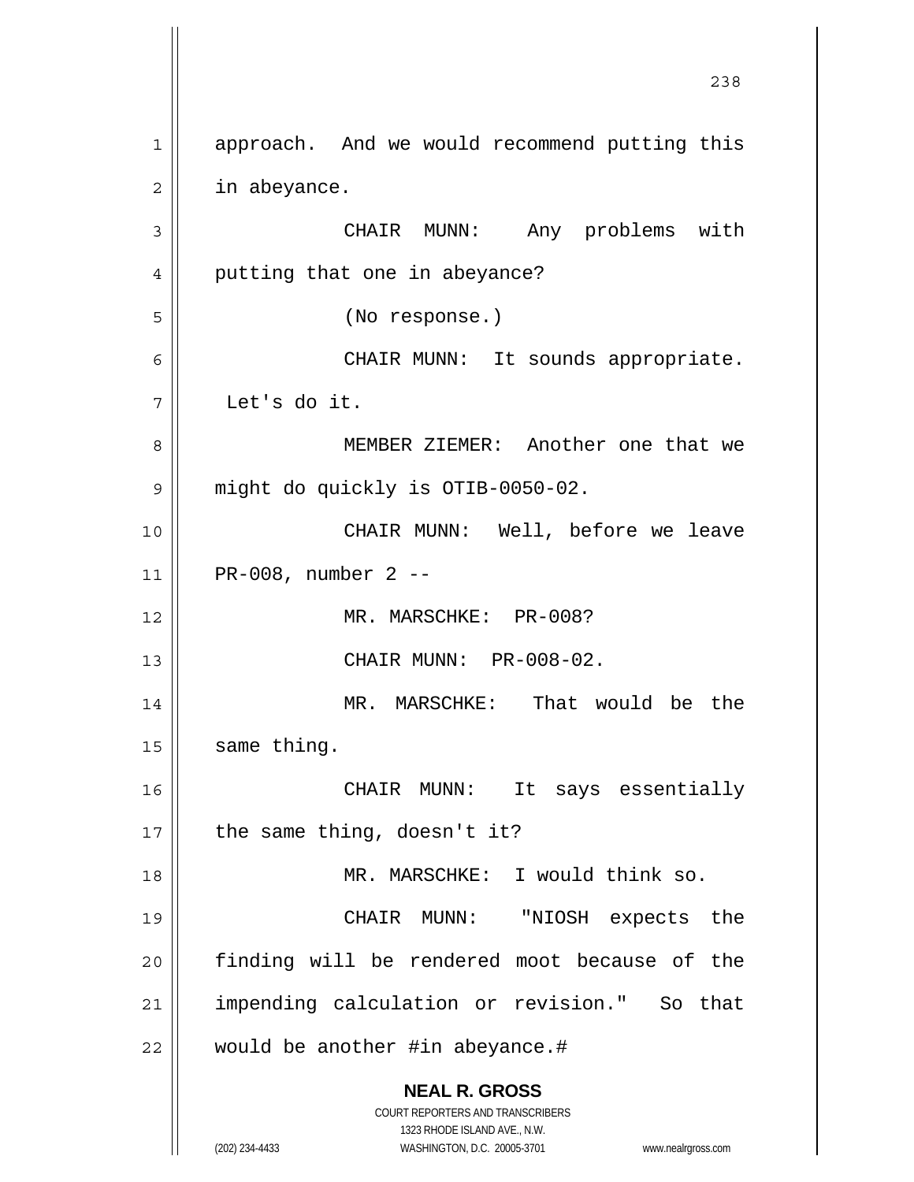approach. And we would recommend putting this in abeyance.

CHAIR MUNN: Any problems with putting that one in abeyance?

(No response.)

CHAIR MUNN: It sounds appropriate. Let's do it.

MEMBER ZIEMER: Another one that we might do quickly is OTIB-0050-02.

CHAIR MUNN: Well, before we leave PR-008, number 2 --

MR. MARSCHKE: PR-008?

CHAIR MUNN: PR-008-02.

MR. MARSCHKE: That would be the same thing.

CHAIR MUNN: It says essentially the same thing, doesn't it?

MR. MARSCHKE: I would think so.

CHAIR MUNN: "NIOSH expects the finding will be rendered moot because of the impending calculation or revision." So that would be another #in abeyance.#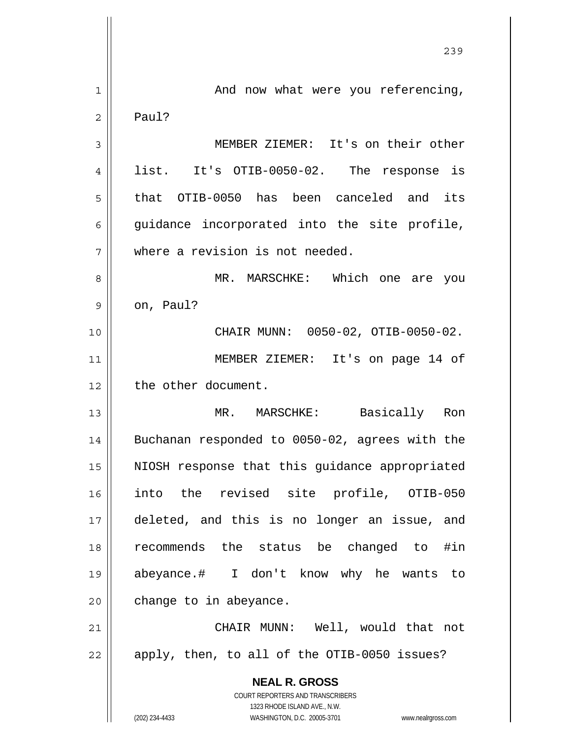And now what were you referencing, Paul?

MEMBER ZIEMER: It's on their other list. It's OTIB-0050-02. The response is that OTIB-0050 has been canceled and its guidance incorporated into the site profile, where a revision is not needed.

MR. MARSCHKE: Which one are you on, Paul?

CHAIR MUNN: 0050-02, OTIB-0050-02.

MEMBER ZIEMER: It's on page 14 of the other document.

MR. MARSCHKE: Basically Ron Buchanan responded to 0050-02, agrees with the NIOSH response that this guidance appropriated into the revised site profile, OTIB-050 deleted, and this is no longer an issue, and recommends the status be changed to #in abeyance.# I don't know why he wants to change to in abeyance.

CHAIR MUNN: Well, would that not apply, then, to all of the OTIB-0050 issues?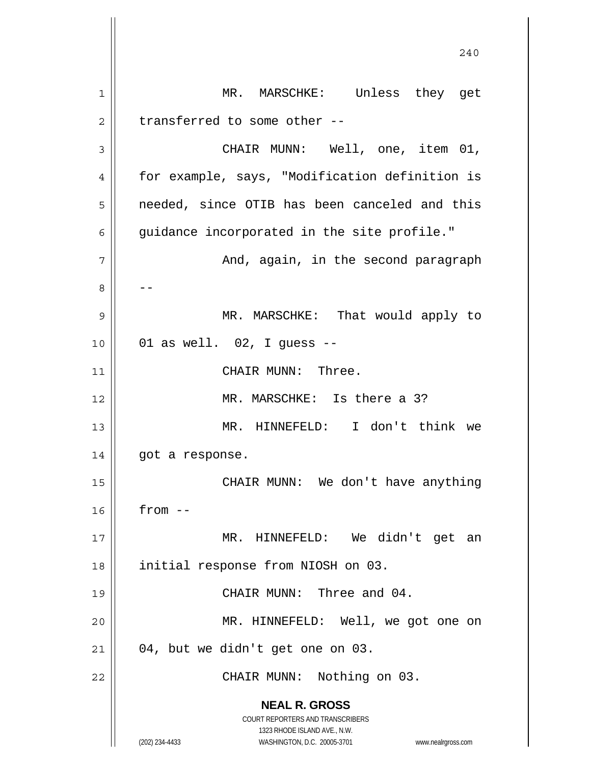MR. MARSCHKE: Unless they get transferred to some other --

CHAIR MUNN: Well, one, item 01, for example, says, "Modification definition is needed, since OTIB has been canceled and this guidance incorporated in the site profile."

And, again, in the second paragraph --

MR. MARSCHKE: That would apply to 01 as well. 02, I guess --

CHAIR MUNN: Three.

MR. MARSCHKE: Is there a 3?

MR. HINNEFELD: I don't think we got a response.

CHAIR MUNN: We don't have anything from --

MR. HINNEFELD: We didn't get an initial response from NIOSH on 03.

CHAIR MUNN: Three and 04.

MR. HINNEFELD: Well, we got one on 04, but we didn't get one on 03.

CHAIR MUNN: Nothing on 03.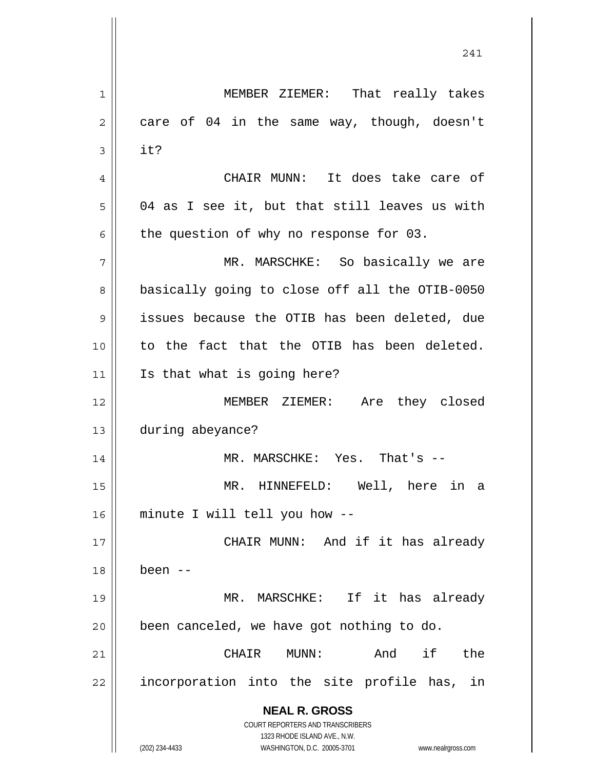MEMBER ZIEMER: That really takes care of 04 in the same way, though, doesn't it?

CHAIR MUNN: It does take care of 04 as I see it, but that still leaves us with the question of why no response for 03.

MR. MARSCHKE: So basically we are basically going to close off all the OTIB-0050 issues because the OTIB has been deleted, due to the fact that the OTIB has been deleted. Is that what is going here?

MEMBER ZIEMER: Are they closed during abeyance?

MR. MARSCHKE: Yes. That's --

MR. HINNEFELD: Well, here in a minute I will tell you how --

CHAIR MUNN: And if it has already been --

MR. MARSCHKE: If it has already been canceled, we have got nothing to do.

CHAIR MUNN: And if the incorporation into the site profile has, in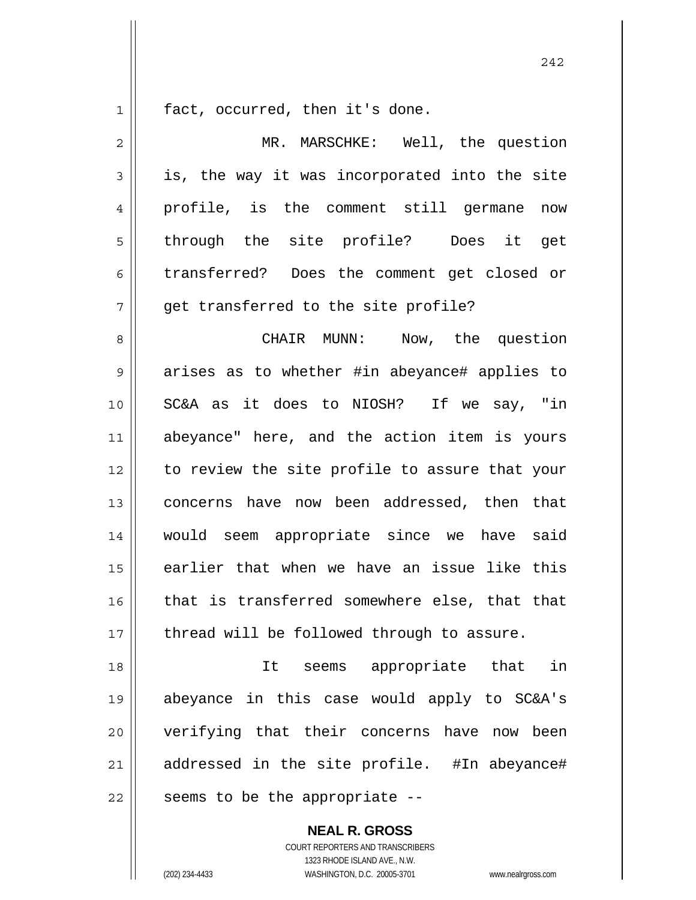fact, occurred, then it's done.

MR. MARSCHKE: Well, the question is, the way it was incorporated into the site profile, is the comment still germane now through the site profile? Does it get transferred? Does the comment get closed or get transferred to the site profile?

CHAIR MUNN: Now, the question arises as to whether #in abeyance# applies to SC&A as it does to NIOSH? If we say, "in abeyance" here, and the action item is yours to review the site profile to assure that your concerns have now been addressed, then that would seem appropriate since we have said earlier that when we have an issue like this that is transferred somewhere else, that that thread will be followed through to assure.

It seems appropriate that in abeyance in this case would apply to SC&A's verifying that their concerns have now been addressed in the site profile. #In abeyance# seems to be the appropriate --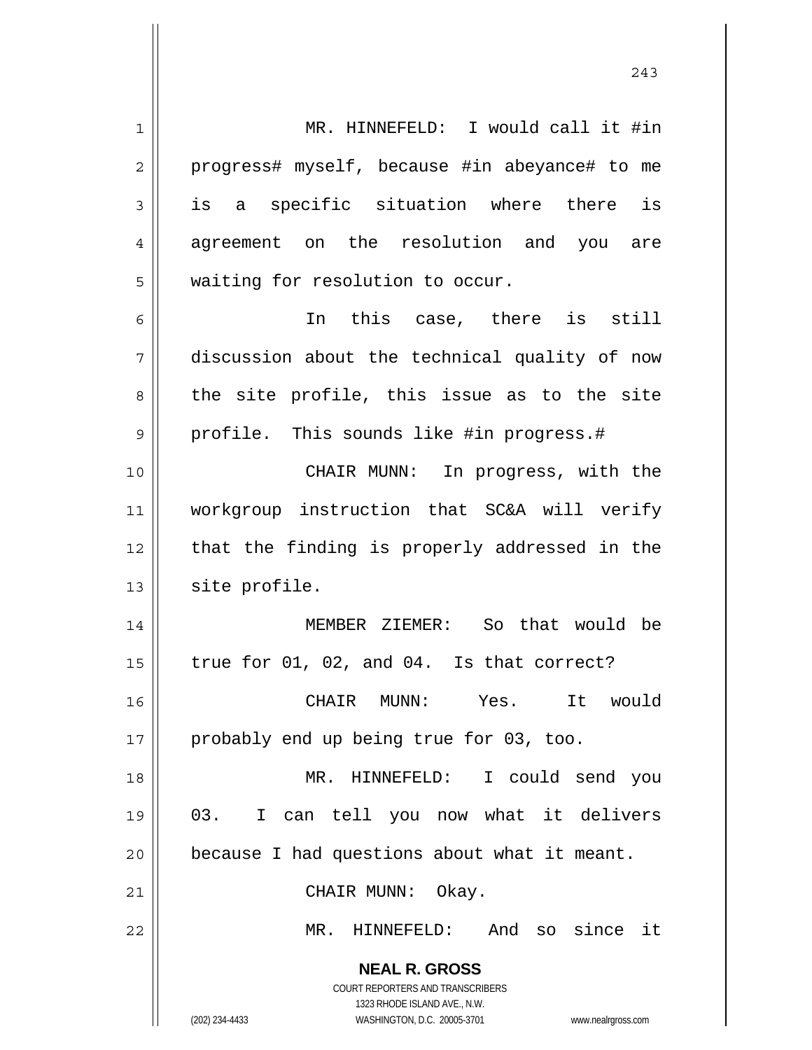MR. HINNEFELD: I would call it #in progress# myself, because #in abeyance# to me is a specific situation where there is agreement on the resolution and you are waiting for resolution to occur.

In this case, there is still discussion about the technical quality of now the site profile, this issue as to the site profile. This sounds like #in progress.#

CHAIR MUNN: In progress, with the workgroup instruction that SC&A will verify that the finding is properly addressed in the site profile.

MEMBER ZIEMER: So that would be true for 01, 02, and 04. Is that correct?

CHAIR MUNN: Yes. It would probably end up being true for 03, too.

MR. HINNEFELD: I could send you 03. I can tell you now what it delivers because I had questions about what it meant.

CHAIR MUNN: Okay.

MR. HINNEFELD: And so since it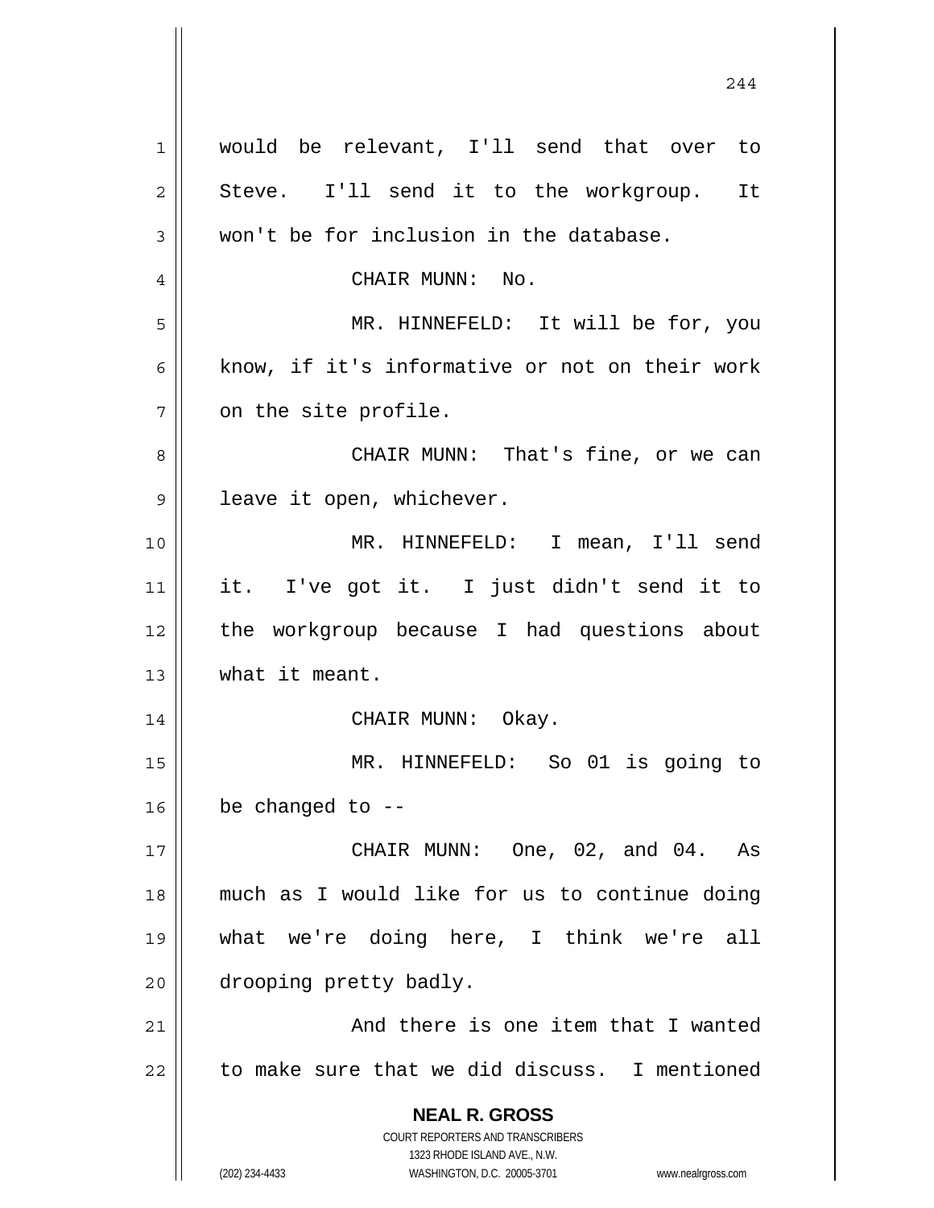would be relevant, I'll send that over to Steve. I'll send it to the workgroup. It won't be for inclusion in the database.

CHAIR MUNN: No.

MR. HINNEFELD: It will be for, you know, if it's informative or not on their work on the site profile.

CHAIR MUNN: That's fine, or we can leave it open, whichever.

MR. HINNEFELD: I mean, I'll send it. I've got it. I just didn't send it to the workgroup because I had questions about what it meant.

CHAIR MUNN: Okay.

MR. HINNEFELD: So 01 is going to be changed to --

CHAIR MUNN: One, 02, and 04. As much as I would like for us to continue doing what we're doing here, I think we're all drooping pretty badly.

And there is one item that I wanted to make sure that we did discuss. I mentioned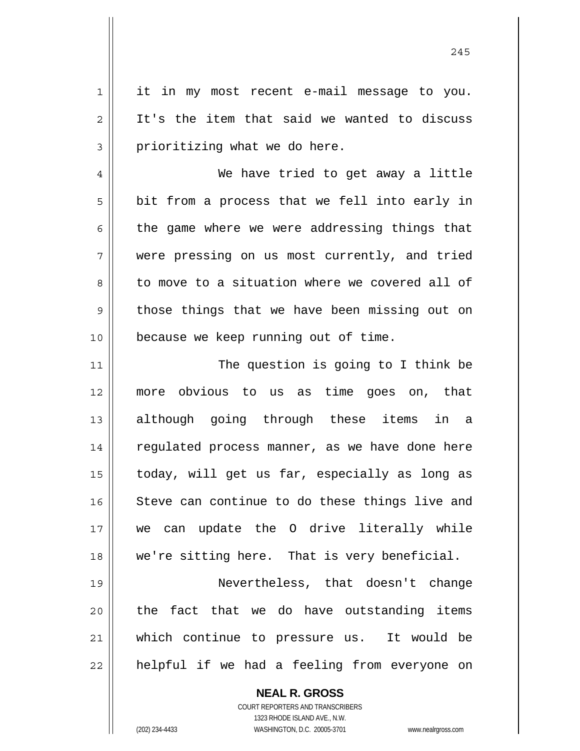it in my most recent e-mail message to you. It's the item that said we wanted to discuss prioritizing what we do here.

We have tried to get away a little bit from a process that we fell into early in the game where we were addressing things that were pressing on us most currently, and tried to move to a situation where we covered all of those things that we have been missing out on because we keep running out of time.

The question is going to I think be more obvious to us as time goes on, that although going through these items in a regulated process manner, as we have done here today, will get us far, especially as long as Steve can continue to do these things live and we can update the O drive literally while we're sitting here. That is very beneficial.

Nevertheless, that doesn't change the fact that we do have outstanding items which continue to pressure us. It would be helpful if we had a feeling from everyone on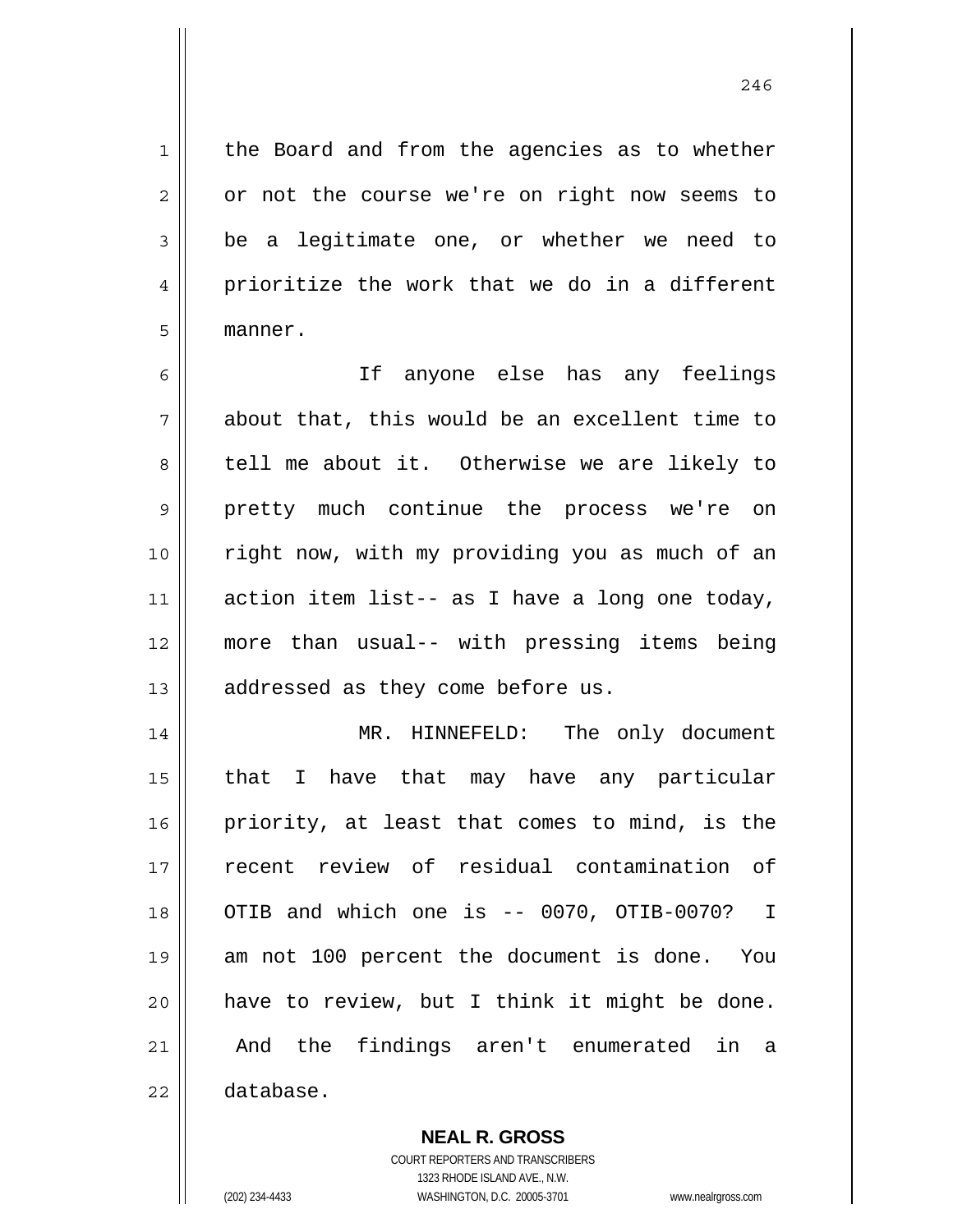the Board and from the agencies as to whether or not the course we're on right now seems to be a legitimate one, or whether we need to prioritize the work that we do in a different manner.

If anyone else has any feelings about that, this would be an excellent time to tell me about it. Otherwise we are likely to pretty much continue the process we're on right now, with my providing you as much of an action item list-- as I have a long one today, more than usual-- with pressing items being addressed as they come before us.

MR. HINNEFELD: The only document that I have that may have any particular priority, at least that comes to mind, is the recent review of residual contamination of OTIB and which one is -- 0070, OTIB-0070? I am not 100 percent the document is done. You have to review, but I think it might be done. And the findings aren't enumerated in a database.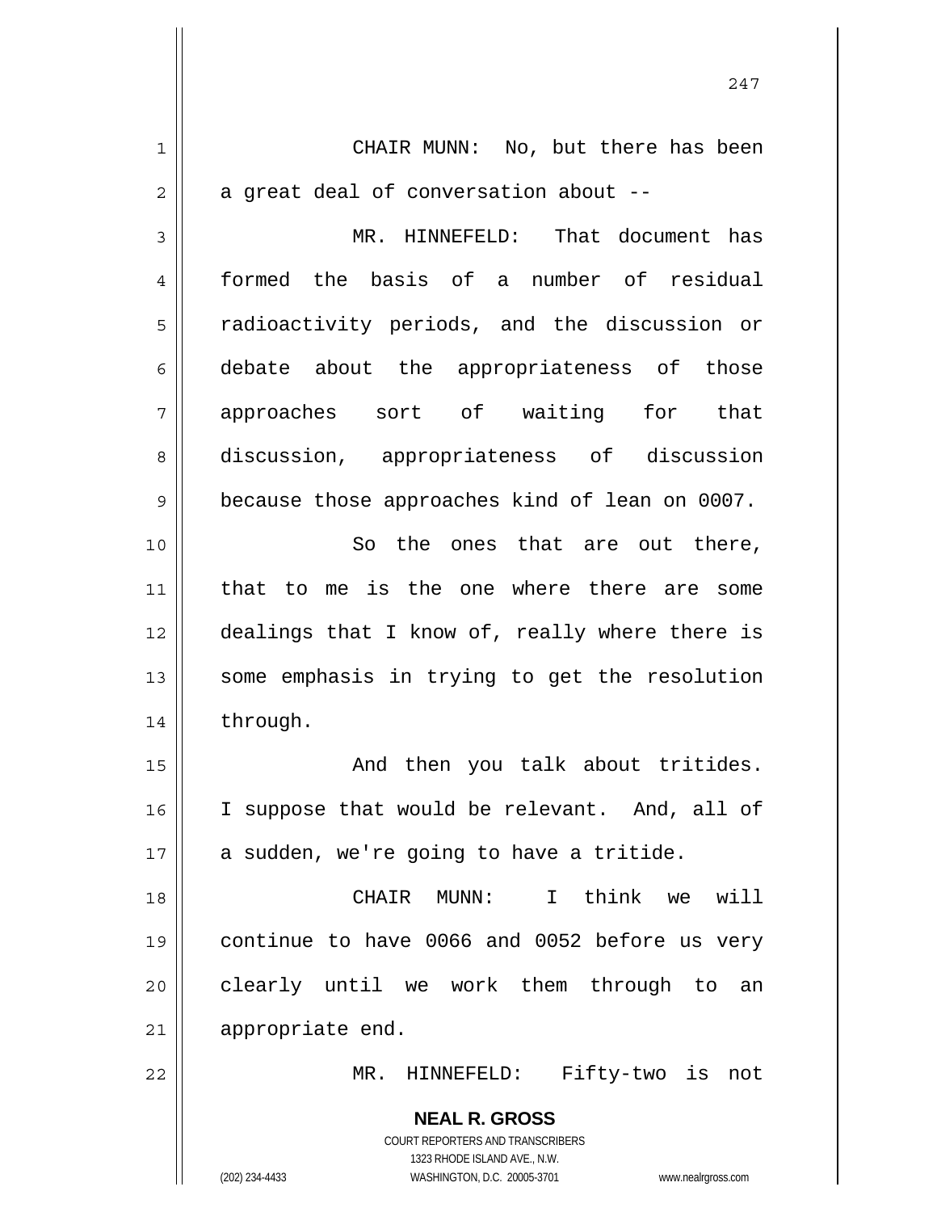CHAIR MUNN: No, but there has been a great deal of conversation about --

MR. HINNEFELD: That document has formed the basis of a number of residual radioactivity periods, and the discussion or debate about the appropriateness of those approaches sort of waiting for that discussion, appropriateness of discussion because those approaches kind of lean on 0007.

So the ones that are out there, that to me is the one where there are some dealings that I know of, really where there is some emphasis in trying to get the resolution through.

And then you talk about tritides. I suppose that would be relevant. And, all of a sudden, we're going to have a tritide.

CHAIR MUNN: I think we will continue to have 0066 and 0052 before us very clearly until we work them through to an appropriate end.

MR. HINNEFELD: Fifty-two is not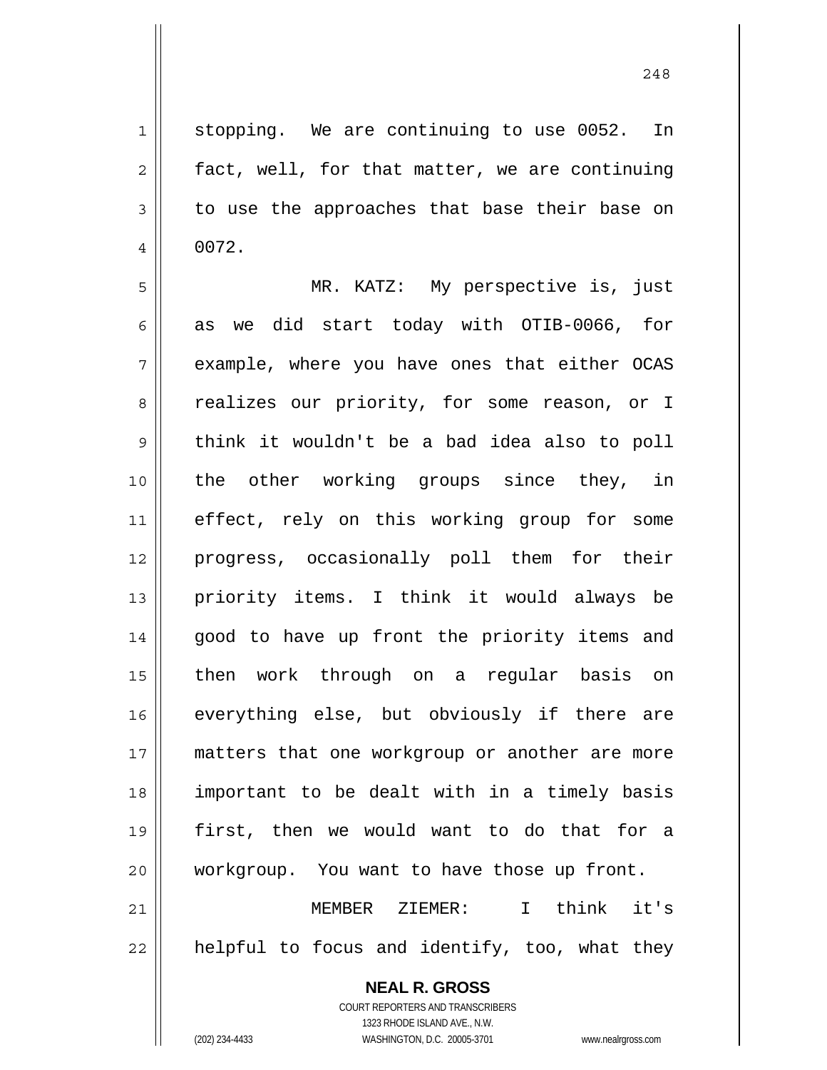stopping. We are continuing to use 0052. In fact, well, for that matter, we are continuing to use the approaches that base their base on 0072.

MR. KATZ: My perspective is, just as we did start today with OTIB-0066, for example, where you have ones that either OCAS realizes our priority, for some reason, or I think it wouldn't be a bad idea also to poll the other working groups since they, in effect, rely on this working group for some progress, occasionally poll them for their priority items. I think it would always be good to have up front the priority items and then work through on a regular basis on everything else, but obviously if there are matters that one workgroup or another are more important to be dealt with in a timely basis first, then we would want to do that for a workgroup. You want to have those up front.

MEMBER ZIEMER: I think it's helpful to focus and identify, too, what they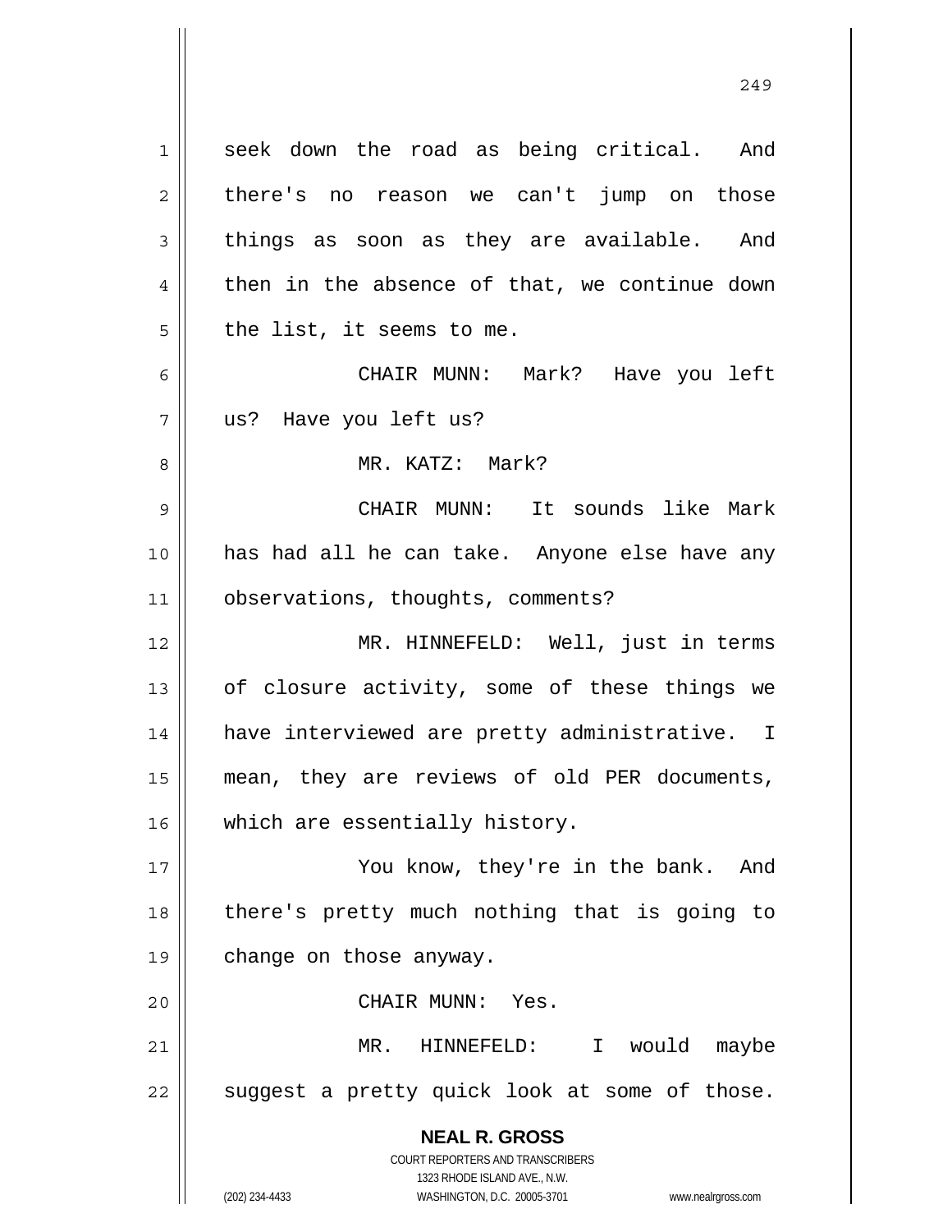seek down the road as being critical. And there's no reason we can't jump on those things as soon as they are available. And then in the absence of that, we continue down the list, it seems to me.

CHAIR MUNN: Mark? Have you left us? Have you left us?

MR. KATZ: Mark?

CHAIR MUNN: It sounds like Mark has had all he can take. Anyone else have any observations, thoughts, comments?

MR. HINNEFELD: Well, just in terms of closure activity, some of these things we have interviewed are pretty administrative. I mean, they are reviews of old PER documents, which are essentially history.

You know, they're in the bank. And there's pretty much nothing that is going to change on those anyway.

CHAIR MUNN: Yes.

MR. HINNEFELD: I would maybe suggest a pretty quick look at some of those.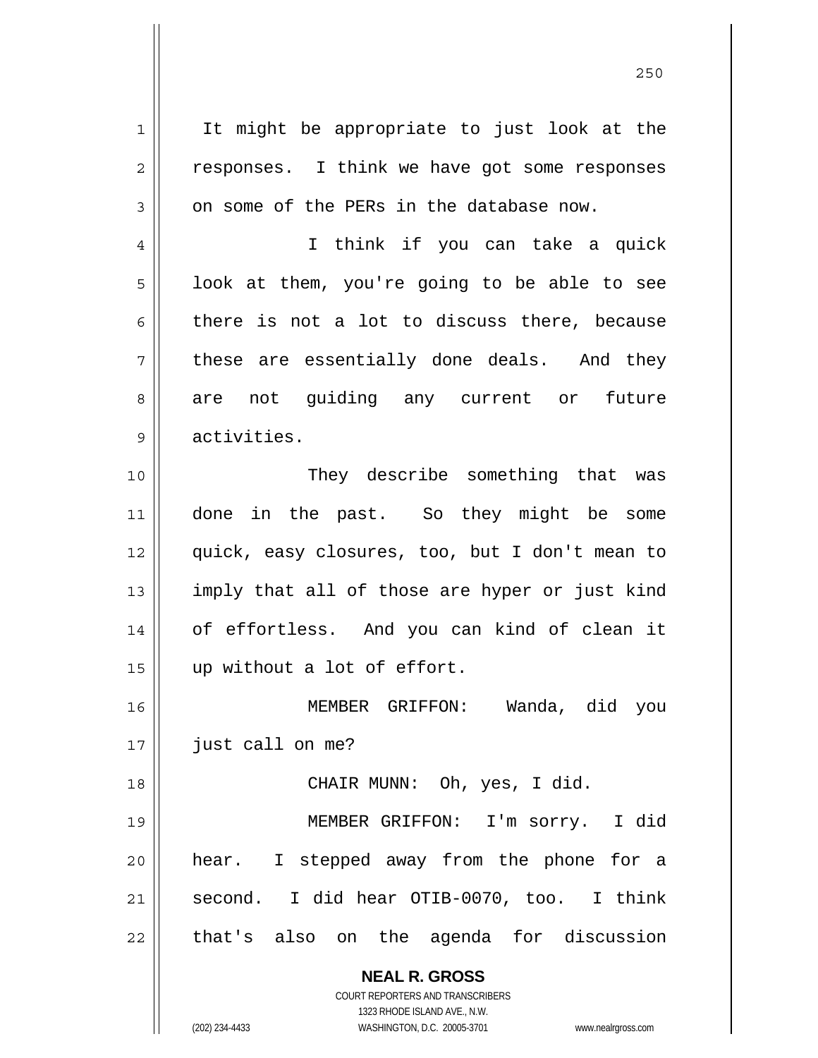It might be appropriate to just look at the responses. I think we have got some responses on some of the PERs in the database now.

I think if you can take a quick look at them, you're going to be able to see there is not a lot to discuss there, because these are essentially done deals. And they are not guiding any current or future activities.

They describe something that was done in the past. So they might be some quick, easy closures, too, but I don't mean to imply that all of those are hyper or just kind of effortless. And you can kind of clean it up without a lot of effort.

MEMBER GRIFFON: Wanda, did you just call on me?

CHAIR MUNN: Oh, yes, I did.

MEMBER GRIFFON: I'm sorry. I did hear. I stepped away from the phone for a second. I did hear OTIB-0070, too. I think that's also on the agenda for discussion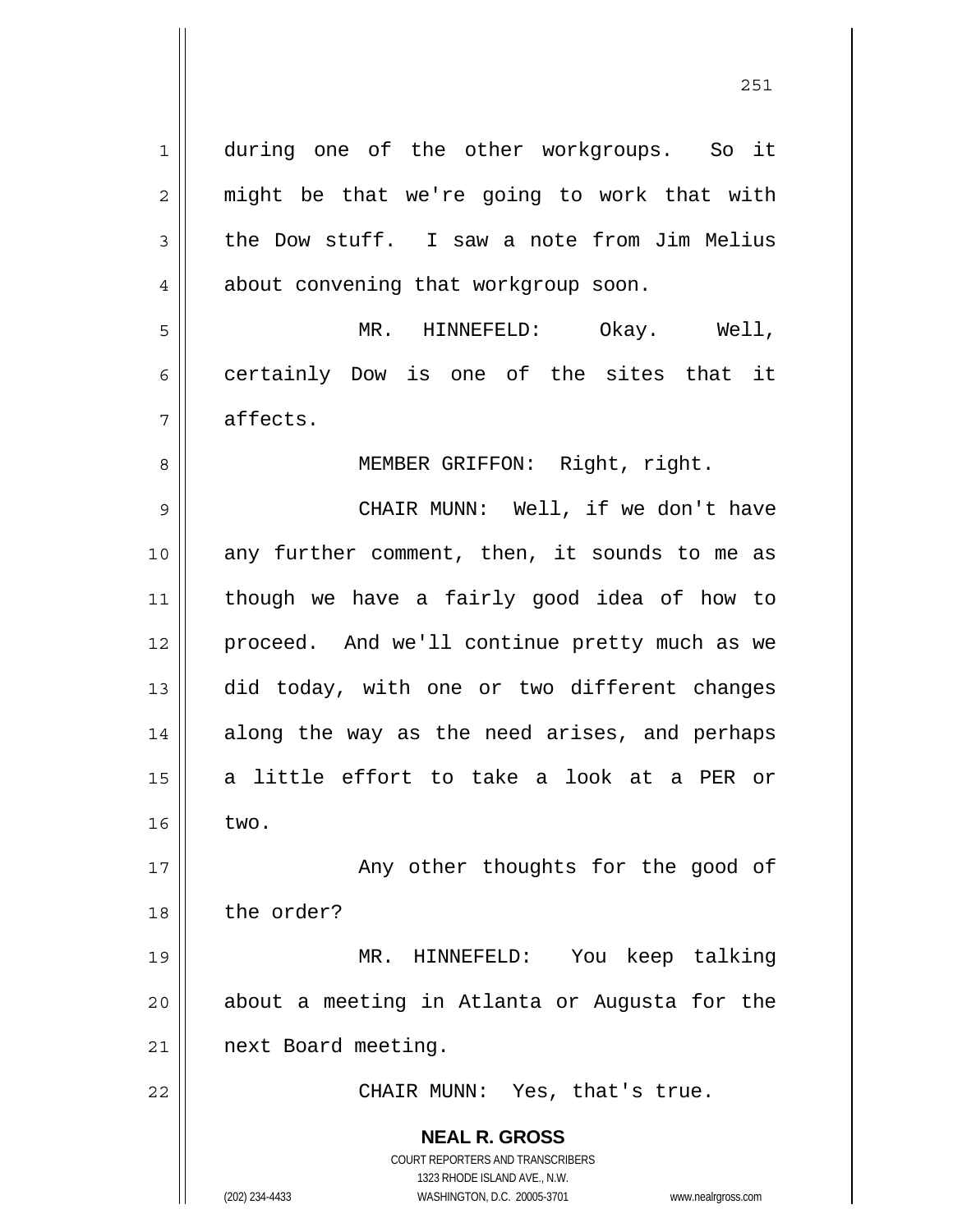during one of the other workgroups. So it might be that we're going to work that with the Dow stuff. I saw a note from Jim Melius about convening that workgroup soon.

MR. HINNEFELD: Okay. Well, certainly Dow is one of the sites that it affects.

MEMBER GRIFFON: Right, right.

CHAIR MUNN: Well, if we don't have any further comment, then, it sounds to me as though we have a fairly good idea of how to proceed. And we'll continue pretty much as we did today, with one or two different changes along the way as the need arises, and perhaps a little effort to take a look at a PER or two.

Any other thoughts for the good of the order?

MR. HINNEFELD: You keep talking about a meeting in Atlanta or Augusta for the next Board meeting.

CHAIR MUNN: Yes, that's true.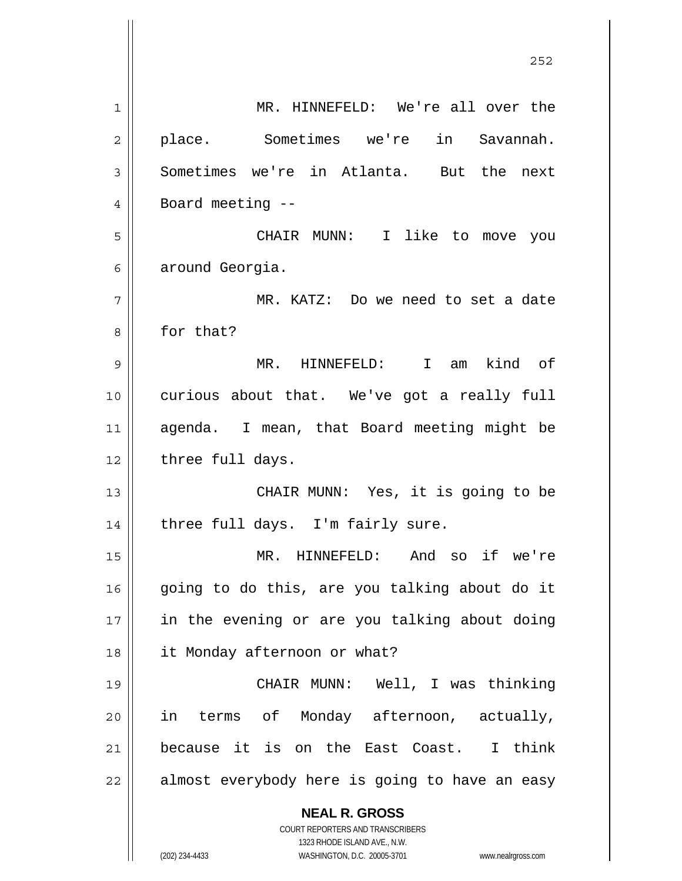MR. HINNEFELD: We're all over the place. Sometimes we're in Savannah. Sometimes we're in Atlanta. But the next Board meeting --

CHAIR MUNN: I like to move you around Georgia.

MR. KATZ: Do we need to set a date for that?

MR. HINNEFELD: I am kind of curious about that. We've got a really full agenda. I mean, that Board meeting might be three full days.

CHAIR MUNN: Yes, it is going to be three full days. I'm fairly sure.

MR. HINNEFELD: And so if we're going to do this, are you talking about do it in the evening or are you talking about doing it Monday afternoon or what?

CHAIR MUNN: Well, I was thinking in terms of Monday afternoon, actually, because it is on the East Coast. I think almost everybody here is going to have an easy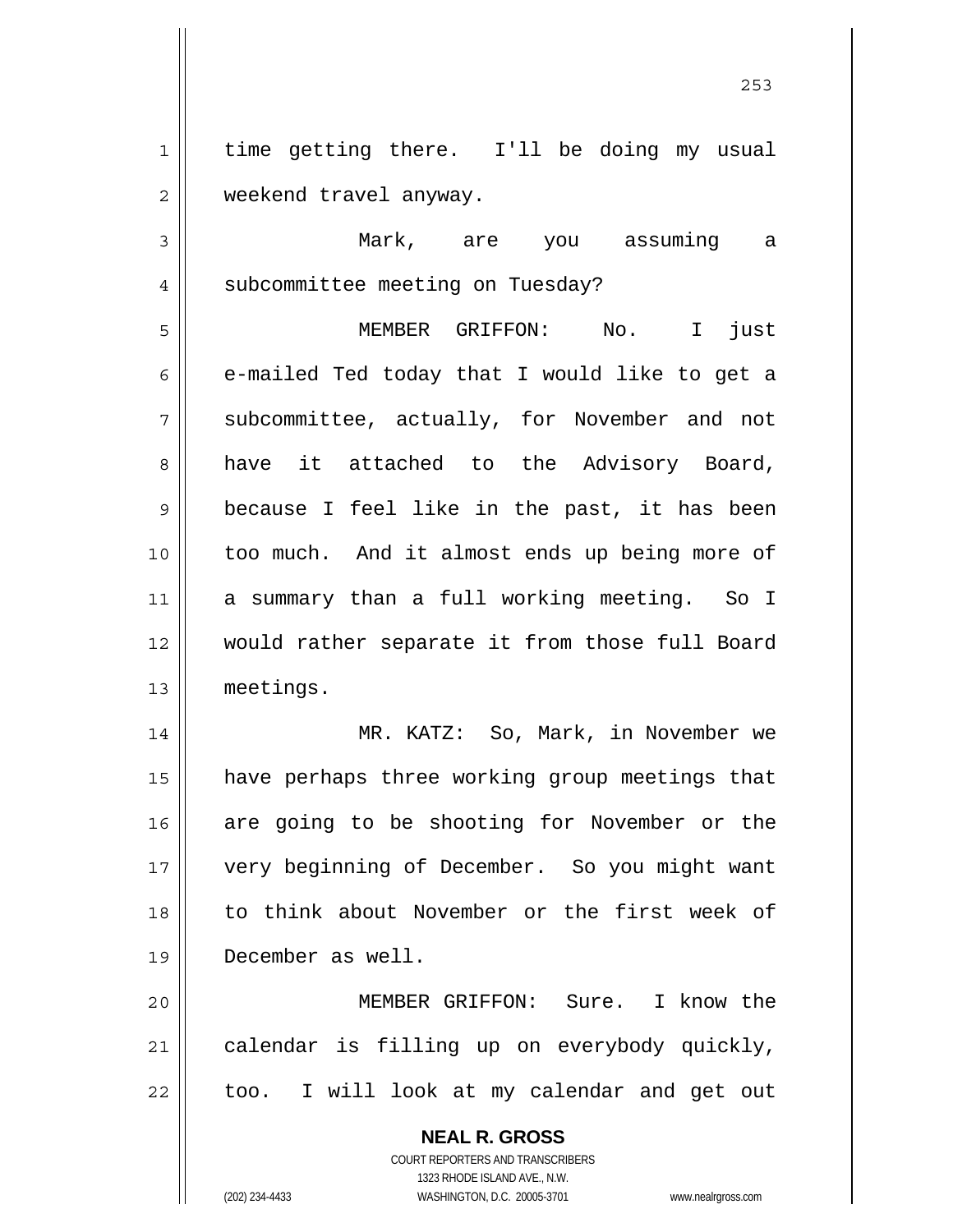time getting there. I'll be doing my usual weekend travel anyway.

Mark, are you assuming a subcommittee meeting on Tuesday?

MEMBER GRIFFON: No. I just e-mailed Ted today that I would like to get a subcommittee, actually, for November and not have it attached to the Advisory Board, because I feel like in the past, it has been too much. And it almost ends up being more of a summary than a full working meeting. So I would rather separate it from those full Board meetings.

MR. KATZ: So, Mark, in November we have perhaps three working group meetings that are going to be shooting for November or the very beginning of December. So you might want to think about November or the first week of December as well.

MEMBER GRIFFON: Sure. I know the calendar is filling up on everybody quickly, too. I will look at my calendar and get out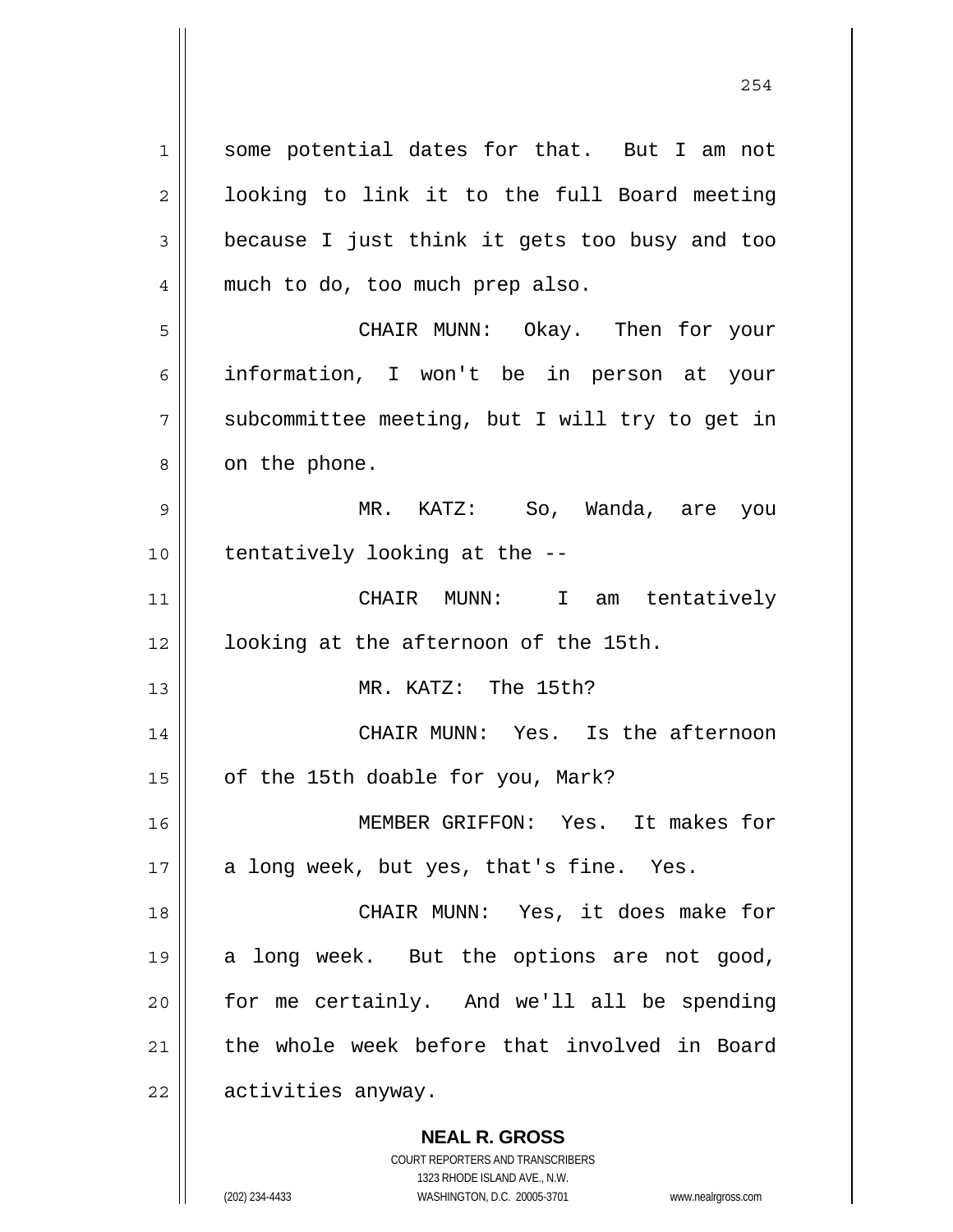some potential dates for that. But I am not looking to link it to the full Board meeting because I just think it gets too busy and too much to do, too much prep also.

CHAIR MUNN: Okay. Then for your information, I won't be in person at your subcommittee meeting, but I will try to get in on the phone.

MR. KATZ: So, Wanda, are you tentatively looking at the --

CHAIR MUNN: I am tentatively looking at the afternoon of the 15th.

MR. KATZ: The 15th?

CHAIR MUNN: Yes. Is the afternoon of the 15th doable for you, Mark?

MEMBER GRIFFON: Yes. It makes for a long week, but yes, that's fine. Yes.

CHAIR MUNN: Yes, it does make for a long week. But the options are not good, for me certainly. And we'll all be spending the whole week before that involved in Board activities anyway.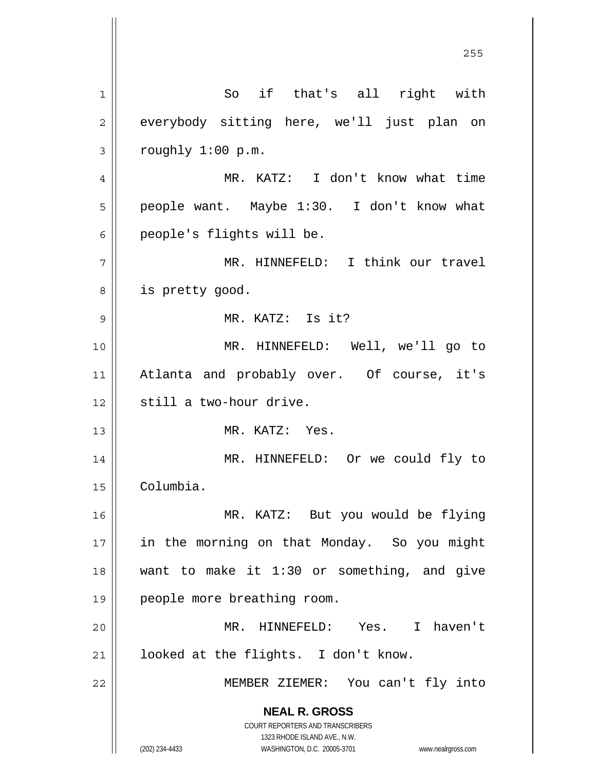So if that's all right with everybody sitting here, we'll just plan on roughly 1:00 p.m.

MR. KATZ: I don't know what time people want. Maybe 1:30. I don't know what people's flights will be.

MR. HINNEFELD: I think our travel is pretty good.

MR. KATZ: Is it?

MR. HINNEFELD: Well, we'll go to Atlanta and probably over. Of course, it's still a two-hour drive.

MR. KATZ: Yes.

MR. HINNEFELD: Or we could fly to Columbia.

MR. KATZ: But you would be flying in the morning on that Monday. So you might want to make it 1:30 or something, and give people more breathing room.

MR. HINNEFELD: Yes. I haven't looked at the flights. I don't know.

MEMBER ZIEMER: You can't fly into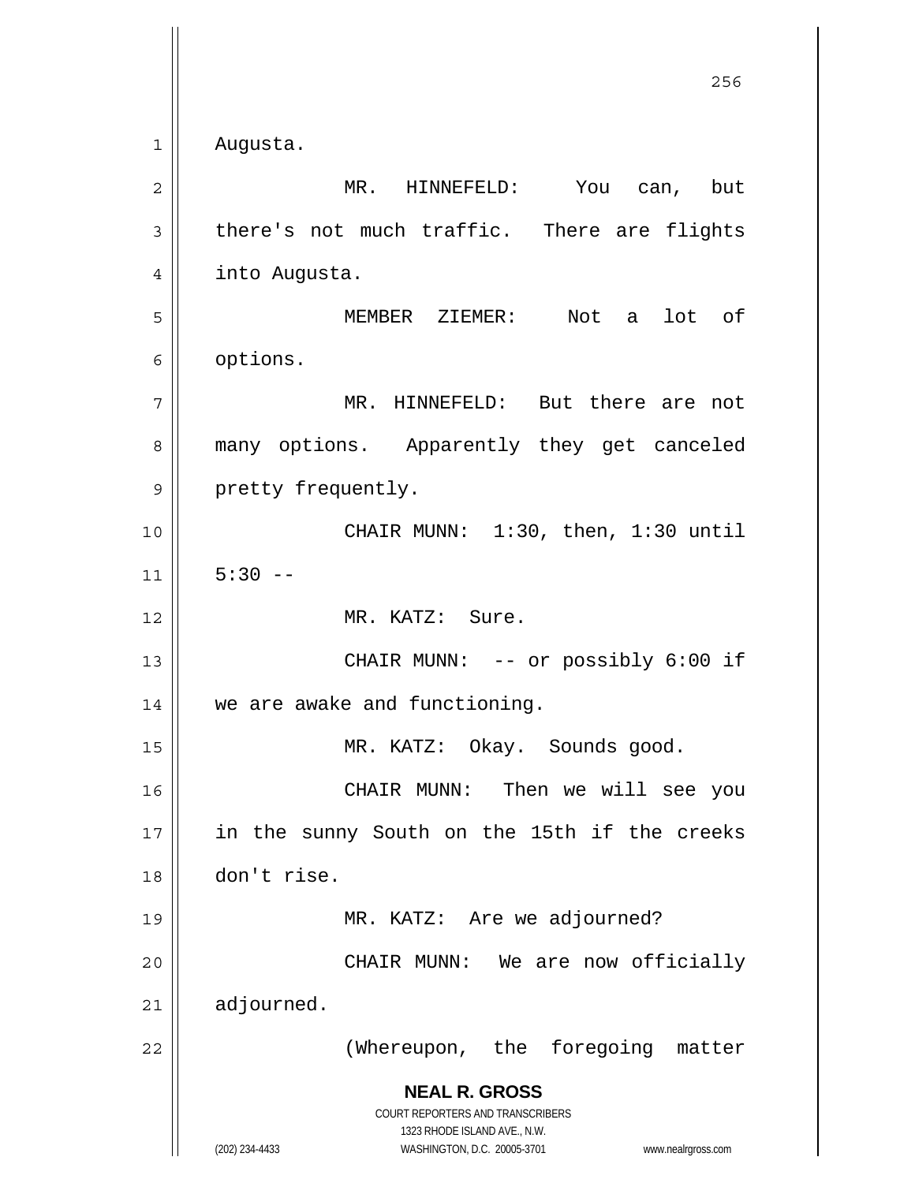Augusta.

MR. HINNEFELD: You can, but there's not much traffic. There are flights into Augusta.

MEMBER ZIEMER: Not a lot of options.

MR. HINNEFELD: But there are not many options. Apparently they get canceled pretty frequently.

CHAIR MUNN: 1:30, then, 1:30 until 5:30 --

MR. KATZ: Sure.

CHAIR MUNN: -- or possibly 6:00 if we are awake and functioning.

MR. KATZ: Okay. Sounds good.

CHAIR MUNN: Then we will see you in the sunny South on the 15th if the creeks don't rise.

MR. KATZ: Are we adjourned?

CHAIR MUNN: We are now officially adjourned.

(Whereupon, the foregoing matter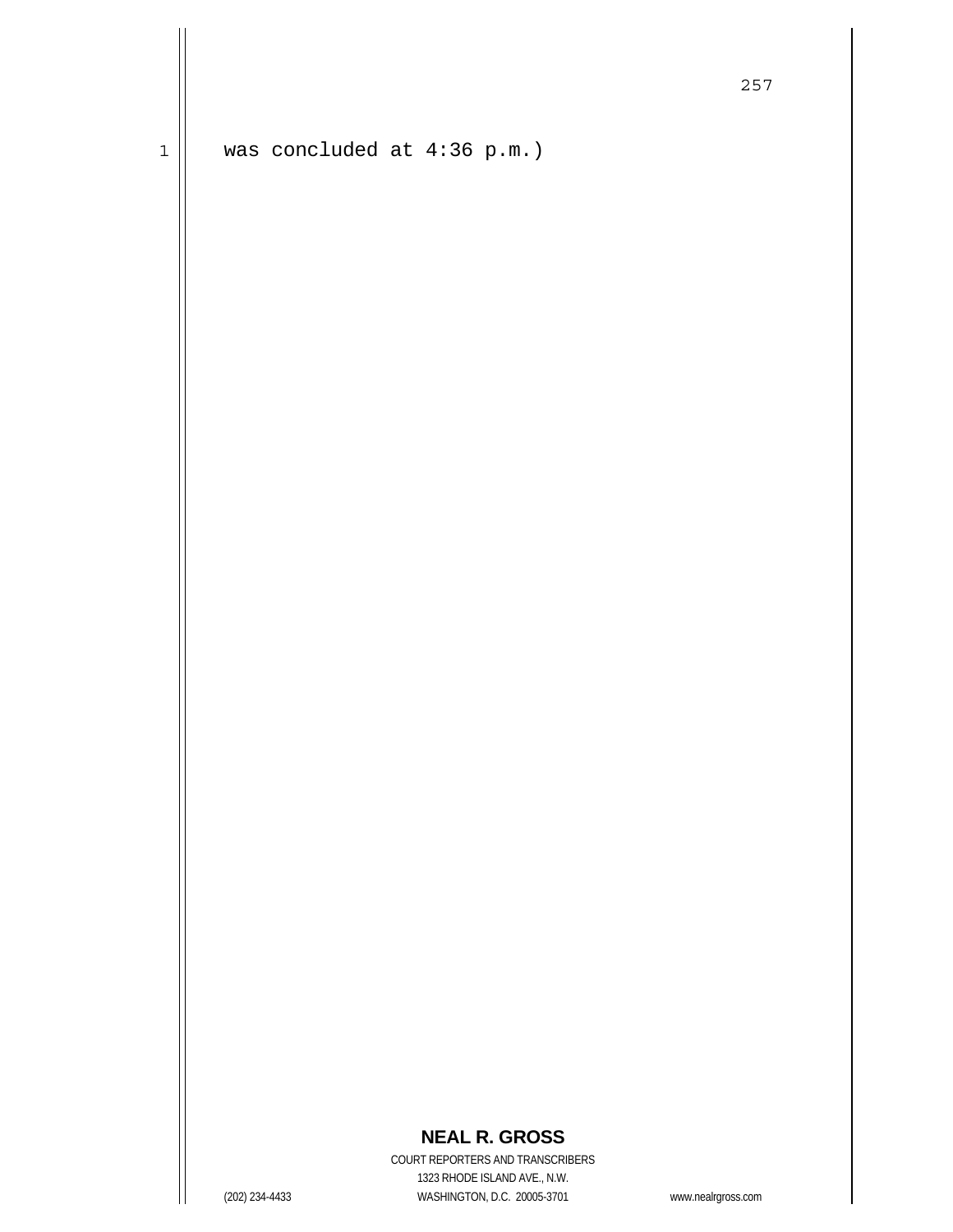was concluded at 4:36 p.m.)